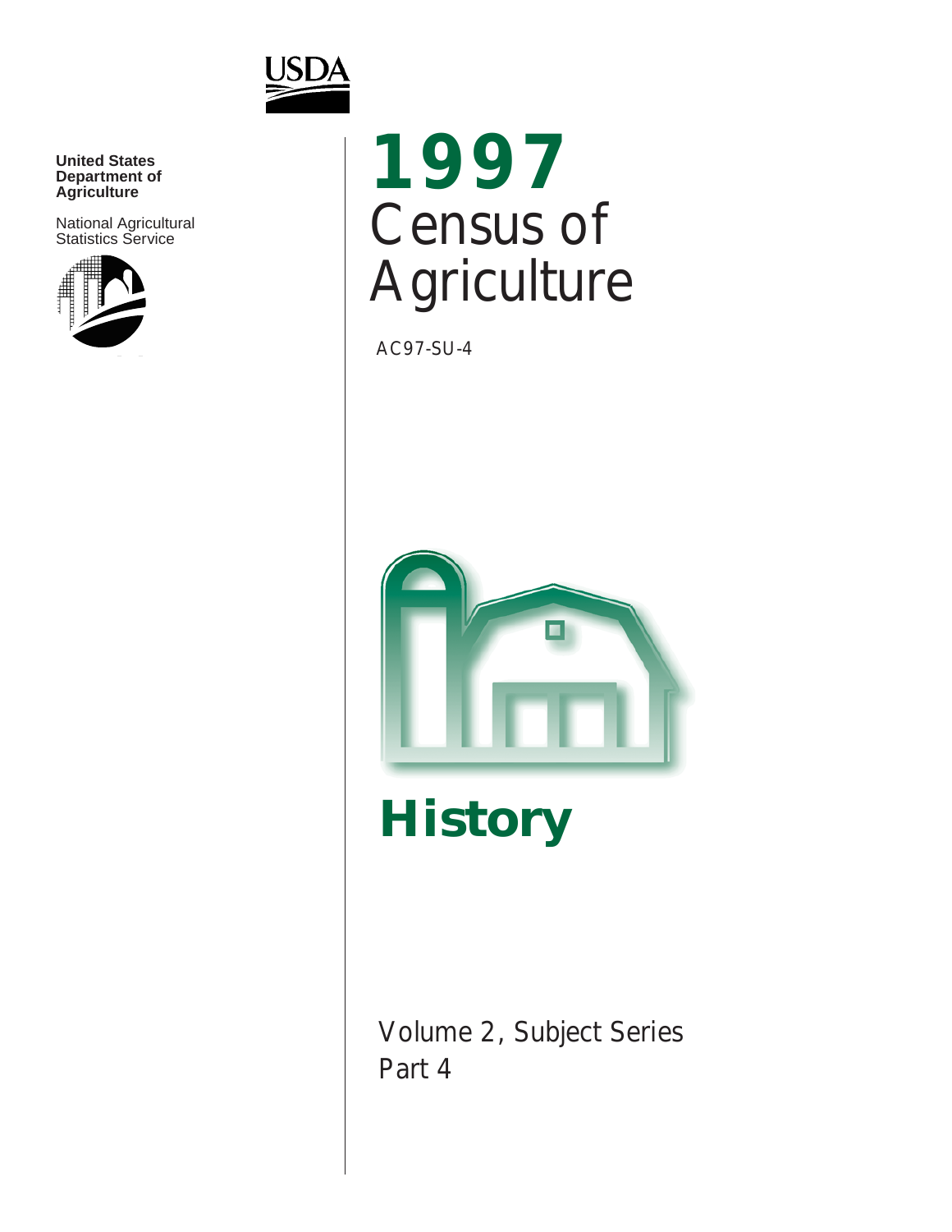USDA

**United States Department of Agriculture**

National Agricultural Statistics Service

# 1997 Census of Agriculture

AC97-SU-4

# History

Volume 2, Subject Series
Part 4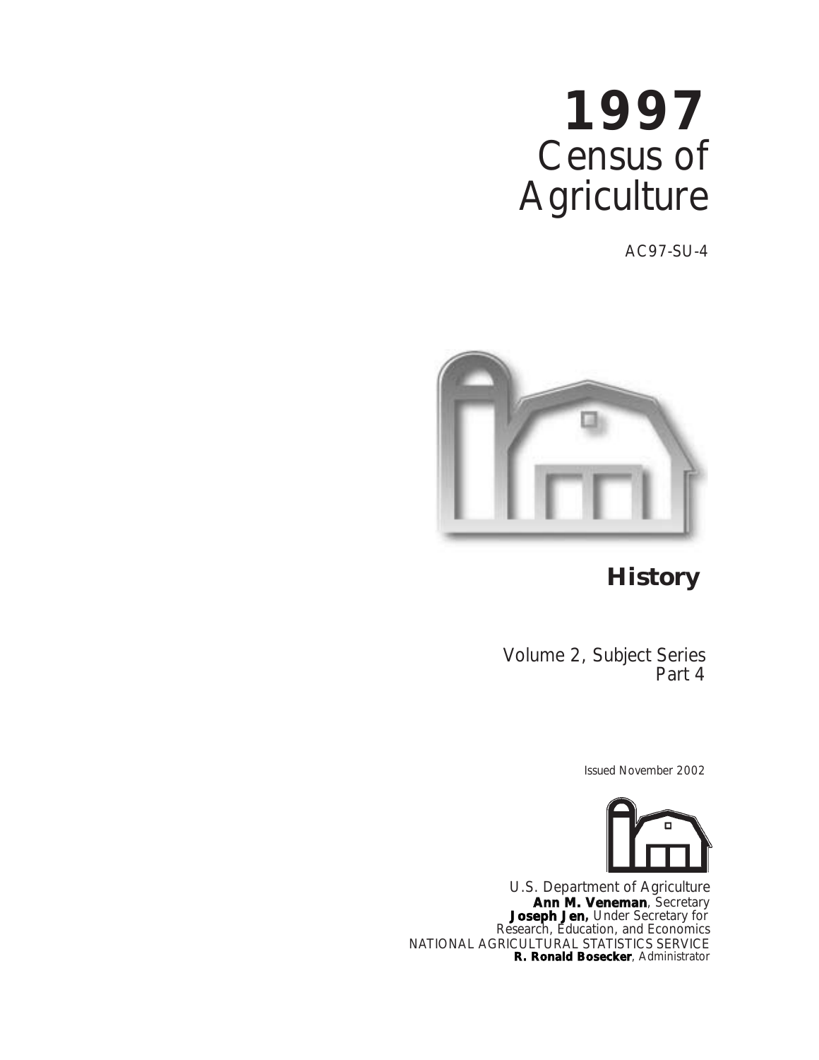# 1997

# Census of Agriculture

AC97-SU-4

## History

Volume 2, Subject Series
Part 4

Issued November 2002

U.S. Department of Agriculture
**Ann M. Veneman**, Secretary
**Joseph Jen,** Under Secretary for
Research, Education, and Economics
NATIONAL AGRICULTURAL STATISTICS SERVICE
**R. Ronald Bosecker**, Administrator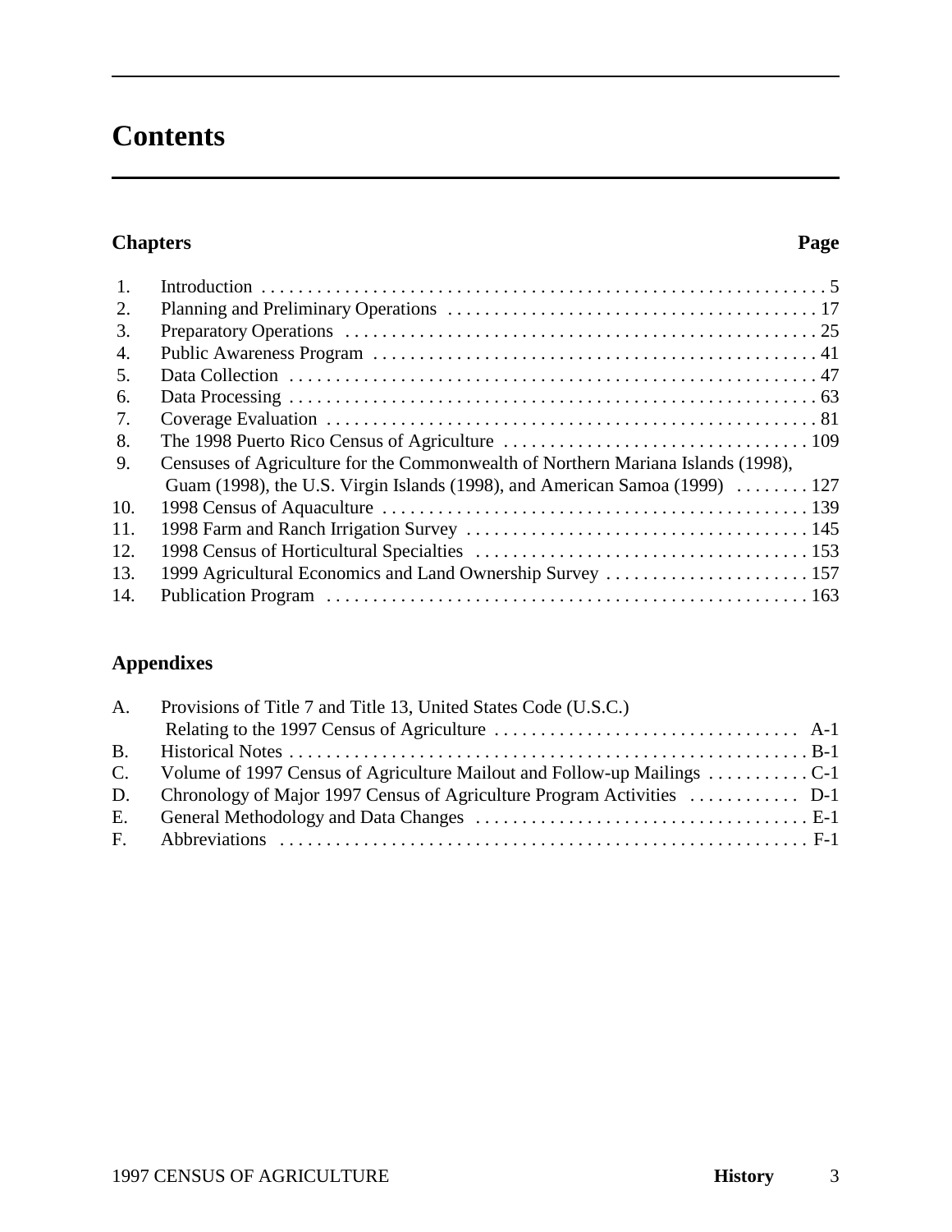# Contents

| Chapters | | Page |
|---|---|---|
| 1. | Introduction | 5 |
| 2. | Planning and Preliminary Operations | 17 |
| 3. | Preparatory Operations | 25 |
| 4. | Public Awareness Program | 41 |
| 5. | Data Collection | 47 |
| 6. | Data Processing | 63 |
| 7. | Coverage Evaluation | 81 |
| 8. | The 1998 Puerto Rico Census of Agriculture | 109 |
| 9. | Censuses of Agriculture for the Commonwealth of Northern Mariana Islands (1998), Guam (1998), the U.S. Virgin Islands (1998), and American Samoa (1999) | 127 |
| 10. | 1998 Census of Aquaculture | 139 |
| 11. | 1998 Farm and Ranch Irrigation Survey | 145 |
| 12. | 1998 Census of Horticultural Specialties | 153 |
| 13. | 1999 Agricultural Economics and Land Ownership Survey | 157 |
| 14. | Publication Program | 163 |

**Appendixes**

| | | |
|---|---|---|
| A. | Provisions of Title 7 and Title 13, United States Code (U.S.C.) Relating to the 1997 Census of Agriculture | A-1 |
| B. | Historical Notes | B-1 |
| C. | Volume of 1997 Census of Agriculture Mailout and Follow-up Mailings | C-1 |
| D. | Chronology of Major 1997 Census of Agriculture Program Activities | D-1 |
| E. | General Methodology and Data Changes | E-1 |
| F. | Abbreviations | F-1 |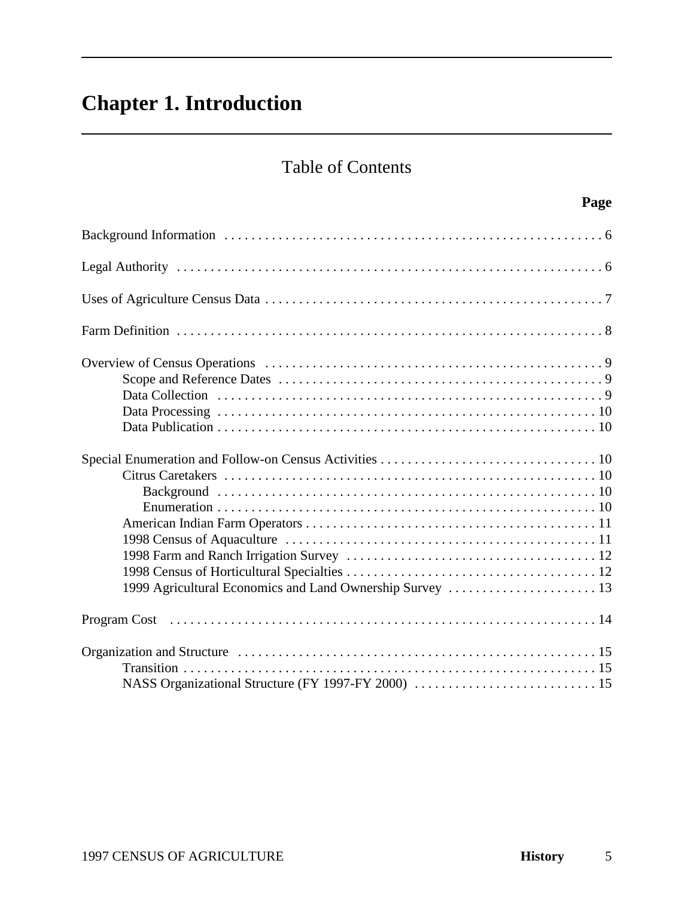# Chapter 1. Introduction

## Table of Contents

| | Page |
|---|---|
| Background Information | 6 |
| Legal Authority | 6 |
| Uses of Agriculture Census Data | 7 |
| Farm Definition | 8 |
| Overview of Census Operations | 9 |
| Scope and Reference Dates | 9 |
| Data Collection | 9 |
| Data Processing | 10 |
| Data Publication | 10 |
| Special Enumeration and Follow-on Census Activities | 10 |
| Citrus Caretakers | 10 |
| Background | 10 |
| Enumeration | 10 |
| American Indian Farm Operators | 11 |
| 1998 Census of Aquaculture | 11 |
| 1998 Farm and Ranch Irrigation Survey | 12 |
| 1998 Census of Horticultural Specialties | 12 |
| 1999 Agricultural Economics and Land Ownership Survey | 13 |
| Program Cost | 14 |
| Organization and Structure | 15 |
| Transition | 15 |
| NASS Organizational Structure (FY 1997-FY 2000) | 15 |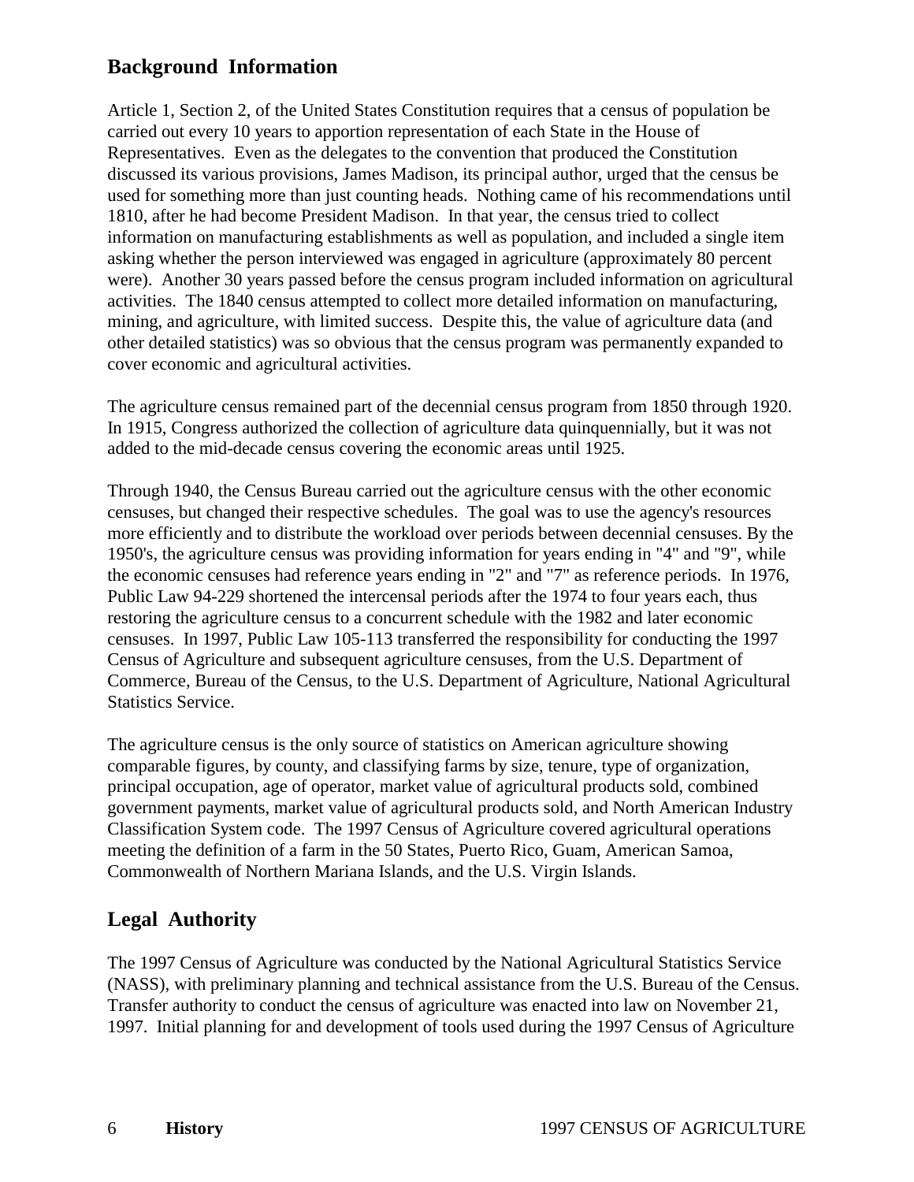## Background Information

Article 1, Section 2, of the United States Constitution requires that a census of population be carried out every 10 years to apportion representation of each State in the House of Representatives. Even as the delegates to the convention that produced the Constitution discussed its various provisions, James Madison, its principal author, urged that the census be used for something more than just counting heads. Nothing came of his recommendations until 1810, after he had become President Madison. In that year, the census tried to collect information on manufacturing establishments as well as population, and included a single item asking whether the person interviewed was engaged in agriculture (approximately 80 percent were). Another 30 years passed before the census program included information on agricultural activities. The 1840 census attempted to collect more detailed information on manufacturing, mining, and agriculture, with limited success. Despite this, the value of agriculture data (and other detailed statistics) was so obvious that the census program was permanently expanded to cover economic and agricultural activities.

The agriculture census remained part of the decennial census program from 1850 through 1920. In 1915, Congress authorized the collection of agriculture data quinquennially, but it was not added to the mid-decade census covering the economic areas until 1925.

Through 1940, the Census Bureau carried out the agriculture census with the other economic censuses, but changed their respective schedules. The goal was to use the agency's resources more efficiently and to distribute the workload over periods between decennial censuses. By the 1950's, the agriculture census was providing information for years ending in "4" and "9", while the economic censuses had reference years ending in "2" and "7" as reference periods. In 1976, Public Law 94-229 shortened the intercensal periods after the 1974 to four years each, thus restoring the agriculture census to a concurrent schedule with the 1982 and later economic censuses. In 1997, Public Law 105-113 transferred the responsibility for conducting the 1997 Census of Agriculture and subsequent agriculture censuses, from the U.S. Department of Commerce, Bureau of the Census, to the U.S. Department of Agriculture, National Agricultural Statistics Service.

The agriculture census is the only source of statistics on American agriculture showing comparable figures, by county, and classifying farms by size, tenure, type of organization, principal occupation, age of operator, market value of agricultural products sold, combined government payments, market value of agricultural products sold, and North American Industry Classification System code. The 1997 Census of Agriculture covered agricultural operations meeting the definition of a farm in the 50 States, Puerto Rico, Guam, American Samoa, Commonwealth of Northern Mariana Islands, and the U.S. Virgin Islands.

## Legal Authority

The 1997 Census of Agriculture was conducted by the National Agricultural Statistics Service (NASS), with preliminary planning and technical assistance from the U.S. Bureau of the Census. Transfer authority to conduct the census of agriculture was enacted into law on November 21, 1997. Initial planning for and development of tools used during the 1997 Census of Agriculture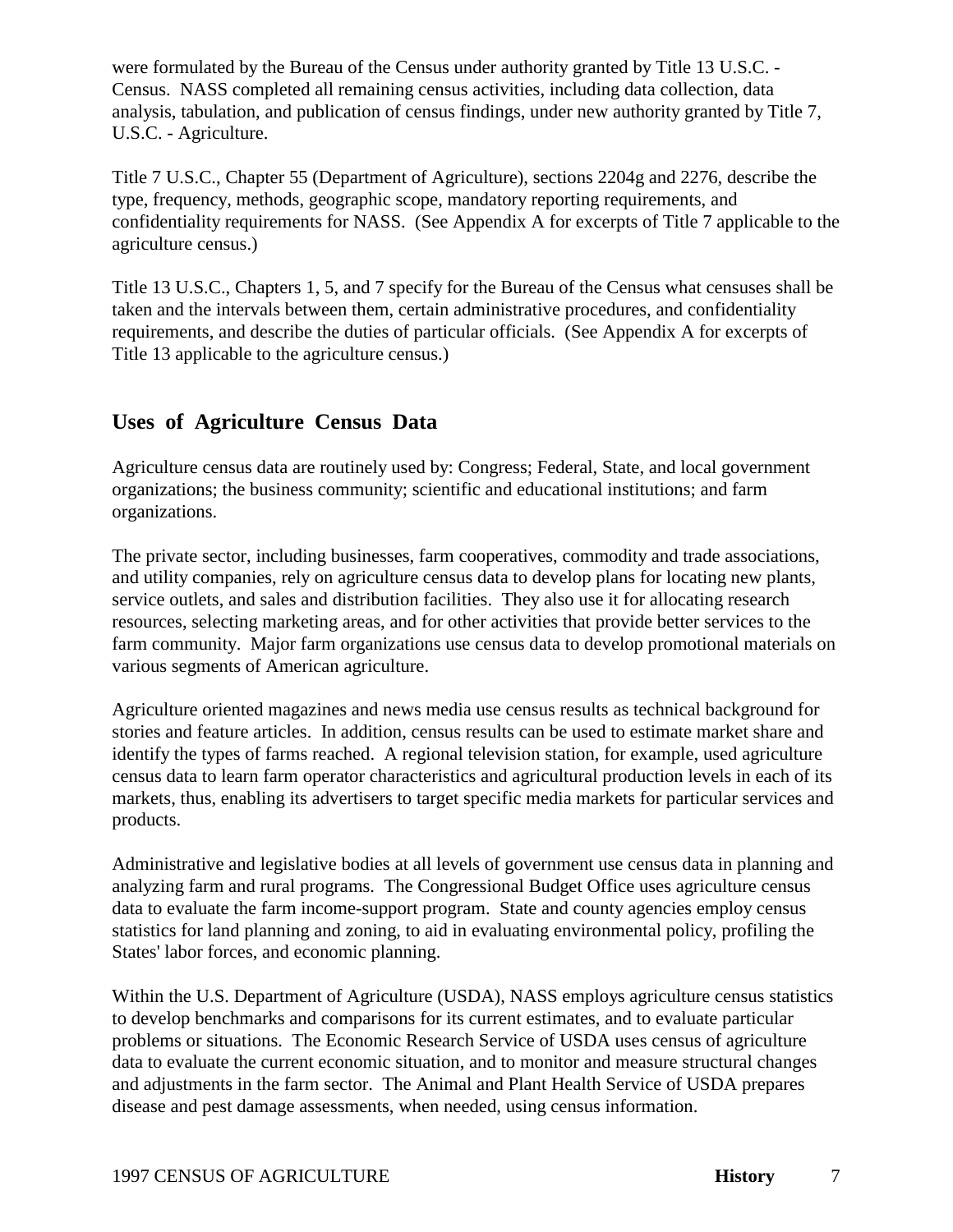were formulated by the Bureau of the Census under authority granted by Title 13 U.S.C. - Census. NASS completed all remaining census activities, including data collection, data analysis, tabulation, and publication of census findings, under new authority granted by Title 7, U.S.C. - Agriculture.

Title 7 U.S.C., Chapter 55 (Department of Agriculture), sections 2204g and 2276, describe the type, frequency, methods, geographic scope, mandatory reporting requirements, and confidentiality requirements for NASS. (See Appendix A for excerpts of Title 7 applicable to the agriculture census.)

Title 13 U.S.C., Chapters 1, 5, and 7 specify for the Bureau of the Census what censuses shall be taken and the intervals between them, certain administrative procedures, and confidentiality requirements, and describe the duties of particular officials. (See Appendix A for excerpts of Title 13 applicable to the agriculture census.)

## Uses of Agriculture Census Data

Agriculture census data are routinely used by: Congress; Federal, State, and local government organizations; the business community; scientific and educational institutions; and farm organizations.

The private sector, including businesses, farm cooperatives, commodity and trade associations, and utility companies, rely on agriculture census data to develop plans for locating new plants, service outlets, and sales and distribution facilities. They also use it for allocating research resources, selecting marketing areas, and for other activities that provide better services to the farm community. Major farm organizations use census data to develop promotional materials on various segments of American agriculture.

Agriculture oriented magazines and news media use census results as technical background for stories and feature articles. In addition, census results can be used to estimate market share and identify the types of farms reached. A regional television station, for example, used agriculture census data to learn farm operator characteristics and agricultural production levels in each of its markets, thus, enabling its advertisers to target specific media markets for particular services and products.

Administrative and legislative bodies at all levels of government use census data in planning and analyzing farm and rural programs. The Congressional Budget Office uses agriculture census data to evaluate the farm income-support program. State and county agencies employ census statistics for land planning and zoning, to aid in evaluating environmental policy, profiling the States' labor forces, and economic planning.

Within the U.S. Department of Agriculture (USDA), NASS employs agriculture census statistics to develop benchmarks and comparisons for its current estimates, and to evaluate particular problems or situations. The Economic Research Service of USDA uses census of agriculture data to evaluate the current economic situation, and to monitor and measure structural changes and adjustments in the farm sector. The Animal and Plant Health Service of USDA prepares disease and pest damage assessments, when needed, using census information.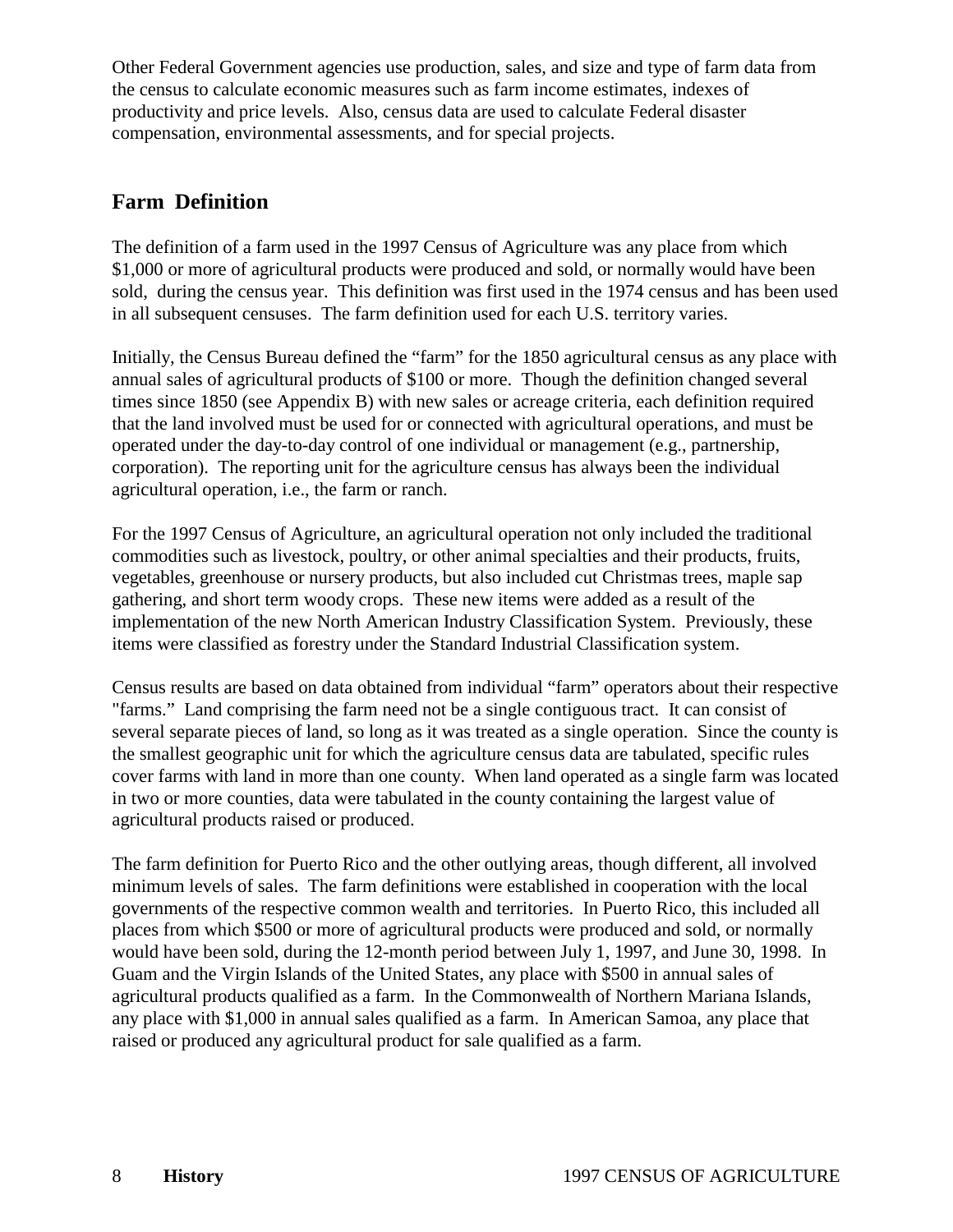Other Federal Government agencies use production, sales, and size and type of farm data from the census to calculate economic measures such as farm income estimates, indexes of productivity and price levels. Also, census data are used to calculate Federal disaster compensation, environmental assessments, and for special projects.

## Farm Definition

The definition of a farm used in the 1997 Census of Agriculture was any place from which $1,000 or more of agricultural products were produced and sold, or normally would have been sold, during the census year. This definition was first used in the 1974 census and has been used in all subsequent censuses. The farm definition used for each U.S. territory varies.

Initially, the Census Bureau defined the “farm” for the 1850 agricultural census as any place with annual sales of agricultural products of $100 or more. Though the definition changed several times since 1850 (see Appendix B) with new sales or acreage criteria, each definition required that the land involved must be used for or connected with agricultural operations, and must be operated under the day-to-day control of one individual or management (e.g., partnership, corporation). The reporting unit for the agriculture census has always been the individual agricultural operation, i.e., the farm or ranch.

For the 1997 Census of Agriculture, an agricultural operation not only included the traditional commodities such as livestock, poultry, or other animal specialties and their products, fruits, vegetables, greenhouse or nursery products, but also included cut Christmas trees, maple sap gathering, and short term woody crops. These new items were added as a result of the implementation of the new North American Industry Classification System. Previously, these items were classified as forestry under the Standard Industrial Classification system.

Census results are based on data obtained from individual “farm” operators about their respective "farms." Land comprising the farm need not be a single contiguous tract. It can consist of several separate pieces of land, so long as it was treated as a single operation. Since the county is the smallest geographic unit for which the agriculture census data are tabulated, specific rules cover farms with land in more than one county. When land operated as a single farm was located in two or more counties, data were tabulated in the county containing the largest value of agricultural products raised or produced.

The farm definition for Puerto Rico and the other outlying areas, though different, all involved minimum levels of sales. The farm definitions were established in cooperation with the local governments of the respective common wealth and territories. In Puerto Rico, this included all places from which $500 or more of agricultural products were produced and sold, or normally would have been sold, during the 12-month period between July 1, 1997, and June 30, 1998. In Guam and the Virgin Islands of the United States, any place with $500 in annual sales of agricultural products qualified as a farm. In the Commonwealth of Northern Mariana Islands, any place with $1,000 in annual sales qualified as a farm. In American Samoa, any place that raised or produced any agricultural product for sale qualified as a farm.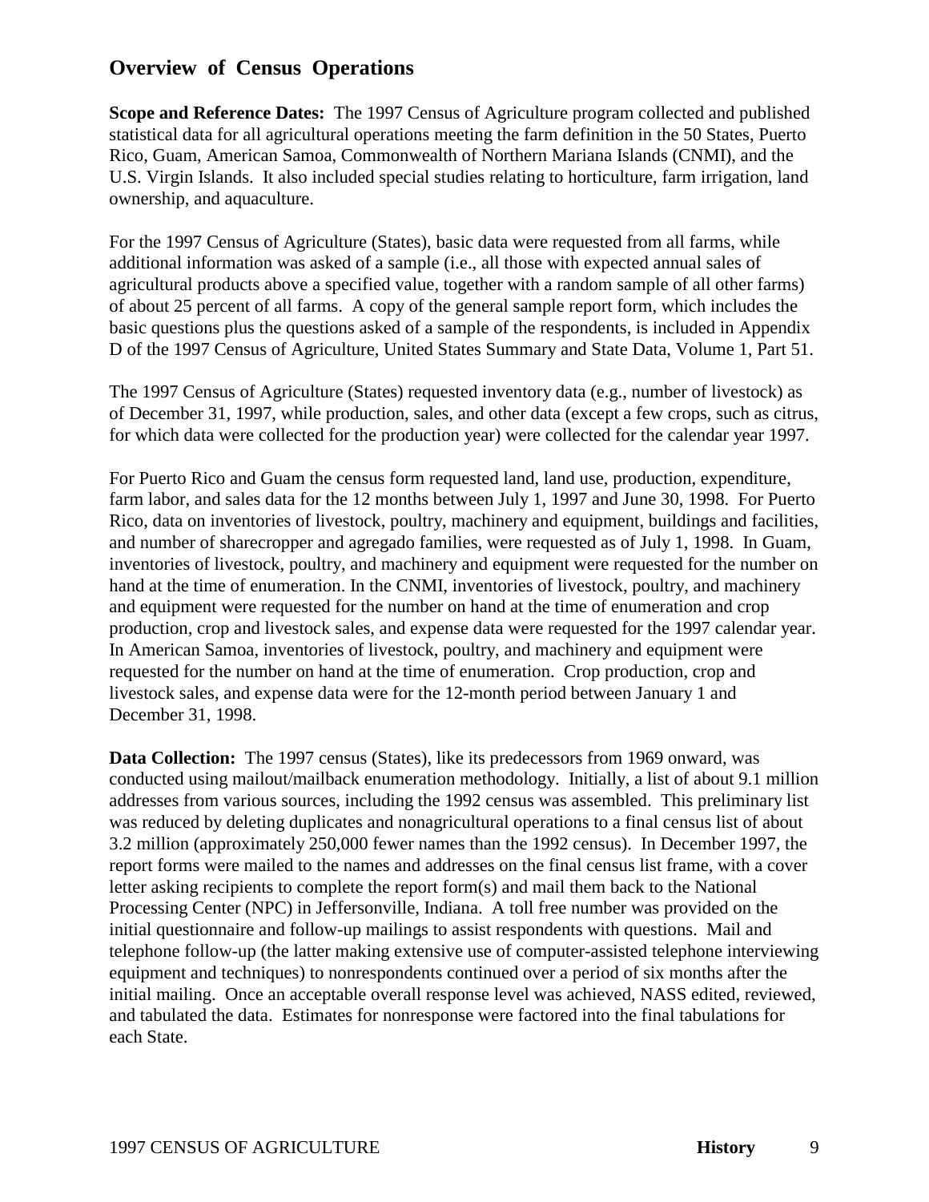## Overview of Census Operations

**Scope and Reference Dates:** The 1997 Census of Agriculture program collected and published statistical data for all agricultural operations meeting the farm definition in the 50 States, Puerto Rico, Guam, American Samoa, Commonwealth of Northern Mariana Islands (CNMI), and the U.S. Virgin Islands. It also included special studies relating to horticulture, farm irrigation, land ownership, and aquaculture.

For the 1997 Census of Agriculture (States), basic data were requested from all farms, while additional information was asked of a sample (i.e., all those with expected annual sales of agricultural products above a specified value, together with a random sample of all other farms) of about 25 percent of all farms. A copy of the general sample report form, which includes the basic questions plus the questions asked of a sample of the respondents, is included in Appendix D of the 1997 Census of Agriculture, United States Summary and State Data, Volume 1, Part 51.

The 1997 Census of Agriculture (States) requested inventory data (e.g., number of livestock) as of December 31, 1997, while production, sales, and other data (except a few crops, such as citrus, for which data were collected for the production year) were collected for the calendar year 1997.

For Puerto Rico and Guam the census form requested land, land use, production, expenditure, farm labor, and sales data for the 12 months between July 1, 1997 and June 30, 1998. For Puerto Rico, data on inventories of livestock, poultry, machinery and equipment, buildings and facilities, and number of sharecropper and agregado families, were requested as of July 1, 1998. In Guam, inventories of livestock, poultry, and machinery and equipment were requested for the number on hand at the time of enumeration. In the CNMI, inventories of livestock, poultry, and machinery and equipment were requested for the number on hand at the time of enumeration and crop production, crop and livestock sales, and expense data were requested for the 1997 calendar year. In American Samoa, inventories of livestock, poultry, and machinery and equipment were requested for the number on hand at the time of enumeration. Crop production, crop and livestock sales, and expense data were for the 12-month period between January 1 and December 31, 1998.

**Data Collection:** The 1997 census (States), like its predecessors from 1969 onward, was conducted using mailout/mailback enumeration methodology. Initially, a list of about 9.1 million addresses from various sources, including the 1992 census was assembled. This preliminary list was reduced by deleting duplicates and nonagricultural operations to a final census list of about 3.2 million (approximately 250,000 fewer names than the 1992 census). In December 1997, the report forms were mailed to the names and addresses on the final census list frame, with a cover letter asking recipients to complete the report form(s) and mail them back to the National Processing Center (NPC) in Jeffersonville, Indiana. A toll free number was provided on the initial questionnaire and follow-up mailings to assist respondents with questions. Mail and telephone follow-up (the latter making extensive use of computer-assisted telephone interviewing equipment and techniques) to nonrespondents continued over a period of six months after the initial mailing. Once an acceptable overall response level was achieved, NASS edited, reviewed, and tabulated the data. Estimates for nonresponse were factored into the final tabulations for each State.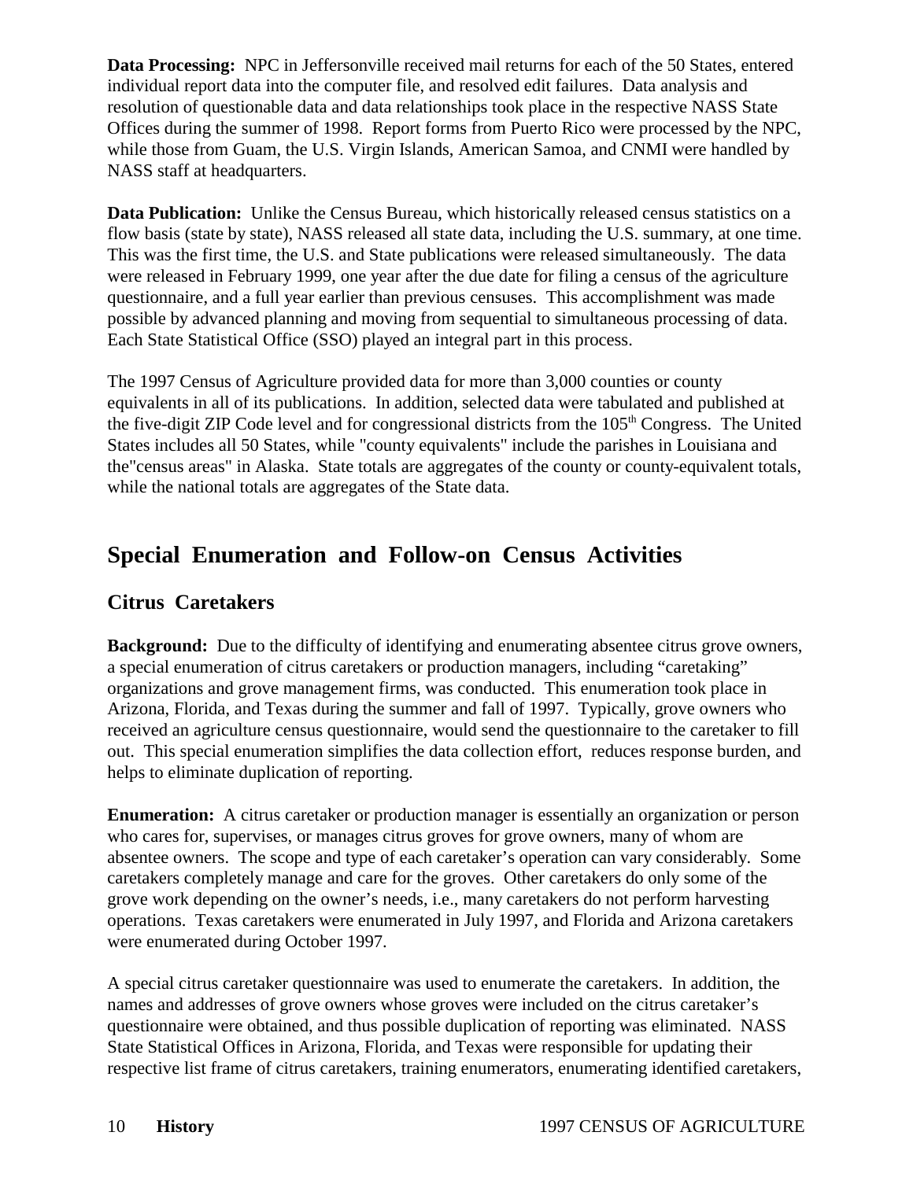**Data Processing:** NPC in Jeffersonville received mail returns for each of the 50 States, entered individual report data into the computer file, and resolved edit failures. Data analysis and resolution of questionable data and data relationships took place in the respective NASS State Offices during the summer of 1998. Report forms from Puerto Rico were processed by the NPC, while those from Guam, the U.S. Virgin Islands, American Samoa, and CNMI were handled by NASS staff at headquarters.

**Data Publication:** Unlike the Census Bureau, which historically released census statistics on a flow basis (state by state), NASS released all state data, including the U.S. summary, at one time. This was the first time, the U.S. and State publications were released simultaneously. The data were released in February 1999, one year after the due date for filing a census of the agriculture questionnaire, and a full year earlier than previous censuses. This accomplishment was made possible by advanced planning and moving from sequential to simultaneous processing of data. Each State Statistical Office (SSO) played an integral part in this process.

The 1997 Census of Agriculture provided data for more than 3,000 counties or county equivalents in all of its publications. In addition, selected data were tabulated and published at the five-digit ZIP Code level and for congressional districts from the 105th Congress. The United States includes all 50 States, while "county equivalents" include the parishes in Louisiana and the"census areas" in Alaska. State totals are aggregates of the county or county-equivalent totals, while the national totals are aggregates of the State data.

## Special Enumeration and Follow-on Census Activities

### Citrus Caretakers

**Background:** Due to the difficulty of identifying and enumerating absentee citrus grove owners, a special enumeration of citrus caretakers or production managers, including "caretaking" organizations and grove management firms, was conducted. This enumeration took place in Arizona, Florida, and Texas during the summer and fall of 1997. Typically, grove owners who received an agriculture census questionnaire, would send the questionnaire to the caretaker to fill out. This special enumeration simplifies the data collection effort, reduces response burden, and helps to eliminate duplication of reporting.

**Enumeration:** A citrus caretaker or production manager is essentially an organization or person who cares for, supervises, or manages citrus groves for grove owners, many of whom are absentee owners. The scope and type of each caretaker's operation can vary considerably. Some caretakers completely manage and care for the groves. Other caretakers do only some of the grove work depending on the owner's needs, i.e., many caretakers do not perform harvesting operations. Texas caretakers were enumerated in July 1997, and Florida and Arizona caretakers were enumerated during October 1997.

A special citrus caretaker questionnaire was used to enumerate the caretakers. In addition, the names and addresses of grove owners whose groves were included on the citrus caretaker's questionnaire were obtained, and thus possible duplication of reporting was eliminated. NASS State Statistical Offices in Arizona, Florida, and Texas were responsible for updating their respective list frame of citrus caretakers, training enumerators, enumerating identified caretakers,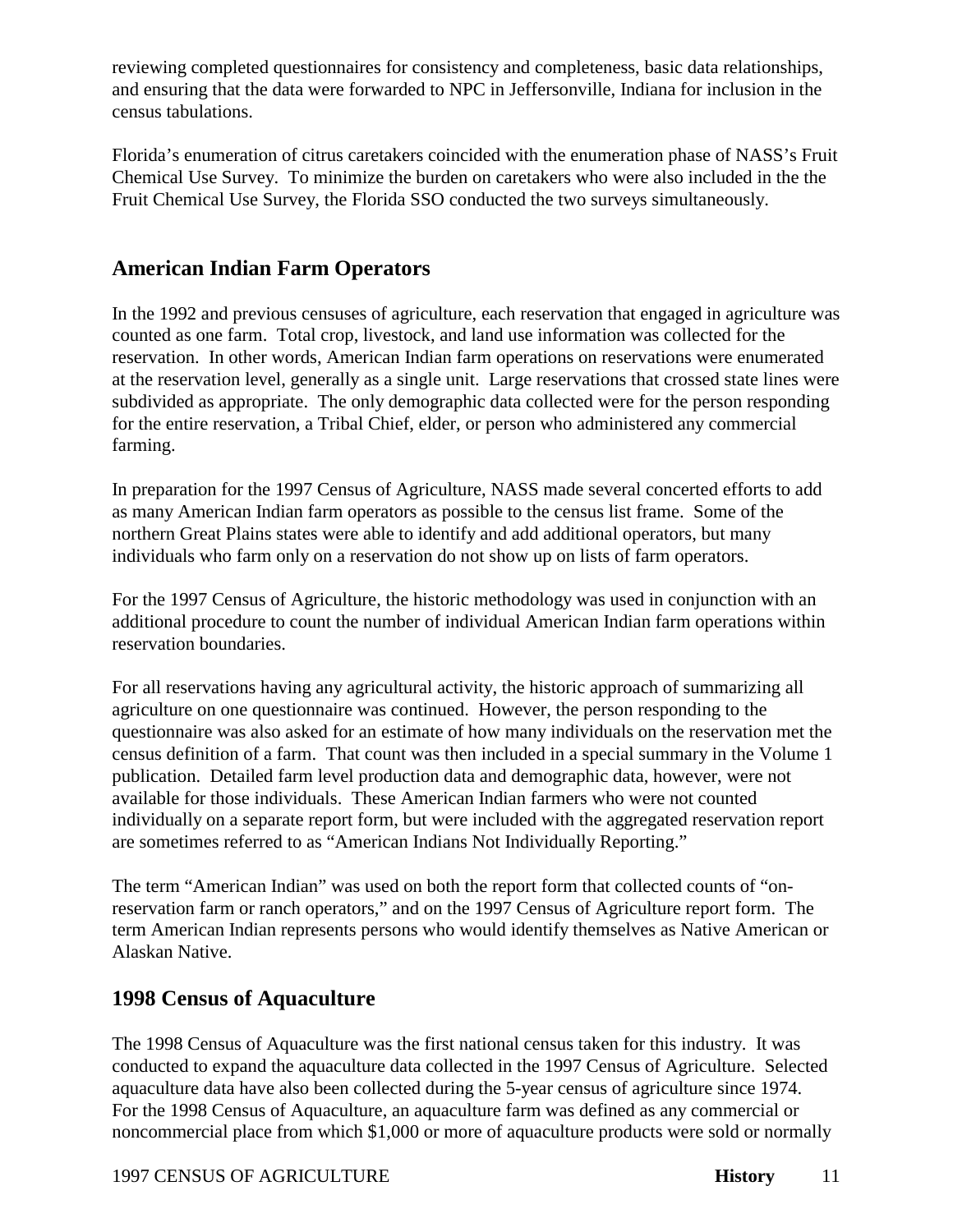reviewing completed questionnaires for consistency and completeness, basic data relationships, and ensuring that the data were forwarded to NPC in Jeffersonville, Indiana for inclusion in the census tabulations.

Florida's enumeration of citrus caretakers coincided with the enumeration phase of NASS's Fruit Chemical Use Survey. To minimize the burden on caretakers who were also included in the the Fruit Chemical Use Survey, the Florida SSO conducted the two surveys simultaneously.

## American Indian Farm Operators

In the 1992 and previous censuses of agriculture, each reservation that engaged in agriculture was counted as one farm. Total crop, livestock, and land use information was collected for the reservation. In other words, American Indian farm operations on reservations were enumerated at the reservation level, generally as a single unit. Large reservations that crossed state lines were subdivided as appropriate. The only demographic data collected were for the person responding for the entire reservation, a Tribal Chief, elder, or person who administered any commercial farming.

In preparation for the 1997 Census of Agriculture, NASS made several concerted efforts to add as many American Indian farm operators as possible to the census list frame. Some of the northern Great Plains states were able to identify and add additional operators, but many individuals who farm only on a reservation do not show up on lists of farm operators.

For the 1997 Census of Agriculture, the historic methodology was used in conjunction with an additional procedure to count the number of individual American Indian farm operations within reservation boundaries.

For all reservations having any agricultural activity, the historic approach of summarizing all agriculture on one questionnaire was continued. However, the person responding to the questionnaire was also asked for an estimate of how many individuals on the reservation met the census definition of a farm. That count was then included in a special summary in the Volume 1 publication. Detailed farm level production data and demographic data, however, were not available for those individuals. These American Indian farmers who were not counted individually on a separate report form, but were included with the aggregated reservation report are sometimes referred to as "American Indians Not Individually Reporting."

The term "American Indian" was used on both the report form that collected counts of "on-reservation farm or ranch operators," and on the 1997 Census of Agriculture report form. The term American Indian represents persons who would identify themselves as Native American or Alaskan Native.

## 1998 Census of Aquaculture

The 1998 Census of Aquaculture was the first national census taken for this industry. It was conducted to expand the aquaculture data collected in the 1997 Census of Agriculture. Selected aquaculture data have also been collected during the 5-year census of agriculture since 1974. For the 1998 Census of Aquaculture, an aquaculture farm was defined as any commercial or noncommercial place from which $1,000 or more of aquaculture products were sold or normally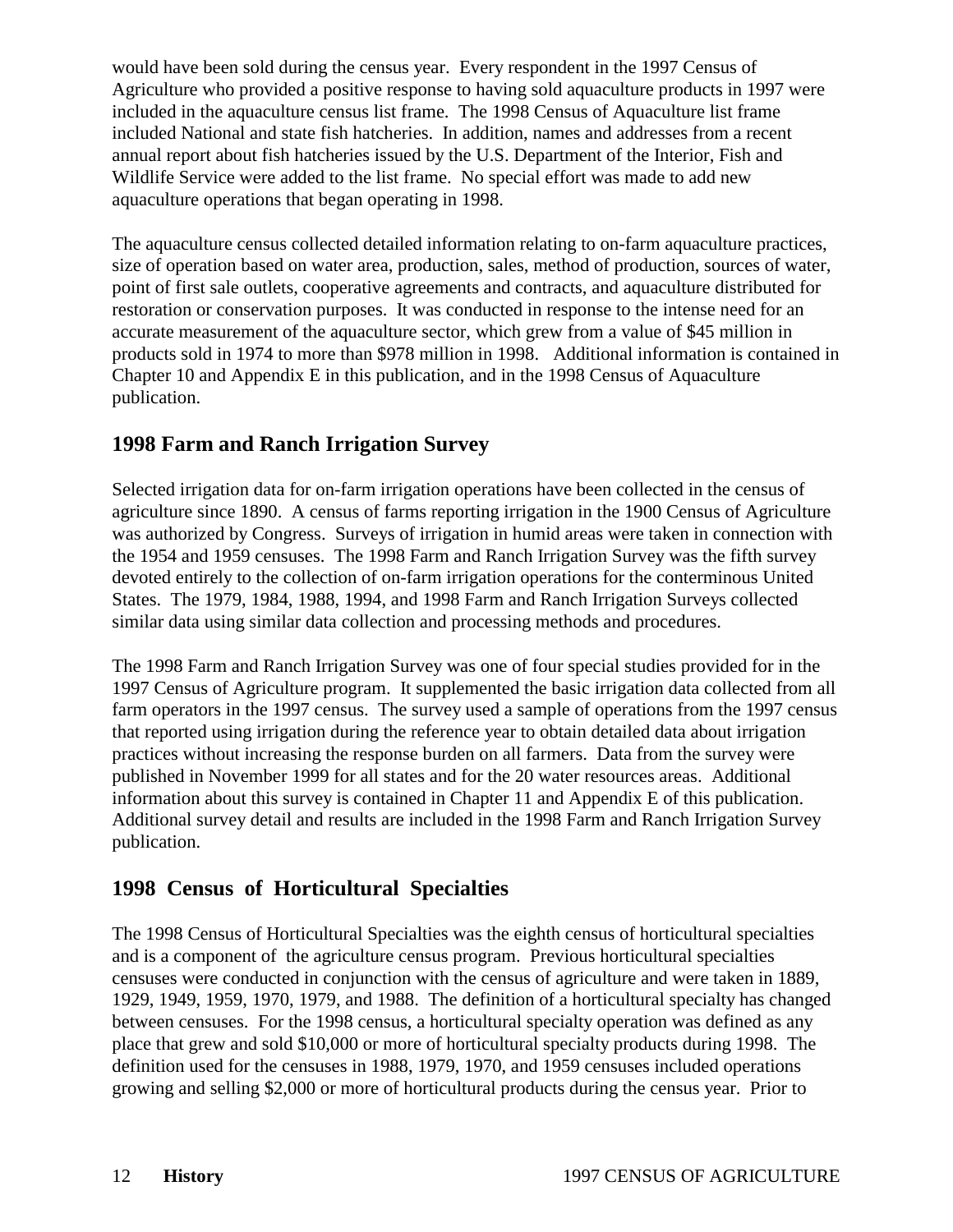would have been sold during the census year. Every respondent in the 1997 Census of Agriculture who provided a positive response to having sold aquaculture products in 1997 were included in the aquaculture census list frame. The 1998 Census of Aquaculture list frame included National and state fish hatcheries. In addition, names and addresses from a recent annual report about fish hatcheries issued by the U.S. Department of the Interior, Fish and Wildlife Service were added to the list frame. No special effort was made to add new aquaculture operations that began operating in 1998.

The aquaculture census collected detailed information relating to on-farm aquaculture practices, size of operation based on water area, production, sales, method of production, sources of water, point of first sale outlets, cooperative agreements and contracts, and aquaculture distributed for restoration or conservation purposes. It was conducted in response to the intense need for an accurate measurement of the aquaculture sector, which grew from a value of $45 million in products sold in 1974 to more than $978 million in 1998. Additional information is contained in Chapter 10 and Appendix E in this publication, and in the 1998 Census of Aquaculture publication.

## 1998 Farm and Ranch Irrigation Survey

Selected irrigation data for on-farm irrigation operations have been collected in the census of agriculture since 1890. A census of farms reporting irrigation in the 1900 Census of Agriculture was authorized by Congress. Surveys of irrigation in humid areas were taken in connection with the 1954 and 1959 censuses. The 1998 Farm and Ranch Irrigation Survey was the fifth survey devoted entirely to the collection of on-farm irrigation operations for the conterminous United States. The 1979, 1984, 1988, 1994, and 1998 Farm and Ranch Irrigation Surveys collected similar data using similar data collection and processing methods and procedures.

The 1998 Farm and Ranch Irrigation Survey was one of four special studies provided for in the 1997 Census of Agriculture program. It supplemented the basic irrigation data collected from all farm operators in the 1997 census. The survey used a sample of operations from the 1997 census that reported using irrigation during the reference year to obtain detailed data about irrigation practices without increasing the response burden on all farmers. Data from the survey were published in November 1999 for all states and for the 20 water resources areas. Additional information about this survey is contained in Chapter 11 and Appendix E of this publication. Additional survey detail and results are included in the 1998 Farm and Ranch Irrigation Survey publication.

## 1998 Census of Horticultural Specialties

The 1998 Census of Horticultural Specialties was the eighth census of horticultural specialties and is a component of the agriculture census program. Previous horticultural specialties censuses were conducted in conjunction with the census of agriculture and were taken in 1889, 1929, 1949, 1959, 1970, 1979, and 1988. The definition of a horticultural specialty has changed between censuses. For the 1998 census, a horticultural specialty operation was defined as any place that grew and sold $10,000 or more of horticultural specialty products during 1998. The definition used for the censuses in 1988, 1979, 1970, and 1959 censuses included operations growing and selling $2,000 or more of horticultural products during the census year. Prior to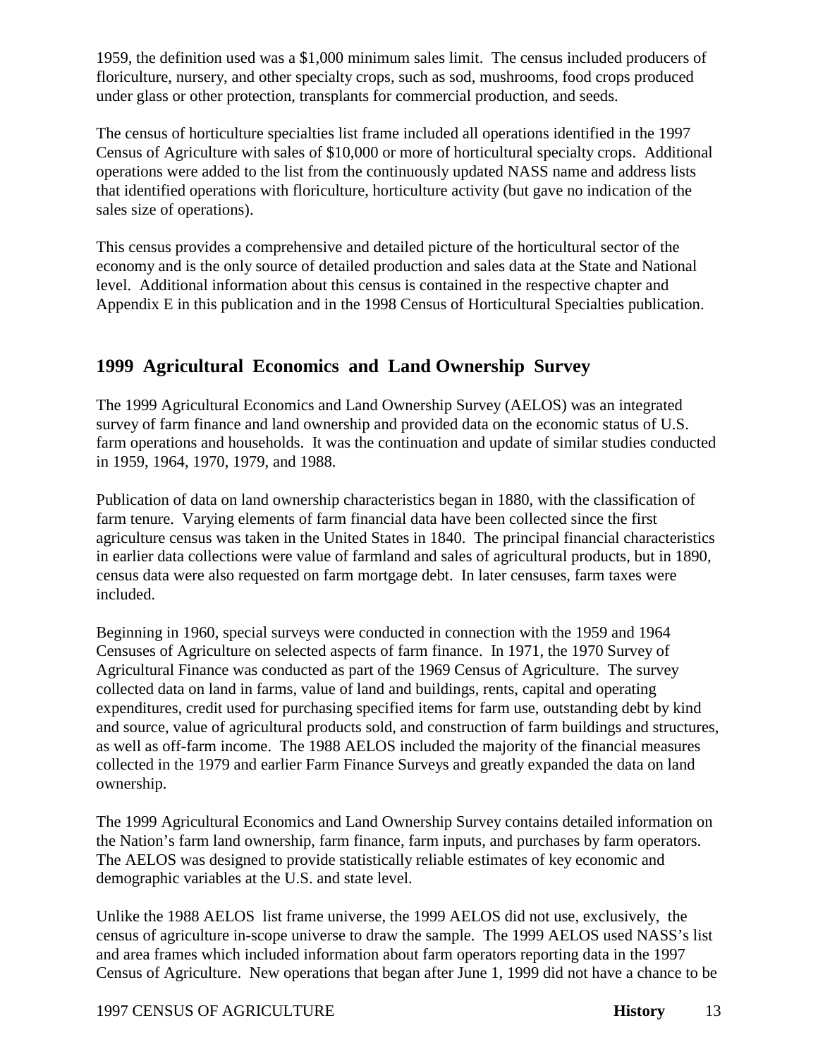1959, the definition used was a $1,000 minimum sales limit. The census included producers of floriculture, nursery, and other specialty crops, such as sod, mushrooms, food crops produced under glass or other protection, transplants for commercial production, and seeds.

The census of horticulture specialties list frame included all operations identified in the 1997 Census of Agriculture with sales of $10,000 or more of horticultural specialty crops. Additional operations were added to the list from the continuously updated NASS name and address lists that identified operations with floriculture, horticulture activity (but gave no indication of the sales size of operations).

This census provides a comprehensive and detailed picture of the horticultural sector of the economy and is the only source of detailed production and sales data at the State and National level. Additional information about this census is contained in the respective chapter and Appendix E in this publication and in the 1998 Census of Horticultural Specialties publication.

## 1999 Agricultural Economics and Land Ownership Survey

The 1999 Agricultural Economics and Land Ownership Survey (AELOS) was an integrated survey of farm finance and land ownership and provided data on the economic status of U.S. farm operations and households. It was the continuation and update of similar studies conducted in 1959, 1964, 1970, 1979, and 1988.

Publication of data on land ownership characteristics began in 1880, with the classification of farm tenure. Varying elements of farm financial data have been collected since the first agriculture census was taken in the United States in 1840. The principal financial characteristics in earlier data collections were value of farmland and sales of agricultural products, but in 1890, census data were also requested on farm mortgage debt. In later censuses, farm taxes were included.

Beginning in 1960, special surveys were conducted in connection with the 1959 and 1964 Censuses of Agriculture on selected aspects of farm finance. In 1971, the 1970 Survey of Agricultural Finance was conducted as part of the 1969 Census of Agriculture. The survey collected data on land in farms, value of land and buildings, rents, capital and operating expenditures, credit used for purchasing specified items for farm use, outstanding debt by kind and source, value of agricultural products sold, and construction of farm buildings and structures, as well as off-farm income. The 1988 AELOS included the majority of the financial measures collected in the 1979 and earlier Farm Finance Surveys and greatly expanded the data on land ownership.

The 1999 Agricultural Economics and Land Ownership Survey contains detailed information on the Nation's farm land ownership, farm finance, farm inputs, and purchases by farm operators. The AELOS was designed to provide statistically reliable estimates of key economic and demographic variables at the U.S. and state level.

Unlike the 1988 AELOS list frame universe, the 1999 AELOS did not use, exclusively, the census of agriculture in-scope universe to draw the sample. The 1999 AELOS used NASS's list and area frames which included information about farm operators reporting data in the 1997 Census of Agriculture. New operations that began after June 1, 1999 did not have a chance to be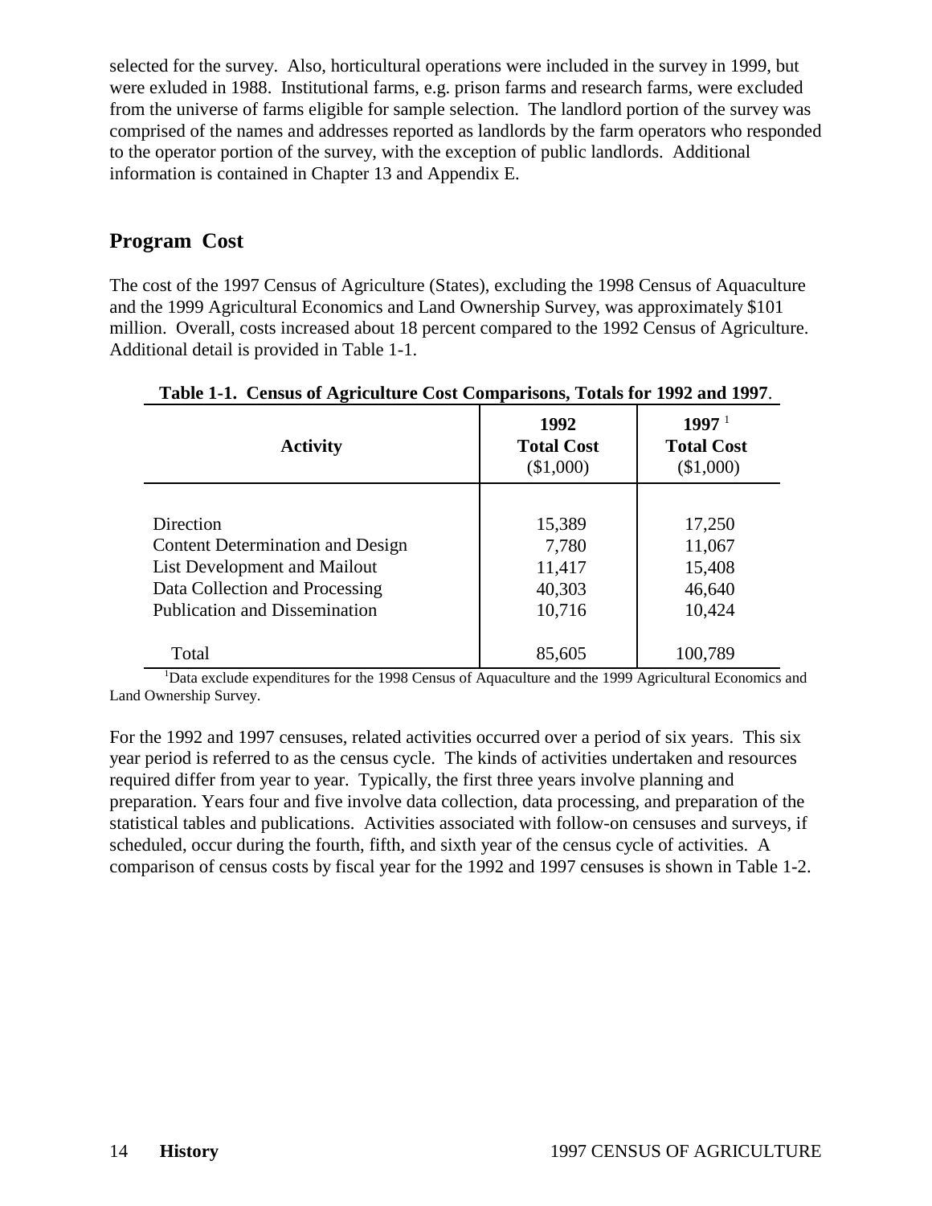selected for the survey. Also, horticultural operations were included in the survey in 1999, but were exluded in 1988. Institutional farms, e.g. prison farms and research farms, were excluded from the universe of farms eligible for sample selection. The landlord portion of the survey was comprised of the names and addresses reported as landlords by the farm operators who responded to the operator portion of the survey, with the exception of public landlords. Additional information is contained in Chapter 13 and Appendix E.

## Program Cost

The cost of the 1997 Census of Agriculture (States), excluding the 1998 Census of Aquaculture and the 1999 Agricultural Economics and Land Ownership Survey, was approximately $101 million. Overall, costs increased about 18 percent compared to the 1992 Census of Agriculture. Additional detail is provided in Table 1-1.

**Table 1-1. Census of Agriculture Cost Comparisons, Totals for 1992 and 1997**.

| Activity | 1992 Total Cost ($1,000) | 1997 [1] Total Cost ($1,000) |
|---|---|---|
| Direction | 15,389 | 17,250 |
| Content Determination and Design | 7,780 | 11,067 |
| List Development and Mailout | 11,417 | 15,408 |
| Data Collection and Processing | 40,303 | 46,640 |
| Publication and Dissemination | 10,716 | 10,424 |
| Total | 85,605 | 100,789 |

[1]Data exclude expenditures for the 1998 Census of Aquaculture and the 1999 Agricultural Economics and Land Ownership Survey.

For the 1992 and 1997 censuses, related activities occurred over a period of six years. This six year period is referred to as the census cycle. The kinds of activities undertaken and resources required differ from year to year. Typically, the first three years involve planning and preparation. Years four and five involve data collection, data processing, and preparation of the statistical tables and publications. Activities associated with follow-on censuses and surveys, if scheduled, occur during the fourth, fifth, and sixth year of the census cycle of activities. A comparison of census costs by fiscal year for the 1992 and 1997 censuses is shown in Table 1-2.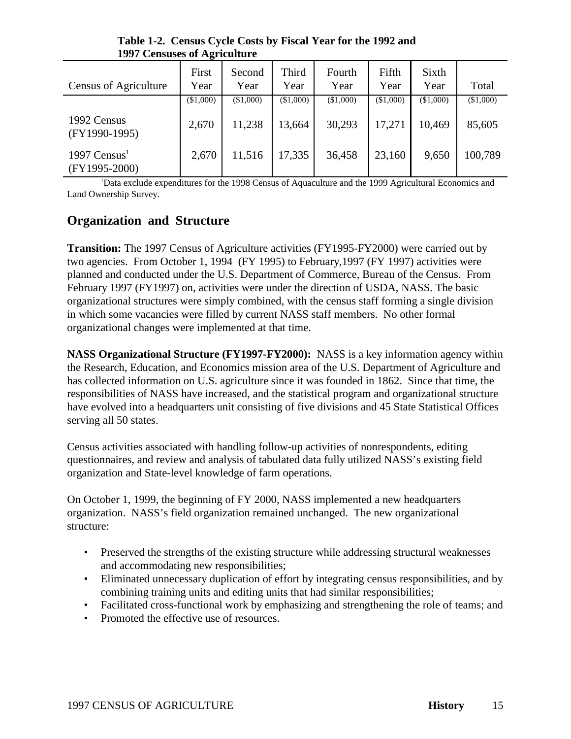**Table 1-2. Census Cycle Costs by Fiscal Year for the 1992 and 1997 Censuses of Agriculture**

| Census of Agriculture | First Year | Second Year | Third Year | Fourth Year | Fifth Year | Sixth Year | Total |
|---|---|---|---|---|---|---|---|
| | ($1,000) | ($1,000) | ($1,000) | ($1,000) | ($1,000) | ($1,000) | ($1,000) |
| 1992 Census (FY1990-1995) | 2,670 | 11,238 | 13,664 | 30,293 | 17,271 | 10,469 | 85,605 |
| 1997 Census[1] (FY1995-2000) | 2,670 | 11,516 | 17,335 | 36,458 | 23,160 | 9,650 | 100,789 |

[1]Data exclude expenditures for the 1998 Census of Aquaculture and the 1999 Agricultural Economics and Land Ownership Survey.

## Organization and Structure

**Transition:** The 1997 Census of Agriculture activities (FY1995-FY2000) were carried out by two agencies. From October 1, 1994 (FY 1995) to February,1997 (FY 1997) activities were planned and conducted under the U.S. Department of Commerce, Bureau of the Census. From February 1997 (FY1997) on, activities were under the direction of USDA, NASS. The basic organizational structures were simply combined, with the census staff forming a single division in which some vacancies were filled by current NASS staff members. No other formal organizational changes were implemented at that time.

**NASS Organizational Structure (FY1997-FY2000):** NASS is a key information agency within the Research, Education, and Economics mission area of the U.S. Department of Agriculture and has collected information on U.S. agriculture since it was founded in 1862. Since that time, the responsibilities of NASS have increased, and the statistical program and organizational structure have evolved into a headquarters unit consisting of five divisions and 45 State Statistical Offices serving all 50 states.

Census activities associated with handling follow-up activities of nonrespondents, editing questionnaires, and review and analysis of tabulated data fully utilized NASS's existing field organization and State-level knowledge of farm operations.

On October 1, 1999, the beginning of FY 2000, NASS implemented a new headquarters organization. NASS's field organization remained unchanged. The new organizational structure:

- Preserved the strengths of the existing structure while addressing structural weaknesses and accommodating new responsibilities;
- Eliminated unnecessary duplication of effort by integrating census responsibilities, and by combining training units and editing units that had similar responsibilities;
- Facilitated cross-functional work by emphasizing and strengthening the role of teams; and
- Promoted the effective use of resources.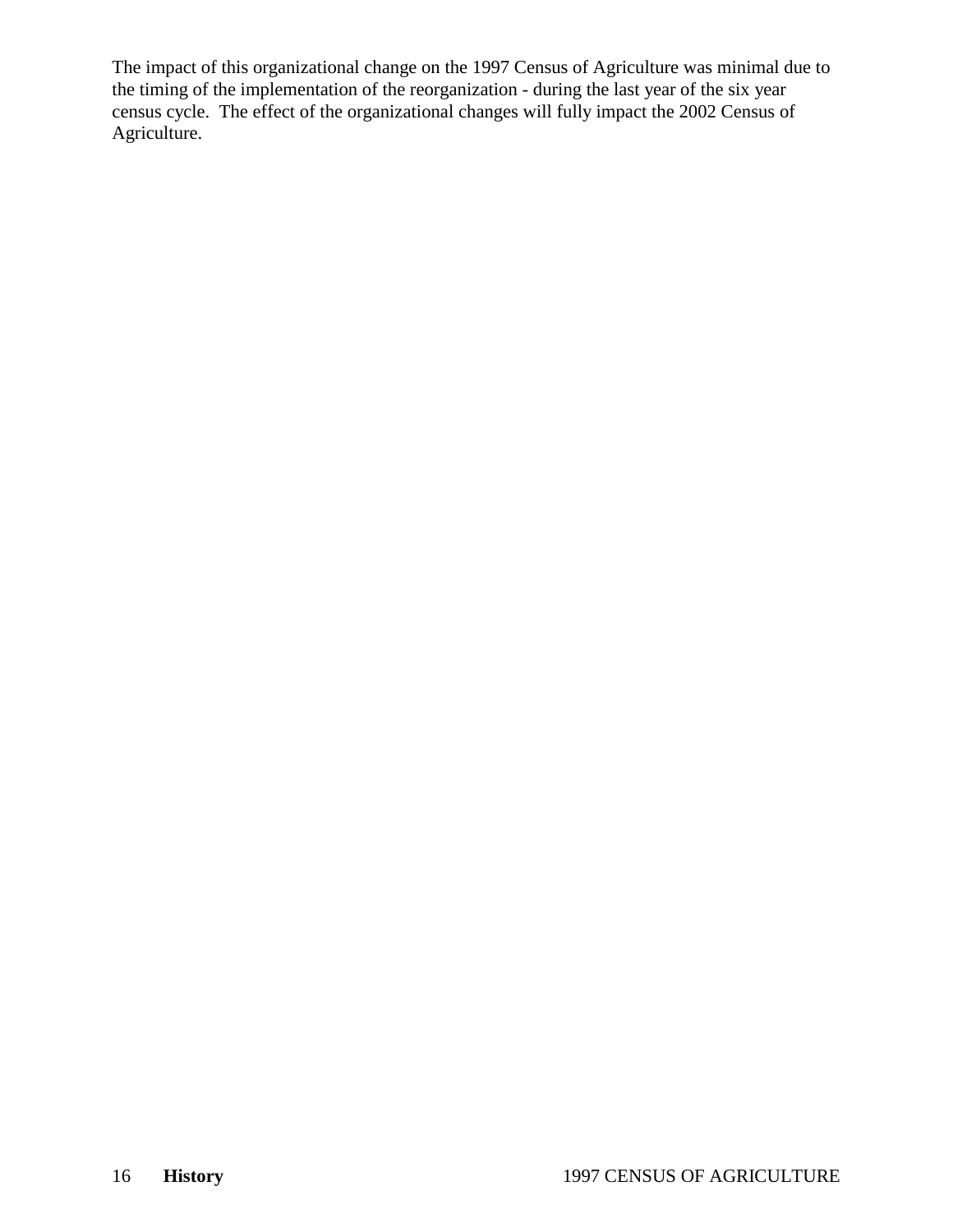The impact of this organizational change on the 1997 Census of Agriculture was minimal due to the timing of the implementation of the reorganization - during the last year of the six year census cycle. The effect of the organizational changes will fully impact the 2002 Census of Agriculture.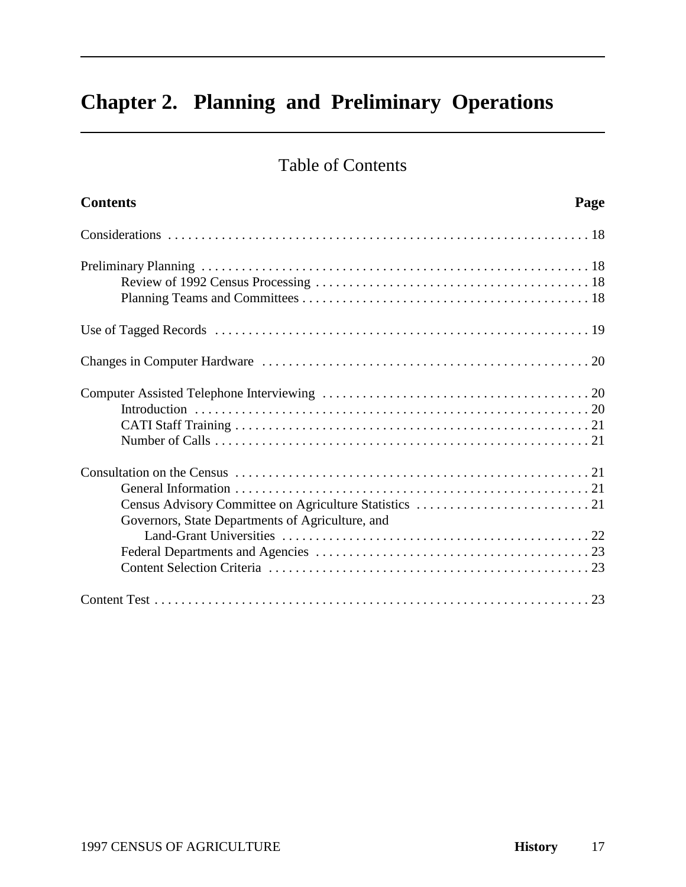# Chapter 2. Planning and Preliminary Operations

## Table of Contents

| Contents | Page |
|---|---|
| Considerations | 18 |
| Preliminary Planning | 18 |
| Review of 1992 Census Processing | 18 |
| Planning Teams and Committees | 18 |
| Use of Tagged Records | 19 |
| Changes in Computer Hardware | 20 |
| Computer Assisted Telephone Interviewing | 20 |
| Introduction | 20 |
| CATI Staff Training | 21 |
| Number of Calls | 21 |
| Consultation on the Census | 21 |
| General Information | 21 |
| Census Advisory Committee on Agriculture Statistics | 21 |
| Governors, State Departments of Agriculture, and Land-Grant Universities | 22 |
| Federal Departments and Agencies | 23 |
| Content Selection Criteria | 23 |
| Content Test | 23 |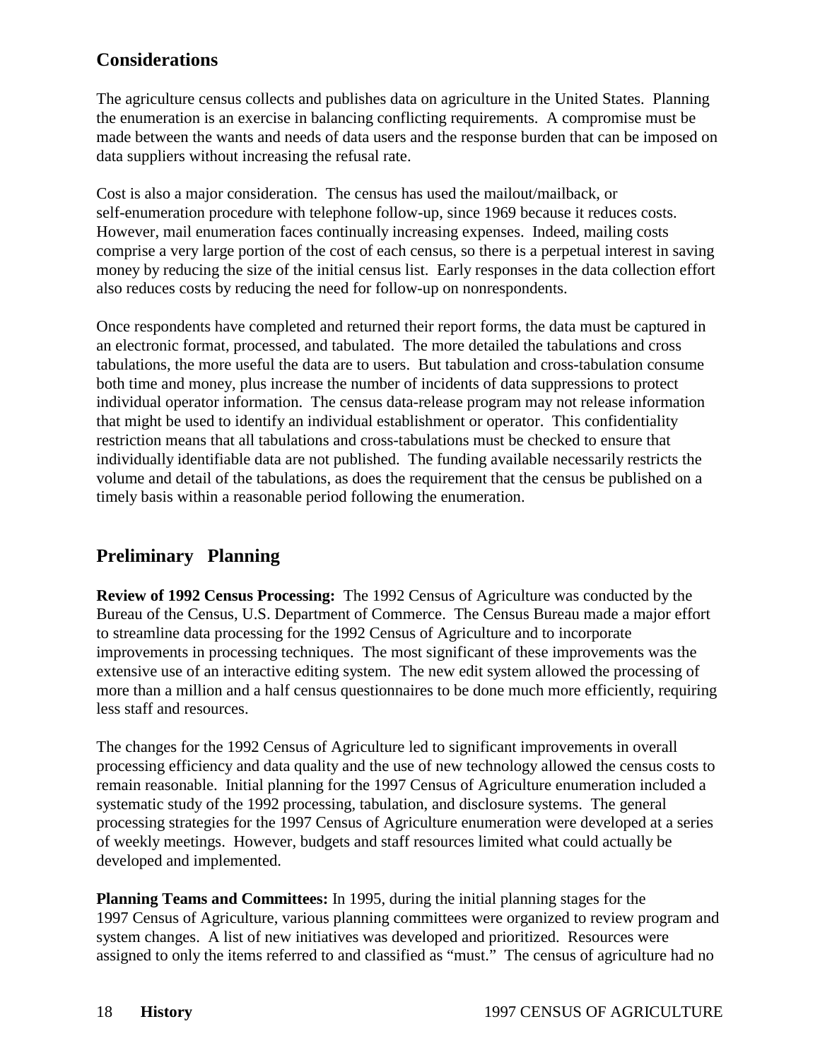## Considerations

The agriculture census collects and publishes data on agriculture in the United States. Planning the enumeration is an exercise in balancing conflicting requirements. A compromise must be made between the wants and needs of data users and the response burden that can be imposed on data suppliers without increasing the refusal rate.

Cost is also a major consideration. The census has used the mailout/mailback, or self-enumeration procedure with telephone follow-up, since 1969 because it reduces costs. However, mail enumeration faces continually increasing expenses. Indeed, mailing costs comprise a very large portion of the cost of each census, so there is a perpetual interest in saving money by reducing the size of the initial census list. Early responses in the data collection effort also reduces costs by reducing the need for follow-up on nonrespondents.

Once respondents have completed and returned their report forms, the data must be captured in an electronic format, processed, and tabulated. The more detailed the tabulations and cross tabulations, the more useful the data are to users. But tabulation and cross-tabulation consume both time and money, plus increase the number of incidents of data suppressions to protect individual operator information. The census data-release program may not release information that might be used to identify an individual establishment or operator. This confidentiality restriction means that all tabulations and cross-tabulations must be checked to ensure that individually identifiable data are not published. The funding available necessarily restricts the volume and detail of the tabulations, as does the requirement that the census be published on a timely basis within a reasonable period following the enumeration.

## Preliminary Planning

**Review of 1992 Census Processing:** The 1992 Census of Agriculture was conducted by the Bureau of the Census, U.S. Department of Commerce. The Census Bureau made a major effort to streamline data processing for the 1992 Census of Agriculture and to incorporate improvements in processing techniques. The most significant of these improvements was the extensive use of an interactive editing system. The new edit system allowed the processing of more than a million and a half census questionnaires to be done much more efficiently, requiring less staff and resources.

The changes for the 1992 Census of Agriculture led to significant improvements in overall processing efficiency and data quality and the use of new technology allowed the census costs to remain reasonable. Initial planning for the 1997 Census of Agriculture enumeration included a systematic study of the 1992 processing, tabulation, and disclosure systems. The general processing strategies for the 1997 Census of Agriculture enumeration were developed at a series of weekly meetings. However, budgets and staff resources limited what could actually be developed and implemented.

**Planning Teams and Committees:** In 1995, during the initial planning stages for the 1997 Census of Agriculture, various planning committees were organized to review program and system changes. A list of new initiatives was developed and prioritized. Resources were assigned to only the items referred to and classified as “must.” The census of agriculture had no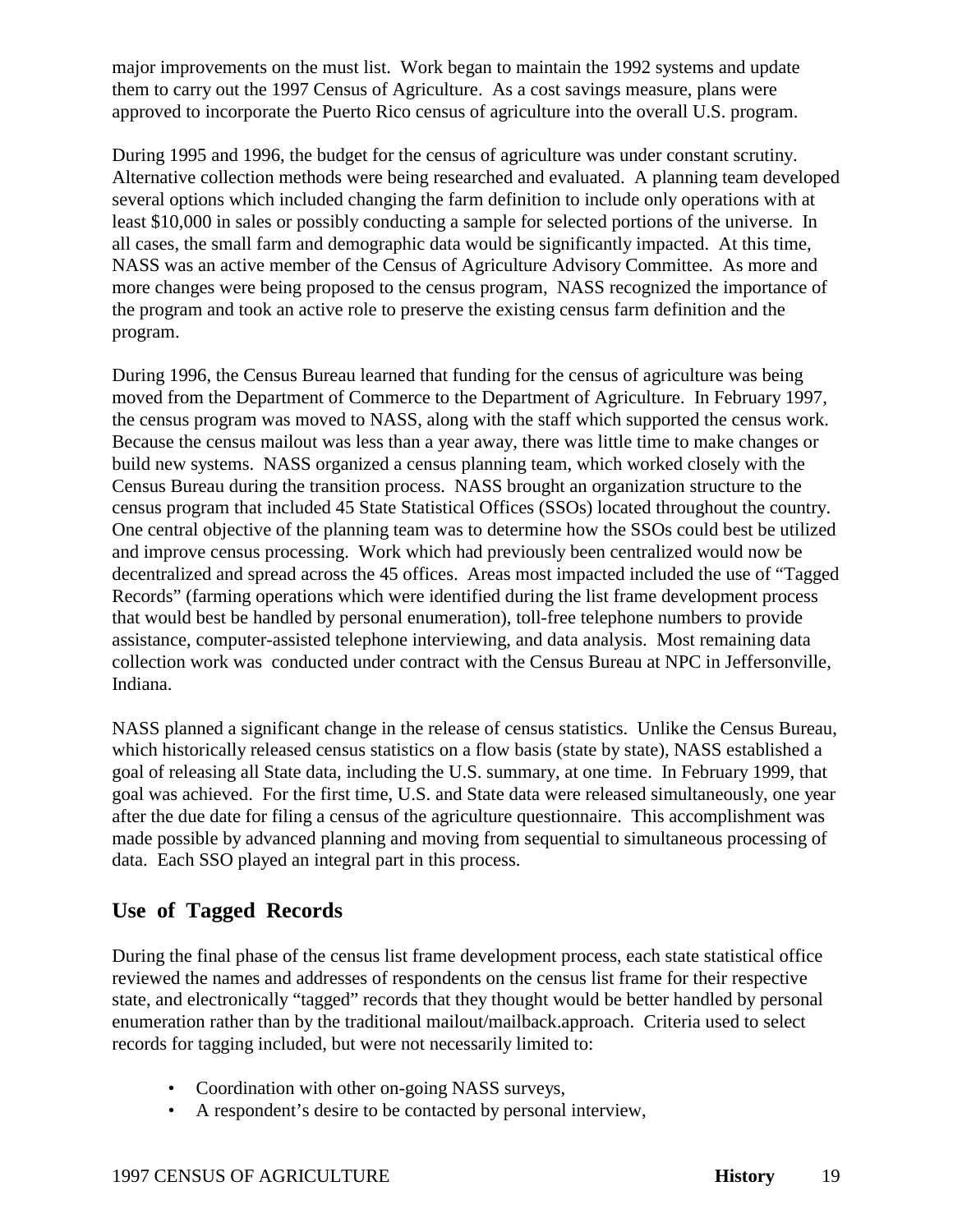major improvements on the must list. Work began to maintain the 1992 systems and update them to carry out the 1997 Census of Agriculture. As a cost savings measure, plans were approved to incorporate the Puerto Rico census of agriculture into the overall U.S. program.

During 1995 and 1996, the budget for the census of agriculture was under constant scrutiny. Alternative collection methods were being researched and evaluated. A planning team developed several options which included changing the farm definition to include only operations with at least $10,000 in sales or possibly conducting a sample for selected portions of the universe. In all cases, the small farm and demographic data would be significantly impacted. At this time, NASS was an active member of the Census of Agriculture Advisory Committee. As more and more changes were being proposed to the census program, NASS recognized the importance of the program and took an active role to preserve the existing census farm definition and the program.

During 1996, the Census Bureau learned that funding for the census of agriculture was being moved from the Department of Commerce to the Department of Agriculture. In February 1997, the census program was moved to NASS, along with the staff which supported the census work. Because the census mailout was less than a year away, there was little time to make changes or build new systems. NASS organized a census planning team, which worked closely with the Census Bureau during the transition process. NASS brought an organization structure to the census program that included 45 State Statistical Offices (SSOs) located throughout the country. One central objective of the planning team was to determine how the SSOs could best be utilized and improve census processing. Work which had previously been centralized would now be decentralized and spread across the 45 offices. Areas most impacted included the use of "Tagged Records" (farming operations which were identified during the list frame development process that would best be handled by personal enumeration), toll-free telephone numbers to provide assistance, computer-assisted telephone interviewing, and data analysis. Most remaining data collection work was conducted under contract with the Census Bureau at NPC in Jeffersonville, Indiana.

NASS planned a significant change in the release of census statistics. Unlike the Census Bureau, which historically released census statistics on a flow basis (state by state), NASS established a goal of releasing all State data, including the U.S. summary, at one time. In February 1999, that goal was achieved. For the first time, U.S. and State data were released simultaneously, one year after the due date for filing a census of the agriculture questionnaire. This accomplishment was made possible by advanced planning and moving from sequential to simultaneous processing of data. Each SSO played an integral part in this process.

## Use of Tagged Records

During the final phase of the census list frame development process, each state statistical office reviewed the names and addresses of respondents on the census list frame for their respective state, and electronically "tagged" records that they thought would be better handled by personal enumeration rather than by the traditional mailout/mailback.approach. Criteria used to select records for tagging included, but were not necessarily limited to:

- Coordination with other on-going NASS surveys,
- A respondent's desire to be contacted by personal interview,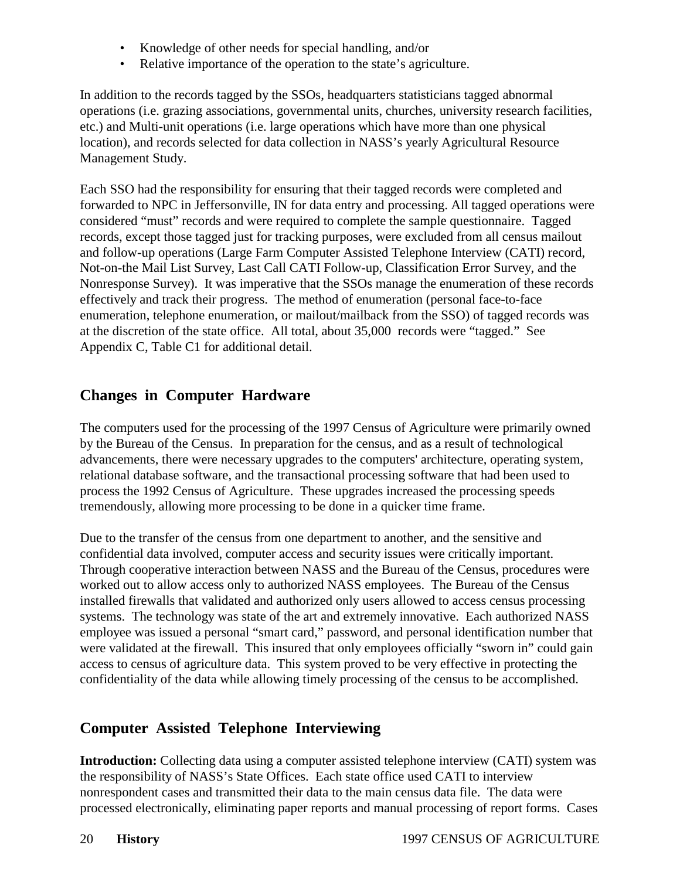- Knowledge of other needs for special handling, and/or
- Relative importance of the operation to the state's agriculture.

In addition to the records tagged by the SSOs, headquarters statisticians tagged abnormal operations (i.e. grazing associations, governmental units, churches, university research facilities, etc.) and Multi-unit operations (i.e. large operations which have more than one physical location), and records selected for data collection in NASS's yearly Agricultural Resource Management Study.

Each SSO had the responsibility for ensuring that their tagged records were completed and forwarded to NPC in Jeffersonville, IN for data entry and processing. All tagged operations were considered "must" records and were required to complete the sample questionnaire. Tagged records, except those tagged just for tracking purposes, were excluded from all census mailout and follow-up operations (Large Farm Computer Assisted Telephone Interview (CATI) record, Not-on-the Mail List Survey, Last Call CATI Follow-up, Classification Error Survey, and the Nonresponse Survey). It was imperative that the SSOs manage the enumeration of these records effectively and track their progress. The method of enumeration (personal face-to-face enumeration, telephone enumeration, or mailout/mailback from the SSO) of tagged records was at the discretion of the state office. All total, about 35,000 records were "tagged." See Appendix C, Table C1 for additional detail.

## Changes in Computer Hardware

The computers used for the processing of the 1997 Census of Agriculture were primarily owned by the Bureau of the Census. In preparation for the census, and as a result of technological advancements, there were necessary upgrades to the computers' architecture, operating system, relational database software, and the transactional processing software that had been used to process the 1992 Census of Agriculture. These upgrades increased the processing speeds tremendously, allowing more processing to be done in a quicker time frame.

Due to the transfer of the census from one department to another, and the sensitive and confidential data involved, computer access and security issues were critically important. Through cooperative interaction between NASS and the Bureau of the Census, procedures were worked out to allow access only to authorized NASS employees. The Bureau of the Census installed firewalls that validated and authorized only users allowed to access census processing systems. The technology was state of the art and extremely innovative. Each authorized NASS employee was issued a personal "smart card," password, and personal identification number that were validated at the firewall. This insured that only employees officially "sworn in" could gain access to census of agriculture data. This system proved to be very effective in protecting the confidentiality of the data while allowing timely processing of the census to be accomplished.

## Computer Assisted Telephone Interviewing

**Introduction:** Collecting data using a computer assisted telephone interview (CATI) system was the responsibility of NASS's State Offices. Each state office used CATI to interview nonrespondent cases and transmitted their data to the main census data file. The data were processed electronically, eliminating paper reports and manual processing of report forms. Cases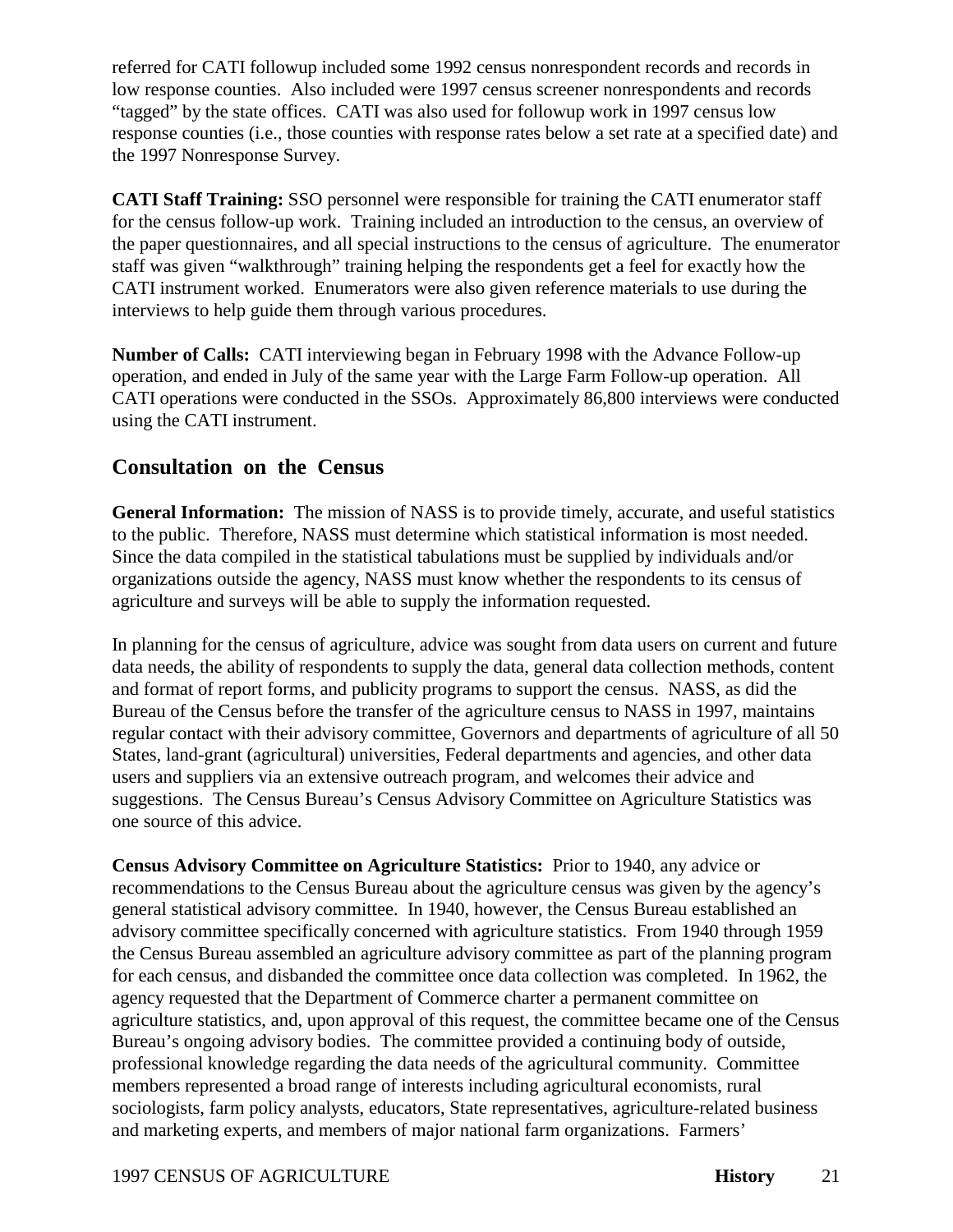referred for CATI followup included some 1992 census nonrespondent records and records in low response counties. Also included were 1997 census screener nonrespondents and records "tagged" by the state offices. CATI was also used for followup work in 1997 census low response counties (i.e., those counties with response rates below a set rate at a specified date) and the 1997 Nonresponse Survey.

**CATI Staff Training:** SSO personnel were responsible for training the CATI enumerator staff for the census follow-up work. Training included an introduction to the census, an overview of the paper questionnaires, and all special instructions to the census of agriculture. The enumerator staff was given "walkthrough" training helping the respondents get a feel for exactly how the CATI instrument worked. Enumerators were also given reference materials to use during the interviews to help guide them through various procedures.

**Number of Calls:** CATI interviewing began in February 1998 with the Advance Follow-up operation, and ended in July of the same year with the Large Farm Follow-up operation. All CATI operations were conducted in the SSOs. Approximately 86,800 interviews were conducted using the CATI instrument.

## Consultation on the Census

**General Information:** The mission of NASS is to provide timely, accurate, and useful statistics to the public. Therefore, NASS must determine which statistical information is most needed. Since the data compiled in the statistical tabulations must be supplied by individuals and/or organizations outside the agency, NASS must know whether the respondents to its census of agriculture and surveys will be able to supply the information requested.

In planning for the census of agriculture, advice was sought from data users on current and future data needs, the ability of respondents to supply the data, general data collection methods, content and format of report forms, and publicity programs to support the census. NASS, as did the Bureau of the Census before the transfer of the agriculture census to NASS in 1997, maintains regular contact with their advisory committee, Governors and departments of agriculture of all 50 States, land-grant (agricultural) universities, Federal departments and agencies, and other data users and suppliers via an extensive outreach program, and welcomes their advice and suggestions. The Census Bureau's Census Advisory Committee on Agriculture Statistics was one source of this advice.

**Census Advisory Committee on Agriculture Statistics:** Prior to 1940, any advice or recommendations to the Census Bureau about the agriculture census was given by the agency's general statistical advisory committee. In 1940, however, the Census Bureau established an advisory committee specifically concerned with agriculture statistics. From 1940 through 1959 the Census Bureau assembled an agriculture advisory committee as part of the planning program for each census, and disbanded the committee once data collection was completed. In 1962, the agency requested that the Department of Commerce charter a permanent committee on agriculture statistics, and, upon approval of this request, the committee became one of the Census Bureau's ongoing advisory bodies. The committee provided a continuing body of outside, professional knowledge regarding the data needs of the agricultural community. Committee members represented a broad range of interests including agricultural economists, rural sociologists, farm policy analysts, educators, State representatives, agriculture-related business and marketing experts, and members of major national farm organizations. Farmers'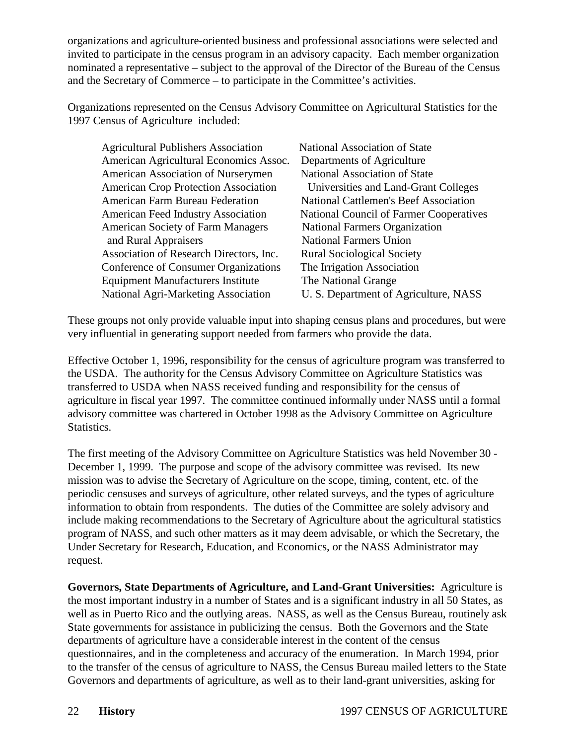organizations and agriculture-oriented business and professional associations were selected and invited to participate in the census program in an advisory capacity. Each member organization nominated a representative – subject to the approval of the Director of the Bureau of the Census and the Secretary of Commerce – to participate in the Committee's activities.

Organizations represented on the Census Advisory Committee on Agricultural Statistics for the 1997 Census of Agriculture included:

- Agricultural Publishers Association
- American Agricultural Economics Assoc.
- American Association of Nurserymen
- American Crop Protection Association
- American Farm Bureau Federation
- American Feed Industry Association
- American Society of Farm Managers and Rural Appraisers
- Association of Research Directors, Inc.
- Conference of Consumer Organizations
- Equipment Manufacturers Institute
- National Agri-Marketing Association
- National Association of State Departments of Agriculture
- National Association of State Universities and Land-Grant Colleges
- National Cattlemen's Beef Association
- National Council of Farmer Cooperatives
- National Farmers Organization
- National Farmers Union
- Rural Sociological Society
- The Irrigation Association
- The National Grange
- U. S. Department of Agriculture, NASS

These groups not only provide valuable input into shaping census plans and procedures, but were very influential in generating support needed from farmers who provide the data.

Effective October 1, 1996, responsibility for the census of agriculture program was transferred to the USDA. The authority for the Census Advisory Committee on Agriculture Statistics was transferred to USDA when NASS received funding and responsibility for the census of agriculture in fiscal year 1997. The committee continued informally under NASS until a formal advisory committee was chartered in October 1998 as the Advisory Committee on Agriculture Statistics.

The first meeting of the Advisory Committee on Agriculture Statistics was held November 30 - December 1, 1999. The purpose and scope of the advisory committee was revised. Its new mission was to advise the Secretary of Agriculture on the scope, timing, content, etc. of the periodic censuses and surveys of agriculture, other related surveys, and the types of agriculture information to obtain from respondents. The duties of the Committee are solely advisory and include making recommendations to the Secretary of Agriculture about the agricultural statistics program of NASS, and such other matters as it may deem advisable, or which the Secretary, the Under Secretary for Research, Education, and Economics, or the NASS Administrator may request.

**Governors, State Departments of Agriculture, and Land-Grant Universities:** Agriculture is the most important industry in a number of States and is a significant industry in all 50 States, as well as in Puerto Rico and the outlying areas. NASS, as well as the Census Bureau, routinely ask State governments for assistance in publicizing the census. Both the Governors and the State departments of agriculture have a considerable interest in the content of the census questionnaires, and in the completeness and accuracy of the enumeration. In March 1994, prior to the transfer of the census of agriculture to NASS, the Census Bureau mailed letters to the State Governors and departments of agriculture, as well as to their land-grant universities, asking for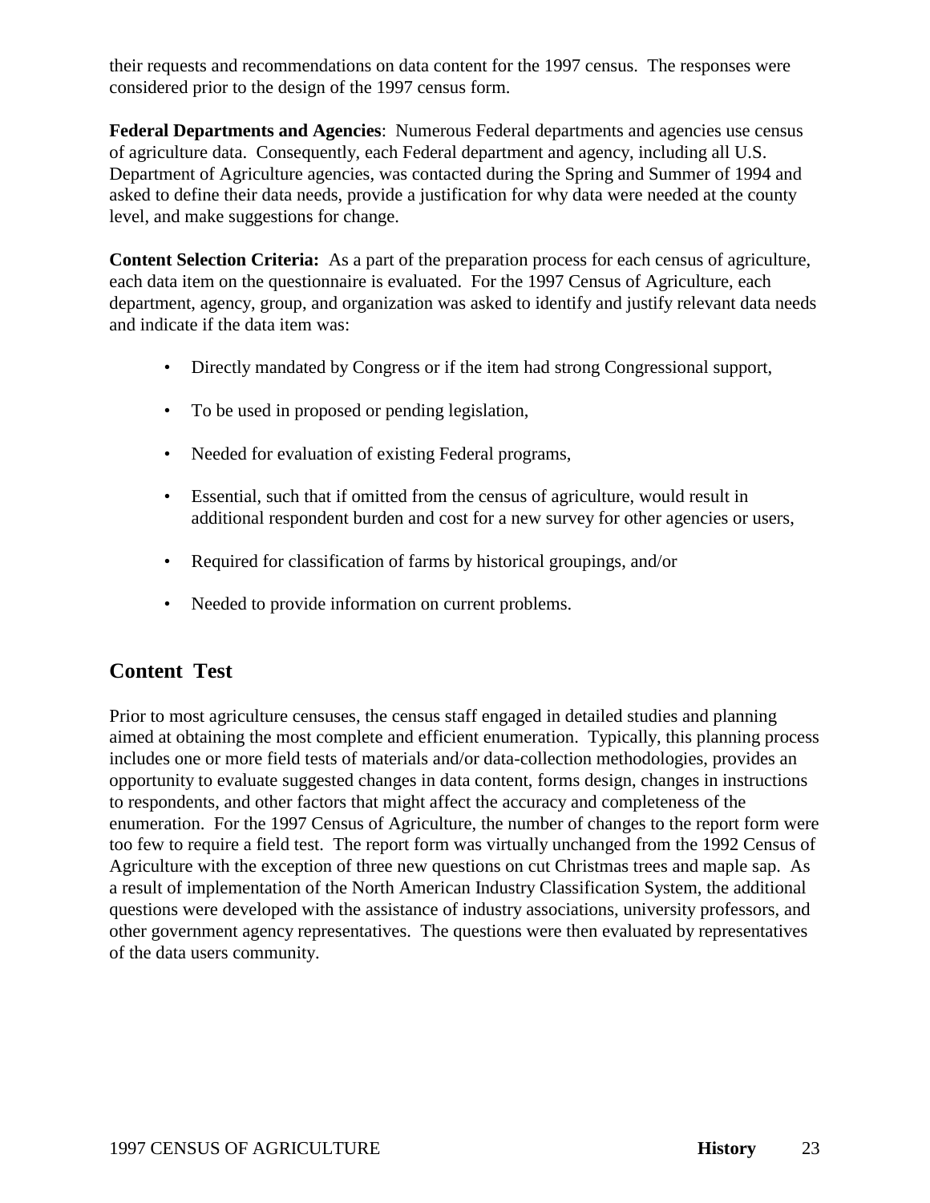their requests and recommendations on data content for the 1997 census. The responses were considered prior to the design of the 1997 census form.

**Federal Departments and Agencies**: Numerous Federal departments and agencies use census of agriculture data. Consequently, each Federal department and agency, including all U.S. Department of Agriculture agencies, was contacted during the Spring and Summer of 1994 and asked to define their data needs, provide a justification for why data were needed at the county level, and make suggestions for change.

**Content Selection Criteria:** As a part of the preparation process for each census of agriculture, each data item on the questionnaire is evaluated. For the 1997 Census of Agriculture, each department, agency, group, and organization was asked to identify and justify relevant data needs and indicate if the data item was:

- Directly mandated by Congress or if the item had strong Congressional support,
- To be used in proposed or pending legislation,
- Needed for evaluation of existing Federal programs,
- Essential, such that if omitted from the census of agriculture, would result in additional respondent burden and cost for a new survey for other agencies or users,
- Required for classification of farms by historical groupings, and/or
- Needed to provide information on current problems.

## Content Test

Prior to most agriculture censuses, the census staff engaged in detailed studies and planning aimed at obtaining the most complete and efficient enumeration. Typically, this planning process includes one or more field tests of materials and/or data-collection methodologies, provides an opportunity to evaluate suggested changes in data content, forms design, changes in instructions to respondents, and other factors that might affect the accuracy and completeness of the enumeration. For the 1997 Census of Agriculture, the number of changes to the report form were too few to require a field test. The report form was virtually unchanged from the 1992 Census of Agriculture with the exception of three new questions on cut Christmas trees and maple sap. As a result of implementation of the North American Industry Classification System, the additional questions were developed with the assistance of industry associations, university professors, and other government agency representatives. The questions were then evaluated by representatives of the data users community.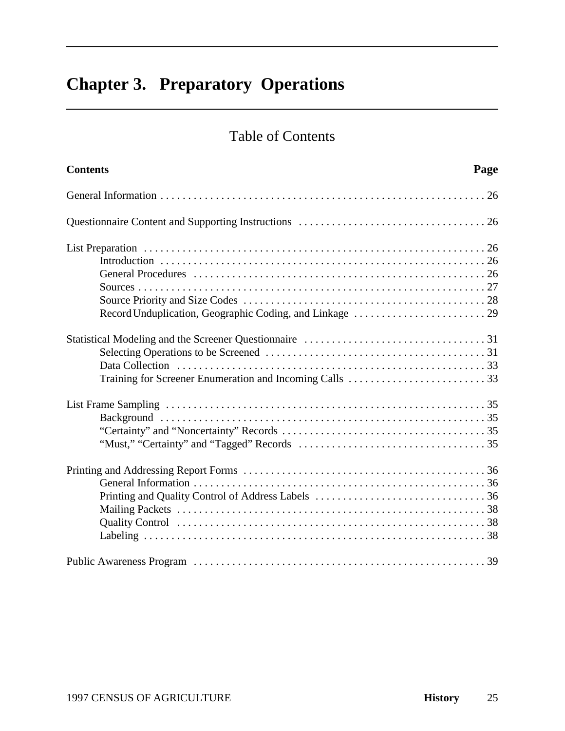# Chapter 3. Preparatory Operations

## Table of Contents

| Contents | Page |
|---|---|
| General Information | 26 |
| Questionnaire Content and Supporting Instructions | 26 |
| List Preparation | 26 |
| Introduction | 26 |
| General Procedures | 26 |
| Sources | 27 |
| Source Priority and Size Codes | 28 |
| Record Unduplication, Geographic Coding, and Linkage | 29 |
| Statistical Modeling and the Screener Questionnaire | 31 |
| Selecting Operations to be Screened | 31 |
| Data Collection | 33 |
| Training for Screener Enumeration and Incoming Calls | 33 |
| List Frame Sampling | 35 |
| Background | 35 |
| "Certainty" and "Noncertainty" Records | 35 |
| "Must," "Certainty" and "Tagged" Records | 35 |
| Printing and Addressing Report Forms | 36 |
| General Information | 36 |
| Printing and Quality Control of Address Labels | 36 |
| Mailing Packets | 38 |
| Quality Control | 38 |
| Labeling | 38 |
| Public Awareness Program | 39 |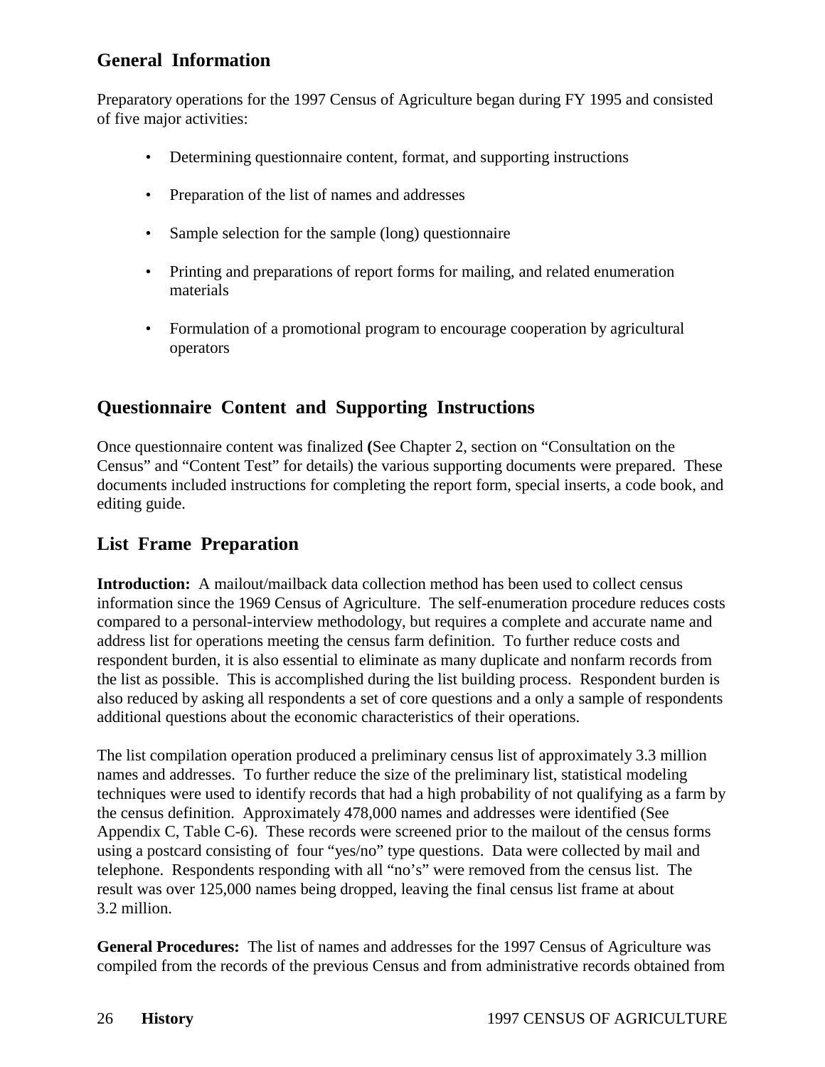## General Information

Preparatory operations for the 1997 Census of Agriculture began during FY 1995 and consisted of five major activities:

- Determining questionnaire content, format, and supporting instructions
- Preparation of the list of names and addresses
- Sample selection for the sample (long) questionnaire
- Printing and preparations of report forms for mailing, and related enumeration materials
- Formulation of a promotional program to encourage cooperation by agricultural operators

## Questionnaire Content and Supporting Instructions

Once questionnaire content was finalized **(**See Chapter 2, section on "Consultation on the Census" and "Content Test" for details) the various supporting documents were prepared. These documents included instructions for completing the report form, special inserts, a code book, and editing guide.

## List Frame Preparation

**Introduction:** A mailout/mailback data collection method has been used to collect census information since the 1969 Census of Agriculture. The self-enumeration procedure reduces costs compared to a personal-interview methodology, but requires a complete and accurate name and address list for operations meeting the census farm definition. To further reduce costs and respondent burden, it is also essential to eliminate as many duplicate and nonfarm records from the list as possible. This is accomplished during the list building process. Respondent burden is also reduced by asking all respondents a set of core questions and a only a sample of respondents additional questions about the economic characteristics of their operations.

The list compilation operation produced a preliminary census list of approximately 3.3 million names and addresses. To further reduce the size of the preliminary list, statistical modeling techniques were used to identify records that had a high probability of not qualifying as a farm by the census definition. Approximately 478,000 names and addresses were identified (See Appendix C, Table C-6). These records were screened prior to the mailout of the census forms using a postcard consisting of four "yes/no" type questions. Data were collected by mail and telephone. Respondents responding with all "no's" were removed from the census list. The result was over 125,000 names being dropped, leaving the final census list frame at about 3.2 million.

**General Procedures:** The list of names and addresses for the 1997 Census of Agriculture was compiled from the records of the previous Census and from administrative records obtained from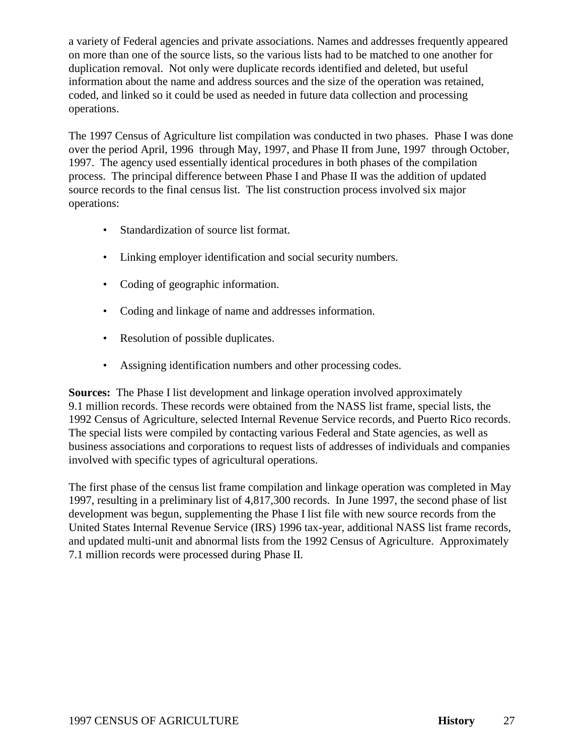a variety of Federal agencies and private associations. Names and addresses frequently appeared on more than one of the source lists, so the various lists had to be matched to one another for duplication removal. Not only were duplicate records identified and deleted, but useful information about the name and address sources and the size of the operation was retained, coded, and linked so it could be used as needed in future data collection and processing operations.

The 1997 Census of Agriculture list compilation was conducted in two phases. Phase I was done over the period April, 1996 through May, 1997, and Phase II from June, 1997 through October, 1997. The agency used essentially identical procedures in both phases of the compilation process. The principal difference between Phase I and Phase II was the addition of updated source records to the final census list. The list construction process involved six major operations:

- Standardization of source list format.
- Linking employer identification and social security numbers.
- Coding of geographic information.
- Coding and linkage of name and addresses information.
- Resolution of possible duplicates.
- Assigning identification numbers and other processing codes.

**Sources:** The Phase I list development and linkage operation involved approximately 9.1 million records. These records were obtained from the NASS list frame, special lists, the 1992 Census of Agriculture, selected Internal Revenue Service records, and Puerto Rico records. The special lists were compiled by contacting various Federal and State agencies, as well as business associations and corporations to request lists of addresses of individuals and companies involved with specific types of agricultural operations.

The first phase of the census list frame compilation and linkage operation was completed in May 1997, resulting in a preliminary list of 4,817,300 records. In June 1997, the second phase of list development was begun, supplementing the Phase I list file with new source records from the United States Internal Revenue Service (IRS) 1996 tax-year, additional NASS list frame records, and updated multi-unit and abnormal lists from the 1992 Census of Agriculture. Approximately 7.1 million records were processed during Phase II.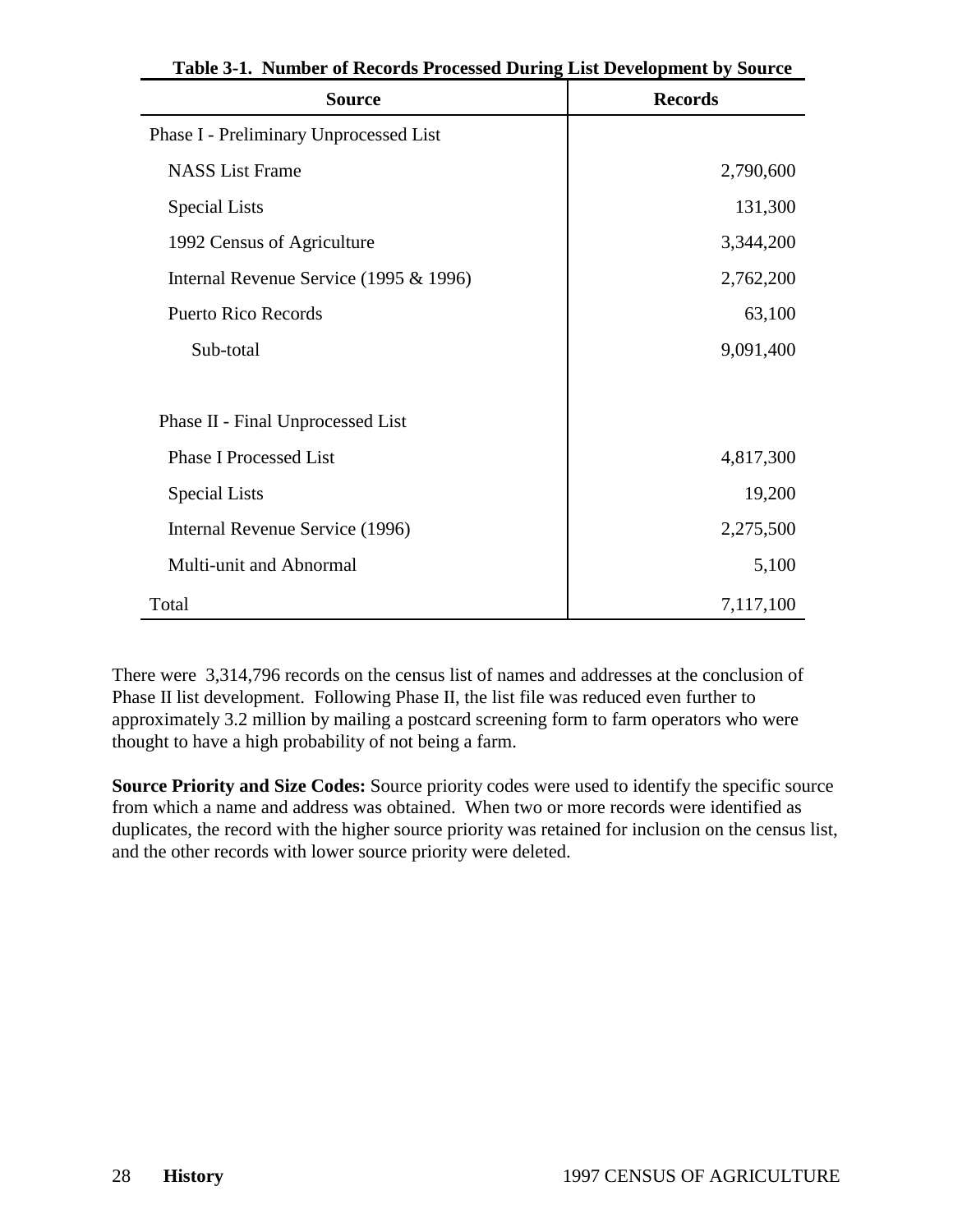**Table 3-1. Number of Records Processed During List Development by Source**

| Source | Records |
|---|---|
| Phase I - Preliminary Unprocessed List | |
| NASS List Frame | 2,790,600 |
| Special Lists | 131,300 |
| 1992 Census of Agriculture | 3,344,200 |
| Internal Revenue Service (1995 & 1996) | 2,762,200 |
| Puerto Rico Records | 63,100 |
| Sub-total | 9,091,400 |
| | |
| Phase II - Final Unprocessed List | |
| Phase I Processed List | 4,817,300 |
| Special Lists | 19,200 |
| Internal Revenue Service (1996) | 2,275,500 |
| Multi-unit and Abnormal | 5,100 |
| Total | 7,117,100 |

There were 3,314,796 records on the census list of names and addresses at the conclusion of Phase II list development. Following Phase II, the list file was reduced even further to approximately 3.2 million by mailing a postcard screening form to farm operators who were thought to have a high probability of not being a farm.

**Source Priority and Size Codes:** Source priority codes were used to identify the specific source from which a name and address was obtained. When two or more records were identified as duplicates, the record with the higher source priority was retained for inclusion on the census list, and the other records with lower source priority were deleted.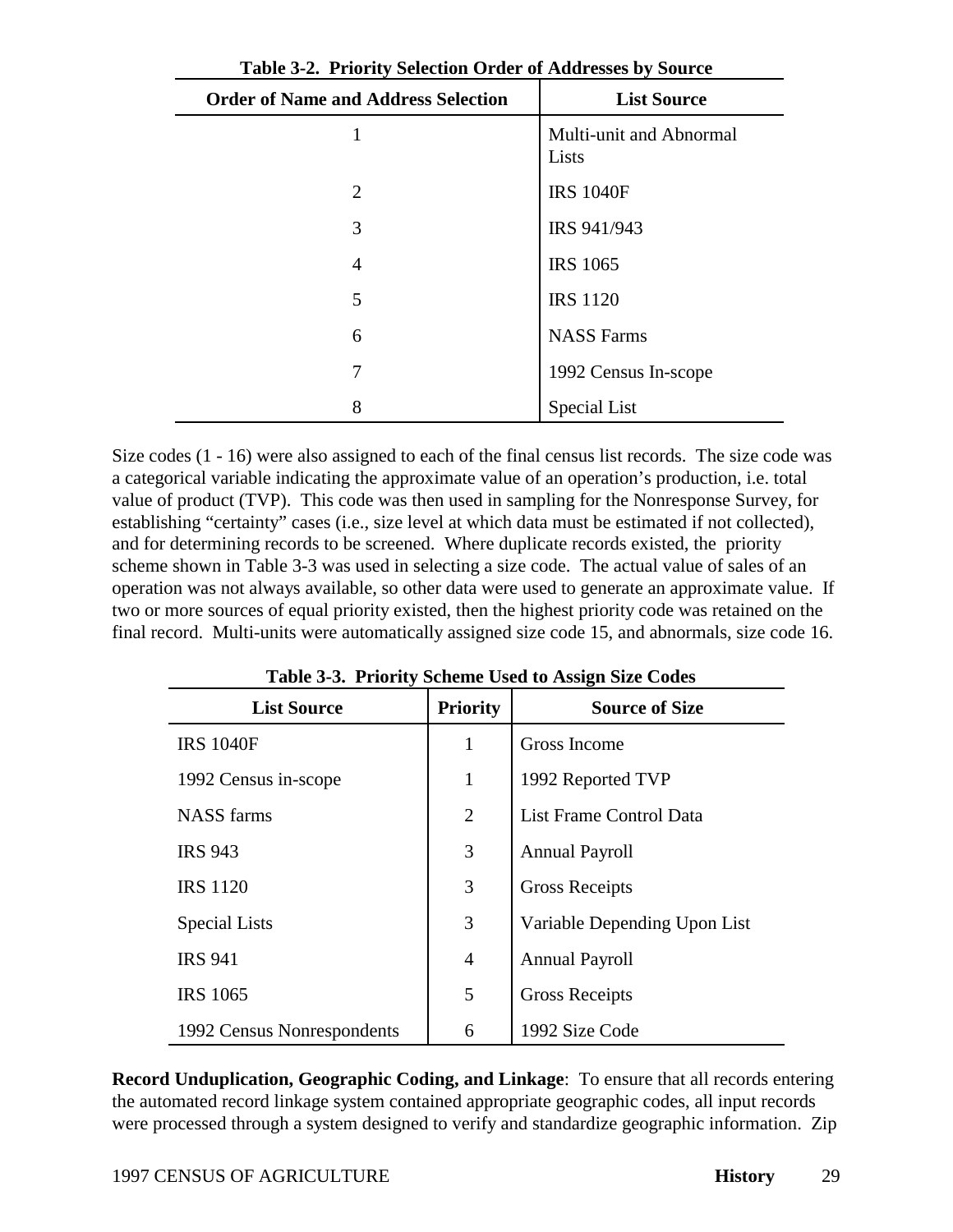**Table 3-2. Priority Selection Order of Addresses by Source**

| Order of Name and Address Selection | List Source |
|---|---|
| 1 | Multi-unit and Abnormal Lists |
| 2 | IRS 1040F |
| 3 | IRS 941/943 |
| 4 | IRS 1065 |
| 5 | IRS 1120 |
| 6 | NASS Farms |
| 7 | 1992 Census In-scope |
| 8 | Special List |

Size codes (1 - 16) were also assigned to each of the final census list records. The size code was a categorical variable indicating the approximate value of an operation's production, i.e. total value of product (TVP). This code was then used in sampling for the Nonresponse Survey, for establishing "certainty" cases (i.e., size level at which data must be estimated if not collected), and for determining records to be screened. Where duplicate records existed, the priority scheme shown in Table 3-3 was used in selecting a size code. The actual value of sales of an operation was not always available, so other data were used to generate an approximate value. If two or more sources of equal priority existed, then the highest priority code was retained on the final record. Multi-units were automatically assigned size code 15, and abnormals, size code 16.

**Table 3-3. Priority Scheme Used to Assign Size Codes**

| List Source | Priority | Source of Size |
|---|---|---|
| IRS 1040F | 1 | Gross Income |
| 1992 Census in-scope | 1 | 1992 Reported TVP |
| NASS farms | 2 | List Frame Control Data |
| IRS 943 | 3 | Annual Payroll |
| IRS 1120 | 3 | Gross Receipts |
| Special Lists | 3 | Variable Depending Upon List |
| IRS 941 | 4 | Annual Payroll |
| IRS 1065 | 5 | Gross Receipts |
| 1992 Census Nonrespondents | 6 | 1992 Size Code |

**Record Unduplication, Geographic Coding, and Linkage**: To ensure that all records entering the automated record linkage system contained appropriate geographic codes, all input records were processed through a system designed to verify and standardize geographic information. Zip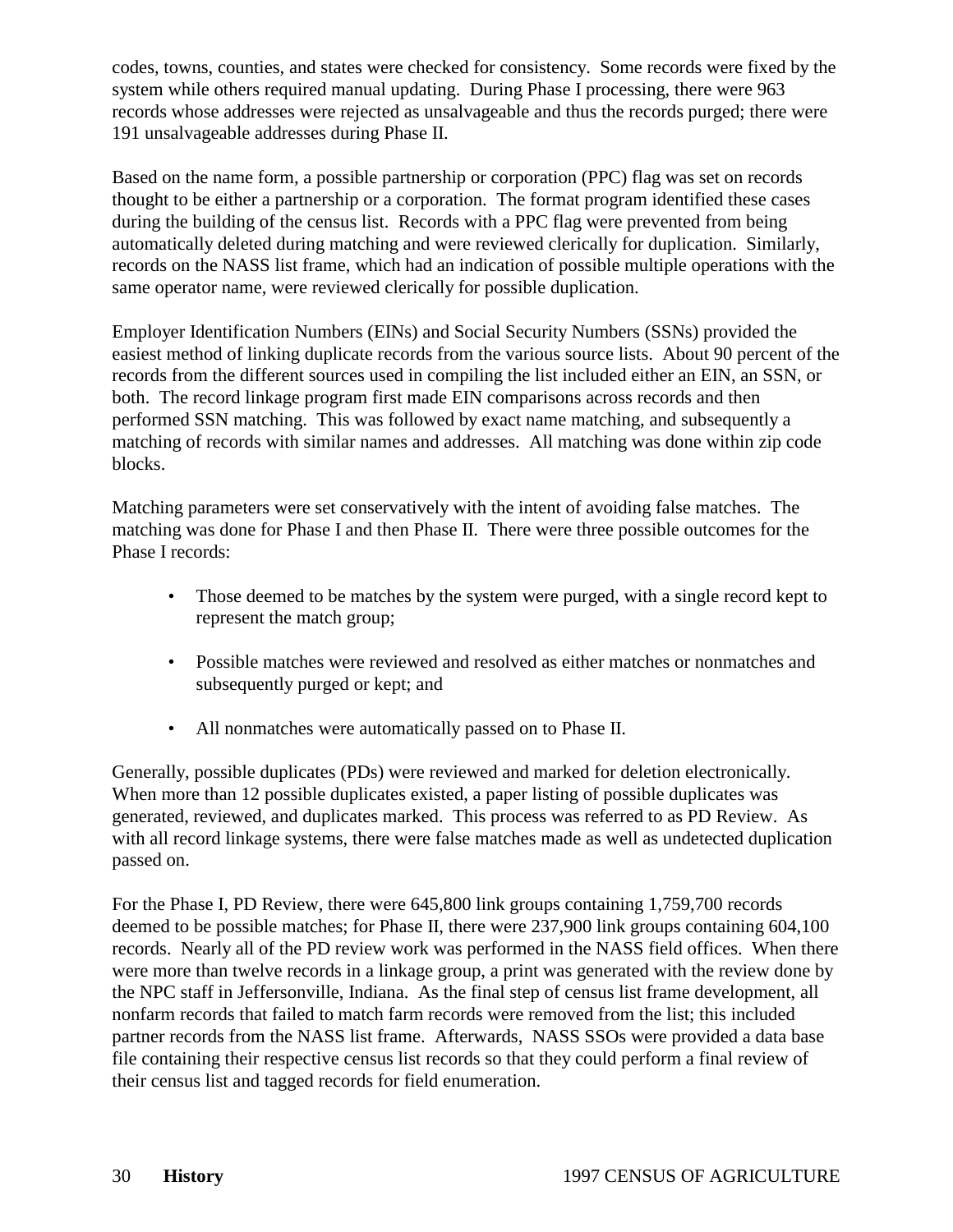codes, towns, counties, and states were checked for consistency. Some records were fixed by the system while others required manual updating. During Phase I processing, there were 963 records whose addresses were rejected as unsalvageable and thus the records purged; there were 191 unsalvageable addresses during Phase II.

Based on the name form, a possible partnership or corporation (PPC) flag was set on records thought to be either a partnership or a corporation. The format program identified these cases during the building of the census list. Records with a PPC flag were prevented from being automatically deleted during matching and were reviewed clerically for duplication. Similarly, records on the NASS list frame, which had an indication of possible multiple operations with the same operator name, were reviewed clerically for possible duplication.

Employer Identification Numbers (EINs) and Social Security Numbers (SSNs) provided the easiest method of linking duplicate records from the various source lists. About 90 percent of the records from the different sources used in compiling the list included either an EIN, an SSN, or both. The record linkage program first made EIN comparisons across records and then performed SSN matching. This was followed by exact name matching, and subsequently a matching of records with similar names and addresses. All matching was done within zip code blocks.

Matching parameters were set conservatively with the intent of avoiding false matches. The matching was done for Phase I and then Phase II. There were three possible outcomes for the Phase I records:

- Those deemed to be matches by the system were purged, with a single record kept to represent the match group;
- Possible matches were reviewed and resolved as either matches or nonmatches and subsequently purged or kept; and
- All nonmatches were automatically passed on to Phase II.

Generally, possible duplicates (PDs) were reviewed and marked for deletion electronically. When more than 12 possible duplicates existed, a paper listing of possible duplicates was generated, reviewed, and duplicates marked. This process was referred to as PD Review. As with all record linkage systems, there were false matches made as well as undetected duplication passed on.

For the Phase I, PD Review, there were 645,800 link groups containing 1,759,700 records deemed to be possible matches; for Phase II, there were 237,900 link groups containing 604,100 records. Nearly all of the PD review work was performed in the NASS field offices. When there were more than twelve records in a linkage group, a print was generated with the review done by the NPC staff in Jeffersonville, Indiana. As the final step of census list frame development, all nonfarm records that failed to match farm records were removed from the list; this included partner records from the NASS list frame. Afterwards, NASS SSOs were provided a data base file containing their respective census list records so that they could perform a final review of their census list and tagged records for field enumeration.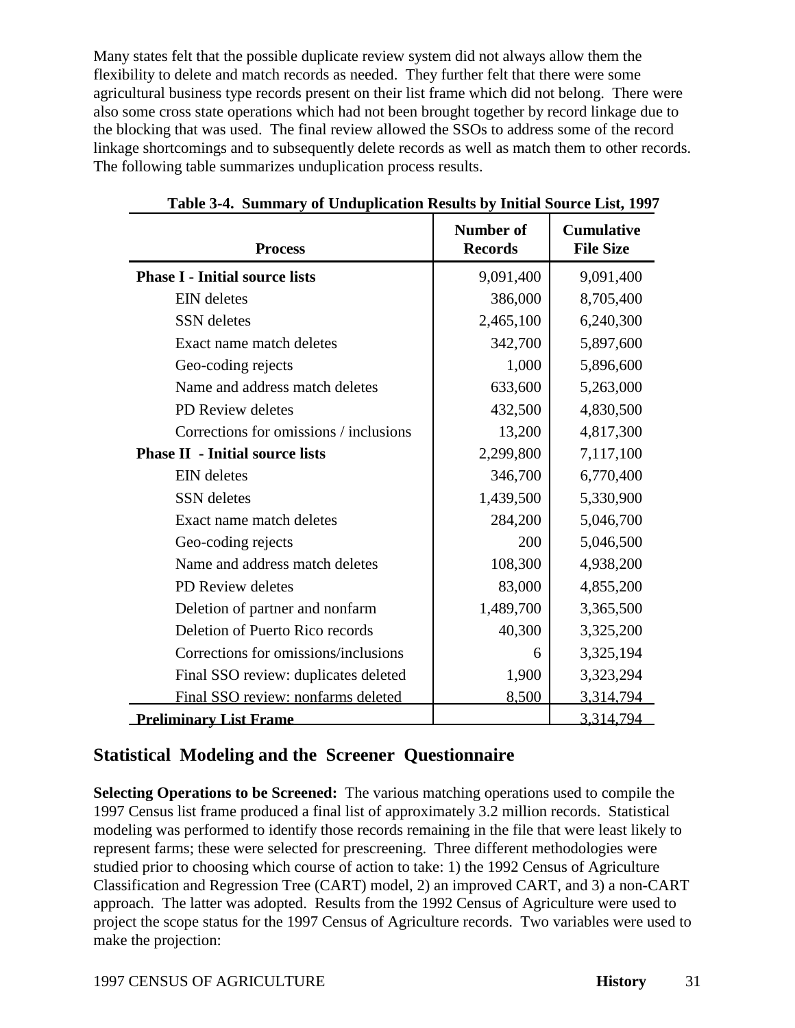Many states felt that the possible duplicate review system did not always allow them the flexibility to delete and match records as needed. They further felt that there were some agricultural business type records present on their list frame which did not belong. There were also some cross state operations which had not been brought together by record linkage due to the blocking that was used. The final review allowed the SSOs to address some of the record linkage shortcomings and to subsequently delete records as well as match them to other records. The following table summarizes unduplication process results.

**Table 3-4. Summary of Unduplication Results by Initial Source List, 1997**

| Process | Number of Records | Cumulative File Size |
|---|---|---|
| **Phase I - Initial source lists** | 9,091,400 | 9,091,400 |
| EIN deletes | 386,000 | 8,705,400 |
| SSN deletes | 2,465,100 | 6,240,300 |
| Exact name match deletes | 342,700 | 5,897,600 |
| Geo-coding rejects | 1,000 | 5,896,600 |
| Name and address match deletes | 633,600 | 5,263,000 |
| PD Review deletes | 432,500 | 4,830,500 |
| Corrections for omissions / inclusions | 13,200 | 4,817,300 |
| **Phase II - Initial source lists** | 2,299,800 | 7,117,100 |
| EIN deletes | 346,700 | 6,770,400 |
| SSN deletes | 1,439,500 | 5,330,900 |
| Exact name match deletes | 284,200 | 5,046,700 |
| Geo-coding rejects | 200 | 5,046,500 |
| Name and address match deletes | 108,300 | 4,938,200 |
| PD Review deletes | 83,000 | 4,855,200 |
| Deletion of partner and nonfarm | 1,489,700 | 3,365,500 |
| Deletion of Puerto Rico records | 40,300 | 3,325,200 |
| Corrections for omissions/inclusions | 6 | 3,325,194 |
| Final SSO review: duplicates deleted | 1,900 | 3,323,294 |
| Final SSO review: nonfarms deleted | 8,500 | 3,314,794 |
| **Preliminary List Frame** | | 3,314,794 |

## Statistical Modeling and the Screener Questionnaire

**Selecting Operations to be Screened:** The various matching operations used to compile the 1997 Census list frame produced a final list of approximately 3.2 million records. Statistical modeling was performed to identify those records remaining in the file that were least likely to represent farms; these were selected for prescreening. Three different methodologies were studied prior to choosing which course of action to take: 1) the 1992 Census of Agriculture Classification and Regression Tree (CART) model, 2) an improved CART, and 3) a non-CART approach. The latter was adopted. Results from the 1992 Census of Agriculture were used to project the scope status for the 1997 Census of Agriculture records. Two variables were used to make the projection: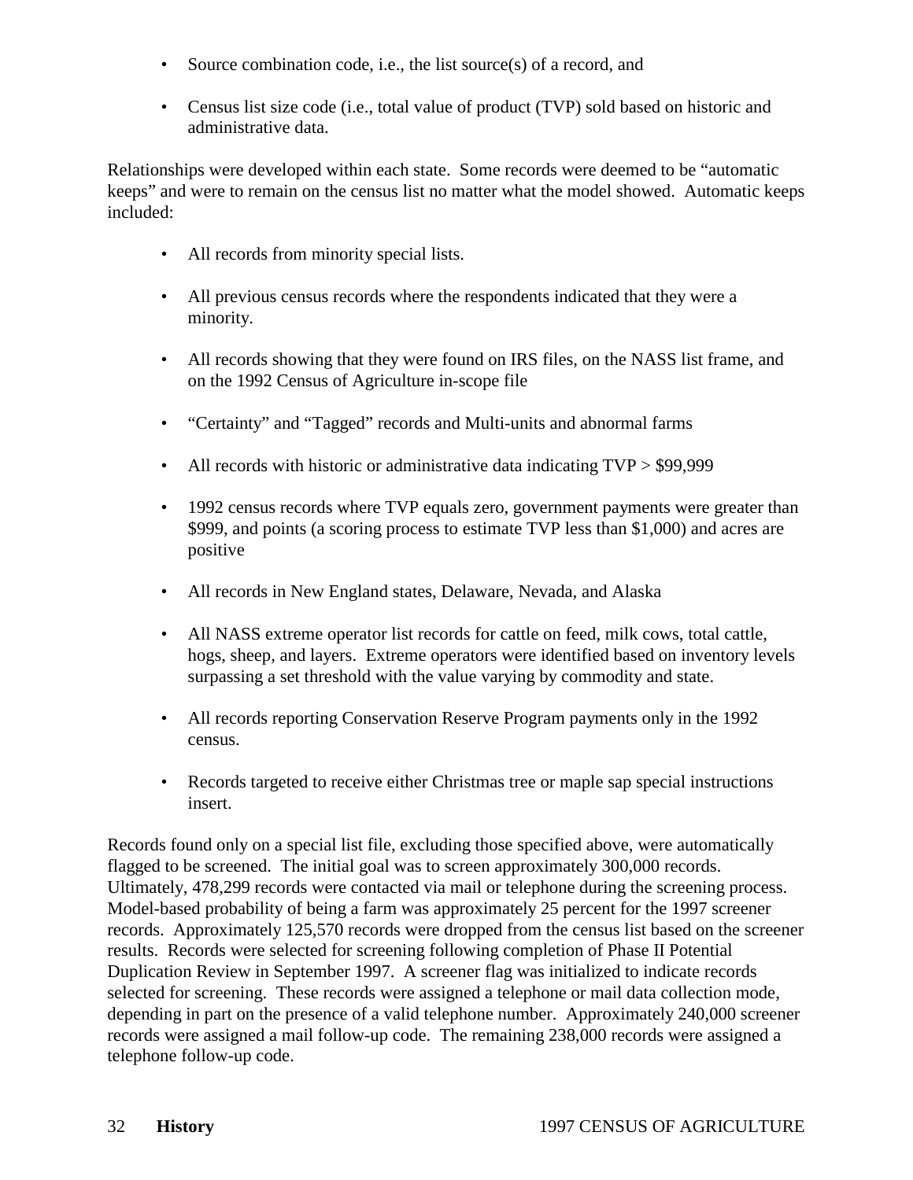- Source combination code, i.e., the list source(s) of a record, and

- Census list size code (i.e., total value of product (TVP) sold based on historic and administrative data.

Relationships were developed within each state. Some records were deemed to be "automatic keeps" and were to remain on the census list no matter what the model showed. Automatic keeps included:

- All records from minority special lists.

- All previous census records where the respondents indicated that they were a minority.

- All records showing that they were found on IRS files, on the NASS list frame, and on the 1992 Census of Agriculture in-scope file

- "Certainty" and "Tagged" records and Multi-units and abnormal farms

- All records with historic or administrative data indicating TVP > $99,999

- 1992 census records where TVP equals zero, government payments were greater than $999, and points (a scoring process to estimate TVP less than $1,000) and acres are positive

- All records in New England states, Delaware, Nevada, and Alaska

- All NASS extreme operator list records for cattle on feed, milk cows, total cattle, hogs, sheep, and layers. Extreme operators were identified based on inventory levels surpassing a set threshold with the value varying by commodity and state.

- All records reporting Conservation Reserve Program payments only in the 1992 census.

- Records targeted to receive either Christmas tree or maple sap special instructions insert.

Records found only on a special list file, excluding those specified above, were automatically flagged to be screened. The initial goal was to screen approximately 300,000 records. Ultimately, 478,299 records were contacted via mail or telephone during the screening process. Model-based probability of being a farm was approximately 25 percent for the 1997 screener records. Approximately 125,570 records were dropped from the census list based on the screener results. Records were selected for screening following completion of Phase II Potential Duplication Review in September 1997. A screener flag was initialized to indicate records selected for screening. These records were assigned a telephone or mail data collection mode, depending in part on the presence of a valid telephone number. Approximately 240,000 screener records were assigned a mail follow-up code. The remaining 238,000 records were assigned a telephone follow-up code.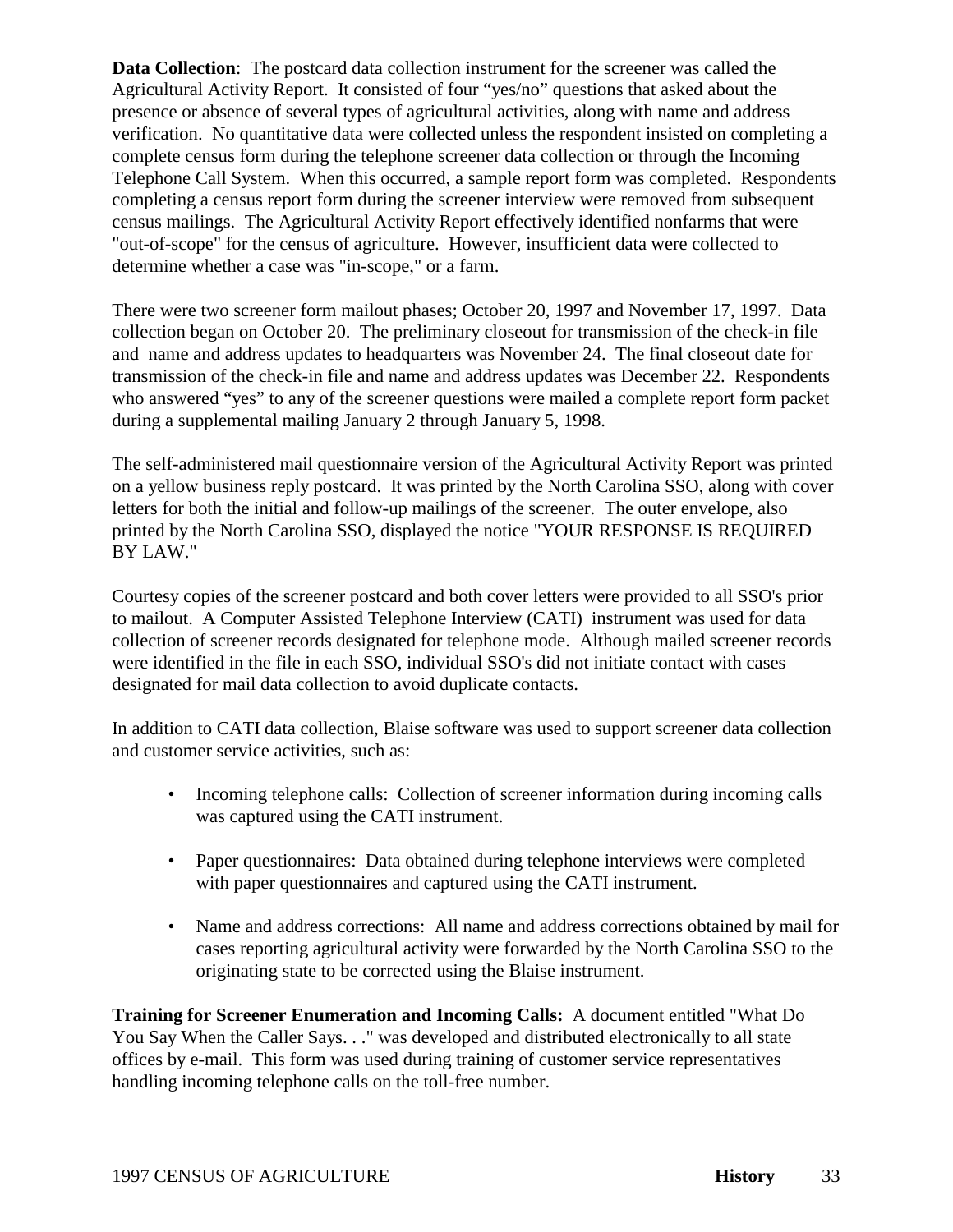**Data Collection**: The postcard data collection instrument for the screener was called the Agricultural Activity Report. It consisted of four "yes/no" questions that asked about the presence or absence of several types of agricultural activities, along with name and address verification. No quantitative data were collected unless the respondent insisted on completing a complete census form during the telephone screener data collection or through the Incoming Telephone Call System. When this occurred, a sample report form was completed. Respondents completing a census report form during the screener interview were removed from subsequent census mailings. The Agricultural Activity Report effectively identified nonfarms that were "out-of-scope" for the census of agriculture. However, insufficient data were collected to determine whether a case was "in-scope," or a farm.

There were two screener form mailout phases; October 20, 1997 and November 17, 1997. Data collection began on October 20. The preliminary closeout for transmission of the check-in file and name and address updates to headquarters was November 24. The final closeout date for transmission of the check-in file and name and address updates was December 22. Respondents who answered "yes" to any of the screener questions were mailed a complete report form packet during a supplemental mailing January 2 through January 5, 1998.

The self-administered mail questionnaire version of the Agricultural Activity Report was printed on a yellow business reply postcard. It was printed by the North Carolina SSO, along with cover letters for both the initial and follow-up mailings of the screener. The outer envelope, also printed by the North Carolina SSO, displayed the notice "YOUR RESPONSE IS REQUIRED BY LAW."

Courtesy copies of the screener postcard and both cover letters were provided to all SSO's prior to mailout. A Computer Assisted Telephone Interview (CATI) instrument was used for data collection of screener records designated for telephone mode. Although mailed screener records were identified in the file in each SSO, individual SSO's did not initiate contact with cases designated for mail data collection to avoid duplicate contacts.

In addition to CATI data collection, Blaise software was used to support screener data collection and customer service activities, such as:

- Incoming telephone calls: Collection of screener information during incoming calls was captured using the CATI instrument.
- Paper questionnaires: Data obtained during telephone interviews were completed with paper questionnaires and captured using the CATI instrument.
- Name and address corrections: All name and address corrections obtained by mail for cases reporting agricultural activity were forwarded by the North Carolina SSO to the originating state to be corrected using the Blaise instrument.

**Training for Screener Enumeration and Incoming Calls:** A document entitled "What Do You Say When the Caller Says. . ." was developed and distributed electronically to all state offices by e-mail. This form was used during training of customer service representatives handling incoming telephone calls on the toll-free number.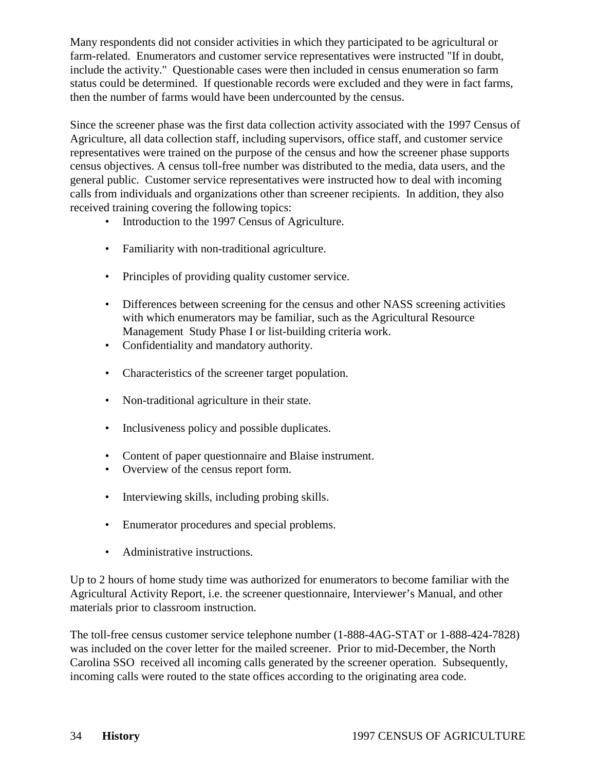Many respondents did not consider activities in which they participated to be agricultural or farm-related. Enumerators and customer service representatives were instructed "If in doubt, include the activity." Questionable cases were then included in census enumeration so farm status could be determined. If questionable records were excluded and they were in fact farms, then the number of farms would have been undercounted by the census.

Since the screener phase was the first data collection activity associated with the 1997 Census of Agriculture, all data collection staff, including supervisors, office staff, and customer service representatives were trained on the purpose of the census and how the screener phase supports census objectives. A census toll-free number was distributed to the media, data users, and the general public. Customer service representatives were instructed how to deal with incoming calls from individuals and organizations other than screener recipients. In addition, they also received training covering the following topics:

- Introduction to the 1997 Census of Agriculture.
- Familiarity with non-traditional agriculture.
- Principles of providing quality customer service.
- Differences between screening for the census and other NASS screening activities with which enumerators may be familiar, such as the Agricultural Resource Management Study Phase I or list-building criteria work.
- Confidentiality and mandatory authority.
- Characteristics of the screener target population.
- Non-traditional agriculture in their state.
- Inclusiveness policy and possible duplicates.
- Content of paper questionnaire and Blaise instrument.
- Overview of the census report form.
- Interviewing skills, including probing skills.
- Enumerator procedures and special problems.
- Administrative instructions.

Up to 2 hours of home study time was authorized for enumerators to become familiar with the Agricultural Activity Report, i.e. the screener questionnaire, Interviewer's Manual, and other materials prior to classroom instruction.

The toll-free census customer service telephone number (1-888-4AG-STAT or 1-888-424-7828) was included on the cover letter for the mailed screener. Prior to mid-December, the North Carolina SSO received all incoming calls generated by the screener operation. Subsequently, incoming calls were routed to the state offices according to the originating area code.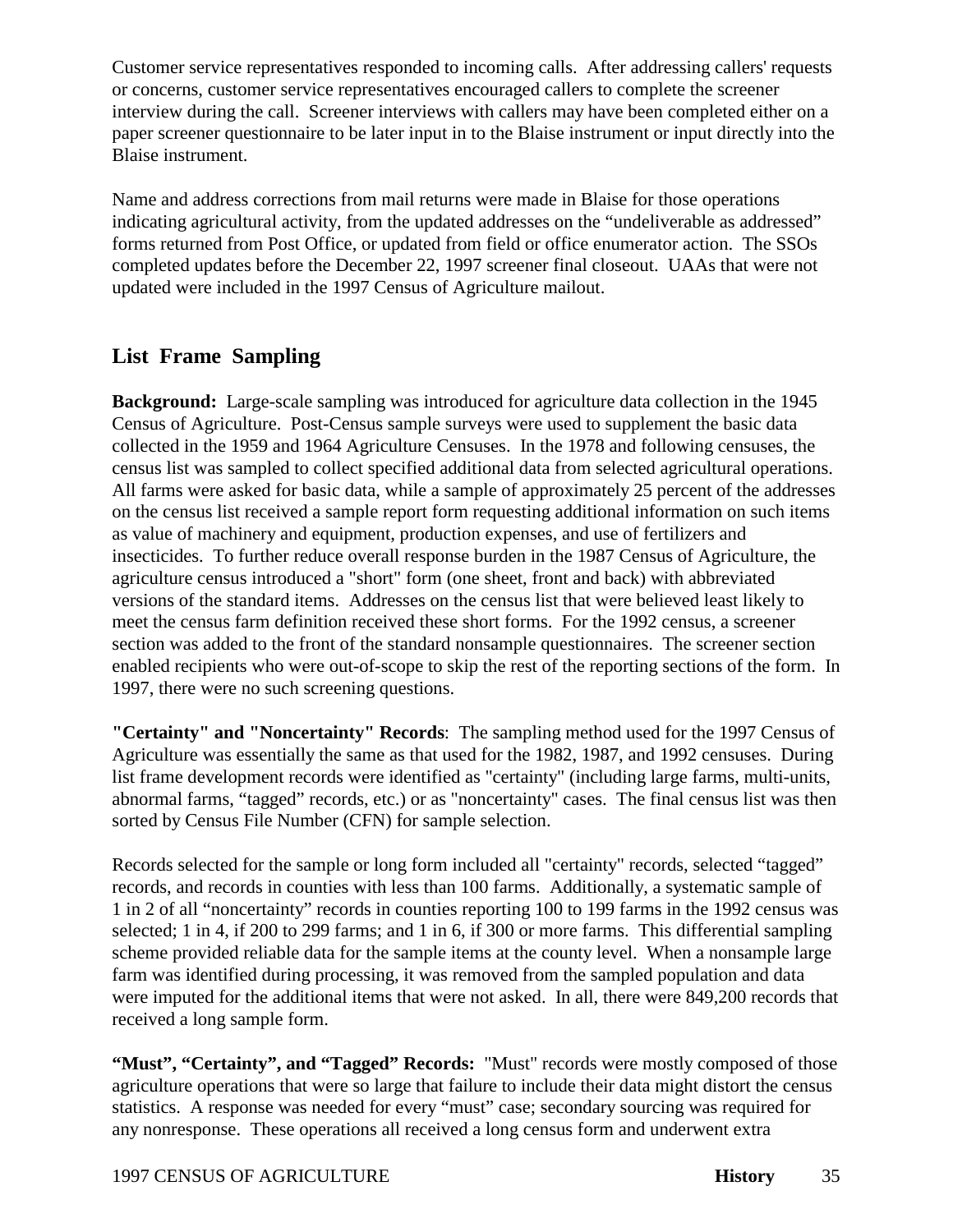Customer service representatives responded to incoming calls. After addressing callers' requests or concerns, customer service representatives encouraged callers to complete the screener interview during the call. Screener interviews with callers may have been completed either on a paper screener questionnaire to be later input in to the Blaise instrument or input directly into the Blaise instrument.

Name and address corrections from mail returns were made in Blaise for those operations indicating agricultural activity, from the updated addresses on the “undeliverable as addressed” forms returned from Post Office, or updated from field or office enumerator action. The SSOs completed updates before the December 22, 1997 screener final closeout. UAAs that were not updated were included in the 1997 Census of Agriculture mailout.

## List Frame Sampling

**Background:** Large-scale sampling was introduced for agriculture data collection in the 1945 Census of Agriculture. Post-Census sample surveys were used to supplement the basic data collected in the 1959 and 1964 Agriculture Censuses. In the 1978 and following censuses, the census list was sampled to collect specified additional data from selected agricultural operations. All farms were asked for basic data, while a sample of approximately 25 percent of the addresses on the census list received a sample report form requesting additional information on such items as value of machinery and equipment, production expenses, and use of fertilizers and insecticides. To further reduce overall response burden in the 1987 Census of Agriculture, the agriculture census introduced a "short" form (one sheet, front and back) with abbreviated versions of the standard items. Addresses on the census list that were believed least likely to meet the census farm definition received these short forms. For the 1992 census, a screener section was added to the front of the standard nonsample questionnaires. The screener section enabled recipients who were out-of-scope to skip the rest of the reporting sections of the form. In 1997, there were no such screening questions.

**"Certainty" and "Noncertainty" Records**: The sampling method used for the 1997 Census of Agriculture was essentially the same as that used for the 1982, 1987, and 1992 censuses. During list frame development records were identified as "certainty" (including large farms, multi-units, abnormal farms, “tagged” records, etc.) or as "noncertainty" cases. The final census list was then sorted by Census File Number (CFN) for sample selection.

Records selected for the sample or long form included all "certainty" records, selected “tagged” records, and records in counties with less than 100 farms. Additionally, a systematic sample of 1 in 2 of all “noncertainty” records in counties reporting 100 to 199 farms in the 1992 census was selected; 1 in 4, if 200 to 299 farms; and 1 in 6, if 300 or more farms. This differential sampling scheme provided reliable data for the sample items at the county level. When a nonsample large farm was identified during processing, it was removed from the sampled population and data were imputed for the additional items that were not asked. In all, there were 849,200 records that received a long sample form.

**“Must”, “Certainty”, and “Tagged” Records:** "Must" records were mostly composed of those agriculture operations that were so large that failure to include their data might distort the census statistics. A response was needed for every “must” case; secondary sourcing was required for any nonresponse. These operations all received a long census form and underwent extra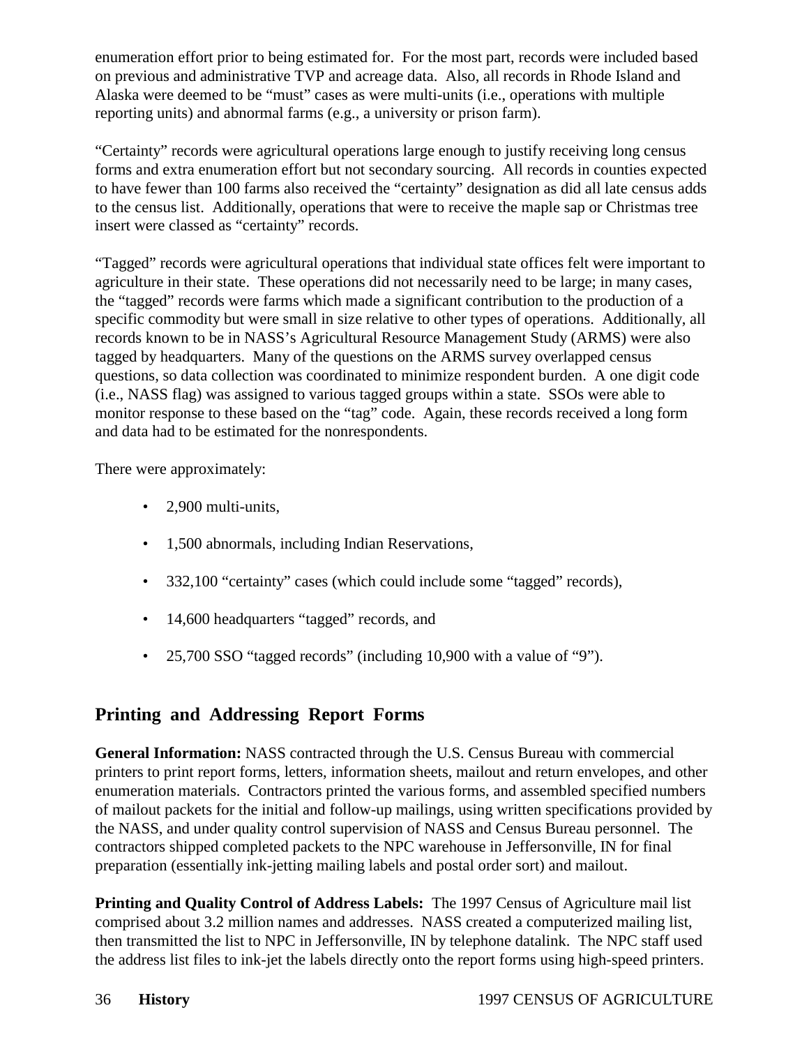enumeration effort prior to being estimated for. For the most part, records were included based on previous and administrative TVP and acreage data. Also, all records in Rhode Island and Alaska were deemed to be "must" cases as were multi-units (i.e., operations with multiple reporting units) and abnormal farms (e.g., a university or prison farm).

"Certainty" records were agricultural operations large enough to justify receiving long census forms and extra enumeration effort but not secondary sourcing. All records in counties expected to have fewer than 100 farms also received the "certainty" designation as did all late census adds to the census list. Additionally, operations that were to receive the maple sap or Christmas tree insert were classed as "certainty" records.

"Tagged" records were agricultural operations that individual state offices felt were important to agriculture in their state. These operations did not necessarily need to be large; in many cases, the "tagged" records were farms which made a significant contribution to the production of a specific commodity but were small in size relative to other types of operations. Additionally, all records known to be in NASS's Agricultural Resource Management Study (ARMS) were also tagged by headquarters. Many of the questions on the ARMS survey overlapped census questions, so data collection was coordinated to minimize respondent burden. A one digit code (i.e., NASS flag) was assigned to various tagged groups within a state. SSOs were able to monitor response to these based on the "tag" code. Again, these records received a long form and data had to be estimated for the nonrespondents.

There were approximately:

- 2,900 multi-units,
- 1,500 abnormals, including Indian Reservations,
- 332,100 "certainty" cases (which could include some "tagged" records),
- 14,600 headquarters "tagged" records, and
- 25,700 SSO "tagged records" (including 10,900 with a value of "9").

## Printing and Addressing Report Forms

**General Information:** NASS contracted through the U.S. Census Bureau with commercial printers to print report forms, letters, information sheets, mailout and return envelopes, and other enumeration materials. Contractors printed the various forms, and assembled specified numbers of mailout packets for the initial and follow-up mailings, using written specifications provided by the NASS, and under quality control supervision of NASS and Census Bureau personnel. The contractors shipped completed packets to the NPC warehouse in Jeffersonville, IN for final preparation (essentially ink-jetting mailing labels and postal order sort) and mailout.

**Printing and Quality Control of Address Labels:** The 1997 Census of Agriculture mail list comprised about 3.2 million names and addresses. NASS created a computerized mailing list, then transmitted the list to NPC in Jeffersonville, IN by telephone datalink. The NPC staff used the address list files to ink-jet the labels directly onto the report forms using high-speed printers.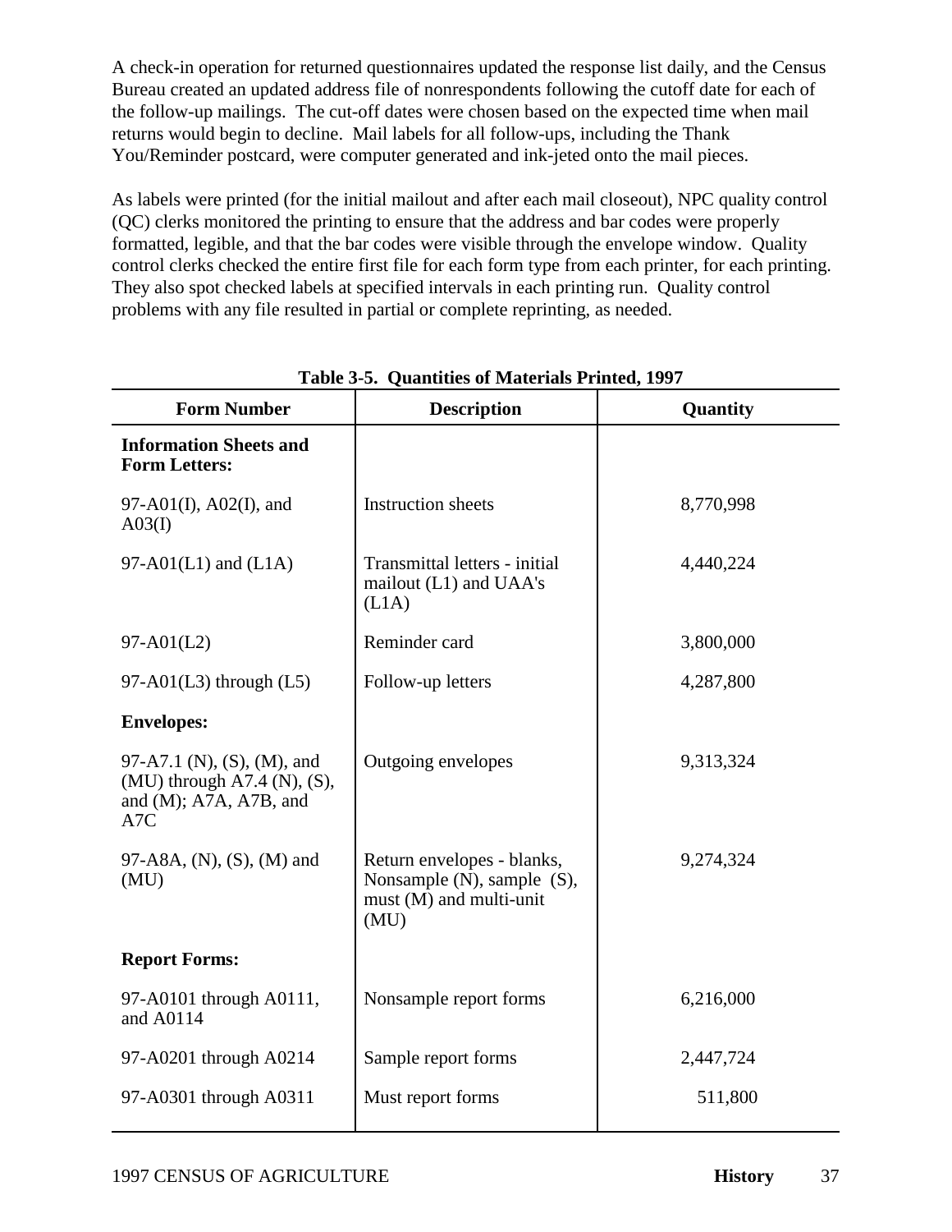A check-in operation for returned questionnaires updated the response list daily, and the Census Bureau created an updated address file of nonrespondents following the cutoff date for each of the follow-up mailings. The cut-off dates were chosen based on the expected time when mail returns would begin to decline. Mail labels for all follow-ups, including the Thank You/Reminder postcard, were computer generated and ink-jeted onto the mail pieces.

As labels were printed (for the initial mailout and after each mail closeout), NPC quality control (QC) clerks monitored the printing to ensure that the address and bar codes were properly formatted, legible, and that the bar codes were visible through the envelope window. Quality control clerks checked the entire first file for each form type from each printer, for each printing. They also spot checked labels at specified intervals in each printing run. Quality control problems with any file resulted in partial or complete reprinting, as needed.

**Table 3-5. Quantities of Materials Printed, 1997**

| Form Number | Description | Quantity |
|---|---|---|
| **Information Sheets and Form Letters:** | | |
| 97-A01(I), A02(I), and A03(I) | Instruction sheets | 8,770,998 |
| 97-A01(L1) and (L1A) | Transmittal letters - initial mailout (L1) and UAA's (L1A) | 4,440,224 |
| 97-A01(L2) | Reminder card | 3,800,000 |
| 97-A01(L3) through (L5) | Follow-up letters | 4,287,800 |
| **Envelopes:** | | |
| 97-A7.1 (N), (S), (M), and (MU) through A7.4 (N), (S), and (M); A7A, A7B, and A7C | Outgoing envelopes | 9,313,324 |
| 97-A8A, (N), (S), (M) and (MU) | Return envelopes - blanks, Nonsample (N), sample (S), must (M) and multi-unit (MU) | 9,274,324 |
| **Report Forms:** | | |
| 97-A0101 through A0111, and A0114 | Nonsample report forms | 6,216,000 |
| 97-A0201 through A0214 | Sample report forms | 2,447,724 |
| 97-A0301 through A0311 | Must report forms | 511,800 |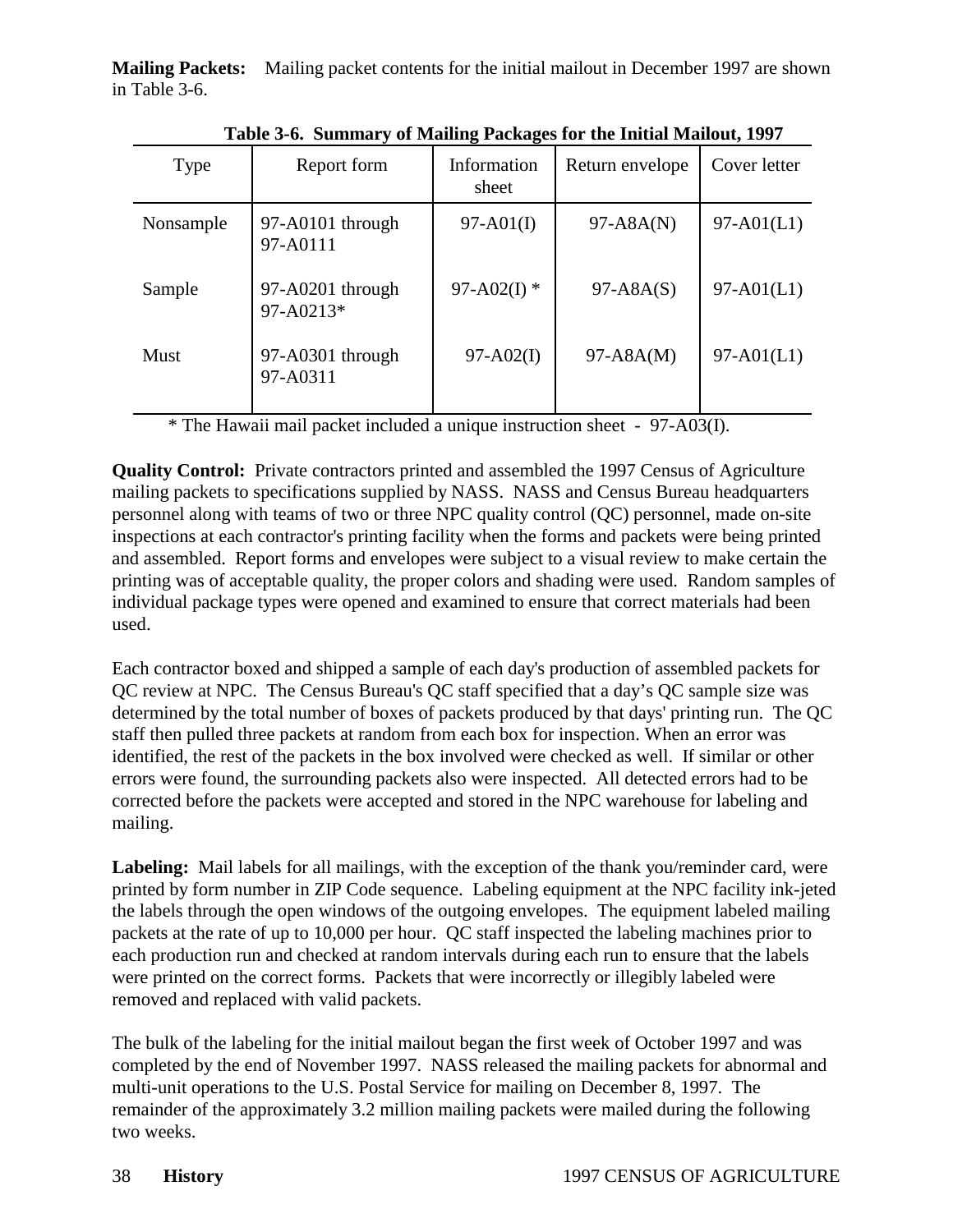**Mailing Packets:** Mailing packet contents for the initial mailout in December 1997 are shown in Table 3-6.

**Table 3-6. Summary of Mailing Packages for the Initial Mailout, 1997**

| Type | Report form | Information sheet | Return envelope | Cover letter |
|---|---|---|---|---|
| Nonsample | 97-A0101 through 97-A0111 | 97-A01(I) | 97-A8A(N) | 97-A01(L1) |
| Sample | 97-A0201 through 97-A0213* | 97-A02(I) * | 97-A8A(S) | 97-A01(L1) |
| Must | 97-A0301 through 97-A0311 | 97-A02(I) | 97-A8A(M) | 97-A01(L1) |

\* The Hawaii mail packet included a unique instruction sheet - 97-A03(I).

**Quality Control:** Private contractors printed and assembled the 1997 Census of Agriculture mailing packets to specifications supplied by NASS. NASS and Census Bureau headquarters personnel along with teams of two or three NPC quality control (QC) personnel, made on-site inspections at each contractor's printing facility when the forms and packets were being printed and assembled. Report forms and envelopes were subject to a visual review to make certain the printing was of acceptable quality, the proper colors and shading were used. Random samples of individual package types were opened and examined to ensure that correct materials had been used.

Each contractor boxed and shipped a sample of each day's production of assembled packets for QC review at NPC. The Census Bureau's QC staff specified that a day's QC sample size was determined by the total number of boxes of packets produced by that days' printing run. The QC staff then pulled three packets at random from each box for inspection. When an error was identified, the rest of the packets in the box involved were checked as well. If similar or other errors were found, the surrounding packets also were inspected. All detected errors had to be corrected before the packets were accepted and stored in the NPC warehouse for labeling and mailing.

**Labeling:** Mail labels for all mailings, with the exception of the thank you/reminder card, were printed by form number in ZIP Code sequence. Labeling equipment at the NPC facility ink-jeted the labels through the open windows of the outgoing envelopes. The equipment labeled mailing packets at the rate of up to 10,000 per hour. QC staff inspected the labeling machines prior to each production run and checked at random intervals during each run to ensure that the labels were printed on the correct forms. Packets that were incorrectly or illegibly labeled were removed and replaced with valid packets.

The bulk of the labeling for the initial mailout began the first week of October 1997 and was completed by the end of November 1997. NASS released the mailing packets for abnormal and multi-unit operations to the U.S. Postal Service for mailing on December 8, 1997. The remainder of the approximately 3.2 million mailing packets were mailed during the following two weeks.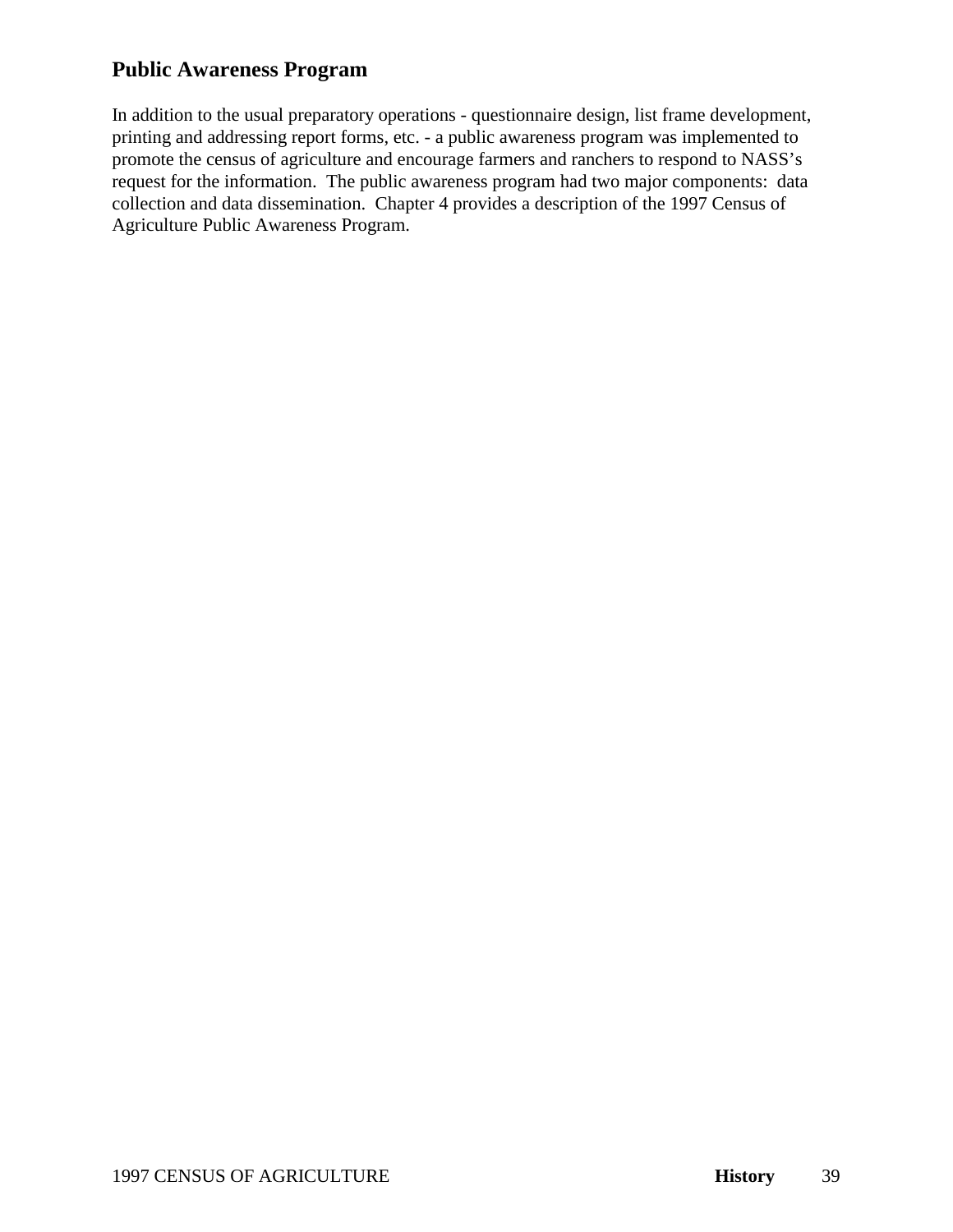## Public Awareness Program

In addition to the usual preparatory operations - questionnaire design, list frame development, printing and addressing report forms, etc. - a public awareness program was implemented to promote the census of agriculture and encourage farmers and ranchers to respond to NASS's request for the information. The public awareness program had two major components: data collection and data dissemination. Chapter 4 provides a description of the 1997 Census of Agriculture Public Awareness Program.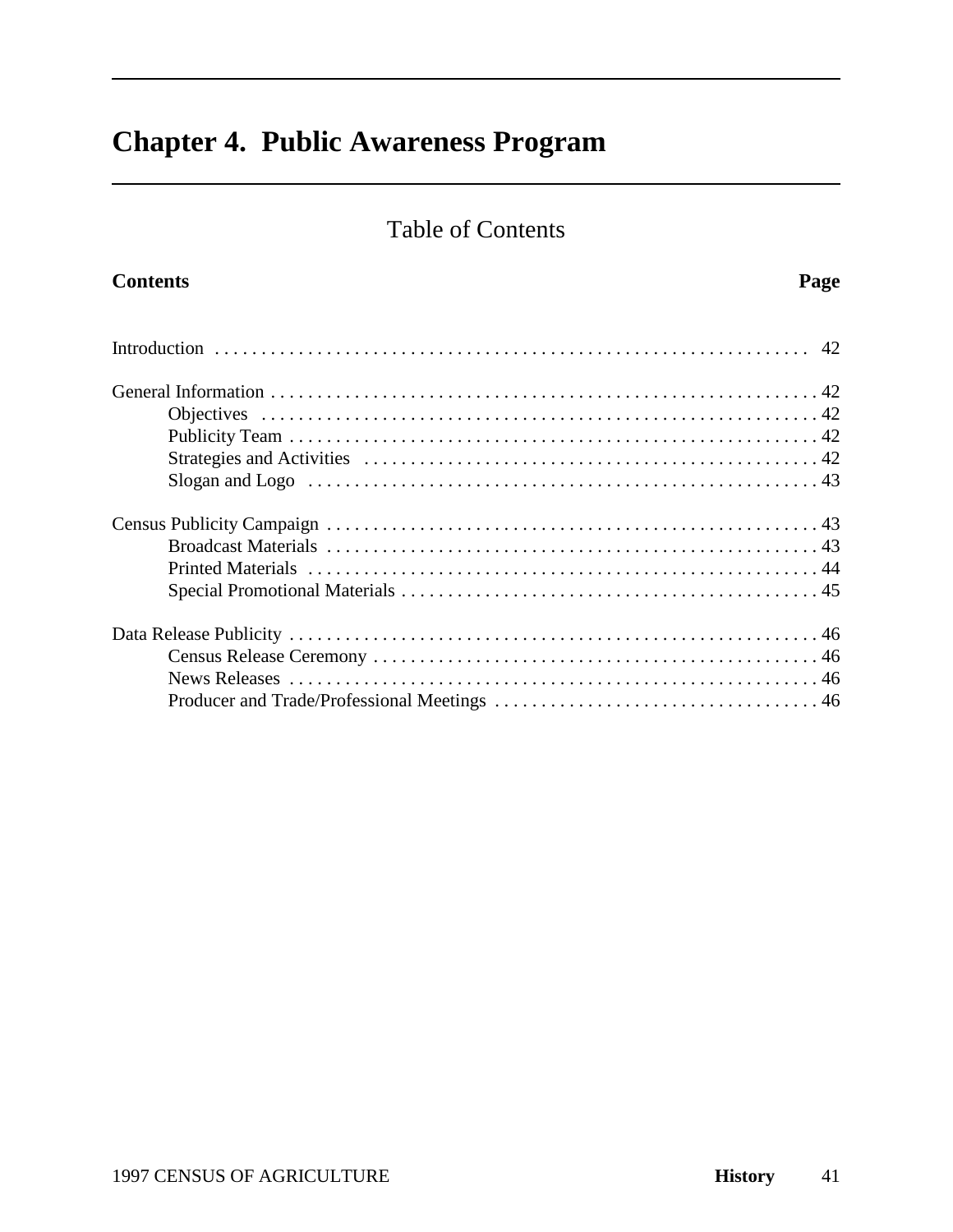# Chapter 4. Public Awareness Program

## Table of Contents

| Contents | Page |
|---|---|
| Introduction | 42 |
| General Information | 42 |
| Objectives | 42 |
| Publicity Team | 42 |
| Strategies and Activities | 42 |
| Slogan and Logo | 43 |
| Census Publicity Campaign | 43 |
| Broadcast Materials | 43 |
| Printed Materials | 44 |
| Special Promotional Materials | 45 |
| Data Release Publicity | 46 |
| Census Release Ceremony | 46 |
| News Releases | 46 |
| Producer and Trade/Professional Meetings | 46 |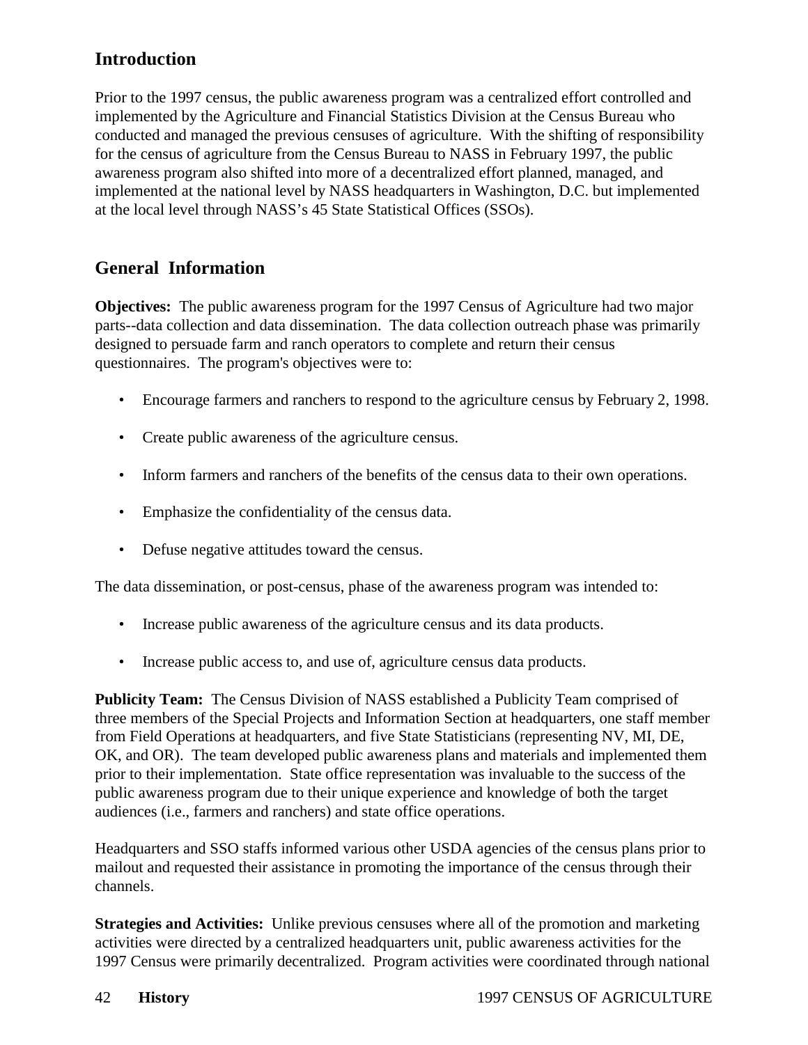## Introduction

Prior to the 1997 census, the public awareness program was a centralized effort controlled and implemented by the Agriculture and Financial Statistics Division at the Census Bureau who conducted and managed the previous censuses of agriculture. With the shifting of responsibility for the census of agriculture from the Census Bureau to NASS in February 1997, the public awareness program also shifted into more of a decentralized effort planned, managed, and implemented at the national level by NASS headquarters in Washington, D.C. but implemented at the local level through NASS's 45 State Statistical Offices (SSOs).

## General Information

**Objectives:** The public awareness program for the 1997 Census of Agriculture had two major parts--data collection and data dissemination. The data collection outreach phase was primarily designed to persuade farm and ranch operators to complete and return their census questionnaires. The program's objectives were to:

- Encourage farmers and ranchers to respond to the agriculture census by February 2, 1998.
- Create public awareness of the agriculture census.
- Inform farmers and ranchers of the benefits of the census data to their own operations.
- Emphasize the confidentiality of the census data.
- Defuse negative attitudes toward the census.

The data dissemination, or post-census, phase of the awareness program was intended to:

- Increase public awareness of the agriculture census and its data products.
- Increase public access to, and use of, agriculture census data products.

**Publicity Team:** The Census Division of NASS established a Publicity Team comprised of three members of the Special Projects and Information Section at headquarters, one staff member from Field Operations at headquarters, and five State Statisticians (representing NV, MI, DE, OK, and OR). The team developed public awareness plans and materials and implemented them prior to their implementation. State office representation was invaluable to the success of the public awareness program due to their unique experience and knowledge of both the target audiences (i.e., farmers and ranchers) and state office operations.

Headquarters and SSO staffs informed various other USDA agencies of the census plans prior to mailout and requested their assistance in promoting the importance of the census through their channels.

**Strategies and Activities:** Unlike previous censuses where all of the promotion and marketing activities were directed by a centralized headquarters unit, public awareness activities for the 1997 Census were primarily decentralized. Program activities were coordinated through national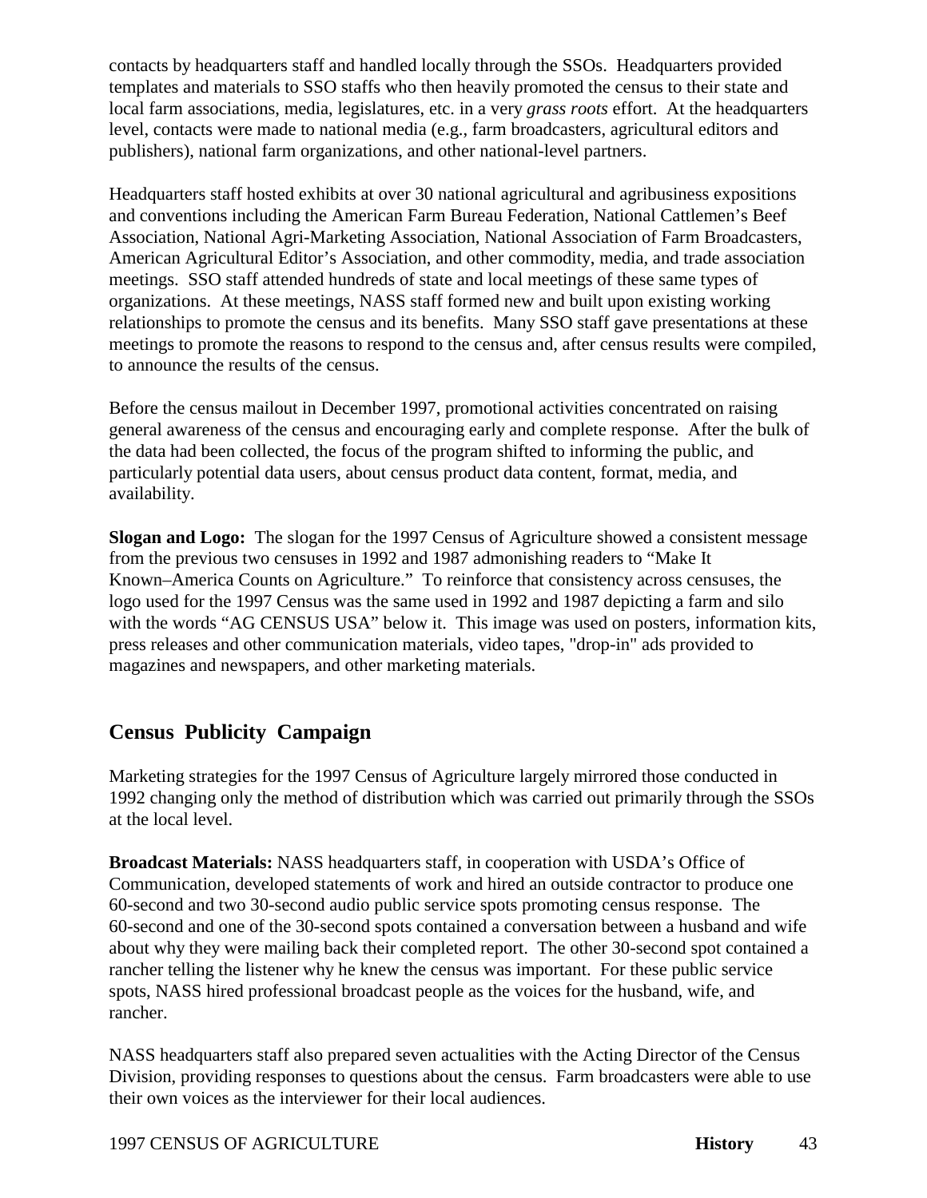contacts by headquarters staff and handled locally through the SSOs. Headquarters provided templates and materials to SSO staffs who then heavily promoted the census to their state and local farm associations, media, legislatures, etc. in a very *grass roots* effort. At the headquarters level, contacts were made to national media (e.g., farm broadcasters, agricultural editors and publishers), national farm organizations, and other national-level partners.

Headquarters staff hosted exhibits at over 30 national agricultural and agribusiness expositions and conventions including the American Farm Bureau Federation, National Cattlemen's Beef Association, National Agri-Marketing Association, National Association of Farm Broadcasters, American Agricultural Editor's Association, and other commodity, media, and trade association meetings. SSO staff attended hundreds of state and local meetings of these same types of organizations. At these meetings, NASS staff formed new and built upon existing working relationships to promote the census and its benefits. Many SSO staff gave presentations at these meetings to promote the reasons to respond to the census and, after census results were compiled, to announce the results of the census.

Before the census mailout in December 1997, promotional activities concentrated on raising general awareness of the census and encouraging early and complete response. After the bulk of the data had been collected, the focus of the program shifted to informing the public, and particularly potential data users, about census product data content, format, media, and availability.

**Slogan and Logo:** The slogan for the 1997 Census of Agriculture showed a consistent message from the previous two censuses in 1992 and 1987 admonishing readers to "Make It Known–America Counts on Agriculture." To reinforce that consistency across censuses, the logo used for the 1997 Census was the same used in 1992 and 1987 depicting a farm and silo with the words "AG CENSUS USA" below it. This image was used on posters, information kits, press releases and other communication materials, video tapes, "drop-in" ads provided to magazines and newspapers, and other marketing materials.

## Census Publicity Campaign

Marketing strategies for the 1997 Census of Agriculture largely mirrored those conducted in 1992 changing only the method of distribution which was carried out primarily through the SSOs at the local level.

**Broadcast Materials:** NASS headquarters staff, in cooperation with USDA's Office of Communication, developed statements of work and hired an outside contractor to produce one 60-second and two 30-second audio public service spots promoting census response. The 60-second and one of the 30-second spots contained a conversation between a husband and wife about why they were mailing back their completed report. The other 30-second spot contained a rancher telling the listener why he knew the census was important. For these public service spots, NASS hired professional broadcast people as the voices for the husband, wife, and rancher.

NASS headquarters staff also prepared seven actualities with the Acting Director of the Census Division, providing responses to questions about the census. Farm broadcasters were able to use their own voices as the interviewer for their local audiences.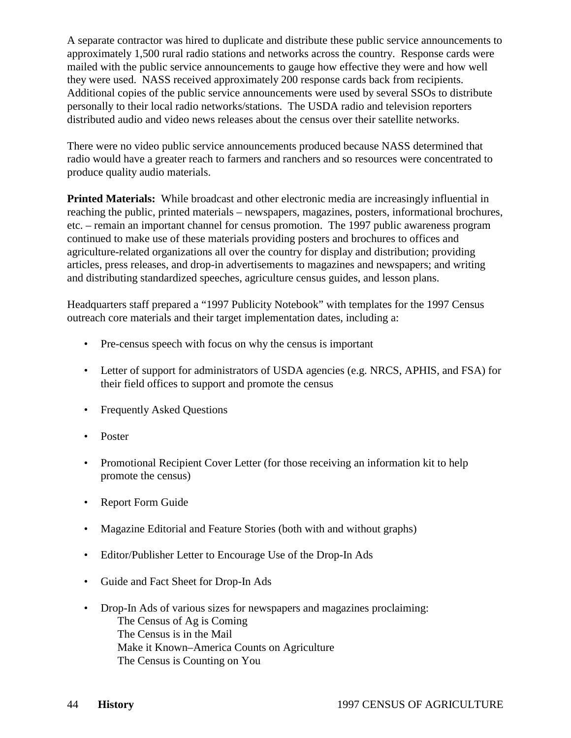A separate contractor was hired to duplicate and distribute these public service announcements to approximately 1,500 rural radio stations and networks across the country. Response cards were mailed with the public service announcements to gauge how effective they were and how well they were used. NASS received approximately 200 response cards back from recipients. Additional copies of the public service announcements were used by several SSOs to distribute personally to their local radio networks/stations. The USDA radio and television reporters distributed audio and video news releases about the census over their satellite networks.

There were no video public service announcements produced because NASS determined that radio would have a greater reach to farmers and ranchers and so resources were concentrated to produce quality audio materials.

**Printed Materials:** While broadcast and other electronic media are increasingly influential in reaching the public, printed materials – newspapers, magazines, posters, informational brochures, etc. – remain an important channel for census promotion. The 1997 public awareness program continued to make use of these materials providing posters and brochures to offices and agriculture-related organizations all over the country for display and distribution; providing articles, press releases, and drop-in advertisements to magazines and newspapers; and writing and distributing standardized speeches, agriculture census guides, and lesson plans.

Headquarters staff prepared a "1997 Publicity Notebook" with templates for the 1997 Census outreach core materials and their target implementation dates, including a:

- Pre-census speech with focus on why the census is important
- Letter of support for administrators of USDA agencies (e.g. NRCS, APHIS, and FSA) for their field offices to support and promote the census
- Frequently Asked Questions
- Poster
- Promotional Recipient Cover Letter (for those receiving an information kit to help promote the census)
- Report Form Guide
- Magazine Editorial and Feature Stories (both with and without graphs)
- Editor/Publisher Letter to Encourage Use of the Drop-In Ads
- Guide and Fact Sheet for Drop-In Ads
- Drop-In Ads of various sizes for newspapers and magazines proclaiming:
  The Census of Ag is Coming
  The Census is in the Mail
  Make it Known–America Counts on Agriculture
  The Census is Counting on You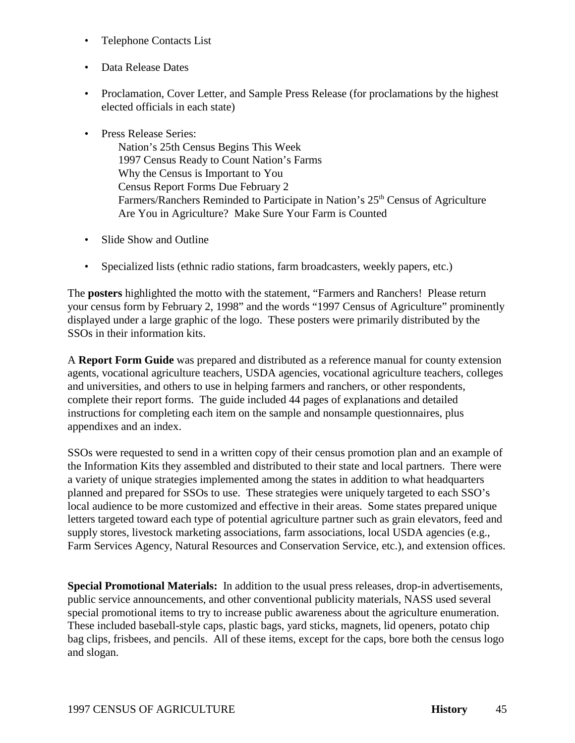- Telephone Contacts List
- Data Release Dates
- Proclamation, Cover Letter, and Sample Press Release (for proclamations by the highest elected officials in each state)
- Press Release Series:
  - Nation's 25th Census Begins This Week
  - 1997 Census Ready to Count Nation's Farms
  - Why the Census is Important to You
  - Census Report Forms Due February 2
  - Farmers/Ranchers Reminded to Participate in Nation's 25th Census of Agriculture
  - Are You in Agriculture? Make Sure Your Farm is Counted
- Slide Show and Outline
- Specialized lists (ethnic radio stations, farm broadcasters, weekly papers, etc.)

The **posters** highlighted the motto with the statement, "Farmers and Ranchers! Please return your census form by February 2, 1998" and the words "1997 Census of Agriculture" prominently displayed under a large graphic of the logo. These posters were primarily distributed by the SSOs in their information kits.

A **Report Form Guide** was prepared and distributed as a reference manual for county extension agents, vocational agriculture teachers, USDA agencies, vocational agriculture teachers, colleges and universities, and others to use in helping farmers and ranchers, or other respondents, complete their report forms. The guide included 44 pages of explanations and detailed instructions for completing each item on the sample and nonsample questionnaires, plus appendixes and an index.

SSOs were requested to send in a written copy of their census promotion plan and an example of the Information Kits they assembled and distributed to their state and local partners. There were a variety of unique strategies implemented among the states in addition to what headquarters planned and prepared for SSOs to use. These strategies were uniquely targeted to each SSO's local audience to be more customized and effective in their areas. Some states prepared unique letters targeted toward each type of potential agriculture partner such as grain elevators, feed and supply stores, livestock marketing associations, farm associations, local USDA agencies (e.g., Farm Services Agency, Natural Resources and Conservation Service, etc.), and extension offices.

**Special Promotional Materials:** In addition to the usual press releases, drop-in advertisements, public service announcements, and other conventional publicity materials, NASS used several special promotional items to try to increase public awareness about the agriculture enumeration. These included baseball-style caps, plastic bags, yard sticks, magnets, lid openers, potato chip bag clips, frisbees, and pencils. All of these items, except for the caps, bore both the census logo and slogan.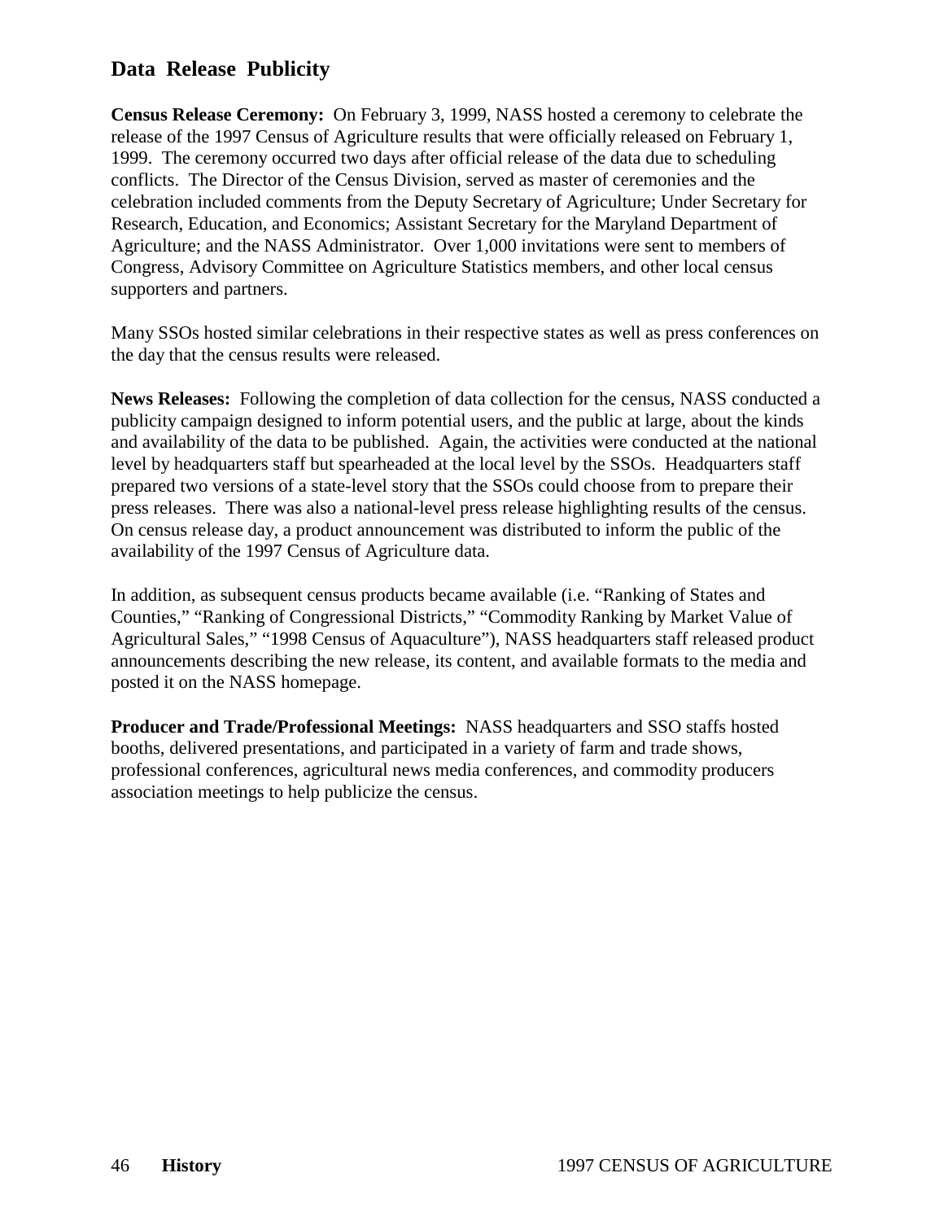## Data Release Publicity

**Census Release Ceremony:** On February 3, 1999, NASS hosted a ceremony to celebrate the release of the 1997 Census of Agriculture results that were officially released on February 1, 1999. The ceremony occurred two days after official release of the data due to scheduling conflicts. The Director of the Census Division, served as master of ceremonies and the celebration included comments from the Deputy Secretary of Agriculture; Under Secretary for Research, Education, and Economics; Assistant Secretary for the Maryland Department of Agriculture; and the NASS Administrator. Over 1,000 invitations were sent to members of Congress, Advisory Committee on Agriculture Statistics members, and other local census supporters and partners.

Many SSOs hosted similar celebrations in their respective states as well as press conferences on the day that the census results were released.

**News Releases:** Following the completion of data collection for the census, NASS conducted a publicity campaign designed to inform potential users, and the public at large, about the kinds and availability of the data to be published. Again, the activities were conducted at the national level by headquarters staff but spearheaded at the local level by the SSOs. Headquarters staff prepared two versions of a state-level story that the SSOs could choose from to prepare their press releases. There was also a national-level press release highlighting results of the census. On census release day, a product announcement was distributed to inform the public of the availability of the 1997 Census of Agriculture data.

In addition, as subsequent census products became available (i.e. “Ranking of States and Counties,” “Ranking of Congressional Districts,” “Commodity Ranking by Market Value of Agricultural Sales,” “1998 Census of Aquaculture”), NASS headquarters staff released product announcements describing the new release, its content, and available formats to the media and posted it on the NASS homepage.

**Producer and Trade/Professional Meetings:** NASS headquarters and SSO staffs hosted booths, delivered presentations, and participated in a variety of farm and trade shows, professional conferences, agricultural news media conferences, and commodity producers association meetings to help publicize the census.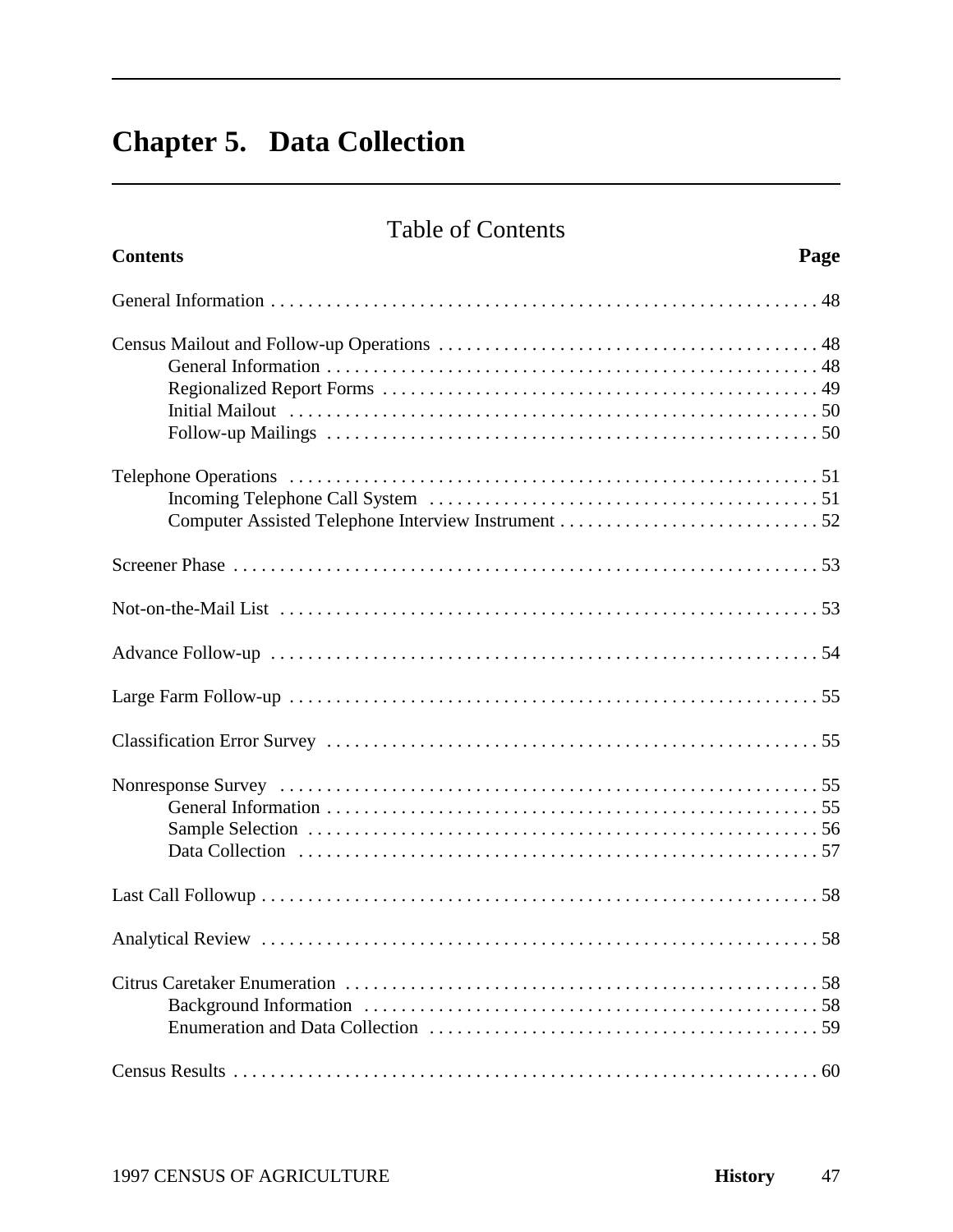# Chapter 5. Data Collection

## Table of Contents

| Contents | Page |
|---|---|
| General Information | 48 |
| Census Mailout and Follow-up Operations | 48 |
| General Information | 48 |
| Regionalized Report Forms | 49 |
| Initial Mailout | 50 |
| Follow-up Mailings | 50 |
| Telephone Operations | 51 |
| Incoming Telephone Call System | 51 |
| Computer Assisted Telephone Interview Instrument | 52 |
| Screener Phase | 53 |
| Not-on-the-Mail List | 53 |
| Advance Follow-up | 54 |
| Large Farm Follow-up | 55 |
| Classification Error Survey | 55 |
| Nonresponse Survey | 55 |
| General Information | 55 |
| Sample Selection | 56 |
| Data Collection | 57 |
| Last Call Followup | 58 |
| Analytical Review | 58 |
| Citrus Caretaker Enumeration | 58 |
| Background Information | 58 |
| Enumeration and Data Collection | 59 |
| Census Results | 60 |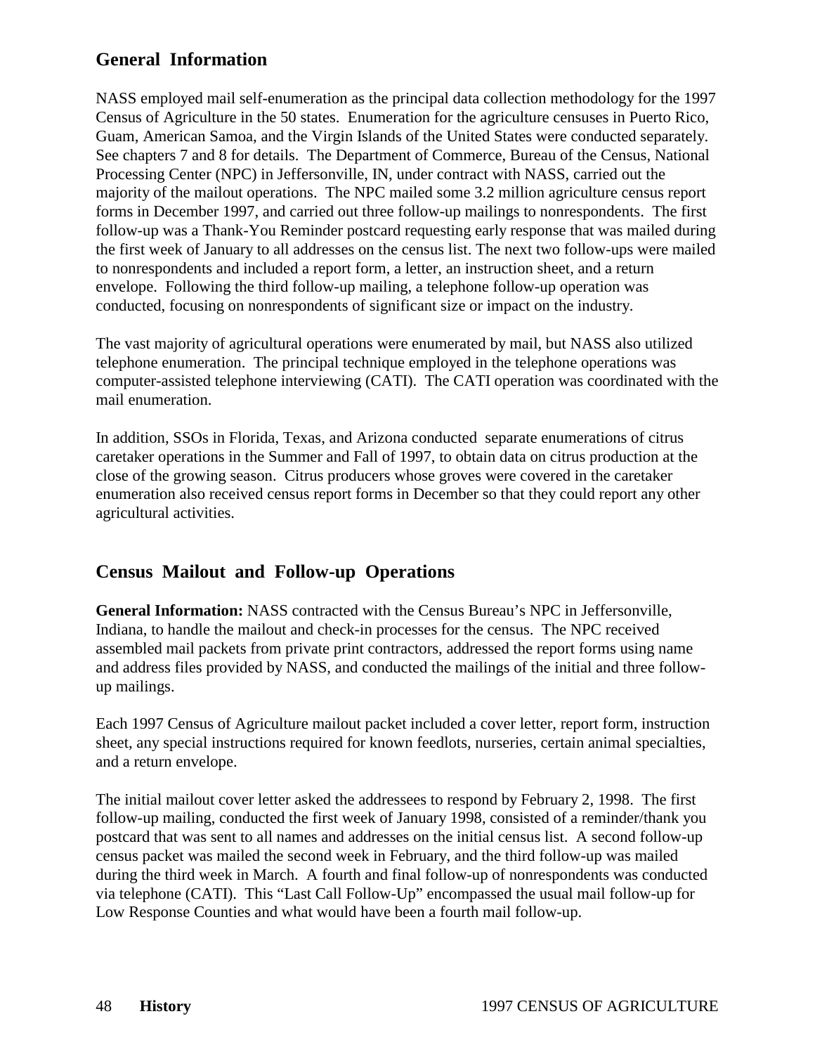## General Information

NASS employed mail self-enumeration as the principal data collection methodology for the 1997 Census of Agriculture in the 50 states. Enumeration for the agriculture censuses in Puerto Rico, Guam, American Samoa, and the Virgin Islands of the United States were conducted separately. See chapters 7 and 8 for details. The Department of Commerce, Bureau of the Census, National Processing Center (NPC) in Jeffersonville, IN, under contract with NASS, carried out the majority of the mailout operations. The NPC mailed some 3.2 million agriculture census report forms in December 1997, and carried out three follow-up mailings to nonrespondents. The first follow-up was a Thank-You Reminder postcard requesting early response that was mailed during the first week of January to all addresses on the census list. The next two follow-ups were mailed to nonrespondents and included a report form, a letter, an instruction sheet, and a return envelope. Following the third follow-up mailing, a telephone follow-up operation was conducted, focusing on nonrespondents of significant size or impact on the industry.

The vast majority of agricultural operations were enumerated by mail, but NASS also utilized telephone enumeration. The principal technique employed in the telephone operations was computer-assisted telephone interviewing (CATI). The CATI operation was coordinated with the mail enumeration.

In addition, SSOs in Florida, Texas, and Arizona conducted separate enumerations of citrus caretaker operations in the Summer and Fall of 1997, to obtain data on citrus production at the close of the growing season. Citrus producers whose groves were covered in the caretaker enumeration also received census report forms in December so that they could report any other agricultural activities.

## Census Mailout and Follow-up Operations

**General Information:** NASS contracted with the Census Bureau's NPC in Jeffersonville, Indiana, to handle the mailout and check-in processes for the census. The NPC received assembled mail packets from private print contractors, addressed the report forms using name and address files provided by NASS, and conducted the mailings of the initial and three follow-up mailings.

Each 1997 Census of Agriculture mailout packet included a cover letter, report form, instruction sheet, any special instructions required for known feedlots, nurseries, certain animal specialties, and a return envelope.

The initial mailout cover letter asked the addressees to respond by February 2, 1998. The first follow-up mailing, conducted the first week of January 1998, consisted of a reminder/thank you postcard that was sent to all names and addresses on the initial census list. A second follow-up census packet was mailed the second week in February, and the third follow-up was mailed during the third week in March. A fourth and final follow-up of nonrespondents was conducted via telephone (CATI). This "Last Call Follow-Up" encompassed the usual mail follow-up for Low Response Counties and what would have been a fourth mail follow-up.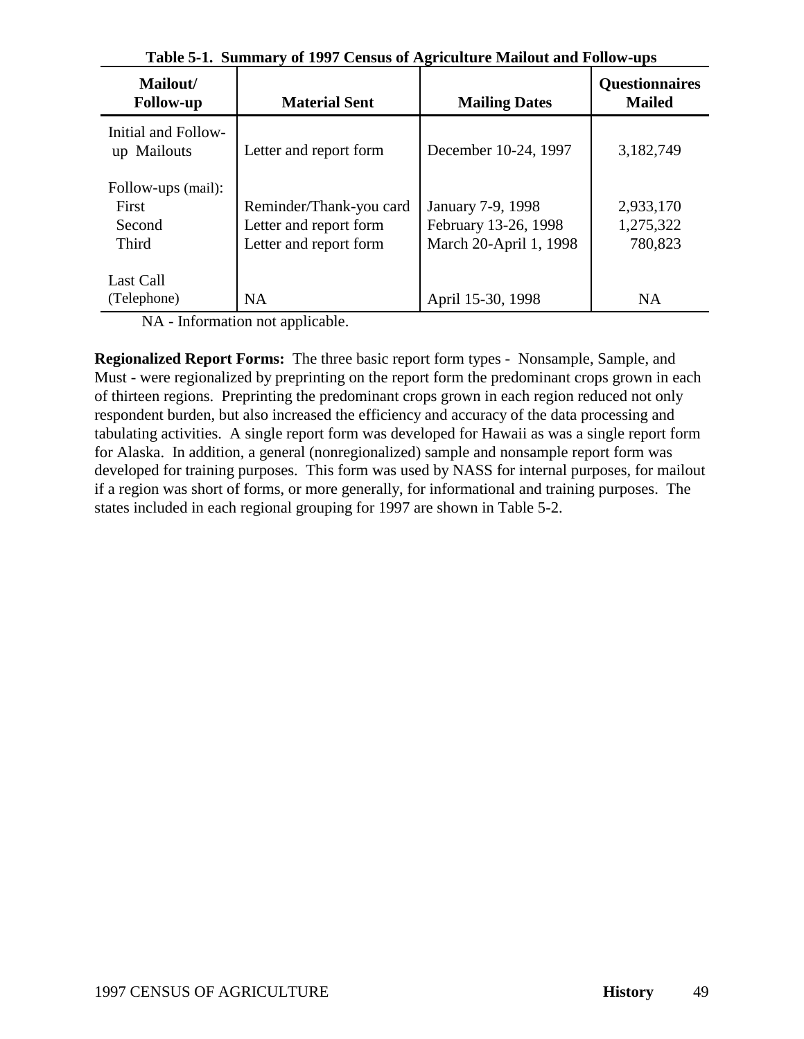**Table 5-1. Summary of 1997 Census of Agriculture Mailout and Follow-ups**

| Mailout/ Follow-up | Material Sent | Mailing Dates | Questionnaires Mailed |
|---|---|---|---|
| Initial and Follow-up Mailouts | Letter and report form | December 10-24, 1997 | 3,182,749 |
| Follow-ups (mail): | | | |
| First | Reminder/Thank-you card | January 7-9, 1998 | 2,933,170 |
| Second | Letter and report form | February 13-26, 1998 | 1,275,322 |
| Third | Letter and report form | March 20-April 1, 1998 | 780,823 |
| Last Call (Telephone) | NA | April 15-30, 1998 | NA |

NA - Information not applicable.

**Regionalized Report Forms:** The three basic report form types - Nonsample, Sample, and Must - were regionalized by preprinting on the report form the predominant crops grown in each of thirteen regions. Preprinting the predominant crops grown in each region reduced not only respondent burden, but also increased the efficiency and accuracy of the data processing and tabulating activities. A single report form was developed for Hawaii as was a single report form for Alaska. In addition, a general (nonregionalized) sample and nonsample report form was developed for training purposes. This form was used by NASS for internal purposes, for mailout if a region was short of forms, or more generally, for informational and training purposes. The states included in each regional grouping for 1997 are shown in Table 5-2.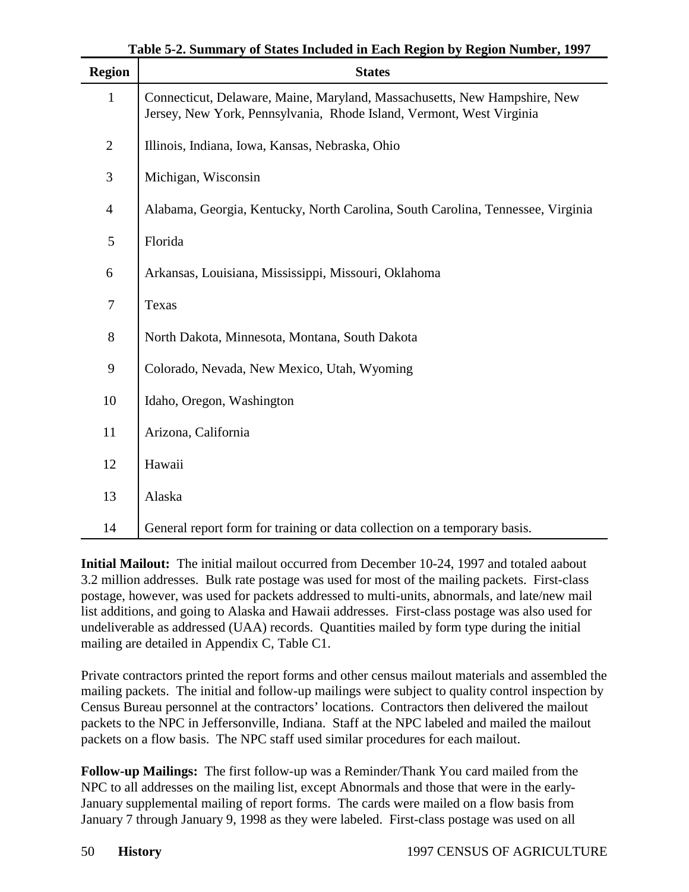**Table 5-2. Summary of States Included in Each Region by Region Number, 1997**

| Region | States |
|---|---|
| 1 | Connecticut, Delaware, Maine, Maryland, Massachusetts, New Hampshire, New Jersey, New York, Pennsylvania, Rhode Island, Vermont, West Virginia |
| 2 | Illinois, Indiana, Iowa, Kansas, Nebraska, Ohio |
| 3 | Michigan, Wisconsin |
| 4 | Alabama, Georgia, Kentucky, North Carolina, South Carolina, Tennessee, Virginia |
| 5 | Florida |
| 6 | Arkansas, Louisiana, Mississippi, Missouri, Oklahoma |
| 7 | Texas |
| 8 | North Dakota, Minnesota, Montana, South Dakota |
| 9 | Colorado, Nevada, New Mexico, Utah, Wyoming |
| 10 | Idaho, Oregon, Washington |
| 11 | Arizona, California |
| 12 | Hawaii |
| 13 | Alaska |
| 14 | General report form for training or data collection on a temporary basis. |

**Initial Mailout:** The initial mailout occurred from December 10-24, 1997 and totaled aabout 3.2 million addresses. Bulk rate postage was used for most of the mailing packets. First-class postage, however, was used for packets addressed to multi-units, abnormals, and late/new mail list additions, and going to Alaska and Hawaii addresses. First-class postage was also used for undeliverable as addressed (UAA) records. Quantities mailed by form type during the initial mailing are detailed in Appendix C, Table C1.

Private contractors printed the report forms and other census mailout materials and assembled the mailing packets. The initial and follow-up mailings were subject to quality control inspection by Census Bureau personnel at the contractors' locations. Contractors then delivered the mailout packets to the NPC in Jeffersonville, Indiana. Staff at the NPC labeled and mailed the mailout packets on a flow basis. The NPC staff used similar procedures for each mailout.

**Follow-up Mailings:** The first follow-up was a Reminder/Thank You card mailed from the NPC to all addresses on the mailing list, except Abnormals and those that were in the early-January supplemental mailing of report forms. The cards were mailed on a flow basis from January 7 through January 9, 1998 as they were labeled. First-class postage was used on all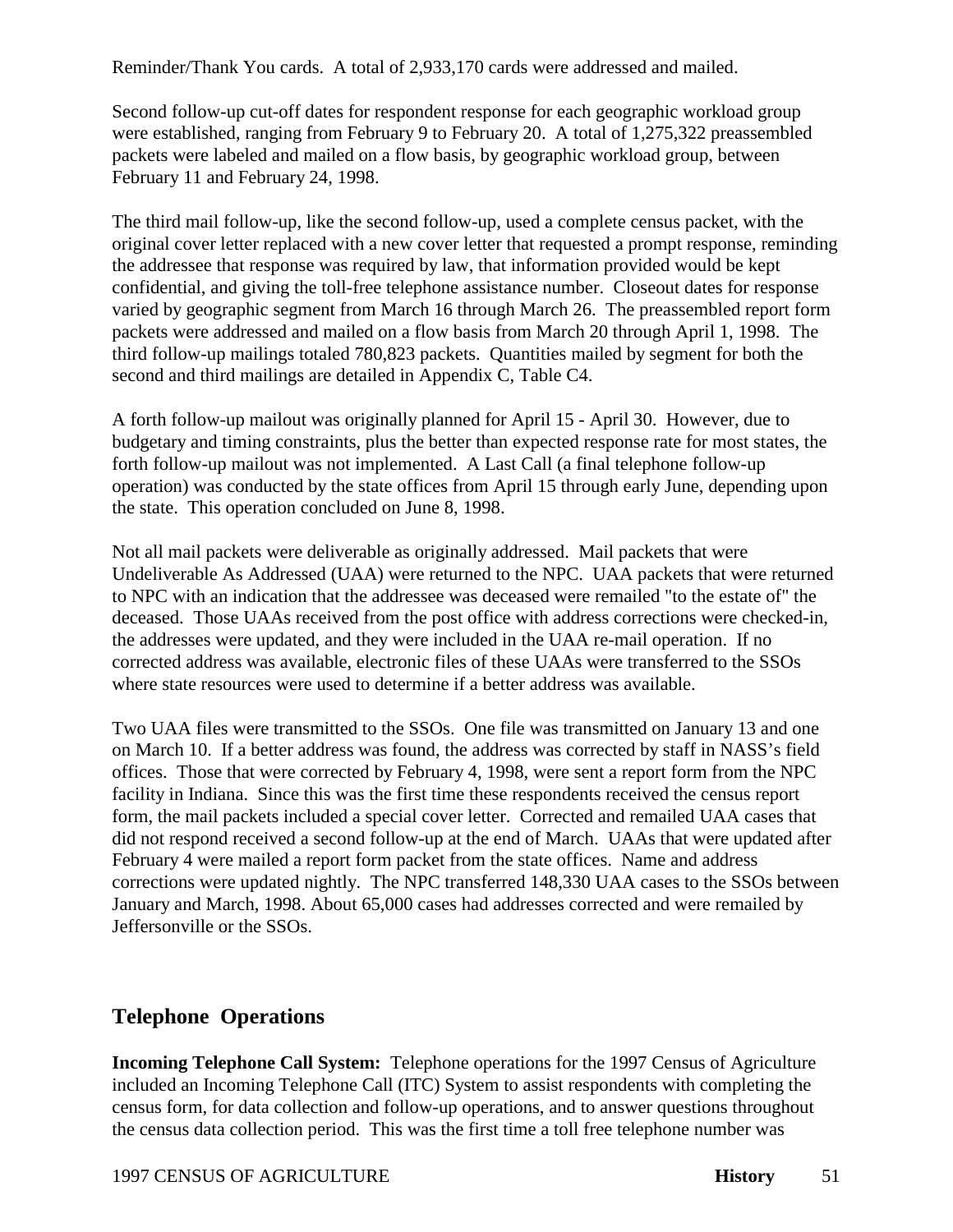Reminder/Thank You cards. A total of 2,933,170 cards were addressed and mailed.

Second follow-up cut-off dates for respondent response for each geographic workload group were established, ranging from February 9 to February 20. A total of 1,275,322 preassembled packets were labeled and mailed on a flow basis, by geographic workload group, between February 11 and February 24, 1998.

The third mail follow-up, like the second follow-up, used a complete census packet, with the original cover letter replaced with a new cover letter that requested a prompt response, reminding the addressee that response was required by law, that information provided would be kept confidential, and giving the toll-free telephone assistance number. Closeout dates for response varied by geographic segment from March 16 through March 26. The preassembled report form packets were addressed and mailed on a flow basis from March 20 through April 1, 1998. The third follow-up mailings totaled 780,823 packets. Quantities mailed by segment for both the second and third mailings are detailed in Appendix C, Table C4.

A forth follow-up mailout was originally planned for April 15 - April 30. However, due to budgetary and timing constraints, plus the better than expected response rate for most states, the forth follow-up mailout was not implemented. A Last Call (a final telephone follow-up operation) was conducted by the state offices from April 15 through early June, depending upon the state. This operation concluded on June 8, 1998.

Not all mail packets were deliverable as originally addressed. Mail packets that were Undeliverable As Addressed (UAA) were returned to the NPC. UAA packets that were returned to NPC with an indication that the addressee was deceased were remailed "to the estate of" the deceased. Those UAAs received from the post office with address corrections were checked-in, the addresses were updated, and they were included in the UAA re-mail operation. If no corrected address was available, electronic files of these UAAs were transferred to the SSOs where state resources were used to determine if a better address was available.

Two UAA files were transmitted to the SSOs. One file was transmitted on January 13 and one on March 10. If a better address was found, the address was corrected by staff in NASS's field offices. Those that were corrected by February 4, 1998, were sent a report form from the NPC facility in Indiana. Since this was the first time these respondents received the census report form, the mail packets included a special cover letter. Corrected and remailed UAA cases that did not respond received a second follow-up at the end of March. UAAs that were updated after February 4 were mailed a report form packet from the state offices. Name and address corrections were updated nightly. The NPC transferred 148,330 UAA cases to the SSOs between January and March, 1998. About 65,000 cases had addresses corrected and were remailed by Jeffersonville or the SSOs.

## Telephone Operations

**Incoming Telephone Call System:** Telephone operations for the 1997 Census of Agriculture included an Incoming Telephone Call (ITC) System to assist respondents with completing the census form, for data collection and follow-up operations, and to answer questions throughout the census data collection period. This was the first time a toll free telephone number was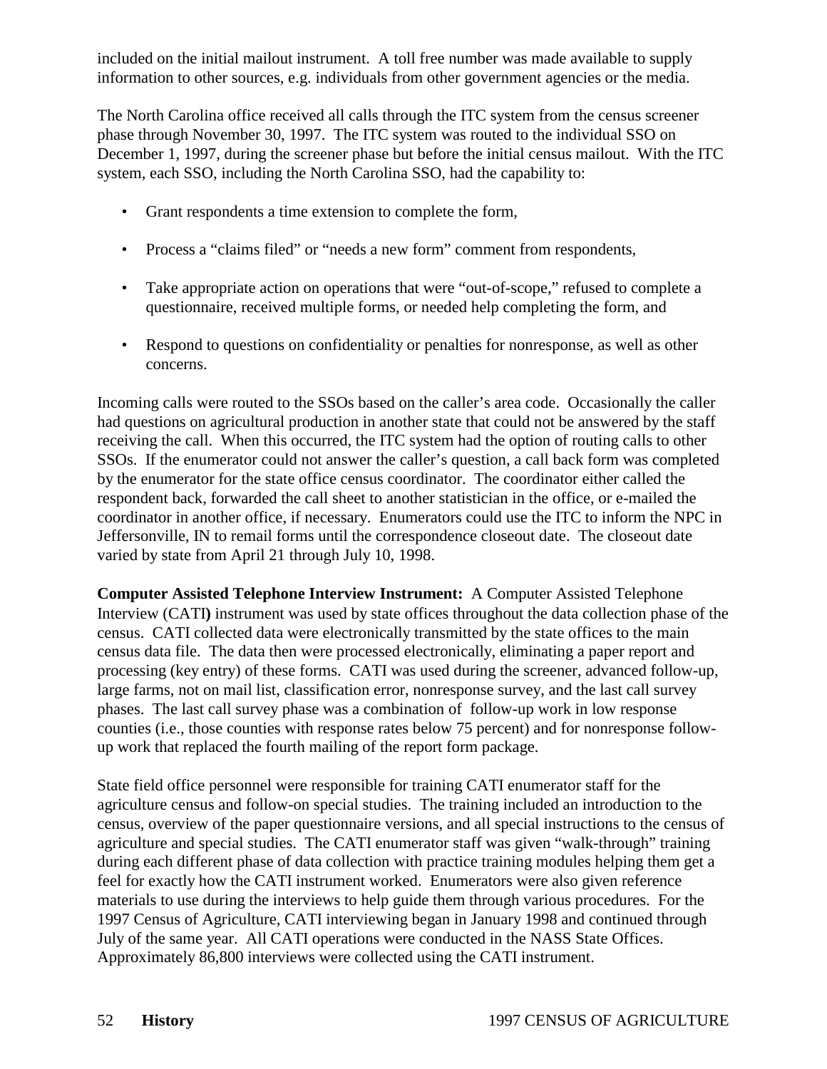included on the initial mailout instrument. A toll free number was made available to supply information to other sources, e.g. individuals from other government agencies or the media.

The North Carolina office received all calls through the ITC system from the census screener phase through November 30, 1997. The ITC system was routed to the individual SSO on December 1, 1997, during the screener phase but before the initial census mailout. With the ITC system, each SSO, including the North Carolina SSO, had the capability to:

- Grant respondents a time extension to complete the form,
- Process a “claims filed” or “needs a new form” comment from respondents,
- Take appropriate action on operations that were “out-of-scope,” refused to complete a questionnaire, received multiple forms, or needed help completing the form, and
- Respond to questions on confidentiality or penalties for nonresponse, as well as other concerns.

Incoming calls were routed to the SSOs based on the caller’s area code. Occasionally the caller had questions on agricultural production in another state that could not be answered by the staff receiving the call. When this occurred, the ITC system had the option of routing calls to other SSOs. If the enumerator could not answer the caller’s question, a call back form was completed by the enumerator for the state office census coordinator. The coordinator either called the respondent back, forwarded the call sheet to another statistician in the office, or e-mailed the coordinator in another office, if necessary. Enumerators could use the ITC to inform the NPC in Jeffersonville, IN to remail forms until the correspondence closeout date. The closeout date varied by state from April 21 through July 10, 1998.

**Computer Assisted Telephone Interview Instrument:** A Computer Assisted Telephone Interview (CATI) instrument was used by state offices throughout the data collection phase of the census. CATI collected data were electronically transmitted by the state offices to the main census data file. The data then were processed electronically, eliminating a paper report and processing (key entry) of these forms. CATI was used during the screener, advanced follow-up, large farms, not on mail list, classification error, nonresponse survey, and the last call survey phases. The last call survey phase was a combination of follow-up work in low response counties (i.e., those counties with response rates below 75 percent) and for nonresponse follow-up work that replaced the fourth mailing of the report form package.

State field office personnel were responsible for training CATI enumerator staff for the agriculture census and follow-on special studies. The training included an introduction to the census, overview of the paper questionnaire versions, and all special instructions to the census of agriculture and special studies. The CATI enumerator staff was given “walk-through” training during each different phase of data collection with practice training modules helping them get a feel for exactly how the CATI instrument worked. Enumerators were also given reference materials to use during the interviews to help guide them through various procedures. For the 1997 Census of Agriculture, CATI interviewing began in January 1998 and continued through July of the same year. All CATI operations were conducted in the NASS State Offices. Approximately 86,800 interviews were collected using the CATI instrument.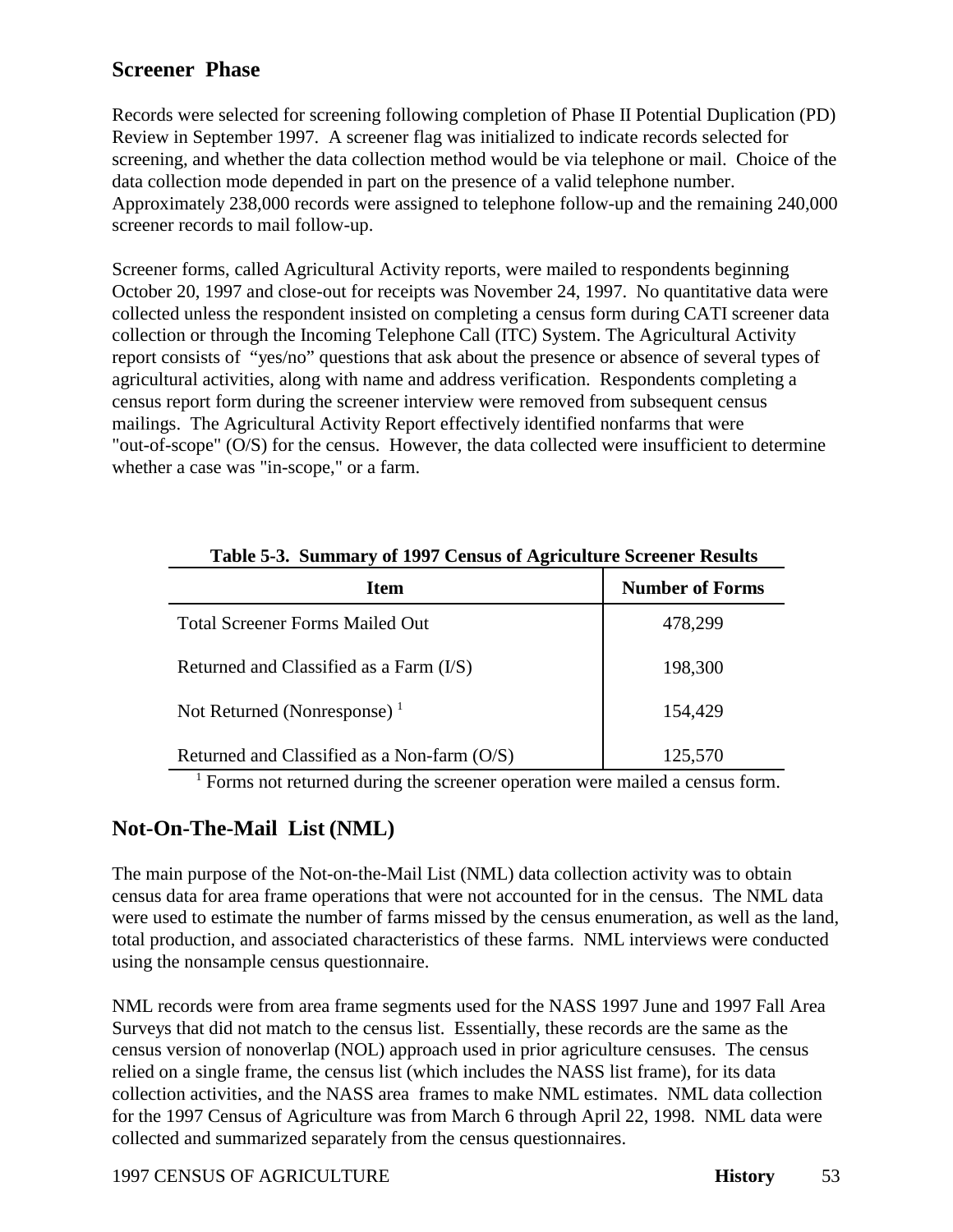## Screener Phase

Records were selected for screening following completion of Phase II Potential Duplication (PD) Review in September 1997. A screener flag was initialized to indicate records selected for screening, and whether the data collection method would be via telephone or mail. Choice of the data collection mode depended in part on the presence of a valid telephone number. Approximately 238,000 records were assigned to telephone follow-up and the remaining 240,000 screener records to mail follow-up.

Screener forms, called Agricultural Activity reports, were mailed to respondents beginning October 20, 1997 and close-out for receipts was November 24, 1997. No quantitative data were collected unless the respondent insisted on completing a census form during CATI screener data collection or through the Incoming Telephone Call (ITC) System. The Agricultural Activity report consists of "yes/no" questions that ask about the presence or absence of several types of agricultural activities, along with name and address verification. Respondents completing a census report form during the screener interview were removed from subsequent census mailings. The Agricultural Activity Report effectively identified nonfarms that were "out-of-scope" (O/S) for the census. However, the data collected were insufficient to determine whether a case was "in-scope," or a farm.

**Table 5-3. Summary of 1997 Census of Agriculture Screener Results**

| Item | Number of Forms |
|---|---|
| Total Screener Forms Mailed Out | 478,299 |
| Returned and Classified as a Farm (I/S) | 198,300 |
| Not Returned (Nonresponse) [1] | 154,429 |
| Returned and Classified as a Non-farm (O/S) | 125,570 |

[1] Forms not returned during the screener operation were mailed a census form.

## Not-On-The-Mail List (NML)

The main purpose of the Not-on-the-Mail List (NML) data collection activity was to obtain census data for area frame operations that were not accounted for in the census. The NML data were used to estimate the number of farms missed by the census enumeration, as well as the land, total production, and associated characteristics of these farms. NML interviews were conducted using the nonsample census questionnaire.

NML records were from area frame segments used for the NASS 1997 June and 1997 Fall Area Surveys that did not match to the census list. Essentially, these records are the same as the census version of nonoverlap (NOL) approach used in prior agriculture censuses. The census relied on a single frame, the census list (which includes the NASS list frame), for its data collection activities, and the NASS area frames to make NML estimates. NML data collection for the 1997 Census of Agriculture was from March 6 through April 22, 1998. NML data were collected and summarized separately from the census questionnaires.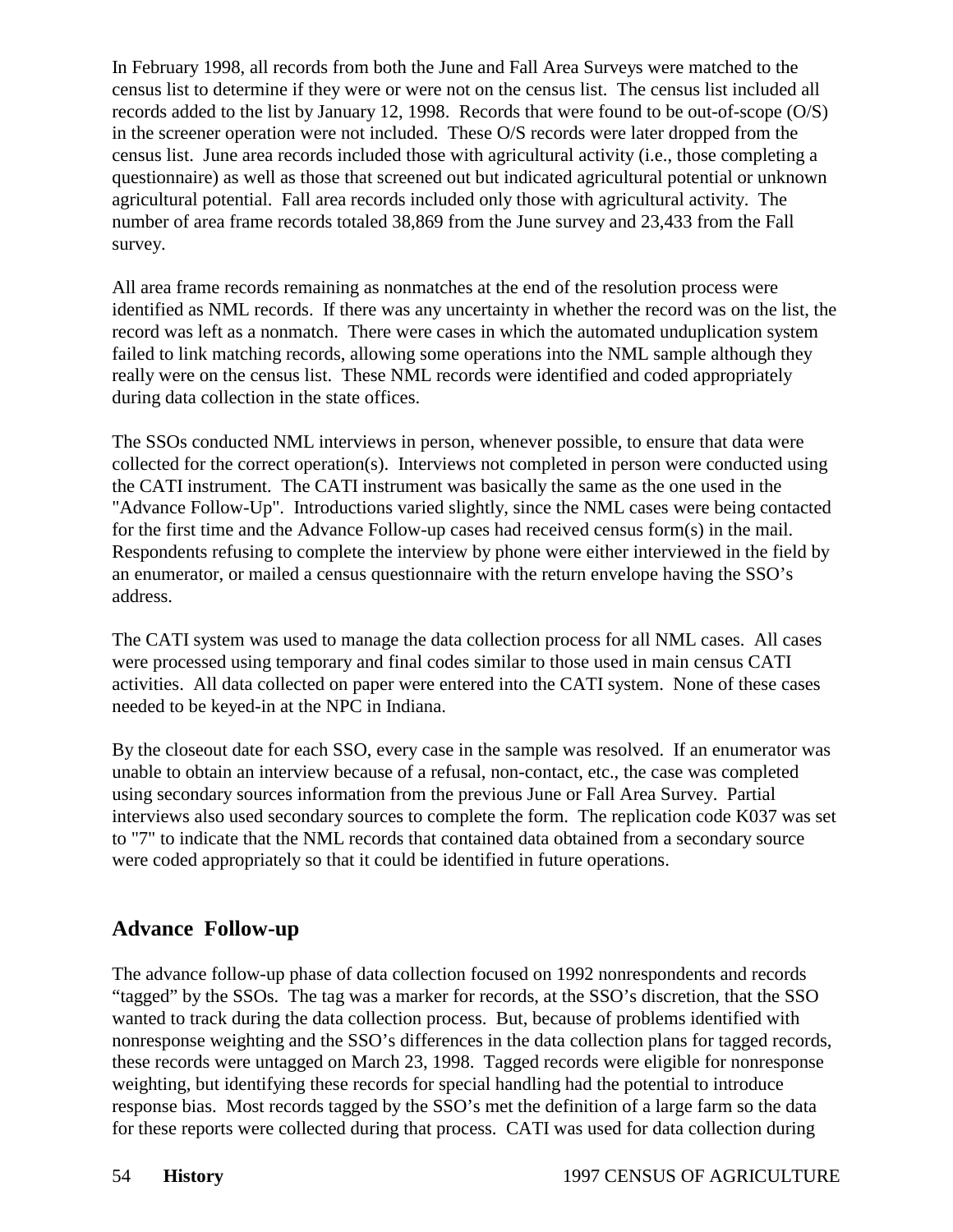In February 1998, all records from both the June and Fall Area Surveys were matched to the census list to determine if they were or were not on the census list. The census list included all records added to the list by January 12, 1998. Records that were found to be out-of-scope (O/S) in the screener operation were not included. These O/S records were later dropped from the census list. June area records included those with agricultural activity (i.e., those completing a questionnaire) as well as those that screened out but indicated agricultural potential or unknown agricultural potential. Fall area records included only those with agricultural activity. The number of area frame records totaled 38,869 from the June survey and 23,433 from the Fall survey.

All area frame records remaining as nonmatches at the end of the resolution process were identified as NML records. If there was any uncertainty in whether the record was on the list, the record was left as a nonmatch. There were cases in which the automated unduplication system failed to link matching records, allowing some operations into the NML sample although they really were on the census list. These NML records were identified and coded appropriately during data collection in the state offices.

The SSOs conducted NML interviews in person, whenever possible, to ensure that data were collected for the correct operation(s). Interviews not completed in person were conducted using the CATI instrument. The CATI instrument was basically the same as the one used in the "Advance Follow-Up". Introductions varied slightly, since the NML cases were being contacted for the first time and the Advance Follow-up cases had received census form(s) in the mail. Respondents refusing to complete the interview by phone were either interviewed in the field by an enumerator, or mailed a census questionnaire with the return envelope having the SSO's address.

The CATI system was used to manage the data collection process for all NML cases. All cases were processed using temporary and final codes similar to those used in main census CATI activities. All data collected on paper were entered into the CATI system. None of these cases needed to be keyed-in at the NPC in Indiana.

By the closeout date for each SSO, every case in the sample was resolved. If an enumerator was unable to obtain an interview because of a refusal, non-contact, etc., the case was completed using secondary sources information from the previous June or Fall Area Survey. Partial interviews also used secondary sources to complete the form. The replication code K037 was set to "7" to indicate that the NML records that contained data obtained from a secondary source were coded appropriately so that it could be identified in future operations.

## Advance Follow-up

The advance follow-up phase of data collection focused on 1992 nonrespondents and records "tagged" by the SSOs. The tag was a marker for records, at the SSO's discretion, that the SSO wanted to track during the data collection process. But, because of problems identified with nonresponse weighting and the SSO's differences in the data collection plans for tagged records, these records were untagged on March 23, 1998. Tagged records were eligible for nonresponse weighting, but identifying these records for special handling had the potential to introduce response bias. Most records tagged by the SSO's met the definition of a large farm so the data for these reports were collected during that process. CATI was used for data collection during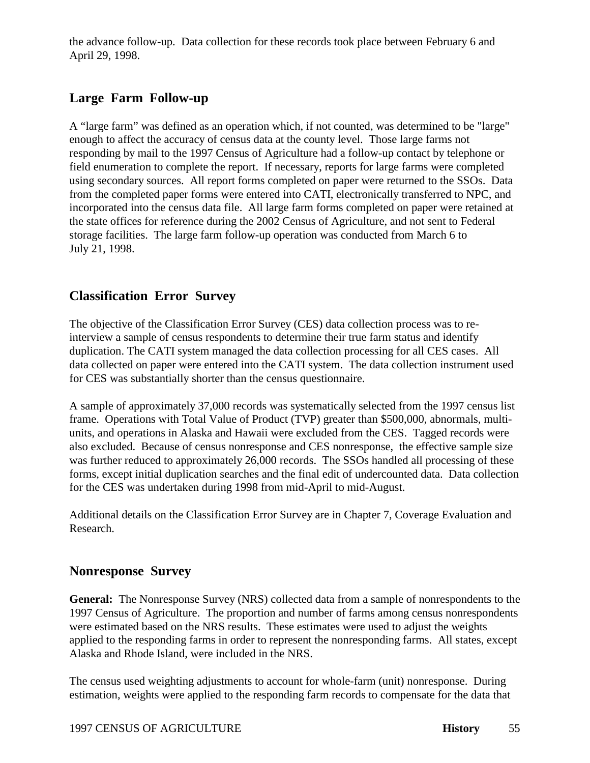the advance follow-up. Data collection for these records took place between February 6 and April 29, 1998.

## Large Farm Follow-up

A "large farm" was defined as an operation which, if not counted, was determined to be "large" enough to affect the accuracy of census data at the county level. Those large farms not responding by mail to the 1997 Census of Agriculture had a follow-up contact by telephone or field enumeration to complete the report. If necessary, reports for large farms were completed using secondary sources. All report forms completed on paper were returned to the SSOs. Data from the completed paper forms were entered into CATI, electronically transferred to NPC, and incorporated into the census data file. All large farm forms completed on paper were retained at the state offices for reference during the 2002 Census of Agriculture, and not sent to Federal storage facilities. The large farm follow-up operation was conducted from March 6 to July 21, 1998.

## Classification Error Survey

The objective of the Classification Error Survey (CES) data collection process was to re-interview a sample of census respondents to determine their true farm status and identify duplication. The CATI system managed the data collection processing for all CES cases. All data collected on paper were entered into the CATI system. The data collection instrument used for CES was substantially shorter than the census questionnaire.

A sample of approximately 37,000 records was systematically selected from the 1997 census list frame. Operations with Total Value of Product (TVP) greater than $500,000, abnormals, multi-units, and operations in Alaska and Hawaii were excluded from the CES. Tagged records were also excluded. Because of census nonresponse and CES nonresponse, the effective sample size was further reduced to approximately 26,000 records. The SSOs handled all processing of these forms, except initial duplication searches and the final edit of undercounted data. Data collection for the CES was undertaken during 1998 from mid-April to mid-August.

Additional details on the Classification Error Survey are in Chapter 7, Coverage Evaluation and Research.

## Nonresponse Survey

**General:** The Nonresponse Survey (NRS) collected data from a sample of nonrespondents to the 1997 Census of Agriculture. The proportion and number of farms among census nonrespondents were estimated based on the NRS results. These estimates were used to adjust the weights applied to the responding farms in order to represent the nonresponding farms. All states, except Alaska and Rhode Island, were included in the NRS.

The census used weighting adjustments to account for whole-farm (unit) nonresponse. During estimation, weights were applied to the responding farm records to compensate for the data that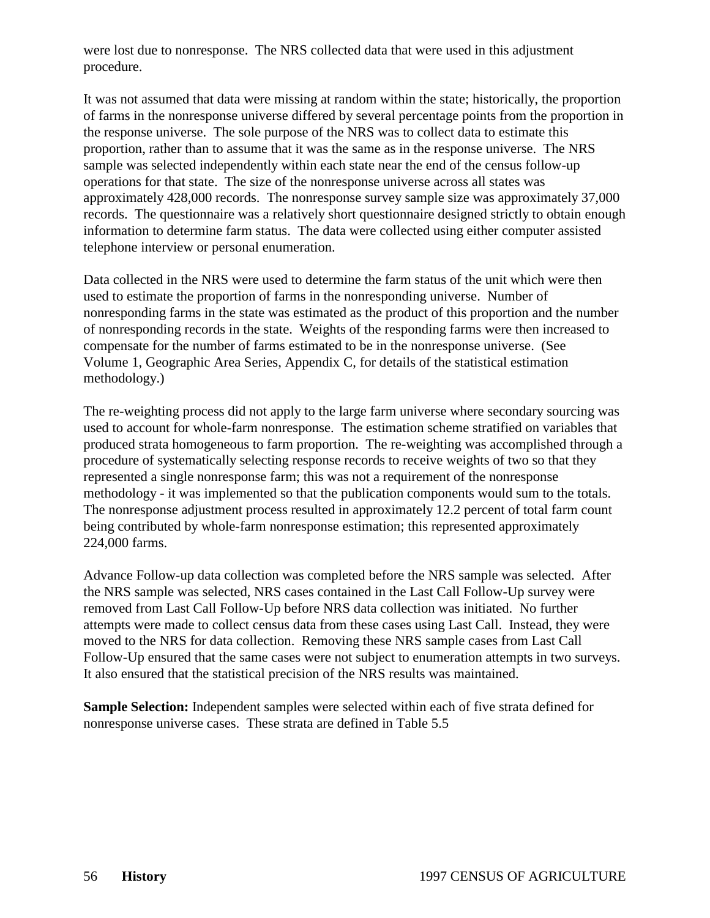were lost due to nonresponse. The NRS collected data that were used in this adjustment procedure.

It was not assumed that data were missing at random within the state; historically, the proportion of farms in the nonresponse universe differed by several percentage points from the proportion in the response universe. The sole purpose of the NRS was to collect data to estimate this proportion, rather than to assume that it was the same as in the response universe. The NRS sample was selected independently within each state near the end of the census follow-up operations for that state. The size of the nonresponse universe across all states was approximately 428,000 records. The nonresponse survey sample size was approximately 37,000 records. The questionnaire was a relatively short questionnaire designed strictly to obtain enough information to determine farm status. The data were collected using either computer assisted telephone interview or personal enumeration.

Data collected in the NRS were used to determine the farm status of the unit which were then used to estimate the proportion of farms in the nonresponding universe. Number of nonresponding farms in the state was estimated as the product of this proportion and the number of nonresponding records in the state. Weights of the responding farms were then increased to compensate for the number of farms estimated to be in the nonresponse universe. (See Volume 1, Geographic Area Series, Appendix C, for details of the statistical estimation methodology.)

The re-weighting process did not apply to the large farm universe where secondary sourcing was used to account for whole-farm nonresponse. The estimation scheme stratified on variables that produced strata homogeneous to farm proportion. The re-weighting was accomplished through a procedure of systematically selecting response records to receive weights of two so that they represented a single nonresponse farm; this was not a requirement of the nonresponse methodology - it was implemented so that the publication components would sum to the totals. The nonresponse adjustment process resulted in approximately 12.2 percent of total farm count being contributed by whole-farm nonresponse estimation; this represented approximately 224,000 farms.

Advance Follow-up data collection was completed before the NRS sample was selected. After the NRS sample was selected, NRS cases contained in the Last Call Follow-Up survey were removed from Last Call Follow-Up before NRS data collection was initiated. No further attempts were made to collect census data from these cases using Last Call. Instead, they were moved to the NRS for data collection. Removing these NRS sample cases from Last Call Follow-Up ensured that the same cases were not subject to enumeration attempts in two surveys. It also ensured that the statistical precision of the NRS results was maintained.

**Sample Selection:** Independent samples were selected within each of five strata defined for nonresponse universe cases. These strata are defined in Table 5.5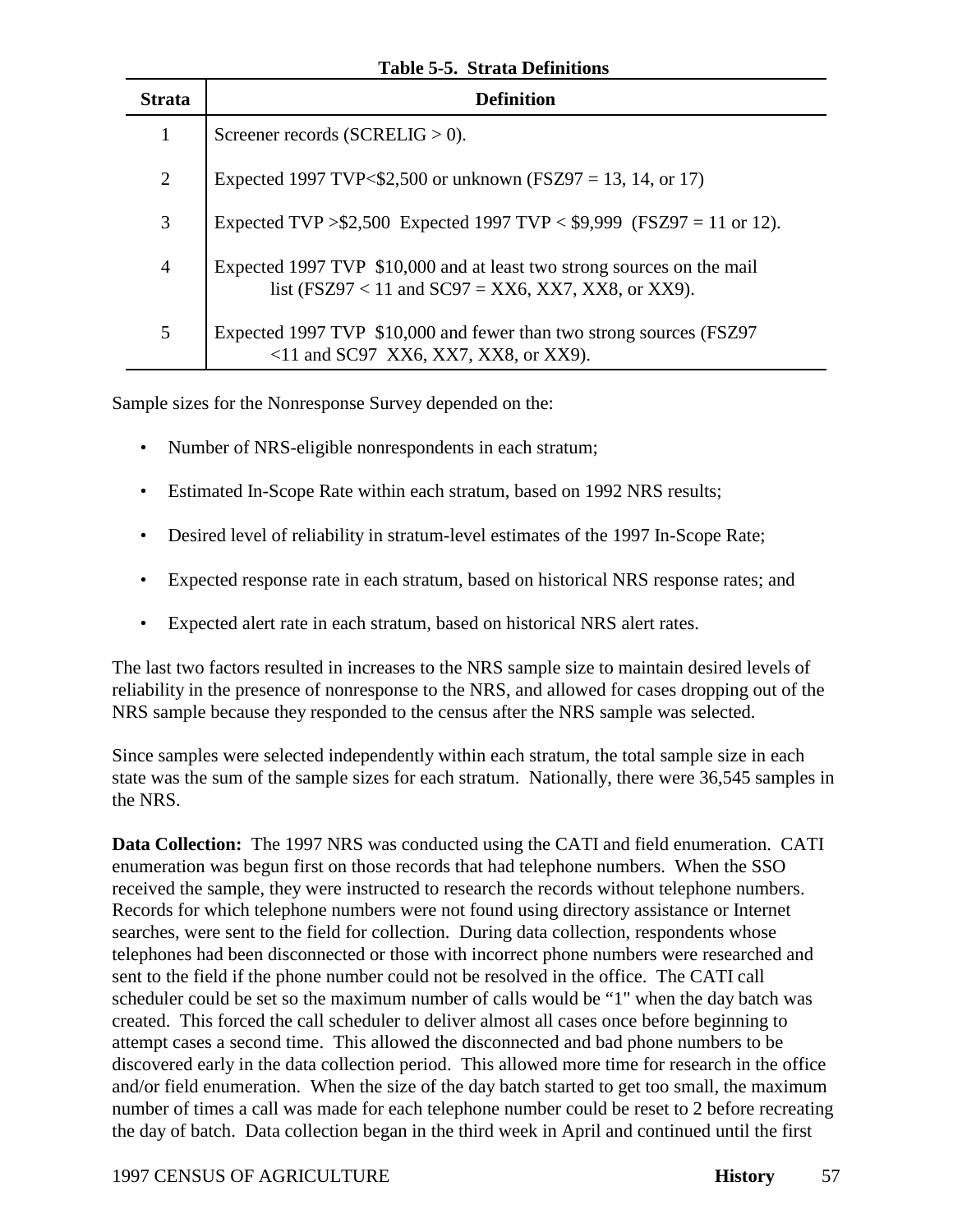**Table 5-5. Strata Definitions**

| Strata | Definition |
|---|---|
| 1 | Screener records (SCRELIG > 0). |
| 2 | Expected 1997 TVP<$2,500 or unknown (FSZ97 = 13, 14, or 17) |
| 3 | Expected TVP >$2,500 Expected 1997 TVP < $9,999 (FSZ97 = 11 or 12). |
| 4 | Expected 1997 TVP $10,000 and at least two strong sources on the mail list (FSZ97 < 11 and SC97 = XX6, XX7, XX8, or XX9). |
| 5 | Expected 1997 TVP $10,000 and fewer than two strong sources (FSZ97 <11 and SC97 XX6, XX7, XX8, or XX9). |

Sample sizes for the Nonresponse Survey depended on the:

- Number of NRS-eligible nonrespondents in each stratum;
- Estimated In-Scope Rate within each stratum, based on 1992 NRS results;
- Desired level of reliability in stratum-level estimates of the 1997 In-Scope Rate;
- Expected response rate in each stratum, based on historical NRS response rates; and
- Expected alert rate in each stratum, based on historical NRS alert rates.

The last two factors resulted in increases to the NRS sample size to maintain desired levels of reliability in the presence of nonresponse to the NRS, and allowed for cases dropping out of the NRS sample because they responded to the census after the NRS sample was selected.

Since samples were selected independently within each stratum, the total sample size in each state was the sum of the sample sizes for each stratum. Nationally, there were 36,545 samples in the NRS.

**Data Collection:** The 1997 NRS was conducted using the CATI and field enumeration. CATI enumeration was begun first on those records that had telephone numbers. When the SSO received the sample, they were instructed to research the records without telephone numbers. Records for which telephone numbers were not found using directory assistance or Internet searches, were sent to the field for collection. During data collection, respondents whose telephones had been disconnected or those with incorrect phone numbers were researched and sent to the field if the phone number could not be resolved in the office. The CATI call scheduler could be set so the maximum number of calls would be "1" when the day batch was created. This forced the call scheduler to deliver almost all cases once before beginning to attempt cases a second time. This allowed the disconnected and bad phone numbers to be discovered early in the data collection period. This allowed more time for research in the office and/or field enumeration. When the size of the day batch started to get too small, the maximum number of times a call was made for each telephone number could be reset to 2 before recreating the day of batch. Data collection began in the third week in April and continued until the first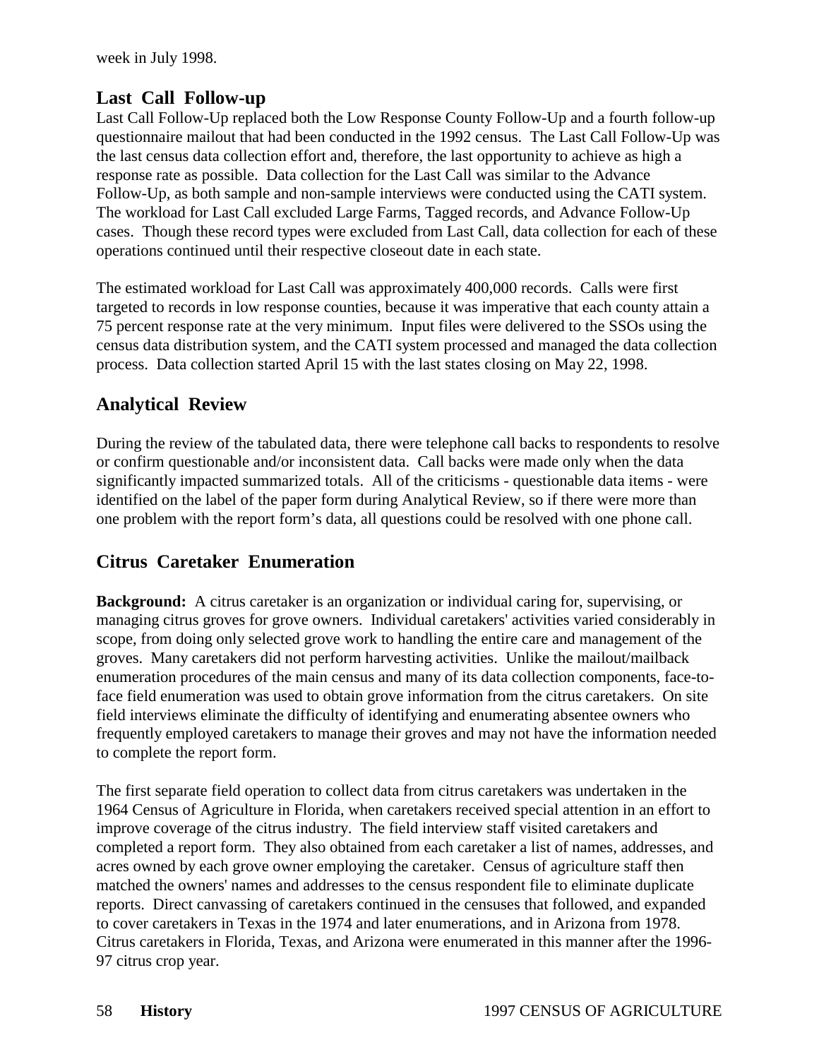week in July 1998.

## Last Call Follow-up

Last Call Follow-Up replaced both the Low Response County Follow-Up and a fourth follow-up questionnaire mailout that had been conducted in the 1992 census. The Last Call Follow-Up was the last census data collection effort and, therefore, the last opportunity to achieve as high a response rate as possible. Data collection for the Last Call was similar to the Advance Follow-Up, as both sample and non-sample interviews were conducted using the CATI system. The workload for Last Call excluded Large Farms, Tagged records, and Advance Follow-Up cases. Though these record types were excluded from Last Call, data collection for each of these operations continued until their respective closeout date in each state.

The estimated workload for Last Call was approximately 400,000 records. Calls were first targeted to records in low response counties, because it was imperative that each county attain a 75 percent response rate at the very minimum. Input files were delivered to the SSOs using the census data distribution system, and the CATI system processed and managed the data collection process. Data collection started April 15 with the last states closing on May 22, 1998.

## Analytical Review

During the review of the tabulated data, there were telephone call backs to respondents to resolve or confirm questionable and/or inconsistent data. Call backs were made only when the data significantly impacted summarized totals. All of the criticisms - questionable data items - were identified on the label of the paper form during Analytical Review, so if there were more than one problem with the report form's data, all questions could be resolved with one phone call.

## Citrus Caretaker Enumeration

**Background:** A citrus caretaker is an organization or individual caring for, supervising, or managing citrus groves for grove owners. Individual caretakers' activities varied considerably in scope, from doing only selected grove work to handling the entire care and management of the groves. Many caretakers did not perform harvesting activities. Unlike the mailout/mailback enumeration procedures of the main census and many of its data collection components, face-to-face field enumeration was used to obtain grove information from the citrus caretakers. On site field interviews eliminate the difficulty of identifying and enumerating absentee owners who frequently employed caretakers to manage their groves and may not have the information needed to complete the report form.

The first separate field operation to collect data from citrus caretakers was undertaken in the 1964 Census of Agriculture in Florida, when caretakers received special attention in an effort to improve coverage of the citrus industry. The field interview staff visited caretakers and completed a report form. They also obtained from each caretaker a list of names, addresses, and acres owned by each grove owner employing the caretaker. Census of agriculture staff then matched the owners' names and addresses to the census respondent file to eliminate duplicate reports. Direct canvassing of caretakers continued in the censuses that followed, and expanded to cover caretakers in Texas in the 1974 and later enumerations, and in Arizona from 1978. Citrus caretakers in Florida, Texas, and Arizona were enumerated in this manner after the 1996-97 citrus crop year.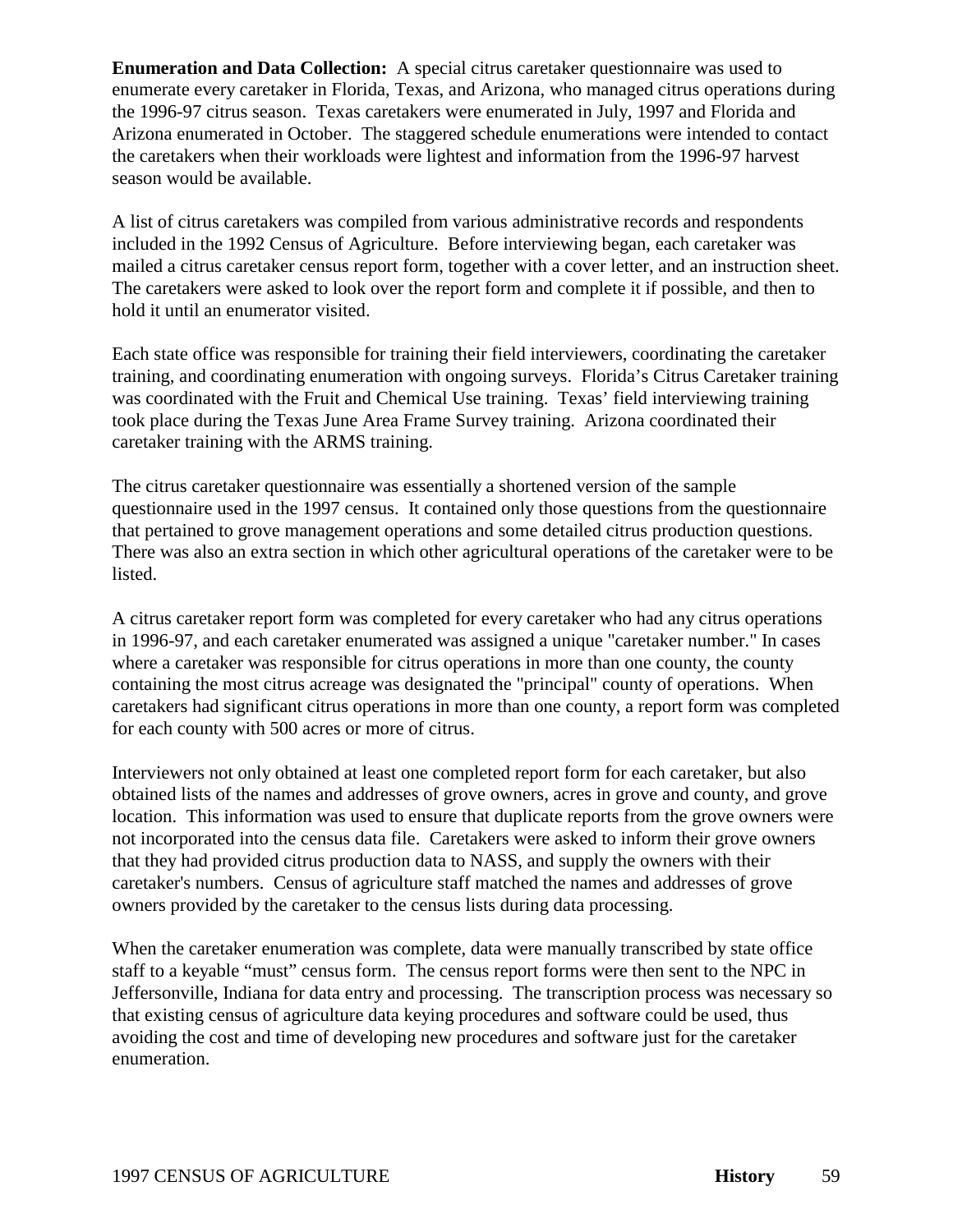**Enumeration and Data Collection:** A special citrus caretaker questionnaire was used to enumerate every caretaker in Florida, Texas, and Arizona, who managed citrus operations during the 1996-97 citrus season. Texas caretakers were enumerated in July, 1997 and Florida and Arizona enumerated in October. The staggered schedule enumerations were intended to contact the caretakers when their workloads were lightest and information from the 1996-97 harvest season would be available.

A list of citrus caretakers was compiled from various administrative records and respondents included in the 1992 Census of Agriculture. Before interviewing began, each caretaker was mailed a citrus caretaker census report form, together with a cover letter, and an instruction sheet. The caretakers were asked to look over the report form and complete it if possible, and then to hold it until an enumerator visited.

Each state office was responsible for training their field interviewers, coordinating the caretaker training, and coordinating enumeration with ongoing surveys. Florida's Citrus Caretaker training was coordinated with the Fruit and Chemical Use training. Texas' field interviewing training took place during the Texas June Area Frame Survey training. Arizona coordinated their caretaker training with the ARMS training.

The citrus caretaker questionnaire was essentially a shortened version of the sample questionnaire used in the 1997 census. It contained only those questions from the questionnaire that pertained to grove management operations and some detailed citrus production questions. There was also an extra section in which other agricultural operations of the caretaker were to be listed.

A citrus caretaker report form was completed for every caretaker who had any citrus operations in 1996-97, and each caretaker enumerated was assigned a unique "caretaker number." In cases where a caretaker was responsible for citrus operations in more than one county, the county containing the most citrus acreage was designated the "principal" county of operations. When caretakers had significant citrus operations in more than one county, a report form was completed for each county with 500 acres or more of citrus.

Interviewers not only obtained at least one completed report form for each caretaker, but also obtained lists of the names and addresses of grove owners, acres in grove and county, and grove location. This information was used to ensure that duplicate reports from the grove owners were not incorporated into the census data file. Caretakers were asked to inform their grove owners that they had provided citrus production data to NASS, and supply the owners with their caretaker's numbers. Census of agriculture staff matched the names and addresses of grove owners provided by the caretaker to the census lists during data processing.

When the caretaker enumeration was complete, data were manually transcribed by state office staff to a keyable "must" census form. The census report forms were then sent to the NPC in Jeffersonville, Indiana for data entry and processing. The transcription process was necessary so that existing census of agriculture data keying procedures and software could be used, thus avoiding the cost and time of developing new procedures and software just for the caretaker enumeration.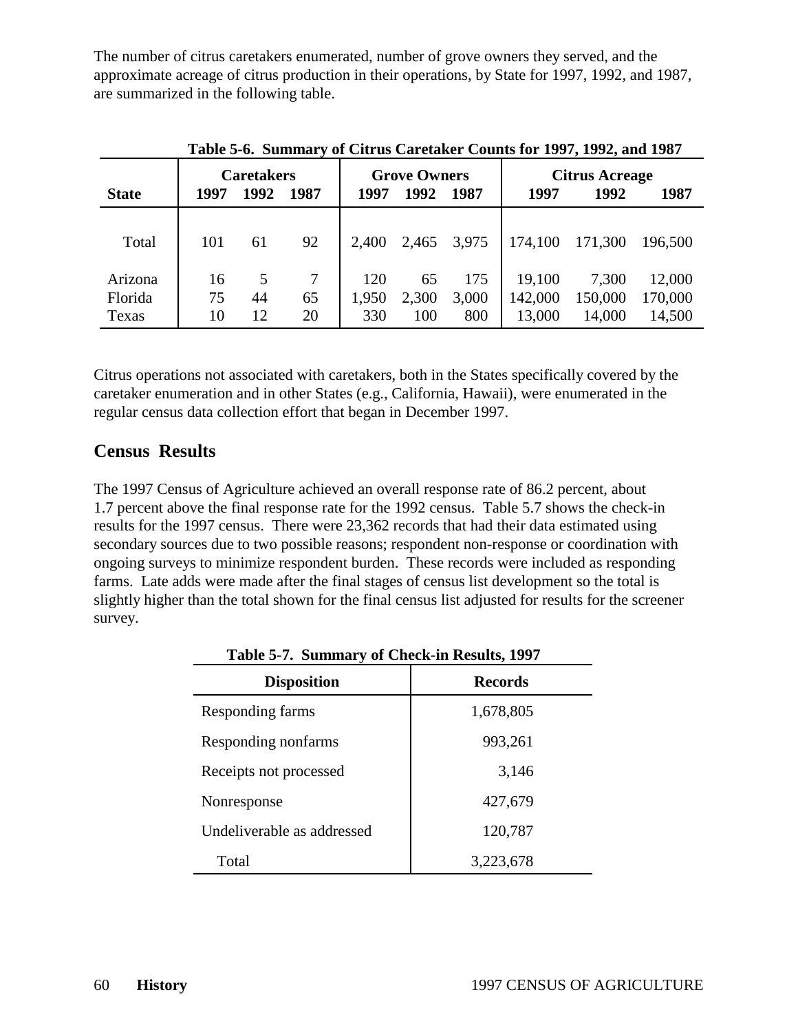The number of citrus caretakers enumerated, number of grove owners they served, and the approximate acreage of citrus production in their operations, by State for 1997, 1992, and 1987, are summarized in the following table.

**Table 5-6. Summary of Citrus Caretaker Counts for 1997, 1992, and 1987**

| State | Caretakers | | | Grove Owners | | | Citrus Acreage | | |
|---|---|---|---|---|---|---|---|---|---|
| | 1997 | 1992 | 1987 | 1997 | 1992 | 1987 | 1997 | 1992 | 1987 |
| Total | 101 | 61 | 92 | 2,400 | 2,465 | 3,975 | 174,100 | 171,300 | 196,500 |
| Arizona | 16 | 5 | 7 | 120 | 65 | 175 | 19,100 | 7,300 | 12,000 |
| Florida | 75 | 44 | 65 | 1,950 | 2,300 | 3,000 | 142,000 | 150,000 | 170,000 |
| Texas | 10 | 12 | 20 | 330 | 100 | 800 | 13,000 | 14,000 | 14,500 |

Citrus operations not associated with caretakers, both in the States specifically covered by the caretaker enumeration and in other States (e.g., California, Hawaii), were enumerated in the regular census data collection effort that began in December 1997.

## Census Results

The 1997 Census of Agriculture achieved an overall response rate of 86.2 percent, about 1.7 percent above the final response rate for the 1992 census. Table 5.7 shows the check-in results for the 1997 census. There were 23,362 records that had their data estimated using secondary sources due to two possible reasons; respondent non-response or coordination with ongoing surveys to minimize respondent burden. These records were included as responding farms. Late adds were made after the final stages of census list development so the total is slightly higher than the total shown for the final census list adjusted for results for the screener survey.

**Table 5-7. Summary of Check-in Results, 1997**

| Disposition | Records |
|---|---|
| Responding farms | 1,678,805 |
| Responding nonfarms | 993,261 |
| Receipts not processed | 3,146 |
| Nonresponse | 427,679 |
| Undeliverable as addressed | 120,787 |
| Total | 3,223,678 |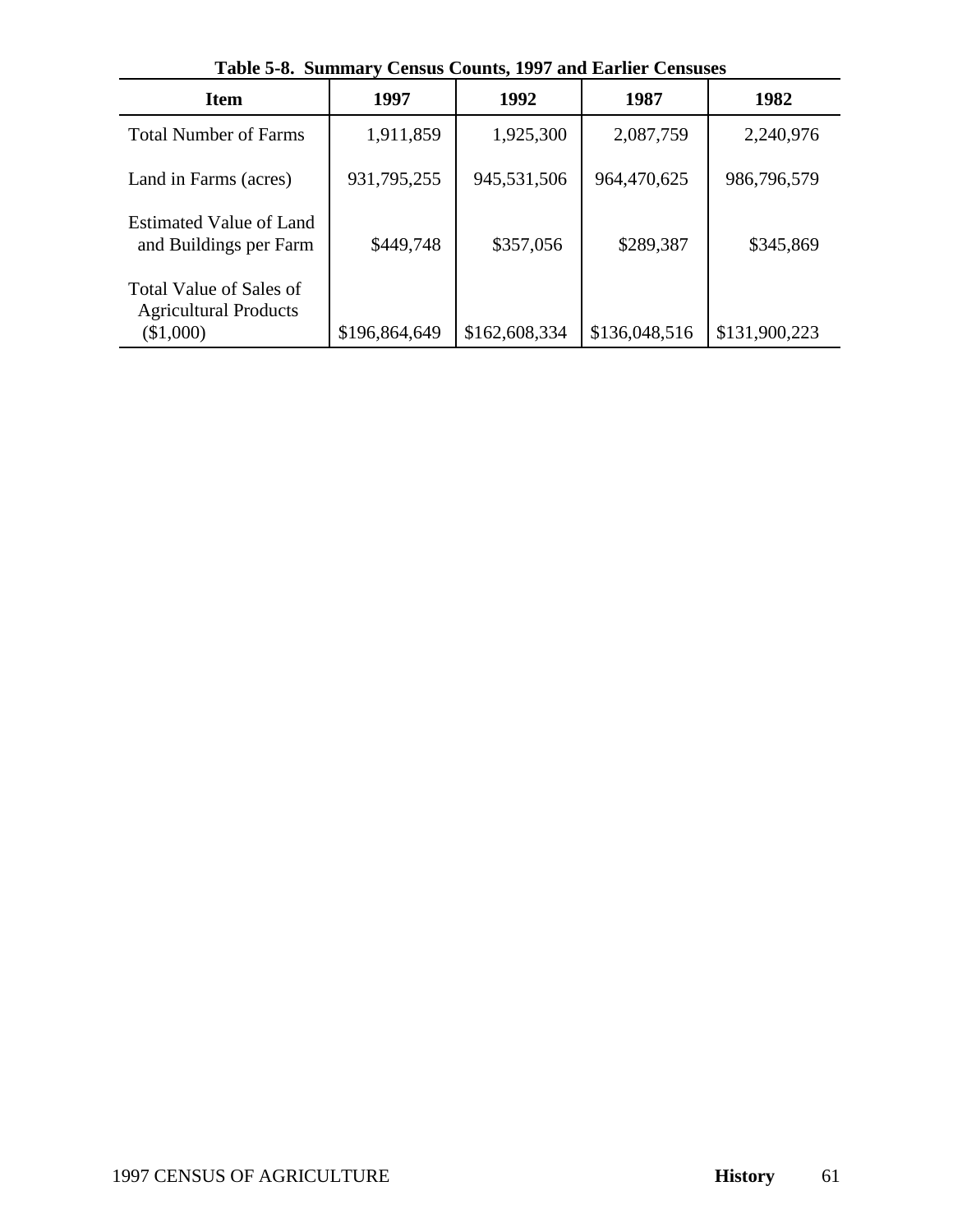**Table 5-8. Summary Census Counts, 1997 and Earlier Censuses**

| Item | 1997 | 1992 | 1987 | 1982 |
|---|---|---|---|---|
| Total Number of Farms | 1,911,859 | 1,925,300 | 2,087,759 | 2,240,976 |
| Land in Farms (acres) | 931,795,255 | 945,531,506 | 964,470,625 | 986,796,579 |
| Estimated Value of Land and Buildings per Farm | $449,748 | $357,056 | $289,387 | $345,869 |
| Total Value of Sales of Agricultural Products ($1,000) | $196,864,649 | $162,608,334 | $136,048,516 | $131,900,223 |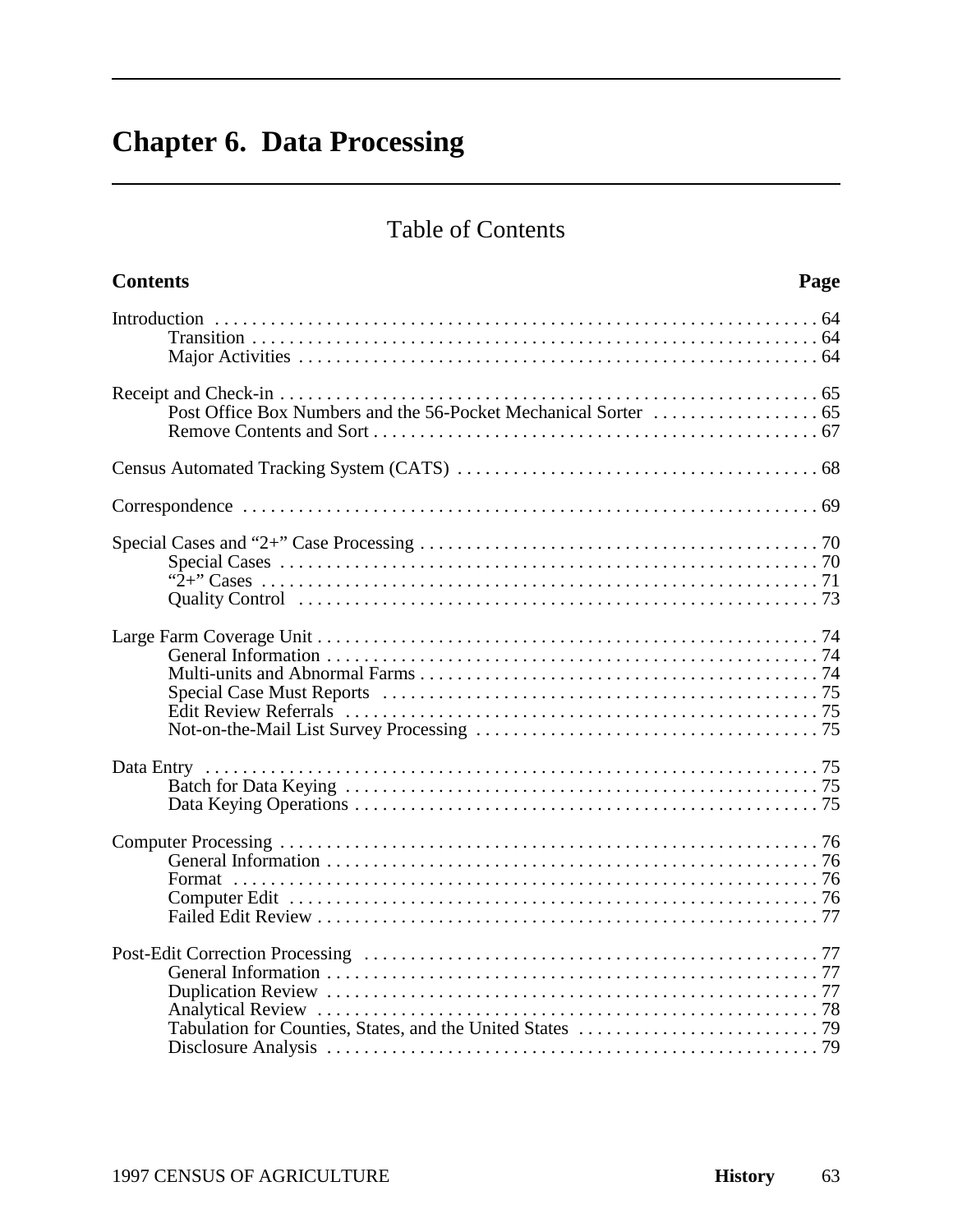# Chapter 6. Data Processing

## Table of Contents

| Contents | Page |
|---|---|
| Introduction | 64 |
| Transition | 64 |
| Major Activities | 64 |
| Receipt and Check-in | 65 |
| Post Office Box Numbers and the 56-Pocket Mechanical Sorter | 65 |
| Remove Contents and Sort | 67 |
| Census Automated Tracking System (CATS) | 68 |
| Correspondence | 69 |
| Special Cases and "2+" Case Processing | 70 |
| Special Cases | 70 |
| "2+" Cases | 71 |
| Quality Control | 73 |
| Large Farm Coverage Unit | 74 |
| General Information | 74 |
| Multi-units and Abnormal Farms | 74 |
| Special Case Must Reports | 75 |
| Edit Review Referrals | 75 |
| Not-on-the-Mail List Survey Processing | 75 |
| Data Entry | 75 |
| Batch for Data Keying | 75 |
| Data Keying Operations | 75 |
| Computer Processing | 76 |
| General Information | 76 |
| Format | 76 |
| Computer Edit | 76 |
| Failed Edit Review | 77 |
| Post-Edit Correction Processing | 77 |
| General Information | 77 |
| Duplication Review | 77 |
| Analytical Review | 78 |
| Tabulation for Counties, States, and the United States | 79 |
| Disclosure Analysis | 79 |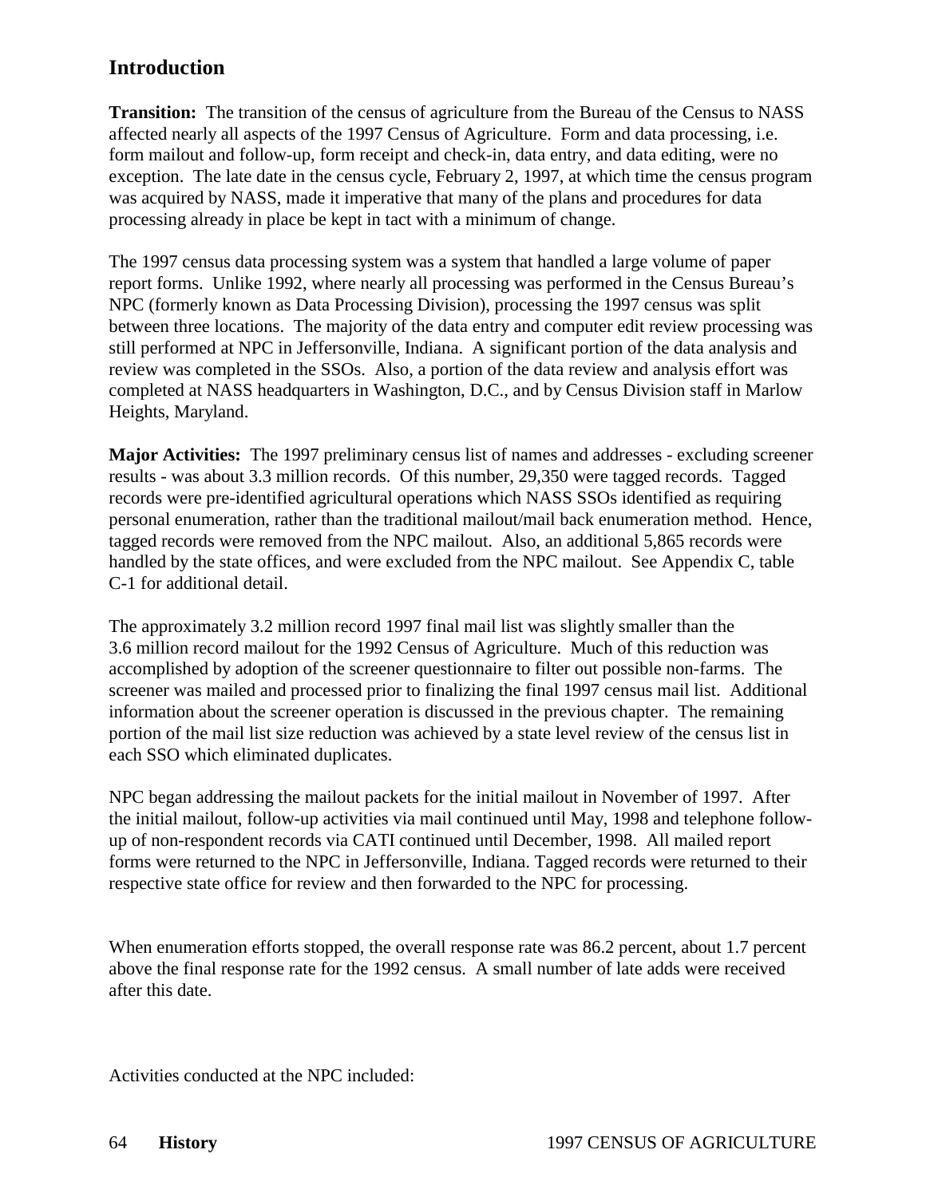## Introduction

**Transition:** The transition of the census of agriculture from the Bureau of the Census to NASS affected nearly all aspects of the 1997 Census of Agriculture. Form and data processing, i.e. form mailout and follow-up, form receipt and check-in, data entry, and data editing, were no exception. The late date in the census cycle, February 2, 1997, at which time the census program was acquired by NASS, made it imperative that many of the plans and procedures for data processing already in place be kept in tact with a minimum of change.

The 1997 census data processing system was a system that handled a large volume of paper report forms. Unlike 1992, where nearly all processing was performed in the Census Bureau's NPC (formerly known as Data Processing Division), processing the 1997 census was split between three locations. The majority of the data entry and computer edit review processing was still performed at NPC in Jeffersonville, Indiana. A significant portion of the data analysis and review was completed in the SSOs. Also, a portion of the data review and analysis effort was completed at NASS headquarters in Washington, D.C., and by Census Division staff in Marlow Heights, Maryland.

**Major Activities:** The 1997 preliminary census list of names and addresses - excluding screener results - was about 3.3 million records. Of this number, 29,350 were tagged records. Tagged records were pre-identified agricultural operations which NASS SSOs identified as requiring personal enumeration, rather than the traditional mailout/mail back enumeration method. Hence, tagged records were removed from the NPC mailout. Also, an additional 5,865 records were handled by the state offices, and were excluded from the NPC mailout. See Appendix C, table C-1 for additional detail.

The approximately 3.2 million record 1997 final mail list was slightly smaller than the 3.6 million record mailout for the 1992 Census of Agriculture. Much of this reduction was accomplished by adoption of the screener questionnaire to filter out possible non-farms. The screener was mailed and processed prior to finalizing the final 1997 census mail list. Additional information about the screener operation is discussed in the previous chapter. The remaining portion of the mail list size reduction was achieved by a state level review of the census list in each SSO which eliminated duplicates.

NPC began addressing the mailout packets for the initial mailout in November of 1997. After the initial mailout, follow-up activities via mail continued until May, 1998 and telephone follow-up of non-respondent records via CATI continued until December, 1998. All mailed report forms were returned to the NPC in Jeffersonville, Indiana. Tagged records were returned to their respective state office for review and then forwarded to the NPC for processing.

When enumeration efforts stopped, the overall response rate was 86.2 percent, about 1.7 percent above the final response rate for the 1992 census. A small number of late adds were received after this date.

Activities conducted at the NPC included: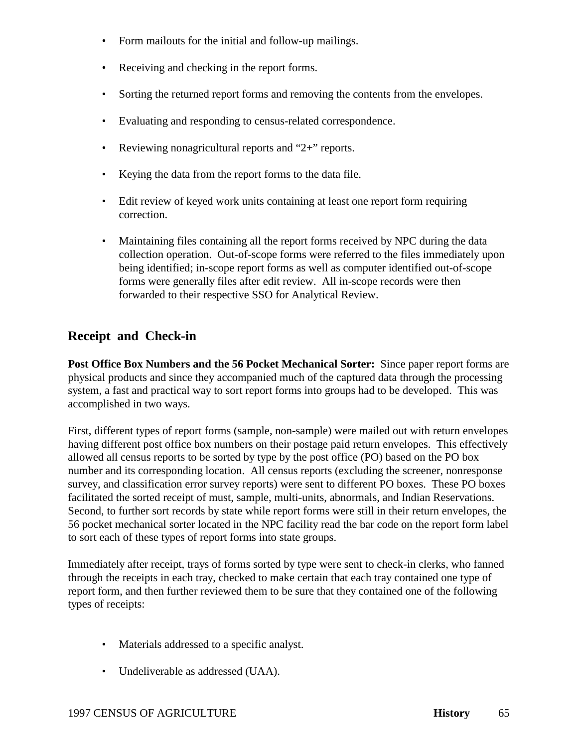- Form mailouts for the initial and follow-up mailings.

- Receiving and checking in the report forms.

- Sorting the returned report forms and removing the contents from the envelopes.

- Evaluating and responding to census-related correspondence.

- Reviewing nonagricultural reports and “2+” reports.

- Keying the data from the report forms to the data file.

- Edit review of keyed work units containing at least one report form requiring correction.

- Maintaining files containing all the report forms received by NPC during the data collection operation. Out-of-scope forms were referred to the files immediately upon being identified; in-scope report forms as well as computer identified out-of-scope forms were generally files after edit review. All in-scope records were then forwarded to their respective SSO for Analytical Review.

## Receipt and Check-in

**Post Office Box Numbers and the 56 Pocket Mechanical Sorter:** Since paper report forms are physical products and since they accompanied much of the captured data through the processing system, a fast and practical way to sort report forms into groups had to be developed. This was accomplished in two ways.

First, different types of report forms (sample, non-sample) were mailed out with return envelopes having different post office box numbers on their postage paid return envelopes. This effectively allowed all census reports to be sorted by type by the post office (PO) based on the PO box number and its corresponding location. All census reports (excluding the screener, nonresponse survey, and classification error survey reports) were sent to different PO boxes. These PO boxes facilitated the sorted receipt of must, sample, multi-units, abnormals, and Indian Reservations. Second, to further sort records by state while report forms were still in their return envelopes, the 56 pocket mechanical sorter located in the NPC facility read the bar code on the report form label to sort each of these types of report forms into state groups.

Immediately after receipt, trays of forms sorted by type were sent to check-in clerks, who fanned through the receipts in each tray, checked to make certain that each tray contained one type of report form, and then further reviewed them to be sure that they contained one of the following types of receipts:

- Materials addressed to a specific analyst.

- Undeliverable as addressed (UAA).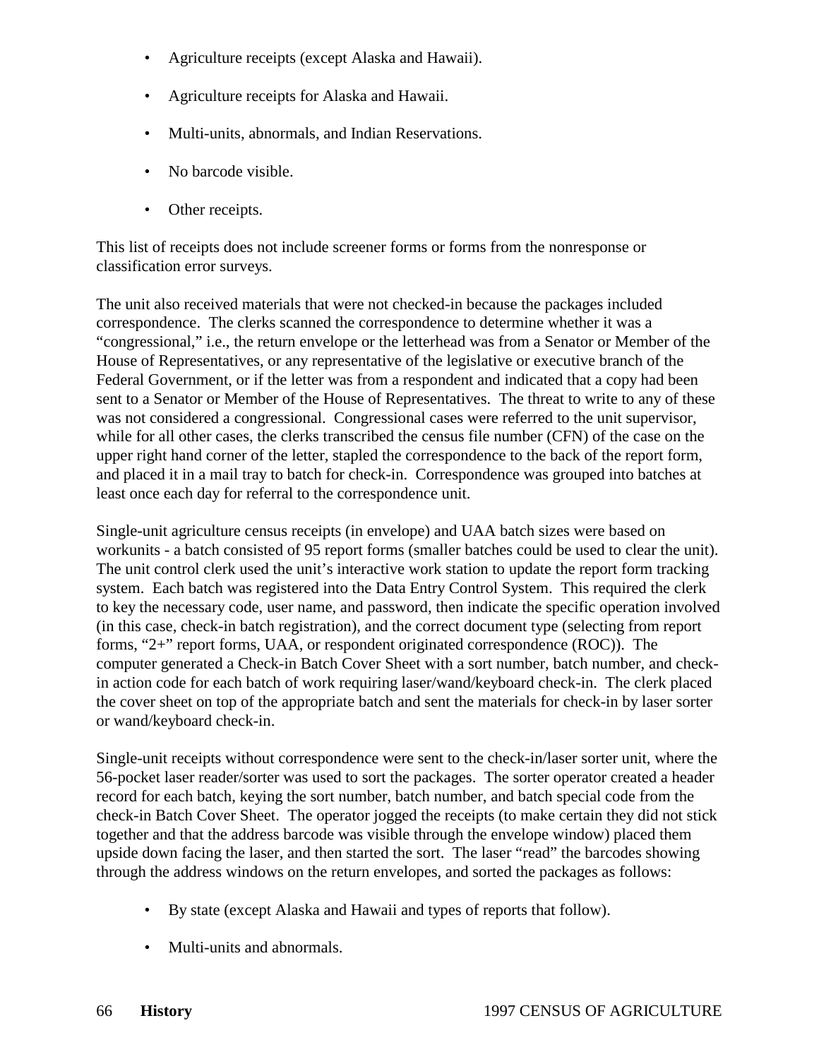- Agriculture receipts (except Alaska and Hawaii).
- Agriculture receipts for Alaska and Hawaii.
- Multi-units, abnormals, and Indian Reservations.
- No barcode visible.
- Other receipts.

This list of receipts does not include screener forms or forms from the nonresponse or classification error surveys.

The unit also received materials that were not checked-in because the packages included correspondence. The clerks scanned the correspondence to determine whether it was a "congressional," i.e., the return envelope or the letterhead was from a Senator or Member of the House of Representatives, or any representative of the legislative or executive branch of the Federal Government, or if the letter was from a respondent and indicated that a copy had been sent to a Senator or Member of the House of Representatives. The threat to write to any of these was not considered a congressional. Congressional cases were referred to the unit supervisor, while for all other cases, the clerks transcribed the census file number (CFN) of the case on the upper right hand corner of the letter, stapled the correspondence to the back of the report form, and placed it in a mail tray to batch for check-in. Correspondence was grouped into batches at least once each day for referral to the correspondence unit.

Single-unit agriculture census receipts (in envelope) and UAA batch sizes were based on workunits - a batch consisted of 95 report forms (smaller batches could be used to clear the unit). The unit control clerk used the unit's interactive work station to update the report form tracking system. Each batch was registered into the Data Entry Control System. This required the clerk to key the necessary code, user name, and password, then indicate the specific operation involved (in this case, check-in batch registration), and the correct document type (selecting from report forms, "2+" report forms, UAA, or respondent originated correspondence (ROC)). The computer generated a Check-in Batch Cover Sheet with a sort number, batch number, and check-in action code for each batch of work requiring laser/wand/keyboard check-in. The clerk placed the cover sheet on top of the appropriate batch and sent the materials for check-in by laser sorter or wand/keyboard check-in.

Single-unit receipts without correspondence were sent to the check-in/laser sorter unit, where the 56-pocket laser reader/sorter was used to sort the packages. The sorter operator created a header record for each batch, keying the sort number, batch number, and batch special code from the check-in Batch Cover Sheet. The operator jogged the receipts (to make certain they did not stick together and that the address barcode was visible through the envelope window) placed them upside down facing the laser, and then started the sort. The laser "read" the barcodes showing through the address windows on the return envelopes, and sorted the packages as follows:

- By state (except Alaska and Hawaii and types of reports that follow).
- Multi-units and abnormals.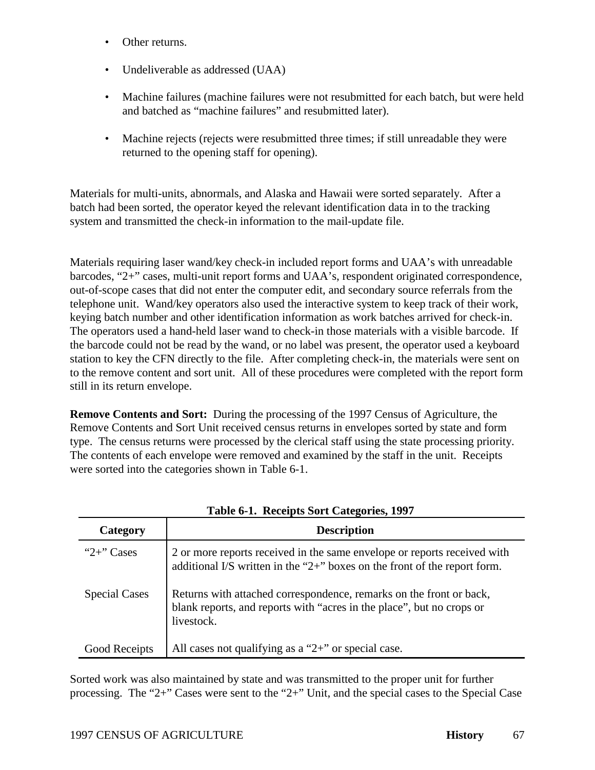- Other returns.

- Undeliverable as addressed (UAA)

- Machine failures (machine failures were not resubmitted for each batch, but were held and batched as "machine failures" and resubmitted later).

- Machine rejects (rejects were resubmitted three times; if still unreadable they were returned to the opening staff for opening).

Materials for multi-units, abnormals, and Alaska and Hawaii were sorted separately. After a batch had been sorted, the operator keyed the relevant identification data in to the tracking system and transmitted the check-in information to the mail-update file.

Materials requiring laser wand/key check-in included report forms and UAA's with unreadable barcodes, "2+" cases, multi-unit report forms and UAA's, respondent originated correspondence, out-of-scope cases that did not enter the computer edit, and secondary source referrals from the telephone unit. Wand/key operators also used the interactive system to keep track of their work, keying batch number and other identification information as work batches arrived for check-in. The operators used a hand-held laser wand to check-in those materials with a visible barcode. If the barcode could not be read by the wand, or no label was present, the operator used a keyboard station to key the CFN directly to the file. After completing check-in, the materials were sent on to the remove content and sort unit. All of these procedures were completed with the report form still in its return envelope.

**Remove Contents and Sort:** During the processing of the 1997 Census of Agriculture, the Remove Contents and Sort Unit received census returns in envelopes sorted by state and form type. The census returns were processed by the clerical staff using the state processing priority. The contents of each envelope were removed and examined by the staff in the unit. Receipts were sorted into the categories shown in Table 6-1.

**Table 6-1. Receipts Sort Categories, 1997**

| Category | Description |
|---|---|
| "2+" Cases | 2 or more reports received in the same envelope or reports received with additional I/S written in the "2+" boxes on the front of the report form. |
| Special Cases | Returns with attached correspondence, remarks on the front or back, blank reports, and reports with "acres in the place", but no crops or livestock. |
| Good Receipts | All cases not qualifying as a "2+" or special case. |

Sorted work was also maintained by state and was transmitted to the proper unit for further processing. The "2+" Cases were sent to the "2+" Unit, and the special cases to the Special Case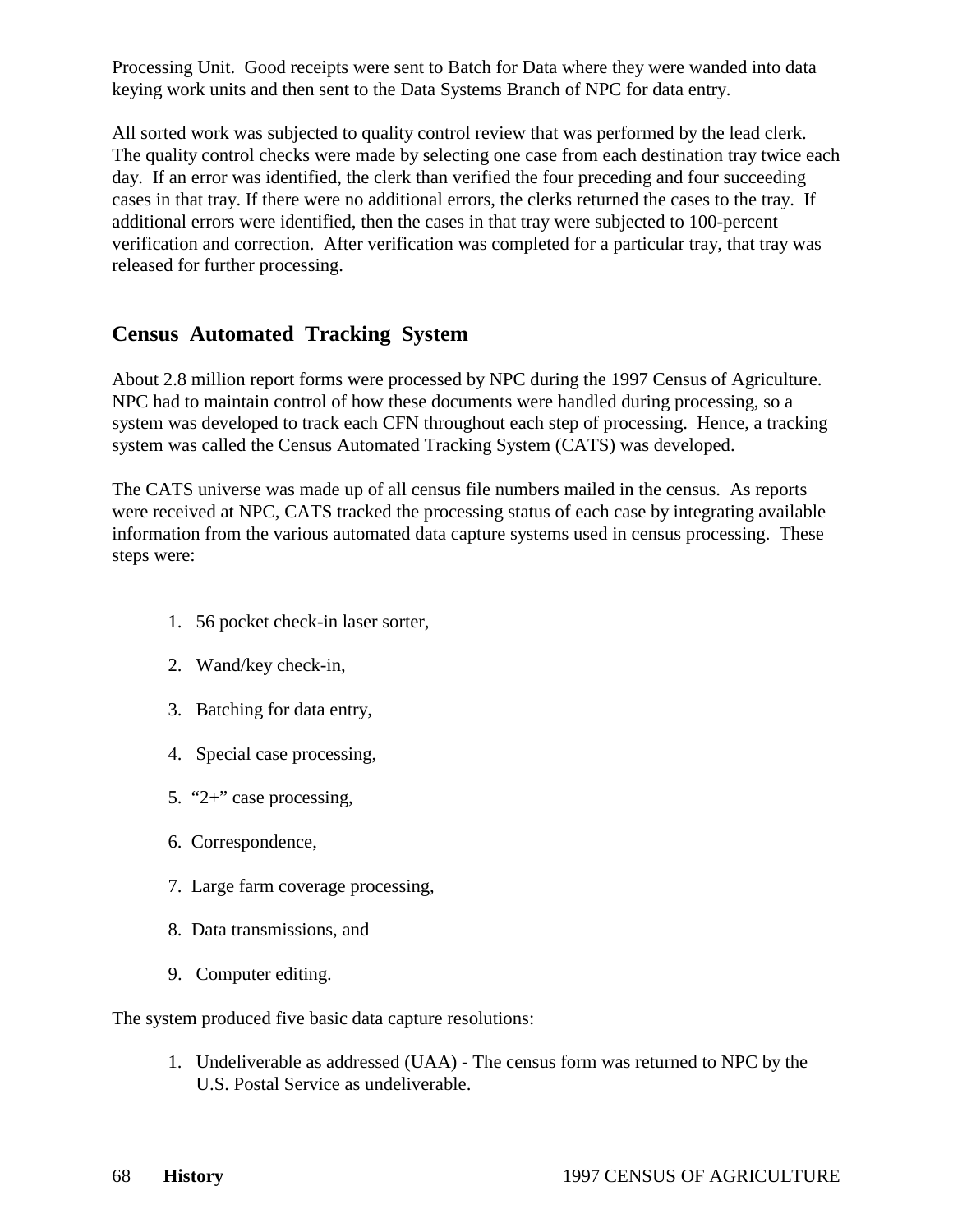Processing Unit. Good receipts were sent to Batch for Data where they were wanded into data keying work units and then sent to the Data Systems Branch of NPC for data entry.

All sorted work was subjected to quality control review that was performed by the lead clerk. The quality control checks were made by selecting one case from each destination tray twice each day. If an error was identified, the clerk than verified the four preceding and four succeeding cases in that tray. If there were no additional errors, the clerks returned the cases to the tray. If additional errors were identified, then the cases in that tray were subjected to 100-percent verification and correction. After verification was completed for a particular tray, that tray was released for further processing.

## Census Automated Tracking System

About 2.8 million report forms were processed by NPC during the 1997 Census of Agriculture. NPC had to maintain control of how these documents were handled during processing, so a system was developed to track each CFN throughout each step of processing. Hence, a tracking system was called the Census Automated Tracking System (CATS) was developed.

The CATS universe was made up of all census file numbers mailed in the census. As reports were received at NPC, CATS tracked the processing status of each case by integrating available information from the various automated data capture systems used in census processing. These steps were:

1. 56 pocket check-in laser sorter,
2. Wand/key check-in,
3. Batching for data entry,
4. Special case processing,
5. "2+" case processing,
6. Correspondence,
7. Large farm coverage processing,
8. Data transmissions, and
9. Computer editing.

The system produced five basic data capture resolutions:

1. Undeliverable as addressed (UAA) - The census form was returned to NPC by the U.S. Postal Service as undeliverable.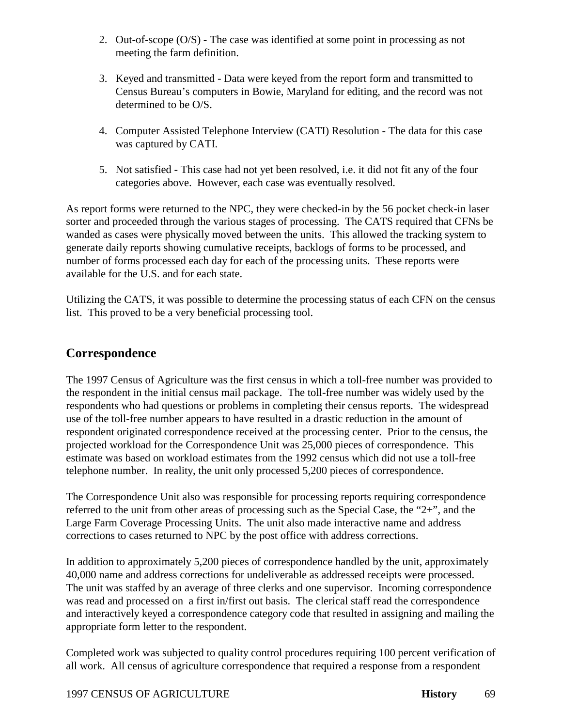2. Out-of-scope (O/S) - The case was identified at some point in processing as not meeting the farm definition.

3. Keyed and transmitted - Data were keyed from the report form and transmitted to Census Bureau's computers in Bowie, Maryland for editing, and the record was not determined to be O/S.

4. Computer Assisted Telephone Interview (CATI) Resolution - The data for this case was captured by CATI.

5. Not satisfied - This case had not yet been resolved, i.e. it did not fit any of the four categories above. However, each case was eventually resolved.

As report forms were returned to the NPC, they were checked-in by the 56 pocket check-in laser sorter and proceeded through the various stages of processing. The CATS required that CFNs be wanded as cases were physically moved between the units. This allowed the tracking system to generate daily reports showing cumulative receipts, backlogs of forms to be processed, and number of forms processed each day for each of the processing units. These reports were available for the U.S. and for each state.

Utilizing the CATS, it was possible to determine the processing status of each CFN on the census list. This proved to be a very beneficial processing tool.

## Correspondence

The 1997 Census of Agriculture was the first census in which a toll-free number was provided to the respondent in the initial census mail package. The toll-free number was widely used by the respondents who had questions or problems in completing their census reports. The widespread use of the toll-free number appears to have resulted in a drastic reduction in the amount of respondent originated correspondence received at the processing center. Prior to the census, the projected workload for the Correspondence Unit was 25,000 pieces of correspondence. This estimate was based on workload estimates from the 1992 census which did not use a toll-free telephone number. In reality, the unit only processed 5,200 pieces of correspondence.

The Correspondence Unit also was responsible for processing reports requiring correspondence referred to the unit from other areas of processing such as the Special Case, the "2+", and the Large Farm Coverage Processing Units. The unit also made interactive name and address corrections to cases returned to NPC by the post office with address corrections.

In addition to approximately 5,200 pieces of correspondence handled by the unit, approximately 40,000 name and address corrections for undeliverable as addressed receipts were processed. The unit was staffed by an average of three clerks and one supervisor. Incoming correspondence was read and processed on a first in/first out basis. The clerical staff read the correspondence and interactively keyed a correspondence category code that resulted in assigning and mailing the appropriate form letter to the respondent.

Completed work was subjected to quality control procedures requiring 100 percent verification of all work. All census of agriculture correspondence that required a response from a respondent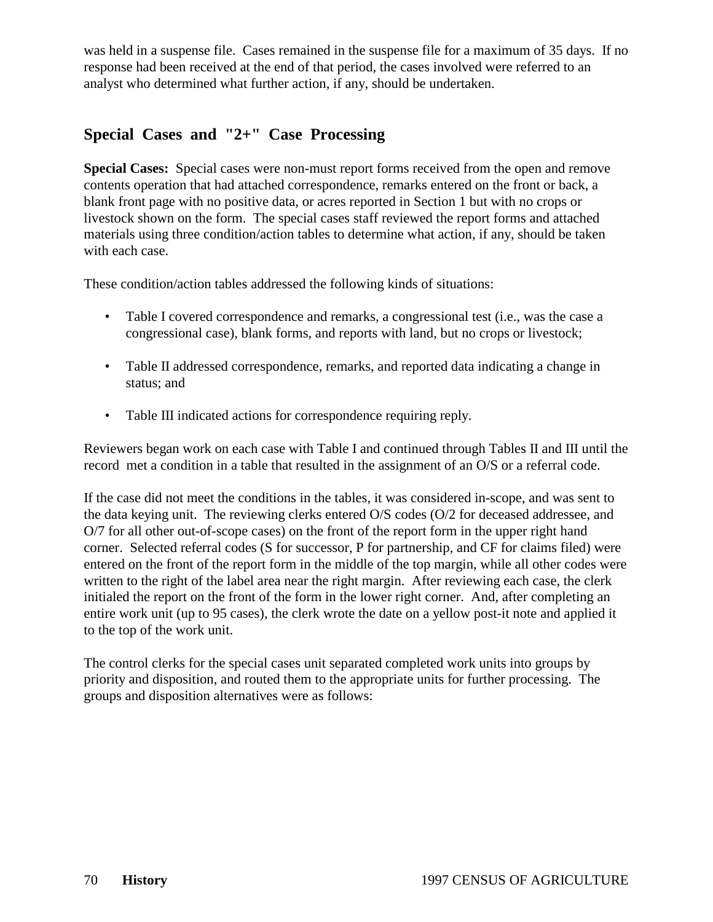was held in a suspense file. Cases remained in the suspense file for a maximum of 35 days. If no response had been received at the end of that period, the cases involved were referred to an analyst who determined what further action, if any, should be undertaken.

## Special Cases and "2+" Case Processing

**Special Cases:** Special cases were non-must report forms received from the open and remove contents operation that had attached correspondence, remarks entered on the front or back, a blank front page with no positive data, or acres reported in Section 1 but with no crops or livestock shown on the form. The special cases staff reviewed the report forms and attached materials using three condition/action tables to determine what action, if any, should be taken with each case.

These condition/action tables addressed the following kinds of situations:

- Table I covered correspondence and remarks, a congressional test (i.e., was the case a congressional case), blank forms, and reports with land, but no crops or livestock;
- Table II addressed correspondence, remarks, and reported data indicating a change in status; and
- Table III indicated actions for correspondence requiring reply.

Reviewers began work on each case with Table I and continued through Tables II and III until the record met a condition in a table that resulted in the assignment of an O/S or a referral code.

If the case did not meet the conditions in the tables, it was considered in-scope, and was sent to the data keying unit. The reviewing clerks entered O/S codes (O/2 for deceased addressee, and O/7 for all other out-of-scope cases) on the front of the report form in the upper right hand corner. Selected referral codes (S for successor, P for partnership, and CF for claims filed) were entered on the front of the report form in the middle of the top margin, while all other codes were written to the right of the label area near the right margin. After reviewing each case, the clerk initialed the report on the front of the form in the lower right corner. And, after completing an entire work unit (up to 95 cases), the clerk wrote the date on a yellow post-it note and applied it to the top of the work unit.

The control clerks for the special cases unit separated completed work units into groups by priority and disposition, and routed them to the appropriate units for further processing. The groups and disposition alternatives were as follows: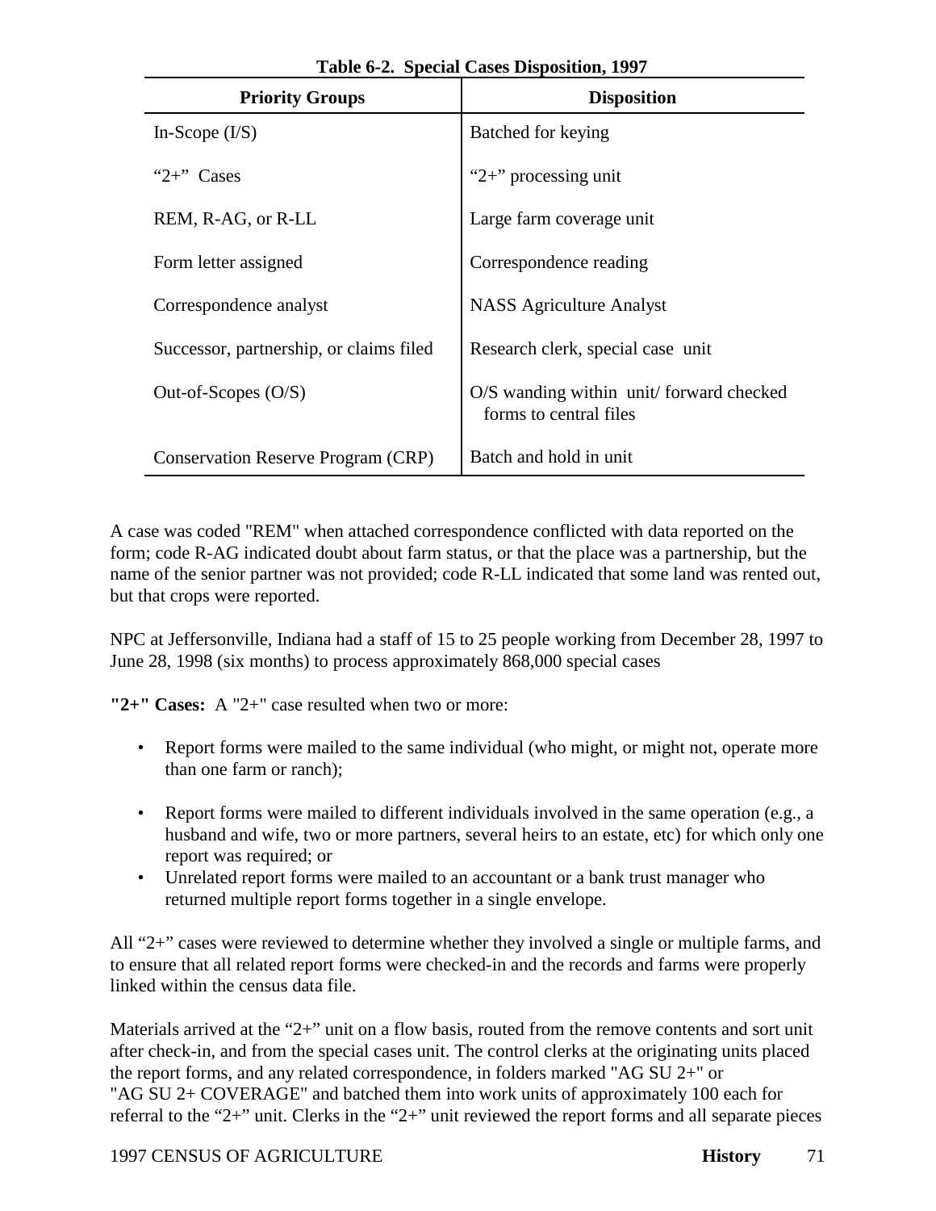**Table 6-2. Special Cases Disposition, 1997**

| Priority Groups | Disposition |
|---|---|
| In-Scope (I/S) | Batched for keying |
| "2+" Cases | "2+" processing unit |
| REM, R-AG, or R-LL | Large farm coverage unit |
| Form letter assigned | Correspondence reading |
| Correspondence analyst | NASS Agriculture Analyst |
| Successor, partnership, or claims filed | Research clerk, special case unit |
| Out-of-Scopes (O/S) | O/S wanding within unit/ forward checked forms to central files |
| Conservation Reserve Program (CRP) | Batch and hold in unit |

A case was coded "REM" when attached correspondence conflicted with data reported on the form; code R-AG indicated doubt about farm status, or that the place was a partnership, but the name of the senior partner was not provided; code R-LL indicated that some land was rented out, but that crops were reported.

NPC at Jeffersonville, Indiana had a staff of 15 to 25 people working from December 28, 1997 to June 28, 1998 (six months) to process approximately 868,000 special cases

**"2+" Cases:** A "2+" case resulted when two or more:

- Report forms were mailed to the same individual (who might, or might not, operate more than one farm or ranch);
- Report forms were mailed to different individuals involved in the same operation (e.g., a husband and wife, two or more partners, several heirs to an estate, etc) for which only one report was required; or
- Unrelated report forms were mailed to an accountant or a bank trust manager who returned multiple report forms together in a single envelope.

All "2+" cases were reviewed to determine whether they involved a single or multiple farms, and to ensure that all related report forms were checked-in and the records and farms were properly linked within the census data file.

Materials arrived at the "2+" unit on a flow basis, routed from the remove contents and sort unit after check-in, and from the special cases unit. The control clerks at the originating units placed the report forms, and any related correspondence, in folders marked "AG SU 2+" or "AG SU 2+ COVERAGE" and batched them into work units of approximately 100 each for referral to the "2+" unit. Clerks in the "2+" unit reviewed the report forms and all separate pieces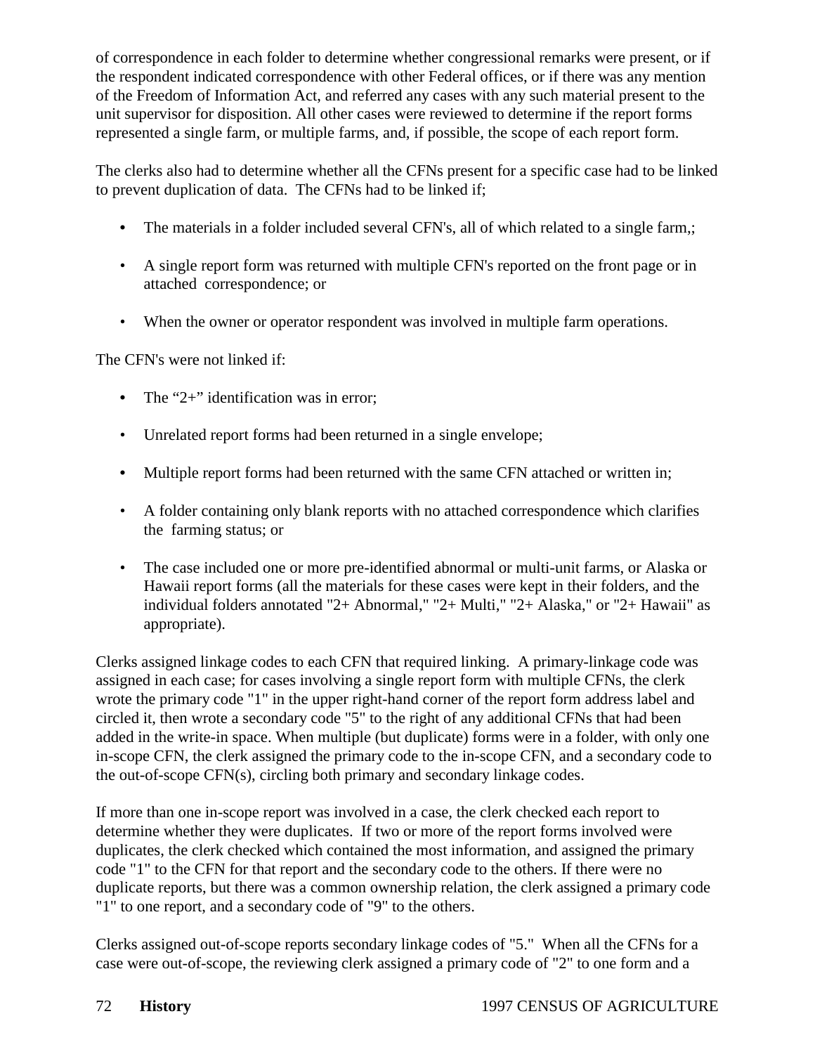of correspondence in each folder to determine whether congressional remarks were present, or if the respondent indicated correspondence with other Federal offices, or if there was any mention of the Freedom of Information Act, and referred any cases with any such material present to the unit supervisor for disposition. All other cases were reviewed to determine if the report forms represented a single farm, or multiple farms, and, if possible, the scope of each report form.

The clerks also had to determine whether all the CFNs present for a specific case had to be linked to prevent duplication of data. The CFNs had to be linked if;

- The materials in a folder included several CFN's, all of which related to a single farm,;
- A single report form was returned with multiple CFN's reported on the front page or in attached correspondence; or
- When the owner or operator respondent was involved in multiple farm operations.

The CFN's were not linked if:

- The "2+" identification was in error;
- Unrelated report forms had been returned in a single envelope;
- Multiple report forms had been returned with the same CFN attached or written in;
- A folder containing only blank reports with no attached correspondence which clarifies the farming status; or
- The case included one or more pre-identified abnormal or multi-unit farms, or Alaska or Hawaii report forms (all the materials for these cases were kept in their folders, and the individual folders annotated "2+ Abnormal," "2+ Multi," "2+ Alaska," or "2+ Hawaii" as appropriate).

Clerks assigned linkage codes to each CFN that required linking. A primary-linkage code was assigned in each case; for cases involving a single report form with multiple CFNs, the clerk wrote the primary code "1" in the upper right-hand corner of the report form address label and circled it, then wrote a secondary code "5" to the right of any additional CFNs that had been added in the write-in space. When multiple (but duplicate) forms were in a folder, with only one in-scope CFN, the clerk assigned the primary code to the in-scope CFN, and a secondary code to the out-of-scope CFN(s), circling both primary and secondary linkage codes.

If more than one in-scope report was involved in a case, the clerk checked each report to determine whether they were duplicates. If two or more of the report forms involved were duplicates, the clerk checked which contained the most information, and assigned the primary code "1" to the CFN for that report and the secondary code to the others. If there were no duplicate reports, but there was a common ownership relation, the clerk assigned a primary code "1" to one report, and a secondary code of "9" to the others.

Clerks assigned out-of-scope reports secondary linkage codes of "5." When all the CFNs for a case were out-of-scope, the reviewing clerk assigned a primary code of "2" to one form and a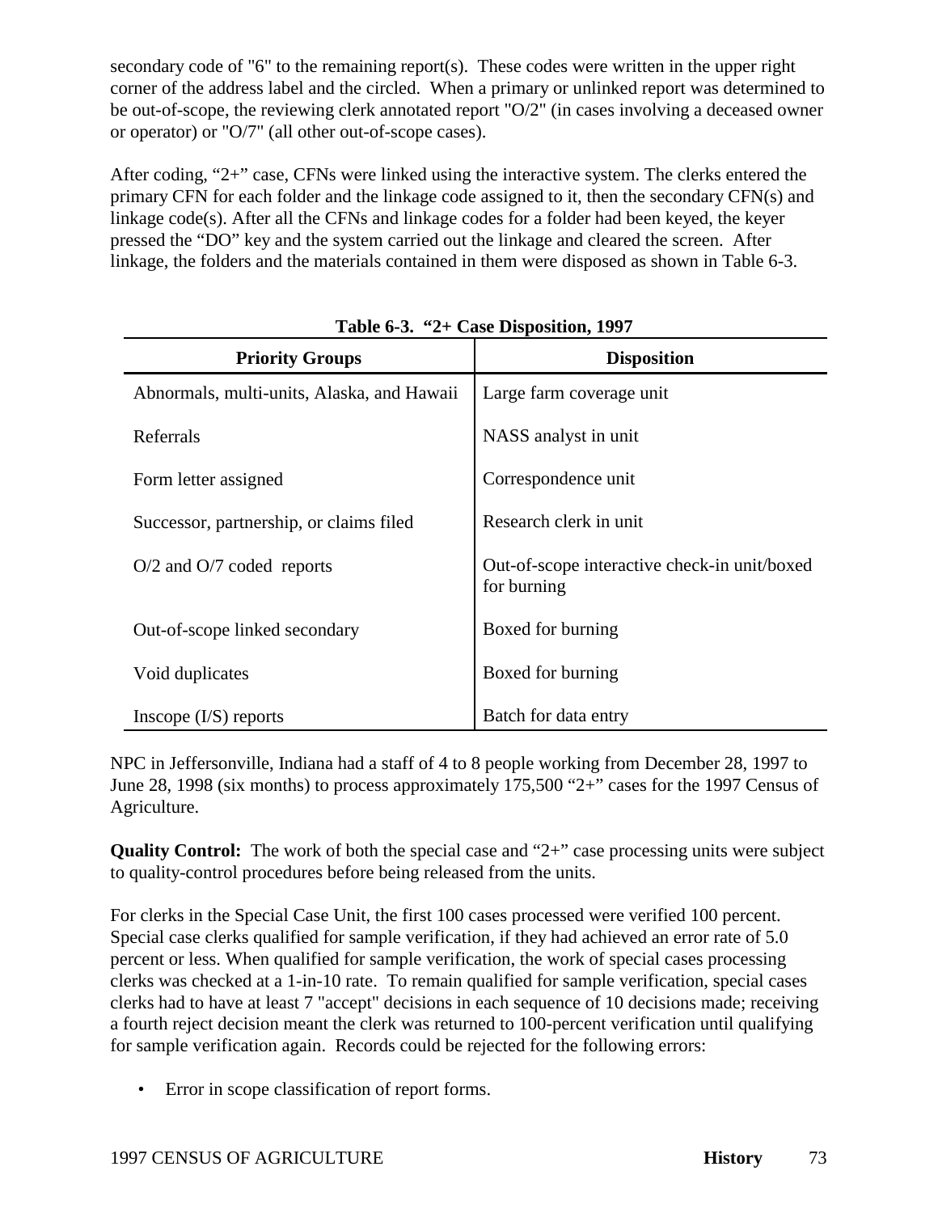secondary code of "6" to the remaining report(s). These codes were written in the upper right corner of the address label and the circled. When a primary or unlinked report was determined to be out-of-scope, the reviewing clerk annotated report "O/2" (in cases involving a deceased owner or operator) or "O/7" (all other out-of-scope cases).

After coding, “2+” case, CFNs were linked using the interactive system. The clerks entered the primary CFN for each folder and the linkage code assigned to it, then the secondary CFN(s) and linkage code(s). After all the CFNs and linkage codes for a folder had been keyed, the keyer pressed the “DO” key and the system carried out the linkage and cleared the screen. After linkage, the folders and the materials contained in them were disposed as shown in Table 6-3.

**Table 6-3. “2+ Case Disposition, 1997**

| Priority Groups | Disposition |
|---|---|
| Abnormals, multi-units, Alaska, and Hawaii | Large farm coverage unit |
| Referrals | NASS analyst in unit |
| Form letter assigned | Correspondence unit |
| Successor, partnership, or claims filed | Research clerk in unit |
| O/2 and O/7 coded reports | Out-of-scope interactive check-in unit/boxed for burning |
| Out-of-scope linked secondary | Boxed for burning |
| Void duplicates | Boxed for burning |
| Inscope (I/S) reports | Batch for data entry |

NPC in Jeffersonville, Indiana had a staff of 4 to 8 people working from December 28, 1997 to June 28, 1998 (six months) to process approximately 175,500 “2+” cases for the 1997 Census of Agriculture.

**Quality Control:** The work of both the special case and “2+” case processing units were subject to quality-control procedures before being released from the units.

For clerks in the Special Case Unit, the first 100 cases processed were verified 100 percent. Special case clerks qualified for sample verification, if they had achieved an error rate of 5.0 percent or less. When qualified for sample verification, the work of special cases processing clerks was checked at a 1-in-10 rate. To remain qualified for sample verification, special cases clerks had to have at least 7 "accept" decisions in each sequence of 10 decisions made; receiving a fourth reject decision meant the clerk was returned to 100-percent verification until qualifying for sample verification again. Records could be rejected for the following errors:

- Error in scope classification of report forms.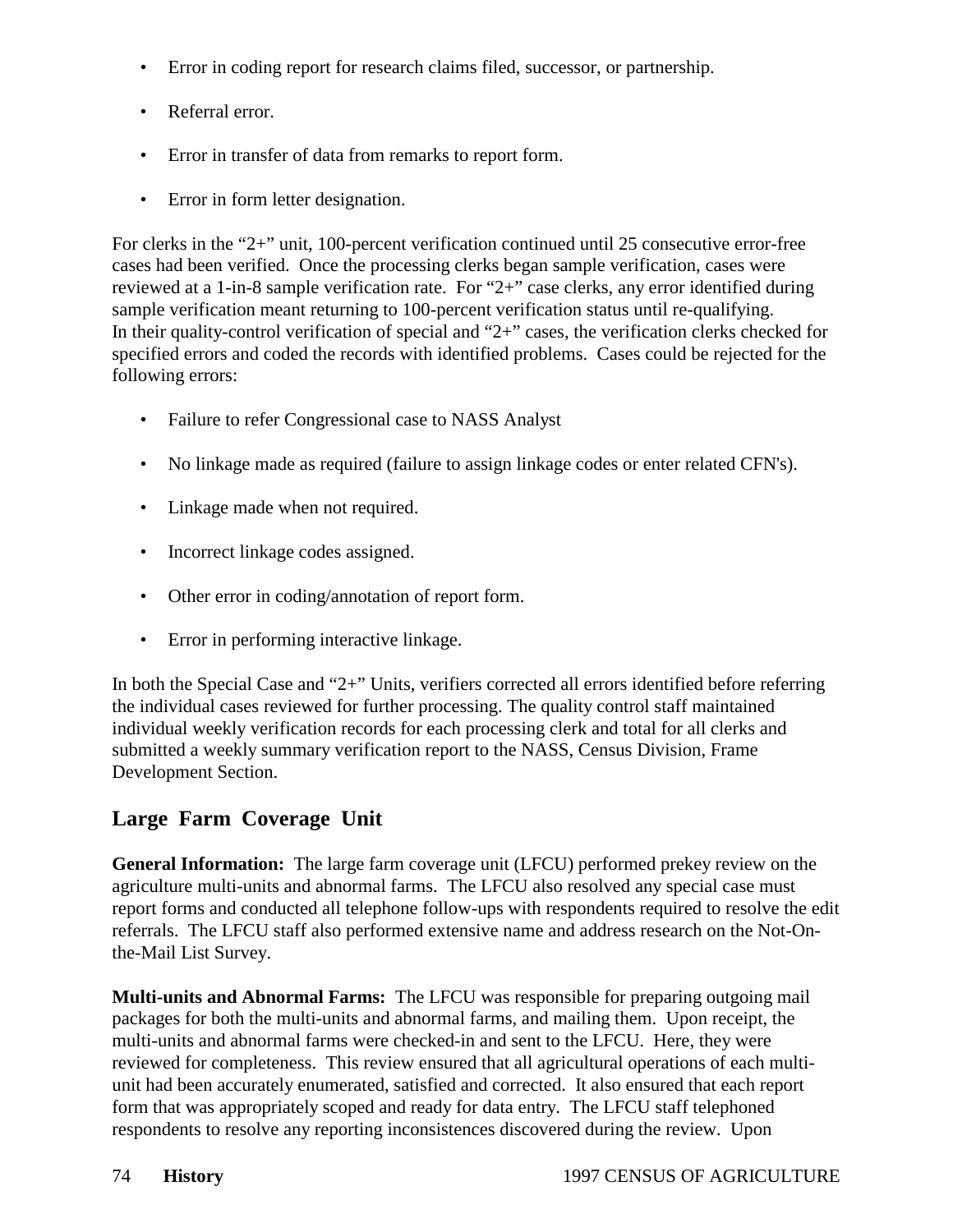- Error in coding report for research claims filed, successor, or partnership.

- Referral error.

- Error in transfer of data from remarks to report form.

- Error in form letter designation.

For clerks in the "2+" unit, 100-percent verification continued until 25 consecutive error-free cases had been verified. Once the processing clerks began sample verification, cases were reviewed at a 1-in-8 sample verification rate. For "2+" case clerks, any error identified during sample verification meant returning to 100-percent verification status until re-qualifying. In their quality-control verification of special and "2+" cases, the verification clerks checked for specified errors and coded the records with identified problems. Cases could be rejected for the following errors:

- Failure to refer Congressional case to NASS Analyst

- No linkage made as required (failure to assign linkage codes or enter related CFN's).

- Linkage made when not required.

- Incorrect linkage codes assigned.

- Other error in coding/annotation of report form.

- Error in performing interactive linkage.

In both the Special Case and "2+" Units, verifiers corrected all errors identified before referring the individual cases reviewed for further processing. The quality control staff maintained individual weekly verification records for each processing clerk and total for all clerks and submitted a weekly summary verification report to the NASS, Census Division, Frame Development Section.

## Large Farm Coverage Unit

**General Information:** The large farm coverage unit (LFCU) performed prekey review on the agriculture multi-units and abnormal farms. The LFCU also resolved any special case must report forms and conducted all telephone follow-ups with respondents required to resolve the edit referrals. The LFCU staff also performed extensive name and address research on the Not-On-the-Mail List Survey.

**Multi-units and Abnormal Farms:** The LFCU was responsible for preparing outgoing mail packages for both the multi-units and abnormal farms, and mailing them. Upon receipt, the multi-units and abnormal farms were checked-in and sent to the LFCU. Here, they were reviewed for completeness. This review ensured that all agricultural operations of each multi-unit had been accurately enumerated, satisfied and corrected. It also ensured that each report form that was appropriately scoped and ready for data entry. The LFCU staff telephoned respondents to resolve any reporting inconsistences discovered during the review. Upon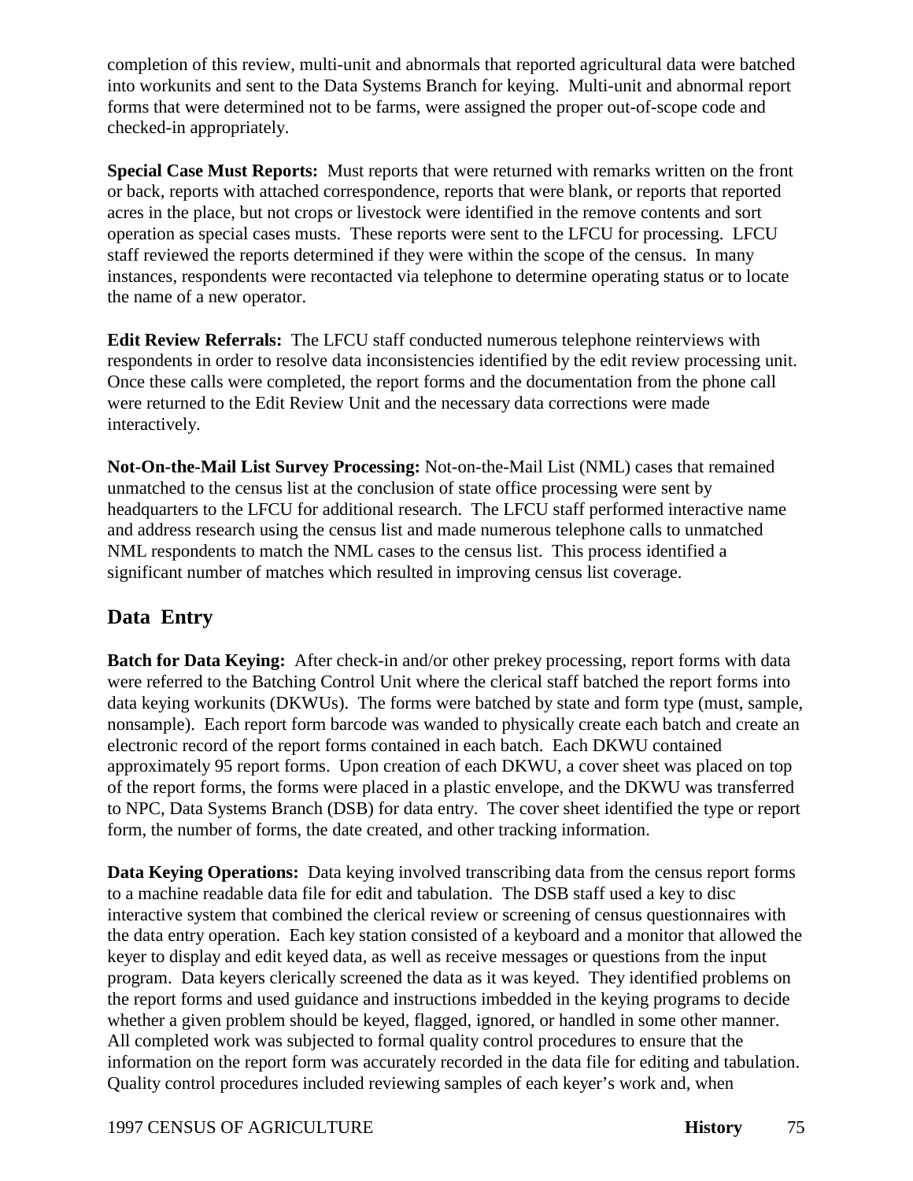completion of this review, multi-unit and abnormals that reported agricultural data were batched into workunits and sent to the Data Systems Branch for keying. Multi-unit and abnormal report forms that were determined not to be farms, were assigned the proper out-of-scope code and checked-in appropriately.

**Special Case Must Reports:** Must reports that were returned with remarks written on the front or back, reports with attached correspondence, reports that were blank, or reports that reported acres in the place, but not crops or livestock were identified in the remove contents and sort operation as special cases musts. These reports were sent to the LFCU for processing. LFCU staff reviewed the reports determined if they were within the scope of the census. In many instances, respondents were recontacted via telephone to determine operating status or to locate the name of a new operator.

**Edit Review Referrals:** The LFCU staff conducted numerous telephone reinterviews with respondents in order to resolve data inconsistencies identified by the edit review processing unit. Once these calls were completed, the report forms and the documentation from the phone call were returned to the Edit Review Unit and the necessary data corrections were made interactively.

**Not-On-the-Mail List Survey Processing:** Not-on-the-Mail List (NML) cases that remained unmatched to the census list at the conclusion of state office processing were sent by headquarters to the LFCU for additional research. The LFCU staff performed interactive name and address research using the census list and made numerous telephone calls to unmatched NML respondents to match the NML cases to the census list. This process identified a significant number of matches which resulted in improving census list coverage.

## Data Entry

**Batch for Data Keying:** After check-in and/or other prekey processing, report forms with data were referred to the Batching Control Unit where the clerical staff batched the report forms into data keying workunits (DKWUs). The forms were batched by state and form type (must, sample, nonsample). Each report form barcode was wanded to physically create each batch and create an electronic record of the report forms contained in each batch. Each DKWU contained approximately 95 report forms. Upon creation of each DKWU, a cover sheet was placed on top of the report forms, the forms were placed in a plastic envelope, and the DKWU was transferred to NPC, Data Systems Branch (DSB) for data entry. The cover sheet identified the type or report form, the number of forms, the date created, and other tracking information.

**Data Keying Operations:** Data keying involved transcribing data from the census report forms to a machine readable data file for edit and tabulation. The DSB staff used a key to disc interactive system that combined the clerical review or screening of census questionnaires with the data entry operation. Each key station consisted of a keyboard and a monitor that allowed the keyer to display and edit keyed data, as well as receive messages or questions from the input program. Data keyers clerically screened the data as it was keyed. They identified problems on the report forms and used guidance and instructions imbedded in the keying programs to decide whether a given problem should be keyed, flagged, ignored, or handled in some other manner. All completed work was subjected to formal quality control procedures to ensure that the information on the report form was accurately recorded in the data file for editing and tabulation. Quality control procedures included reviewing samples of each keyer's work and, when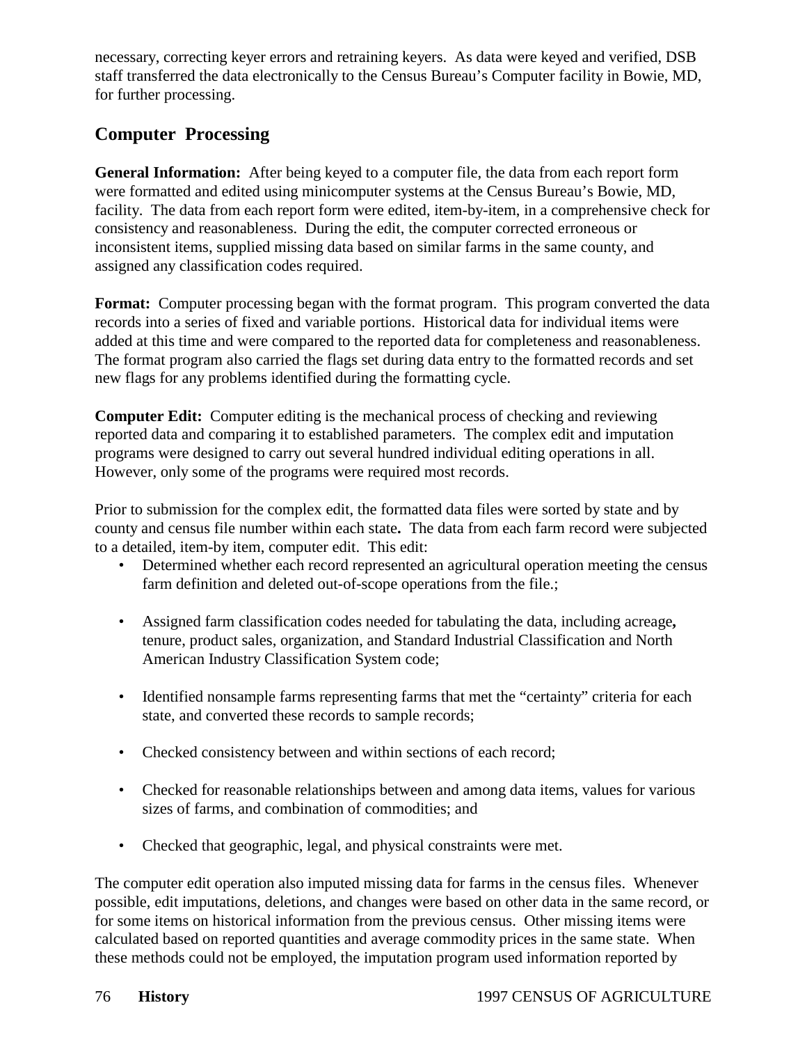necessary, correcting keyer errors and retraining keyers. As data were keyed and verified, DSB staff transferred the data electronically to the Census Bureau's Computer facility in Bowie, MD, for further processing.

## Computer Processing

**General Information:** After being keyed to a computer file, the data from each report form were formatted and edited using minicomputer systems at the Census Bureau's Bowie, MD, facility. The data from each report form were edited, item-by-item, in a comprehensive check for consistency and reasonableness. During the edit, the computer corrected erroneous or inconsistent items, supplied missing data based on similar farms in the same county, and assigned any classification codes required.

**Format:** Computer processing began with the format program. This program converted the data records into a series of fixed and variable portions. Historical data for individual items were added at this time and were compared to the reported data for completeness and reasonableness. The format program also carried the flags set during data entry to the formatted records and set new flags for any problems identified during the formatting cycle.

**Computer Edit:** Computer editing is the mechanical process of checking and reviewing reported data and comparing it to established parameters. The complex edit and imputation programs were designed to carry out several hundred individual editing operations in all. However, only some of the programs were required most records.

Prior to submission for the complex edit, the formatted data files were sorted by state and by county and census file number within each state**.** The data from each farm record were subjected to a detailed, item-by item, computer edit. This edit:

- Determined whether each record represented an agricultural operation meeting the census farm definition and deleted out-of-scope operations from the file.;
- Assigned farm classification codes needed for tabulating the data, including acreage**,** tenure, product sales, organization, and Standard Industrial Classification and North American Industry Classification System code;
- Identified nonsample farms representing farms that met the "certainty" criteria for each state, and converted these records to sample records;
- Checked consistency between and within sections of each record;
- Checked for reasonable relationships between and among data items, values for various sizes of farms, and combination of commodities; and
- Checked that geographic, legal, and physical constraints were met.

The computer edit operation also imputed missing data for farms in the census files. Whenever possible, edit imputations, deletions, and changes were based on other data in the same record, or for some items on historical information from the previous census. Other missing items were calculated based on reported quantities and average commodity prices in the same state. When these methods could not be employed, the imputation program used information reported by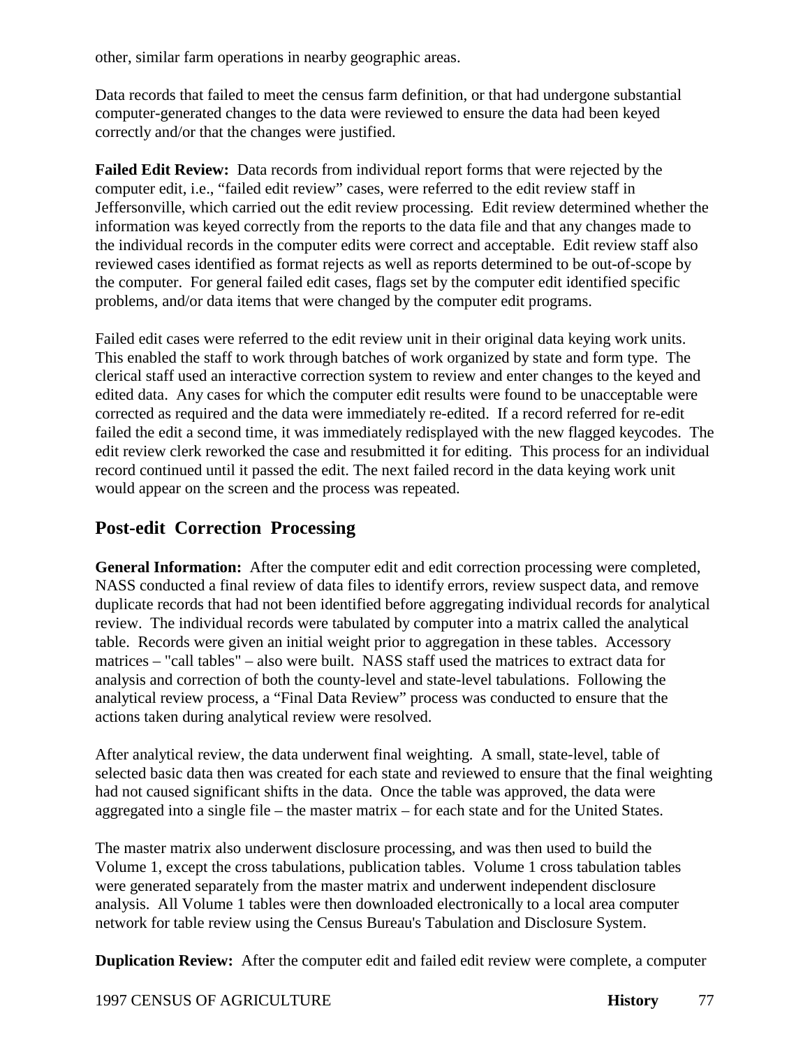other, similar farm operations in nearby geographic areas.

Data records that failed to meet the census farm definition, or that had undergone substantial computer-generated changes to the data were reviewed to ensure the data had been keyed correctly and/or that the changes were justified.

**Failed Edit Review:** Data records from individual report forms that were rejected by the computer edit, i.e., "failed edit review" cases, were referred to the edit review staff in Jeffersonville, which carried out the edit review processing. Edit review determined whether the information was keyed correctly from the reports to the data file and that any changes made to the individual records in the computer edits were correct and acceptable. Edit review staff also reviewed cases identified as format rejects as well as reports determined to be out-of-scope by the computer. For general failed edit cases, flags set by the computer edit identified specific problems, and/or data items that were changed by the computer edit programs.

Failed edit cases were referred to the edit review unit in their original data keying work units. This enabled the staff to work through batches of work organized by state and form type. The clerical staff used an interactive correction system to review and enter changes to the keyed and edited data. Any cases for which the computer edit results were found to be unacceptable were corrected as required and the data were immediately re-edited. If a record referred for re-edit failed the edit a second time, it was immediately redisplayed with the new flagged keycodes. The edit review clerk reworked the case and resubmitted it for editing. This process for an individual record continued until it passed the edit. The next failed record in the data keying work unit would appear on the screen and the process was repeated.

## Post-edit Correction Processing

**General Information:** After the computer edit and edit correction processing were completed, NASS conducted a final review of data files to identify errors, review suspect data, and remove duplicate records that had not been identified before aggregating individual records for analytical review. The individual records were tabulated by computer into a matrix called the analytical table. Records were given an initial weight prior to aggregation in these tables. Accessory matrices – "call tables" – also were built. NASS staff used the matrices to extract data for analysis and correction of both the county-level and state-level tabulations. Following the analytical review process, a "Final Data Review" process was conducted to ensure that the actions taken during analytical review were resolved.

After analytical review, the data underwent final weighting. A small, state-level, table of selected basic data then was created for each state and reviewed to ensure that the final weighting had not caused significant shifts in the data. Once the table was approved, the data were aggregated into a single file – the master matrix – for each state and for the United States.

The master matrix also underwent disclosure processing, and was then used to build the Volume 1, except the cross tabulations, publication tables. Volume 1 cross tabulation tables were generated separately from the master matrix and underwent independent disclosure analysis. All Volume 1 tables were then downloaded electronically to a local area computer network for table review using the Census Bureau's Tabulation and Disclosure System.

**Duplication Review:** After the computer edit and failed edit review were complete, a computer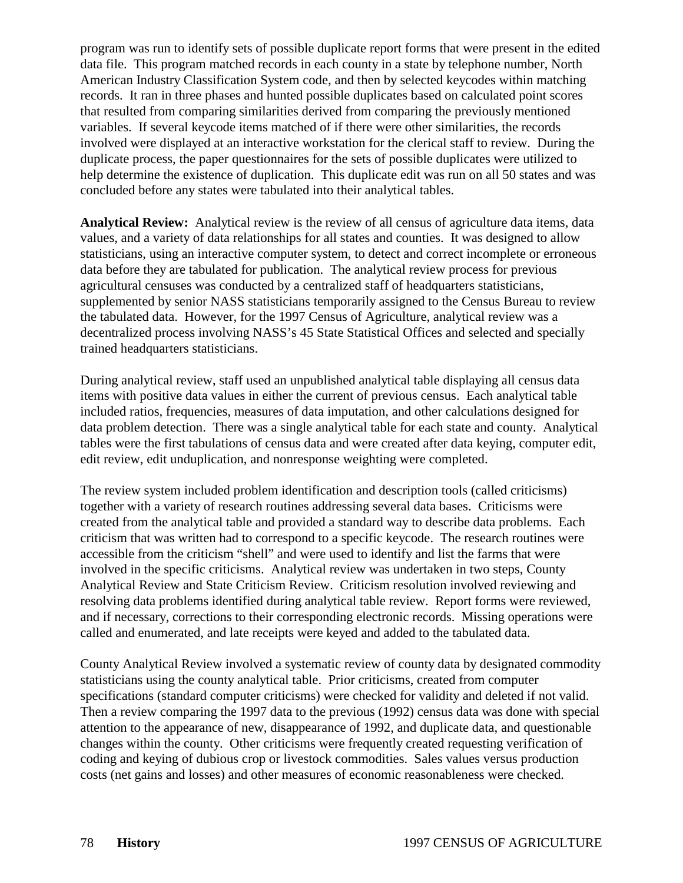program was run to identify sets of possible duplicate report forms that were present in the edited data file. This program matched records in each county in a state by telephone number, North American Industry Classification System code, and then by selected keycodes within matching records. It ran in three phases and hunted possible duplicates based on calculated point scores that resulted from comparing similarities derived from comparing the previously mentioned variables. If several keycode items matched of if there were other similarities, the records involved were displayed at an interactive workstation for the clerical staff to review. During the duplicate process, the paper questionnaires for the sets of possible duplicates were utilized to help determine the existence of duplication. This duplicate edit was run on all 50 states and was concluded before any states were tabulated into their analytical tables.

**Analytical Review:** Analytical review is the review of all census of agriculture data items, data values, and a variety of data relationships for all states and counties. It was designed to allow statisticians, using an interactive computer system, to detect and correct incomplete or erroneous data before they are tabulated for publication. The analytical review process for previous agricultural censuses was conducted by a centralized staff of headquarters statisticians, supplemented by senior NASS statisticians temporarily assigned to the Census Bureau to review the tabulated data. However, for the 1997 Census of Agriculture, analytical review was a decentralized process involving NASS's 45 State Statistical Offices and selected and specially trained headquarters statisticians.

During analytical review, staff used an unpublished analytical table displaying all census data items with positive data values in either the current of previous census. Each analytical table included ratios, frequencies, measures of data imputation, and other calculations designed for data problem detection. There was a single analytical table for each state and county. Analytical tables were the first tabulations of census data and were created after data keying, computer edit, edit review, edit unduplication, and nonresponse weighting were completed.

The review system included problem identification and description tools (called criticisms) together with a variety of research routines addressing several data bases. Criticisms were created from the analytical table and provided a standard way to describe data problems. Each criticism that was written had to correspond to a specific keycode. The research routines were accessible from the criticism "shell" and were used to identify and list the farms that were involved in the specific criticisms. Analytical review was undertaken in two steps, County Analytical Review and State Criticism Review. Criticism resolution involved reviewing and resolving data problems identified during analytical table review. Report forms were reviewed, and if necessary, corrections to their corresponding electronic records. Missing operations were called and enumerated, and late receipts were keyed and added to the tabulated data.

County Analytical Review involved a systematic review of county data by designated commodity statisticians using the county analytical table. Prior criticisms, created from computer specifications (standard computer criticisms) were checked for validity and deleted if not valid. Then a review comparing the 1997 data to the previous (1992) census data was done with special attention to the appearance of new, disappearance of 1992, and duplicate data, and questionable changes within the county. Other criticisms were frequently created requesting verification of coding and keying of dubious crop or livestock commodities. Sales values versus production costs (net gains and losses) and other measures of economic reasonableness were checked.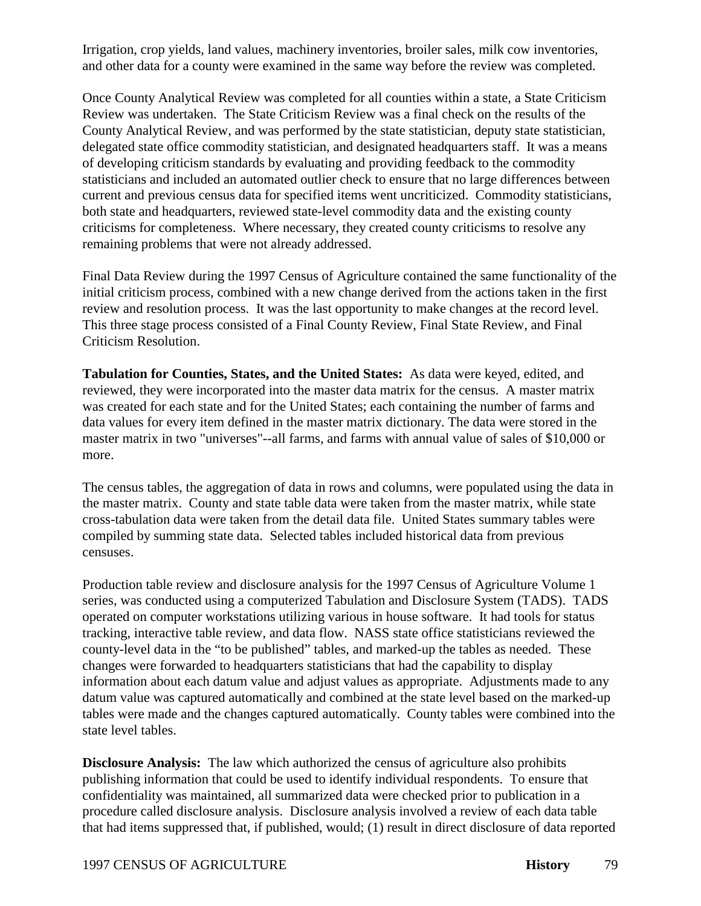Irrigation, crop yields, land values, machinery inventories, broiler sales, milk cow inventories, and other data for a county were examined in the same way before the review was completed.

Once County Analytical Review was completed for all counties within a state, a State Criticism Review was undertaken. The State Criticism Review was a final check on the results of the County Analytical Review, and was performed by the state statistician, deputy state statistician, delegated state office commodity statistician, and designated headquarters staff. It was a means of developing criticism standards by evaluating and providing feedback to the commodity statisticians and included an automated outlier check to ensure that no large differences between current and previous census data for specified items went uncriticized. Commodity statisticians, both state and headquarters, reviewed state-level commodity data and the existing county criticisms for completeness. Where necessary, they created county criticisms to resolve any remaining problems that were not already addressed.

Final Data Review during the 1997 Census of Agriculture contained the same functionality of the initial criticism process, combined with a new change derived from the actions taken in the first review and resolution process. It was the last opportunity to make changes at the record level. This three stage process consisted of a Final County Review, Final State Review, and Final Criticism Resolution.

**Tabulation for Counties, States, and the United States:** As data were keyed, edited, and reviewed, they were incorporated into the master data matrix for the census. A master matrix was created for each state and for the United States; each containing the number of farms and data values for every item defined in the master matrix dictionary. The data were stored in the master matrix in two "universes"--all farms, and farms with annual value of sales of $10,000 or more.

The census tables, the aggregation of data in rows and columns, were populated using the data in the master matrix. County and state table data were taken from the master matrix, while state cross-tabulation data were taken from the detail data file. United States summary tables were compiled by summing state data. Selected tables included historical data from previous censuses.

Production table review and disclosure analysis for the 1997 Census of Agriculture Volume 1 series, was conducted using a computerized Tabulation and Disclosure System (TADS). TADS operated on computer workstations utilizing various in house software. It had tools for status tracking, interactive table review, and data flow. NASS state office statisticians reviewed the county-level data in the “to be published” tables, and marked-up the tables as needed. These changes were forwarded to headquarters statisticians that had the capability to display information about each datum value and adjust values as appropriate. Adjustments made to any datum value was captured automatically and combined at the state level based on the marked-up tables were made and the changes captured automatically. County tables were combined into the state level tables.

**Disclosure Analysis:** The law which authorized the census of agriculture also prohibits publishing information that could be used to identify individual respondents. To ensure that confidentiality was maintained, all summarized data were checked prior to publication in a procedure called disclosure analysis. Disclosure analysis involved a review of each data table that had items suppressed that, if published, would; (1) result in direct disclosure of data reported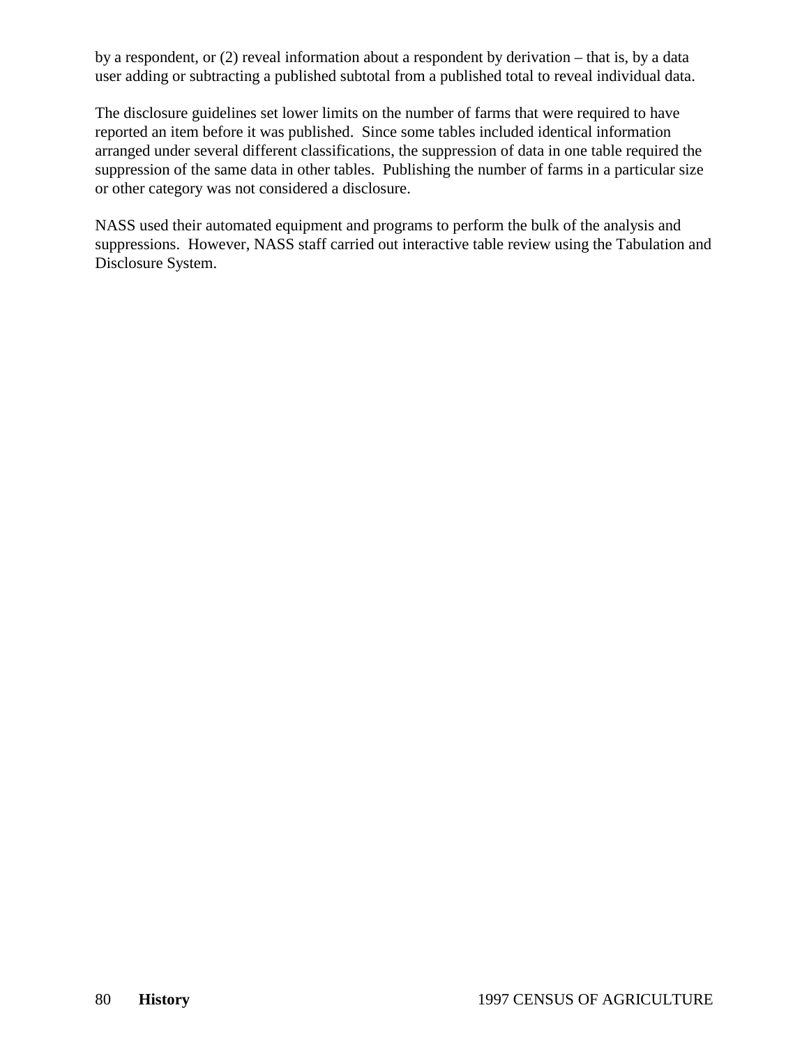by a respondent, or (2) reveal information about a respondent by derivation – that is, by a data user adding or subtracting a published subtotal from a published total to reveal individual data.

The disclosure guidelines set lower limits on the number of farms that were required to have reported an item before it was published.  Since some tables included identical information arranged under several different classifications, the suppression of data in one table required the suppression of the same data in other tables.  Publishing the number of farms in a particular size or other category was not considered a disclosure.

NASS used their automated equipment and programs to perform the bulk of the analysis and suppressions.  However, NASS staff carried out interactive table review using the Tabulation and Disclosure System.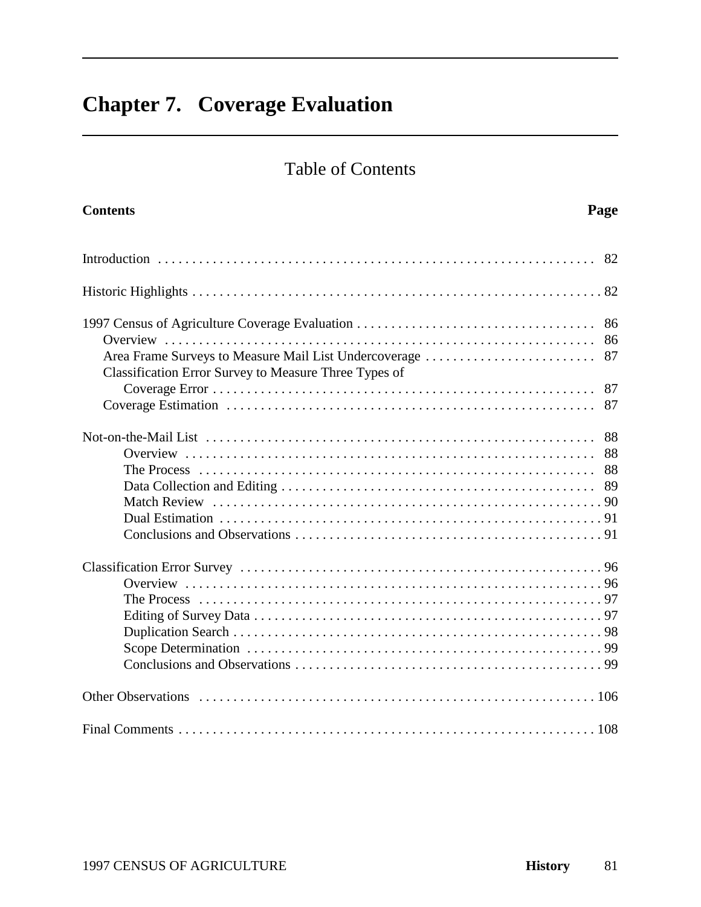# Chapter 7. Coverage Evaluation

## Table of Contents

| Contents | Page |
|---|---|
| Introduction | 82 |
| Historic Highlights | 82 |
| 1997 Census of Agriculture Coverage Evaluation | 86 |
| Overview | 86 |
| Area Frame Surveys to Measure Mail List Undercoverage | 87 |
| Classification Error Survey to Measure Three Types of Coverage Error | 87 |
| Coverage Estimation | 87 |
| Not-on-the-Mail List | 88 |
| Overview | 88 |
| The Process | 88 |
| Data Collection and Editing | 89 |
| Match Review | 90 |
| Dual Estimation | 91 |
| Conclusions and Observations | 91 |
| Classification Error Survey | 96 |
| Overview | 96 |
| The Process | 97 |
| Editing of Survey Data | 97 |
| Duplication Search | 98 |
| Scope Determination | 99 |
| Conclusions and Observations | 99 |
| Other Observations | 106 |
| Final Comments | 108 |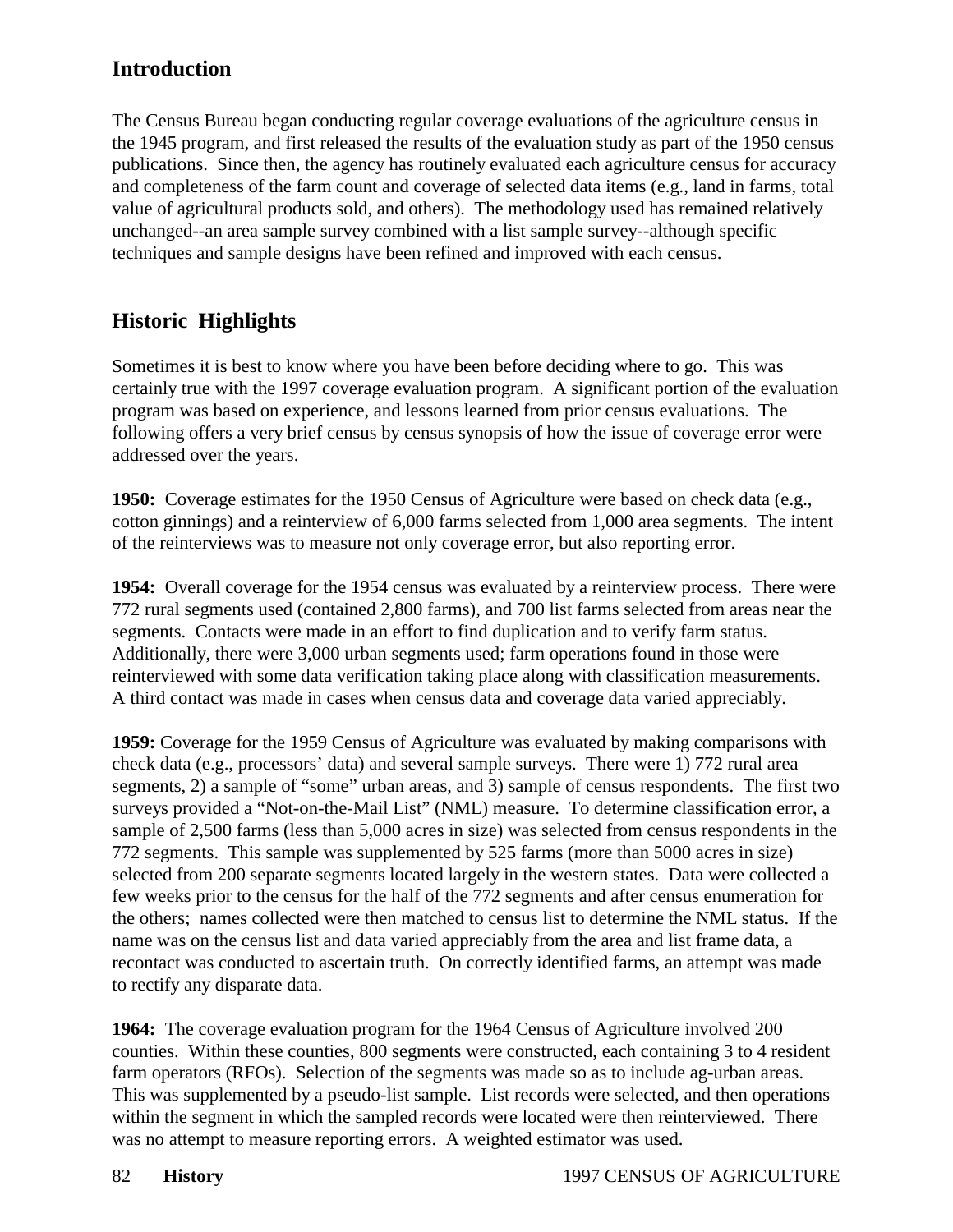## Introduction

The Census Bureau began conducting regular coverage evaluations of the agriculture census in the 1945 program, and first released the results of the evaluation study as part of the 1950 census publications. Since then, the agency has routinely evaluated each agriculture census for accuracy and completeness of the farm count and coverage of selected data items (e.g., land in farms, total value of agricultural products sold, and others). The methodology used has remained relatively unchanged--an area sample survey combined with a list sample survey--although specific techniques and sample designs have been refined and improved with each census.

## Historic Highlights

Sometimes it is best to know where you have been before deciding where to go. This was certainly true with the 1997 coverage evaluation program. A significant portion of the evaluation program was based on experience, and lessons learned from prior census evaluations. The following offers a very brief census by census synopsis of how the issue of coverage error were addressed over the years.

**1950:** Coverage estimates for the 1950 Census of Agriculture were based on check data (e.g., cotton ginnings) and a reinterview of 6,000 farms selected from 1,000 area segments. The intent of the reinterviews was to measure not only coverage error, but also reporting error.

**1954:** Overall coverage for the 1954 census was evaluated by a reinterview process. There were 772 rural segments used (contained 2,800 farms), and 700 list farms selected from areas near the segments. Contacts were made in an effort to find duplication and to verify farm status. Additionally, there were 3,000 urban segments used; farm operations found in those were reinterviewed with some data verification taking place along with classification measurements. A third contact was made in cases when census data and coverage data varied appreciably.

**1959:** Coverage for the 1959 Census of Agriculture was evaluated by making comparisons with check data (e.g., processors' data) and several sample surveys. There were 1) 772 rural area segments, 2) a sample of "some" urban areas, and 3) sample of census respondents. The first two surveys provided a "Not-on-the-Mail List" (NML) measure. To determine classification error, a sample of 2,500 farms (less than 5,000 acres in size) was selected from census respondents in the 772 segments. This sample was supplemented by 525 farms (more than 5000 acres in size) selected from 200 separate segments located largely in the western states. Data were collected a few weeks prior to the census for the half of the 772 segments and after census enumeration for the others; names collected were then matched to census list to determine the NML status. If the name was on the census list and data varied appreciably from the area and list frame data, a recontact was conducted to ascertain truth. On correctly identified farms, an attempt was made to rectify any disparate data.

**1964:** The coverage evaluation program for the 1964 Census of Agriculture involved 200 counties. Within these counties, 800 segments were constructed, each containing 3 to 4 resident farm operators (RFOs). Selection of the segments was made so as to include ag-urban areas. This was supplemented by a pseudo-list sample. List records were selected, and then operations within the segment in which the sampled records were located were then reinterviewed. There was no attempt to measure reporting errors. A weighted estimator was used.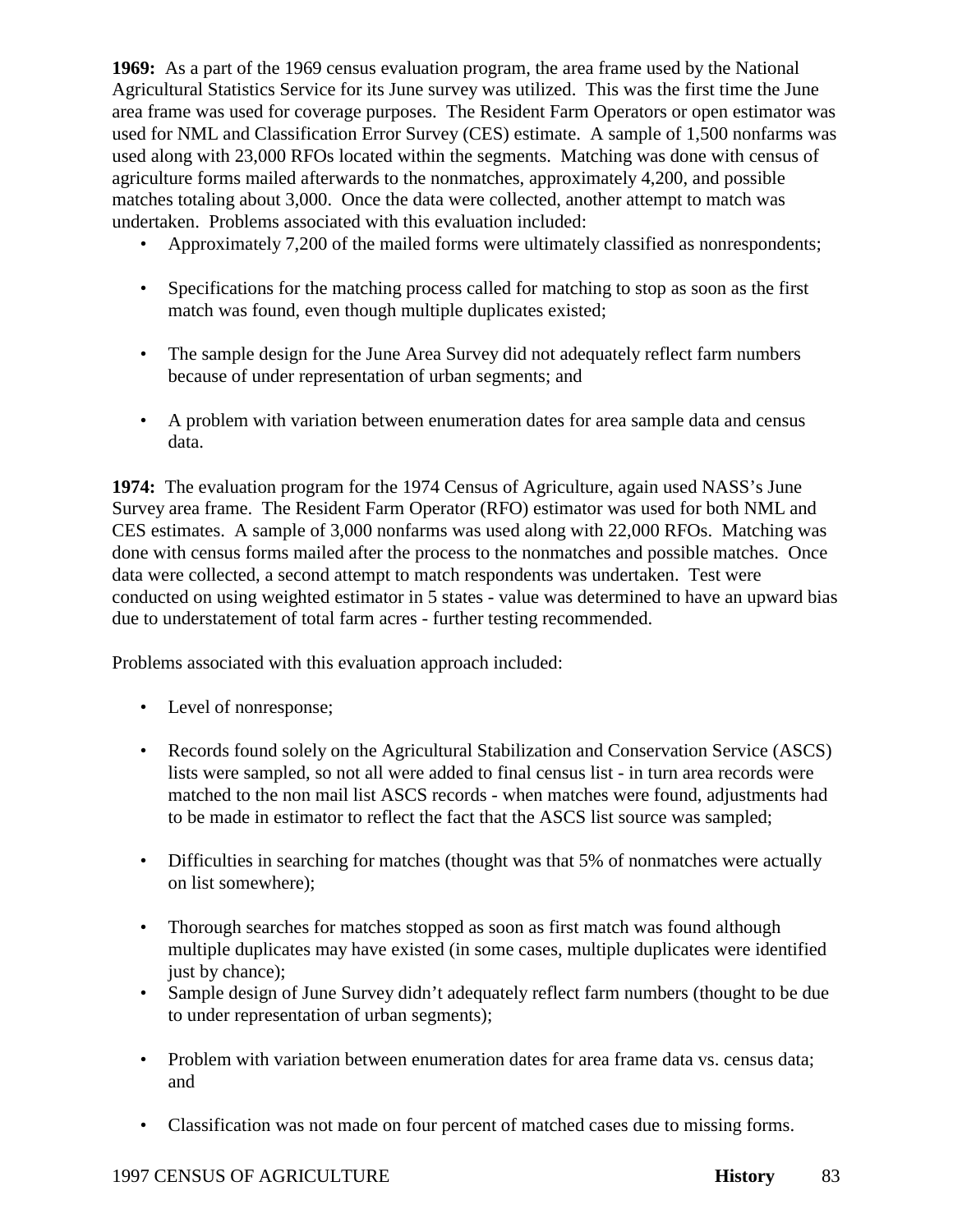**1969:** As a part of the 1969 census evaluation program, the area frame used by the National Agricultural Statistics Service for its June survey was utilized. This was the first time the June area frame was used for coverage purposes. The Resident Farm Operators or open estimator was used for NML and Classification Error Survey (CES) estimate. A sample of 1,500 nonfarms was used along with 23,000 RFOs located within the segments. Matching was done with census of agriculture forms mailed afterwards to the nonmatches, approximately 4,200, and possible matches totaling about 3,000. Once the data were collected, another attempt to match was undertaken. Problems associated with this evaluation included:

- Approximately 7,200 of the mailed forms were ultimately classified as nonrespondents;
- Specifications for the matching process called for matching to stop as soon as the first match was found, even though multiple duplicates existed;
- The sample design for the June Area Survey did not adequately reflect farm numbers because of under representation of urban segments; and
- A problem with variation between enumeration dates for area sample data and census data.

**1974:** The evaluation program for the 1974 Census of Agriculture, again used NASS's June Survey area frame. The Resident Farm Operator (RFO) estimator was used for both NML and CES estimates. A sample of 3,000 nonfarms was used along with 22,000 RFOs. Matching was done with census forms mailed after the process to the nonmatches and possible matches. Once data were collected, a second attempt to match respondents was undertaken. Test were conducted on using weighted estimator in 5 states - value was determined to have an upward bias due to understatement of total farm acres - further testing recommended.

Problems associated with this evaluation approach included:

- Level of nonresponse;
- Records found solely on the Agricultural Stabilization and Conservation Service (ASCS) lists were sampled, so not all were added to final census list - in turn area records were matched to the non mail list ASCS records - when matches were found, adjustments had to be made in estimator to reflect the fact that the ASCS list source was sampled;
- Difficulties in searching for matches (thought was that 5% of nonmatches were actually on list somewhere);
- Thorough searches for matches stopped as soon as first match was found although multiple duplicates may have existed (in some cases, multiple duplicates were identified just by chance);
- Sample design of June Survey didn't adequately reflect farm numbers (thought to be due to under representation of urban segments);
- Problem with variation between enumeration dates for area frame data vs. census data; and
- Classification was not made on four percent of matched cases due to missing forms.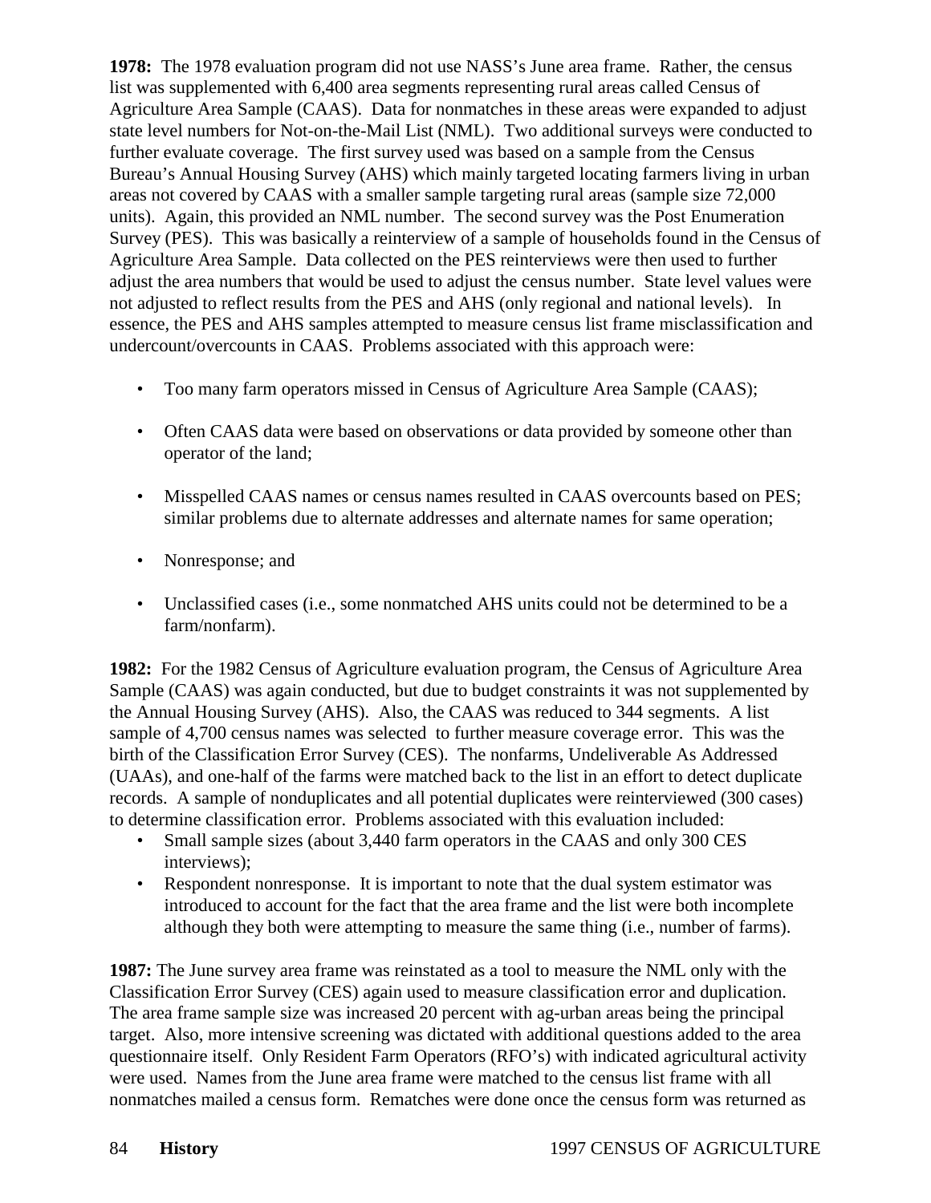**1978:** The 1978 evaluation program did not use NASS's June area frame. Rather, the census list was supplemented with 6,400 area segments representing rural areas called Census of Agriculture Area Sample (CAAS). Data for nonmatches in these areas were expanded to adjust state level numbers for Not-on-the-Mail List (NML). Two additional surveys were conducted to further evaluate coverage. The first survey used was based on a sample from the Census Bureau's Annual Housing Survey (AHS) which mainly targeted locating farmers living in urban areas not covered by CAAS with a smaller sample targeting rural areas (sample size 72,000 units). Again, this provided an NML number. The second survey was the Post Enumeration Survey (PES). This was basically a reinterview of a sample of households found in the Census of Agriculture Area Sample. Data collected on the PES reinterviews were then used to further adjust the area numbers that would be used to adjust the census number. State level values were not adjusted to reflect results from the PES and AHS (only regional and national levels). In essence, the PES and AHS samples attempted to measure census list frame misclassification and undercount/overcounts in CAAS. Problems associated with this approach were:

- Too many farm operators missed in Census of Agriculture Area Sample (CAAS);
- Often CAAS data were based on observations or data provided by someone other than operator of the land;
- Misspelled CAAS names or census names resulted in CAAS overcounts based on PES; similar problems due to alternate addresses and alternate names for same operation;
- Nonresponse; and
- Unclassified cases (i.e., some nonmatched AHS units could not be determined to be a farm/nonfarm).

**1982:** For the 1982 Census of Agriculture evaluation program, the Census of Agriculture Area Sample (CAAS) was again conducted, but due to budget constraints it was not supplemented by the Annual Housing Survey (AHS). Also, the CAAS was reduced to 344 segments. A list sample of 4,700 census names was selected to further measure coverage error. This was the birth of the Classification Error Survey (CES). The nonfarms, Undeliverable As Addressed (UAAs), and one-half of the farms were matched back to the list in an effort to detect duplicate records. A sample of nonduplicates and all potential duplicates were reinterviewed (300 cases) to determine classification error. Problems associated with this evaluation included:

- Small sample sizes (about 3,440 farm operators in the CAAS and only 300 CES interviews);
- Respondent nonresponse. It is important to note that the dual system estimator was introduced to account for the fact that the area frame and the list were both incomplete although they both were attempting to measure the same thing (i.e., number of farms).

**1987:** The June survey area frame was reinstated as a tool to measure the NML only with the Classification Error Survey (CES) again used to measure classification error and duplication. The area frame sample size was increased 20 percent with ag-urban areas being the principal target. Also, more intensive screening was dictated with additional questions added to the area questionnaire itself. Only Resident Farm Operators (RFO's) with indicated agricultural activity were used. Names from the June area frame were matched to the census list frame with all nonmatches mailed a census form. Rematches were done once the census form was returned as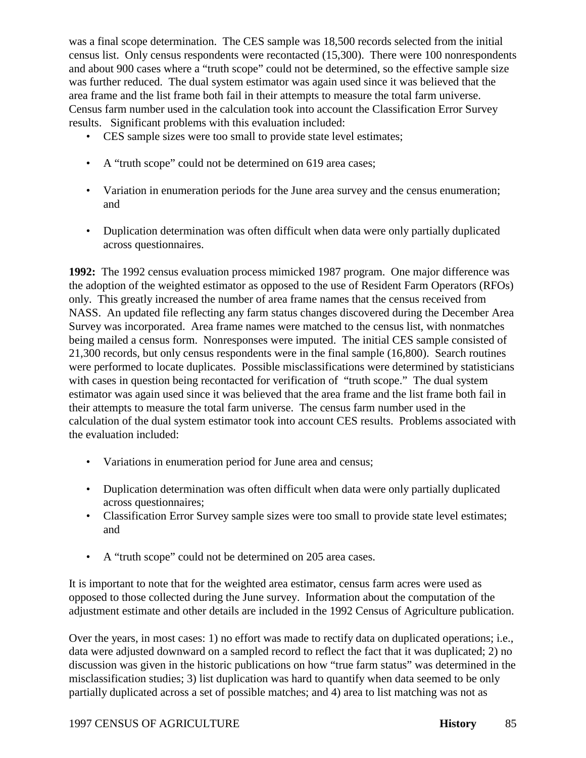was a final scope determination. The CES sample was 18,500 records selected from the initial census list. Only census respondents were recontacted (15,300). There were 100 nonrespondents and about 900 cases where a "truth scope" could not be determined, so the effective sample size was further reduced. The dual system estimator was again used since it was believed that the area frame and the list frame both fail in their attempts to measure the total farm universe. Census farm number used in the calculation took into account the Classification Error Survey results. Significant problems with this evaluation included:

- CES sample sizes were too small to provide state level estimates;
- A "truth scope" could not be determined on 619 area cases;
- Variation in enumeration periods for the June area survey and the census enumeration; and
- Duplication determination was often difficult when data were only partially duplicated across questionnaires.

**1992:** The 1992 census evaluation process mimicked 1987 program. One major difference was the adoption of the weighted estimator as opposed to the use of Resident Farm Operators (RFOs) only. This greatly increased the number of area frame names that the census received from NASS. An updated file reflecting any farm status changes discovered during the December Area Survey was incorporated. Area frame names were matched to the census list, with nonmatches being mailed a census form. Nonresponses were imputed. The initial CES sample consisted of 21,300 records, but only census respondents were in the final sample (16,800). Search routines were performed to locate duplicates. Possible misclassifications were determined by statisticians with cases in question being recontacted for verification of "truth scope." The dual system estimator was again used since it was believed that the area frame and the list frame both fail in their attempts to measure the total farm universe. The census farm number used in the calculation of the dual system estimator took into account CES results. Problems associated with the evaluation included:

- Variations in enumeration period for June area and census;
- Duplication determination was often difficult when data were only partially duplicated across questionnaires;
- Classification Error Survey sample sizes were too small to provide state level estimates; and
- A "truth scope" could not be determined on 205 area cases.

It is important to note that for the weighted area estimator, census farm acres were used as opposed to those collected during the June survey. Information about the computation of the adjustment estimate and other details are included in the 1992 Census of Agriculture publication.

Over the years, in most cases: 1) no effort was made to rectify data on duplicated operations; i.e., data were adjusted downward on a sampled record to reflect the fact that it was duplicated; 2) no discussion was given in the historic publications on how "true farm status" was determined in the misclassification studies; 3) list duplication was hard to quantify when data seemed to be only partially duplicated across a set of possible matches; and 4) area to list matching was not as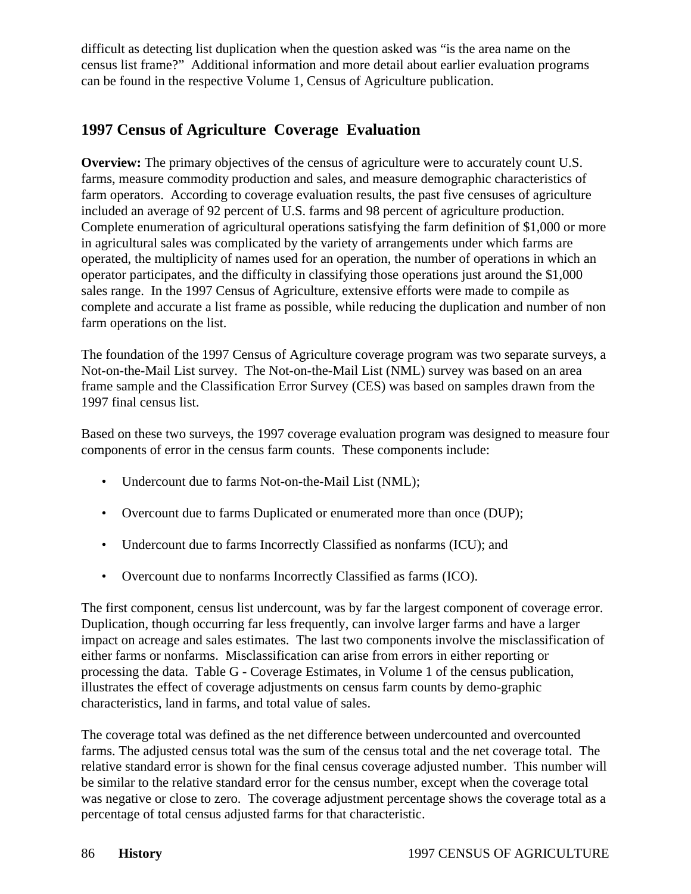difficult as detecting list duplication when the question asked was "is the area name on the census list frame?" Additional information and more detail about earlier evaluation programs can be found in the respective Volume 1, Census of Agriculture publication.

## 1997 Census of Agriculture Coverage Evaluation

**Overview:** The primary objectives of the census of agriculture were to accurately count U.S. farms, measure commodity production and sales, and measure demographic characteristics of farm operators. According to coverage evaluation results, the past five censuses of agriculture included an average of 92 percent of U.S. farms and 98 percent of agriculture production. Complete enumeration of agricultural operations satisfying the farm definition of $1,000 or more in agricultural sales was complicated by the variety of arrangements under which farms are operated, the multiplicity of names used for an operation, the number of operations in which an operator participates, and the difficulty in classifying those operations just around the $1,000 sales range. In the 1997 Census of Agriculture, extensive efforts were made to compile as complete and accurate a list frame as possible, while reducing the duplication and number of non farm operations on the list.

The foundation of the 1997 Census of Agriculture coverage program was two separate surveys, a Not-on-the-Mail List survey. The Not-on-the-Mail List (NML) survey was based on an area frame sample and the Classification Error Survey (CES) was based on samples drawn from the 1997 final census list.

Based on these two surveys, the 1997 coverage evaluation program was designed to measure four components of error in the census farm counts. These components include:

- Undercount due to farms Not-on-the-Mail List (NML);
- Overcount due to farms Duplicated or enumerated more than once (DUP);
- Undercount due to farms Incorrectly Classified as nonfarms (ICU); and
- Overcount due to nonfarms Incorrectly Classified as farms (ICO).

The first component, census list undercount, was by far the largest component of coverage error. Duplication, though occurring far less frequently, can involve larger farms and have a larger impact on acreage and sales estimates. The last two components involve the misclassification of either farms or nonfarms. Misclassification can arise from errors in either reporting or processing the data. Table G - Coverage Estimates, in Volume 1 of the census publication, illustrates the effect of coverage adjustments on census farm counts by demo-graphic characteristics, land in farms, and total value of sales.

The coverage total was defined as the net difference between undercounted and overcounted farms. The adjusted census total was the sum of the census total and the net coverage total. The relative standard error is shown for the final census coverage adjusted number. This number will be similar to the relative standard error for the census number, except when the coverage total was negative or close to zero. The coverage adjustment percentage shows the coverage total as a percentage of total census adjusted farms for that characteristic.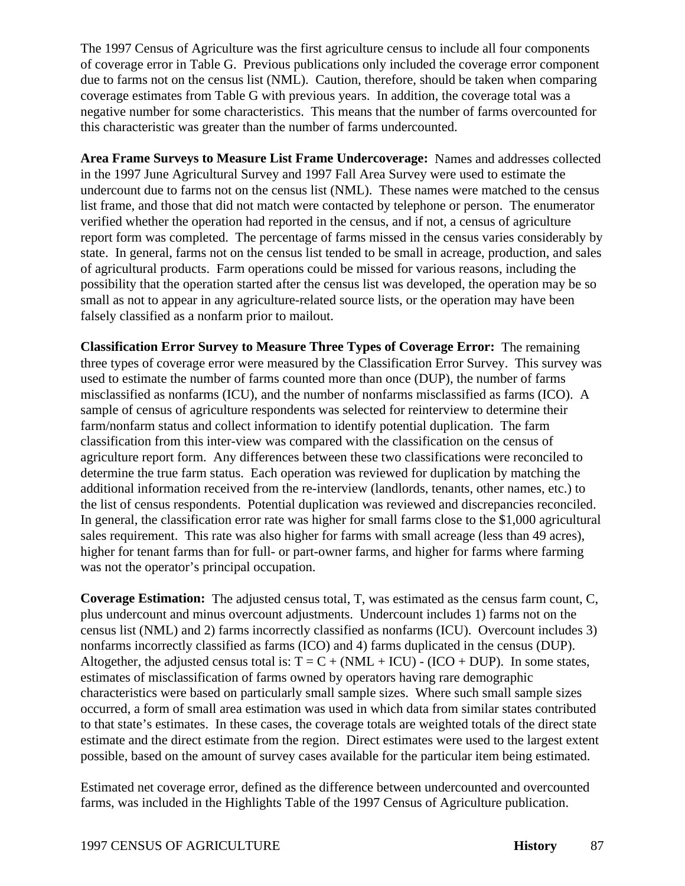The 1997 Census of Agriculture was the first agriculture census to include all four components of coverage error in Table G. Previous publications only included the coverage error component due to farms not on the census list (NML). Caution, therefore, should be taken when comparing coverage estimates from Table G with previous years. In addition, the coverage total was a negative number for some characteristics. This means that the number of farms overcounted for this characteristic was greater than the number of farms undercounted.

**Area Frame Surveys to Measure List Frame Undercoverage:** Names and addresses collected in the 1997 June Agricultural Survey and 1997 Fall Area Survey were used to estimate the undercount due to farms not on the census list (NML). These names were matched to the census list frame, and those that did not match were contacted by telephone or person. The enumerator verified whether the operation had reported in the census, and if not, a census of agriculture report form was completed. The percentage of farms missed in the census varies considerably by state. In general, farms not on the census list tended to be small in acreage, production, and sales of agricultural products. Farm operations could be missed for various reasons, including the possibility that the operation started after the census list was developed, the operation may be so small as not to appear in any agriculture-related source lists, or the operation may have been falsely classified as a nonfarm prior to mailout.

**Classification Error Survey to Measure Three Types of Coverage Error:** The remaining three types of coverage error were measured by the Classification Error Survey. This survey was used to estimate the number of farms counted more than once (DUP), the number of farms misclassified as nonfarms (ICU), and the number of nonfarms misclassified as farms (ICO). A sample of census of agriculture respondents was selected for reinterview to determine their farm/nonfarm status and collect information to identify potential duplication. The farm classification from this inter-view was compared with the classification on the census of agriculture report form. Any differences between these two classifications were reconciled to determine the true farm status. Each operation was reviewed for duplication by matching the additional information received from the re-interview (landlords, tenants, other names, etc.) to the list of census respondents. Potential duplication was reviewed and discrepancies reconciled. In general, the classification error rate was higher for small farms close to the $1,000 agricultural sales requirement. This rate was also higher for farms with small acreage (less than 49 acres), higher for tenant farms than for full- or part-owner farms, and higher for farms where farming was not the operator's principal occupation.

**Coverage Estimation:** The adjusted census total, T, was estimated as the census farm count, C, plus undercount and minus overcount adjustments. Undercount includes 1) farms not on the census list (NML) and 2) farms incorrectly classified as nonfarms (ICU). Overcount includes 3) nonfarms incorrectly classified as farms (ICO) and 4) farms duplicated in the census (DUP). Altogether, the adjusted census total is: $T = C + (NML + ICU) - (ICO + DUP)$. In some states, estimates of misclassification of farms owned by operators having rare demographic characteristics were based on particularly small sample sizes. Where such small sample sizes occurred, a form of small area estimation was used in which data from similar states contributed to that state's estimates. In these cases, the coverage totals are weighted totals of the direct state estimate and the direct estimate from the region. Direct estimates were used to the largest extent possible, based on the amount of survey cases available for the particular item being estimated.

Estimated net coverage error, defined as the difference between undercounted and overcounted farms, was included in the Highlights Table of the 1997 Census of Agriculture publication.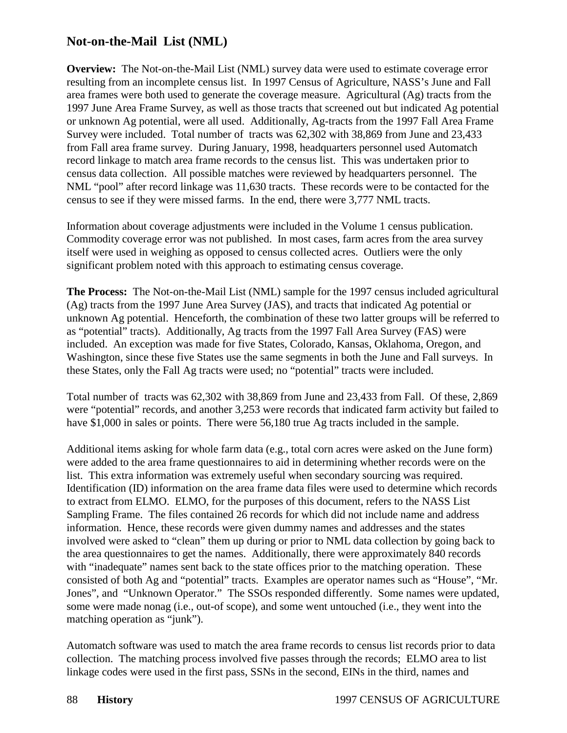## Not-on-the-Mail List (NML)

**Overview:** The Not-on-the-Mail List (NML) survey data were used to estimate coverage error resulting from an incomplete census list. In 1997 Census of Agriculture, NASS's June and Fall area frames were both used to generate the coverage measure. Agricultural (Ag) tracts from the 1997 June Area Frame Survey, as well as those tracts that screened out but indicated Ag potential or unknown Ag potential, were all used. Additionally, Ag-tracts from the 1997 Fall Area Frame Survey were included. Total number of tracts was 62,302 with 38,869 from June and 23,433 from Fall area frame survey. During January, 1998, headquarters personnel used Automatch record linkage to match area frame records to the census list. This was undertaken prior to census data collection. All possible matches were reviewed by headquarters personnel. The NML "pool" after record linkage was 11,630 tracts. These records were to be contacted for the census to see if they were missed farms. In the end, there were 3,777 NML tracts.

Information about coverage adjustments were included in the Volume 1 census publication. Commodity coverage error was not published. In most cases, farm acres from the area survey itself were used in weighing as opposed to census collected acres. Outliers were the only significant problem noted with this approach to estimating census coverage.

**The Process:** The Not-on-the-Mail List (NML) sample for the 1997 census included agricultural (Ag) tracts from the 1997 June Area Survey (JAS), and tracts that indicated Ag potential or unknown Ag potential. Henceforth, the combination of these two latter groups will be referred to as "potential" tracts). Additionally, Ag tracts from the 1997 Fall Area Survey (FAS) were included. An exception was made for five States, Colorado, Kansas, Oklahoma, Oregon, and Washington, since these five States use the same segments in both the June and Fall surveys. In these States, only the Fall Ag tracts were used; no "potential" tracts were included.

Total number of tracts was 62,302 with 38,869 from June and 23,433 from Fall. Of these, 2,869 were "potential" records, and another 3,253 were records that indicated farm activity but failed to have $1,000 in sales or points. There were 56,180 true Ag tracts included in the sample.

Additional items asking for whole farm data (e.g., total corn acres were asked on the June form) were added to the area frame questionnaires to aid in determining whether records were on the list. This extra information was extremely useful when secondary sourcing was required. Identification (ID) information on the area frame data files were used to determine which records to extract from ELMO. ELMO, for the purposes of this document, refers to the NASS List Sampling Frame. The files contained 26 records for which did not include name and address information. Hence, these records were given dummy names and addresses and the states involved were asked to "clean" them up during or prior to NML data collection by going back to the area questionnaires to get the names. Additionally, there were approximately 840 records with "inadequate" names sent back to the state offices prior to the matching operation. These consisted of both Ag and "potential" tracts. Examples are operator names such as "House", "Mr. Jones", and "Unknown Operator." The SSOs responded differently. Some names were updated, some were made nonag (i.e., out-of scope), and some went untouched (i.e., they went into the matching operation as "junk").

Automatch software was used to match the area frame records to census list records prior to data collection. The matching process involved five passes through the records; ELMO area to list linkage codes were used in the first pass, SSNs in the second, EINs in the third, names and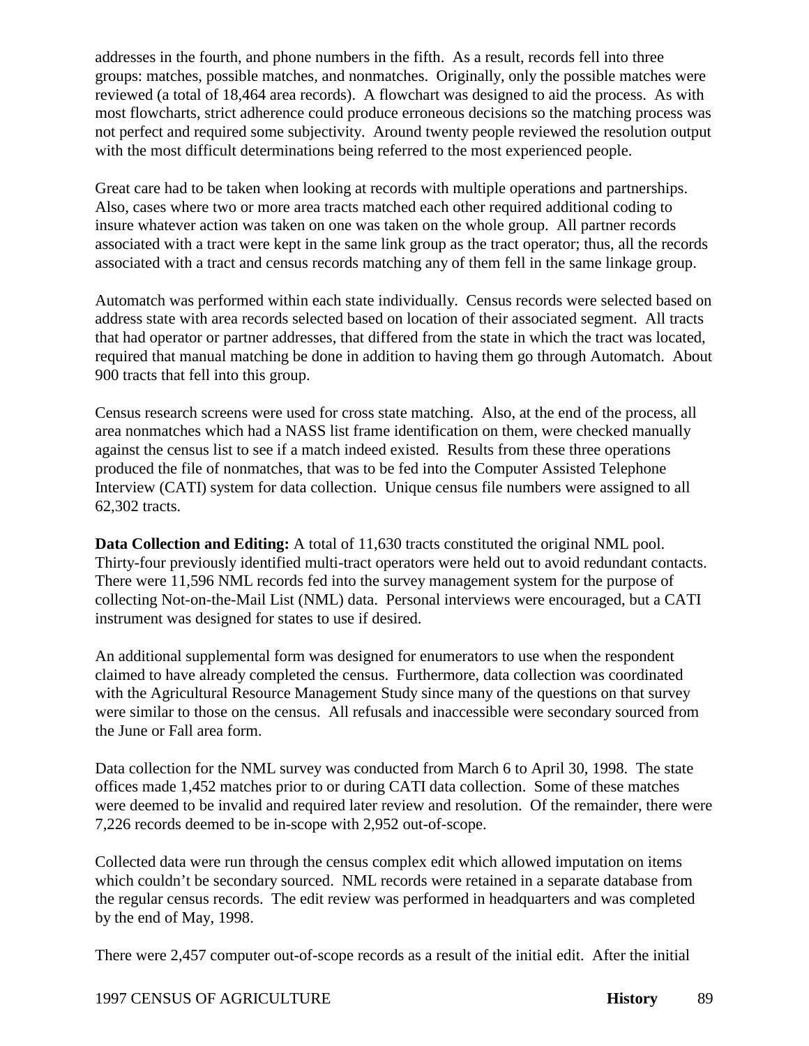addresses in the fourth, and phone numbers in the fifth. As a result, records fell into three groups: matches, possible matches, and nonmatches. Originally, only the possible matches were reviewed (a total of 18,464 area records). A flowchart was designed to aid the process. As with most flowcharts, strict adherence could produce erroneous decisions so the matching process was not perfect and required some subjectivity. Around twenty people reviewed the resolution output with the most difficult determinations being referred to the most experienced people.

Great care had to be taken when looking at records with multiple operations and partnerships. Also, cases where two or more area tracts matched each other required additional coding to insure whatever action was taken on one was taken on the whole group. All partner records associated with a tract were kept in the same link group as the tract operator; thus, all the records associated with a tract and census records matching any of them fell in the same linkage group.

Automatch was performed within each state individually. Census records were selected based on address state with area records selected based on location of their associated segment. All tracts that had operator or partner addresses, that differed from the state in which the tract was located, required that manual matching be done in addition to having them go through Automatch. About 900 tracts that fell into this group.

Census research screens were used for cross state matching. Also, at the end of the process, all area nonmatches which had a NASS list frame identification on them, were checked manually against the census list to see if a match indeed existed. Results from these three operations produced the file of nonmatches, that was to be fed into the Computer Assisted Telephone Interview (CATI) system for data collection. Unique census file numbers were assigned to all 62,302 tracts.

**Data Collection and Editing:** A total of 11,630 tracts constituted the original NML pool. Thirty-four previously identified multi-tract operators were held out to avoid redundant contacts. There were 11,596 NML records fed into the survey management system for the purpose of collecting Not-on-the-Mail List (NML) data. Personal interviews were encouraged, but a CATI instrument was designed for states to use if desired.

An additional supplemental form was designed for enumerators to use when the respondent claimed to have already completed the census. Furthermore, data collection was coordinated with the Agricultural Resource Management Study since many of the questions on that survey were similar to those on the census. All refusals and inaccessible were secondary sourced from the June or Fall area form.

Data collection for the NML survey was conducted from March 6 to April 30, 1998. The state offices made 1,452 matches prior to or during CATI data collection. Some of these matches were deemed to be invalid and required later review and resolution. Of the remainder, there were 7,226 records deemed to be in-scope with 2,952 out-of-scope.

Collected data were run through the census complex edit which allowed imputation on items which couldn't be secondary sourced. NML records were retained in a separate database from the regular census records. The edit review was performed in headquarters and was completed by the end of May, 1998.

There were 2,457 computer out-of-scope records as a result of the initial edit. After the initial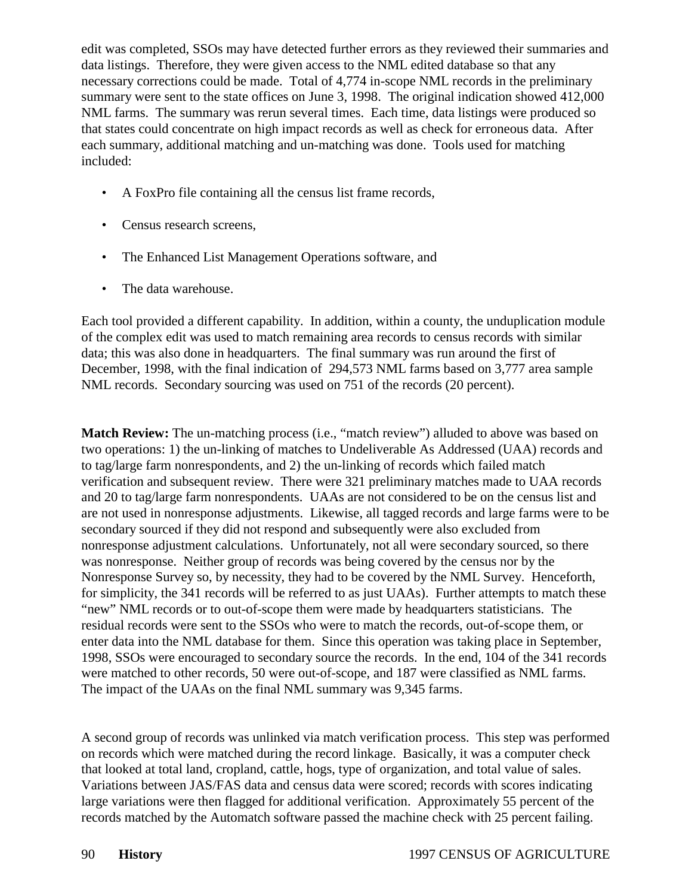edit was completed, SSOs may have detected further errors as they reviewed their summaries and data listings. Therefore, they were given access to the NML edited database so that any necessary corrections could be made. Total of 4,774 in-scope NML records in the preliminary summary were sent to the state offices on June 3, 1998. The original indication showed 412,000 NML farms. The summary was rerun several times. Each time, data listings were produced so that states could concentrate on high impact records as well as check for erroneous data. After each summary, additional matching and un-matching was done. Tools used for matching included:

- A FoxPro file containing all the census list frame records,
- Census research screens,
- The Enhanced List Management Operations software, and
- The data warehouse.

Each tool provided a different capability. In addition, within a county, the unduplication module of the complex edit was used to match remaining area records to census records with similar data; this was also done in headquarters. The final summary was run around the first of December, 1998, with the final indication of 294,573 NML farms based on 3,777 area sample NML records. Secondary sourcing was used on 751 of the records (20 percent).

**Match Review:** The un-matching process (i.e., "match review") alluded to above was based on two operations: 1) the un-linking of matches to Undeliverable As Addressed (UAA) records and to tag/large farm nonrespondents, and 2) the un-linking of records which failed match verification and subsequent review. There were 321 preliminary matches made to UAA records and 20 to tag/large farm nonrespondents. UAAs are not considered to be on the census list and are not used in nonresponse adjustments. Likewise, all tagged records and large farms were to be secondary sourced if they did not respond and subsequently were also excluded from nonresponse adjustment calculations. Unfortunately, not all were secondary sourced, so there was nonresponse. Neither group of records was being covered by the census nor by the Nonresponse Survey so, by necessity, they had to be covered by the NML Survey. Henceforth, for simplicity, the 341 records will be referred to as just UAAs). Further attempts to match these "new" NML records or to out-of-scope them were made by headquarters statisticians. The residual records were sent to the SSOs who were to match the records, out-of-scope them, or enter data into the NML database for them. Since this operation was taking place in September, 1998, SSOs were encouraged to secondary source the records. In the end, 104 of the 341 records were matched to other records, 50 were out-of-scope, and 187 were classified as NML farms. The impact of the UAAs on the final NML summary was 9,345 farms.

A second group of records was unlinked via match verification process. This step was performed on records which were matched during the record linkage. Basically, it was a computer check that looked at total land, cropland, cattle, hogs, type of organization, and total value of sales. Variations between JAS/FAS data and census data were scored; records with scores indicating large variations were then flagged for additional verification. Approximately 55 percent of the records matched by the Automatch software passed the machine check with 25 percent failing.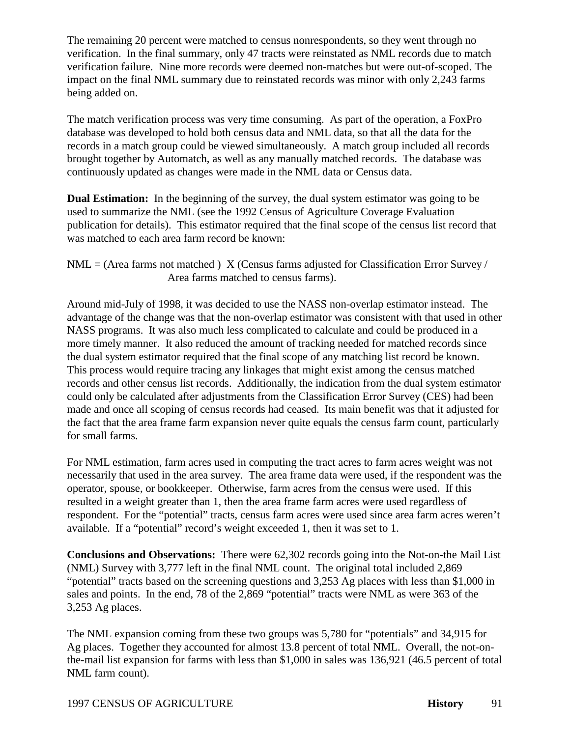The remaining 20 percent were matched to census nonrespondents, so they went through no verification. In the final summary, only 47 tracts were reinstated as NML records due to match verification failure. Nine more records were deemed non-matches but were out-of-scoped. The impact on the final NML summary due to reinstated records was minor with only 2,243 farms being added on.

The match verification process was very time consuming. As part of the operation, a FoxPro database was developed to hold both census data and NML data, so that all the data for the records in a match group could be viewed simultaneously. A match group included all records brought together by Automatch, as well as any manually matched records. The database was continuously updated as changes were made in the NML data or Census data.

**Dual Estimation:** In the beginning of the survey, the dual system estimator was going to be used to summarize the NML (see the 1992 Census of Agriculture Coverage Evaluation publication for details). This estimator required that the final scope of the census list record that was matched to each area farm record be known:

NML = (Area farms not matched ) X (Census farms adjusted for Classification Error Survey / Area farms matched to census farms).

Around mid-July of 1998, it was decided to use the NASS non-overlap estimator instead. The advantage of the change was that the non-overlap estimator was consistent with that used in other NASS programs. It was also much less complicated to calculate and could be produced in a more timely manner. It also reduced the amount of tracking needed for matched records since the dual system estimator required that the final scope of any matching list record be known. This process would require tracing any linkages that might exist among the census matched records and other census list records. Additionally, the indication from the dual system estimator could only be calculated after adjustments from the Classification Error Survey (CES) had been made and once all scoping of census records had ceased. Its main benefit was that it adjusted for the fact that the area frame farm expansion never quite equals the census farm count, particularly for small farms.

For NML estimation, farm acres used in computing the tract acres to farm acres weight was not necessarily that used in the area survey. The area frame data were used, if the respondent was the operator, spouse, or bookkeeper. Otherwise, farm acres from the census were used. If this resulted in a weight greater than 1, then the area frame farm acres were used regardless of respondent. For the "potential" tracts, census farm acres were used since area farm acres weren't available. If a "potential" record's weight exceeded 1, then it was set to 1.

**Conclusions and Observations:** There were 62,302 records going into the Not-on-the Mail List (NML) Survey with 3,777 left in the final NML count. The original total included 2,869 "potential" tracts based on the screening questions and 3,253 Ag places with less than $1,000 in sales and points. In the end, 78 of the 2,869 "potential" tracts were NML as were 363 of the 3,253 Ag places.

The NML expansion coming from these two groups was 5,780 for "potentials" and 34,915 for Ag places. Together they accounted for almost 13.8 percent of total NML. Overall, the not-on-the-mail list expansion for farms with less than $1,000 in sales was 136,921 (46.5 percent of total NML farm count).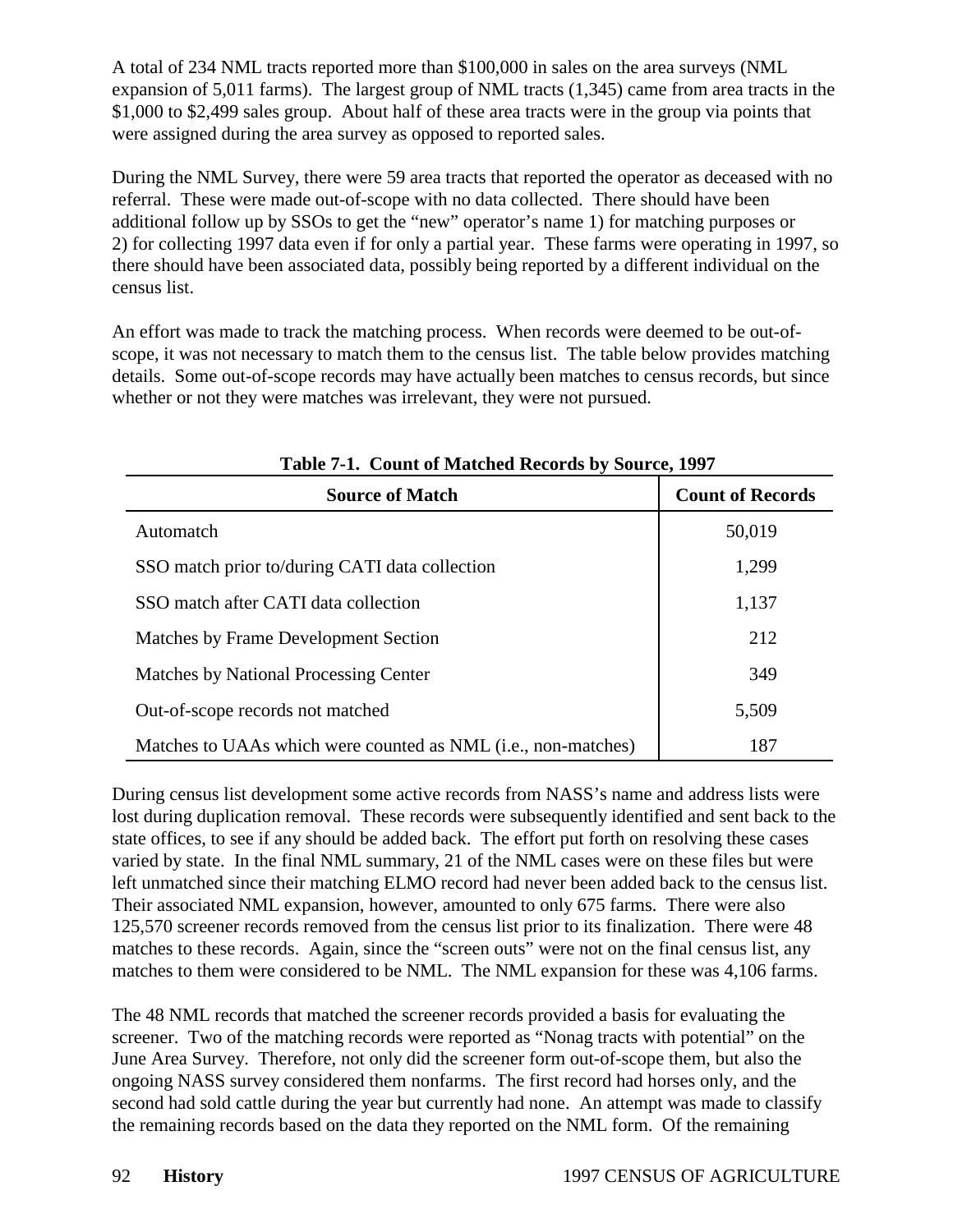A total of 234 NML tracts reported more than $100,000 in sales on the area surveys (NML expansion of 5,011 farms). The largest group of NML tracts (1,345) came from area tracts in the $1,000 to $2,499 sales group. About half of these area tracts were in the group via points that were assigned during the area survey as opposed to reported sales.

During the NML Survey, there were 59 area tracts that reported the operator as deceased with no referral. These were made out-of-scope with no data collected. There should have been additional follow up by SSOs to get the "new" operator's name 1) for matching purposes or 2) for collecting 1997 data even if for only a partial year. These farms were operating in 1997, so there should have been associated data, possibly being reported by a different individual on the census list.

An effort was made to track the matching process. When records were deemed to be out-of-scope, it was not necessary to match them to the census list. The table below provides matching details. Some out-of-scope records may have actually been matches to census records, but since whether or not they were matches was irrelevant, they were not pursued.

**Table 7-1. Count of Matched Records by Source, 1997**

| Source of Match | Count of Records |
|---|---|
| Automatch | 50,019 |
| SSO match prior to/during CATI data collection | 1,299 |
| SSO match after CATI data collection | 1,137 |
| Matches by Frame Development Section | 212 |
| Matches by National Processing Center | 349 |
| Out-of-scope records not matched | 5,509 |
| Matches to UAAs which were counted as NML (i.e., non-matches) | 187 |

During census list development some active records from NASS's name and address lists were lost during duplication removal. These records were subsequently identified and sent back to the state offices, to see if any should be added back. The effort put forth on resolving these cases varied by state. In the final NML summary, 21 of the NML cases were on these files but were left unmatched since their matching ELMO record had never been added back to the census list. Their associated NML expansion, however, amounted to only 675 farms. There were also 125,570 screener records removed from the census list prior to its finalization. There were 48 matches to these records. Again, since the "screen outs" were not on the final census list, any matches to them were considered to be NML. The NML expansion for these was 4,106 farms.

The 48 NML records that matched the screener records provided a basis for evaluating the screener. Two of the matching records were reported as "Nonag tracts with potential" on the June Area Survey. Therefore, not only did the screener form out-of-scope them, but also the ongoing NASS survey considered them nonfarms. The first record had horses only, and the second had sold cattle during the year but currently had none. An attempt was made to classify the remaining records based on the data they reported on the NML form. Of the remaining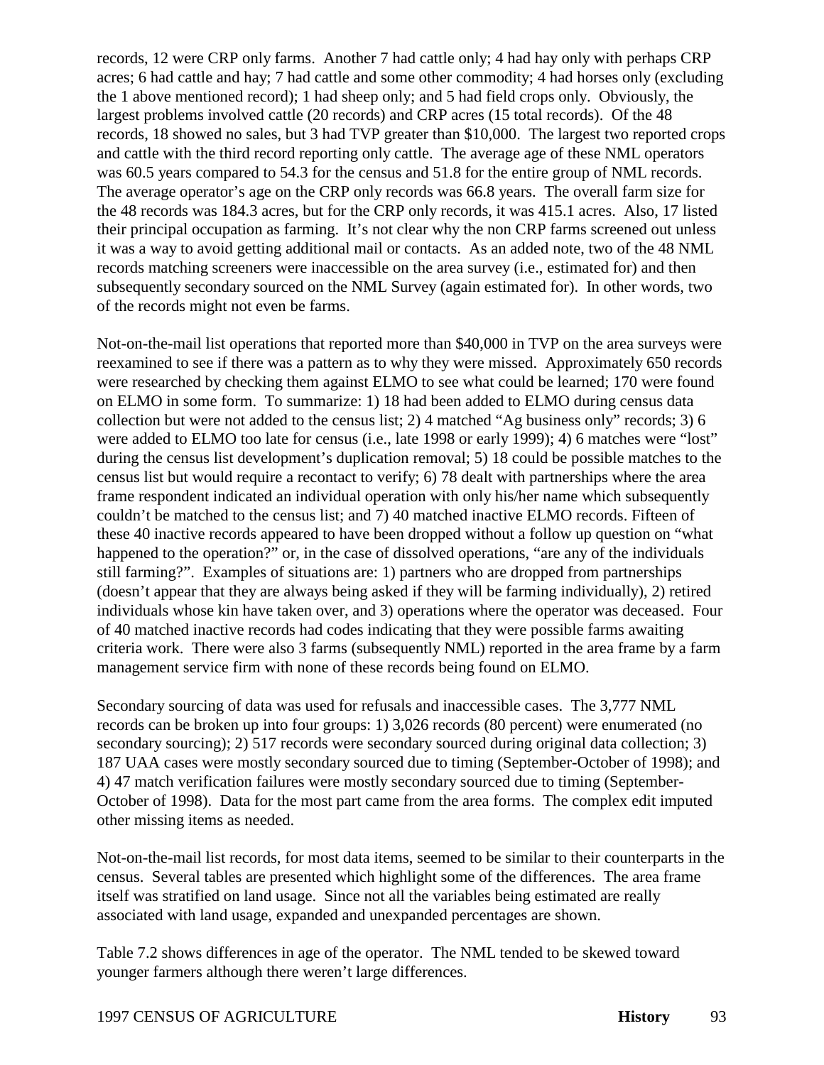records, 12 were CRP only farms. Another 7 had cattle only; 4 had hay only with perhaps CRP acres; 6 had cattle and hay; 7 had cattle and some other commodity; 4 had horses only (excluding the 1 above mentioned record); 1 had sheep only; and 5 had field crops only. Obviously, the largest problems involved cattle (20 records) and CRP acres (15 total records). Of the 48 records, 18 showed no sales, but 3 had TVP greater than $10,000. The largest two reported crops and cattle with the third record reporting only cattle. The average age of these NML operators was 60.5 years compared to 54.3 for the census and 51.8 for the entire group of NML records. The average operator's age on the CRP only records was 66.8 years. The overall farm size for the 48 records was 184.3 acres, but for the CRP only records, it was 415.1 acres. Also, 17 listed their principal occupation as farming. It's not clear why the non CRP farms screened out unless it was a way to avoid getting additional mail or contacts. As an added note, two of the 48 NML records matching screeners were inaccessible on the area survey (i.e., estimated for) and then subsequently secondary sourced on the NML Survey (again estimated for). In other words, two of the records might not even be farms.

Not-on-the-mail list operations that reported more than $40,000 in TVP on the area surveys were reexamined to see if there was a pattern as to why they were missed. Approximately 650 records were researched by checking them against ELMO to see what could be learned; 170 were found on ELMO in some form. To summarize: 1) 18 had been added to ELMO during census data collection but were not added to the census list; 2) 4 matched "Ag business only" records; 3) 6 were added to ELMO too late for census (i.e., late 1998 or early 1999); 4) 6 matches were "lost" during the census list development's duplication removal; 5) 18 could be possible matches to the census list but would require a recontact to verify; 6) 78 dealt with partnerships where the area frame respondent indicated an individual operation with only his/her name which subsequently couldn't be matched to the census list; and 7) 40 matched inactive ELMO records. Fifteen of these 40 inactive records appeared to have been dropped without a follow up question on "what happened to the operation?" or, in the case of dissolved operations, "are any of the individuals still farming?". Examples of situations are: 1) partners who are dropped from partnerships (doesn't appear that they are always being asked if they will be farming individually), 2) retired individuals whose kin have taken over, and 3) operations where the operator was deceased. Four of 40 matched inactive records had codes indicating that they were possible farms awaiting criteria work. There were also 3 farms (subsequently NML) reported in the area frame by a farm management service firm with none of these records being found on ELMO.

Secondary sourcing of data was used for refusals and inaccessible cases. The 3,777 NML records can be broken up into four groups: 1) 3,026 records (80 percent) were enumerated (no secondary sourcing); 2) 517 records were secondary sourced during original data collection; 3) 187 UAA cases were mostly secondary sourced due to timing (September-October of 1998); and 4) 47 match verification failures were mostly secondary sourced due to timing (September-October of 1998). Data for the most part came from the area forms. The complex edit imputed other missing items as needed.

Not-on-the-mail list records, for most data items, seemed to be similar to their counterparts in the census. Several tables are presented which highlight some of the differences. The area frame itself was stratified on land usage. Since not all the variables being estimated are really associated with land usage, expanded and unexpanded percentages are shown.

Table 7.2 shows differences in age of the operator. The NML tended to be skewed toward younger farmers although there weren't large differences.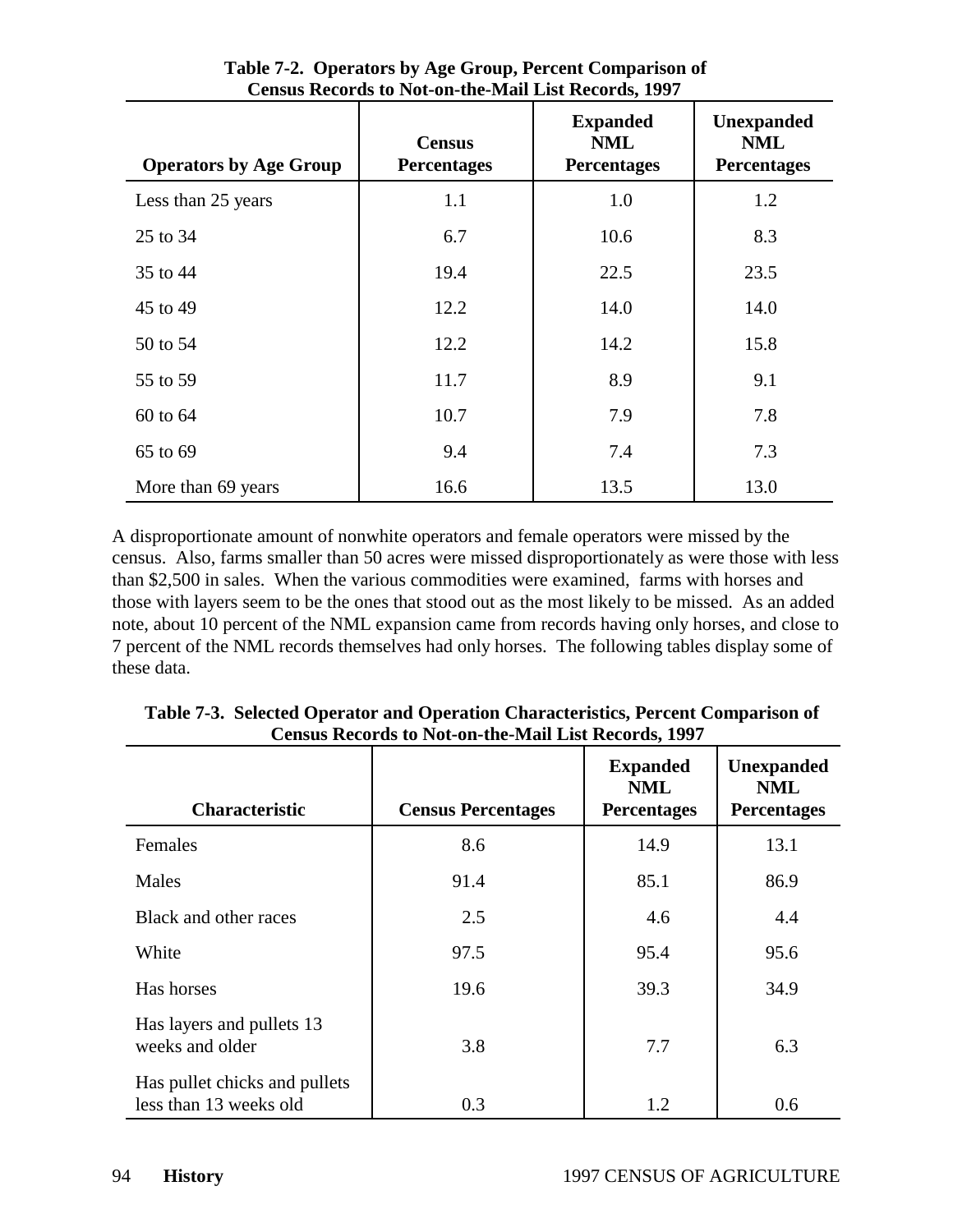**Table 7-2. Operators by Age Group, Percent Comparison of Census Records to Not-on-the-Mail List Records, 1997**

| Operators by Age Group | Census Percentages | Expanded NML Percentages | Unexpanded NML Percentages |
|---|---|---|---|
| Less than 25 years | 1.1 | 1.0 | 1.2 |
| 25 to 34 | 6.7 | 10.6 | 8.3 |
| 35 to 44 | 19.4 | 22.5 | 23.5 |
| 45 to 49 | 12.2 | 14.0 | 14.0 |
| 50 to 54 | 12.2 | 14.2 | 15.8 |
| 55 to 59 | 11.7 | 8.9 | 9.1 |
| 60 to 64 | 10.7 | 7.9 | 7.8 |
| 65 to 69 | 9.4 | 7.4 | 7.3 |
| More than 69 years | 16.6 | 13.5 | 13.0 |

A disproportionate amount of nonwhite operators and female operators were missed by the census. Also, farms smaller than 50 acres were missed disproportionately as were those with less than $2,500 in sales. When the various commodities were examined, farms with horses and those with layers seem to be the ones that stood out as the most likely to be missed. As an added note, about 10 percent of the NML expansion came from records having only horses, and close to 7 percent of the NML records themselves had only horses. The following tables display some of these data.

**Table 7-3. Selected Operator and Operation Characteristics, Percent Comparison of Census Records to Not-on-the-Mail List Records, 1997**

| Characteristic | Census Percentages | Expanded NML Percentages | Unexpanded NML Percentages |
|---|---|---|---|
| Females | 8.6 | 14.9 | 13.1 |
| Males | 91.4 | 85.1 | 86.9 |
| Black and other races | 2.5 | 4.6 | 4.4 |
| White | 97.5 | 95.4 | 95.6 |
| Has horses | 19.6 | 39.3 | 34.9 |
| Has layers and pullets 13 weeks and older | 3.8 | 7.7 | 6.3 |
| Has pullet chicks and pullets less than 13 weeks old | 0.3 | 1.2 | 0.6 |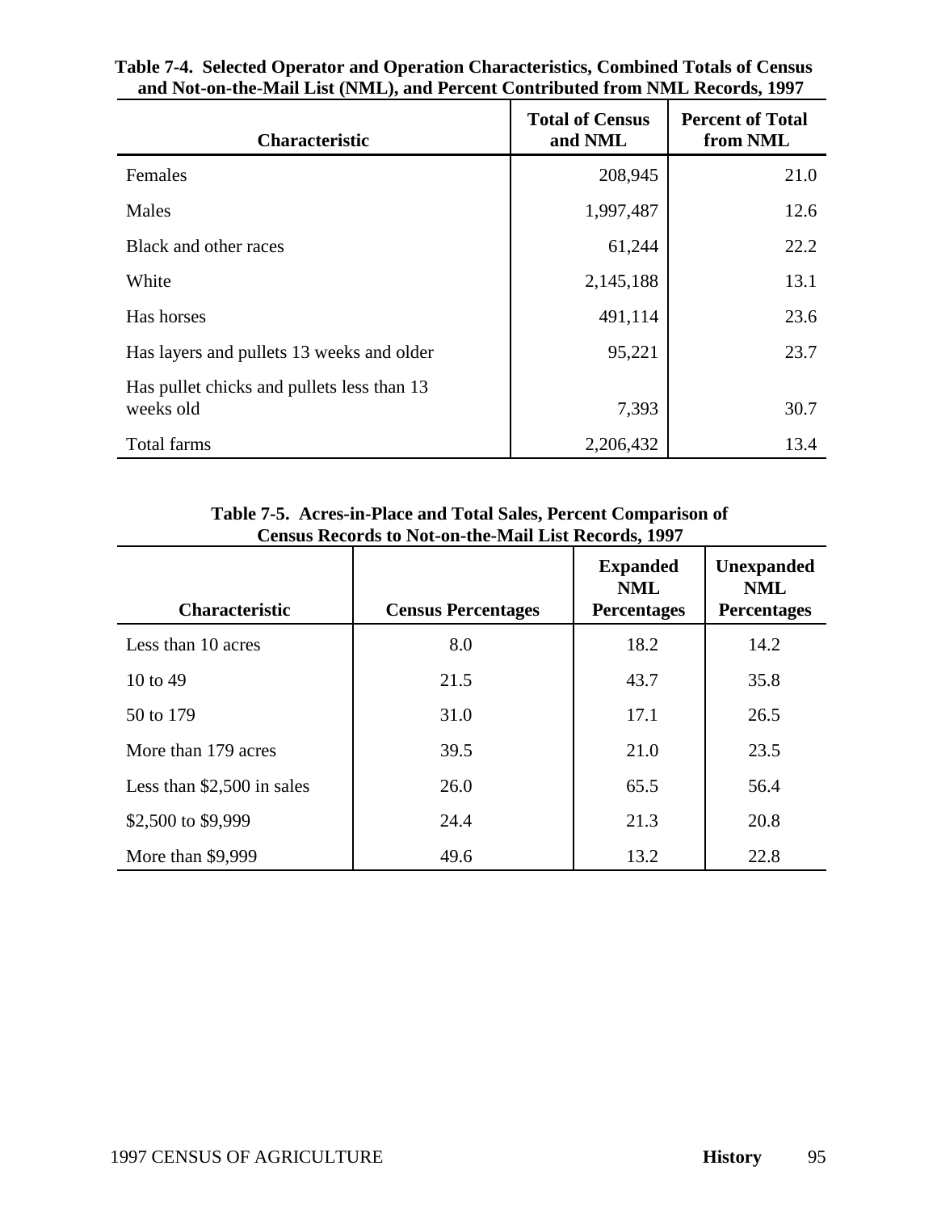**Table 7-4. Selected Operator and Operation Characteristics, Combined Totals of Census and Not-on-the-Mail List (NML), and Percent Contributed from NML Records, 1997**

| Characteristic | Total of Census and NML | Percent of Total from NML |
|---|---|---|
| Females | 208,945 | 21.0 |
| Males | 1,997,487 | 12.6 |
| Black and other races | 61,244 | 22.2 |
| White | 2,145,188 | 13.1 |
| Has horses | 491,114 | 23.6 |
| Has layers and pullets 13 weeks and older | 95,221 | 23.7 |
| Has pullet chicks and pullets less than 13 weeks old | 7,393 | 30.7 |
| Total farms | 2,206,432 | 13.4 |

**Table 7-5. Acres-in-Place and Total Sales, Percent Comparison of Census Records to Not-on-the-Mail List Records, 1997**

| Characteristic | Census Percentages | Expanded NML Percentages | Unexpanded NML Percentages |
|---|---|---|---|
| Less than 10 acres | 8.0 | 18.2 | 14.2 |
| 10 to 49 | 21.5 | 43.7 | 35.8 |
| 50 to 179 | 31.0 | 17.1 | 26.5 |
| More than 179 acres | 39.5 | 21.0 | 23.5 |
| Less than $2,500 in sales | 26.0 | 65.5 | 56.4 |
| $2,500 to $9,999 | 24.4 | 21.3 | 20.8 |
| More than $9,999 | 49.6 | 13.2 | 22.8 |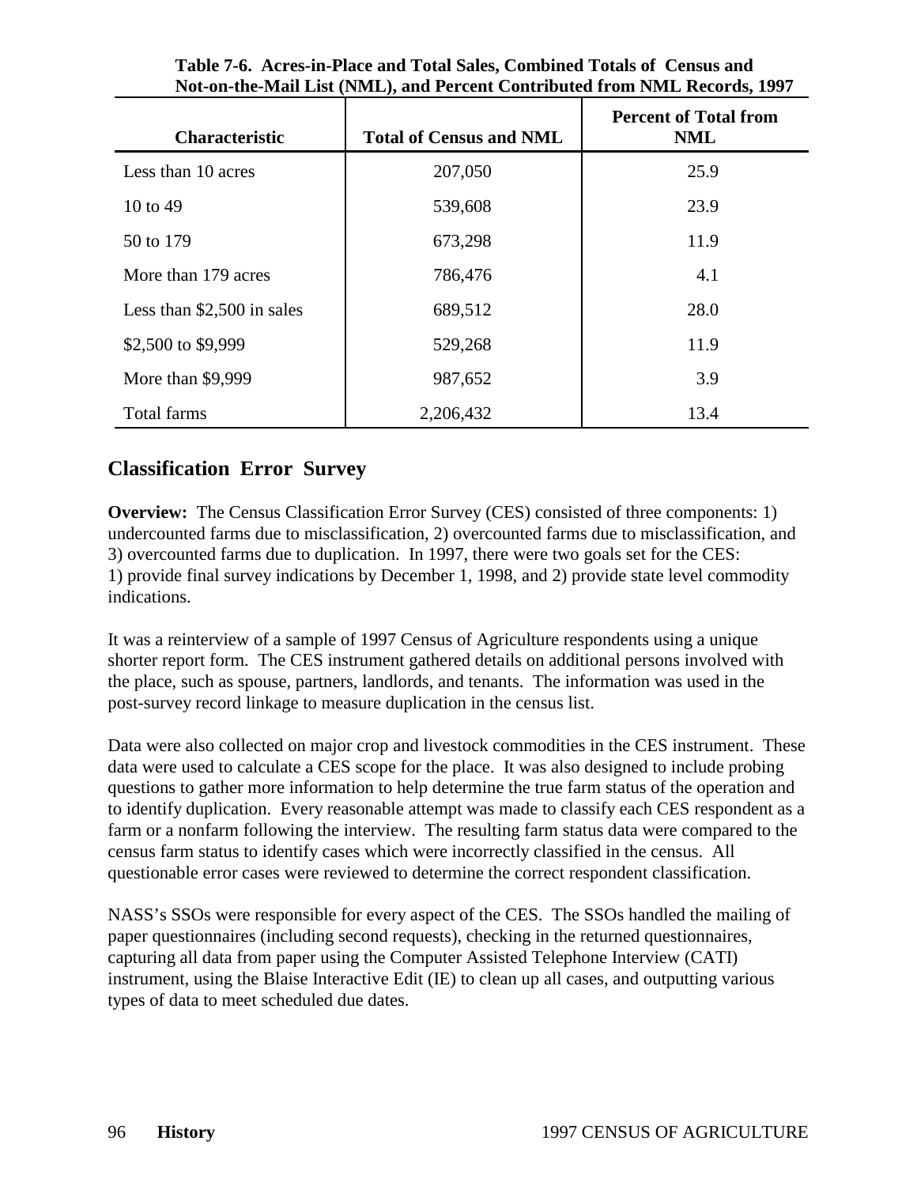**Table 7-6. Acres-in-Place and Total Sales, Combined Totals of Census and Not-on-the-Mail List (NML), and Percent Contributed from NML Records, 1997**

| Characteristic | Total of Census and NML | Percent of Total from NML |
|---|---|---|
| Less than 10 acres | 207,050 | 25.9 |
| 10 to 49 | 539,608 | 23.9 |
| 50 to 179 | 673,298 | 11.9 |
| More than 179 acres | 786,476 | 4.1 |
| Less than $2,500 in sales | 689,512 | 28.0 |
| $2,500 to $9,999 | 529,268 | 11.9 |
| More than $9,999 | 987,652 | 3.9 |
| Total farms | 2,206,432 | 13.4 |

## Classification Error Survey

**Overview:** The Census Classification Error Survey (CES) consisted of three components: 1) undercounted farms due to misclassification, 2) overcounted farms due to misclassification, and 3) overcounted farms due to duplication. In 1997, there were two goals set for the CES: 1) provide final survey indications by December 1, 1998, and 2) provide state level commodity indications.

It was a reinterview of a sample of 1997 Census of Agriculture respondents using a unique shorter report form. The CES instrument gathered details on additional persons involved with the place, such as spouse, partners, landlords, and tenants. The information was used in the post-survey record linkage to measure duplication in the census list.

Data were also collected on major crop and livestock commodities in the CES instrument. These data were used to calculate a CES scope for the place. It was also designed to include probing questions to gather more information to help determine the true farm status of the operation and to identify duplication. Every reasonable attempt was made to classify each CES respondent as a farm or a nonfarm following the interview. The resulting farm status data were compared to the census farm status to identify cases which were incorrectly classified in the census. All questionable error cases were reviewed to determine the correct respondent classification.

NASS's SSOs were responsible for every aspect of the CES. The SSOs handled the mailing of paper questionnaires (including second requests), checking in the returned questionnaires, capturing all data from paper using the Computer Assisted Telephone Interview (CATI) instrument, using the Blaise Interactive Edit (IE) to clean up all cases, and outputting various types of data to meet scheduled due dates.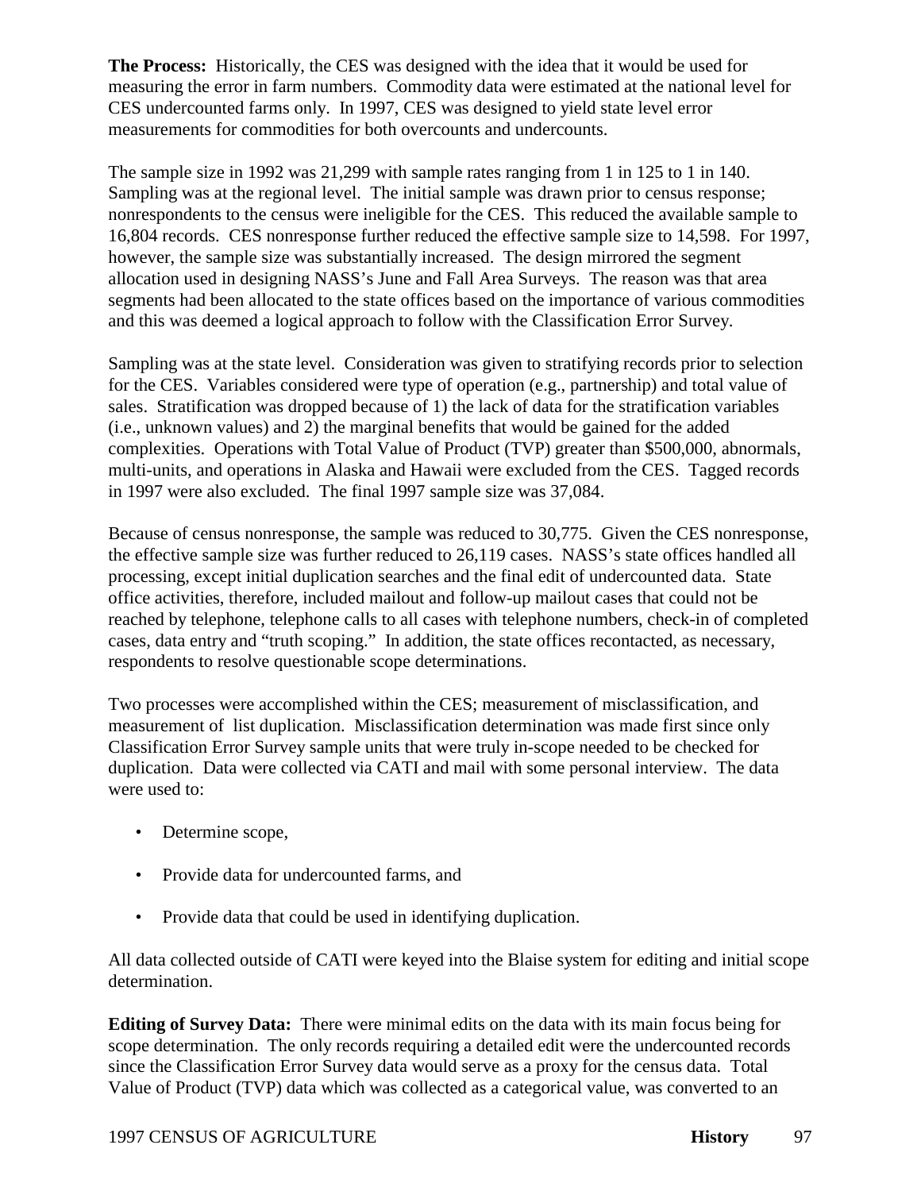**The Process:** Historically, the CES was designed with the idea that it would be used for measuring the error in farm numbers. Commodity data were estimated at the national level for CES undercounted farms only. In 1997, CES was designed to yield state level error measurements for commodities for both overcounts and undercounts.

The sample size in 1992 was 21,299 with sample rates ranging from 1 in 125 to 1 in 140. Sampling was at the regional level. The initial sample was drawn prior to census response; nonrespondents to the census were ineligible for the CES. This reduced the available sample to 16,804 records. CES nonresponse further reduced the effective sample size to 14,598. For 1997, however, the sample size was substantially increased. The design mirrored the segment allocation used in designing NASS's June and Fall Area Surveys. The reason was that area segments had been allocated to the state offices based on the importance of various commodities and this was deemed a logical approach to follow with the Classification Error Survey.

Sampling was at the state level. Consideration was given to stratifying records prior to selection for the CES. Variables considered were type of operation (e.g., partnership) and total value of sales. Stratification was dropped because of 1) the lack of data for the stratification variables (i.e., unknown values) and 2) the marginal benefits that would be gained for the added complexities. Operations with Total Value of Product (TVP) greater than $500,000, abnormals, multi-units, and operations in Alaska and Hawaii were excluded from the CES. Tagged records in 1997 were also excluded. The final 1997 sample size was 37,084.

Because of census nonresponse, the sample was reduced to 30,775. Given the CES nonresponse, the effective sample size was further reduced to 26,119 cases. NASS's state offices handled all processing, except initial duplication searches and the final edit of undercounted data. State office activities, therefore, included mailout and follow-up mailout cases that could not be reached by telephone, telephone calls to all cases with telephone numbers, check-in of completed cases, data entry and "truth scoping." In addition, the state offices recontacted, as necessary, respondents to resolve questionable scope determinations.

Two processes were accomplished within the CES; measurement of misclassification, and measurement of list duplication. Misclassification determination was made first since only Classification Error Survey sample units that were truly in-scope needed to be checked for duplication. Data were collected via CATI and mail with some personal interview. The data were used to:

- Determine scope,
- Provide data for undercounted farms, and
- Provide data that could be used in identifying duplication.

All data collected outside of CATI were keyed into the Blaise system for editing and initial scope determination.

**Editing of Survey Data:** There were minimal edits on the data with its main focus being for scope determination. The only records requiring a detailed edit were the undercounted records since the Classification Error Survey data would serve as a proxy for the census data. Total Value of Product (TVP) data which was collected as a categorical value, was converted to an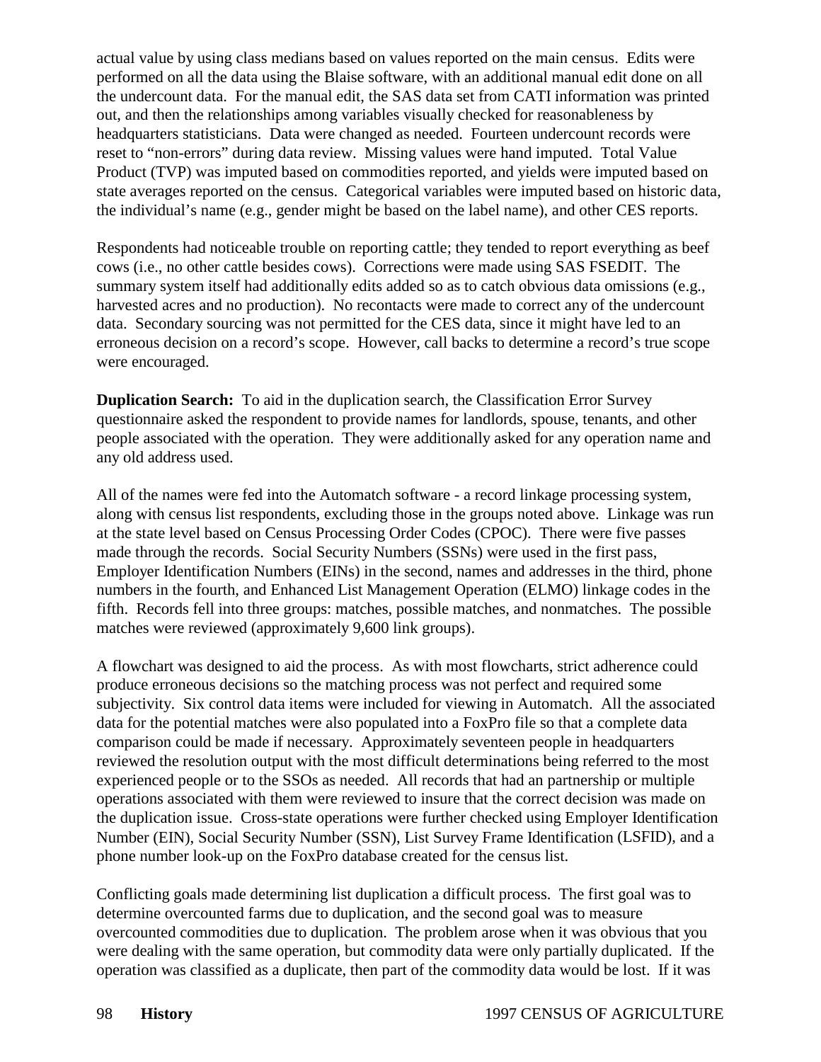actual value by using class medians based on values reported on the main census. Edits were performed on all the data using the Blaise software, with an additional manual edit done on all the undercount data. For the manual edit, the SAS data set from CATI information was printed out, and then the relationships among variables visually checked for reasonableness by headquarters statisticians. Data were changed as needed. Fourteen undercount records were reset to "non-errors" during data review. Missing values were hand imputed. Total Value Product (TVP) was imputed based on commodities reported, and yields were imputed based on state averages reported on the census. Categorical variables were imputed based on historic data, the individual's name (e.g., gender might be based on the label name), and other CES reports.

Respondents had noticeable trouble on reporting cattle; they tended to report everything as beef cows (i.e., no other cattle besides cows). Corrections were made using SAS FSEDIT. The summary system itself had additionally edits added so as to catch obvious data omissions (e.g., harvested acres and no production). No recontacts were made to correct any of the undercount data. Secondary sourcing was not permitted for the CES data, since it might have led to an erroneous decision on a record's scope. However, call backs to determine a record's true scope were encouraged.

**Duplication Search:** To aid in the duplication search, the Classification Error Survey questionnaire asked the respondent to provide names for landlords, spouse, tenants, and other people associated with the operation. They were additionally asked for any operation name and any old address used.

All of the names were fed into the Automatch software - a record linkage processing system, along with census list respondents, excluding those in the groups noted above. Linkage was run at the state level based on Census Processing Order Codes (CPOC). There were five passes made through the records. Social Security Numbers (SSNs) were used in the first pass, Employer Identification Numbers (EINs) in the second, names and addresses in the third, phone numbers in the fourth, and Enhanced List Management Operation (ELMO) linkage codes in the fifth. Records fell into three groups: matches, possible matches, and nonmatches. The possible matches were reviewed (approximately 9,600 link groups).

A flowchart was designed to aid the process. As with most flowcharts, strict adherence could produce erroneous decisions so the matching process was not perfect and required some subjectivity. Six control data items were included for viewing in Automatch. All the associated data for the potential matches were also populated into a FoxPro file so that a complete data comparison could be made if necessary. Approximately seventeen people in headquarters reviewed the resolution output with the most difficult determinations being referred to the most experienced people or to the SSOs as needed. All records that had an partnership or multiple operations associated with them were reviewed to insure that the correct decision was made on the duplication issue. Cross-state operations were further checked using Employer Identification Number (EIN), Social Security Number (SSN), List Survey Frame Identification (LSFID), and a phone number look-up on the FoxPro database created for the census list.

Conflicting goals made determining list duplication a difficult process. The first goal was to determine overcounted farms due to duplication, and the second goal was to measure overcounted commodities due to duplication. The problem arose when it was obvious that you were dealing with the same operation, but commodity data were only partially duplicated. If the operation was classified as a duplicate, then part of the commodity data would be lost. If it was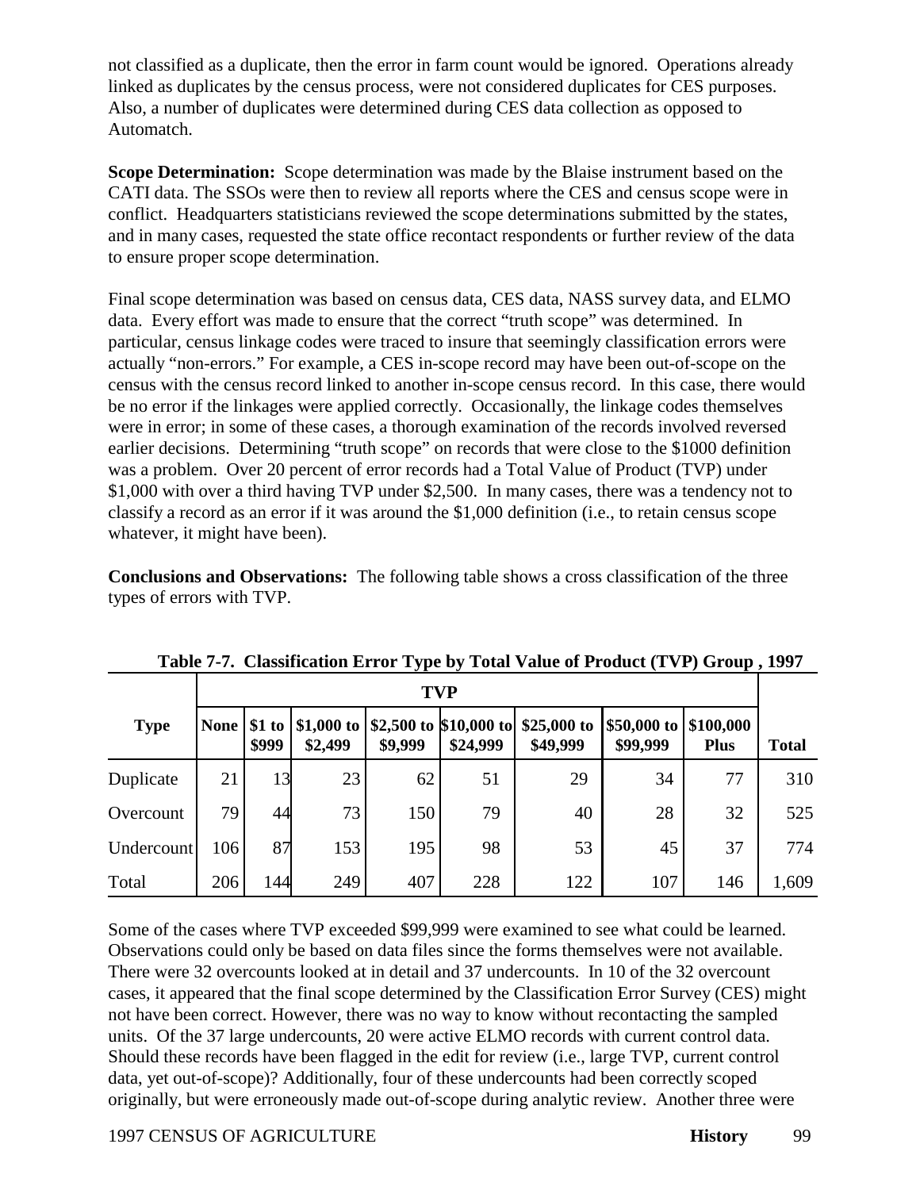not classified as a duplicate, then the error in farm count would be ignored. Operations already linked as duplicates by the census process, were not considered duplicates for CES purposes. Also, a number of duplicates were determined during CES data collection as opposed to Automatch.

**Scope Determination:** Scope determination was made by the Blaise instrument based on the CATI data. The SSOs were then to review all reports where the CES and census scope were in conflict. Headquarters statisticians reviewed the scope determinations submitted by the states, and in many cases, requested the state office recontact respondents or further review of the data to ensure proper scope determination.

Final scope determination was based on census data, CES data, NASS survey data, and ELMO data. Every effort was made to ensure that the correct "truth scope" was determined. In particular, census linkage codes were traced to insure that seemingly classification errors were actually "non-errors." For example, a CES in-scope record may have been out-of-scope on the census with the census record linked to another in-scope census record. In this case, there would be no error if the linkages were applied correctly. Occasionally, the linkage codes themselves were in error; in some of these cases, a thorough examination of the records involved reversed earlier decisions. Determining "truth scope" on records that were close to the $1000 definition was a problem. Over 20 percent of error records had a Total Value of Product (TVP) under $1,000 with over a third having TVP under $2,500. In many cases, there was a tendency not to classify a record as an error if it was around the $1,000 definition (i.e., to retain census scope whatever, it might have been).

**Conclusions and Observations:** The following table shows a cross classification of the three types of errors with TVP.

**Table 7-7. Classification Error Type by Total Value of Product (TVP) Group , 1997**

| Type | TVP | | | | | | | | Total |
|---|---|---|---|---|---|---|---|---|---|
| | None | $1 to $999 | $1,000 to $2,499 | $2,500 to $9,999 | $10,000 to $24,999 | $25,000 to $49,999 | $50,000 to $99,999 | $100,000 Plus | |
| Duplicate | 21 | 13 | 23 | 62 | 51 | 29 | 34 | 77 | 310 |
| Overcount | 79 | 44 | 73 | 150 | 79 | 40 | 28 | 32 | 525 |
| Undercount | 106 | 87 | 153 | 195 | 98 | 53 | 45 | 37 | 774 |
| Total | 206 | 144 | 249 | 407 | 228 | 122 | 107 | 146 | 1,609 |

Some of the cases where TVP exceeded $99,999 were examined to see what could be learned. Observations could only be based on data files since the forms themselves were not available. There were 32 overcounts looked at in detail and 37 undercounts. In 10 of the 32 overcount cases, it appeared that the final scope determined by the Classification Error Survey (CES) might not have been correct. However, there was no way to know without recontacting the sampled units. Of the 37 large undercounts, 20 were active ELMO records with current control data. Should these records have been flagged in the edit for review (i.e., large TVP, current control data, yet out-of-scope)? Additionally, four of these undercounts had been correctly scoped originally, but were erroneously made out-of-scope during analytic review. Another three were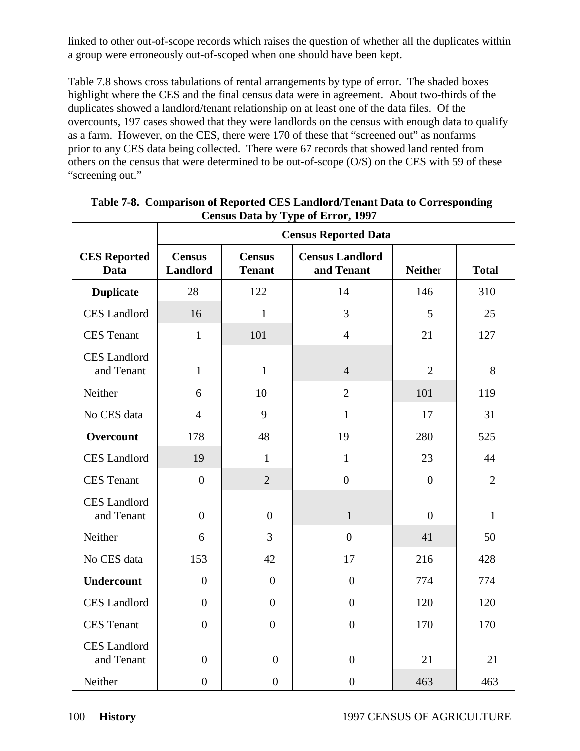linked to other out-of-scope records which raises the question of whether all the duplicates within a group were erroneously out-of-scoped when one should have been kept.

Table 7.8 shows cross tabulations of rental arrangements by type of error. The shaded boxes highlight where the CES and the final census data were in agreement. About two-thirds of the duplicates showed a landlord/tenant relationship on at least one of the data files. Of the overcounts, 197 cases showed that they were landlords on the census with enough data to qualify as a farm. However, on the CES, there were 170 of these that “screened out” as nonfarms prior to any CES data being collected. There were 67 records that showed land rented from others on the census that were determined to be out-of-scope (O/S) on the CES with 59 of these “screening out.”

**Table 7-8. Comparison of Reported CES Landlord/Tenant Data to Corresponding Census Data by Type of Error, 1997**

| | Census Reported Data | | | | |
|---|---|---|---|---|---|
| **CES Reported Data** | **Census Landlord** | **Census Tenant** | **Census Landlord and Tenant** | **Neither** | **Total** |
| **Duplicate** | 28 | 122 | 14 | 146 | 310 |
| CES Landlord | 16 | 1 | 3 | 5 | 25 |
| CES Tenant | 1 | 101 | 4 | 21 | 127 |
| CES Landlord and Tenant | 1 | 1 | 4 | 2 | 8 |
| Neither | 6 | 10 | 2 | 101 | 119 |
| No CES data | 4 | 9 | 1 | 17 | 31 |
| **Overcount** | 178 | 48 | 19 | 280 | 525 |
| CES Landlord | 19 | 1 | 1 | 23 | 44 |
| CES Tenant | 0 | 2 | 0 | 0 | 2 |
| CES Landlord and Tenant | 0 | 0 | 1 | 0 | 1 |
| Neither | 6 | 3 | 0 | 41 | 50 |
| No CES data | 153 | 42 | 17 | 216 | 428 |
| **Undercount** | 0 | 0 | 0 | 774 | 774 |
| CES Landlord | 0 | 0 | 0 | 120 | 120 |
| CES Tenant | 0 | 0 | 0 | 170 | 170 |
| CES Landlord and Tenant | 0 | 0 | 0 | 21 | 21 |
| Neither | 0 | 0 | 0 | 463 | 463 |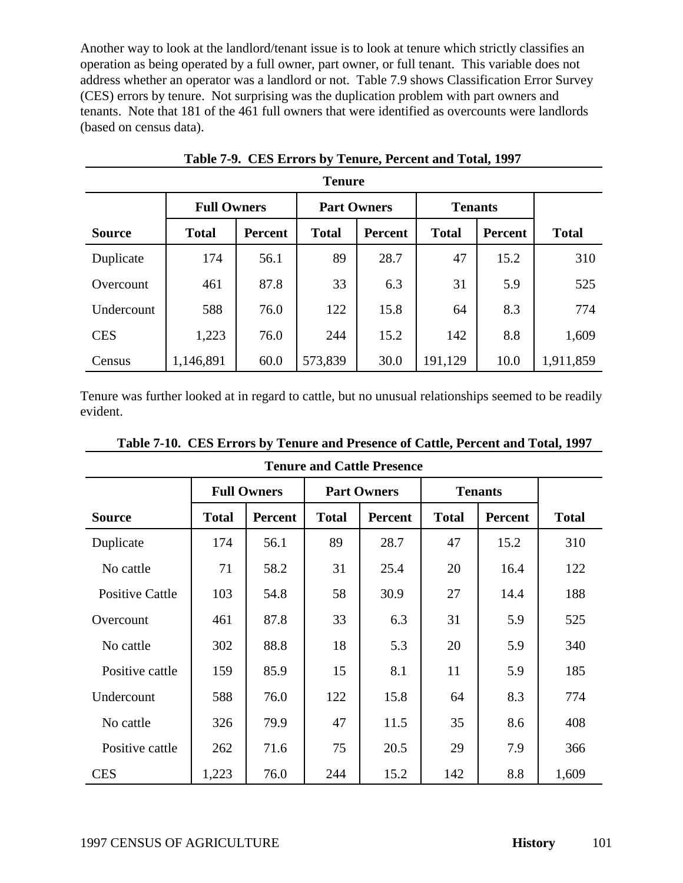Another way to look at the landlord/tenant issue is to look at tenure which strictly classifies an operation as being operated by a full owner, part owner, or full tenant. This variable does not address whether an operator was a landlord or not. Table 7.9 shows Classification Error Survey (CES) errors by tenure. Not surprising was the duplication problem with part owners and tenants. Note that 181 of the 461 full owners that were identified as overcounts were landlords (based on census data).

**Table 7-9. CES Errors by Tenure, Percent and Total, 1997**

| | Tenure | | | | | | |
|---|---|---|---|---|---|---|---|
| | Full Owners | | Part Owners | | Tenants | | |
| Source | Total | Percent | Total | Percent | Total | Percent | Total |
| Duplicate | 174 | 56.1 | 89 | 28.7 | 47 | 15.2 | 310 |
| Overcount | 461 | 87.8 | 33 | 6.3 | 31 | 5.9 | 525 |
| Undercount | 588 | 76.0 | 122 | 15.8 | 64 | 8.3 | 774 |
| CES | 1,223 | 76.0 | 244 | 15.2 | 142 | 8.8 | 1,609 |
| Census | 1,146,891 | 60.0 | 573,839 | 30.0 | 191,129 | 10.0 | 1,911,859 |

Tenure was further looked at in regard to cattle, but no unusual relationships seemed to be readily evident.

**Table 7-10. CES Errors by Tenure and Presence of Cattle, Percent and Total, 1997**

| | Tenure and Cattle Presence | | | | | | |
|---|---|---|---|---|---|---|---|
| | Full Owners | | Part Owners | | Tenants | | |
| Source | Total | Percent | Total | Percent | Total | Percent | Total |
| Duplicate | 174 | 56.1 | 89 | 28.7 | 47 | 15.2 | 310 |
| No cattle | 71 | 58.2 | 31 | 25.4 | 20 | 16.4 | 122 |
| Positive Cattle | 103 | 54.8 | 58 | 30.9 | 27 | 14.4 | 188 |
| Overcount | 461 | 87.8 | 33 | 6.3 | 31 | 5.9 | 525 |
| No cattle | 302 | 88.8 | 18 | 5.3 | 20 | 5.9 | 340 |
| Positive cattle | 159 | 85.9 | 15 | 8.1 | 11 | 5.9 | 185 |
| Undercount | 588 | 76.0 | 122 | 15.8 | 64 | 8.3 | 774 |
| No cattle | 326 | 79.9 | 47 | 11.5 | 35 | 8.6 | 408 |
| Positive cattle | 262 | 71.6 | 75 | 20.5 | 29 | 7.9 | 366 |
| CES | 1,223 | 76.0 | 244 | 15.2 | 142 | 8.8 | 1,609 |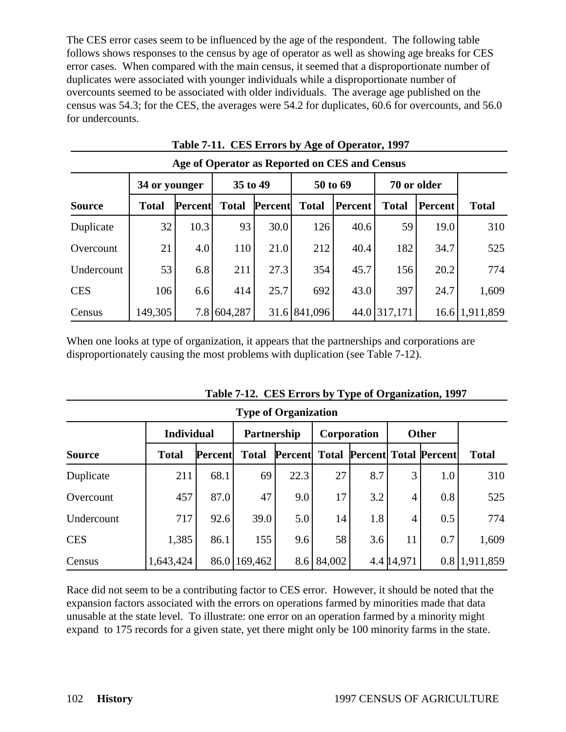The CES error cases seem to be influenced by the age of the respondent. The following table follows shows responses to the census by age of operator as well as showing age breaks for CES error cases. When compared with the main census, it seemed that a disproportionate number of duplicates were associated with younger individuals while a disproportionate number of overcounts seemed to be associated with older individuals. The average age published on the census was 54.3; for the CES, the averages were 54.2 for duplicates, 60.6 for overcounts, and 56.0 for undercounts.

**Table 7-11. CES Errors by Age of Operator, 1997**

| | Age of Operator as Reported on CES and Census | | | | | | | | |
|---|---|---|---|---|---|---|---|---|---|
| | 34 or younger | | 35 to 49 | | 50 to 69 | | 70 or older | | |
| **Source** | **Total** | **Percent** | **Total** | **Percent** | **Total** | **Percent** | **Total** | **Percent** | **Total** |
| Duplicate | 32 | 10.3 | 93 | 30.0 | 126 | 40.6 | 59 | 19.0 | 310 |
| Overcount | 21 | 4.0 | 110 | 21.0 | 212 | 40.4 | 182 | 34.7 | 525 |
| Undercount | 53 | 6.8 | 211 | 27.3 | 354 | 45.7 | 156 | 20.2 | 774 |
| CES | 106 | 6.6 | 414 | 25.7 | 692 | 43.0 | 397 | 24.7 | 1,609 |
| Census | 149,305 | 7.8 | 604,287 | 31.6 | 841,096 | 44.0 | 317,171 | 16.6 | 1,911,859 |

When one looks at type of organization, it appears that the partnerships and corporations are disproportionately causing the most problems with duplication (see Table 7-12).

**Table 7-12. CES Errors by Type of Organization, 1997**

| | Type of Organization | | | | | | | | |
|---|---|---|---|---|---|---|---|---|---|
| | Individual | | Partnership | | Corporation | | Other | | |
| **Source** | **Total** | **Percent** | **Total** | **Percent** | **Total** | **Percent** | **Total** | **Percent** | **Total** |
| Duplicate | 211 | 68.1 | 69 | 22.3 | 27 | 8.7 | 3 | 1.0 | 310 |
| Overcount | 457 | 87.0 | 47 | 9.0 | 17 | 3.2 | 4 | 0.8 | 525 |
| Undercount | 717 | 92.6 | 39.0 | 5.0 | 14 | 1.8 | 4 | 0.5 | 774 |
| CES | 1,385 | 86.1 | 155 | 9.6 | 58 | 3.6 | 11 | 0.7 | 1,609 |
| Census | 1,643,424 | 86.0 | 169,462 | 8.6 | 84,002 | 4.4 | 14,971 | 0.8 | 1,911,859 |

Race did not seem to be a contributing factor to CES error. However, it should be noted that the expansion factors associated with the errors on operations farmed by minorities made that data unusable at the state level. To illustrate: one error on an operation farmed by a minority might expand to 175 records for a given state, yet there might only be 100 minority farms in the state.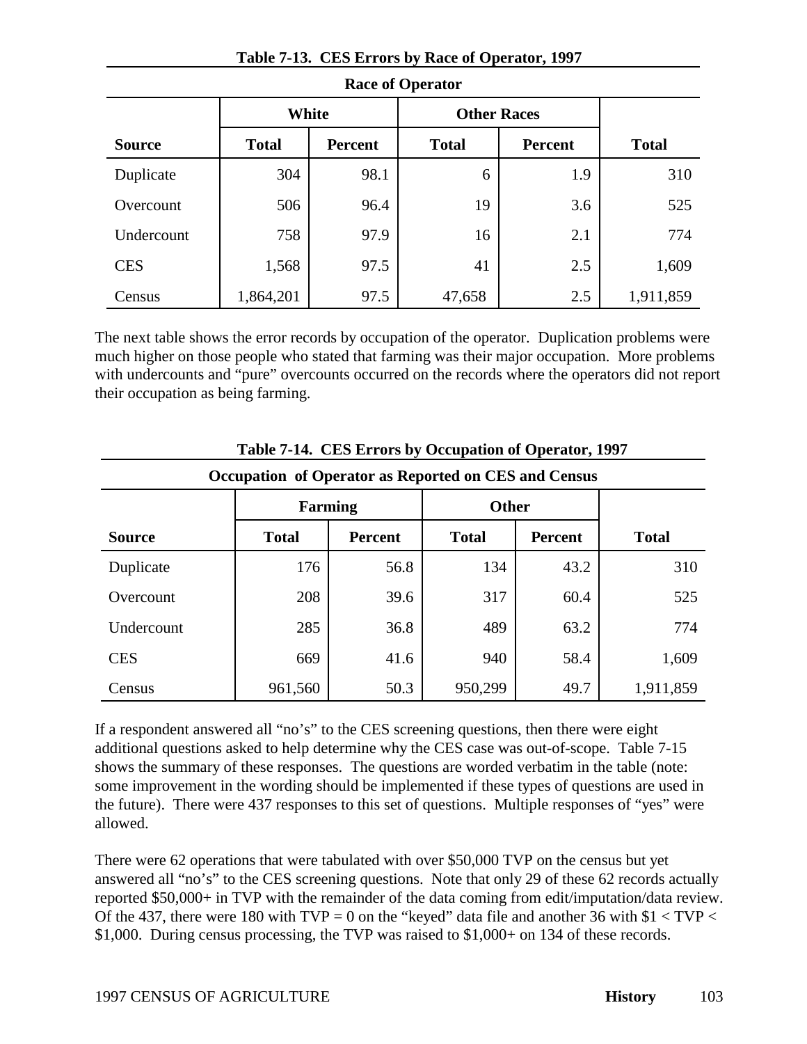**Table 7-13. CES Errors by Race of Operator, 1997**

| | Race of Operator | | | | |
|---|---|---|---|---|---|
| | White | | Other Races | | |
| Source | Total | Percent | Total | Percent | Total |
| Duplicate | 304 | 98.1 | 6 | 1.9 | 310 |
| Overcount | 506 | 96.4 | 19 | 3.6 | 525 |
| Undercount | 758 | 97.9 | 16 | 2.1 | 774 |
| CES | 1,568 | 97.5 | 41 | 2.5 | 1,609 |
| Census | 1,864,201 | 97.5 | 47,658 | 2.5 | 1,911,859 |

The next table shows the error records by occupation of the operator. Duplication problems were much higher on those people who stated that farming was their major occupation. More problems with undercounts and "pure" overcounts occurred on the records where the operators did not report their occupation as being farming.

**Table 7-14. CES Errors by Occupation of Operator, 1997**

| | Occupation of Operator as Reported on CES and Census | | | | |
|---|---|---|---|---|---|
| | Farming | | Other | | |
| Source | Total | Percent | Total | Percent | Total |
| Duplicate | 176 | 56.8 | 134 | 43.2 | 310 |
| Overcount | 208 | 39.6 | 317 | 60.4 | 525 |
| Undercount | 285 | 36.8 | 489 | 63.2 | 774 |
| CES | 669 | 41.6 | 940 | 58.4 | 1,609 |
| Census | 961,560 | 50.3 | 950,299 | 49.7 | 1,911,859 |

If a respondent answered all "no's" to the CES screening questions, then there were eight additional questions asked to help determine why the CES case was out-of-scope. Table 7-15 shows the summary of these responses. The questions are worded verbatim in the table (note: some improvement in the wording should be implemented if these types of questions are used in the future). There were 437 responses to this set of questions. Multiple responses of "yes" were allowed.

There were 62 operations that were tabulated with over $50,000 TVP on the census but yet answered all "no's" to the CES screening questions. Note that only 29 of these 62 records actually reported $50,000+ in TVP with the remainder of the data coming from edit/imputation/data review. Of the 437, there were 180 with TVP = 0 on the "keyed" data file and another 36 with $1 < TVP < $1,000. During census processing, the TVP was raised to $1,000+ on 134 of these records.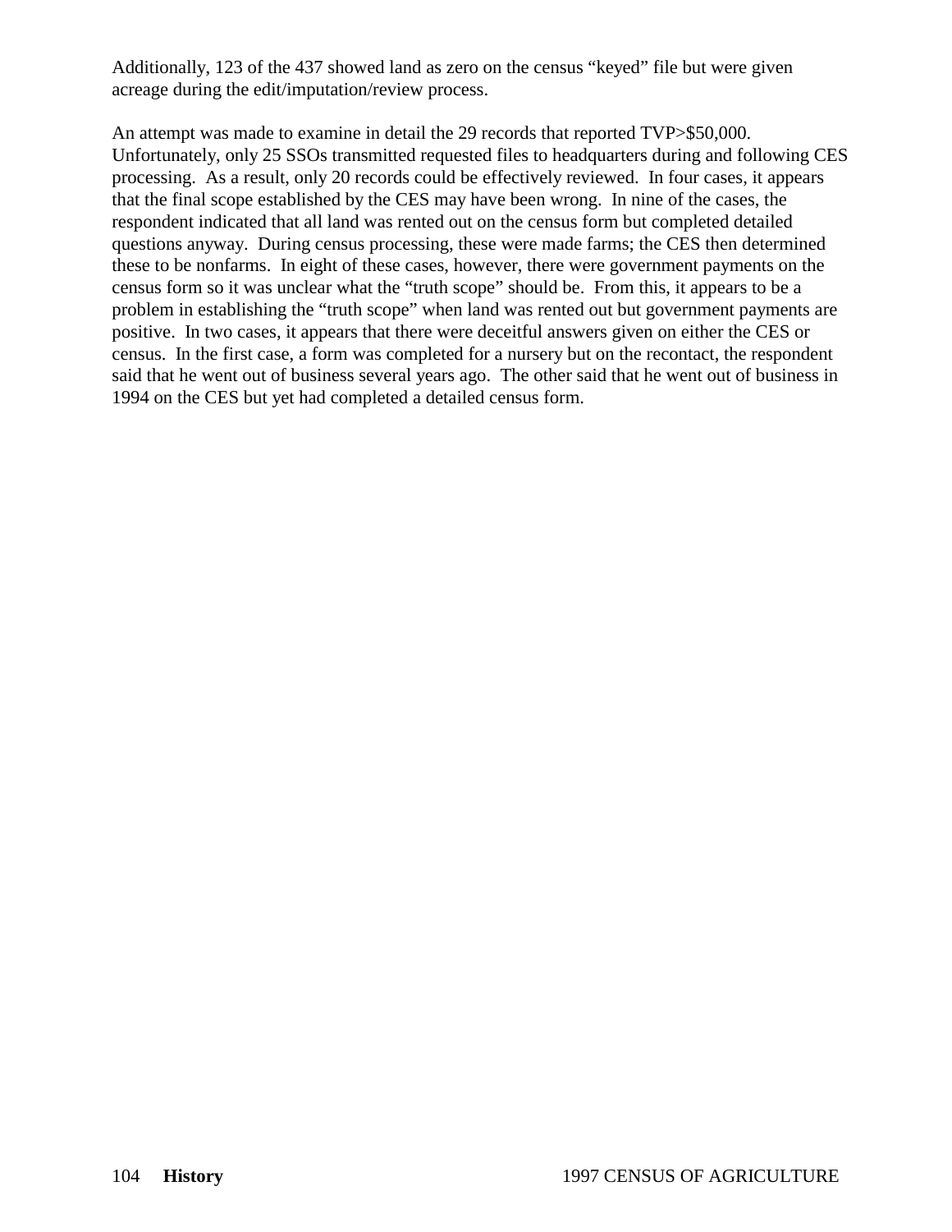Additionally, 123 of the 437 showed land as zero on the census "keyed" file but were given acreage during the edit/imputation/review process.

An attempt was made to examine in detail the 29 records that reported TVP>$50,000. Unfortunately, only 25 SSOs transmitted requested files to headquarters during and following CES processing. As a result, only 20 records could be effectively reviewed. In four cases, it appears that the final scope established by the CES may have been wrong. In nine of the cases, the respondent indicated that all land was rented out on the census form but completed detailed questions anyway. During census processing, these were made farms; the CES then determined these to be nonfarms. In eight of these cases, however, there were government payments on the census form so it was unclear what the "truth scope" should be. From this, it appears to be a problem in establishing the "truth scope" when land was rented out but government payments are positive. In two cases, it appears that there were deceitful answers given on either the CES or census. In the first case, a form was completed for a nursery but on the recontact, the respondent said that he went out of business several years ago. The other said that he went out of business in 1994 on the CES but yet had completed a detailed census form.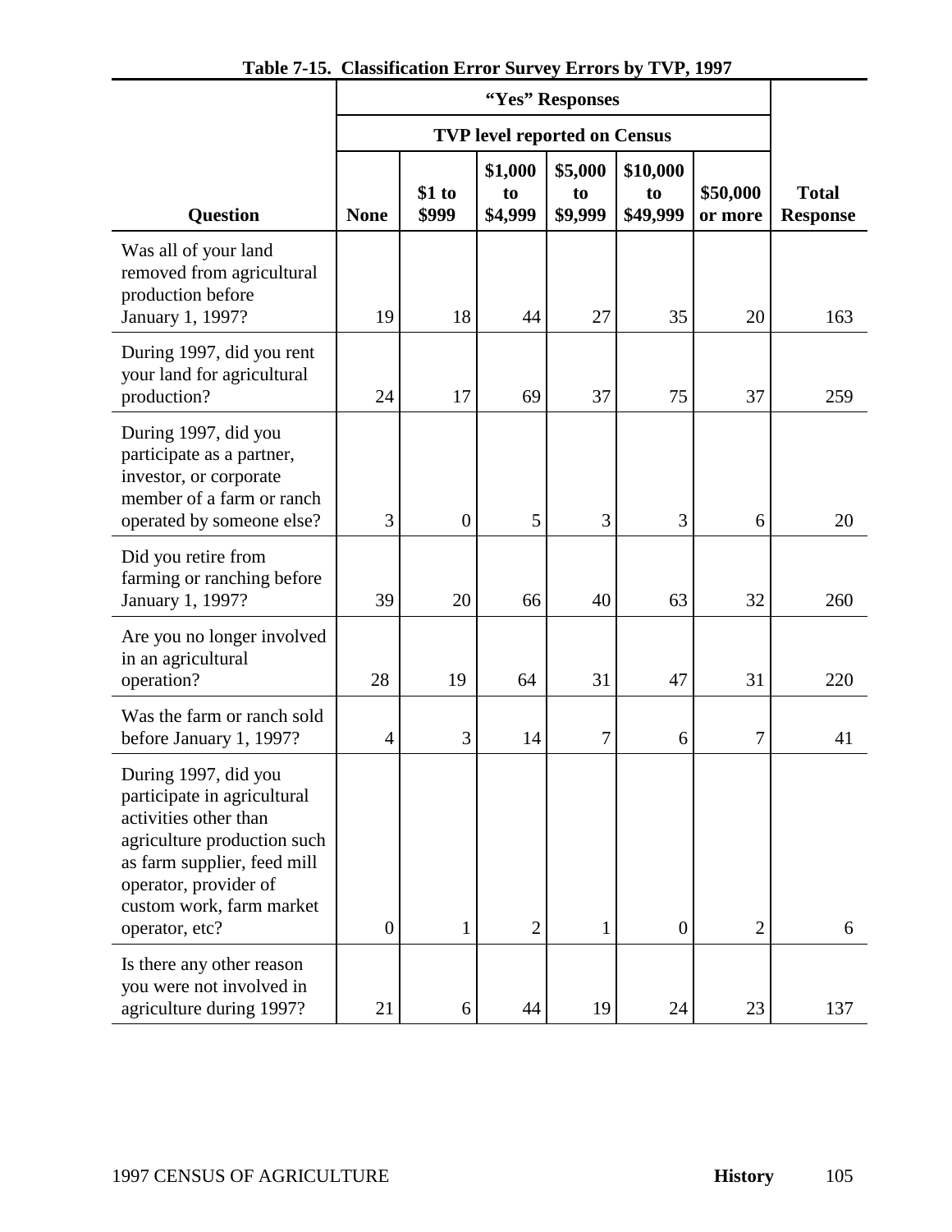**Table 7-15. Classification Error Survey Errors by TVP, 1997**

| Question | "Yes" Responses | | | | | | Total Response |
|---|---|---|---|---|---|---|---|
| | TVP level reported on Census | | | | | | |
| | None | $1 to $999 | $1,000 to $4,999 | $5,000 to $9,999 | $10,000 to $49,999 | $50,000 or more | |
| Was all of your land removed from agricultural production before January 1, 1997? | 19 | 18 | 44 | 27 | 35 | 20 | 163 |
| During 1997, did you rent your land for agricultural production? | 24 | 17 | 69 | 37 | 75 | 37 | 259 |
| During 1997, did you participate as a partner, investor, or corporate member of a farm or ranch operated by someone else? | 3 | 0 | 5 | 3 | 3 | 6 | 20 |
| Did you retire from farming or ranching before January 1, 1997? | 39 | 20 | 66 | 40 | 63 | 32 | 260 |
| Are you no longer involved in an agricultural operation? | 28 | 19 | 64 | 31 | 47 | 31 | 220 |
| Was the farm or ranch sold before January 1, 1997? | 4 | 3 | 14 | 7 | 6 | 7 | 41 |
| During 1997, did you participate in agricultural activities other than agriculture production such as farm supplier, feed mill operator, provider of custom work, farm market operator, etc? | 0 | 1 | 2 | 1 | 0 | 2 | 6 |
| Is there any other reason you were not involved in agriculture during 1997? | 21 | 6 | 44 | 19 | 24 | 23 | 137 |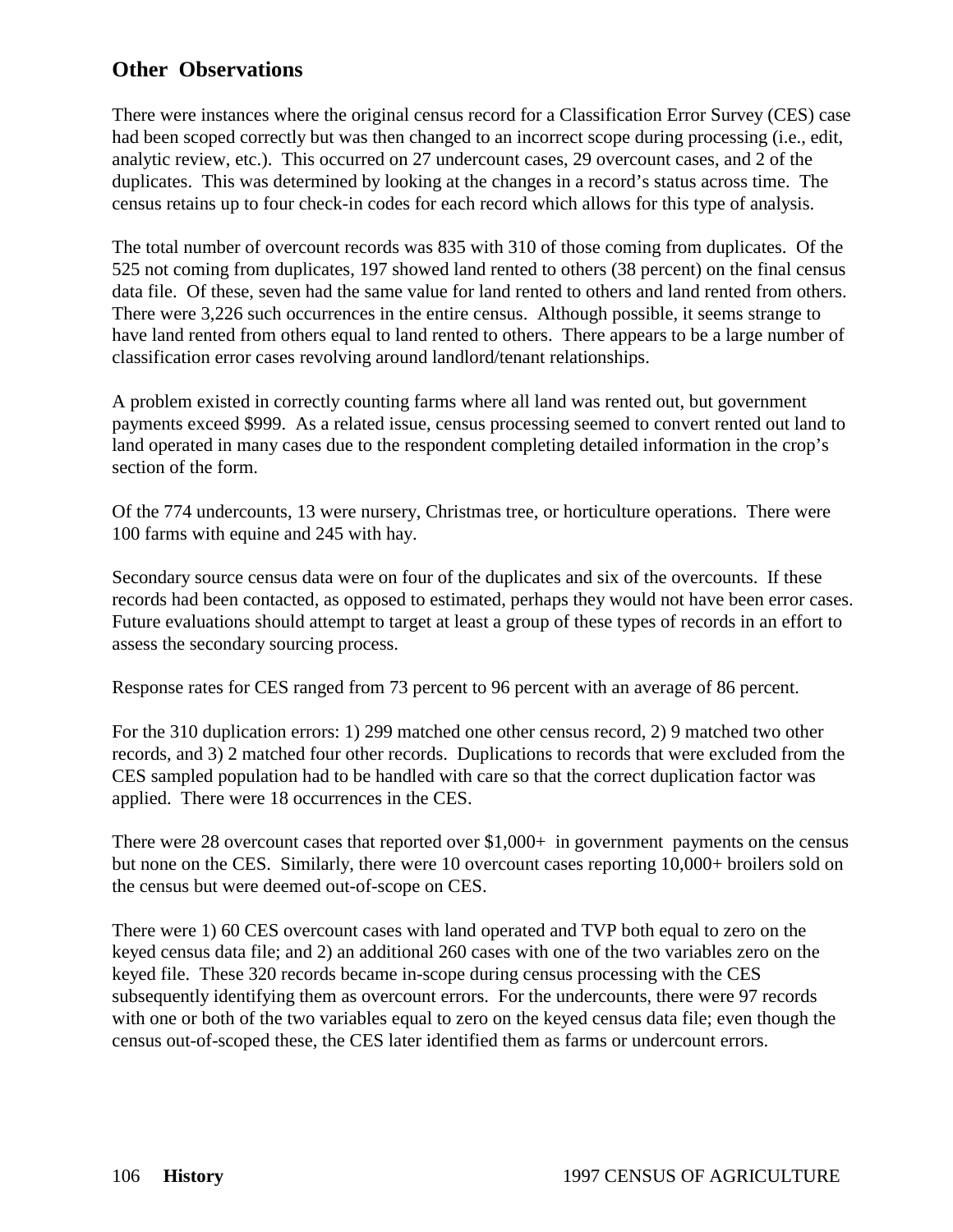## Other Observations

There were instances where the original census record for a Classification Error Survey (CES) case had been scoped correctly but was then changed to an incorrect scope during processing (i.e., edit, analytic review, etc.). This occurred on 27 undercount cases, 29 overcount cases, and 2 of the duplicates. This was determined by looking at the changes in a record's status across time. The census retains up to four check-in codes for each record which allows for this type of analysis.

The total number of overcount records was 835 with 310 of those coming from duplicates. Of the 525 not coming from duplicates, 197 showed land rented to others (38 percent) on the final census data file. Of these, seven had the same value for land rented to others and land rented from others. There were 3,226 such occurrences in the entire census. Although possible, it seems strange to have land rented from others equal to land rented to others. There appears to be a large number of classification error cases revolving around landlord/tenant relationships.

A problem existed in correctly counting farms where all land was rented out, but government payments exceed $999. As a related issue, census processing seemed to convert rented out land to land operated in many cases due to the respondent completing detailed information in the crop's section of the form.

Of the 774 undercounts, 13 were nursery, Christmas tree, or horticulture operations. There were 100 farms with equine and 245 with hay.

Secondary source census data were on four of the duplicates and six of the overcounts. If these records had been contacted, as opposed to estimated, perhaps they would not have been error cases. Future evaluations should attempt to target at least a group of these types of records in an effort to assess the secondary sourcing process.

Response rates for CES ranged from 73 percent to 96 percent with an average of 86 percent.

For the 310 duplication errors: 1) 299 matched one other census record, 2) 9 matched two other records, and 3) 2 matched four other records. Duplications to records that were excluded from the CES sampled population had to be handled with care so that the correct duplication factor was applied. There were 18 occurrences in the CES.

There were 28 overcount cases that reported over $1,000+ in government payments on the census but none on the CES. Similarly, there were 10 overcount cases reporting 10,000+ broilers sold on the census but were deemed out-of-scope on CES.

There were 1) 60 CES overcount cases with land operated and TVP both equal to zero on the keyed census data file; and 2) an additional 260 cases with one of the two variables zero on the keyed file. These 320 records became in-scope during census processing with the CES subsequently identifying them as overcount errors. For the undercounts, there were 97 records with one or both of the two variables equal to zero on the keyed census data file; even though the census out-of-scoped these, the CES later identified them as farms or undercount errors.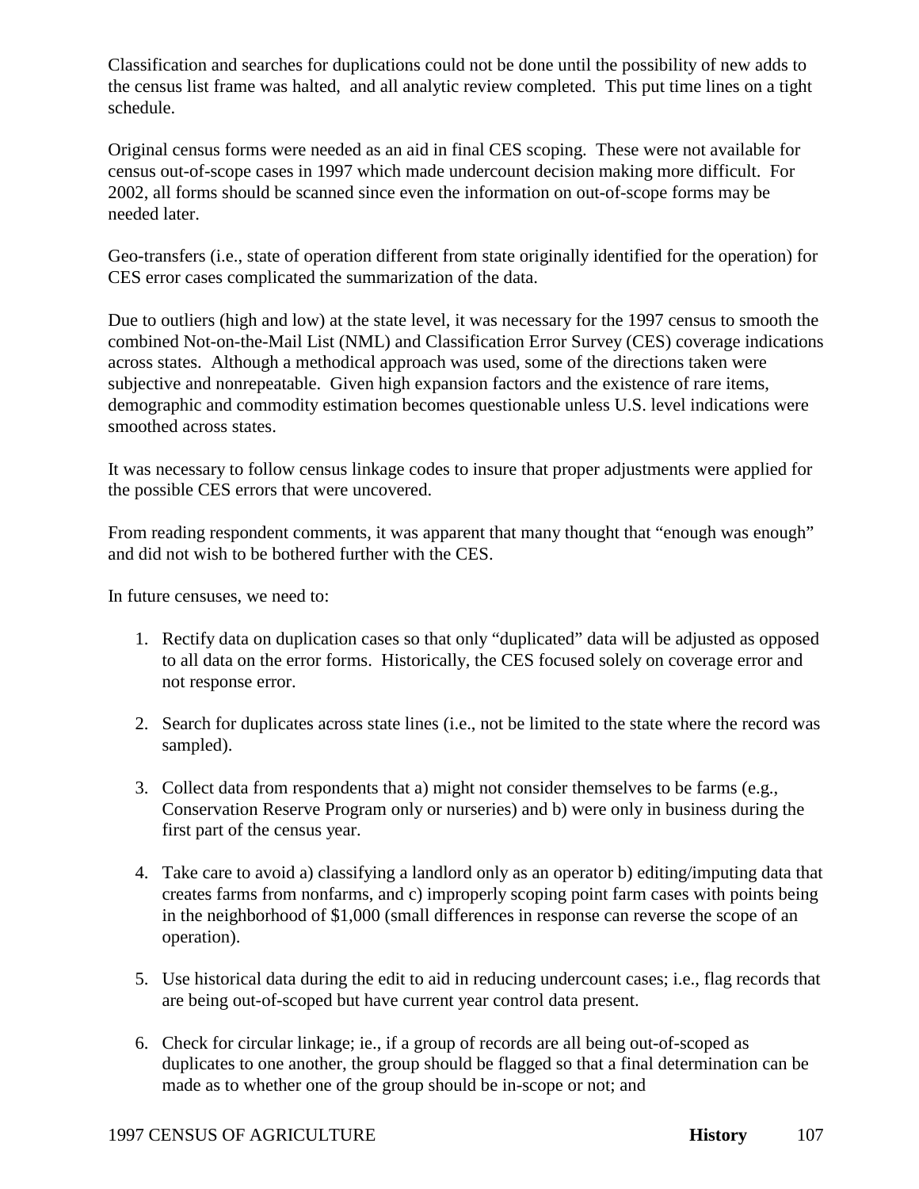Classification and searches for duplications could not be done until the possibility of new adds to the census list frame was halted, and all analytic review completed. This put time lines on a tight schedule.

Original census forms were needed as an aid in final CES scoping. These were not available for census out-of-scope cases in 1997 which made undercount decision making more difficult. For 2002, all forms should be scanned since even the information on out-of-scope forms may be needed later.

Geo-transfers (i.e., state of operation different from state originally identified for the operation) for CES error cases complicated the summarization of the data.

Due to outliers (high and low) at the state level, it was necessary for the 1997 census to smooth the combined Not-on-the-Mail List (NML) and Classification Error Survey (CES) coverage indications across states. Although a methodical approach was used, some of the directions taken were subjective and nonrepeatable. Given high expansion factors and the existence of rare items, demographic and commodity estimation becomes questionable unless U.S. level indications were smoothed across states.

It was necessary to follow census linkage codes to insure that proper adjustments were applied for the possible CES errors that were uncovered.

From reading respondent comments, it was apparent that many thought that "enough was enough" and did not wish to be bothered further with the CES.

In future censuses, we need to:

1. Rectify data on duplication cases so that only "duplicated" data will be adjusted as opposed to all data on the error forms. Historically, the CES focused solely on coverage error and not response error.

2. Search for duplicates across state lines (i.e., not be limited to the state where the record was sampled).

3. Collect data from respondents that a) might not consider themselves to be farms (e.g., Conservation Reserve Program only or nurseries) and b) were only in business during the first part of the census year.

4. Take care to avoid a) classifying a landlord only as an operator b) editing/imputing data that creates farms from nonfarms, and c) improperly scoping point farm cases with points being in the neighborhood of $1,000 (small differences in response can reverse the scope of an operation).

5. Use historical data during the edit to aid in reducing undercount cases; i.e., flag records that are being out-of-scoped but have current year control data present.

6. Check for circular linkage; ie., if a group of records are all being out-of-scoped as duplicates to one another, the group should be flagged so that a final determination can be made as to whether one of the group should be in-scope or not; and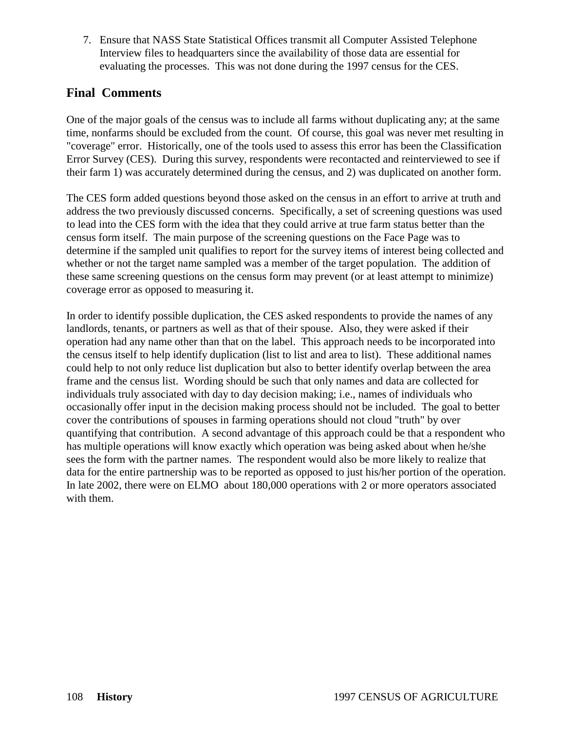7. Ensure that NASS State Statistical Offices transmit all Computer Assisted Telephone Interview files to headquarters since the availability of those data are essential for evaluating the processes. This was not done during the 1997 census for the CES.

## Final Comments

One of the major goals of the census was to include all farms without duplicating any; at the same time, nonfarms should be excluded from the count. Of course, this goal was never met resulting in "coverage" error. Historically, one of the tools used to assess this error has been the Classification Error Survey (CES). During this survey, respondents were recontacted and reinterviewed to see if their farm 1) was accurately determined during the census, and 2) was duplicated on another form.

The CES form added questions beyond those asked on the census in an effort to arrive at truth and address the two previously discussed concerns. Specifically, a set of screening questions was used to lead into the CES form with the idea that they could arrive at true farm status better than the census form itself. The main purpose of the screening questions on the Face Page was to determine if the sampled unit qualifies to report for the survey items of interest being collected and whether or not the target name sampled was a member of the target population. The addition of these same screening questions on the census form may prevent (or at least attempt to minimize) coverage error as opposed to measuring it.

In order to identify possible duplication, the CES asked respondents to provide the names of any landlords, tenants, or partners as well as that of their spouse. Also, they were asked if their operation had any name other than that on the label. This approach needs to be incorporated into the census itself to help identify duplication (list to list and area to list). These additional names could help to not only reduce list duplication but also to better identify overlap between the area frame and the census list. Wording should be such that only names and data are collected for individuals truly associated with day to day decision making; i.e., names of individuals who occasionally offer input in the decision making process should not be included. The goal to better cover the contributions of spouses in farming operations should not cloud "truth" by over quantifying that contribution. A second advantage of this approach could be that a respondent who has multiple operations will know exactly which operation was being asked about when he/she sees the form with the partner names. The respondent would also be more likely to realize that data for the entire partnership was to be reported as opposed to just his/her portion of the operation. In late 2002, there were on ELMO about 180,000 operations with 2 or more operators associated with them.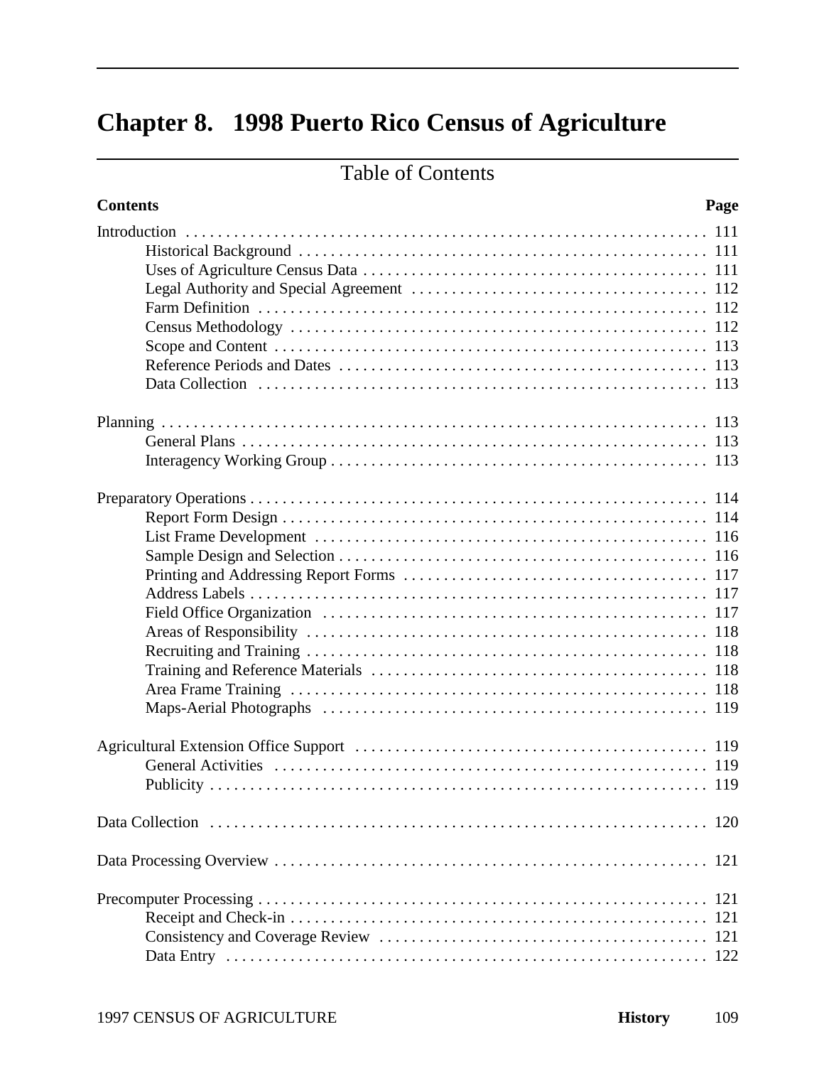# Chapter 8.   1998 Puerto Rico Census of Agriculture

## Table of Contents

| Contents | Page |
|---|---|
| Introduction | 111 |
| Historical Background | 111 |
| Uses of Agriculture Census Data | 111 |
| Legal Authority and Special Agreement | 112 |
| Farm Definition | 112 |
| Census Methodology | 112 |
| Scope and Content | 113 |
| Reference Periods and Dates | 113 |
| Data Collection | 113 |
| Planning | 113 |
| General Plans | 113 |
| Interagency Working Group | 113 |
| Preparatory Operations | 114 |
| Report Form Design | 114 |
| List Frame Development | 116 |
| Sample Design and Selection | 116 |
| Printing and Addressing Report Forms | 117 |
| Address Labels | 117 |
| Field Office Organization | 117 |
| Areas of Responsibility | 118 |
| Recruiting and Training | 118 |
| Training and Reference Materials | 118 |
| Area Frame Training | 118 |
| Maps-Aerial Photographs | 119 |
| Agricultural Extension Office Support | 119 |
| General Activities | 119 |
| Publicity | 119 |
| Data Collection | 120 |
| Data Processing Overview | 121 |
| Precomputer Processing | 121 |
| Receipt and Check-in | 121 |
| Consistency and Coverage Review | 121 |
| Data Entry | 122 |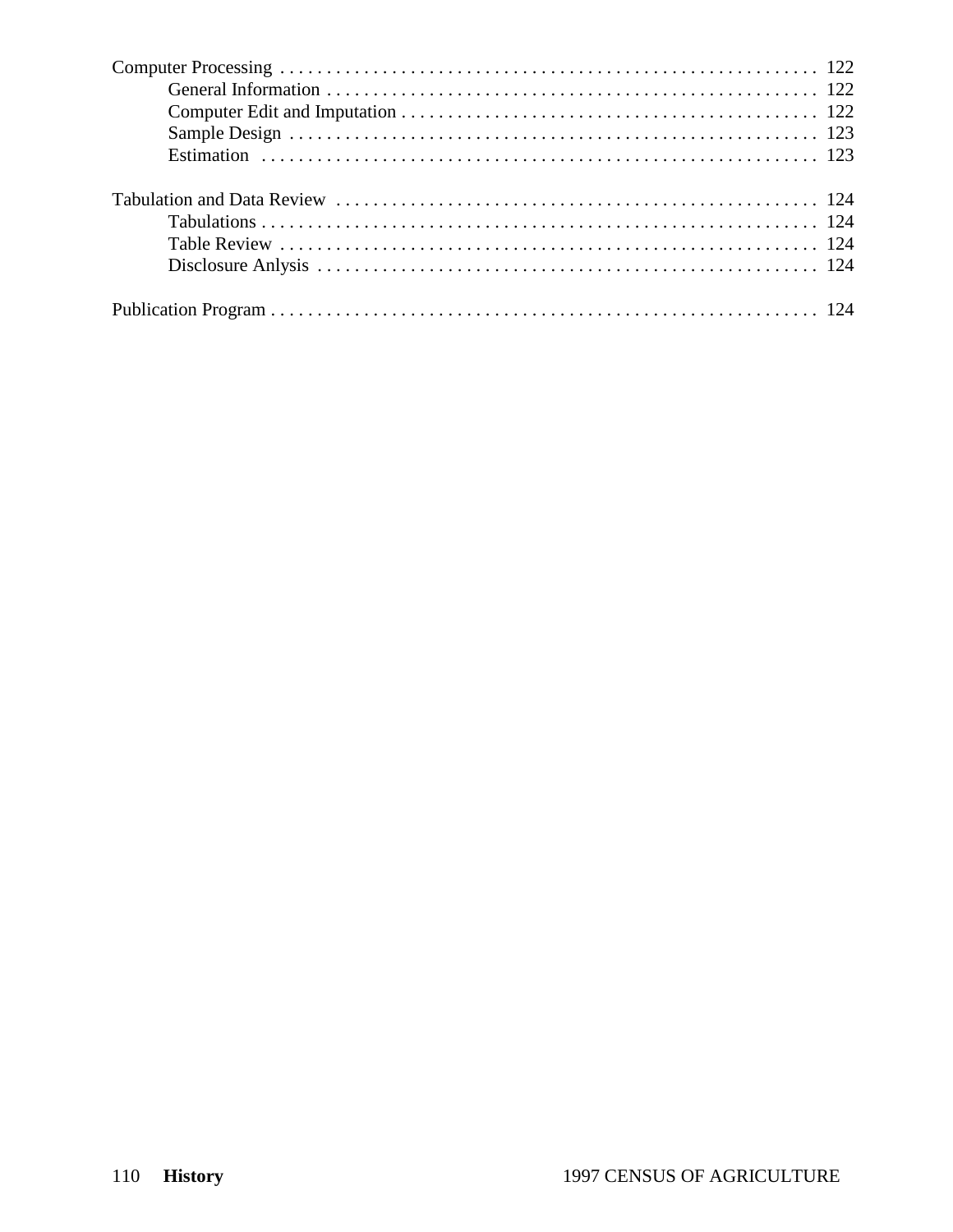Computer Processing . . . . . . . . . . . . . . . . . . . . . . . . . . . . . . . . . . . . . . . . . . . . . . . . . . . . . . . . . . 122
- General Information . . . . . . . . . . . . . . . . . . . . . . . . . . . . . . . . . . . . . . . . . . . . . . . . . . . . . . 122
- Computer Edit and Imputation . . . . . . . . . . . . . . . . . . . . . . . . . . . . . . . . . . . . . . . . . . . . . . 122
- Sample Design . . . . . . . . . . . . . . . . . . . . . . . . . . . . . . . . . . . . . . . . . . . . . . . . . . . . . . . . . . 123
- Estimation . . . . . . . . . . . . . . . . . . . . . . . . . . . . . . . . . . . . . . . . . . . . . . . . . . . . . . . . . . . . . 123

Tabulation and Data Review . . . . . . . . . . . . . . . . . . . . . . . . . . . . . . . . . . . . . . . . . . . . . . . . . . . . 124
- Tabulations . . . . . . . . . . . . . . . . . . . . . . . . . . . . . . . . . . . . . . . . . . . . . . . . . . . . . . . . . . . . . 124
- Table Review . . . . . . . . . . . . . . . . . . . . . . . . . . . . . . . . . . . . . . . . . . . . . . . . . . . . . . . . . . . . 124
- Disclosure Anlysis . . . . . . . . . . . . . . . . . . . . . . . . . . . . . . . . . . . . . . . . . . . . . . . . . . . . . . . . 124

Publication Program . . . . . . . . . . . . . . . . . . . . . . . . . . . . . . . . . . . . . . . . . . . . . . . . . . . . . . . . . . . . 124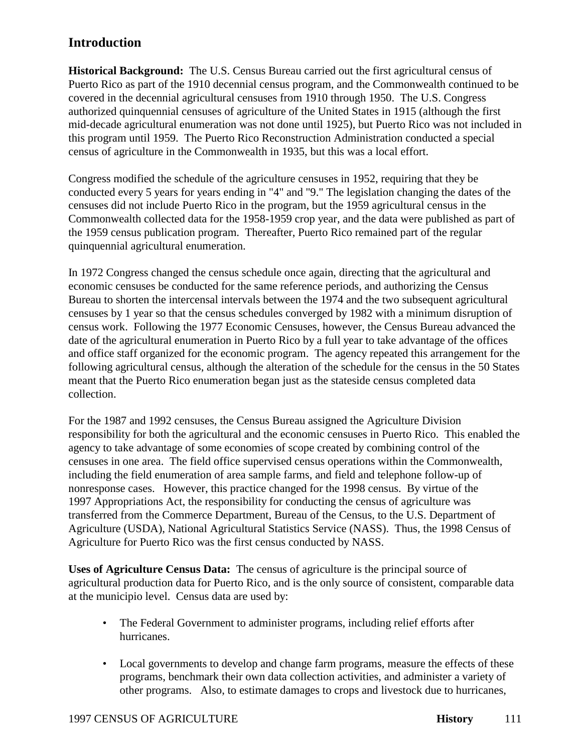## Introduction

**Historical Background:** The U.S. Census Bureau carried out the first agricultural census of Puerto Rico as part of the 1910 decennial census program, and the Commonwealth continued to be covered in the decennial agricultural censuses from 1910 through 1950. The U.S. Congress authorized quinquennial censuses of agriculture of the United States in 1915 (although the first mid-decade agricultural enumeration was not done until 1925), but Puerto Rico was not included in this program until 1959. The Puerto Rico Reconstruction Administration conducted a special census of agriculture in the Commonwealth in 1935, but this was a local effort.

Congress modified the schedule of the agriculture censuses in 1952, requiring that they be conducted every 5 years for years ending in "4" and "9." The legislation changing the dates of the censuses did not include Puerto Rico in the program, but the 1959 agricultural census in the Commonwealth collected data for the 1958-1959 crop year, and the data were published as part of the 1959 census publication program. Thereafter, Puerto Rico remained part of the regular quinquennial agricultural enumeration.

In 1972 Congress changed the census schedule once again, directing that the agricultural and economic censuses be conducted for the same reference periods, and authorizing the Census Bureau to shorten the intercensal intervals between the 1974 and the two subsequent agricultural censuses by 1 year so that the census schedules converged by 1982 with a minimum disruption of census work. Following the 1977 Economic Censuses, however, the Census Bureau advanced the date of the agricultural enumeration in Puerto Rico by a full year to take advantage of the offices and office staff organized for the economic program. The agency repeated this arrangement for the following agricultural census, although the alteration of the schedule for the census in the 50 States meant that the Puerto Rico enumeration began just as the stateside census completed data collection.

For the 1987 and 1992 censuses, the Census Bureau assigned the Agriculture Division responsibility for both the agricultural and the economic censuses in Puerto Rico. This enabled the agency to take advantage of some economies of scope created by combining control of the censuses in one area. The field office supervised census operations within the Commonwealth, including the field enumeration of area sample farms, and field and telephone follow-up of nonresponse cases. However, this practice changed for the 1998 census. By virtue of the 1997 Appropriations Act, the responsibility for conducting the census of agriculture was transferred from the Commerce Department, Bureau of the Census, to the U.S. Department of Agriculture (USDA), National Agricultural Statistics Service (NASS). Thus, the 1998 Census of Agriculture for Puerto Rico was the first census conducted by NASS.

**Uses of Agriculture Census Data:** The census of agriculture is the principal source of agricultural production data for Puerto Rico, and is the only source of consistent, comparable data at the municipio level. Census data are used by:

- The Federal Government to administer programs, including relief efforts after hurricanes.
- Local governments to develop and change farm programs, measure the effects of these programs, benchmark their own data collection activities, and administer a variety of other programs. Also, to estimate damages to crops and livestock due to hurricanes,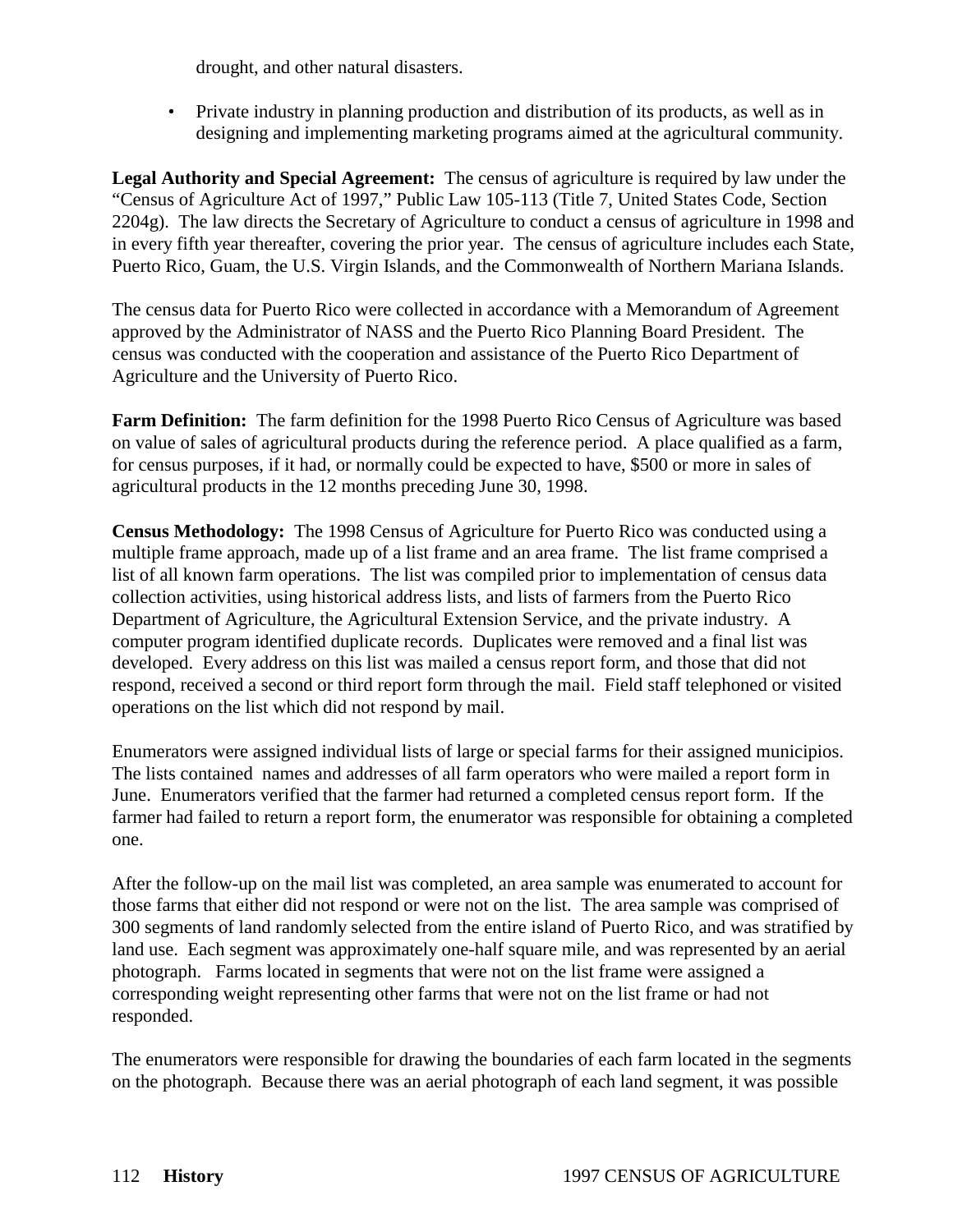drought, and other natural disasters.

- Private industry in planning production and distribution of its products, as well as in designing and implementing marketing programs aimed at the agricultural community.

**Legal Authority and Special Agreement:** The census of agriculture is required by law under the "Census of Agriculture Act of 1997," Public Law 105-113 (Title 7, United States Code, Section 2204g). The law directs the Secretary of Agriculture to conduct a census of agriculture in 1998 and in every fifth year thereafter, covering the prior year. The census of agriculture includes each State, Puerto Rico, Guam, the U.S. Virgin Islands, and the Commonwealth of Northern Mariana Islands.

The census data for Puerto Rico were collected in accordance with a Memorandum of Agreement approved by the Administrator of NASS and the Puerto Rico Planning Board President. The census was conducted with the cooperation and assistance of the Puerto Rico Department of Agriculture and the University of Puerto Rico.

**Farm Definition:** The farm definition for the 1998 Puerto Rico Census of Agriculture was based on value of sales of agricultural products during the reference period. A place qualified as a farm, for census purposes, if it had, or normally could be expected to have, $500 or more in sales of agricultural products in the 12 months preceding June 30, 1998.

**Census Methodology:** The 1998 Census of Agriculture for Puerto Rico was conducted using a multiple frame approach, made up of a list frame and an area frame. The list frame comprised a list of all known farm operations. The list was compiled prior to implementation of census data collection activities, using historical address lists, and lists of farmers from the Puerto Rico Department of Agriculture, the Agricultural Extension Service, and the private industry. A computer program identified duplicate records. Duplicates were removed and a final list was developed. Every address on this list was mailed a census report form, and those that did not respond, received a second or third report form through the mail. Field staff telephoned or visited operations on the list which did not respond by mail.

Enumerators were assigned individual lists of large or special farms for their assigned municipios. The lists contained names and addresses of all farm operators who were mailed a report form in June. Enumerators verified that the farmer had returned a completed census report form. If the farmer had failed to return a report form, the enumerator was responsible for obtaining a completed one.

After the follow-up on the mail list was completed, an area sample was enumerated to account for those farms that either did not respond or were not on the list. The area sample was comprised of 300 segments of land randomly selected from the entire island of Puerto Rico, and was stratified by land use. Each segment was approximately one-half square mile, and was represented by an aerial photograph. Farms located in segments that were not on the list frame were assigned a corresponding weight representing other farms that were not on the list frame or had not responded.

The enumerators were responsible for drawing the boundaries of each farm located in the segments on the photograph. Because there was an aerial photograph of each land segment, it was possible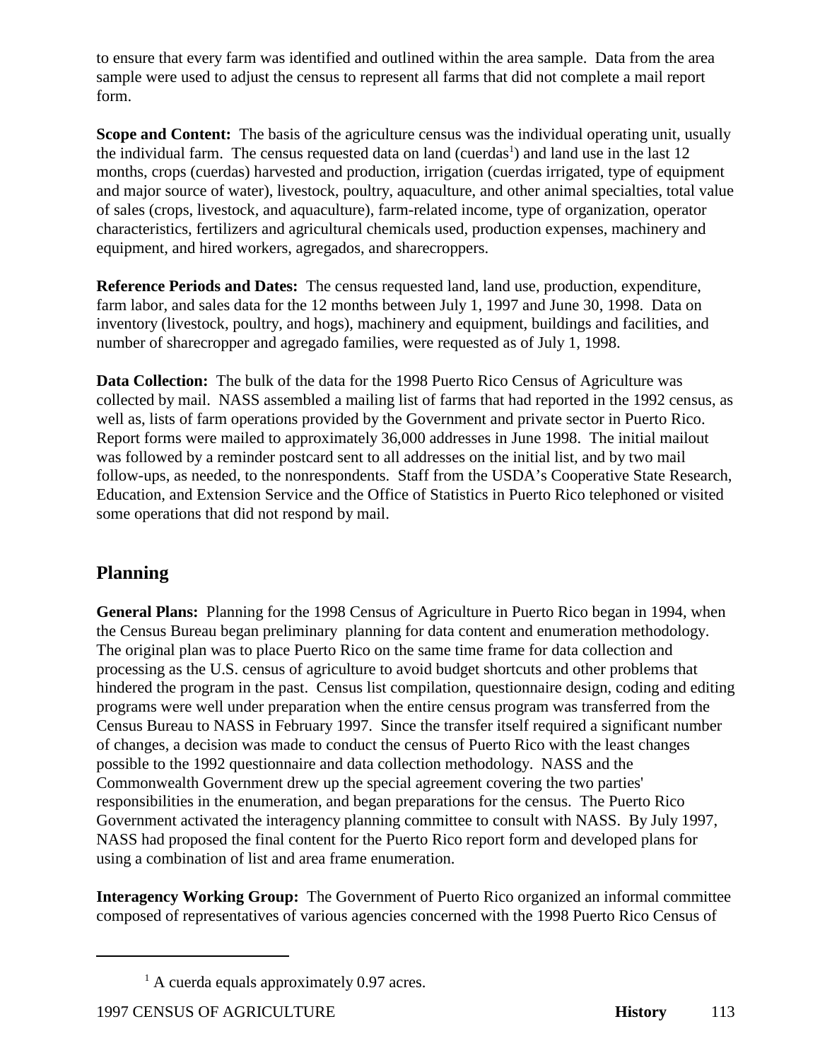to ensure that every farm was identified and outlined within the area sample. Data from the area sample were used to adjust the census to represent all farms that did not complete a mail report form.

**Scope and Content:** The basis of the agriculture census was the individual operating unit, usually the individual farm. The census requested data on land (cuerdas[1]) and land use in the last 12 months, crops (cuerdas) harvested and production, irrigation (cuerdas irrigated, type of equipment and major source of water), livestock, poultry, aquaculture, and other animal specialties, total value of sales (crops, livestock, and aquaculture), farm-related income, type of organization, operator characteristics, fertilizers and agricultural chemicals used, production expenses, machinery and equipment, and hired workers, agregados, and sharecroppers.

**Reference Periods and Dates:** The census requested land, land use, production, expenditure, farm labor, and sales data for the 12 months between July 1, 1997 and June 30, 1998. Data on inventory (livestock, poultry, and hogs), machinery and equipment, buildings and facilities, and number of sharecropper and agregado families, were requested as of July 1, 1998.

**Data Collection:** The bulk of the data for the 1998 Puerto Rico Census of Agriculture was collected by mail. NASS assembled a mailing list of farms that had reported in the 1992 census, as well as, lists of farm operations provided by the Government and private sector in Puerto Rico. Report forms were mailed to approximately 36,000 addresses in June 1998. The initial mailout was followed by a reminder postcard sent to all addresses on the initial list, and by two mail follow-ups, as needed, to the nonrespondents. Staff from the USDA's Cooperative State Research, Education, and Extension Service and the Office of Statistics in Puerto Rico telephoned or visited some operations that did not respond by mail.

## Planning

**General Plans:** Planning for the 1998 Census of Agriculture in Puerto Rico began in 1994, when the Census Bureau began preliminary planning for data content and enumeration methodology. The original plan was to place Puerto Rico on the same time frame for data collection and processing as the U.S. census of agriculture to avoid budget shortcuts and other problems that hindered the program in the past. Census list compilation, questionnaire design, coding and editing programs were well under preparation when the entire census program was transferred from the Census Bureau to NASS in February 1997. Since the transfer itself required a significant number of changes, a decision was made to conduct the census of Puerto Rico with the least changes possible to the 1992 questionnaire and data collection methodology. NASS and the Commonwealth Government drew up the special agreement covering the two parties' responsibilities in the enumeration, and began preparations for the census. The Puerto Rico Government activated the interagency planning committee to consult with NASS. By July 1997, NASS had proposed the final content for the Puerto Rico report form and developed plans for using a combination of list and area frame enumeration.

**Interagency Working Group:** The Government of Puerto Rico organized an informal committee composed of representatives of various agencies concerned with the 1998 Puerto Rico Census of

[1] A cuerda equals approximately 0.97 acres.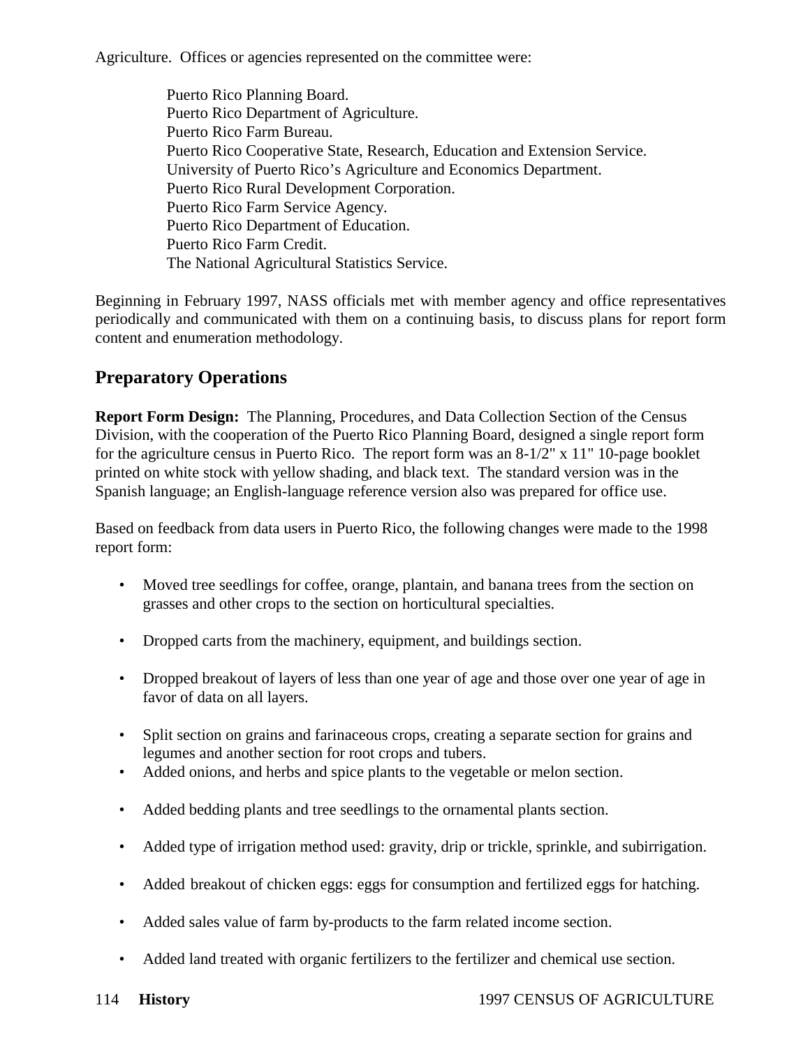Agriculture. Offices or agencies represented on the committee were:

Puerto Rico Planning Board.
Puerto Rico Department of Agriculture.
Puerto Rico Farm Bureau.
Puerto Rico Cooperative State, Research, Education and Extension Service.
University of Puerto Rico's Agriculture and Economics Department.
Puerto Rico Rural Development Corporation.
Puerto Rico Farm Service Agency.
Puerto Rico Department of Education.
Puerto Rico Farm Credit.
The National Agricultural Statistics Service.

Beginning in February 1997, NASS officials met with member agency and office representatives periodically and communicated with them on a continuing basis, to discuss plans for report form content and enumeration methodology.

## Preparatory Operations

**Report Form Design:** The Planning, Procedures, and Data Collection Section of the Census Division, with the cooperation of the Puerto Rico Planning Board, designed a single report form for the agriculture census in Puerto Rico. The report form was an 8-1/2" x 11" 10-page booklet printed on white stock with yellow shading, and black text. The standard version was in the Spanish language; an English-language reference version also was prepared for office use.

Based on feedback from data users in Puerto Rico, the following changes were made to the 1998 report form:

- Moved tree seedlings for coffee, orange, plantain, and banana trees from the section on grasses and other crops to the section on horticultural specialties.
- Dropped carts from the machinery, equipment, and buildings section.
- Dropped breakout of layers of less than one year of age and those over one year of age in favor of data on all layers.
- Split section on grains and farinaceous crops, creating a separate section for grains and legumes and another section for root crops and tubers.
- Added onions, and herbs and spice plants to the vegetable or melon section.
- Added bedding plants and tree seedlings to the ornamental plants section.
- Added type of irrigation method used: gravity, drip or trickle, sprinkle, and subirrigation.
- Added breakout of chicken eggs: eggs for consumption and fertilized eggs for hatching.
- Added sales value of farm by-products to the farm related income section.
- Added land treated with organic fertilizers to the fertilizer and chemical use section.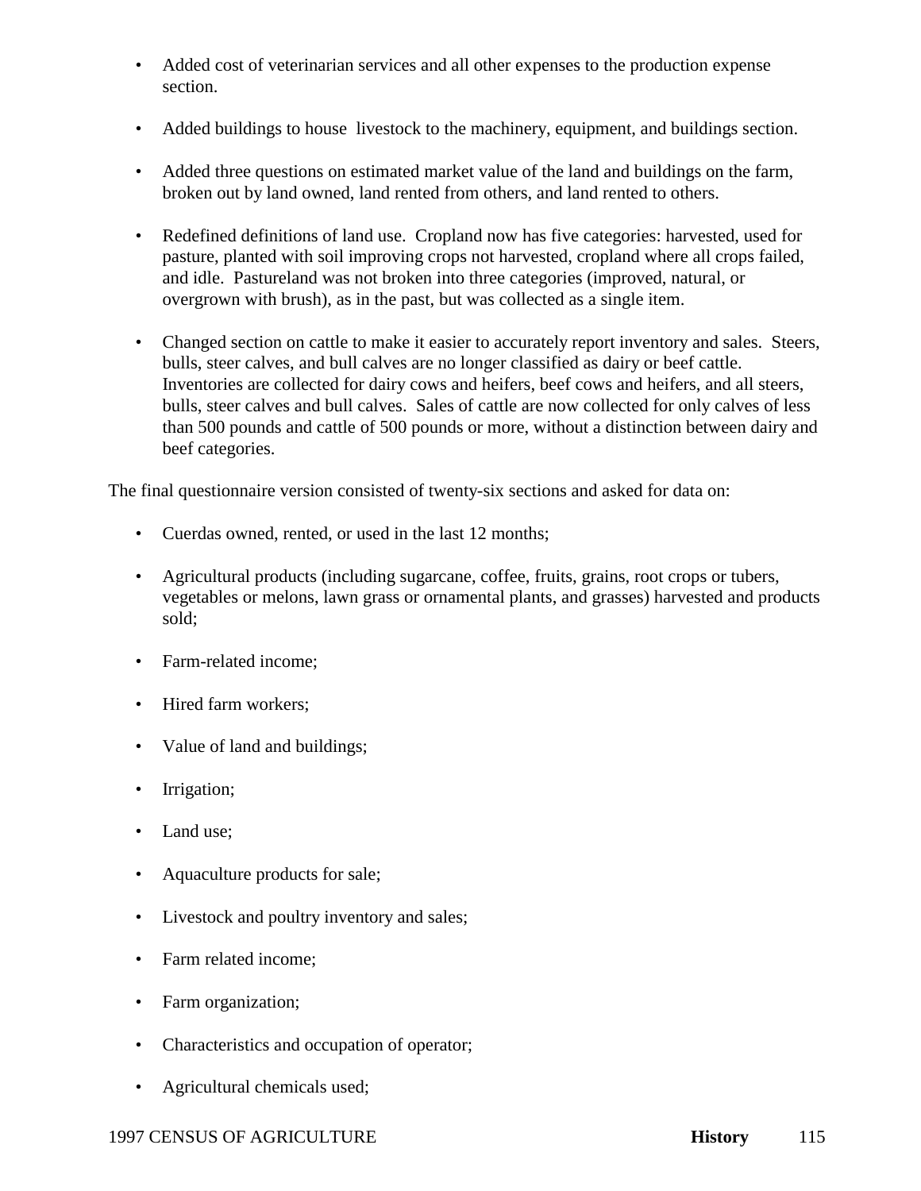- Added cost of veterinarian services and all other expenses to the production expense section.

- Added buildings to house livestock to the machinery, equipment, and buildings section.

- Added three questions on estimated market value of the land and buildings on the farm, broken out by land owned, land rented from others, and land rented to others.

- Redefined definitions of land use. Cropland now has five categories: harvested, used for pasture, planted with soil improving crops not harvested, cropland where all crops failed, and idle. Pastureland was not broken into three categories (improved, natural, or overgrown with brush), as in the past, but was collected as a single item.

- Changed section on cattle to make it easier to accurately report inventory and sales. Steers, bulls, steer calves, and bull calves are no longer classified as dairy or beef cattle. Inventories are collected for dairy cows and heifers, beef cows and heifers, and all steers, bulls, steer calves and bull calves. Sales of cattle are now collected for only calves of less than 500 pounds and cattle of 500 pounds or more, without a distinction between dairy and beef categories.

The final questionnaire version consisted of twenty-six sections and asked for data on:

- Cuerdas owned, rented, or used in the last 12 months;

- Agricultural products (including sugarcane, coffee, fruits, grains, root crops or tubers, vegetables or melons, lawn grass or ornamental plants, and grasses) harvested and products sold;

- Farm-related income;

- Hired farm workers;

- Value of land and buildings;

- Irrigation;

- Land use;

- Aquaculture products for sale;

- Livestock and poultry inventory and sales;

- Farm related income;

- Farm organization;

- Characteristics and occupation of operator;

- Agricultural chemicals used;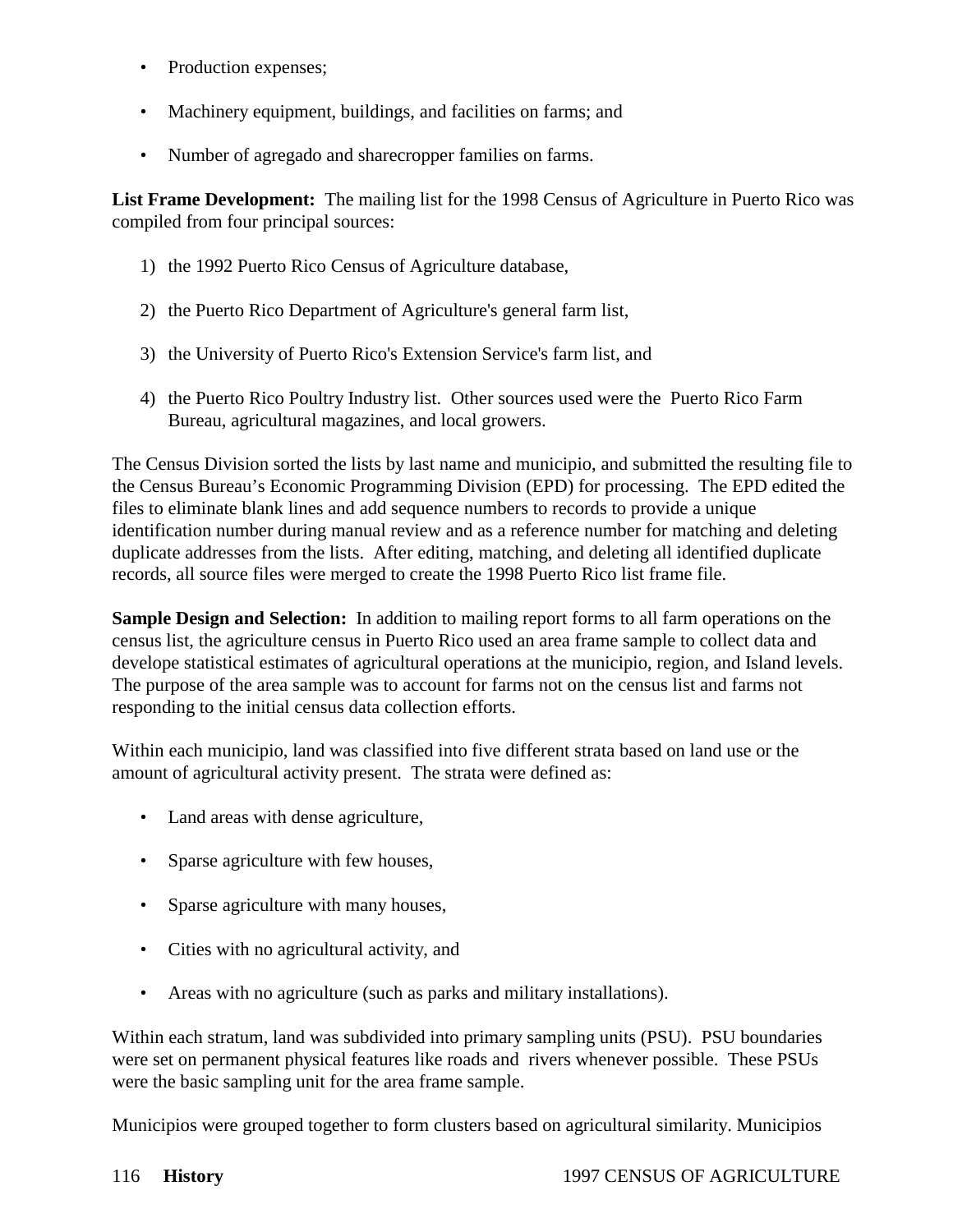- Production expenses;
- Machinery equipment, buildings, and facilities on farms; and
- Number of agregado and sharecropper families on farms.

**List Frame Development:** The mailing list for the 1998 Census of Agriculture in Puerto Rico was compiled from four principal sources:

1) the 1992 Puerto Rico Census of Agriculture database,
2) the Puerto Rico Department of Agriculture's general farm list,
3) the University of Puerto Rico's Extension Service's farm list, and
4) the Puerto Rico Poultry Industry list. Other sources used were the Puerto Rico Farm Bureau, agricultural magazines, and local growers.

The Census Division sorted the lists by last name and municipio, and submitted the resulting file to the Census Bureau's Economic Programming Division (EPD) for processing. The EPD edited the files to eliminate blank lines and add sequence numbers to records to provide a unique identification number during manual review and as a reference number for matching and deleting duplicate addresses from the lists. After editing, matching, and deleting all identified duplicate records, all source files were merged to create the 1998 Puerto Rico list frame file.

**Sample Design and Selection:** In addition to mailing report forms to all farm operations on the census list, the agriculture census in Puerto Rico used an area frame sample to collect data and develope statistical estimates of agricultural operations at the municipio, region, and Island levels. The purpose of the area sample was to account for farms not on the census list and farms not responding to the initial census data collection efforts.

Within each municipio, land was classified into five different strata based on land use or the amount of agricultural activity present. The strata were defined as:

- Land areas with dense agriculture,
- Sparse agriculture with few houses,
- Sparse agriculture with many houses,
- Cities with no agricultural activity, and
- Areas with no agriculture (such as parks and military installations).

Within each stratum, land was subdivided into primary sampling units (PSU). PSU boundaries were set on permanent physical features like roads and rivers whenever possible. These PSUs were the basic sampling unit for the area frame sample.

Municipios were grouped together to form clusters based on agricultural similarity. Municipios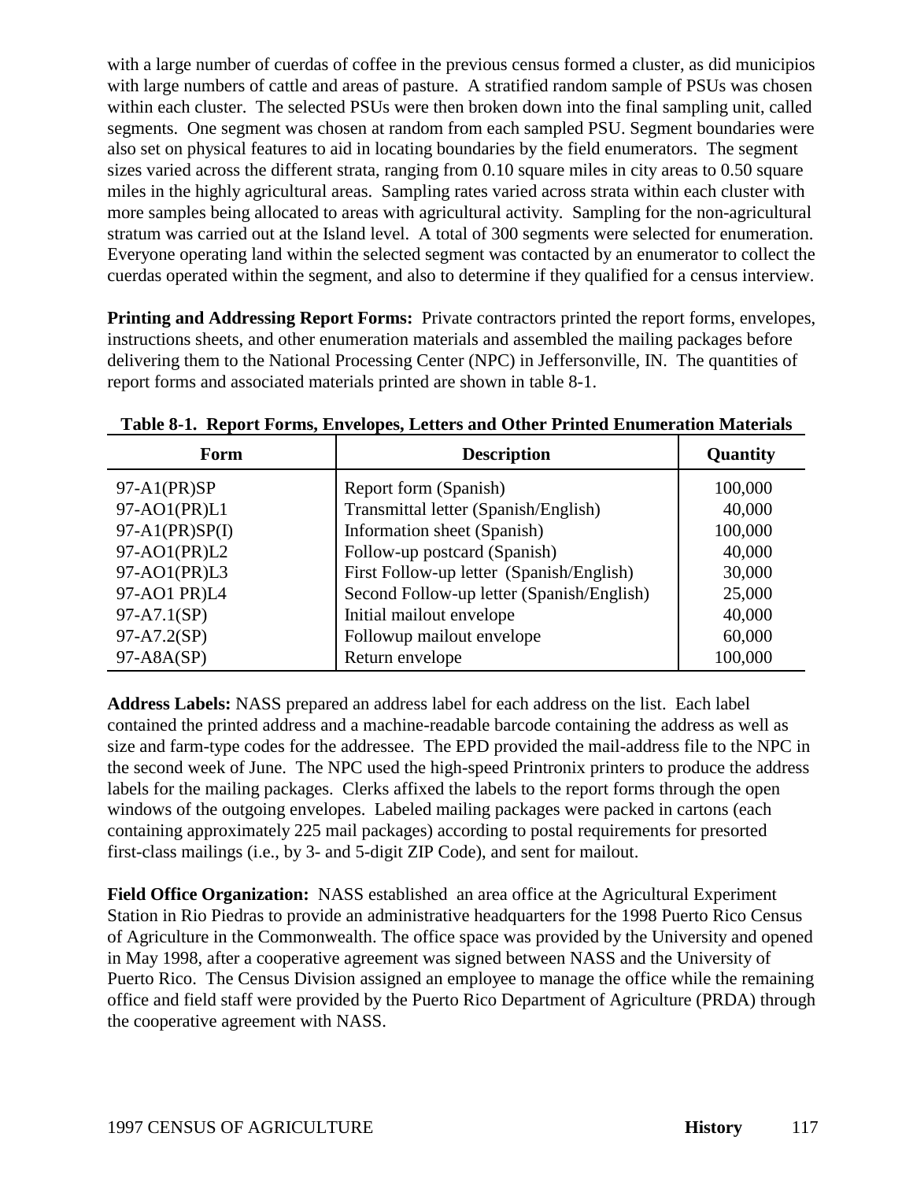with a large number of cuerdas of coffee in the previous census formed a cluster, as did municipios with large numbers of cattle and areas of pasture. A stratified random sample of PSUs was chosen within each cluster. The selected PSUs were then broken down into the final sampling unit, called segments. One segment was chosen at random from each sampled PSU. Segment boundaries were also set on physical features to aid in locating boundaries by the field enumerators. The segment sizes varied across the different strata, ranging from 0.10 square miles in city areas to 0.50 square miles in the highly agricultural areas. Sampling rates varied across strata within each cluster with more samples being allocated to areas with agricultural activity. Sampling for the non-agricultural stratum was carried out at the Island level. A total of 300 segments were selected for enumeration. Everyone operating land within the selected segment was contacted by an enumerator to collect the cuerdas operated within the segment, and also to determine if they qualified for a census interview.

**Printing and Addressing Report Forms:** Private contractors printed the report forms, envelopes, instructions sheets, and other enumeration materials and assembled the mailing packages before delivering them to the National Processing Center (NPC) in Jeffersonville, IN. The quantities of report forms and associated materials printed are shown in table 8-1.

**Table 8-1. Report Forms, Envelopes, Letters and Other Printed Enumeration Materials**

| Form | Description | Quantity |
|---|---|---|
| 97-A1(PR)SP | Report form (Spanish) | 100,000 |
| 97-AO1(PR)L1 | Transmittal letter (Spanish/English) | 40,000 |
| 97-A1(PR)SP(I) | Information sheet (Spanish) | 100,000 |
| 97-AO1(PR)L2 | Follow-up postcard (Spanish) | 40,000 |
| 97-AO1(PR)L3 | First Follow-up letter (Spanish/English) | 30,000 |
| 97-AO1 PR)L4 | Second Follow-up letter (Spanish/English) | 25,000 |
| 97-A7.1(SP) | Initial mailout envelope | 40,000 |
| 97-A7.2(SP) | Followup mailout envelope | 60,000 |
| 97-A8A(SP) | Return envelope | 100,000 |

**Address Labels:** NASS prepared an address label for each address on the list. Each label contained the printed address and a machine-readable barcode containing the address as well as size and farm-type codes for the addressee. The EPD provided the mail-address file to the NPC in the second week of June. The NPC used the high-speed Printronix printers to produce the address labels for the mailing packages. Clerks affixed the labels to the report forms through the open windows of the outgoing envelopes. Labeled mailing packages were packed in cartons (each containing approximately 225 mail packages) according to postal requirements for presorted first-class mailings (i.e., by 3- and 5-digit ZIP Code), and sent for mailout.

**Field Office Organization:** NASS established an area office at the Agricultural Experiment Station in Rio Piedras to provide an administrative headquarters for the 1998 Puerto Rico Census of Agriculture in the Commonwealth. The office space was provided by the University and opened in May 1998, after a cooperative agreement was signed between NASS and the University of Puerto Rico. The Census Division assigned an employee to manage the office while the remaining office and field staff were provided by the Puerto Rico Department of Agriculture (PRDA) through the cooperative agreement with NASS.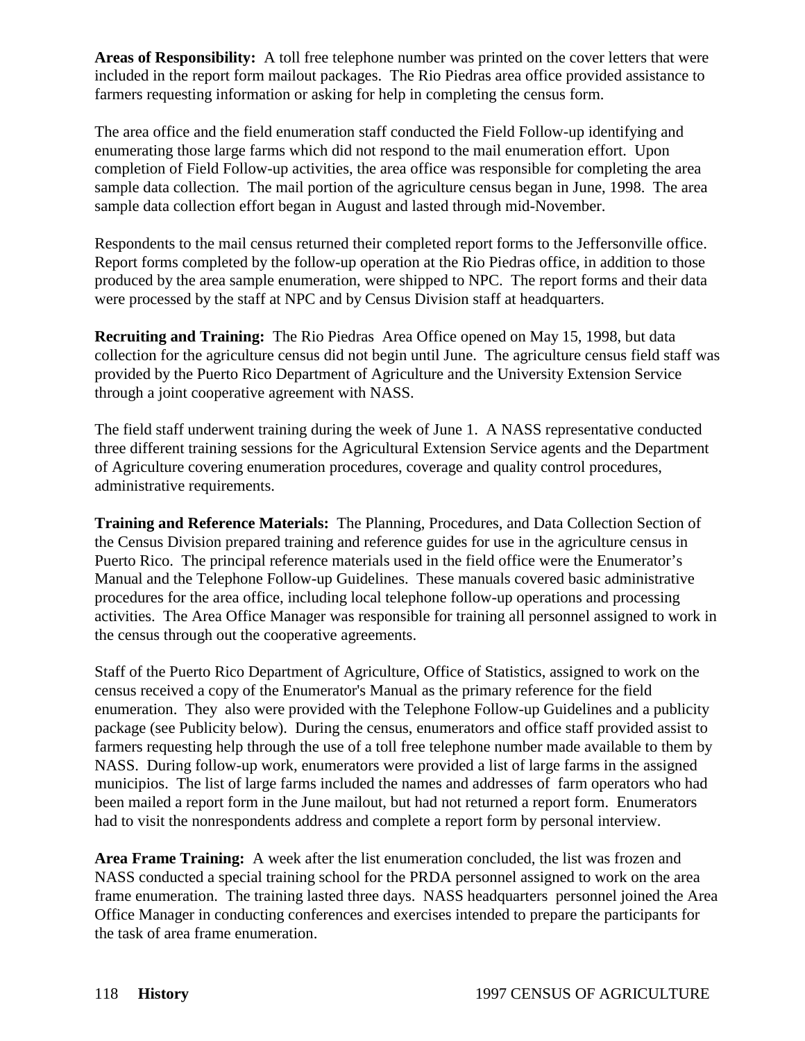**Areas of Responsibility:** A toll free telephone number was printed on the cover letters that were included in the report form mailout packages. The Rio Piedras area office provided assistance to farmers requesting information or asking for help in completing the census form.

The area office and the field enumeration staff conducted the Field Follow-up identifying and enumerating those large farms which did not respond to the mail enumeration effort. Upon completion of Field Follow-up activities, the area office was responsible for completing the area sample data collection. The mail portion of the agriculture census began in June, 1998. The area sample data collection effort began in August and lasted through mid-November.

Respondents to the mail census returned their completed report forms to the Jeffersonville office. Report forms completed by the follow-up operation at the Rio Piedras office, in addition to those produced by the area sample enumeration, were shipped to NPC. The report forms and their data were processed by the staff at NPC and by Census Division staff at headquarters.

**Recruiting and Training:** The Rio Piedras Area Office opened on May 15, 1998, but data collection for the agriculture census did not begin until June. The agriculture census field staff was provided by the Puerto Rico Department of Agriculture and the University Extension Service through a joint cooperative agreement with NASS.

The field staff underwent training during the week of June 1. A NASS representative conducted three different training sessions for the Agricultural Extension Service agents and the Department of Agriculture covering enumeration procedures, coverage and quality control procedures, administrative requirements.

**Training and Reference Materials:** The Planning, Procedures, and Data Collection Section of the Census Division prepared training and reference guides for use in the agriculture census in Puerto Rico. The principal reference materials used in the field office were the Enumerator's Manual and the Telephone Follow-up Guidelines. These manuals covered basic administrative procedures for the area office, including local telephone follow-up operations and processing activities. The Area Office Manager was responsible for training all personnel assigned to work in the census through out the cooperative agreements.

Staff of the Puerto Rico Department of Agriculture, Office of Statistics, assigned to work on the census received a copy of the Enumerator's Manual as the primary reference for the field enumeration. They also were provided with the Telephone Follow-up Guidelines and a publicity package (see Publicity below). During the census, enumerators and office staff provided assist to farmers requesting help through the use of a toll free telephone number made available to them by NASS. During follow-up work, enumerators were provided a list of large farms in the assigned municipios. The list of large farms included the names and addresses of farm operators who had been mailed a report form in the June mailout, but had not returned a report form. Enumerators had to visit the nonrespondents address and complete a report form by personal interview.

**Area Frame Training:** A week after the list enumeration concluded, the list was frozen and NASS conducted a special training school for the PRDA personnel assigned to work on the area frame enumeration. The training lasted three days. NASS headquarters personnel joined the Area Office Manager in conducting conferences and exercises intended to prepare the participants for the task of area frame enumeration.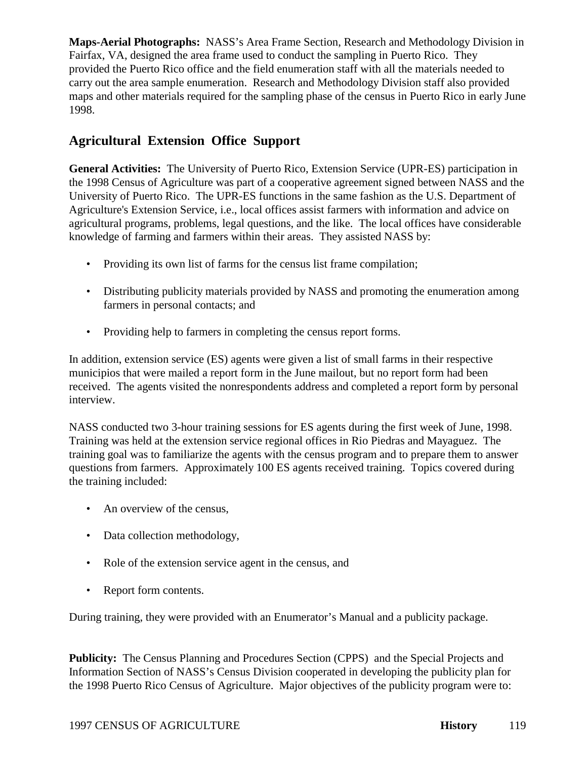**Maps-Aerial Photographs:** NASS's Area Frame Section, Research and Methodology Division in Fairfax, VA, designed the area frame used to conduct the sampling in Puerto Rico. They provided the Puerto Rico office and the field enumeration staff with all the materials needed to carry out the area sample enumeration. Research and Methodology Division staff also provided maps and other materials required for the sampling phase of the census in Puerto Rico in early June 1998.

## Agricultural Extension Office Support

**General Activities:** The University of Puerto Rico, Extension Service (UPR-ES) participation in the 1998 Census of Agriculture was part of a cooperative agreement signed between NASS and the University of Puerto Rico. The UPR-ES functions in the same fashion as the U.S. Department of Agriculture's Extension Service, i.e., local offices assist farmers with information and advice on agricultural programs, problems, legal questions, and the like. The local offices have considerable knowledge of farming and farmers within their areas. They assisted NASS by:

- Providing its own list of farms for the census list frame compilation;
- Distributing publicity materials provided by NASS and promoting the enumeration among farmers in personal contacts; and
- Providing help to farmers in completing the census report forms.

In addition, extension service (ES) agents were given a list of small farms in their respective municipios that were mailed a report form in the June mailout, but no report form had been received. The agents visited the nonrespondents address and completed a report form by personal interview.

NASS conducted two 3-hour training sessions for ES agents during the first week of June, 1998. Training was held at the extension service regional offices in Rio Piedras and Mayaguez. The training goal was to familiarize the agents with the census program and to prepare them to answer questions from farmers. Approximately 100 ES agents received training. Topics covered during the training included:

- An overview of the census,
- Data collection methodology,
- Role of the extension service agent in the census, and
- Report form contents.

During training, they were provided with an Enumerator's Manual and a publicity package.

**Publicity:** The Census Planning and Procedures Section (CPPS) and the Special Projects and Information Section of NASS's Census Division cooperated in developing the publicity plan for the 1998 Puerto Rico Census of Agriculture. Major objectives of the publicity program were to: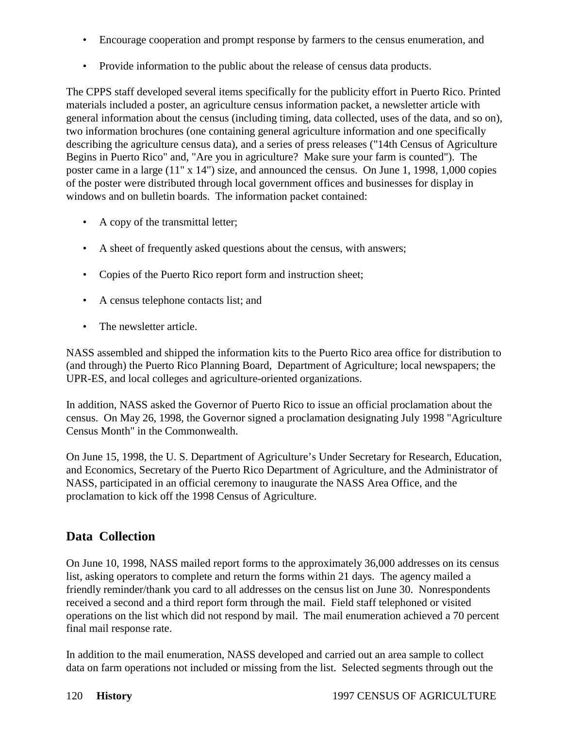- Encourage cooperation and prompt response by farmers to the census enumeration, and
- Provide information to the public about the release of census data products.

The CPPS staff developed several items specifically for the publicity effort in Puerto Rico. Printed materials included a poster, an agriculture census information packet, a newsletter article with general information about the census (including timing, data collected, uses of the data, and so on), two information brochures (one containing general agriculture information and one specifically describing the agriculture census data), and a series of press releases ("14th Census of Agriculture Begins in Puerto Rico" and, "Are you in agriculture? Make sure your farm is counted"). The poster came in a large (11" x 14") size, and announced the census. On June 1, 1998, 1,000 copies of the poster were distributed through local government offices and businesses for display in windows and on bulletin boards. The information packet contained:

- A copy of the transmittal letter;
- A sheet of frequently asked questions about the census, with answers;
- Copies of the Puerto Rico report form and instruction sheet;
- A census telephone contacts list; and
- The newsletter article.

NASS assembled and shipped the information kits to the Puerto Rico area office for distribution to (and through) the Puerto Rico Planning Board, Department of Agriculture; local newspapers; the UPR-ES, and local colleges and agriculture-oriented organizations.

In addition, NASS asked the Governor of Puerto Rico to issue an official proclamation about the census. On May 26, 1998, the Governor signed a proclamation designating July 1998 "Agriculture Census Month" in the Commonwealth.

On June 15, 1998, the U. S. Department of Agriculture’s Under Secretary for Research, Education, and Economics, Secretary of the Puerto Rico Department of Agriculture, and the Administrator of NASS, participated in an official ceremony to inaugurate the NASS Area Office, and the proclamation to kick off the 1998 Census of Agriculture.

## Data Collection

On June 10, 1998, NASS mailed report forms to the approximately 36,000 addresses on its census list, asking operators to complete and return the forms within 21 days. The agency mailed a friendly reminder/thank you card to all addresses on the census list on June 30. Nonrespondents received a second and a third report form through the mail. Field staff telephoned or visited operations on the list which did not respond by mail. The mail enumeration achieved a 70 percent final mail response rate.

In addition to the mail enumeration, NASS developed and carried out an area sample to collect data on farm operations not included or missing from the list. Selected segments through out the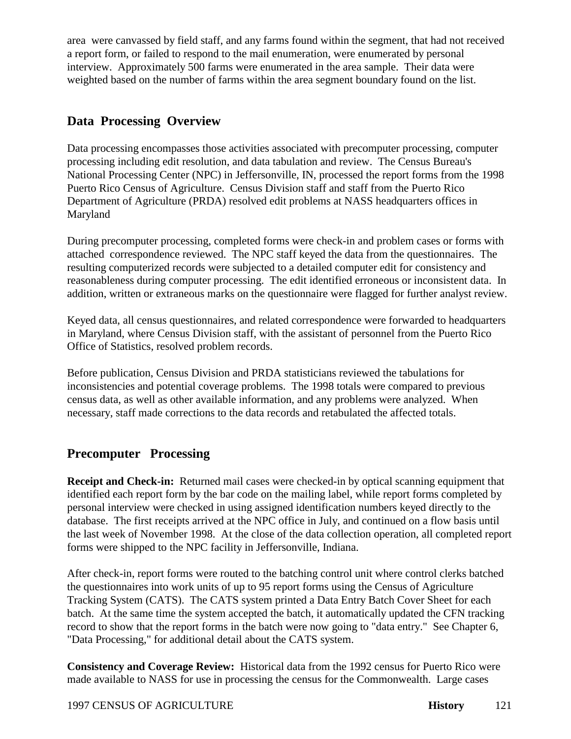area were canvassed by field staff, and any farms found within the segment, that had not received a report form, or failed to respond to the mail enumeration, were enumerated by personal interview. Approximately 500 farms were enumerated in the area sample. Their data were weighted based on the number of farms within the area segment boundary found on the list.

## Data Processing Overview

Data processing encompasses those activities associated with precomputer processing, computer processing including edit resolution, and data tabulation and review. The Census Bureau's National Processing Center (NPC) in Jeffersonville, IN, processed the report forms from the 1998 Puerto Rico Census of Agriculture. Census Division staff and staff from the Puerto Rico Department of Agriculture (PRDA) resolved edit problems at NASS headquarters offices in Maryland

During precomputer processing, completed forms were check-in and problem cases or forms with attached correspondence reviewed. The NPC staff keyed the data from the questionnaires. The resulting computerized records were subjected to a detailed computer edit for consistency and reasonableness during computer processing. The edit identified erroneous or inconsistent data. In addition, written or extraneous marks on the questionnaire were flagged for further analyst review.

Keyed data, all census questionnaires, and related correspondence were forwarded to headquarters in Maryland, where Census Division staff, with the assistant of personnel from the Puerto Rico Office of Statistics, resolved problem records.

Before publication, Census Division and PRDA statisticians reviewed the tabulations for inconsistencies and potential coverage problems. The 1998 totals were compared to previous census data, as well as other available information, and any problems were analyzed. When necessary, staff made corrections to the data records and retabulated the affected totals.

## Precomputer Processing

**Receipt and Check-in:** Returned mail cases were checked-in by optical scanning equipment that identified each report form by the bar code on the mailing label, while report forms completed by personal interview were checked in using assigned identification numbers keyed directly to the database. The first receipts arrived at the NPC office in July, and continued on a flow basis until the last week of November 1998. At the close of the data collection operation, all completed report forms were shipped to the NPC facility in Jeffersonville, Indiana.

After check-in, report forms were routed to the batching control unit where control clerks batched the questionnaires into work units of up to 95 report forms using the Census of Agriculture Tracking System (CATS). The CATS system printed a Data Entry Batch Cover Sheet for each batch. At the same time the system accepted the batch, it automatically updated the CFN tracking record to show that the report forms in the batch were now going to "data entry." See Chapter 6, "Data Processing," for additional detail about the CATS system.

**Consistency and Coverage Review:** Historical data from the 1992 census for Puerto Rico were made available to NASS for use in processing the census for the Commonwealth. Large cases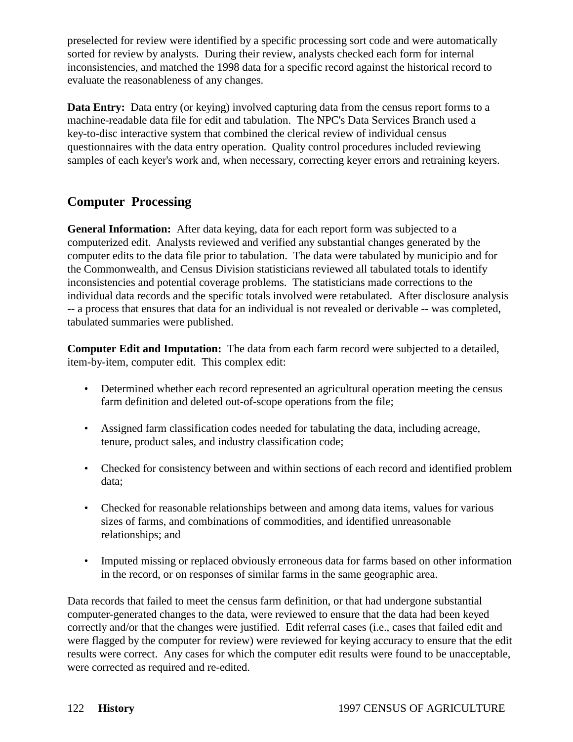preselected for review were identified by a specific processing sort code and were automatically sorted for review by analysts. During their review, analysts checked each form for internal inconsistencies, and matched the 1998 data for a specific record against the historical record to evaluate the reasonableness of any changes.

**Data Entry:** Data entry (or keying) involved capturing data from the census report forms to a machine-readable data file for edit and tabulation. The NPC's Data Services Branch used a key-to-disc interactive system that combined the clerical review of individual census questionnaires with the data entry operation. Quality control procedures included reviewing samples of each keyer's work and, when necessary, correcting keyer errors and retraining keyers.

## Computer Processing

**General Information:** After data keying, data for each report form was subjected to a computerized edit. Analysts reviewed and verified any substantial changes generated by the computer edits to the data file prior to tabulation. The data were tabulated by municipio and for the Commonwealth, and Census Division statisticians reviewed all tabulated totals to identify inconsistencies and potential coverage problems. The statisticians made corrections to the individual data records and the specific totals involved were retabulated. After disclosure analysis -- a process that ensures that data for an individual is not revealed or derivable -- was completed, tabulated summaries were published.

**Computer Edit and Imputation:** The data from each farm record were subjected to a detailed, item-by-item, computer edit. This complex edit:

- Determined whether each record represented an agricultural operation meeting the census farm definition and deleted out-of-scope operations from the file;
- Assigned farm classification codes needed for tabulating the data, including acreage, tenure, product sales, and industry classification code;
- Checked for consistency between and within sections of each record and identified problem data;
- Checked for reasonable relationships between and among data items, values for various sizes of farms, and combinations of commodities, and identified unreasonable relationships; and
- Imputed missing or replaced obviously erroneous data for farms based on other information in the record, or on responses of similar farms in the same geographic area.

Data records that failed to meet the census farm definition, or that had undergone substantial computer-generated changes to the data, were reviewed to ensure that the data had been keyed correctly and/or that the changes were justified. Edit referral cases (i.e., cases that failed edit and were flagged by the computer for review) were reviewed for keying accuracy to ensure that the edit results were correct. Any cases for which the computer edit results were found to be unacceptable, were corrected as required and re-edited.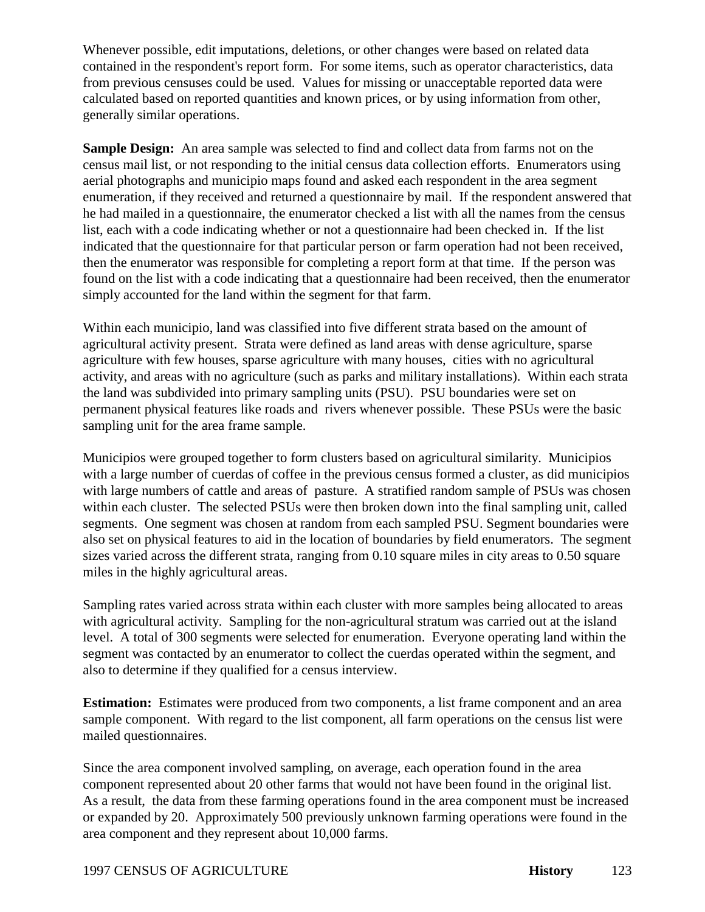Whenever possible, edit imputations, deletions, or other changes were based on related data contained in the respondent's report form. For some items, such as operator characteristics, data from previous censuses could be used. Values for missing or unacceptable reported data were calculated based on reported quantities and known prices, or by using information from other, generally similar operations.

**Sample Design:** An area sample was selected to find and collect data from farms not on the census mail list, or not responding to the initial census data collection efforts. Enumerators using aerial photographs and municipio maps found and asked each respondent in the area segment enumeration, if they received and returned a questionnaire by mail. If the respondent answered that he had mailed in a questionnaire, the enumerator checked a list with all the names from the census list, each with a code indicating whether or not a questionnaire had been checked in. If the list indicated that the questionnaire for that particular person or farm operation had not been received, then the enumerator was responsible for completing a report form at that time. If the person was found on the list with a code indicating that a questionnaire had been received, then the enumerator simply accounted for the land within the segment for that farm.

Within each municipio, land was classified into five different strata based on the amount of agricultural activity present. Strata were defined as land areas with dense agriculture, sparse agriculture with few houses, sparse agriculture with many houses, cities with no agricultural activity, and areas with no agriculture (such as parks and military installations). Within each strata the land was subdivided into primary sampling units (PSU). PSU boundaries were set on permanent physical features like roads and rivers whenever possible. These PSUs were the basic sampling unit for the area frame sample.

Municipios were grouped together to form clusters based on agricultural similarity. Municipios with a large number of cuerdas of coffee in the previous census formed a cluster, as did municipios with large numbers of cattle and areas of pasture. A stratified random sample of PSUs was chosen within each cluster. The selected PSUs were then broken down into the final sampling unit, called segments. One segment was chosen at random from each sampled PSU. Segment boundaries were also set on physical features to aid in the location of boundaries by field enumerators. The segment sizes varied across the different strata, ranging from 0.10 square miles in city areas to 0.50 square miles in the highly agricultural areas.

Sampling rates varied across strata within each cluster with more samples being allocated to areas with agricultural activity. Sampling for the non-agricultural stratum was carried out at the island level. A total of 300 segments were selected for enumeration. Everyone operating land within the segment was contacted by an enumerator to collect the cuerdas operated within the segment, and also to determine if they qualified for a census interview.

**Estimation:** Estimates were produced from two components, a list frame component and an area sample component. With regard to the list component, all farm operations on the census list were mailed questionnaires.

Since the area component involved sampling, on average, each operation found in the area component represented about 20 other farms that would not have been found in the original list. As a result, the data from these farming operations found in the area component must be increased or expanded by 20. Approximately 500 previously unknown farming operations were found in the area component and they represent about 10,000 farms.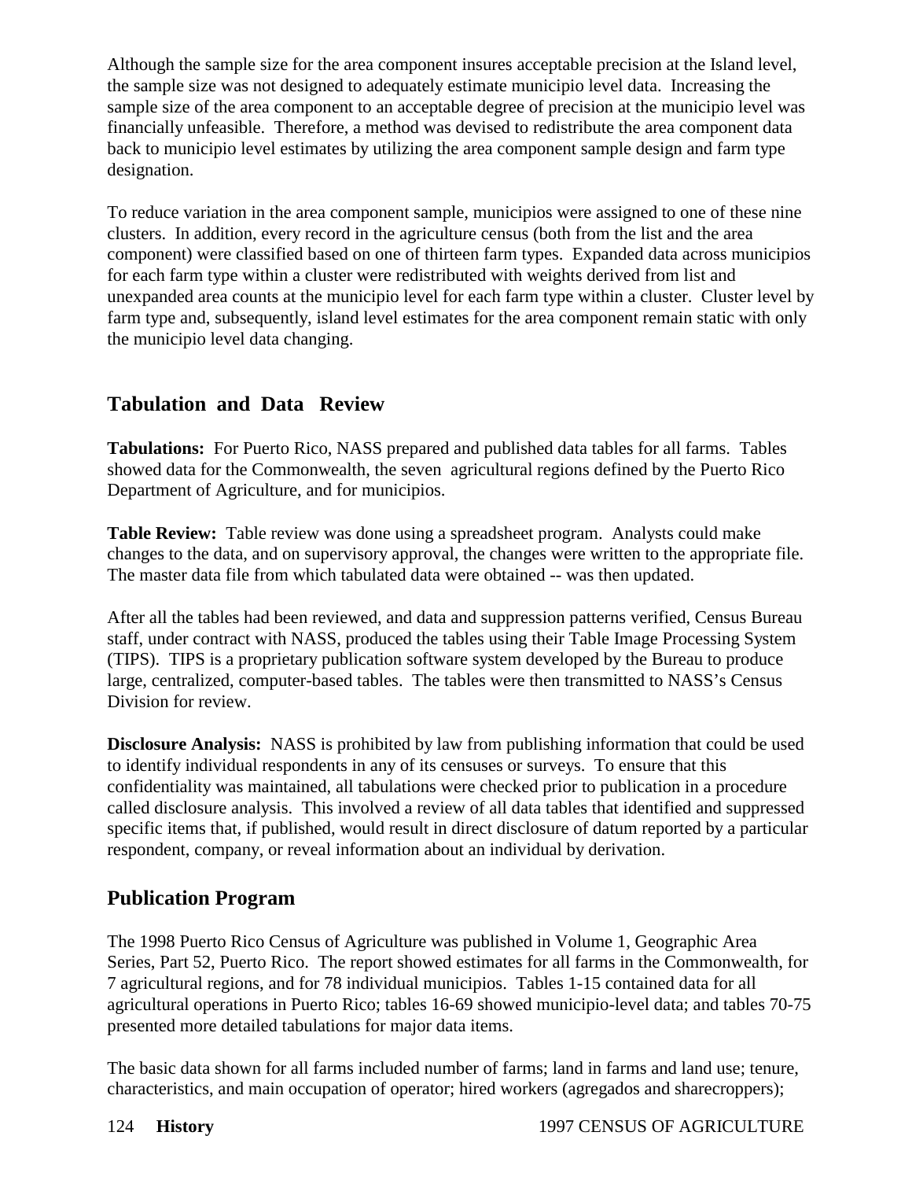Although the sample size for the area component insures acceptable precision at the Island level, the sample size was not designed to adequately estimate municipio level data. Increasing the sample size of the area component to an acceptable degree of precision at the municipio level was financially unfeasible. Therefore, a method was devised to redistribute the area component data back to municipio level estimates by utilizing the area component sample design and farm type designation.

To reduce variation in the area component sample, municipios were assigned to one of these nine clusters. In addition, every record in the agriculture census (both from the list and the area component) were classified based on one of thirteen farm types. Expanded data across municipios for each farm type within a cluster were redistributed with weights derived from list and unexpanded area counts at the municipio level for each farm type within a cluster. Cluster level by farm type and, subsequently, island level estimates for the area component remain static with only the municipio level data changing.

## Tabulation and Data Review

**Tabulations:** For Puerto Rico, NASS prepared and published data tables for all farms. Tables showed data for the Commonwealth, the seven agricultural regions defined by the Puerto Rico Department of Agriculture, and for municipios.

**Table Review:** Table review was done using a spreadsheet program. Analysts could make changes to the data, and on supervisory approval, the changes were written to the appropriate file. The master data file from which tabulated data were obtained -- was then updated.

After all the tables had been reviewed, and data and suppression patterns verified, Census Bureau staff, under contract with NASS, produced the tables using their Table Image Processing System (TIPS). TIPS is a proprietary publication software system developed by the Bureau to produce large, centralized, computer-based tables. The tables were then transmitted to NASS's Census Division for review.

**Disclosure Analysis:** NASS is prohibited by law from publishing information that could be used to identify individual respondents in any of its censuses or surveys. To ensure that this confidentiality was maintained, all tabulations were checked prior to publication in a procedure called disclosure analysis. This involved a review of all data tables that identified and suppressed specific items that, if published, would result in direct disclosure of datum reported by a particular respondent, company, or reveal information about an individual by derivation.

## Publication Program

The 1998 Puerto Rico Census of Agriculture was published in Volume 1, Geographic Area Series, Part 52, Puerto Rico. The report showed estimates for all farms in the Commonwealth, for 7 agricultural regions, and for 78 individual municipios. Tables 1-15 contained data for all agricultural operations in Puerto Rico; tables 16-69 showed municipio-level data; and tables 70-75 presented more detailed tabulations for major data items.

The basic data shown for all farms included number of farms; land in farms and land use; tenure, characteristics, and main occupation of operator; hired workers (agregados and sharecroppers);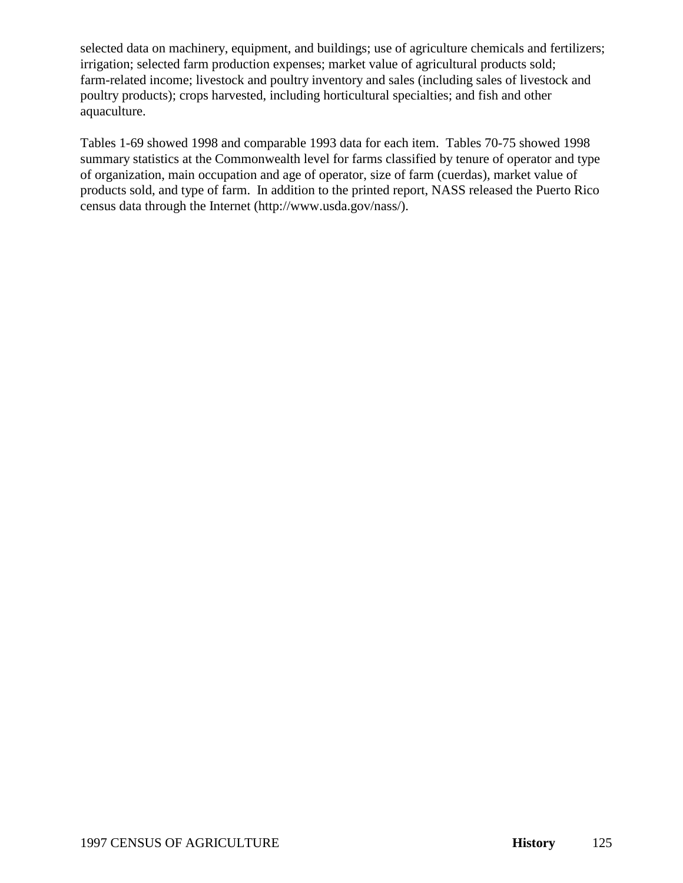selected data on machinery, equipment, and buildings; use of agriculture chemicals and fertilizers; irrigation; selected farm production expenses; market value of agricultural products sold; farm-related income; livestock and poultry inventory and sales (including sales of livestock and poultry products); crops harvested, including horticultural specialties; and fish and other aquaculture.

Tables 1-69 showed 1998 and comparable 1993 data for each item. Tables 70-75 showed 1998 summary statistics at the Commonwealth level for farms classified by tenure of operator and type of organization, main occupation and age of operator, size of farm (cuerdas), market value of products sold, and type of farm. In addition to the printed report, NASS released the Puerto Rico census data through the Internet (http://www.usda.gov/nass/).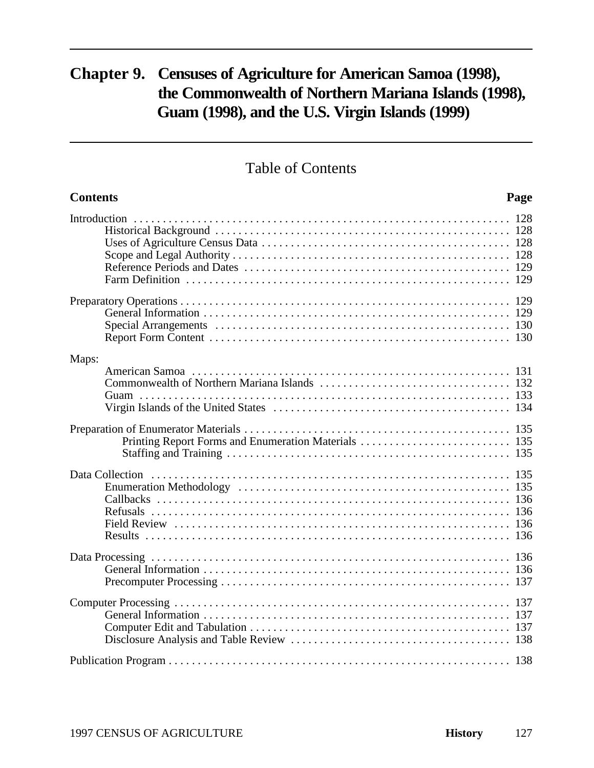# Chapter 9. Censuses of Agriculture for American Samoa (1998), the Commonwealth of Northern Mariana Islands (1998), Guam (1998), and the U.S. Virgin Islands (1999)

## Table of Contents

| Contents | Page |
|---|---|
| Introduction | 128 |
| Historical Background | 128 |
| Uses of Agriculture Census Data | 128 |
| Scope and Legal Authority | 128 |
| Reference Periods and Dates | 129 |
| Farm Definition | 129 |
| Preparatory Operations | 129 |
| General Information | 129 |
| Special Arrangements | 130 |
| Report Form Content | 130 |
| Maps: | |
| American Samoa | 131 |
| Commonwealth of Northern Mariana Islands | 132 |
| Guam | 133 |
| Virgin Islands of the United States | 134 |
| Preparation of Enumerator Materials | 135 |
| Printing Report Forms and Enumeration Materials | 135 |
| Staffing and Training | 135 |
| Data Collection | 135 |
| Enumeration Methodology | 135 |
| Callbacks | 136 |
| Refusals | 136 |
| Field Review | 136 |
| Results | 136 |
| Data Processing | 136 |
| General Information | 136 |
| Precomputer Processing | 137 |
| Computer Processing | 137 |
| General Information | 137 |
| Computer Edit and Tabulation | 137 |
| Disclosure Analysis and Table Review | 138 |
| Publication Program | 138 |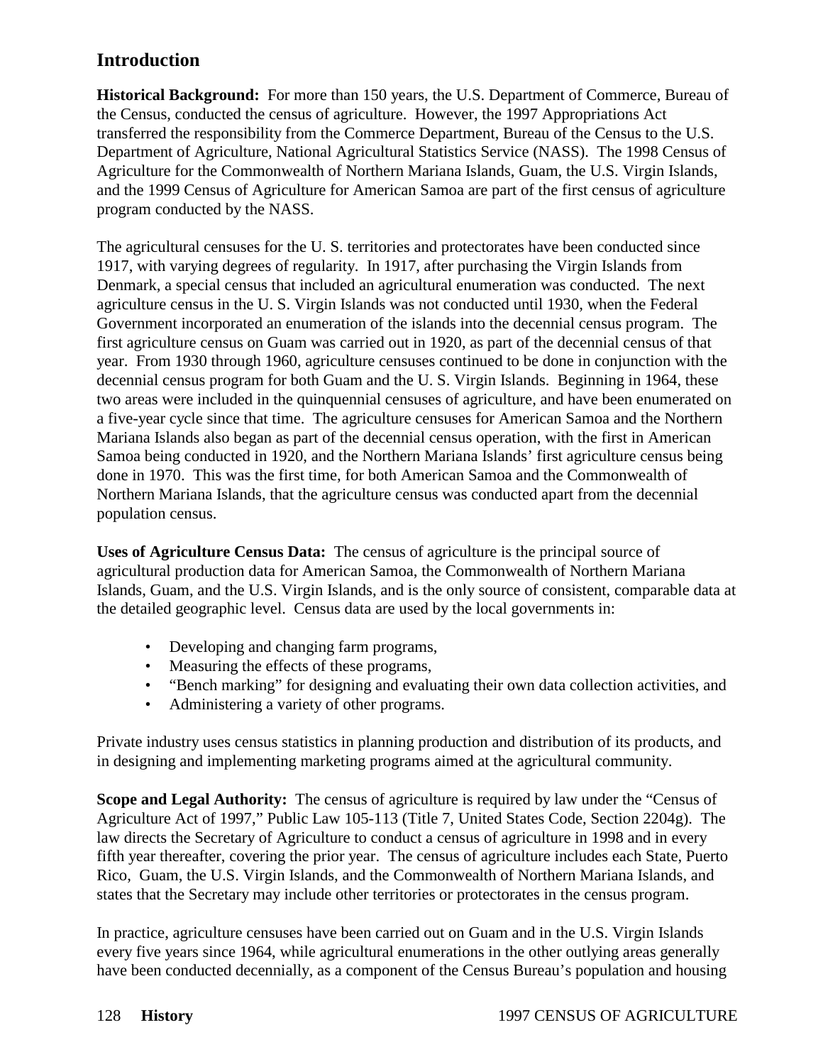## Introduction

**Historical Background:** For more than 150 years, the U.S. Department of Commerce, Bureau of the Census, conducted the census of agriculture. However, the 1997 Appropriations Act transferred the responsibility from the Commerce Department, Bureau of the Census to the U.S. Department of Agriculture, National Agricultural Statistics Service (NASS). The 1998 Census of Agriculture for the Commonwealth of Northern Mariana Islands, Guam, the U.S. Virgin Islands, and the 1999 Census of Agriculture for American Samoa are part of the first census of agriculture program conducted by the NASS.

The agricultural censuses for the U. S. territories and protectorates have been conducted since 1917, with varying degrees of regularity. In 1917, after purchasing the Virgin Islands from Denmark, a special census that included an agricultural enumeration was conducted. The next agriculture census in the U. S. Virgin Islands was not conducted until 1930, when the Federal Government incorporated an enumeration of the islands into the decennial census program. The first agriculture census on Guam was carried out in 1920, as part of the decennial census of that year. From 1930 through 1960, agriculture censuses continued to be done in conjunction with the decennial census program for both Guam and the U. S. Virgin Islands. Beginning in 1964, these two areas were included in the quinquennial censuses of agriculture, and have been enumerated on a five-year cycle since that time. The agriculture censuses for American Samoa and the Northern Mariana Islands also began as part of the decennial census operation, with the first in American Samoa being conducted in 1920, and the Northern Mariana Islands' first agriculture census being done in 1970. This was the first time, for both American Samoa and the Commonwealth of Northern Mariana Islands, that the agriculture census was conducted apart from the decennial population census.

**Uses of Agriculture Census Data:** The census of agriculture is the principal source of agricultural production data for American Samoa, the Commonwealth of Northern Mariana Islands, Guam, and the U.S. Virgin Islands, and is the only source of consistent, comparable data at the detailed geographic level. Census data are used by the local governments in:

- Developing and changing farm programs,
- Measuring the effects of these programs,
- "Bench marking" for designing and evaluating their own data collection activities, and
- Administering a variety of other programs.

Private industry uses census statistics in planning production and distribution of its products, and in designing and implementing marketing programs aimed at the agricultural community.

**Scope and Legal Authority:** The census of agriculture is required by law under the "Census of Agriculture Act of 1997," Public Law 105-113 (Title 7, United States Code, Section 2204g). The law directs the Secretary of Agriculture to conduct a census of agriculture in 1998 and in every fifth year thereafter, covering the prior year. The census of agriculture includes each State, Puerto Rico, Guam, the U.S. Virgin Islands, and the Commonwealth of Northern Mariana Islands, and states that the Secretary may include other territories or protectorates in the census program.

In practice, agriculture censuses have been carried out on Guam and in the U.S. Virgin Islands every five years since 1964, while agricultural enumerations in the other outlying areas generally have been conducted decennially, as a component of the Census Bureau's population and housing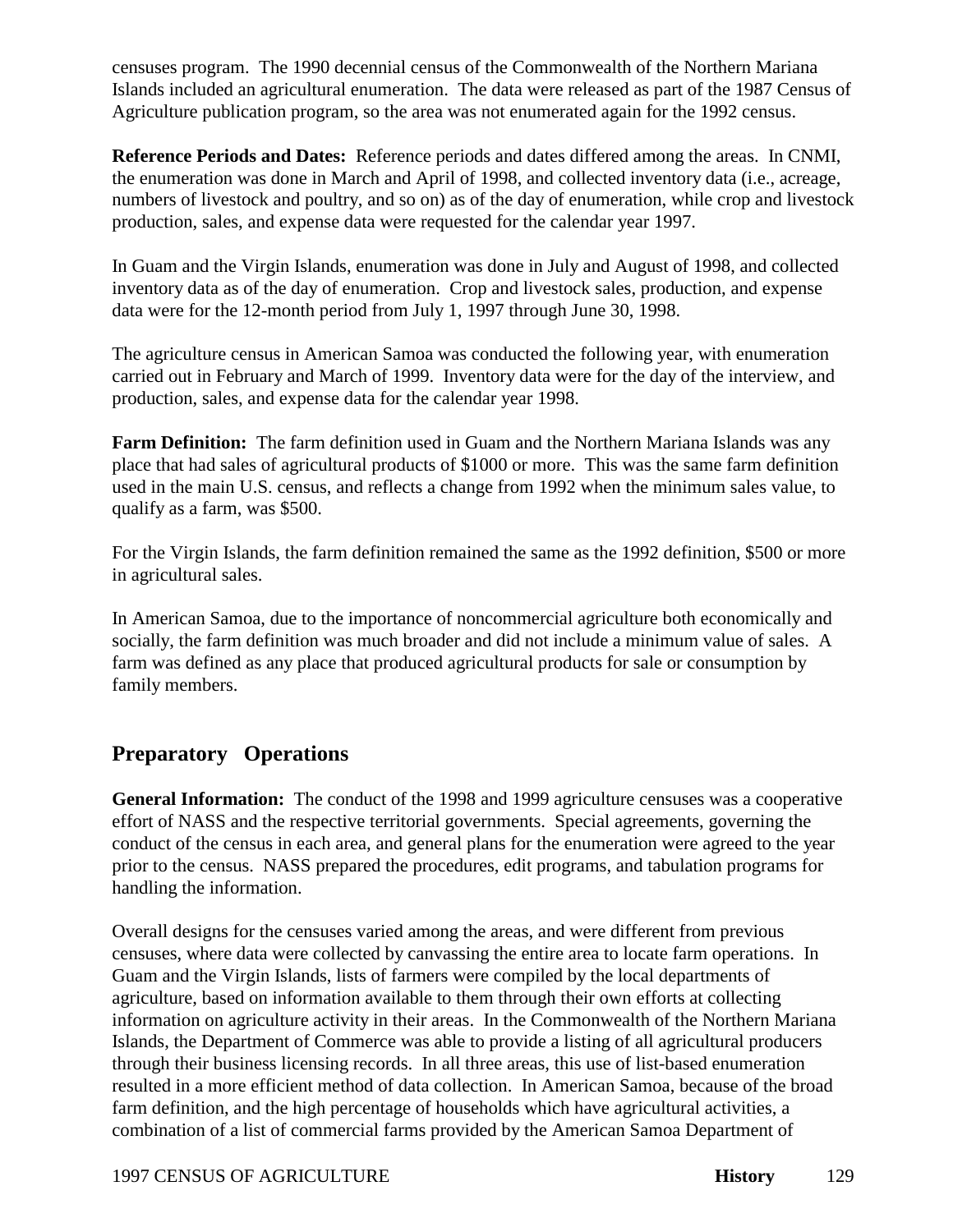censuses program. The 1990 decennial census of the Commonwealth of the Northern Mariana Islands included an agricultural enumeration. The data were released as part of the 1987 Census of Agriculture publication program, so the area was not enumerated again for the 1992 census.

**Reference Periods and Dates:** Reference periods and dates differed among the areas. In CNMI, the enumeration was done in March and April of 1998, and collected inventory data (i.e., acreage, numbers of livestock and poultry, and so on) as of the day of enumeration, while crop and livestock production, sales, and expense data were requested for the calendar year 1997.

In Guam and the Virgin Islands, enumeration was done in July and August of 1998, and collected inventory data as of the day of enumeration. Crop and livestock sales, production, and expense data were for the 12-month period from July 1, 1997 through June 30, 1998.

The agriculture census in American Samoa was conducted the following year, with enumeration carried out in February and March of 1999. Inventory data were for the day of the interview, and production, sales, and expense data for the calendar year 1998.

**Farm Definition:** The farm definition used in Guam and the Northern Mariana Islands was any place that had sales of agricultural products of $1000 or more. This was the same farm definition used in the main U.S. census, and reflects a change from 1992 when the minimum sales value, to qualify as a farm, was $500.

For the Virgin Islands, the farm definition remained the same as the 1992 definition, $500 or more in agricultural sales.

In American Samoa, due to the importance of noncommercial agriculture both economically and socially, the farm definition was much broader and did not include a minimum value of sales. A farm was defined as any place that produced agricultural products for sale or consumption by family members.

## Preparatory Operations

**General Information:** The conduct of the 1998 and 1999 agriculture censuses was a cooperative effort of NASS and the respective territorial governments. Special agreements, governing the conduct of the census in each area, and general plans for the enumeration were agreed to the year prior to the census. NASS prepared the procedures, edit programs, and tabulation programs for handling the information.

Overall designs for the censuses varied among the areas, and were different from previous censuses, where data were collected by canvassing the entire area to locate farm operations. In Guam and the Virgin Islands, lists of farmers were compiled by the local departments of agriculture, based on information available to them through their own efforts at collecting information on agriculture activity in their areas. In the Commonwealth of the Northern Mariana Islands, the Department of Commerce was able to provide a listing of all agricultural producers through their business licensing records. In all three areas, this use of list-based enumeration resulted in a more efficient method of data collection. In American Samoa, because of the broad farm definition, and the high percentage of households which have agricultural activities, a combination of a list of commercial farms provided by the American Samoa Department of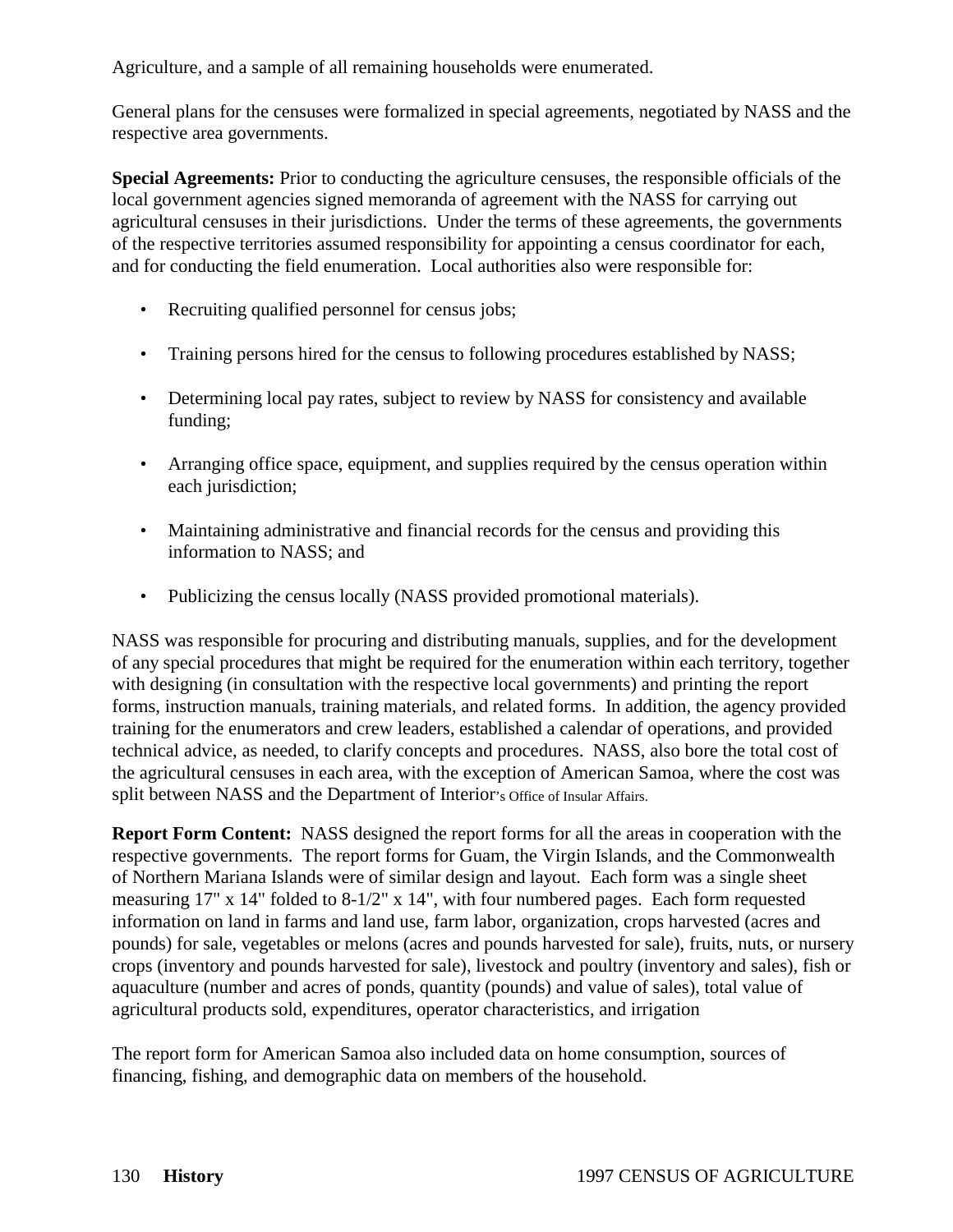Agriculture, and a sample of all remaining households were enumerated.

General plans for the censuses were formalized in special agreements, negotiated by NASS and the respective area governments.

**Special Agreements:** Prior to conducting the agriculture censuses, the responsible officials of the local government agencies signed memoranda of agreement with the NASS for carrying out agricultural censuses in their jurisdictions. Under the terms of these agreements, the governments of the respective territories assumed responsibility for appointing a census coordinator for each, and for conducting the field enumeration. Local authorities also were responsible for:

- Recruiting qualified personnel for census jobs;
- Training persons hired for the census to following procedures established by NASS;
- Determining local pay rates, subject to review by NASS for consistency and available funding;
- Arranging office space, equipment, and supplies required by the census operation within each jurisdiction;
- Maintaining administrative and financial records for the census and providing this information to NASS; and
- Publicizing the census locally (NASS provided promotional materials).

NASS was responsible for procuring and distributing manuals, supplies, and for the development of any special procedures that might be required for the enumeration within each territory, together with designing (in consultation with the respective local governments) and printing the report forms, instruction manuals, training materials, and related forms. In addition, the agency provided training for the enumerators and crew leaders, established a calendar of operations, and provided technical advice, as needed, to clarify concepts and procedures. NASS, also bore the total cost of the agricultural censuses in each area, with the exception of American Samoa, where the cost was split between NASS and the Department of Interior's Office of Insular Affairs.

**Report Form Content:** NASS designed the report forms for all the areas in cooperation with the respective governments. The report forms for Guam, the Virgin Islands, and the Commonwealth of Northern Mariana Islands were of similar design and layout. Each form was a single sheet measuring 17" x 14" folded to 8-1/2" x 14", with four numbered pages. Each form requested information on land in farms and land use, farm labor, organization, crops harvested (acres and pounds) for sale, vegetables or melons (acres and pounds harvested for sale), fruits, nuts, or nursery crops (inventory and pounds harvested for sale), livestock and poultry (inventory and sales), fish or aquaculture (number and acres of ponds, quantity (pounds) and value of sales), total value of agricultural products sold, expenditures, operator characteristics, and irrigation

The report form for American Samoa also included data on home consumption, sources of financing, fishing, and demographic data on members of the household.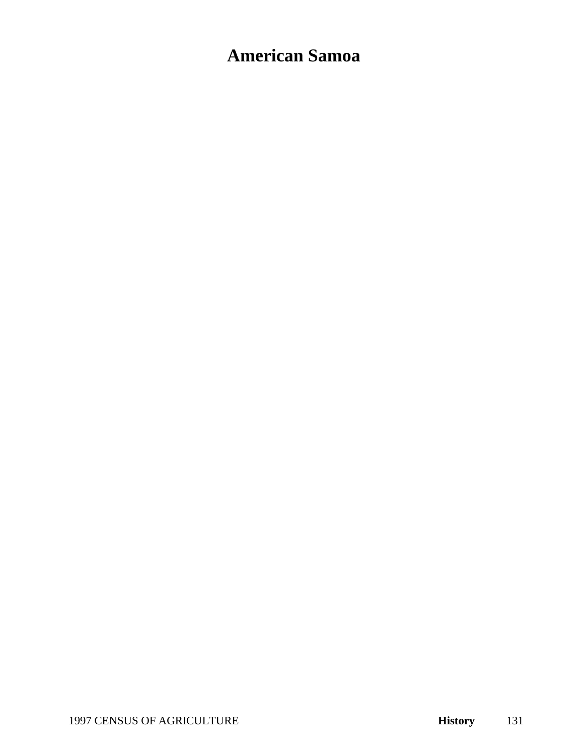# American Samoa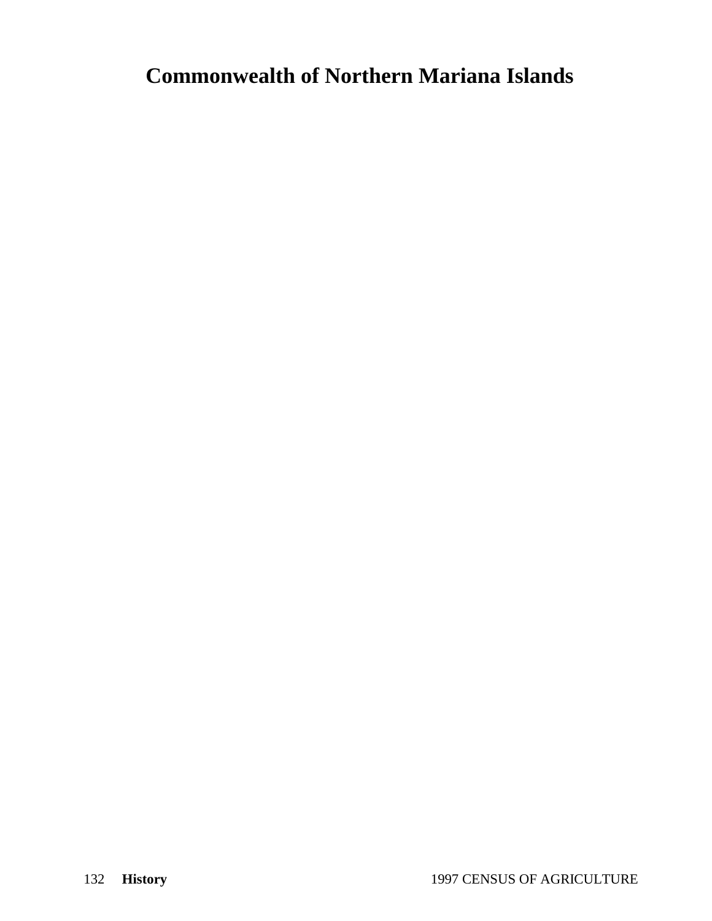# Commonwealth of Northern Mariana Islands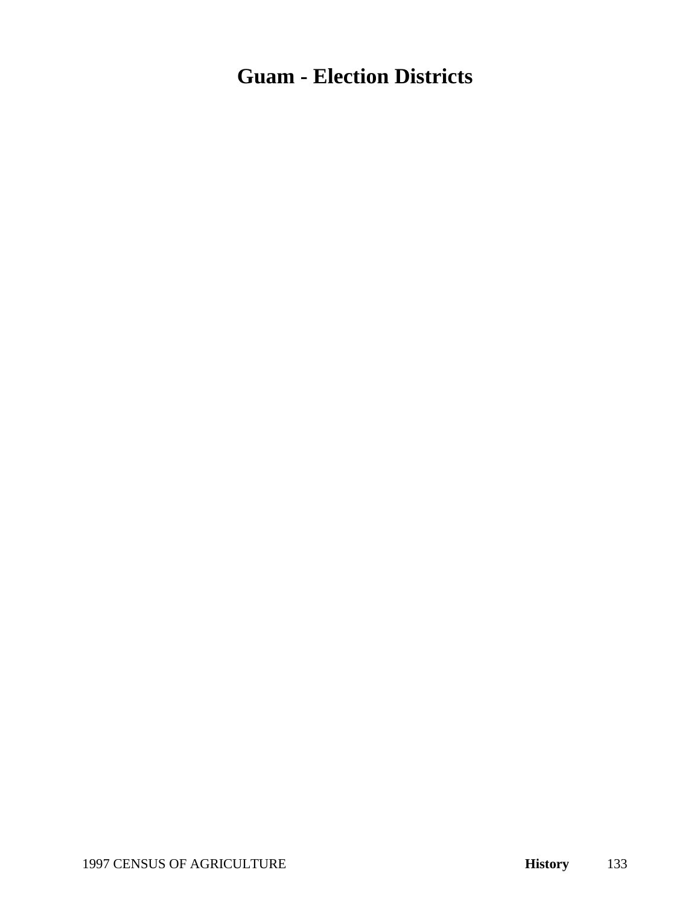# Guam - Election Districts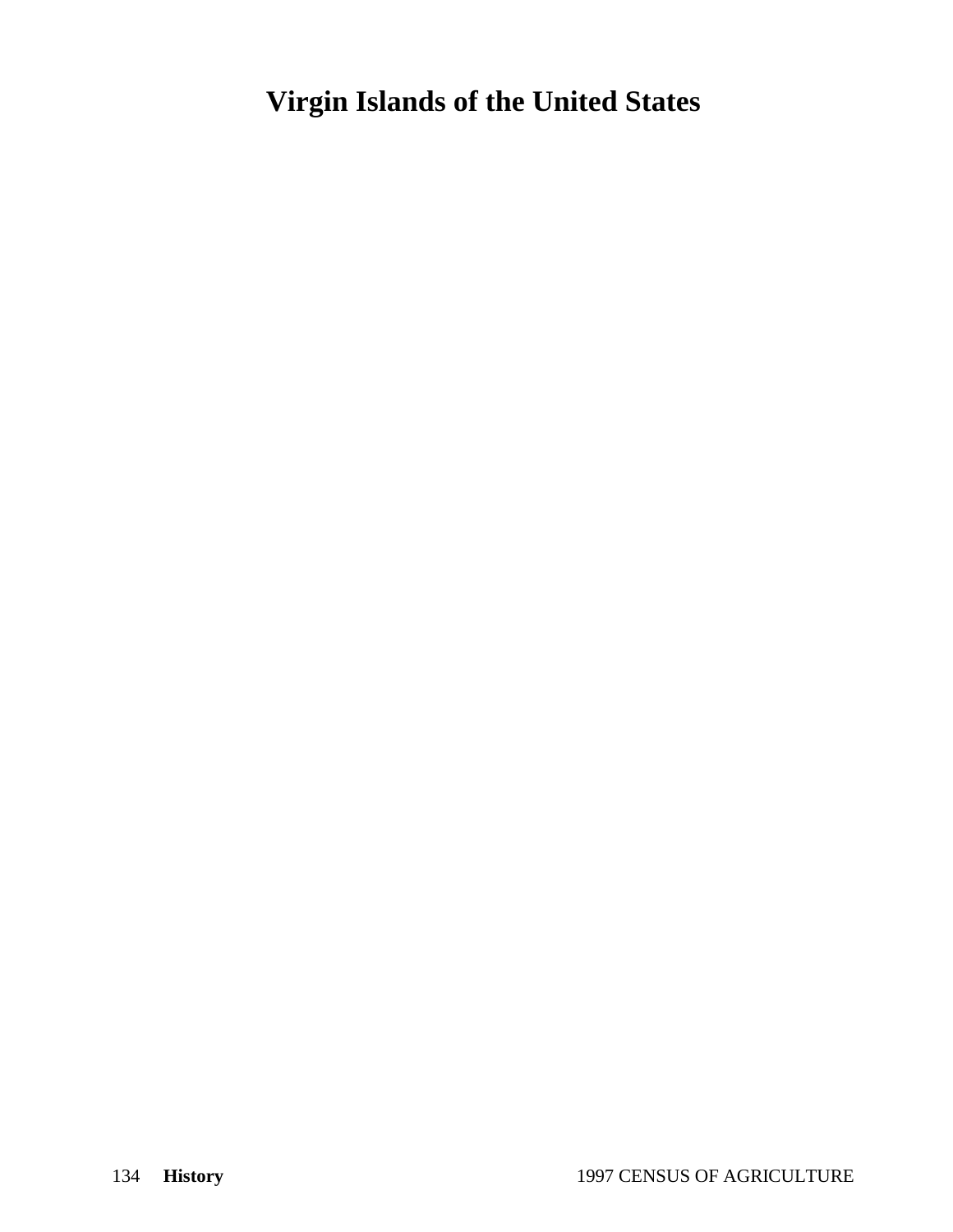# Virgin Islands of the United States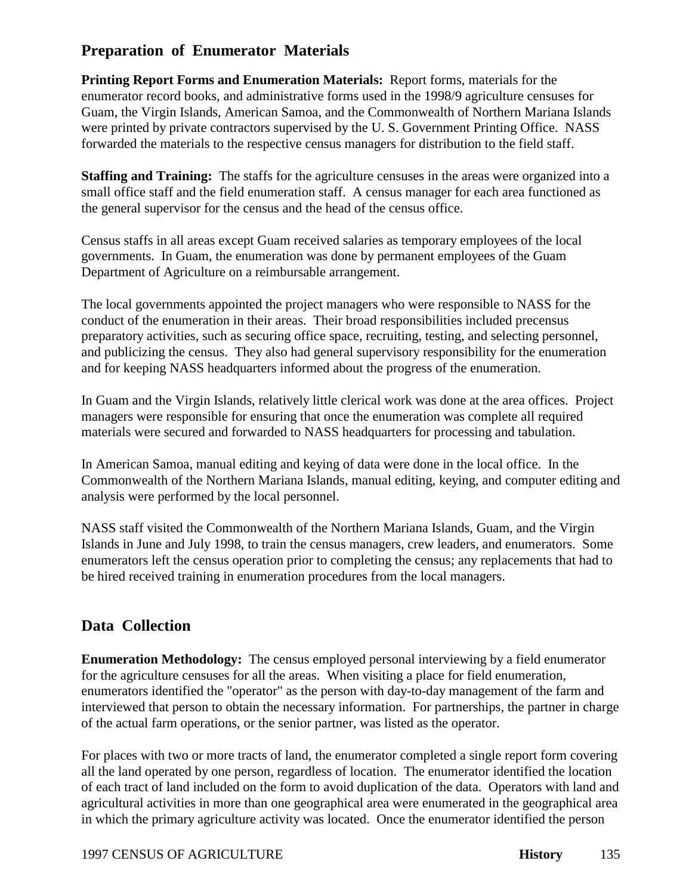## Preparation of Enumerator Materials

**Printing Report Forms and Enumeration Materials:** Report forms, materials for the enumerator record books, and administrative forms used in the 1998/9 agriculture censuses for Guam, the Virgin Islands, American Samoa, and the Commonwealth of Northern Mariana Islands were printed by private contractors supervised by the U. S. Government Printing Office. NASS forwarded the materials to the respective census managers for distribution to the field staff.

**Staffing and Training:** The staffs for the agriculture censuses in the areas were organized into a small office staff and the field enumeration staff. A census manager for each area functioned as the general supervisor for the census and the head of the census office.

Census staffs in all areas except Guam received salaries as temporary employees of the local governments. In Guam, the enumeration was done by permanent employees of the Guam Department of Agriculture on a reimbursable arrangement.

The local governments appointed the project managers who were responsible to NASS for the conduct of the enumeration in their areas. Their broad responsibilities included precensus preparatory activities, such as securing office space, recruiting, testing, and selecting personnel, and publicizing the census. They also had general supervisory responsibility for the enumeration and for keeping NASS headquarters informed about the progress of the enumeration.

In Guam and the Virgin Islands, relatively little clerical work was done at the area offices. Project managers were responsible for ensuring that once the enumeration was complete all required materials were secured and forwarded to NASS headquarters for processing and tabulation.

In American Samoa, manual editing and keying of data were done in the local office. In the Commonwealth of the Northern Mariana Islands, manual editing, keying, and computer editing and analysis were performed by the local personnel.

NASS staff visited the Commonwealth of the Northern Mariana Islands, Guam, and the Virgin Islands in June and July 1998, to train the census managers, crew leaders, and enumerators. Some enumerators left the census operation prior to completing the census; any replacements that had to be hired received training in enumeration procedures from the local managers.

## Data Collection

**Enumeration Methodology:** The census employed personal interviewing by a field enumerator for the agriculture censuses for all the areas. When visiting a place for field enumeration, enumerators identified the "operator" as the person with day-to-day management of the farm and interviewed that person to obtain the necessary information. For partnerships, the partner in charge of the actual farm operations, or the senior partner, was listed as the operator.

For places with two or more tracts of land, the enumerator completed a single report form covering all the land operated by one person, regardless of location. The enumerator identified the location of each tract of land included on the form to avoid duplication of the data. Operators with land and agricultural activities in more than one geographical area were enumerated in the geographical area in which the primary agriculture activity was located. Once the enumerator identified the person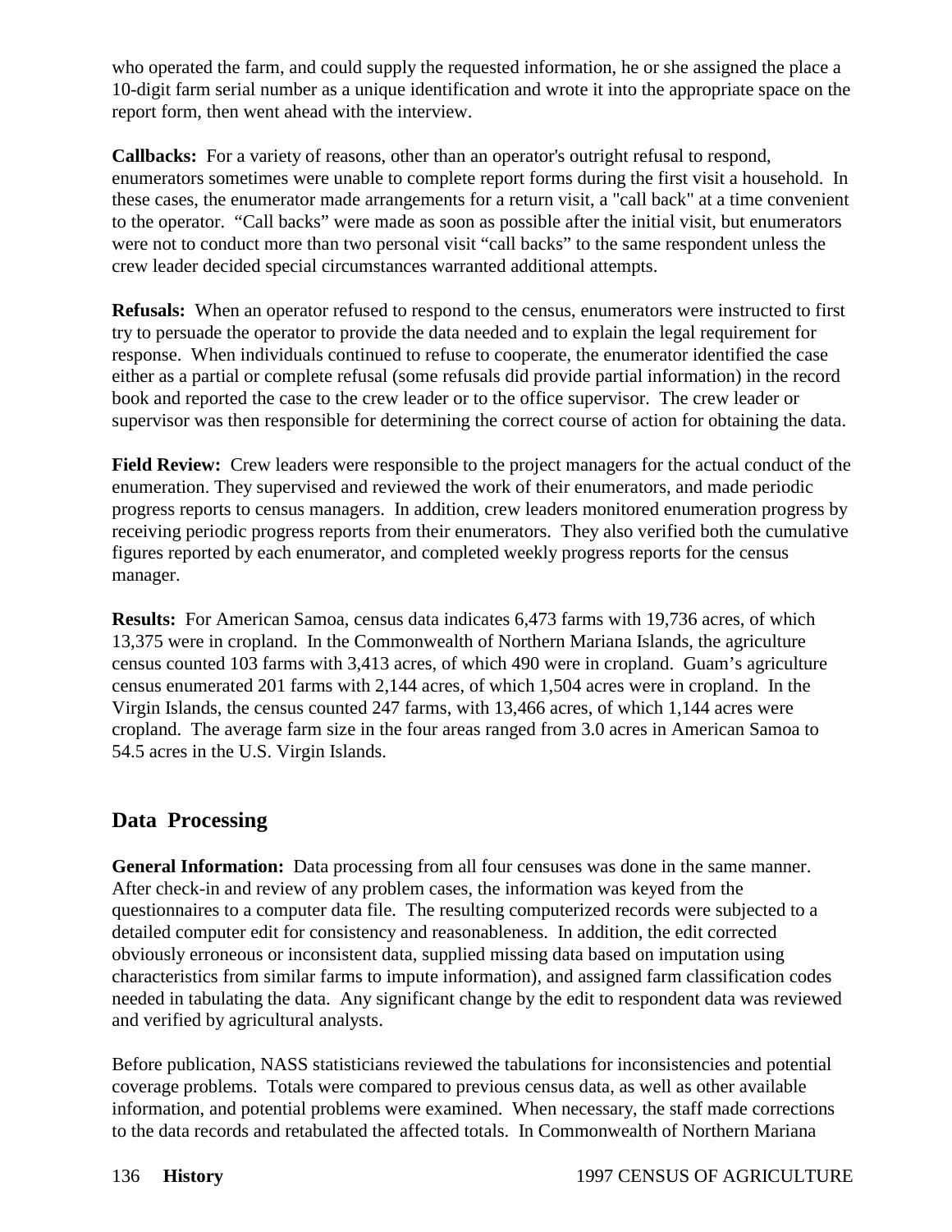who operated the farm, and could supply the requested information, he or she assigned the place a 10-digit farm serial number as a unique identification and wrote it into the appropriate space on the report form, then went ahead with the interview.

**Callbacks:** For a variety of reasons, other than an operator's outright refusal to respond, enumerators sometimes were unable to complete report forms during the first visit a household. In these cases, the enumerator made arrangements for a return visit, a "call back" at a time convenient to the operator. "Call backs" were made as soon as possible after the initial visit, but enumerators were not to conduct more than two personal visit "call backs" to the same respondent unless the crew leader decided special circumstances warranted additional attempts.

**Refusals:** When an operator refused to respond to the census, enumerators were instructed to first try to persuade the operator to provide the data needed and to explain the legal requirement for response. When individuals continued to refuse to cooperate, the enumerator identified the case either as a partial or complete refusal (some refusals did provide partial information) in the record book and reported the case to the crew leader or to the office supervisor. The crew leader or supervisor was then responsible for determining the correct course of action for obtaining the data.

**Field Review:** Crew leaders were responsible to the project managers for the actual conduct of the enumeration. They supervised and reviewed the work of their enumerators, and made periodic progress reports to census managers. In addition, crew leaders monitored enumeration progress by receiving periodic progress reports from their enumerators. They also verified both the cumulative figures reported by each enumerator, and completed weekly progress reports for the census manager.

**Results:** For American Samoa, census data indicates 6,473 farms with 19,736 acres, of which 13,375 were in cropland. In the Commonwealth of Northern Mariana Islands, the agriculture census counted 103 farms with 3,413 acres, of which 490 were in cropland. Guam's agriculture census enumerated 201 farms with 2,144 acres, of which 1,504 acres were in cropland. In the Virgin Islands, the census counted 247 farms, with 13,466 acres, of which 1,144 acres were cropland. The average farm size in the four areas ranged from 3.0 acres in American Samoa to 54.5 acres in the U.S. Virgin Islands.

## Data Processing

**General Information:** Data processing from all four censuses was done in the same manner. After check-in and review of any problem cases, the information was keyed from the questionnaires to a computer data file. The resulting computerized records were subjected to a detailed computer edit for consistency and reasonableness. In addition, the edit corrected obviously erroneous or inconsistent data, supplied missing data based on imputation using characteristics from similar farms to impute information), and assigned farm classification codes needed in tabulating the data. Any significant change by the edit to respondent data was reviewed and verified by agricultural analysts.

Before publication, NASS statisticians reviewed the tabulations for inconsistencies and potential coverage problems. Totals were compared to previous census data, as well as other available information, and potential problems were examined. When necessary, the staff made corrections to the data records and retabulated the affected totals. In Commonwealth of Northern Mariana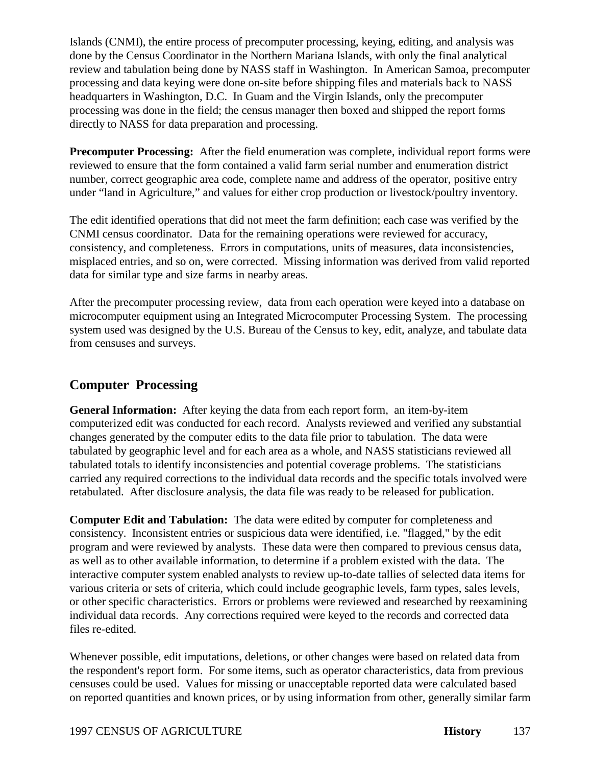Islands (CNMI), the entire process of precomputer processing, keying, editing, and analysis was done by the Census Coordinator in the Northern Mariana Islands, with only the final analytical review and tabulation being done by NASS staff in Washington.  In American Samoa, precomputer processing and data keying were done on-site before shipping files and materials back to NASS headquarters in Washington, D.C.  In Guam and the Virgin Islands, only the precomputer processing was done in the field; the census manager then boxed and shipped the report forms directly to NASS for data preparation and processing.

**Precomputer Processing:**  After the field enumeration was complete, individual report forms were reviewed to ensure that the form contained a valid farm serial number and enumeration district number, correct geographic area code, complete name and address of the operator, positive entry under "land in Agriculture," and values for either crop production or livestock/poultry inventory.

The edit identified operations that did not meet the farm definition; each case was verified by the CNMI census coordinator.  Data for the remaining operations were reviewed for accuracy, consistency, and completeness.  Errors in computations, units of measures, data inconsistencies, misplaced entries, and so on, were corrected.  Missing information was derived from valid reported data for similar type and size farms in nearby areas.

After the precomputer processing review,  data from each operation were keyed into a database on microcomputer equipment using an Integrated Microcomputer Processing System.  The processing system used was designed by the U.S. Bureau of the Census to key, edit, analyze, and tabulate data from censuses and surveys.

## Computer Processing

**General Information:**  After keying the data from each report form,  an item-by-item computerized edit was conducted for each record.  Analysts reviewed and verified any substantial changes generated by the computer edits to the data file prior to tabulation.  The data were tabulated by geographic level and for each area as a whole, and NASS statisticians reviewed all tabulated totals to identify inconsistencies and potential coverage problems.  The statisticians carried any required corrections to the individual data records and the specific totals involved were retabulated.  After disclosure analysis, the data file was ready to be released for publication.

**Computer Edit and Tabulation:**  The data were edited by computer for completeness and consistency.  Inconsistent entries or suspicious data were identified, i.e. "flagged," by the edit program and were reviewed by analysts.  These data were then compared to previous census data, as well as to other available information, to determine if a problem existed with the data.  The interactive computer system enabled analysts to review up-to-date tallies of selected data items for various criteria or sets of criteria, which could include geographic levels, farm types, sales levels, or other specific characteristics.  Errors or problems were reviewed and researched by reexamining individual data records.  Any corrections required were keyed to the records and corrected data files re-edited.

Whenever possible, edit imputations, deletions, or other changes were based on related data from the respondent's report form.  For some items, such as operator characteristics, data from previous censuses could be used.  Values for missing or unacceptable reported data were calculated based on reported quantities and known prices, or by using information from other, generally similar farm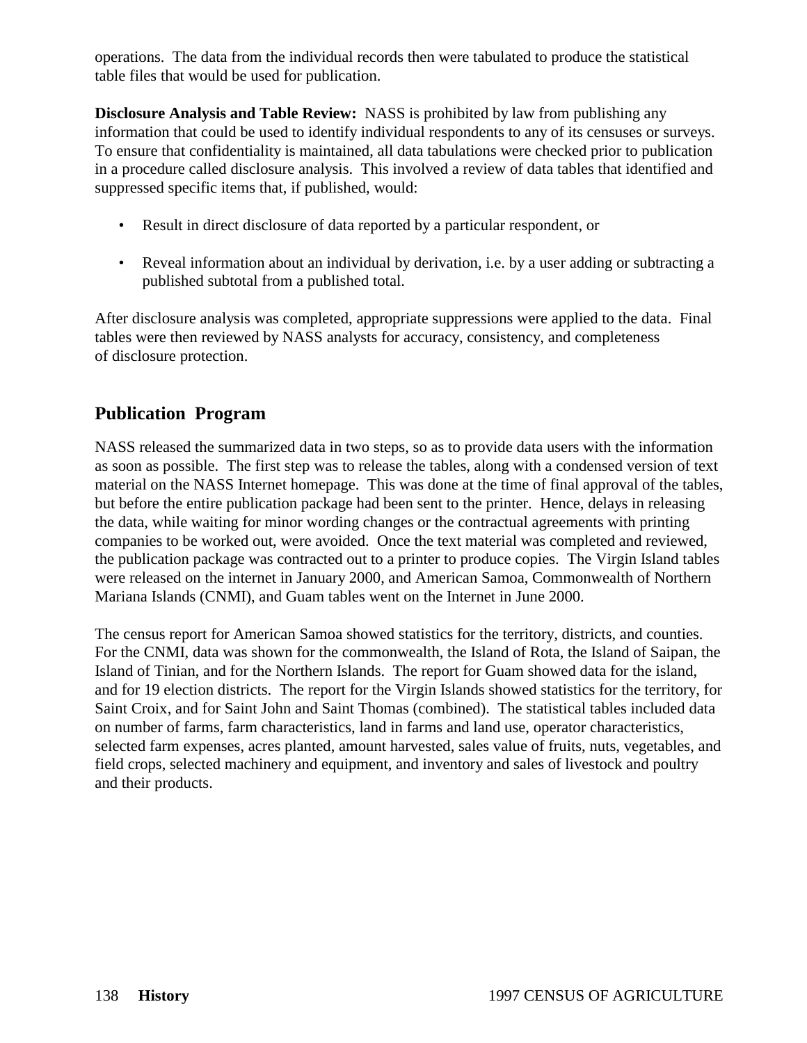operations. The data from the individual records then were tabulated to produce the statistical table files that would be used for publication.

**Disclosure Analysis and Table Review:** NASS is prohibited by law from publishing any information that could be used to identify individual respondents to any of its censuses or surveys. To ensure that confidentiality is maintained, all data tabulations were checked prior to publication in a procedure called disclosure analysis. This involved a review of data tables that identified and suppressed specific items that, if published, would:

- Result in direct disclosure of data reported by a particular respondent, or
- Reveal information about an individual by derivation, i.e. by a user adding or subtracting a published subtotal from a published total.

After disclosure analysis was completed, appropriate suppressions were applied to the data. Final tables were then reviewed by NASS analysts for accuracy, consistency, and completeness of disclosure protection.

## Publication Program

NASS released the summarized data in two steps, so as to provide data users with the information as soon as possible. The first step was to release the tables, along with a condensed version of text material on the NASS Internet homepage. This was done at the time of final approval of the tables, but before the entire publication package had been sent to the printer. Hence, delays in releasing the data, while waiting for minor wording changes or the contractual agreements with printing companies to be worked out, were avoided. Once the text material was completed and reviewed, the publication package was contracted out to a printer to produce copies. The Virgin Island tables were released on the internet in January 2000, and American Samoa, Commonwealth of Northern Mariana Islands (CNMI), and Guam tables went on the Internet in June 2000.

The census report for American Samoa showed statistics for the territory, districts, and counties. For the CNMI, data was shown for the commonwealth, the Island of Rota, the Island of Saipan, the Island of Tinian, and for the Northern Islands. The report for Guam showed data for the island, and for 19 election districts. The report for the Virgin Islands showed statistics for the territory, for Saint Croix, and for Saint John and Saint Thomas (combined). The statistical tables included data on number of farms, farm characteristics, land in farms and land use, operator characteristics, selected farm expenses, acres planted, amount harvested, sales value of fruits, nuts, vegetables, and field crops, selected machinery and equipment, and inventory and sales of livestock and poultry and their products.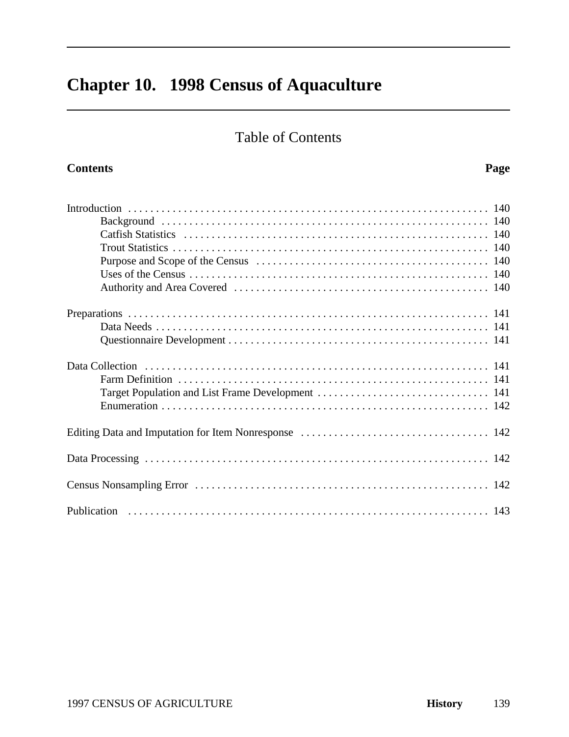# Chapter 10. 1998 Census of Aquaculture

## Table of Contents

| Contents | Page |
|---|---|
| Introduction | 140 |
| Background | 140 |
| Catfish Statistics | 140 |
| Trout Statistics | 140 |
| Purpose and Scope of the Census | 140 |
| Uses of the Census | 140 |
| Authority and Area Covered | 140 |
| Preparations | 141 |
| Data Needs | 141 |
| Questionnaire Development | 141 |
| Data Collection | 141 |
| Farm Definition | 141 |
| Target Population and List Frame Development | 141 |
| Enumeration | 142 |
| Editing Data and Imputation for Item Nonresponse | 142 |
| Data Processing | 142 |
| Census Nonsampling Error | 142 |
| Publication | 143 |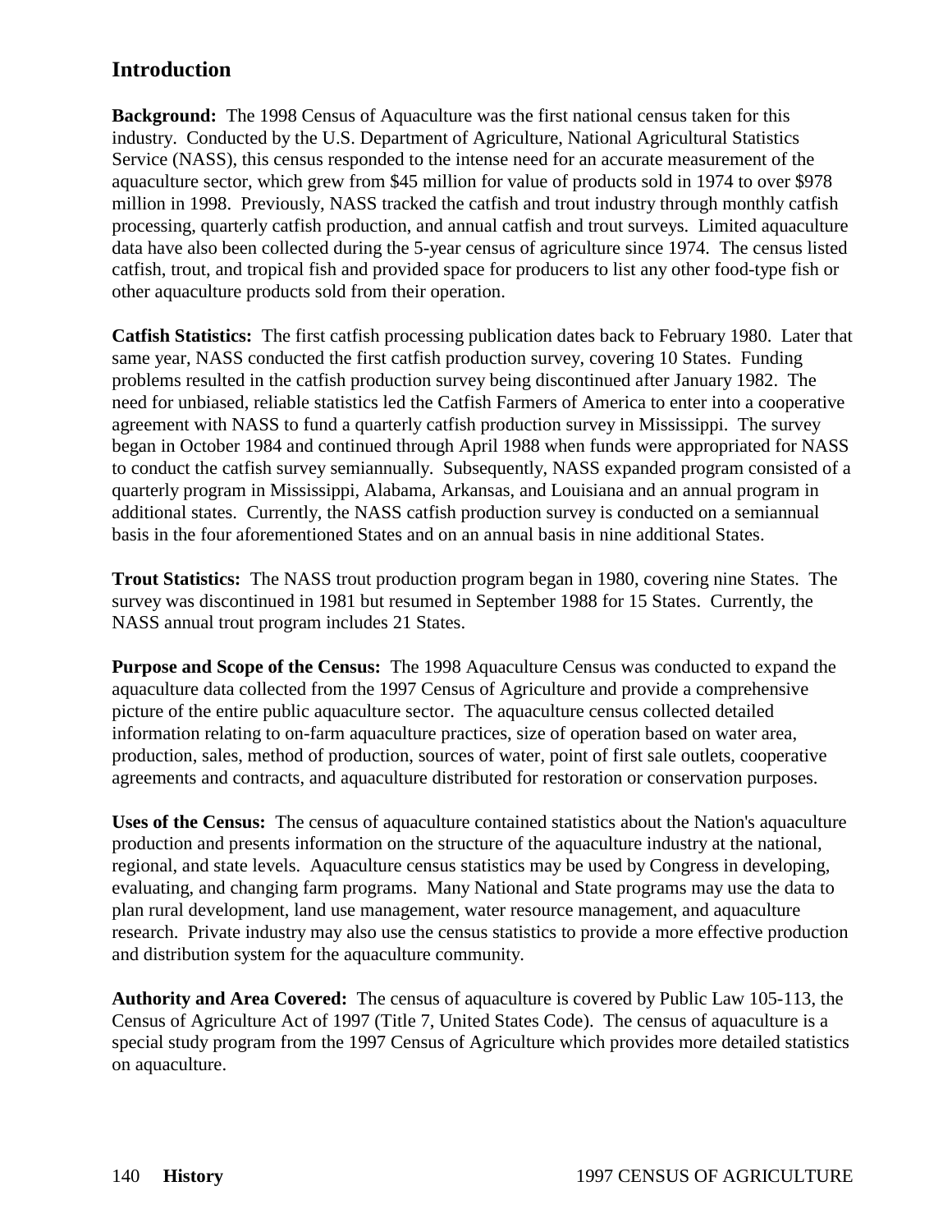## Introduction

**Background:** The 1998 Census of Aquaculture was the first national census taken for this industry. Conducted by the U.S. Department of Agriculture, National Agricultural Statistics Service (NASS), this census responded to the intense need for an accurate measurement of the aquaculture sector, which grew from $45 million for value of products sold in 1974 to over $978 million in 1998. Previously, NASS tracked the catfish and trout industry through monthly catfish processing, quarterly catfish production, and annual catfish and trout surveys. Limited aquaculture data have also been collected during the 5-year census of agriculture since 1974. The census listed catfish, trout, and tropical fish and provided space for producers to list any other food-type fish or other aquaculture products sold from their operation.

**Catfish Statistics:** The first catfish processing publication dates back to February 1980. Later that same year, NASS conducted the first catfish production survey, covering 10 States. Funding problems resulted in the catfish production survey being discontinued after January 1982. The need for unbiased, reliable statistics led the Catfish Farmers of America to enter into a cooperative agreement with NASS to fund a quarterly catfish production survey in Mississippi. The survey began in October 1984 and continued through April 1988 when funds were appropriated for NASS to conduct the catfish survey semiannually. Subsequently, NASS expanded program consisted of a quarterly program in Mississippi, Alabama, Arkansas, and Louisiana and an annual program in additional states. Currently, the NASS catfish production survey is conducted on a semiannual basis in the four aforementioned States and on an annual basis in nine additional States.

**Trout Statistics:** The NASS trout production program began in 1980, covering nine States. The survey was discontinued in 1981 but resumed in September 1988 for 15 States. Currently, the NASS annual trout program includes 21 States.

**Purpose and Scope of the Census:** The 1998 Aquaculture Census was conducted to expand the aquaculture data collected from the 1997 Census of Agriculture and provide a comprehensive picture of the entire public aquaculture sector. The aquaculture census collected detailed information relating to on-farm aquaculture practices, size of operation based on water area, production, sales, method of production, sources of water, point of first sale outlets, cooperative agreements and contracts, and aquaculture distributed for restoration or conservation purposes.

**Uses of the Census:** The census of aquaculture contained statistics about the Nation's aquaculture production and presents information on the structure of the aquaculture industry at the national, regional, and state levels. Aquaculture census statistics may be used by Congress in developing, evaluating, and changing farm programs. Many National and State programs may use the data to plan rural development, land use management, water resource management, and aquaculture research. Private industry may also use the census statistics to provide a more effective production and distribution system for the aquaculture community.

**Authority and Area Covered:** The census of aquaculture is covered by Public Law 105-113, the Census of Agriculture Act of 1997 (Title 7, United States Code). The census of aquaculture is a special study program from the 1997 Census of Agriculture which provides more detailed statistics on aquaculture.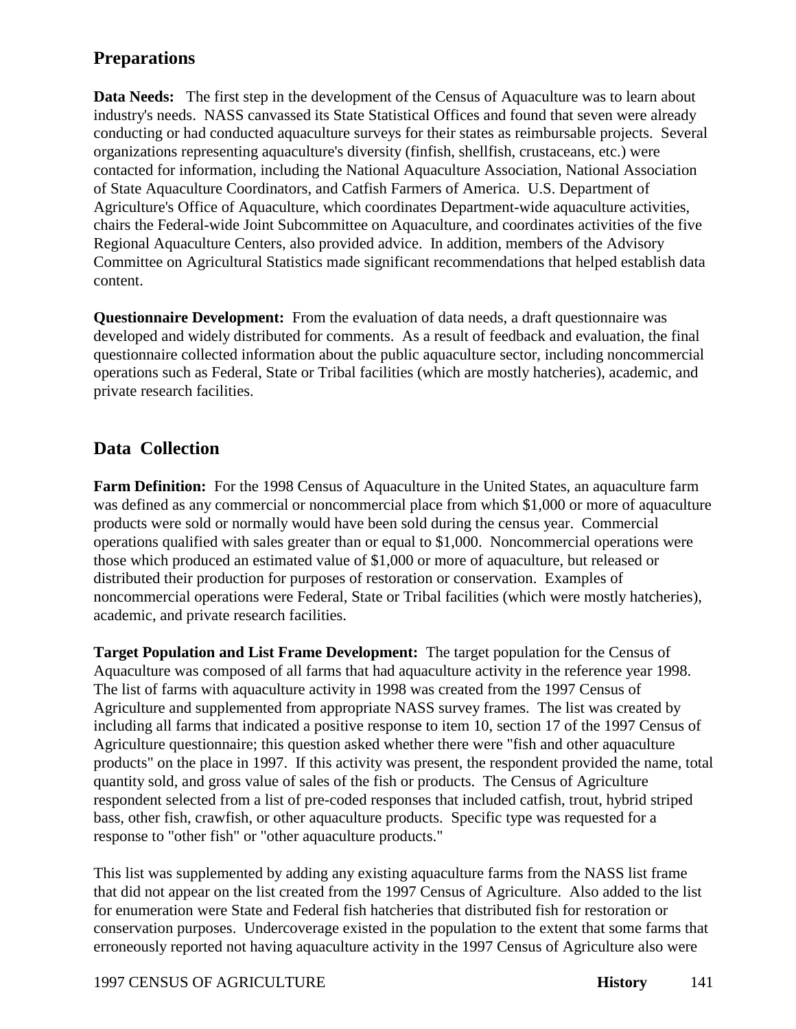## Preparations

**Data Needs:** The first step in the development of the Census of Aquaculture was to learn about industry's needs. NASS canvassed its State Statistical Offices and found that seven were already conducting or had conducted aquaculture surveys for their states as reimbursable projects. Several organizations representing aquaculture's diversity (finfish, shellfish, crustaceans, etc.) were contacted for information, including the National Aquaculture Association, National Association of State Aquaculture Coordinators, and Catfish Farmers of America. U.S. Department of Agriculture's Office of Aquaculture, which coordinates Department-wide aquaculture activities, chairs the Federal-wide Joint Subcommittee on Aquaculture, and coordinates activities of the five Regional Aquaculture Centers, also provided advice. In addition, members of the Advisory Committee on Agricultural Statistics made significant recommendations that helped establish data content.

**Questionnaire Development:** From the evaluation of data needs, a draft questionnaire was developed and widely distributed for comments. As a result of feedback and evaluation, the final questionnaire collected information about the public aquaculture sector, including noncommercial operations such as Federal, State or Tribal facilities (which are mostly hatcheries), academic, and private research facilities.

## Data Collection

**Farm Definition:** For the 1998 Census of Aquaculture in the United States, an aquaculture farm was defined as any commercial or noncommercial place from which $1,000 or more of aquaculture products were sold or normally would have been sold during the census year. Commercial operations qualified with sales greater than or equal to $1,000. Noncommercial operations were those which produced an estimated value of $1,000 or more of aquaculture, but released or distributed their production for purposes of restoration or conservation. Examples of noncommercial operations were Federal, State or Tribal facilities (which were mostly hatcheries), academic, and private research facilities.

**Target Population and List Frame Development:** The target population for the Census of Aquaculture was composed of all farms that had aquaculture activity in the reference year 1998. The list of farms with aquaculture activity in 1998 was created from the 1997 Census of Agriculture and supplemented from appropriate NASS survey frames. The list was created by including all farms that indicated a positive response to item 10, section 17 of the 1997 Census of Agriculture questionnaire; this question asked whether there were "fish and other aquaculture products" on the place in 1997. If this activity was present, the respondent provided the name, total quantity sold, and gross value of sales of the fish or products. The Census of Agriculture respondent selected from a list of pre-coded responses that included catfish, trout, hybrid striped bass, other fish, crawfish, or other aquaculture products. Specific type was requested for a response to "other fish" or "other aquaculture products."

This list was supplemented by adding any existing aquaculture farms from the NASS list frame that did not appear on the list created from the 1997 Census of Agriculture. Also added to the list for enumeration were State and Federal fish hatcheries that distributed fish for restoration or conservation purposes. Undercoverage existed in the population to the extent that some farms that erroneously reported not having aquaculture activity in the 1997 Census of Agriculture also were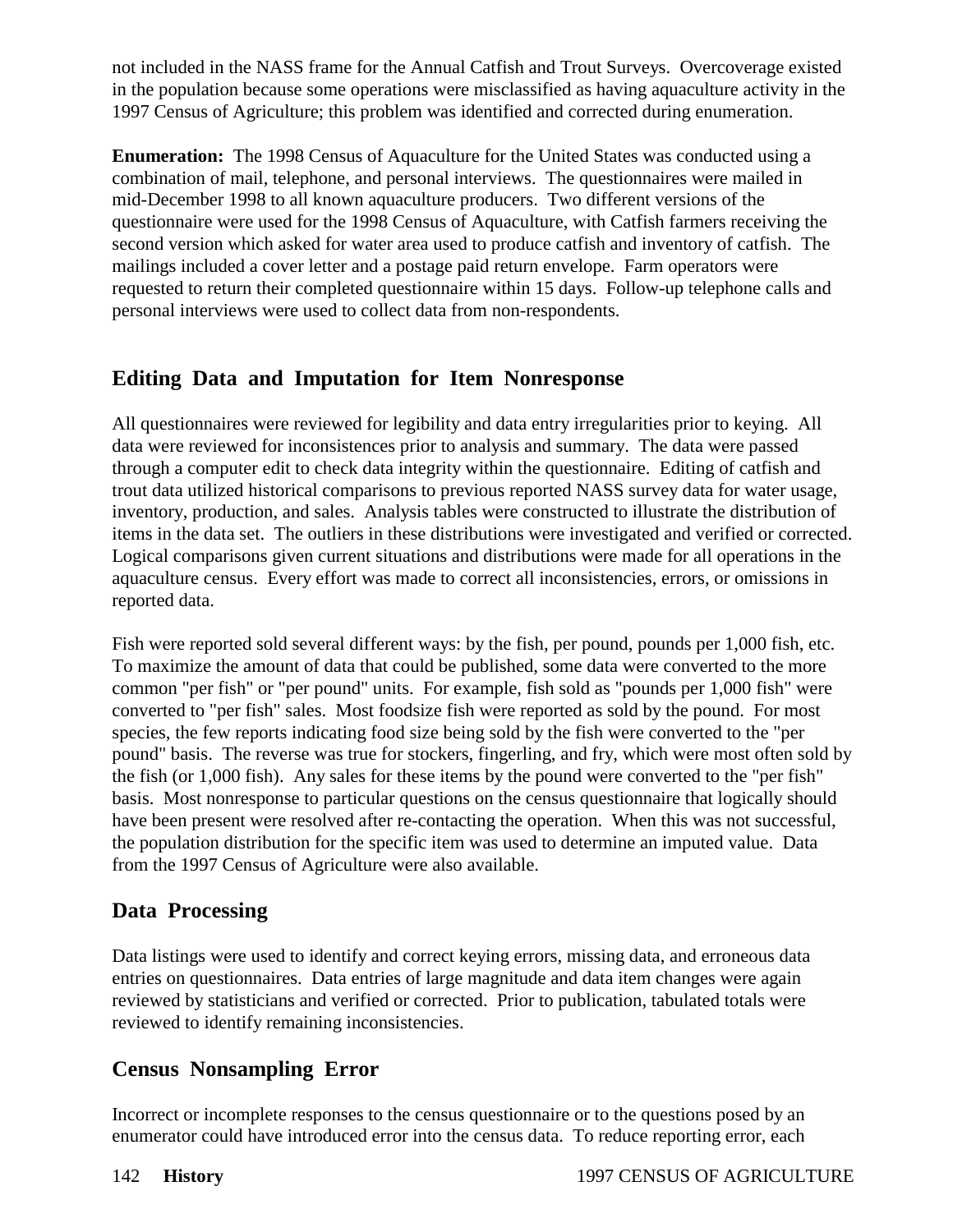not included in the NASS frame for the Annual Catfish and Trout Surveys. Overcoverage existed in the population because some operations were misclassified as having aquaculture activity in the 1997 Census of Agriculture; this problem was identified and corrected during enumeration.

**Enumeration:** The 1998 Census of Aquaculture for the United States was conducted using a combination of mail, telephone, and personal interviews. The questionnaires were mailed in mid-December 1998 to all known aquaculture producers. Two different versions of the questionnaire were used for the 1998 Census of Aquaculture, with Catfish farmers receiving the second version which asked for water area used to produce catfish and inventory of catfish. The mailings included a cover letter and a postage paid return envelope. Farm operators were requested to return their completed questionnaire within 15 days. Follow-up telephone calls and personal interviews were used to collect data from non-respondents.

## Editing Data and Imputation for Item Nonresponse

All questionnaires were reviewed for legibility and data entry irregularities prior to keying. All data were reviewed for inconsistences prior to analysis and summary. The data were passed through a computer edit to check data integrity within the questionnaire. Editing of catfish and trout data utilized historical comparisons to previous reported NASS survey data for water usage, inventory, production, and sales. Analysis tables were constructed to illustrate the distribution of items in the data set. The outliers in these distributions were investigated and verified or corrected. Logical comparisons given current situations and distributions were made for all operations in the aquaculture census. Every effort was made to correct all inconsistencies, errors, or omissions in reported data.

Fish were reported sold several different ways: by the fish, per pound, pounds per 1,000 fish, etc. To maximize the amount of data that could be published, some data were converted to the more common "per fish" or "per pound" units. For example, fish sold as "pounds per 1,000 fish" were converted to "per fish" sales. Most foodsize fish were reported as sold by the pound. For most species, the few reports indicating food size being sold by the fish were converted to the "per pound" basis. The reverse was true for stockers, fingerling, and fry, which were most often sold by the fish (or 1,000 fish). Any sales for these items by the pound were converted to the "per fish" basis. Most nonresponse to particular questions on the census questionnaire that logically should have been present were resolved after re-contacting the operation. When this was not successful, the population distribution for the specific item was used to determine an imputed value. Data from the 1997 Census of Agriculture were also available.

## Data Processing

Data listings were used to identify and correct keying errors, missing data, and erroneous data entries on questionnaires. Data entries of large magnitude and data item changes were again reviewed by statisticians and verified or corrected. Prior to publication, tabulated totals were reviewed to identify remaining inconsistencies.

## Census Nonsampling Error

Incorrect or incomplete responses to the census questionnaire or to the questions posed by an enumerator could have introduced error into the census data. To reduce reporting error, each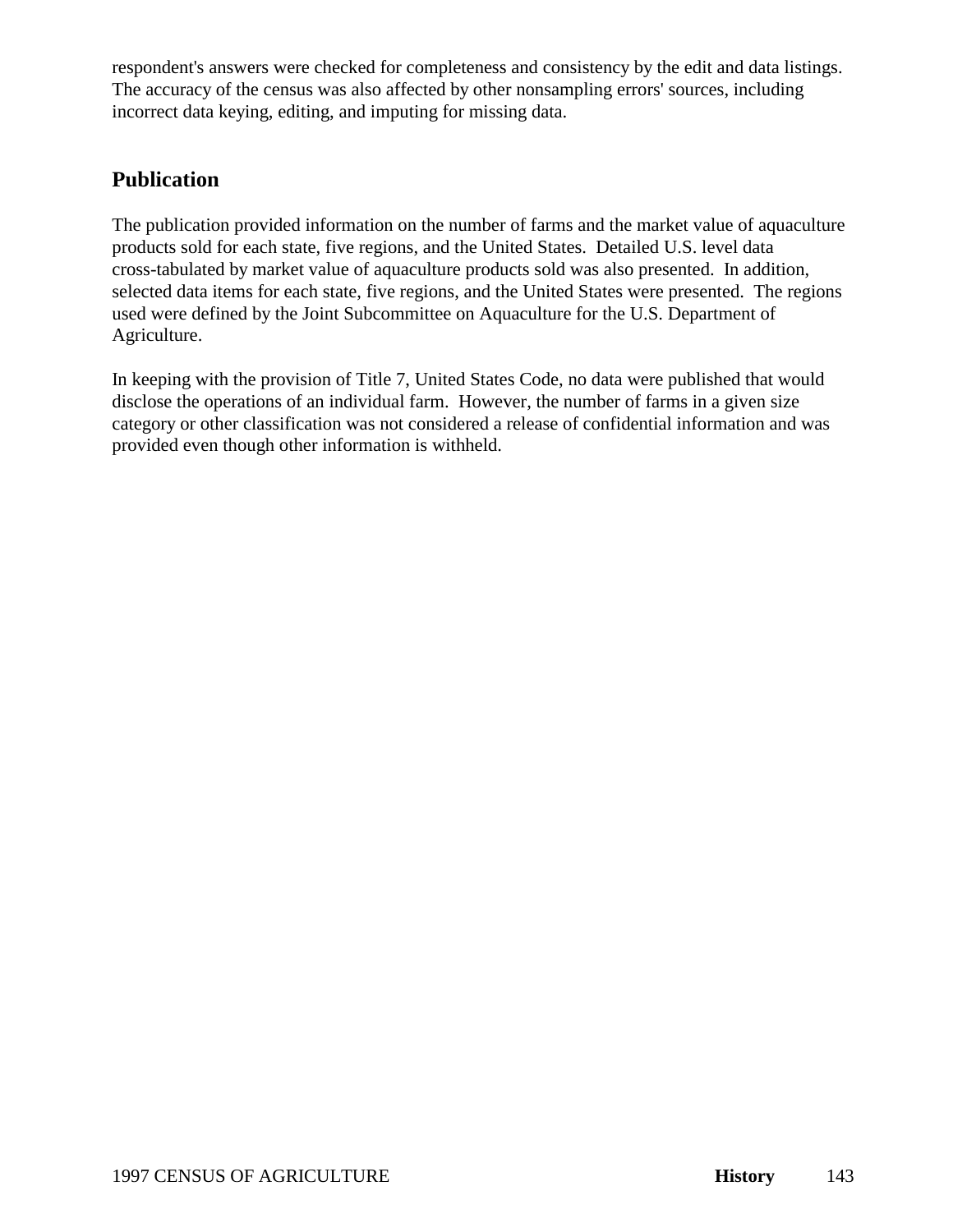respondent's answers were checked for completeness and consistency by the edit and data listings. The accuracy of the census was also affected by other nonsampling errors' sources, including incorrect data keying, editing, and imputing for missing data.

## Publication

The publication provided information on the number of farms and the market value of aquaculture products sold for each state, five regions, and the United States. Detailed U.S. level data cross-tabulated by market value of aquaculture products sold was also presented. In addition, selected data items for each state, five regions, and the United States were presented. The regions used were defined by the Joint Subcommittee on Aquaculture for the U.S. Department of Agriculture.

In keeping with the provision of Title 7, United States Code, no data were published that would disclose the operations of an individual farm. However, the number of farms in a given size category or other classification was not considered a release of confidential information and was provided even though other information is withheld.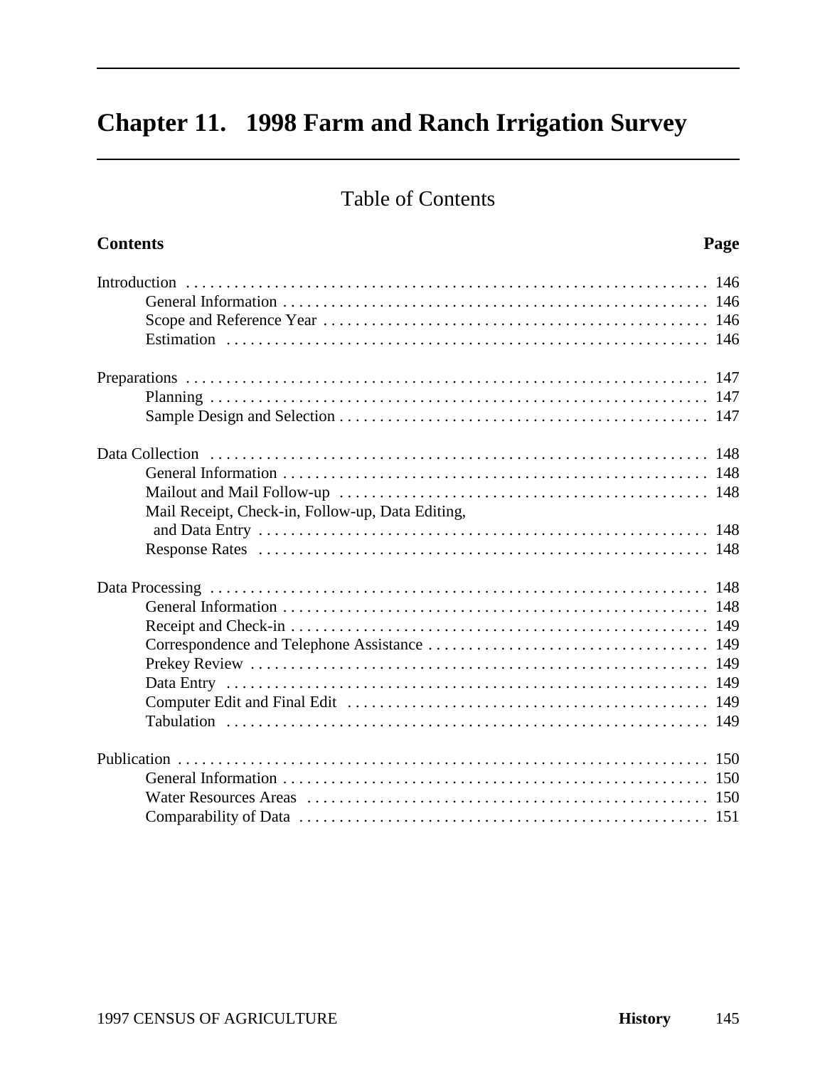# Chapter 11. 1998 Farm and Ranch Irrigation Survey

## Table of Contents

| Contents | Page |
|---|---|
| Introduction | 146 |
| General Information | 146 |
| Scope and Reference Year | 146 |
| Estimation | 146 |
| Preparations | 147 |
| Planning | 147 |
| Sample Design and Selection | 147 |
| Data Collection | 148 |
| General Information | 148 |
| Mailout and Mail Follow-up | 148 |
| Mail Receipt, Check-in, Follow-up, Data Editing, and Data Entry | 148 |
| Response Rates | 148 |
| Data Processing | 148 |
| General Information | 148 |
| Receipt and Check-in | 149 |
| Correspondence and Telephone Assistance | 149 |
| Prekey Review | 149 |
| Data Entry | 149 |
| Computer Edit and Final Edit | 149 |
| Tabulation | 149 |
| Publication | 150 |
| General Information | 150 |
| Water Resources Areas | 150 |
| Comparability of Data | 151 |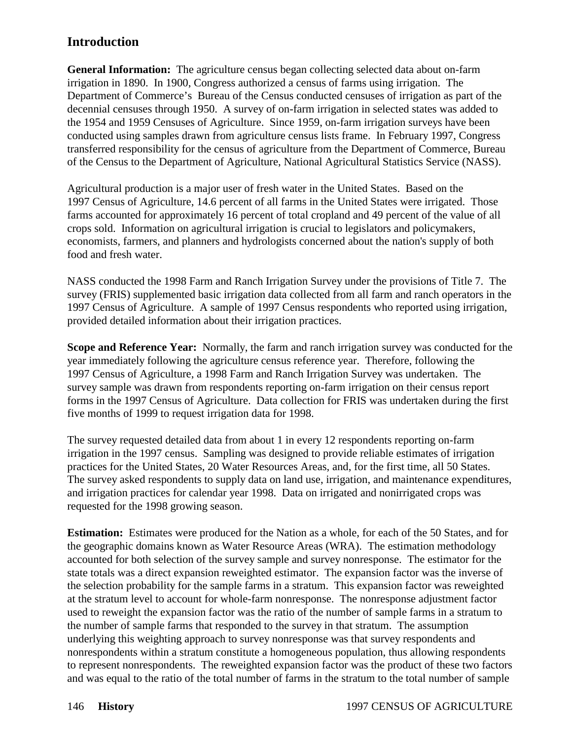## Introduction

**General Information:** The agriculture census began collecting selected data about on-farm irrigation in 1890. In 1900, Congress authorized a census of farms using irrigation. The Department of Commerce's Bureau of the Census conducted censuses of irrigation as part of the decennial censuses through 1950. A survey of on-farm irrigation in selected states was added to the 1954 and 1959 Censuses of Agriculture. Since 1959, on-farm irrigation surveys have been conducted using samples drawn from agriculture census lists frame. In February 1997, Congress transferred responsibility for the census of agriculture from the Department of Commerce, Bureau of the Census to the Department of Agriculture, National Agricultural Statistics Service (NASS).

Agricultural production is a major user of fresh water in the United States. Based on the 1997 Census of Agriculture, 14.6 percent of all farms in the United States were irrigated. Those farms accounted for approximately 16 percent of total cropland and 49 percent of the value of all crops sold. Information on agricultural irrigation is crucial to legislators and policymakers, economists, farmers, and planners and hydrologists concerned about the nation's supply of both food and fresh water.

NASS conducted the 1998 Farm and Ranch Irrigation Survey under the provisions of Title 7. The survey (FRIS) supplemented basic irrigation data collected from all farm and ranch operators in the 1997 Census of Agriculture. A sample of 1997 Census respondents who reported using irrigation, provided detailed information about their irrigation practices.

**Scope and Reference Year:** Normally, the farm and ranch irrigation survey was conducted for the year immediately following the agriculture census reference year. Therefore, following the 1997 Census of Agriculture, a 1998 Farm and Ranch Irrigation Survey was undertaken. The survey sample was drawn from respondents reporting on-farm irrigation on their census report forms in the 1997 Census of Agriculture. Data collection for FRIS was undertaken during the first five months of 1999 to request irrigation data for 1998.

The survey requested detailed data from about 1 in every 12 respondents reporting on-farm irrigation in the 1997 census. Sampling was designed to provide reliable estimates of irrigation practices for the United States, 20 Water Resources Areas, and, for the first time, all 50 States. The survey asked respondents to supply data on land use, irrigation, and maintenance expenditures, and irrigation practices for calendar year 1998. Data on irrigated and nonirrigated crops was requested for the 1998 growing season.

**Estimation:** Estimates were produced for the Nation as a whole, for each of the 50 States, and for the geographic domains known as Water Resource Areas (WRA). The estimation methodology accounted for both selection of the survey sample and survey nonresponse. The estimator for the state totals was a direct expansion reweighted estimator. The expansion factor was the inverse of the selection probability for the sample farms in a stratum. This expansion factor was reweighted at the stratum level to account for whole-farm nonresponse. The nonresponse adjustment factor used to reweight the expansion factor was the ratio of the number of sample farms in a stratum to the number of sample farms that responded to the survey in that stratum. The assumption underlying this weighting approach to survey nonresponse was that survey respondents and nonrespondents within a stratum constitute a homogeneous population, thus allowing respondents to represent nonrespondents. The reweighted expansion factor was the product of these two factors and was equal to the ratio of the total number of farms in the stratum to the total number of sample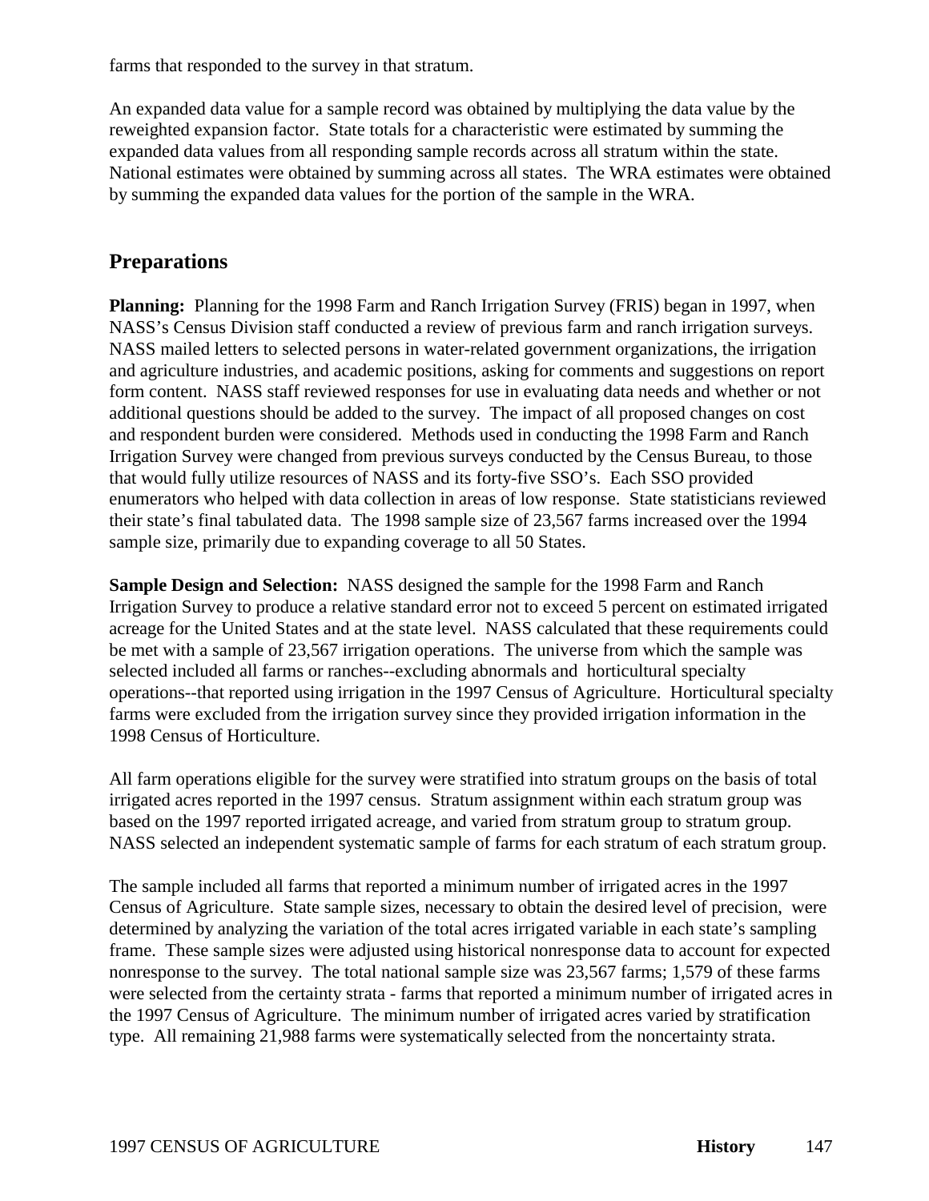farms that responded to the survey in that stratum.

An expanded data value for a sample record was obtained by multiplying the data value by the reweighted expansion factor. State totals for a characteristic were estimated by summing the expanded data values from all responding sample records across all stratum within the state. National estimates were obtained by summing across all states. The WRA estimates were obtained by summing the expanded data values for the portion of the sample in the WRA.

## Preparations

**Planning:** Planning for the 1998 Farm and Ranch Irrigation Survey (FRIS) began in 1997, when NASS's Census Division staff conducted a review of previous farm and ranch irrigation surveys. NASS mailed letters to selected persons in water-related government organizations, the irrigation and agriculture industries, and academic positions, asking for comments and suggestions on report form content. NASS staff reviewed responses for use in evaluating data needs and whether or not additional questions should be added to the survey. The impact of all proposed changes on cost and respondent burden were considered. Methods used in conducting the 1998 Farm and Ranch Irrigation Survey were changed from previous surveys conducted by the Census Bureau, to those that would fully utilize resources of NASS and its forty-five SSO's. Each SSO provided enumerators who helped with data collection in areas of low response. State statisticians reviewed their state's final tabulated data. The 1998 sample size of 23,567 farms increased over the 1994 sample size, primarily due to expanding coverage to all 50 States.

**Sample Design and Selection:** NASS designed the sample for the 1998 Farm and Ranch Irrigation Survey to produce a relative standard error not to exceed 5 percent on estimated irrigated acreage for the United States and at the state level. NASS calculated that these requirements could be met with a sample of 23,567 irrigation operations. The universe from which the sample was selected included all farms or ranches--excluding abnormals and horticultural specialty operations--that reported using irrigation in the 1997 Census of Agriculture. Horticultural specialty farms were excluded from the irrigation survey since they provided irrigation information in the 1998 Census of Horticulture.

All farm operations eligible for the survey were stratified into stratum groups on the basis of total irrigated acres reported in the 1997 census. Stratum assignment within each stratum group was based on the 1997 reported irrigated acreage, and varied from stratum group to stratum group. NASS selected an independent systematic sample of farms for each stratum of each stratum group.

The sample included all farms that reported a minimum number of irrigated acres in the 1997 Census of Agriculture. State sample sizes, necessary to obtain the desired level of precision, were determined by analyzing the variation of the total acres irrigated variable in each state's sampling frame. These sample sizes were adjusted using historical nonresponse data to account for expected nonresponse to the survey. The total national sample size was 23,567 farms; 1,579 of these farms were selected from the certainty strata - farms that reported a minimum number of irrigated acres in the 1997 Census of Agriculture. The minimum number of irrigated acres varied by stratification type. All remaining 21,988 farms were systematically selected from the noncertainty strata.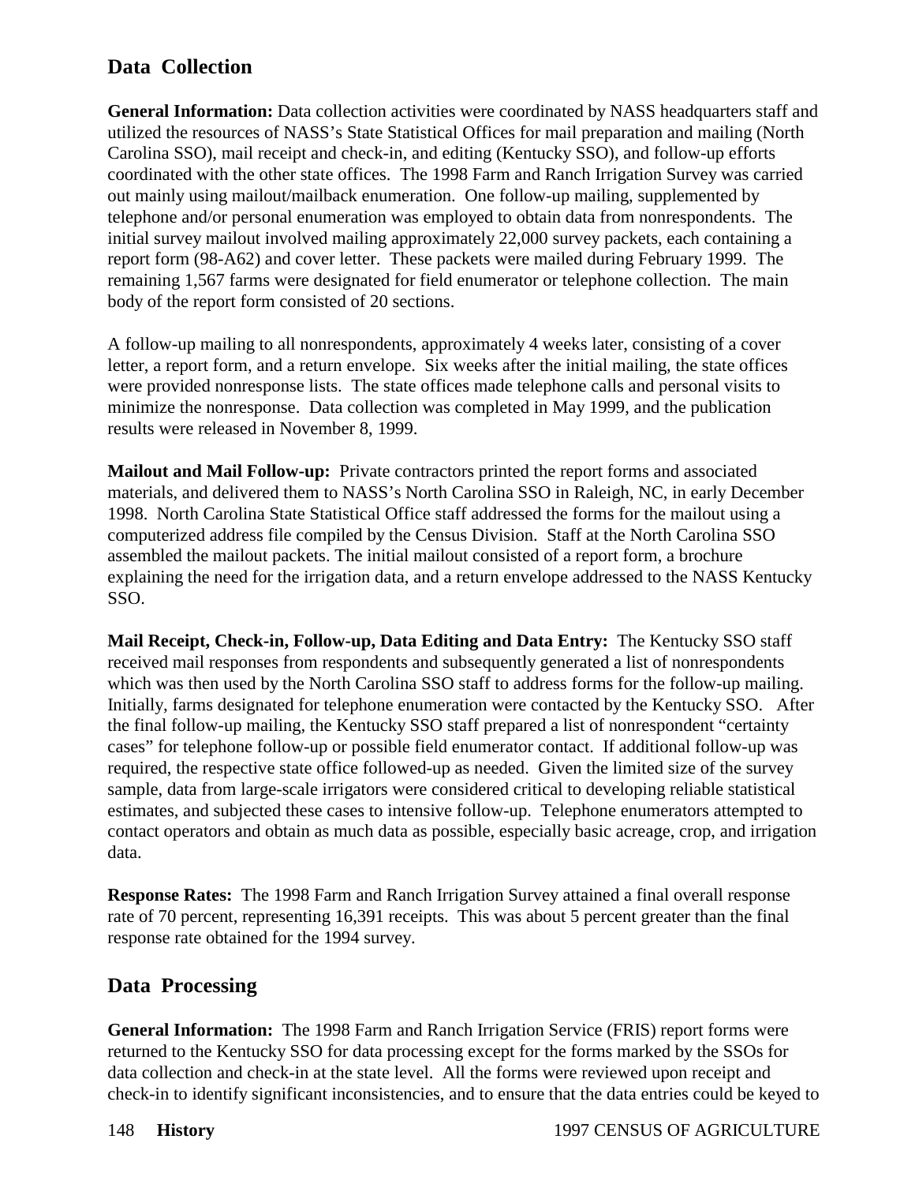## Data Collection

**General Information:** Data collection activities were coordinated by NASS headquarters staff and utilized the resources of NASS's State Statistical Offices for mail preparation and mailing (North Carolina SSO), mail receipt and check-in, and editing (Kentucky SSO), and follow-up efforts coordinated with the other state offices. The 1998 Farm and Ranch Irrigation Survey was carried out mainly using mailout/mailback enumeration. One follow-up mailing, supplemented by telephone and/or personal enumeration was employed to obtain data from nonrespondents. The initial survey mailout involved mailing approximately 22,000 survey packets, each containing a report form (98-A62) and cover letter. These packets were mailed during February 1999. The remaining 1,567 farms were designated for field enumerator or telephone collection. The main body of the report form consisted of 20 sections.

A follow-up mailing to all nonrespondents, approximately 4 weeks later, consisting of a cover letter, a report form, and a return envelope. Six weeks after the initial mailing, the state offices were provided nonresponse lists. The state offices made telephone calls and personal visits to minimize the nonresponse. Data collection was completed in May 1999, and the publication results were released in November 8, 1999.

**Mailout and Mail Follow-up:** Private contractors printed the report forms and associated materials, and delivered them to NASS's North Carolina SSO in Raleigh, NC, in early December 1998. North Carolina State Statistical Office staff addressed the forms for the mailout using a computerized address file compiled by the Census Division. Staff at the North Carolina SSO assembled the mailout packets. The initial mailout consisted of a report form, a brochure explaining the need for the irrigation data, and a return envelope addressed to the NASS Kentucky SSO.

**Mail Receipt, Check-in, Follow-up, Data Editing and Data Entry:** The Kentucky SSO staff received mail responses from respondents and subsequently generated a list of nonrespondents which was then used by the North Carolina SSO staff to address forms for the follow-up mailing. Initially, farms designated for telephone enumeration were contacted by the Kentucky SSO. After the final follow-up mailing, the Kentucky SSO staff prepared a list of nonrespondent "certainty cases" for telephone follow-up or possible field enumerator contact. If additional follow-up was required, the respective state office followed-up as needed. Given the limited size of the survey sample, data from large-scale irrigators were considered critical to developing reliable statistical estimates, and subjected these cases to intensive follow-up. Telephone enumerators attempted to contact operators and obtain as much data as possible, especially basic acreage, crop, and irrigation data.

**Response Rates:** The 1998 Farm and Ranch Irrigation Survey attained a final overall response rate of 70 percent, representing 16,391 receipts. This was about 5 percent greater than the final response rate obtained for the 1994 survey.

## Data Processing

**General Information:** The 1998 Farm and Ranch Irrigation Service (FRIS) report forms were returned to the Kentucky SSO for data processing except for the forms marked by the SSOs for data collection and check-in at the state level. All the forms were reviewed upon receipt and check-in to identify significant inconsistencies, and to ensure that the data entries could be keyed to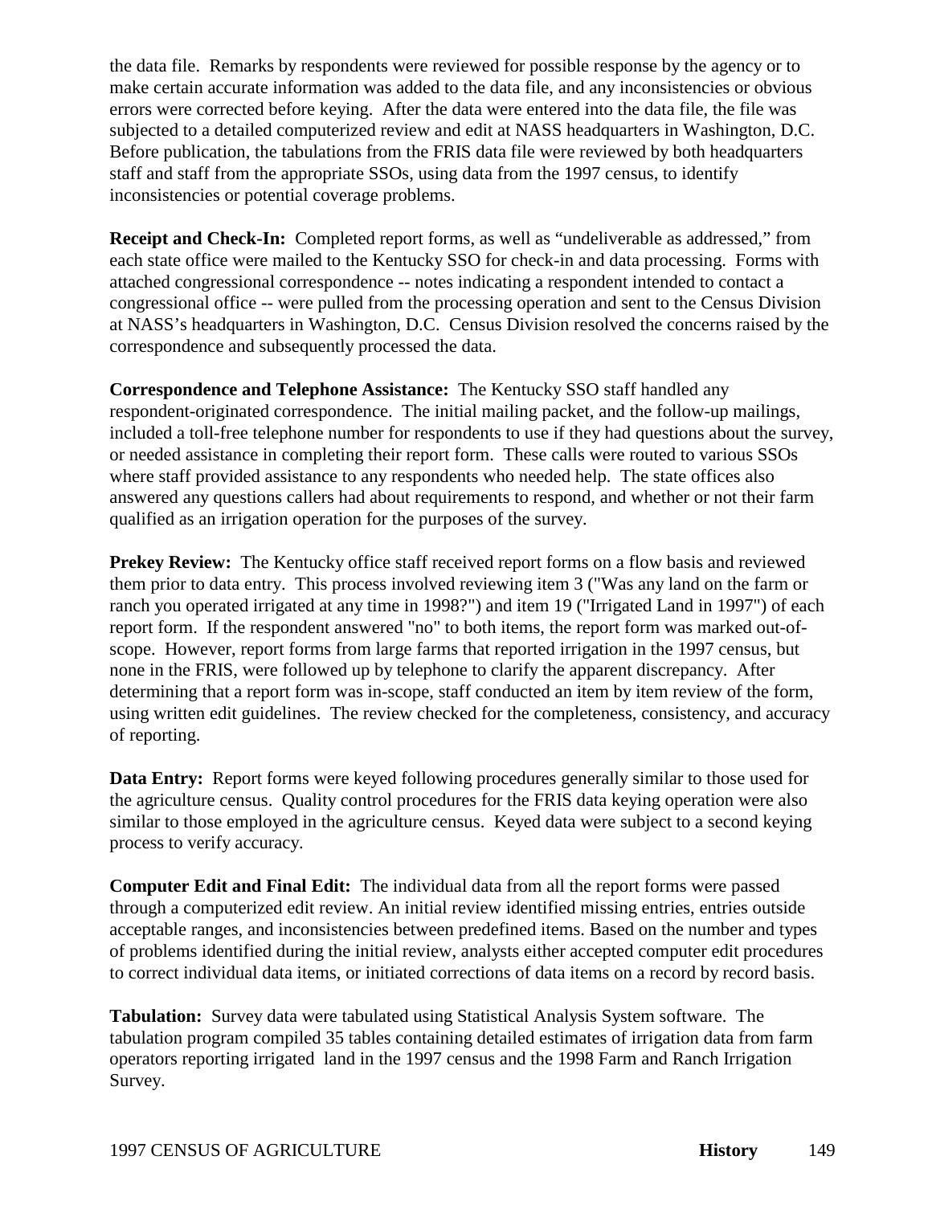the data file. Remarks by respondents were reviewed for possible response by the agency or to make certain accurate information was added to the data file, and any inconsistencies or obvious errors were corrected before keying. After the data were entered into the data file, the file was subjected to a detailed computerized review and edit at NASS headquarters in Washington, D.C. Before publication, the tabulations from the FRIS data file were reviewed by both headquarters staff and staff from the appropriate SSOs, using data from the 1997 census, to identify inconsistencies or potential coverage problems.

**Receipt and Check-In:** Completed report forms, as well as "undeliverable as addressed," from each state office were mailed to the Kentucky SSO for check-in and data processing. Forms with attached congressional correspondence -- notes indicating a respondent intended to contact a congressional office -- were pulled from the processing operation and sent to the Census Division at NASS's headquarters in Washington, D.C. Census Division resolved the concerns raised by the correspondence and subsequently processed the data.

**Correspondence and Telephone Assistance:** The Kentucky SSO staff handled any respondent-originated correspondence. The initial mailing packet, and the follow-up mailings, included a toll-free telephone number for respondents to use if they had questions about the survey, or needed assistance in completing their report form. These calls were routed to various SSOs where staff provided assistance to any respondents who needed help. The state offices also answered any questions callers had about requirements to respond, and whether or not their farm qualified as an irrigation operation for the purposes of the survey.

**Prekey Review:** The Kentucky office staff received report forms on a flow basis and reviewed them prior to data entry. This process involved reviewing item 3 ("Was any land on the farm or ranch you operated irrigated at any time in 1998?") and item 19 ("Irrigated Land in 1997") of each report form. If the respondent answered "no" to both items, the report form was marked out-of-scope. However, report forms from large farms that reported irrigation in the 1997 census, but none in the FRIS, were followed up by telephone to clarify the apparent discrepancy. After determining that a report form was in-scope, staff conducted an item by item review of the form, using written edit guidelines. The review checked for the completeness, consistency, and accuracy of reporting.

**Data Entry:** Report forms were keyed following procedures generally similar to those used for the agriculture census. Quality control procedures for the FRIS data keying operation were also similar to those employed in the agriculture census. Keyed data were subject to a second keying process to verify accuracy.

**Computer Edit and Final Edit:** The individual data from all the report forms were passed through a computerized edit review. An initial review identified missing entries, entries outside acceptable ranges, and inconsistencies between predefined items. Based on the number and types of problems identified during the initial review, analysts either accepted computer edit procedures to correct individual data items, or initiated corrections of data items on a record by record basis.

**Tabulation:** Survey data were tabulated using Statistical Analysis System software. The tabulation program compiled 35 tables containing detailed estimates of irrigation data from farm operators reporting irrigated land in the 1997 census and the 1998 Farm and Ranch Irrigation Survey.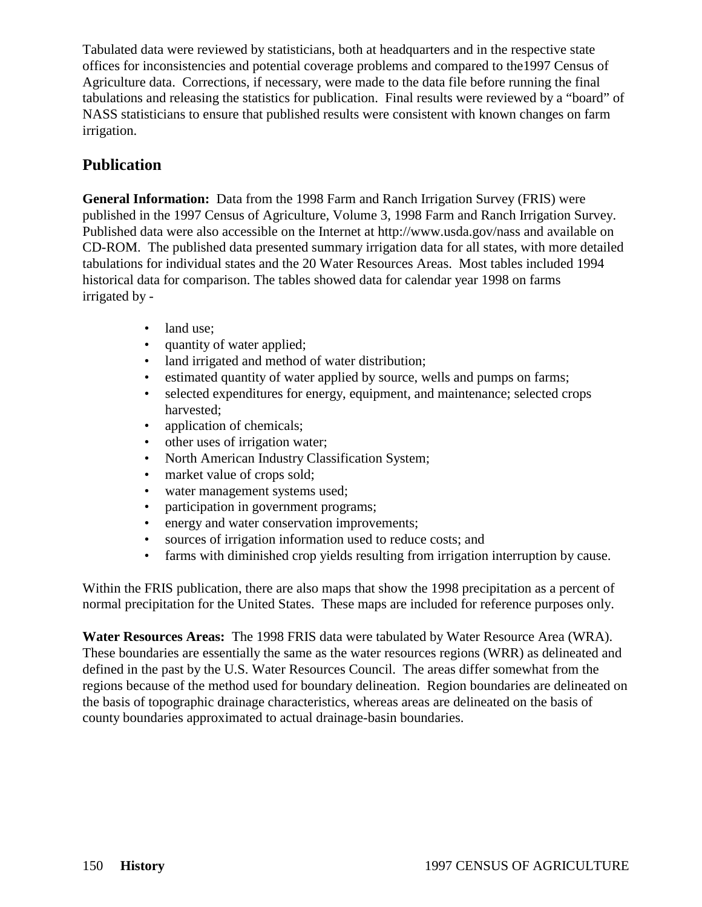Tabulated data were reviewed by statisticians, both at headquarters and in the respective state offices for inconsistencies and potential coverage problems and compared to the1997 Census of Agriculture data. Corrections, if necessary, were made to the data file before running the final tabulations and releasing the statistics for publication. Final results were reviewed by a "board" of NASS statisticians to ensure that published results were consistent with known changes on farm irrigation.

## Publication

**General Information:** Data from the 1998 Farm and Ranch Irrigation Survey (FRIS) were published in the 1997 Census of Agriculture, Volume 3, 1998 Farm and Ranch Irrigation Survey. Published data were also accessible on the Internet at http://www.usda.gov/nass and available on CD-ROM. The published data presented summary irrigation data for all states, with more detailed tabulations for individual states and the 20 Water Resources Areas. Most tables included 1994 historical data for comparison. The tables showed data for calendar year 1998 on farms irrigated by -

- land use;
- quantity of water applied;
- land irrigated and method of water distribution;
- estimated quantity of water applied by source, wells and pumps on farms;
- selected expenditures for energy, equipment, and maintenance; selected crops harvested;
- application of chemicals;
- other uses of irrigation water;
- North American Industry Classification System;
- market value of crops sold;
- water management systems used;
- participation in government programs;
- energy and water conservation improvements;
- sources of irrigation information used to reduce costs; and
- farms with diminished crop yields resulting from irrigation interruption by cause.

Within the FRIS publication, there are also maps that show the 1998 precipitation as a percent of normal precipitation for the United States. These maps are included for reference purposes only.

**Water Resources Areas:** The 1998 FRIS data were tabulated by Water Resource Area (WRA). These boundaries are essentially the same as the water resources regions (WRR) as delineated and defined in the past by the U.S. Water Resources Council. The areas differ somewhat from the regions because of the method used for boundary delineation. Region boundaries are delineated on the basis of topographic drainage characteristics, whereas areas are delineated on the basis of county boundaries approximated to actual drainage-basin boundaries.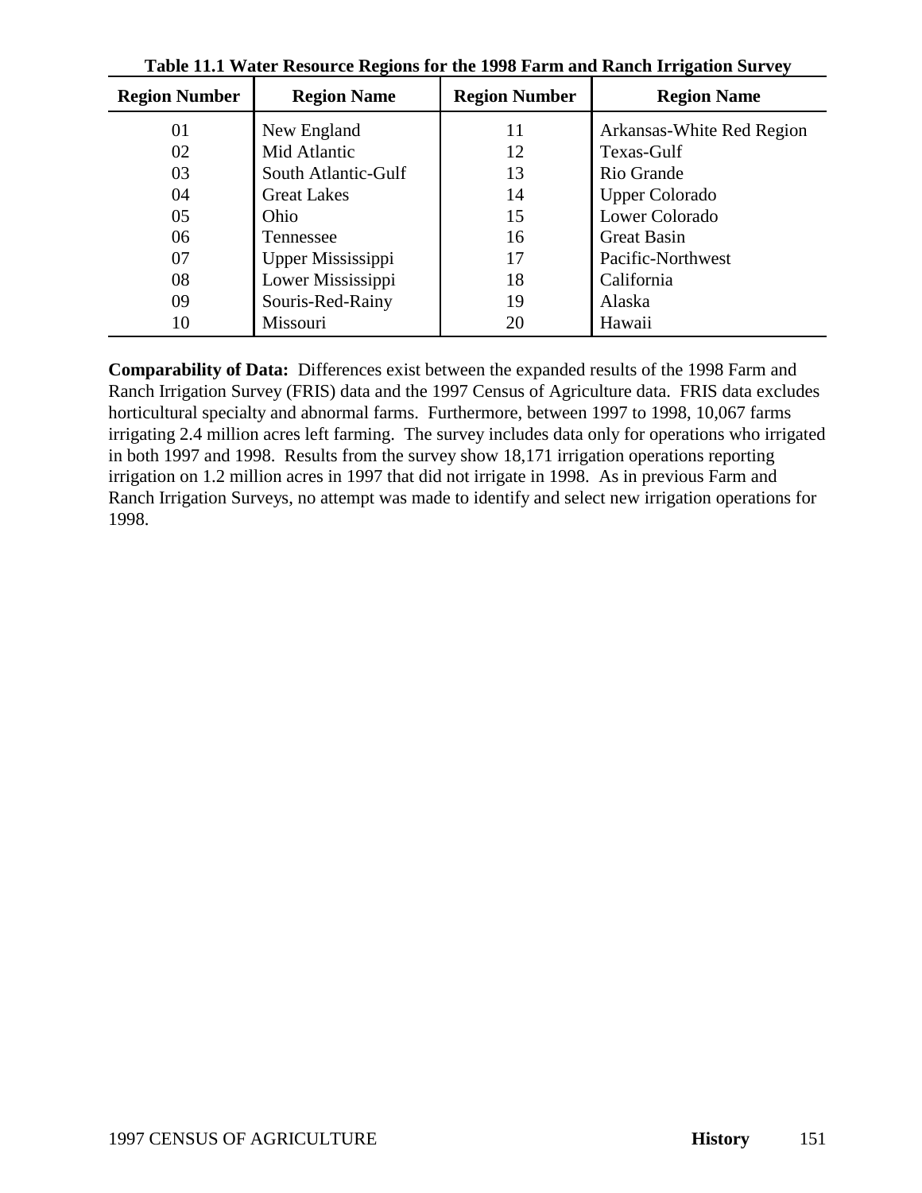**Table 11.1 Water Resource Regions for the 1998 Farm and Ranch Irrigation Survey**

| Region Number | Region Name | Region Number | Region Name |
|---|---|---|---|
| 01 | New England | 11 | Arkansas-White Red Region |
| 02 | Mid Atlantic | 12 | Texas-Gulf |
| 03 | South Atlantic-Gulf | 13 | Rio Grande |
| 04 | Great Lakes | 14 | Upper Colorado |
| 05 | Ohio | 15 | Lower Colorado |
| 06 | Tennessee | 16 | Great Basin |
| 07 | Upper Mississippi | 17 | Pacific-Northwest |
| 08 | Lower Mississippi | 18 | California |
| 09 | Souris-Red-Rainy | 19 | Alaska |
| 10 | Missouri | 20 | Hawaii |

**Comparability of Data:** Differences exist between the expanded results of the 1998 Farm and Ranch Irrigation Survey (FRIS) data and the 1997 Census of Agriculture data. FRIS data excludes horticultural specialty and abnormal farms. Furthermore, between 1997 to 1998, 10,067 farms irrigating 2.4 million acres left farming. The survey includes data only for operations who irrigated in both 1997 and 1998. Results from the survey show 18,171 irrigation operations reporting irrigation on 1.2 million acres in 1997 that did not irrigate in 1998. As in previous Farm and Ranch Irrigation Surveys, no attempt was made to identify and select new irrigation operations for 1998.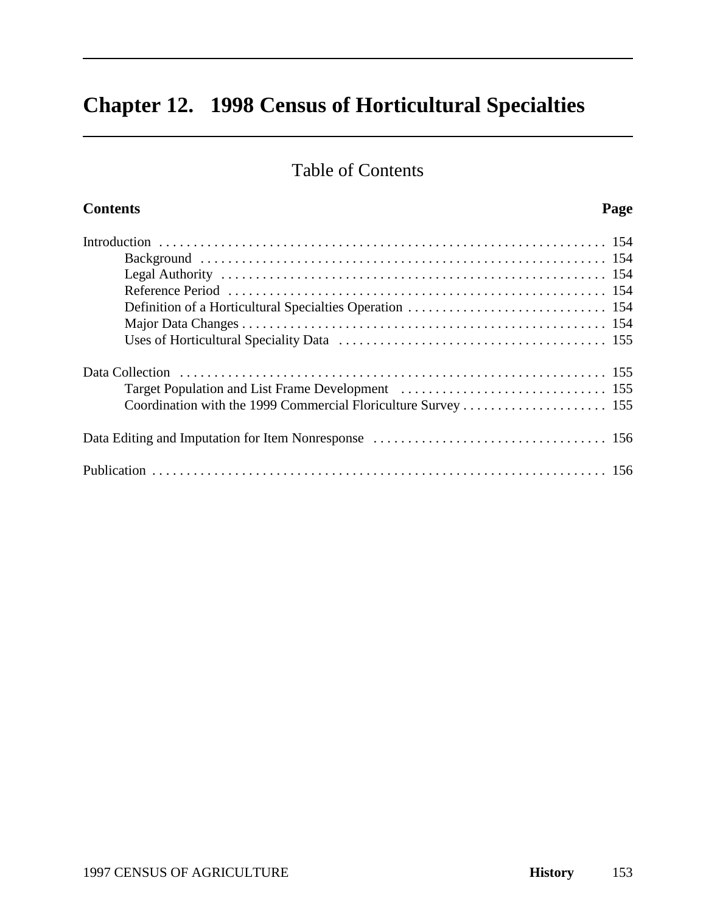# Chapter 12. 1998 Census of Horticultural Specialties

## Table of Contents

| Contents | Page |
|---|---|
| Introduction | 154 |
| Background | 154 |
| Legal Authority | 154 |
| Reference Period | 154 |
| Definition of a Horticultural Specialties Operation | 154 |
| Major Data Changes | 154 |
| Uses of Horticultural Speciality Data | 155 |
| Data Collection | 155 |
| Target Population and List Frame Development | 155 |
| Coordination with the 1999 Commercial Floriculture Survey | 155 |
| Data Editing and Imputation for Item Nonresponse | 156 |
| Publication | 156 |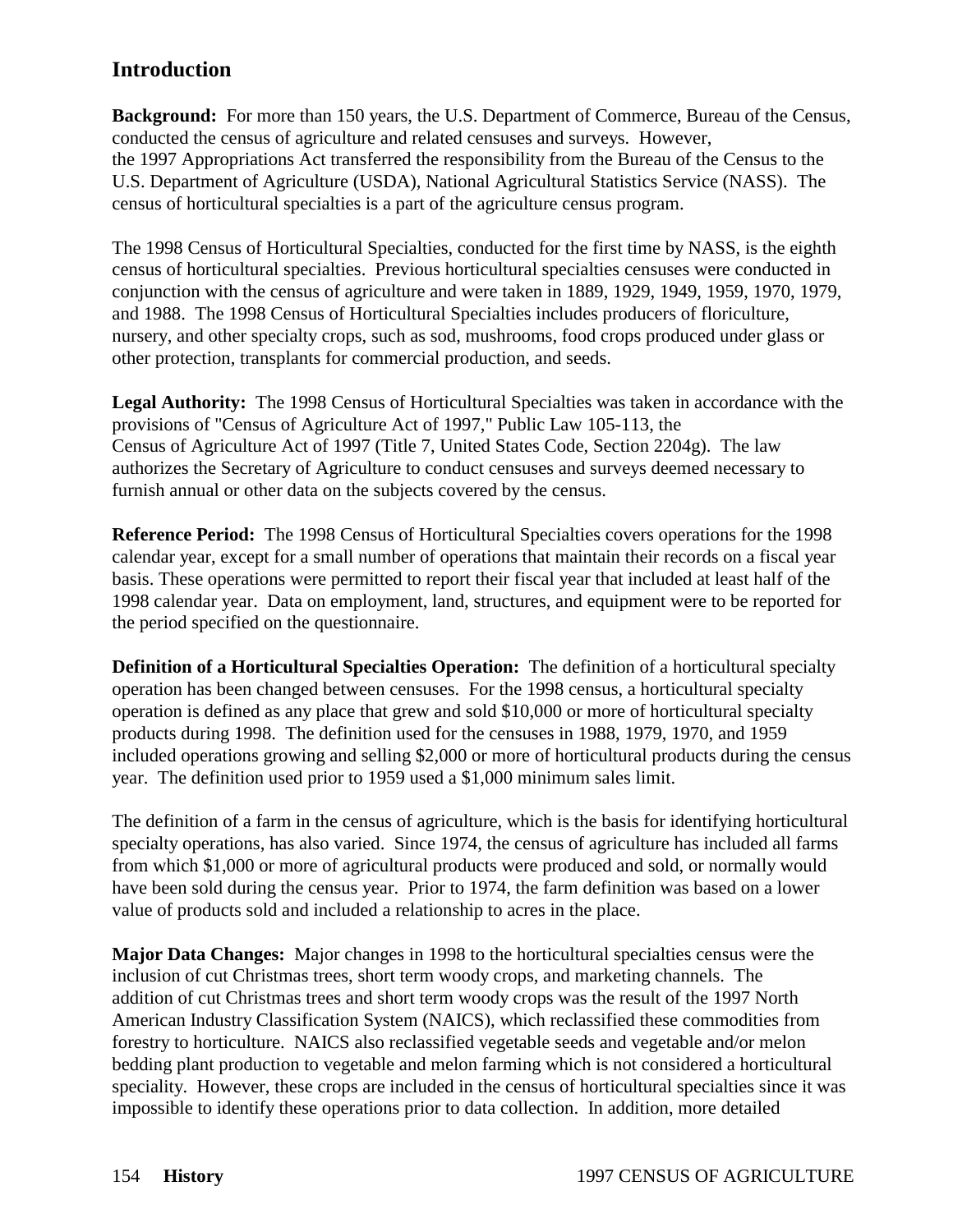## Introduction

**Background:** For more than 150 years, the U.S. Department of Commerce, Bureau of the Census, conducted the census of agriculture and related censuses and surveys. However, the 1997 Appropriations Act transferred the responsibility from the Bureau of the Census to the U.S. Department of Agriculture (USDA), National Agricultural Statistics Service (NASS). The census of horticultural specialties is a part of the agriculture census program.

The 1998 Census of Horticultural Specialties, conducted for the first time by NASS, is the eighth census of horticultural specialties. Previous horticultural specialties censuses were conducted in conjunction with the census of agriculture and were taken in 1889, 1929, 1949, 1959, 1970, 1979, and 1988. The 1998 Census of Horticultural Specialties includes producers of floriculture, nursery, and other specialty crops, such as sod, mushrooms, food crops produced under glass or other protection, transplants for commercial production, and seeds.

**Legal Authority:** The 1998 Census of Horticultural Specialties was taken in accordance with the provisions of "Census of Agriculture Act of 1997," Public Law 105-113, the Census of Agriculture Act of 1997 (Title 7, United States Code, Section 2204g). The law authorizes the Secretary of Agriculture to conduct censuses and surveys deemed necessary to furnish annual or other data on the subjects covered by the census.

**Reference Period:** The 1998 Census of Horticultural Specialties covers operations for the 1998 calendar year, except for a small number of operations that maintain their records on a fiscal year basis. These operations were permitted to report their fiscal year that included at least half of the 1998 calendar year. Data on employment, land, structures, and equipment were to be reported for the period specified on the questionnaire.

**Definition of a Horticultural Specialties Operation:** The definition of a horticultural specialty operation has been changed between censuses. For the 1998 census, a horticultural specialty operation is defined as any place that grew and sold $10,000 or more of horticultural specialty products during 1998. The definition used for the censuses in 1988, 1979, 1970, and 1959 included operations growing and selling $2,000 or more of horticultural products during the census year. The definition used prior to 1959 used a $1,000 minimum sales limit.

The definition of a farm in the census of agriculture, which is the basis for identifying horticultural specialty operations, has also varied. Since 1974, the census of agriculture has included all farms from which $1,000 or more of agricultural products were produced and sold, or normally would have been sold during the census year. Prior to 1974, the farm definition was based on a lower value of products sold and included a relationship to acres in the place.

**Major Data Changes:** Major changes in 1998 to the horticultural specialties census were the inclusion of cut Christmas trees, short term woody crops, and marketing channels. The addition of cut Christmas trees and short term woody crops was the result of the 1997 North American Industry Classification System (NAICS), which reclassified these commodities from forestry to horticulture. NAICS also reclassified vegetable seeds and vegetable and/or melon bedding plant production to vegetable and melon farming which is not considered a horticultural speciality. However, these crops are included in the census of horticultural specialties since it was impossible to identify these operations prior to data collection. In addition, more detailed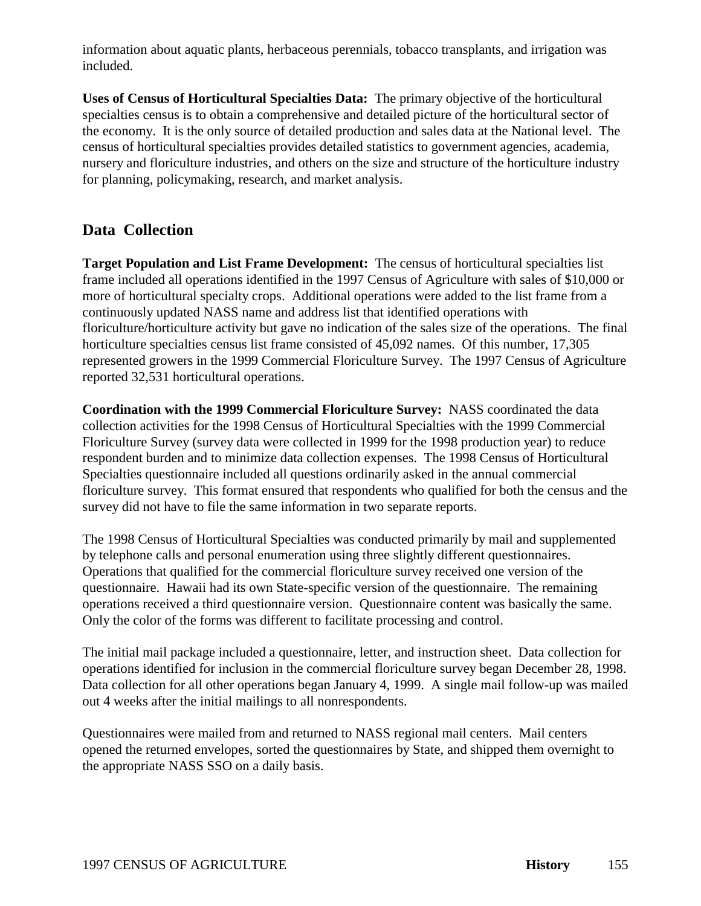information about aquatic plants, herbaceous perennials, tobacco transplants, and irrigation was included.

**Uses of Census of Horticultural Specialties Data:** The primary objective of the horticultural specialties census is to obtain a comprehensive and detailed picture of the horticultural sector of the economy. It is the only source of detailed production and sales data at the National level. The census of horticultural specialties provides detailed statistics to government agencies, academia, nursery and floriculture industries, and others on the size and structure of the horticulture industry for planning, policymaking, research, and market analysis.

## Data Collection

**Target Population and List Frame Development:** The census of horticultural specialties list frame included all operations identified in the 1997 Census of Agriculture with sales of $10,000 or more of horticultural specialty crops. Additional operations were added to the list frame from a continuously updated NASS name and address list that identified operations with floriculture/horticulture activity but gave no indication of the sales size of the operations. The final horticulture specialties census list frame consisted of 45,092 names. Of this number, 17,305 represented growers in the 1999 Commercial Floriculture Survey. The 1997 Census of Agriculture reported 32,531 horticultural operations.

**Coordination with the 1999 Commercial Floriculture Survey:** NASS coordinated the data collection activities for the 1998 Census of Horticultural Specialties with the 1999 Commercial Floriculture Survey (survey data were collected in 1999 for the 1998 production year) to reduce respondent burden and to minimize data collection expenses. The 1998 Census of Horticultural Specialties questionnaire included all questions ordinarily asked in the annual commercial floriculture survey. This format ensured that respondents who qualified for both the census and the survey did not have to file the same information in two separate reports.

The 1998 Census of Horticultural Specialties was conducted primarily by mail and supplemented by telephone calls and personal enumeration using three slightly different questionnaires. Operations that qualified for the commercial floriculture survey received one version of the questionnaire. Hawaii had its own State-specific version of the questionnaire. The remaining operations received a third questionnaire version. Questionnaire content was basically the same. Only the color of the forms was different to facilitate processing and control.

The initial mail package included a questionnaire, letter, and instruction sheet. Data collection for operations identified for inclusion in the commercial floriculture survey began December 28, 1998. Data collection for all other operations began January 4, 1999. A single mail follow-up was mailed out 4 weeks after the initial mailings to all nonrespondents.

Questionnaires were mailed from and returned to NASS regional mail centers. Mail centers opened the returned envelopes, sorted the questionnaires by State, and shipped them overnight to the appropriate NASS SSO on a daily basis.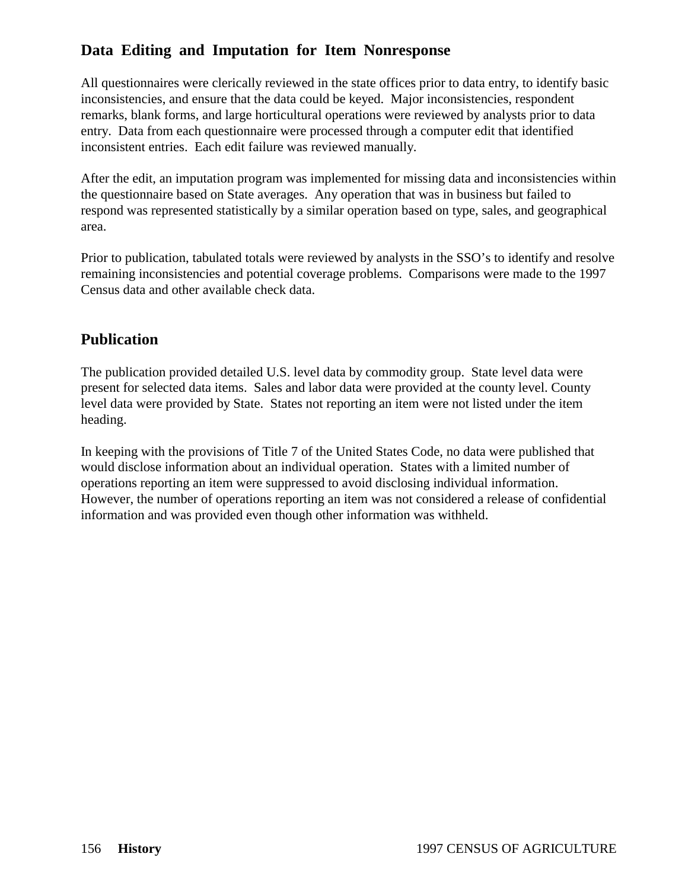## Data Editing and Imputation for Item Nonresponse

All questionnaires were clerically reviewed in the state offices prior to data entry, to identify basic inconsistencies, and ensure that the data could be keyed. Major inconsistencies, respondent remarks, blank forms, and large horticultural operations were reviewed by analysts prior to data entry. Data from each questionnaire were processed through a computer edit that identified inconsistent entries. Each edit failure was reviewed manually.

After the edit, an imputation program was implemented for missing data and inconsistencies within the questionnaire based on State averages. Any operation that was in business but failed to respond was represented statistically by a similar operation based on type, sales, and geographical area.

Prior to publication, tabulated totals were reviewed by analysts in the SSO's to identify and resolve remaining inconsistencies and potential coverage problems. Comparisons were made to the 1997 Census data and other available check data.

## Publication

The publication provided detailed U.S. level data by commodity group. State level data were present for selected data items. Sales and labor data were provided at the county level. County level data were provided by State. States not reporting an item were not listed under the item heading.

In keeping with the provisions of Title 7 of the United States Code, no data were published that would disclose information about an individual operation. States with a limited number of operations reporting an item were suppressed to avoid disclosing individual information. However, the number of operations reporting an item was not considered a release of confidential information and was provided even though other information was withheld.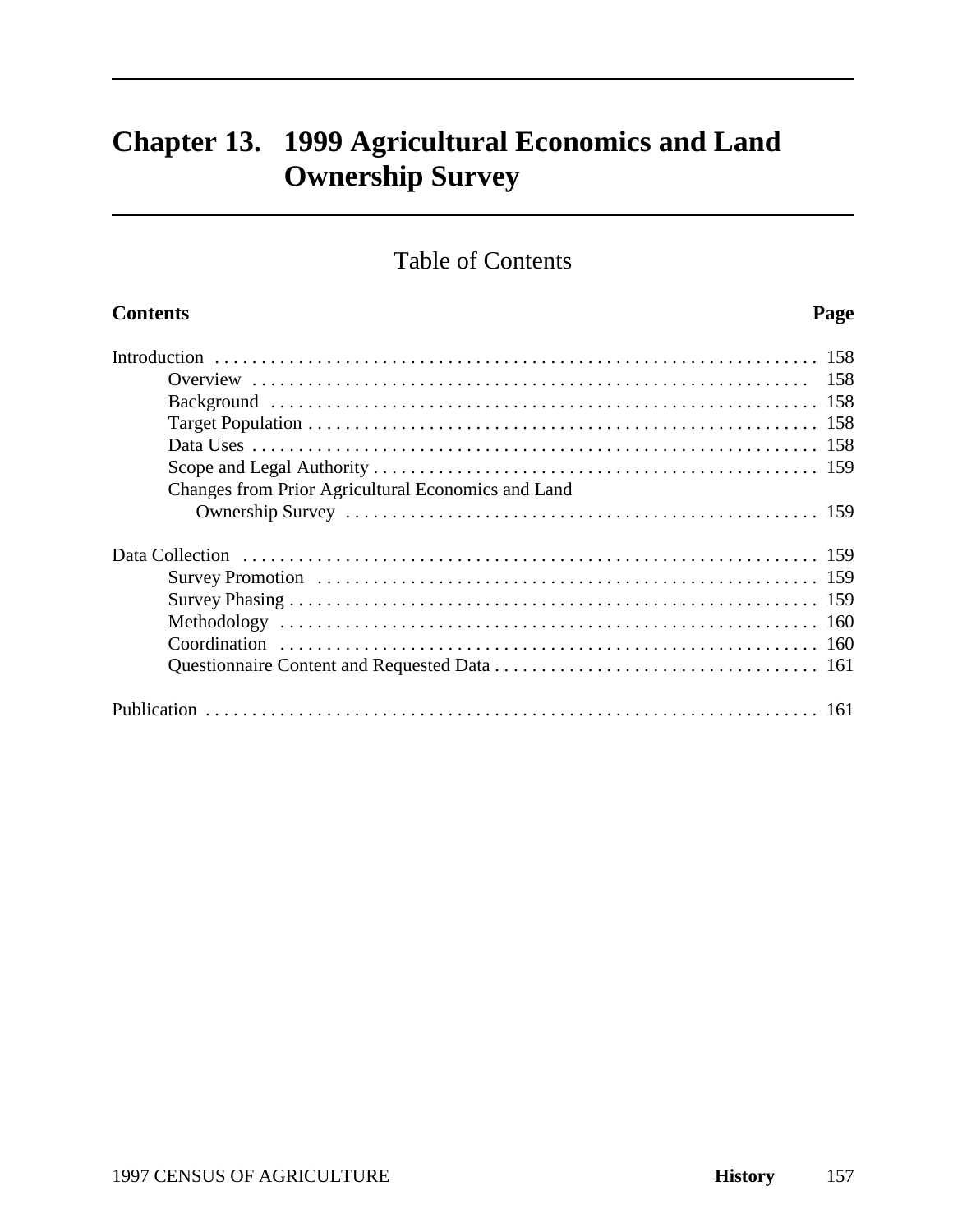# Chapter 13. 1999 Agricultural Economics and Land Ownership Survey

## Table of Contents

| Contents | Page |
|---|---|
| Introduction | 158 |
| Overview | 158 |
| Background | 158 |
| Target Population | 158 |
| Data Uses | 158 |
| Scope and Legal Authority | 159 |
| Changes from Prior Agricultural Economics and Land Ownership Survey | 159 |
| Data Collection | 159 |
| Survey Promotion | 159 |
| Survey Phasing | 159 |
| Methodology | 160 |
| Coordination | 160 |
| Questionnaire Content and Requested Data | 161 |
| Publication | 161 |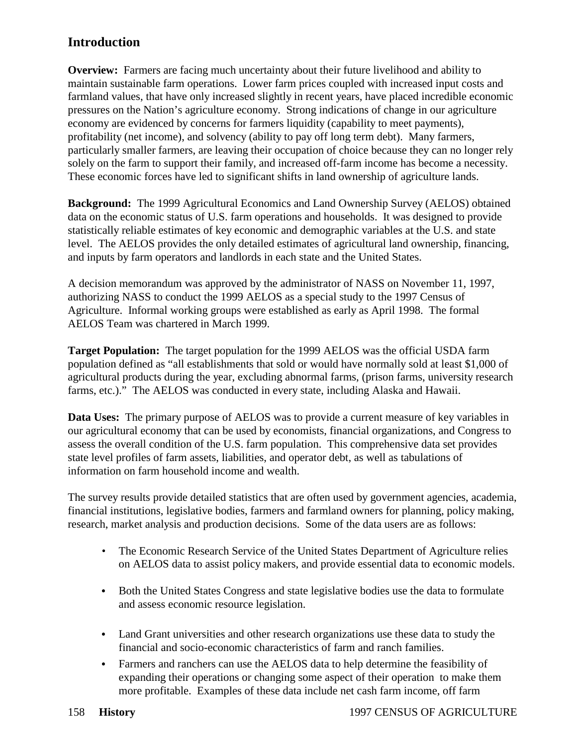## Introduction

**Overview:** Farmers are facing much uncertainty about their future livelihood and ability to maintain sustainable farm operations. Lower farm prices coupled with increased input costs and farmland values, that have only increased slightly in recent years, have placed incredible economic pressures on the Nation's agriculture economy. Strong indications of change in our agriculture economy are evidenced by concerns for farmers liquidity (capability to meet payments), profitability (net income), and solvency (ability to pay off long term debt). Many farmers, particularly smaller farmers, are leaving their occupation of choice because they can no longer rely solely on the farm to support their family, and increased off-farm income has become a necessity. These economic forces have led to significant shifts in land ownership of agriculture lands.

**Background:** The 1999 Agricultural Economics and Land Ownership Survey (AELOS) obtained data on the economic status of U.S. farm operations and households. It was designed to provide statistically reliable estimates of key economic and demographic variables at the U.S. and state level. The AELOS provides the only detailed estimates of agricultural land ownership, financing, and inputs by farm operators and landlords in each state and the United States.

A decision memorandum was approved by the administrator of NASS on November 11, 1997, authorizing NASS to conduct the 1999 AELOS as a special study to the 1997 Census of Agriculture. Informal working groups were established as early as April 1998. The formal AELOS Team was chartered in March 1999.

**Target Population:** The target population for the 1999 AELOS was the official USDA farm population defined as "all establishments that sold or would have normally sold at least $1,000 of agricultural products during the year, excluding abnormal farms, (prison farms, university research farms, etc.)." The AELOS was conducted in every state, including Alaska and Hawaii.

**Data Uses:** The primary purpose of AELOS was to provide a current measure of key variables in our agricultural economy that can be used by economists, financial organizations, and Congress to assess the overall condition of the U.S. farm population. This comprehensive data set provides state level profiles of farm assets, liabilities, and operator debt, as well as tabulations of information on farm household income and wealth.

The survey results provide detailed statistics that are often used by government agencies, academia, financial institutions, legislative bodies, farmers and farmland owners for planning, policy making, research, market analysis and production decisions. Some of the data users are as follows:

- The Economic Research Service of the United States Department of Agriculture relies on AELOS data to assist policy makers, and provide essential data to economic models.
- Both the United States Congress and state legislative bodies use the data to formulate and assess economic resource legislation.
- Land Grant universities and other research organizations use these data to study the financial and socio-economic characteristics of farm and ranch families.
- Farmers and ranchers can use the AELOS data to help determine the feasibility of expanding their operations or changing some aspect of their operation to make them more profitable. Examples of these data include net cash farm income, off farm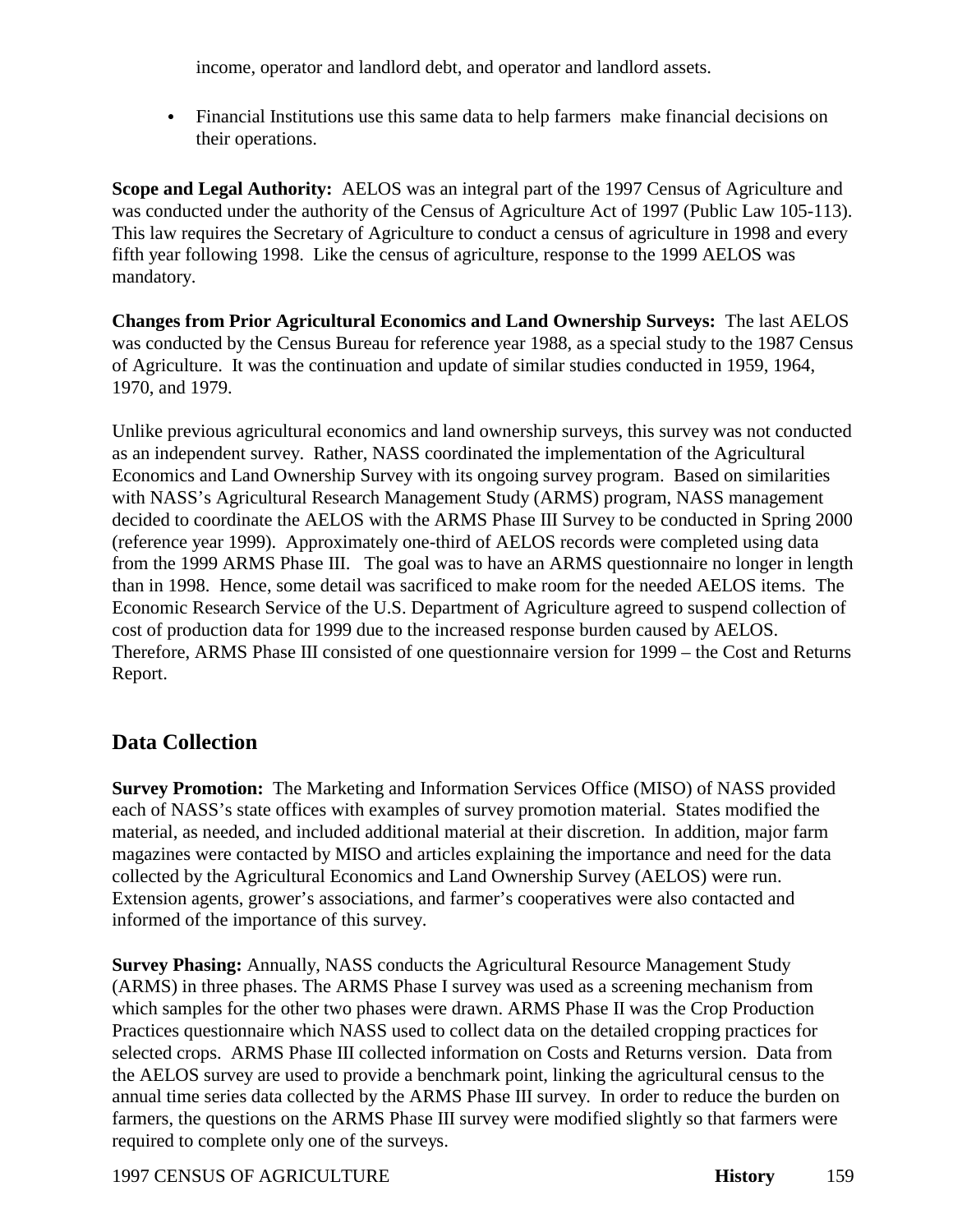income, operator and landlord debt, and operator and landlord assets.

- Financial Institutions use this same data to help farmers make financial decisions on their operations.

**Scope and Legal Authority:** AELOS was an integral part of the 1997 Census of Agriculture and was conducted under the authority of the Census of Agriculture Act of 1997 (Public Law 105-113). This law requires the Secretary of Agriculture to conduct a census of agriculture in 1998 and every fifth year following 1998. Like the census of agriculture, response to the 1999 AELOS was mandatory.

**Changes from Prior Agricultural Economics and Land Ownership Surveys:** The last AELOS was conducted by the Census Bureau for reference year 1988, as a special study to the 1987 Census of Agriculture. It was the continuation and update of similar studies conducted in 1959, 1964, 1970, and 1979.

Unlike previous agricultural economics and land ownership surveys, this survey was not conducted as an independent survey. Rather, NASS coordinated the implementation of the Agricultural Economics and Land Ownership Survey with its ongoing survey program. Based on similarities with NASS's Agricultural Research Management Study (ARMS) program, NASS management decided to coordinate the AELOS with the ARMS Phase III Survey to be conducted in Spring 2000 (reference year 1999). Approximately one-third of AELOS records were completed using data from the 1999 ARMS Phase III. The goal was to have an ARMS questionnaire no longer in length than in 1998. Hence, some detail was sacrificed to make room for the needed AELOS items. The Economic Research Service of the U.S. Department of Agriculture agreed to suspend collection of cost of production data for 1999 due to the increased response burden caused by AELOS. Therefore, ARMS Phase III consisted of one questionnaire version for 1999 – the Cost and Returns Report.

## Data Collection

**Survey Promotion:** The Marketing and Information Services Office (MISO) of NASS provided each of NASS's state offices with examples of survey promotion material. States modified the material, as needed, and included additional material at their discretion. In addition, major farm magazines were contacted by MISO and articles explaining the importance and need for the data collected by the Agricultural Economics and Land Ownership Survey (AELOS) were run. Extension agents, grower's associations, and farmer's cooperatives were also contacted and informed of the importance of this survey.

**Survey Phasing:** Annually, NASS conducts the Agricultural Resource Management Study (ARMS) in three phases. The ARMS Phase I survey was used as a screening mechanism from which samples for the other two phases were drawn. ARMS Phase II was the Crop Production Practices questionnaire which NASS used to collect data on the detailed cropping practices for selected crops. ARMS Phase III collected information on Costs and Returns version. Data from the AELOS survey are used to provide a benchmark point, linking the agricultural census to the annual time series data collected by the ARMS Phase III survey. In order to reduce the burden on farmers, the questions on the ARMS Phase III survey were modified slightly so that farmers were required to complete only one of the surveys.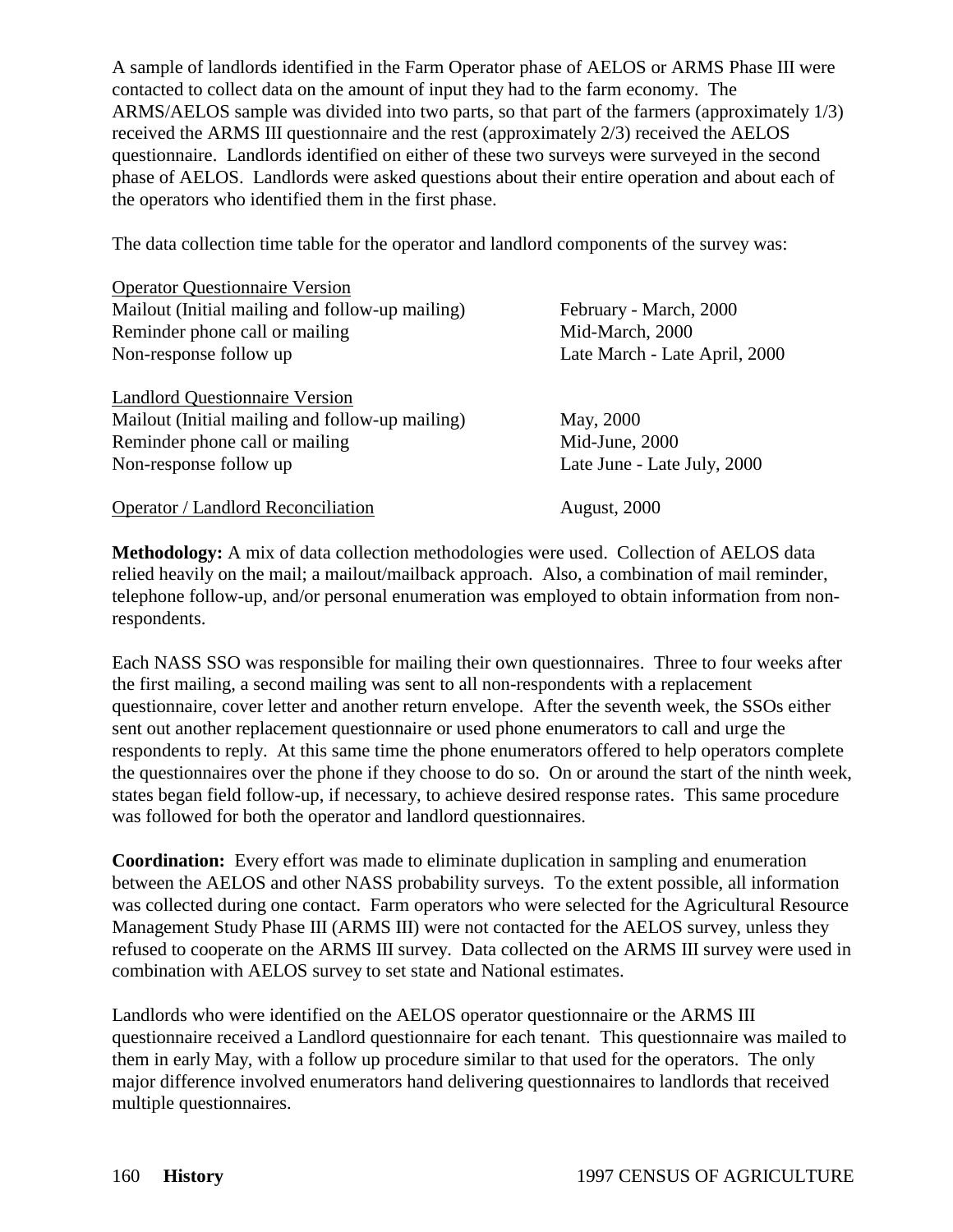A sample of landlords identified in the Farm Operator phase of AELOS or ARMS Phase III were contacted to collect data on the amount of input they had to the farm economy. The ARMS/AELOS sample was divided into two parts, so that part of the farmers (approximately 1/3) received the ARMS III questionnaire and the rest (approximately 2/3) received the AELOS questionnaire. Landlords identified on either of these two surveys were surveyed in the second phase of AELOS. Landlords were asked questions about their entire operation and about each of the operators who identified them in the first phase.

The data collection time table for the operator and landlord components of the survey was:

| | |
|---|---|
| <u>Operator Questionnaire Version</u> | |
| Mailout (Initial mailing and follow-up mailing) | February - March, 2000 |
| Reminder phone call or mailing | Mid-March, 2000 |
| Non-response follow up | Late March - Late April, 2000 |
| | |
| <u>Landlord Questionnaire Version</u> | |
| Mailout (Initial mailing and follow-up mailing) | May, 2000 |
| Reminder phone call or mailing | Mid-June, 2000 |
| Non-response follow up | Late June - Late July, 2000 |
| | |
| <u>Operator / Landlord Reconciliation</u> | August, 2000 |

**Methodology:** A mix of data collection methodologies were used. Collection of AELOS data relied heavily on the mail; a mailout/mailback approach. Also, a combination of mail reminder, telephone follow-up, and/or personal enumeration was employed to obtain information from non-respondents.

Each NASS SSO was responsible for mailing their own questionnaires. Three to four weeks after the first mailing, a second mailing was sent to all non-respondents with a replacement questionnaire, cover letter and another return envelope. After the seventh week, the SSOs either sent out another replacement questionnaire or used phone enumerators to call and urge the respondents to reply. At this same time the phone enumerators offered to help operators complete the questionnaires over the phone if they choose to do so. On or around the start of the ninth week, states began field follow-up, if necessary, to achieve desired response rates. This same procedure was followed for both the operator and landlord questionnaires.

**Coordination:** Every effort was made to eliminate duplication in sampling and enumeration between the AELOS and other NASS probability surveys. To the extent possible, all information was collected during one contact. Farm operators who were selected for the Agricultural Resource Management Study Phase III (ARMS III) were not contacted for the AELOS survey, unless they refused to cooperate on the ARMS III survey. Data collected on the ARMS III survey were used in combination with AELOS survey to set state and National estimates.

Landlords who were identified on the AELOS operator questionnaire or the ARMS III questionnaire received a Landlord questionnaire for each tenant. This questionnaire was mailed to them in early May, with a follow up procedure similar to that used for the operators. The only major difference involved enumerators hand delivering questionnaires to landlords that received multiple questionnaires.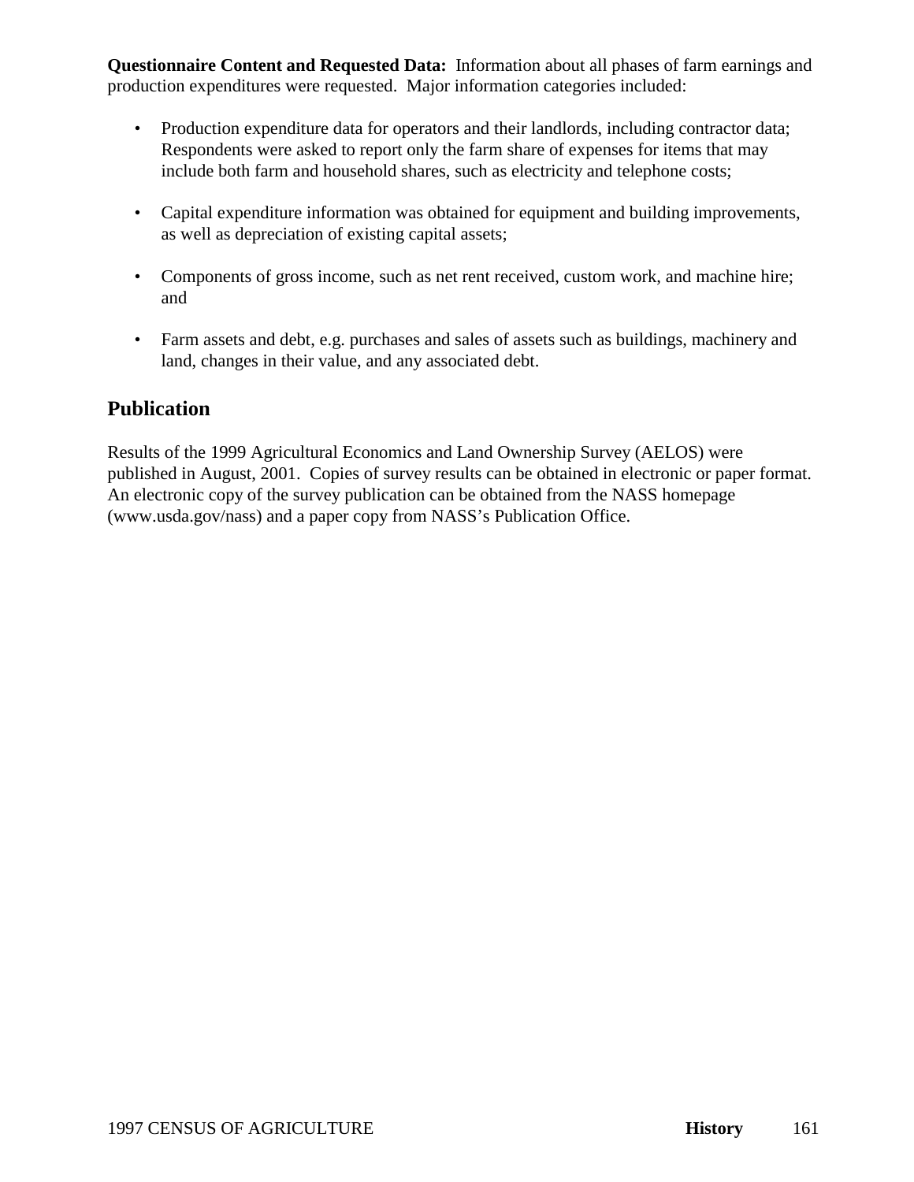**Questionnaire Content and Requested Data:** Information about all phases of farm earnings and production expenditures were requested. Major information categories included:

- Production expenditure data for operators and their landlords, including contractor data; Respondents were asked to report only the farm share of expenses for items that may include both farm and household shares, such as electricity and telephone costs;

- Capital expenditure information was obtained for equipment and building improvements, as well as depreciation of existing capital assets;

- Components of gross income, such as net rent received, custom work, and machine hire; and

- Farm assets and debt, e.g. purchases and sales of assets such as buildings, machinery and land, changes in their value, and any associated debt.

## Publication

Results of the 1999 Agricultural Economics and Land Ownership Survey (AELOS) were published in August, 2001. Copies of survey results can be obtained in electronic or paper format. An electronic copy of the survey publication can be obtained from the NASS homepage (www.usda.gov/nass) and a paper copy from NASS's Publication Office.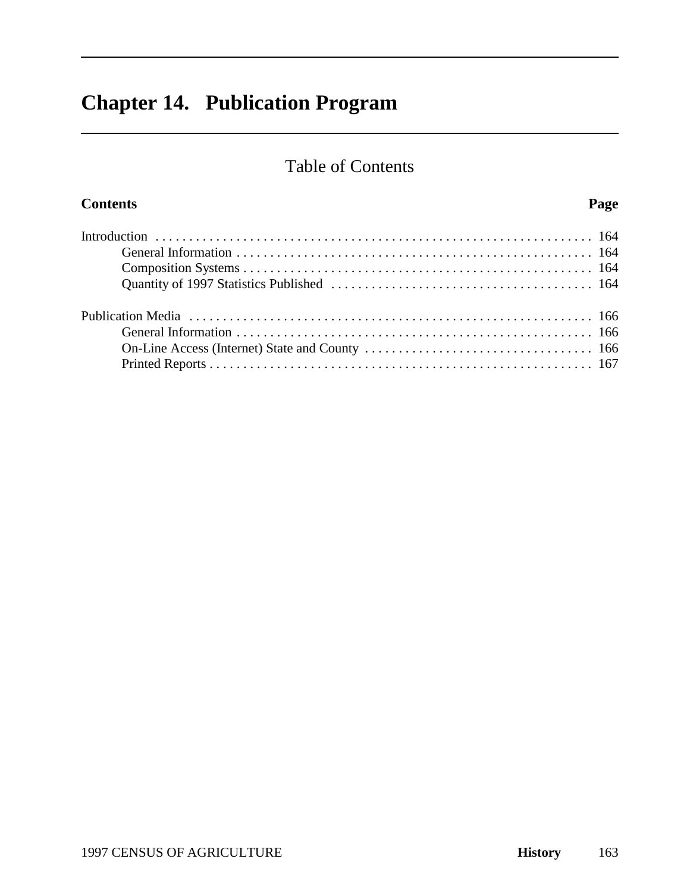# Chapter 14. Publication Program

## Table of Contents

| Contents | Page |
|---|---|
| Introduction | 164 |
| General Information | 164 |
| Composition Systems | 164 |
| Quantity of 1997 Statistics Published | 164 |
| Publication Media | 166 |
| General Information | 166 |
| On-Line Access (Internet) State and County | 166 |
| Printed Reports | 167 |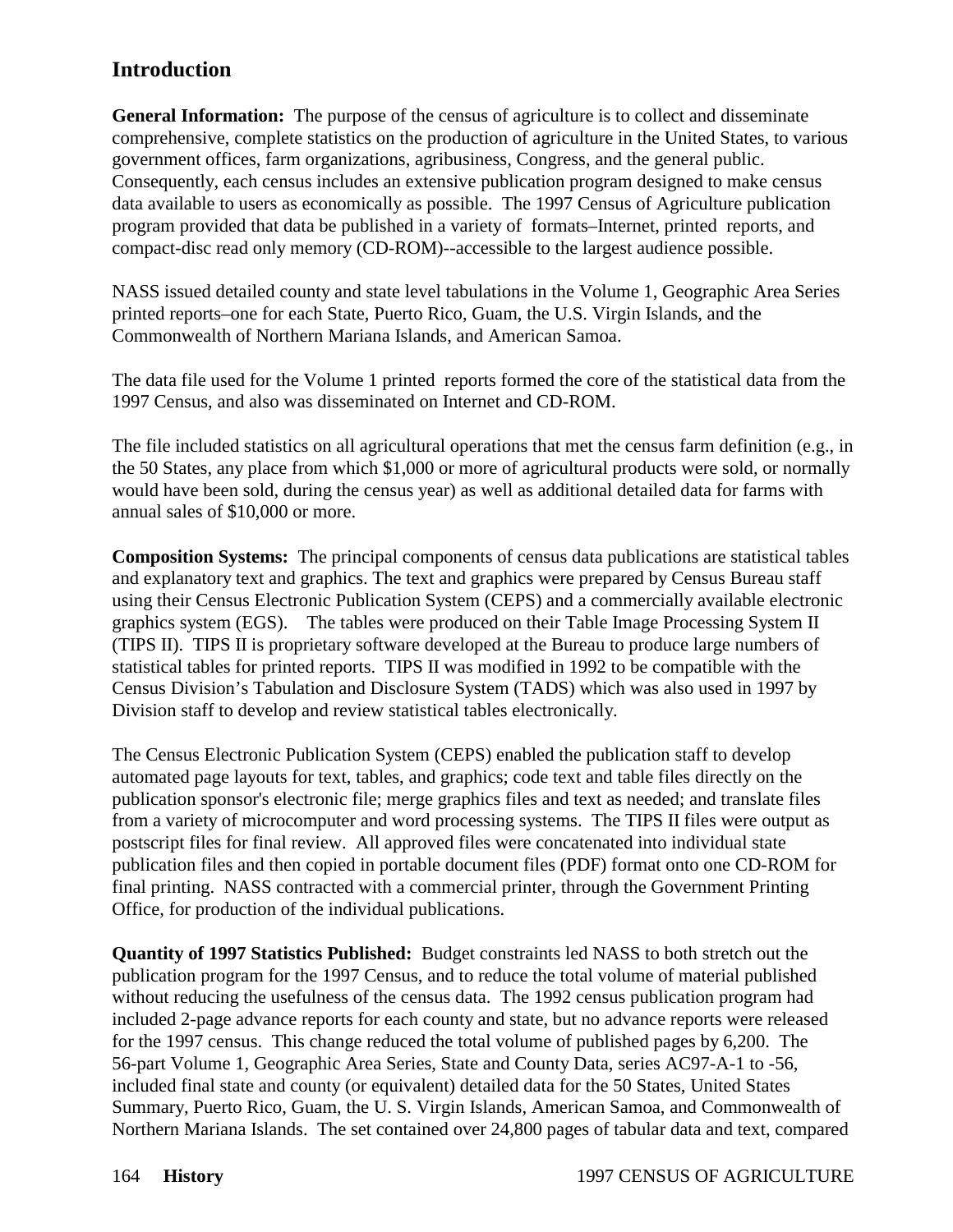## Introduction

**General Information:** The purpose of the census of agriculture is to collect and disseminate comprehensive, complete statistics on the production of agriculture in the United States, to various government offices, farm organizations, agribusiness, Congress, and the general public. Consequently, each census includes an extensive publication program designed to make census data available to users as economically as possible. The 1997 Census of Agriculture publication program provided that data be published in a variety of formats–Internet, printed reports, and compact-disc read only memory (CD-ROM)--accessible to the largest audience possible.

NASS issued detailed county and state level tabulations in the Volume 1, Geographic Area Series printed reports–one for each State, Puerto Rico, Guam, the U.S. Virgin Islands, and the Commonwealth of Northern Mariana Islands, and American Samoa.

The data file used for the Volume 1 printed reports formed the core of the statistical data from the 1997 Census, and also was disseminated on Internet and CD-ROM.

The file included statistics on all agricultural operations that met the census farm definition (e.g., in the 50 States, any place from which $1,000 or more of agricultural products were sold, or normally would have been sold, during the census year) as well as additional detailed data for farms with annual sales of $10,000 or more.

**Composition Systems:** The principal components of census data publications are statistical tables and explanatory text and graphics. The text and graphics were prepared by Census Bureau staff using their Census Electronic Publication System (CEPS) and a commercially available electronic graphics system (EGS). The tables were produced on their Table Image Processing System II (TIPS II). TIPS II is proprietary software developed at the Bureau to produce large numbers of statistical tables for printed reports. TIPS II was modified in 1992 to be compatible with the Census Division's Tabulation and Disclosure System (TADS) which was also used in 1997 by Division staff to develop and review statistical tables electronically.

The Census Electronic Publication System (CEPS) enabled the publication staff to develop automated page layouts for text, tables, and graphics; code text and table files directly on the publication sponsor's electronic file; merge graphics files and text as needed; and translate files from a variety of microcomputer and word processing systems. The TIPS II files were output as postscript files for final review. All approved files were concatenated into individual state publication files and then copied in portable document files (PDF) format onto one CD-ROM for final printing. NASS contracted with a commercial printer, through the Government Printing Office, for production of the individual publications.

**Quantity of 1997 Statistics Published:** Budget constraints led NASS to both stretch out the publication program for the 1997 Census, and to reduce the total volume of material published without reducing the usefulness of the census data. The 1992 census publication program had included 2-page advance reports for each county and state, but no advance reports were released for the 1997 census. This change reduced the total volume of published pages by 6,200. The 56-part Volume 1, Geographic Area Series, State and County Data, series AC97-A-1 to -56, included final state and county (or equivalent) detailed data for the 50 States, United States Summary, Puerto Rico, Guam, the U. S. Virgin Islands, American Samoa, and Commonwealth of Northern Mariana Islands. The set contained over 24,800 pages of tabular data and text, compared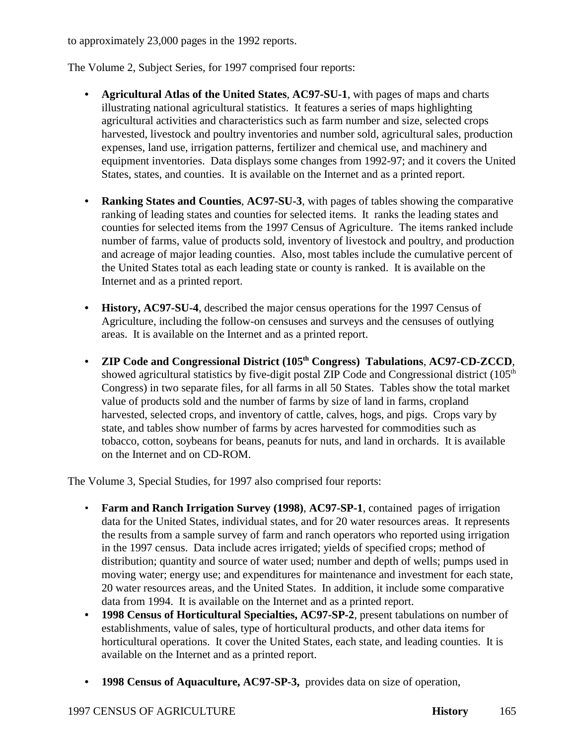to approximately 23,000 pages in the 1992 reports.

The Volume 2, Subject Series, for 1997 comprised four reports:

- **Agricultural Atlas of the United States**, **AC97-SU-1**, with pages of maps and charts illustrating national agricultural statistics. It features a series of maps highlighting agricultural activities and characteristics such as farm number and size, selected crops harvested, livestock and poultry inventories and number sold, agricultural sales, production expenses, land use, irrigation patterns, fertilizer and chemical use, and machinery and equipment inventories. Data displays some changes from 1992-97; and it covers the United States, states, and counties. It is available on the Internet and as a printed report.

- **Ranking States and Counties**, **AC97-SU-3**, with pages of tables showing the comparative ranking of leading states and counties for selected items. It ranks the leading states and counties for selected items from the 1997 Census of Agriculture. The items ranked include number of farms, value of products sold, inventory of livestock and poultry, and production and acreage of major leading counties. Also, most tables include the cumulative percent of the United States total as each leading state or county is ranked. It is available on the Internet and as a printed report.

- **History, AC97-SU-4**, described the major census operations for the 1997 Census of Agriculture, including the follow-on censuses and surveys and the censuses of outlying areas. It is available on the Internet and as a printed report.

- **ZIP Code and Congressional District (105th Congress) Tabulations**, **AC97-CD-ZCCD**, showed agricultural statistics by five-digit postal ZIP Code and Congressional district (105th Congress) in two separate files, for all farms in all 50 States. Tables show the total market value of products sold and the number of farms by size of land in farms, cropland harvested, selected crops, and inventory of cattle, calves, hogs, and pigs. Crops vary by state, and tables show number of farms by acres harvested for commodities such as tobacco, cotton, soybeans for beans, peanuts for nuts, and land in orchards. It is available on the Internet and on CD-ROM.

The Volume 3, Special Studies, for 1997 also comprised four reports:

- **Farm and Ranch Irrigation Survey (1998)**, **AC97-SP-1**, contained pages of irrigation data for the United States, individual states, and for 20 water resources areas. It represents the results from a sample survey of farm and ranch operators who reported using irrigation in the 1997 census. Data include acres irrigated; yields of specified crops; method of distribution; quantity and source of water used; number and depth of wells; pumps used in moving water; energy use; and expenditures for maintenance and investment for each state, 20 water resources areas, and the United States. In addition, it include some comparative data from 1994. It is available on the Internet and as a printed report.
- **1998 Census of Horticultural Specialties, AC97-SP-2**, present tabulations on number of establishments, value of sales, type of horticultural products, and other data items for horticultural operations. It cover the United States, each state, and leading counties. It is available on the Internet and as a printed report.

- **1998 Census of Aquaculture, AC97-SP-3,** provides data on size of operation,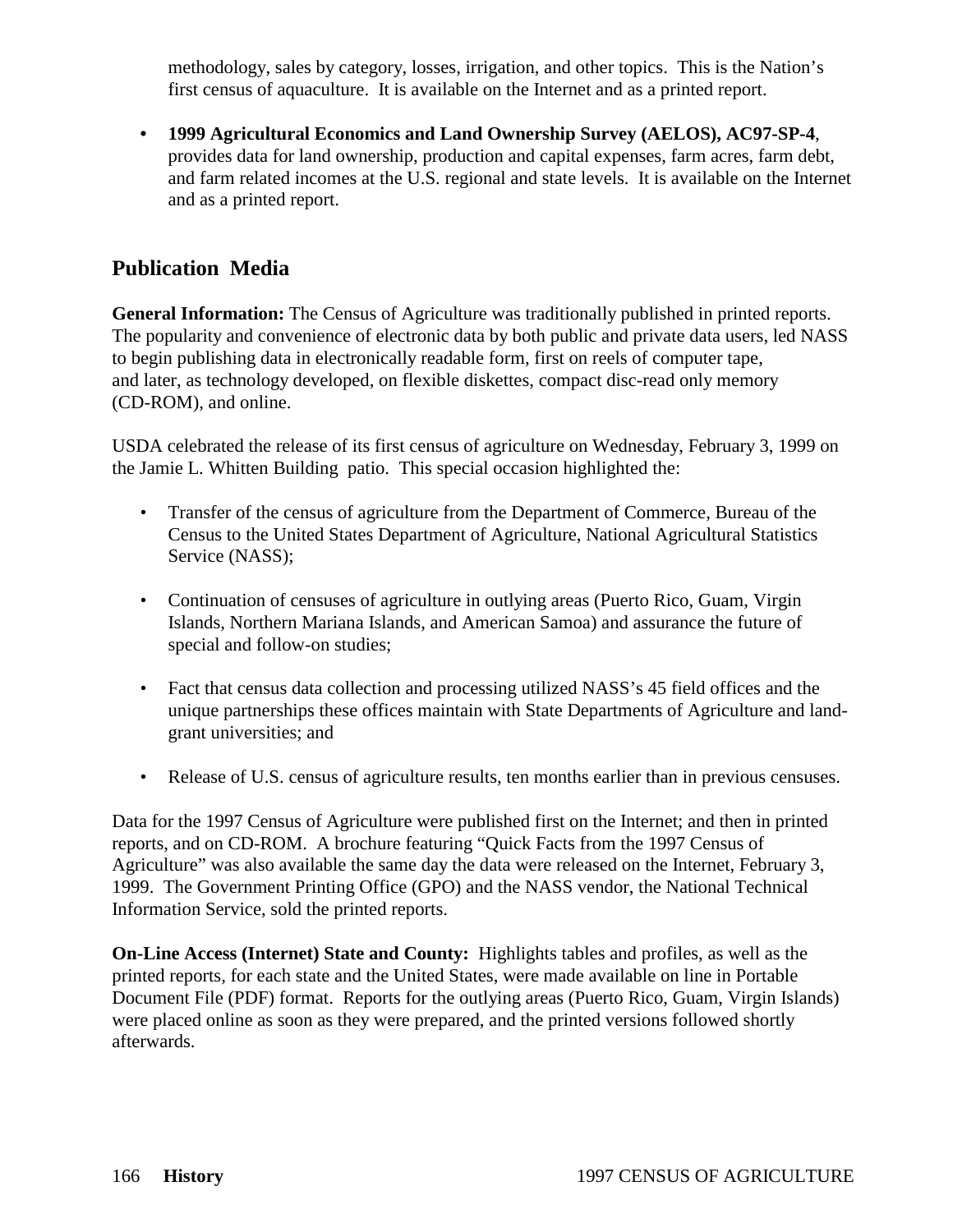methodology, sales by category, losses, irrigation, and other topics. This is the Nation's first census of aquaculture. It is available on the Internet and as a printed report.

- **1999 Agricultural Economics and Land Ownership Survey (AELOS), AC97-SP-4**, provides data for land ownership, production and capital expenses, farm acres, farm debt, and farm related incomes at the U.S. regional and state levels. It is available on the Internet and as a printed report.

## Publication Media

**General Information:** The Census of Agriculture was traditionally published in printed reports. The popularity and convenience of electronic data by both public and private data users, led NASS to begin publishing data in electronically readable form, first on reels of computer tape, and later, as technology developed, on flexible diskettes, compact disc-read only memory (CD-ROM), and online.

USDA celebrated the release of its first census of agriculture on Wednesday, February 3, 1999 on the Jamie L. Whitten Building patio. This special occasion highlighted the:

- Transfer of the census of agriculture from the Department of Commerce, Bureau of the Census to the United States Department of Agriculture, National Agricultural Statistics Service (NASS);
- Continuation of censuses of agriculture in outlying areas (Puerto Rico, Guam, Virgin Islands, Northern Mariana Islands, and American Samoa) and assurance the future of special and follow-on studies;
- Fact that census data collection and processing utilized NASS's 45 field offices and the unique partnerships these offices maintain with State Departments of Agriculture and land-grant universities; and
- Release of U.S. census of agriculture results, ten months earlier than in previous censuses.

Data for the 1997 Census of Agriculture were published first on the Internet; and then in printed reports, and on CD-ROM. A brochure featuring "Quick Facts from the 1997 Census of Agriculture" was also available the same day the data were released on the Internet, February 3, 1999. The Government Printing Office (GPO) and the NASS vendor, the National Technical Information Service, sold the printed reports.

**On-Line Access (Internet) State and County:** Highlights tables and profiles, as well as the printed reports, for each state and the United States, were made available on line in Portable Document File (PDF) format. Reports for the outlying areas (Puerto Rico, Guam, Virgin Islands) were placed online as soon as they were prepared, and the printed versions followed shortly afterwards.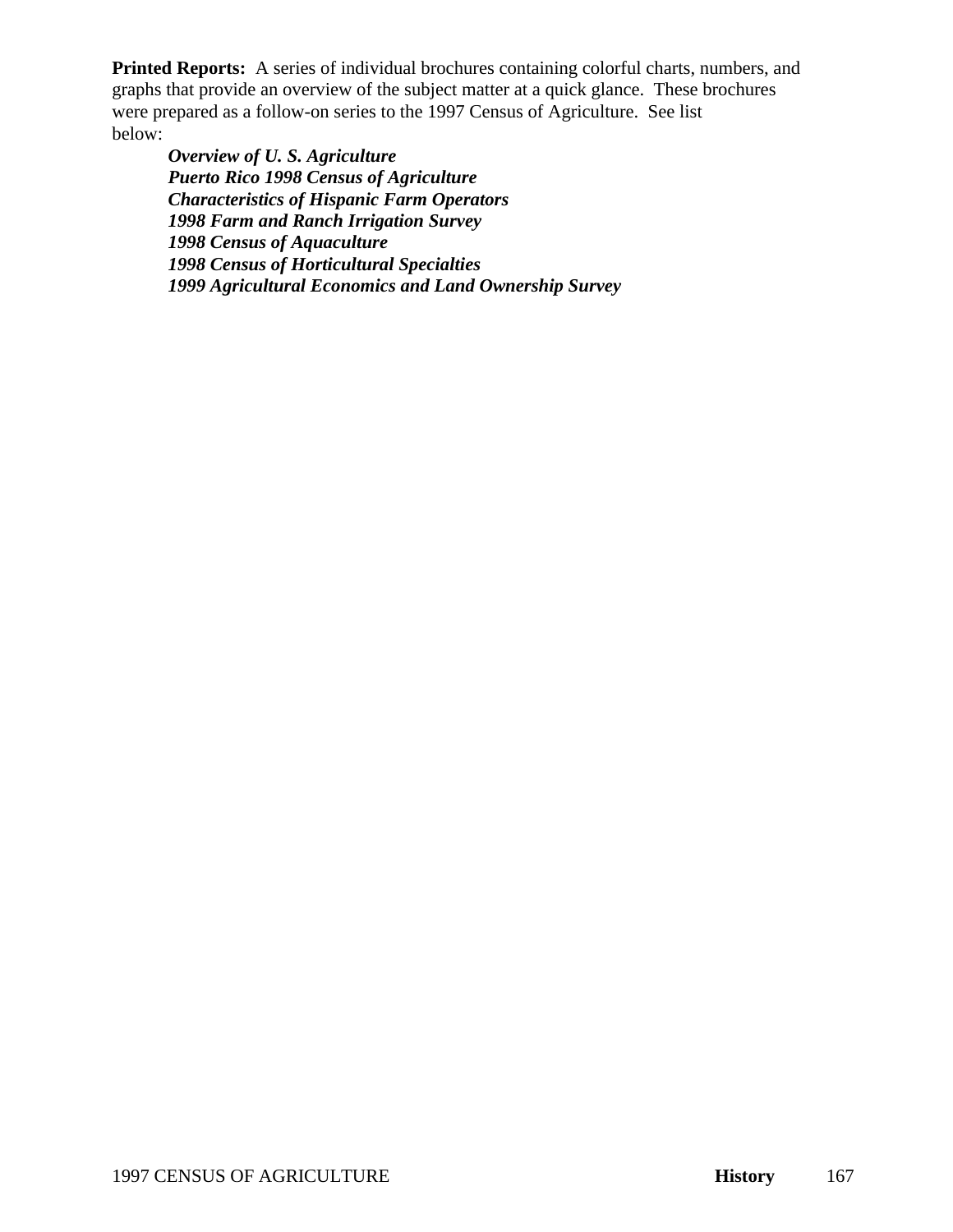**Printed Reports:** A series of individual brochures containing colorful charts, numbers, and graphs that provide an overview of the subject matter at a quick glance. These brochures were prepared as a follow-on series to the 1997 Census of Agriculture. See list below:

- ***Overview of U. S. Agriculture***
- ***Puerto Rico 1998 Census of Agriculture***
- ***Characteristics of Hispanic Farm Operators***
- ***1998 Farm and Ranch Irrigation Survey***
- ***1998 Census of Aquaculture***
- ***1998 Census of Horticultural Specialties***
- ***1999 Agricultural Economics and Land Ownership Survey***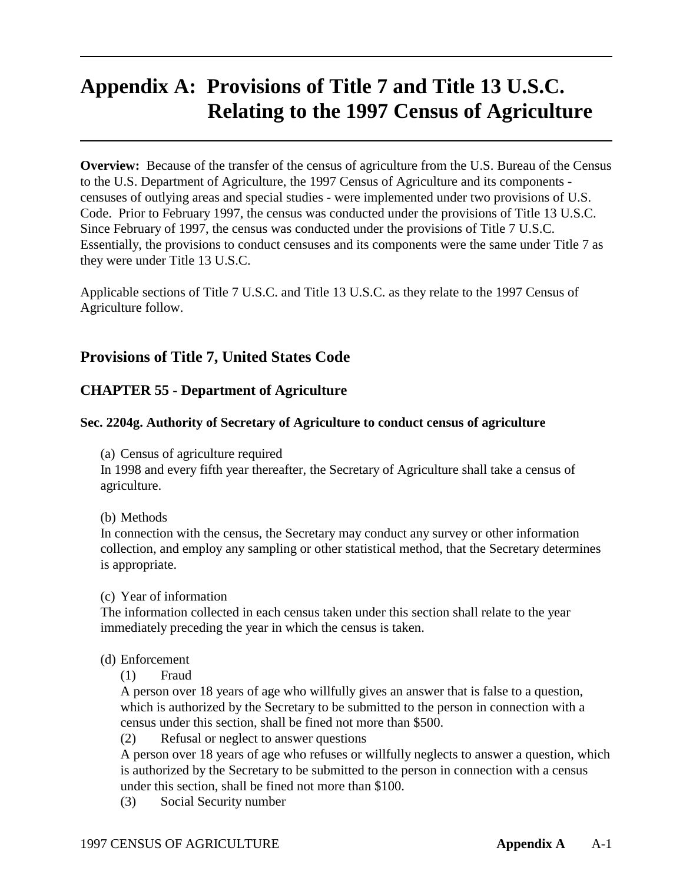# Appendix A: Provisions of Title 7 and Title 13 U.S.C. Relating to the 1997 Census of Agriculture

**Overview:** Because of the transfer of the census of agriculture from the U.S. Bureau of the Census to the U.S. Department of Agriculture, the 1997 Census of Agriculture and its components - censuses of outlying areas and special studies - were implemented under two provisions of U.S. Code. Prior to February 1997, the census was conducted under the provisions of Title 13 U.S.C. Since February of 1997, the census was conducted under the provisions of Title 7 U.S.C. Essentially, the provisions to conduct censuses and its components were the same under Title 7 as they were under Title 13 U.S.C.

Applicable sections of Title 7 U.S.C. and Title 13 U.S.C. as they relate to the 1997 Census of Agriculture follow.

## Provisions of Title 7, United States Code

### CHAPTER 55 - Department of Agriculture

#### Sec. 2204g. Authority of Secretary of Agriculture to conduct census of agriculture

(a) Census of agriculture required

In 1998 and every fifth year thereafter, the Secretary of Agriculture shall take a census of agriculture.

(b) Methods

In connection with the census, the Secretary may conduct any survey or other information collection, and employ any sampling or other statistical method, that the Secretary determines is appropriate.

(c) Year of information

The information collected in each census taken under this section shall relate to the year immediately preceding the year in which the census is taken.

(d) Enforcement

(1) Fraud

A person over 18 years of age who willfully gives an answer that is false to a question, which is authorized by the Secretary to be submitted to the person in connection with a census under this section, shall be fined not more than $500.

(2) Refusal or neglect to answer questions

A person over 18 years of age who refuses or willfully neglects to answer a question, which is authorized by the Secretary to be submitted to the person in connection with a census under this section, shall be fined not more than $100.

(3) Social Security number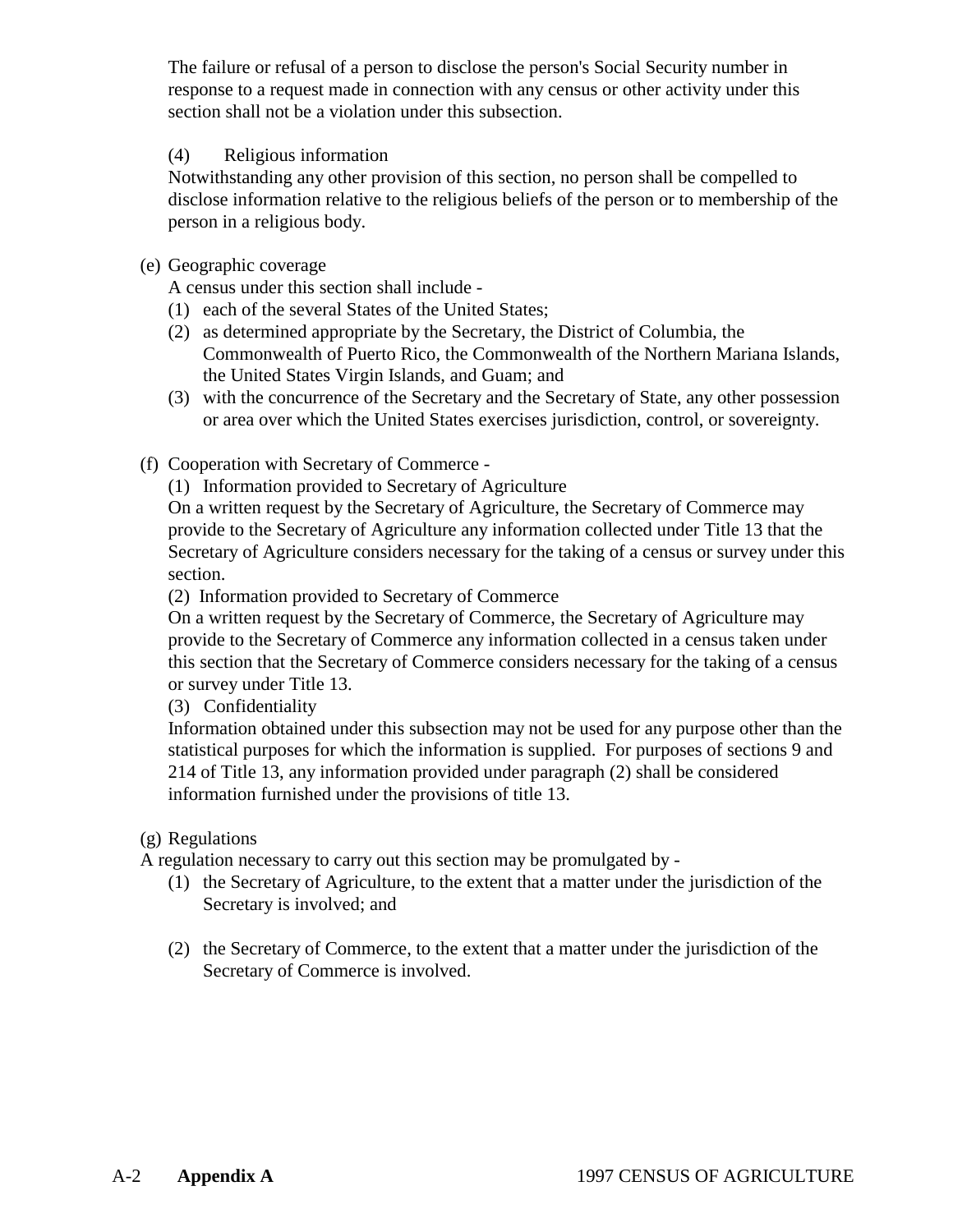The failure or refusal of a person to disclose the person's Social Security number in response to a request made in connection with any census or other activity under this section shall not be a violation under this subsection.

(4) Religious information

Notwithstanding any other provision of this section, no person shall be compelled to disclose information relative to the religious beliefs of the person or to membership of the person in a religious body.

(e) Geographic coverage

A census under this section shall include -

(1) each of the several States of the United States;
(2) as determined appropriate by the Secretary, the District of Columbia, the Commonwealth of Puerto Rico, the Commonwealth of the Northern Mariana Islands, the United States Virgin Islands, and Guam; and
(3) with the concurrence of the Secretary and the Secretary of State, any other possession or area over which the United States exercises jurisdiction, control, or sovereignty.

(f) Cooperation with Secretary of Commerce -

(1) Information provided to Secretary of Agriculture

On a written request by the Secretary of Agriculture, the Secretary of Commerce may provide to the Secretary of Agriculture any information collected under Title 13 that the Secretary of Agriculture considers necessary for the taking of a census or survey under this section.

(2) Information provided to Secretary of Commerce

On a written request by the Secretary of Commerce, the Secretary of Agriculture may provide to the Secretary of Commerce any information collected in a census taken under this section that the Secretary of Commerce considers necessary for the taking of a census or survey under Title 13.

(3) Confidentiality

Information obtained under this subsection may not be used for any purpose other than the statistical purposes for which the information is supplied. For purposes of sections 9 and 214 of Title 13, any information provided under paragraph (2) shall be considered information furnished under the provisions of title 13.

(g) Regulations

A regulation necessary to carry out this section may be promulgated by -

(1) the Secretary of Agriculture, to the extent that a matter under the jurisdiction of the Secretary is involved; and

(2) the Secretary of Commerce, to the extent that a matter under the jurisdiction of the Secretary of Commerce is involved.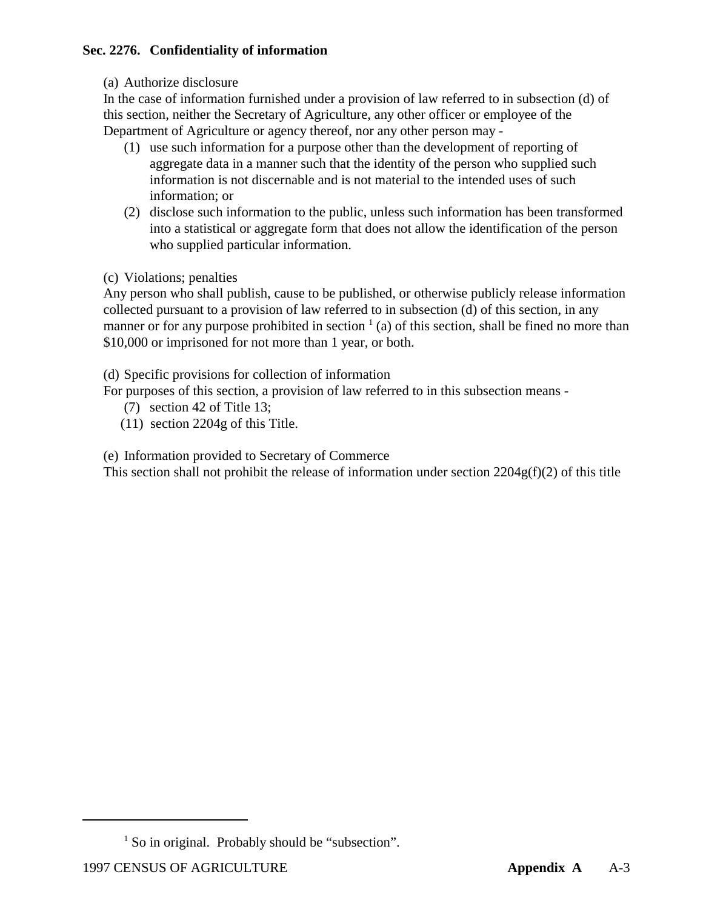**Sec. 2276. Confidentiality of information**

(a) Authorize disclosure

In the case of information furnished under a provision of law referred to in subsection (d) of this section, neither the Secretary of Agriculture, any other officer or employee of the Department of Agriculture or agency thereof, nor any other person may -

(1) use such information for a purpose other than the development of reporting of aggregate data in a manner such that the identity of the person who supplied such information is not discernable and is not material to the intended uses of such information; or

(2) disclose such information to the public, unless such information has been transformed into a statistical or aggregate form that does not allow the identification of the person who supplied particular information.

(c) Violations; penalties

Any person who shall publish, cause to be published, or otherwise publicly release information collected pursuant to a provision of law referred to in subsection (d) of this section, in any manner or for any purpose prohibited in section [1] (a) of this section, shall be fined no more than $10,000 or imprisoned for not more than 1 year, or both.

(d) Specific provisions for collection of information

For purposes of this section, a provision of law referred to in this subsection means -

(7) section 42 of Title 13;

(11) section 2204g of this Title.

(e) Information provided to Secretary of Commerce

This section shall not prohibit the release of information under section 2204g(f)(2) of this title

---

[1] So in original. Probably should be “subsection”.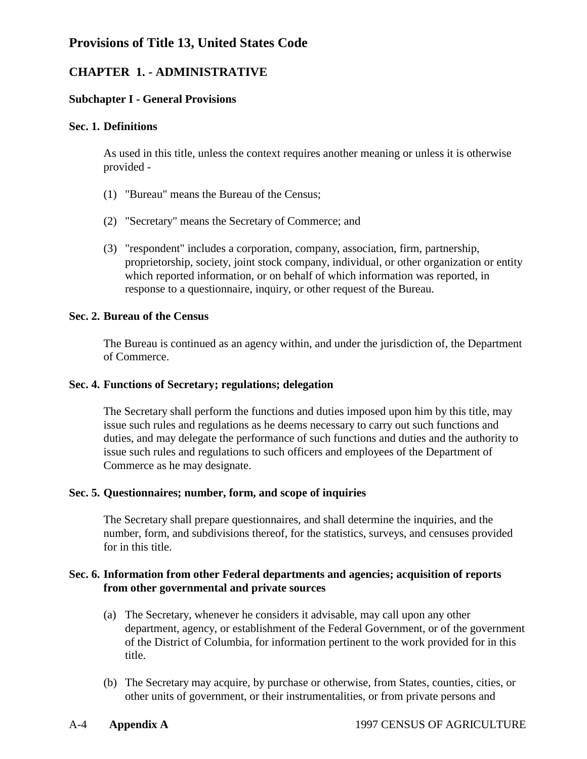# Provisions of Title 13, United States Code

## CHAPTER 1. - ADMINISTRATIVE

### Subchapter I - General Provisions

#### Sec. 1. Definitions

As used in this title, unless the context requires another meaning or unless it is otherwise provided -

(1) "Bureau" means the Bureau of the Census;

(2) "Secretary" means the Secretary of Commerce; and

(3) "respondent" includes a corporation, company, association, firm, partnership, proprietorship, society, joint stock company, individual, or other organization or entity which reported information, or on behalf of which information was reported, in response to a questionnaire, inquiry, or other request of the Bureau.

#### Sec. 2. Bureau of the Census

The Bureau is continued as an agency within, and under the jurisdiction of, the Department of Commerce.

#### Sec. 4. Functions of Secretary; regulations; delegation

The Secretary shall perform the functions and duties imposed upon him by this title, may issue such rules and regulations as he deems necessary to carry out such functions and duties, and may delegate the performance of such functions and duties and the authority to issue such rules and regulations to such officers and employees of the Department of Commerce as he may designate.

#### Sec. 5. Questionnaires; number, form, and scope of inquiries

The Secretary shall prepare questionnaires, and shall determine the inquiries, and the number, form, and subdivisions thereof, for the statistics, surveys, and censuses provided for in this title.

#### Sec. 6. Information from other Federal departments and agencies; acquisition of reports from other governmental and private sources

(a) The Secretary, whenever he considers it advisable, may call upon any other department, agency, or establishment of the Federal Government, or of the government of the District of Columbia, for information pertinent to the work provided for in this title.

(b) The Secretary may acquire, by purchase or otherwise, from States, counties, cities, or other units of government, or their instrumentalities, or from private persons and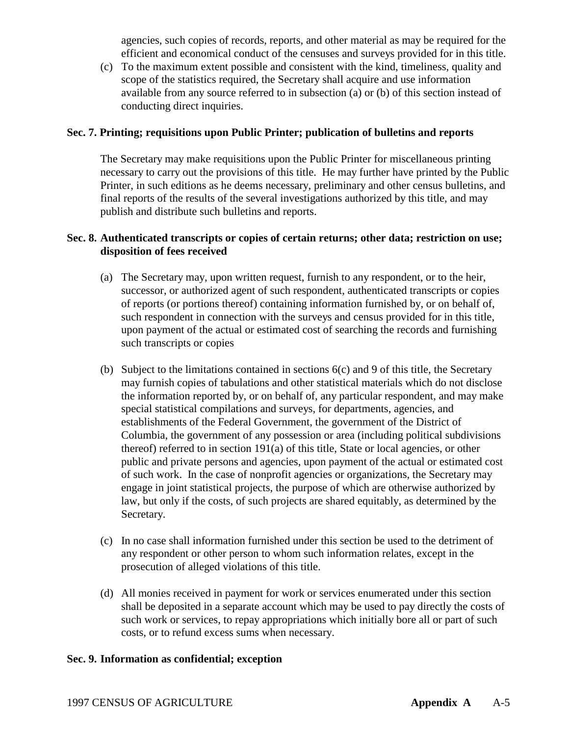agencies, such copies of records, reports, and other material as may be required for the efficient and economical conduct of the censuses and surveys provided for in this title.

(c) To the maximum extent possible and consistent with the kind, timeliness, quality and scope of the statistics required, the Secretary shall acquire and use information available from any source referred to in subsection (a) or (b) of this section instead of conducting direct inquiries.

**Sec. 7. Printing; requisitions upon Public Printer; publication of bulletins and reports**

The Secretary may make requisitions upon the Public Printer for miscellaneous printing necessary to carry out the provisions of this title. He may further have printed by the Public Printer, in such editions as he deems necessary, preliminary and other census bulletins, and final reports of the results of the several investigations authorized by this title, and may publish and distribute such bulletins and reports.

**Sec. 8. Authenticated transcripts or copies of certain returns; other data; restriction on use; disposition of fees received**

(a) The Secretary may, upon written request, furnish to any respondent, or to the heir, successor, or authorized agent of such respondent, authenticated transcripts or copies of reports (or portions thereof) containing information furnished by, or on behalf of, such respondent in connection with the surveys and census provided for in this title, upon payment of the actual or estimated cost of searching the records and furnishing such transcripts or copies

(b) Subject to the limitations contained in sections 6(c) and 9 of this title, the Secretary may furnish copies of tabulations and other statistical materials which do not disclose the information reported by, or on behalf of, any particular respondent, and may make special statistical compilations and surveys, for departments, agencies, and establishments of the Federal Government, the government of the District of Columbia, the government of any possession or area (including political subdivisions thereof) referred to in section 191(a) of this title, State or local agencies, or other public and private persons and agencies, upon payment of the actual or estimated cost of such work. In the case of nonprofit agencies or organizations, the Secretary may engage in joint statistical projects, the purpose of which are otherwise authorized by law, but only if the costs, of such projects are shared equitably, as determined by the Secretary.

(c) In no case shall information furnished under this section be used to the detriment of any respondent or other person to whom such information relates, except in the prosecution of alleged violations of this title.

(d) All monies received in payment for work or services enumerated under this section shall be deposited in a separate account which may be used to pay directly the costs of such work or services, to repay appropriations which initially bore all or part of such costs, or to refund excess sums when necessary.

**Sec. 9. Information as confidential; exception**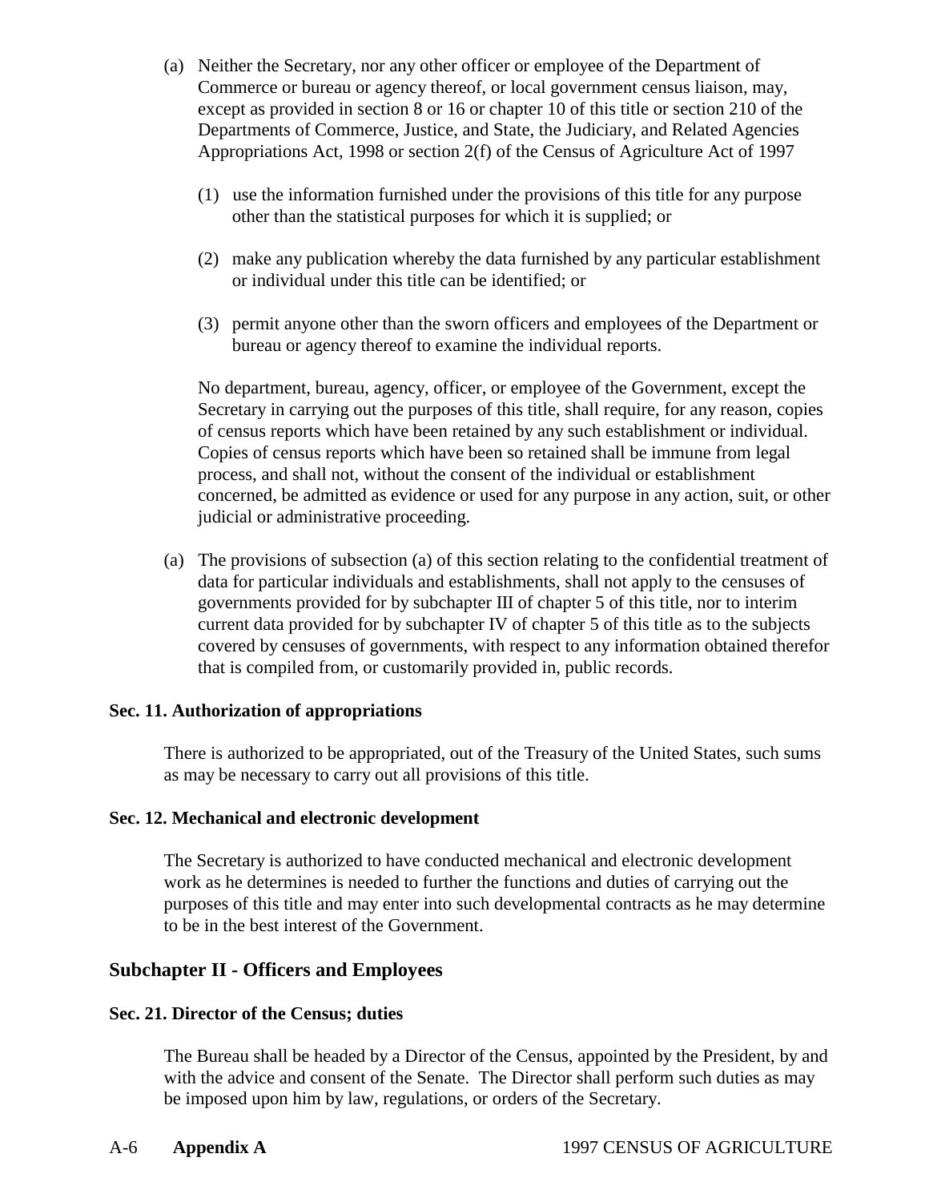(a) Neither the Secretary, nor any other officer or employee of the Department of Commerce or bureau or agency thereof, or local government census liaison, may, except as provided in section 8 or 16 or chapter 10 of this title or section 210 of the Departments of Commerce, Justice, and State, the Judiciary, and Related Agencies Appropriations Act, 1998 or section 2(f) of the Census of Agriculture Act of 1997

(1) use the information furnished under the provisions of this title for any purpose other than the statistical purposes for which it is supplied; or

(2) make any publication whereby the data furnished by any particular establishment or individual under this title can be identified; or

(3) permit anyone other than the sworn officers and employees of the Department or bureau or agency thereof to examine the individual reports.

No department, bureau, agency, officer, or employee of the Government, except the Secretary in carrying out the purposes of this title, shall require, for any reason, copies of census reports which have been retained by any such establishment or individual. Copies of census reports which have been so retained shall be immune from legal process, and shall not, without the consent of the individual or establishment concerned, be admitted as evidence or used for any purpose in any action, suit, or other judicial or administrative proceeding.

(a) The provisions of subsection (a) of this section relating to the confidential treatment of data for particular individuals and establishments, shall not apply to the censuses of governments provided for by subchapter III of chapter 5 of this title, nor to interim current data provided for by subchapter IV of chapter 5 of this title as to the subjects covered by censuses of governments, with respect to any information obtained therefor that is compiled from, or customarily provided in, public records.

**Sec. 11. Authorization of appropriations**

There is authorized to be appropriated, out of the Treasury of the United States, such sums as may be necessary to carry out all provisions of this title.

**Sec. 12. Mechanical and electronic development**

The Secretary is authorized to have conducted mechanical and electronic development work as he determines is needed to further the functions and duties of carrying out the purposes of this title and may enter into such developmental contracts as he may determine to be in the best interest of the Government.

## Subchapter II - Officers and Employees

**Sec. 21. Director of the Census; duties**

The Bureau shall be headed by a Director of the Census, appointed by the President, by and with the advice and consent of the Senate. The Director shall perform such duties as may be imposed upon him by law, regulations, or orders of the Secretary.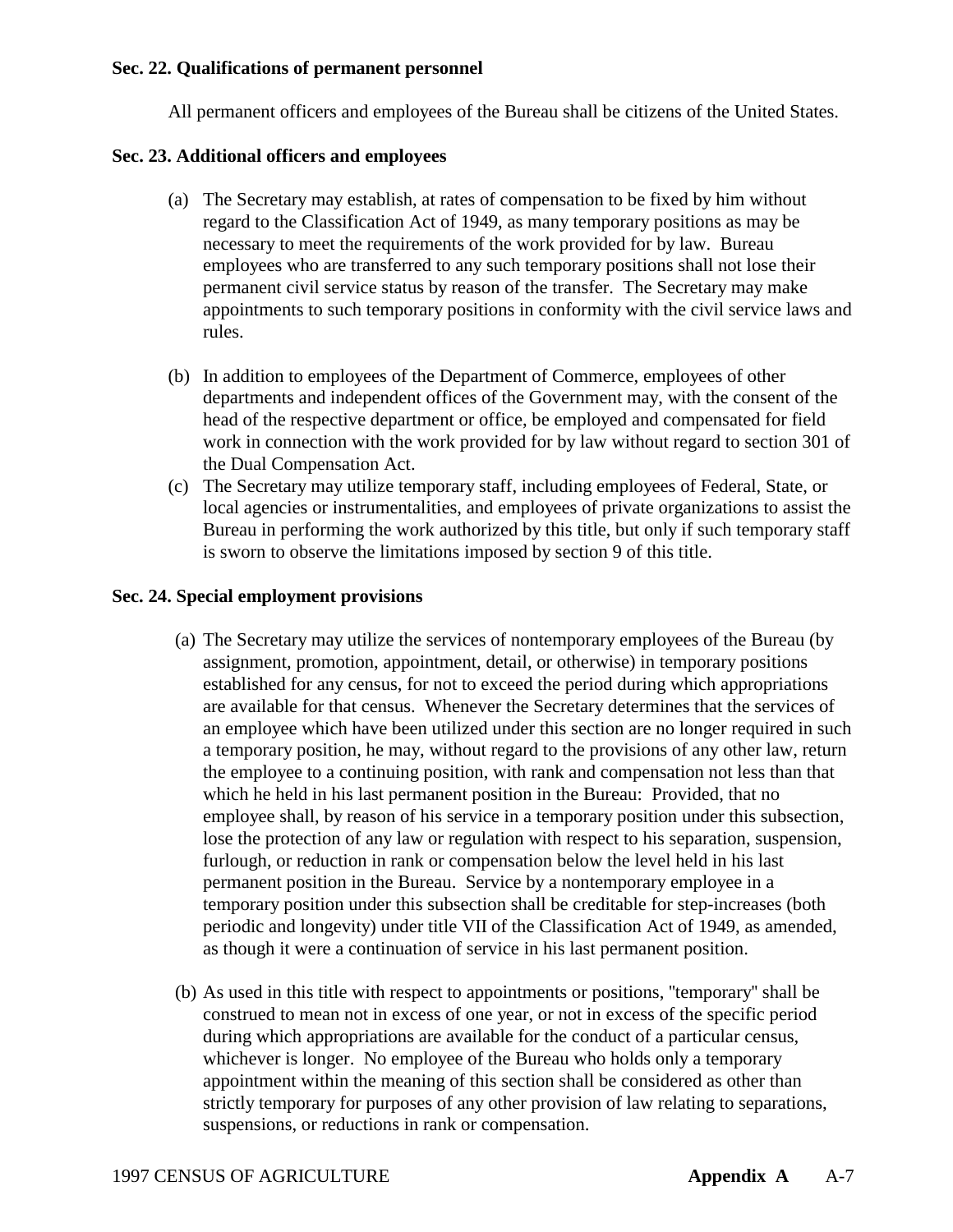**Sec. 22. Qualifications of permanent personnel**

All permanent officers and employees of the Bureau shall be citizens of the United States.

**Sec. 23. Additional officers and employees**

(a) The Secretary may establish, at rates of compensation to be fixed by him without regard to the Classification Act of 1949, as many temporary positions as may be necessary to meet the requirements of the work provided for by law. Bureau employees who are transferred to any such temporary positions shall not lose their permanent civil service status by reason of the transfer. The Secretary may make appointments to such temporary positions in conformity with the civil service laws and rules.

(b) In addition to employees of the Department of Commerce, employees of other departments and independent offices of the Government may, with the consent of the head of the respective department or office, be employed and compensated for field work in connection with the work provided for by law without regard to section 301 of the Dual Compensation Act.

(c) The Secretary may utilize temporary staff, including employees of Federal, State, or local agencies or instrumentalities, and employees of private organizations to assist the Bureau in performing the work authorized by this title, but only if such temporary staff is sworn to observe the limitations imposed by section 9 of this title.

**Sec. 24. Special employment provisions**

(a) The Secretary may utilize the services of nontemporary employees of the Bureau (by assignment, promotion, appointment, detail, or otherwise) in temporary positions established for any census, for not to exceed the period during which appropriations are available for that census. Whenever the Secretary determines that the services of an employee which have been utilized under this section are no longer required in such a temporary position, he may, without regard to the provisions of any other law, return the employee to a continuing position, with rank and compensation not less than that which he held in his last permanent position in the Bureau: Provided, that no employee shall, by reason of his service in a temporary position under this subsection, lose the protection of any law or regulation with respect to his separation, suspension, furlough, or reduction in rank or compensation below the level held in his last permanent position in the Bureau. Service by a nontemporary employee in a temporary position under this subsection shall be creditable for step-increases (both periodic and longevity) under title VII of the Classification Act of 1949, as amended, as though it were a continuation of service in his last permanent position.

(b) As used in this title with respect to appointments or positions, "temporary" shall be construed to mean not in excess of one year, or not in excess of the specific period during which appropriations are available for the conduct of a particular census, whichever is longer. No employee of the Bureau who holds only a temporary appointment within the meaning of this section shall be considered as other than strictly temporary for purposes of any other provision of law relating to separations, suspensions, or reductions in rank or compensation.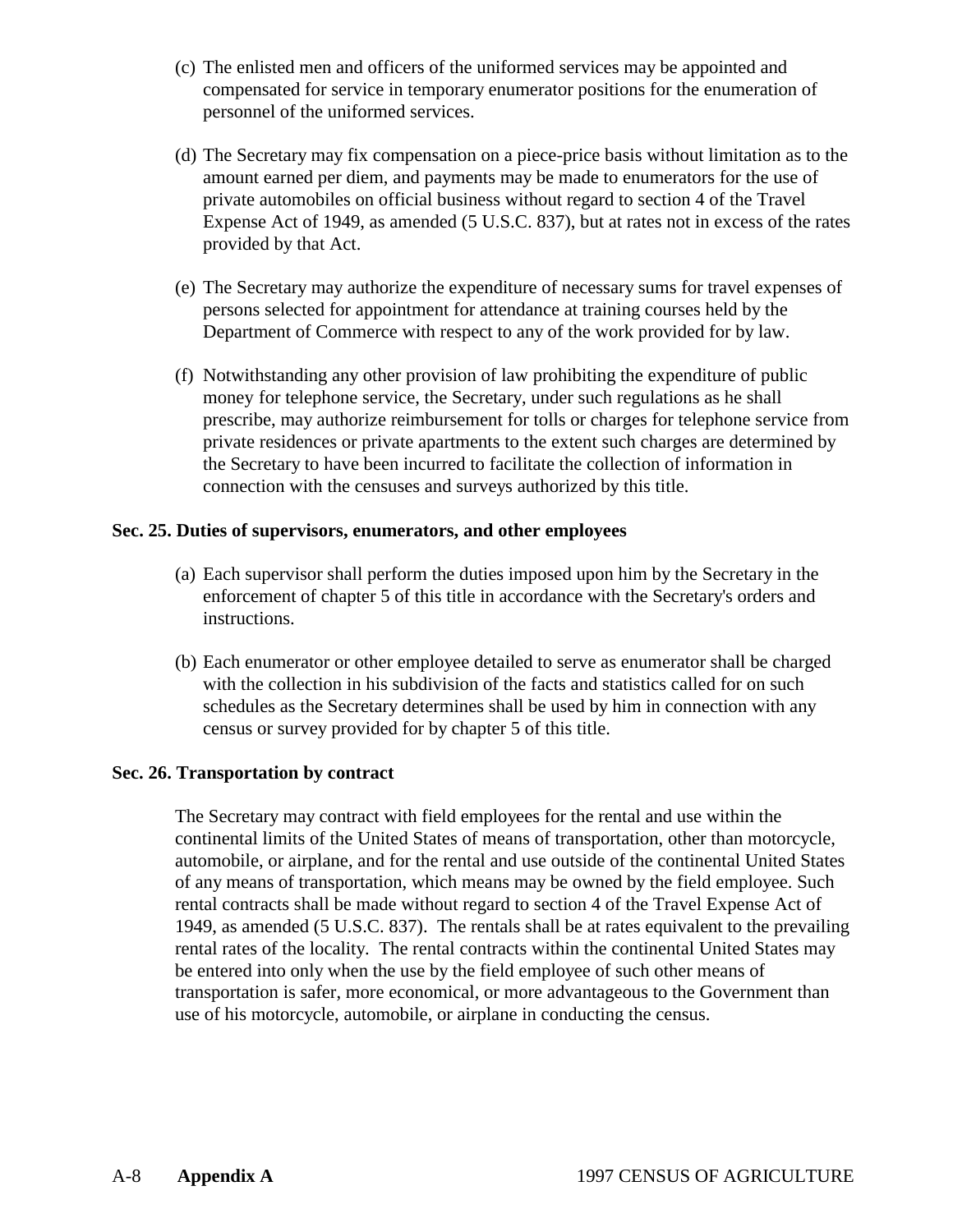(c) The enlisted men and officers of the uniformed services may be appointed and compensated for service in temporary enumerator positions for the enumeration of personnel of the uniformed services.

(d) The Secretary may fix compensation on a piece-price basis without limitation as to the amount earned per diem, and payments may be made to enumerators for the use of private automobiles on official business without regard to section 4 of the Travel Expense Act of 1949, as amended (5 U.S.C. 837), but at rates not in excess of the rates provided by that Act.

(e) The Secretary may authorize the expenditure of necessary sums for travel expenses of persons selected for appointment for attendance at training courses held by the Department of Commerce with respect to any of the work provided for by law.

(f) Notwithstanding any other provision of law prohibiting the expenditure of public money for telephone service, the Secretary, under such regulations as he shall prescribe, may authorize reimbursement for tolls or charges for telephone service from private residences or private apartments to the extent such charges are determined by the Secretary to have been incurred to facilitate the collection of information in connection with the censuses and surveys authorized by this title.

**Sec. 25. Duties of supervisors, enumerators, and other employees**

(a) Each supervisor shall perform the duties imposed upon him by the Secretary in the enforcement of chapter 5 of this title in accordance with the Secretary's orders and instructions.

(b) Each enumerator or other employee detailed to serve as enumerator shall be charged with the collection in his subdivision of the facts and statistics called for on such schedules as the Secretary determines shall be used by him in connection with any census or survey provided for by chapter 5 of this title.

**Sec. 26. Transportation by contract**

The Secretary may contract with field employees for the rental and use within the continental limits of the United States of means of transportation, other than motorcycle, automobile, or airplane, and for the rental and use outside of the continental United States of any means of transportation, which means may be owned by the field employee. Such rental contracts shall be made without regard to section 4 of the Travel Expense Act of 1949, as amended (5 U.S.C. 837). The rentals shall be at rates equivalent to the prevailing rental rates of the locality. The rental contracts within the continental United States may be entered into only when the use by the field employee of such other means of transportation is safer, more economical, or more advantageous to the Government than use of his motorcycle, automobile, or airplane in conducting the census.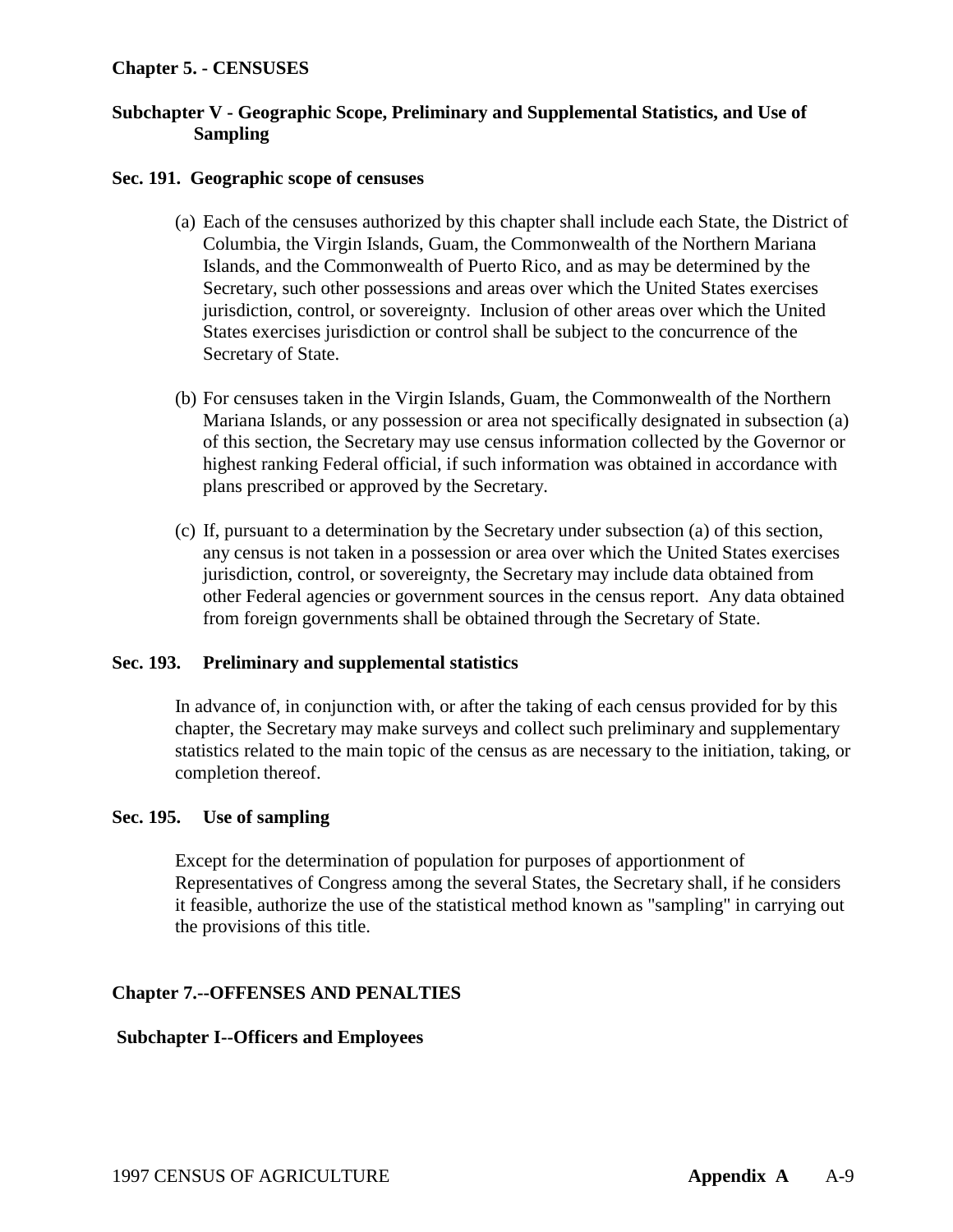## Chapter 5. - CENSUSES

### Subchapter V - Geographic Scope, Preliminary and Supplemental Statistics, and Use of Sampling

**Sec. 191. Geographic scope of censuses**

(a) Each of the censuses authorized by this chapter shall include each State, the District of Columbia, the Virgin Islands, Guam, the Commonwealth of the Northern Mariana Islands, and the Commonwealth of Puerto Rico, and as may be determined by the Secretary, such other possessions and areas over which the United States exercises jurisdiction, control, or sovereignty. Inclusion of other areas over which the United States exercises jurisdiction or control shall be subject to the concurrence of the Secretary of State.

(b) For censuses taken in the Virgin Islands, Guam, the Commonwealth of the Northern Mariana Islands, or any possession or area not specifically designated in subsection (a) of this section, the Secretary may use census information collected by the Governor or highest ranking Federal official, if such information was obtained in accordance with plans prescribed or approved by the Secretary.

(c) If, pursuant to a determination by the Secretary under subsection (a) of this section, any census is not taken in a possession or area over which the United States exercises jurisdiction, control, or sovereignty, the Secretary may include data obtained from other Federal agencies or government sources in the census report. Any data obtained from foreign governments shall be obtained through the Secretary of State.

**Sec. 193. Preliminary and supplemental statistics**

In advance of, in conjunction with, or after the taking of each census provided for by this chapter, the Secretary may make surveys and collect such preliminary and supplementary statistics related to the main topic of the census as are necessary to the initiation, taking, or completion thereof.

**Sec. 195. Use of sampling**

Except for the determination of population for purposes of apportionment of Representatives of Congress among the several States, the Secretary shall, if he considers it feasible, authorize the use of the statistical method known as "sampling" in carrying out the provisions of this title.

## Chapter 7.--OFFENSES AND PENALTIES

### Subchapter I--Officers and Employees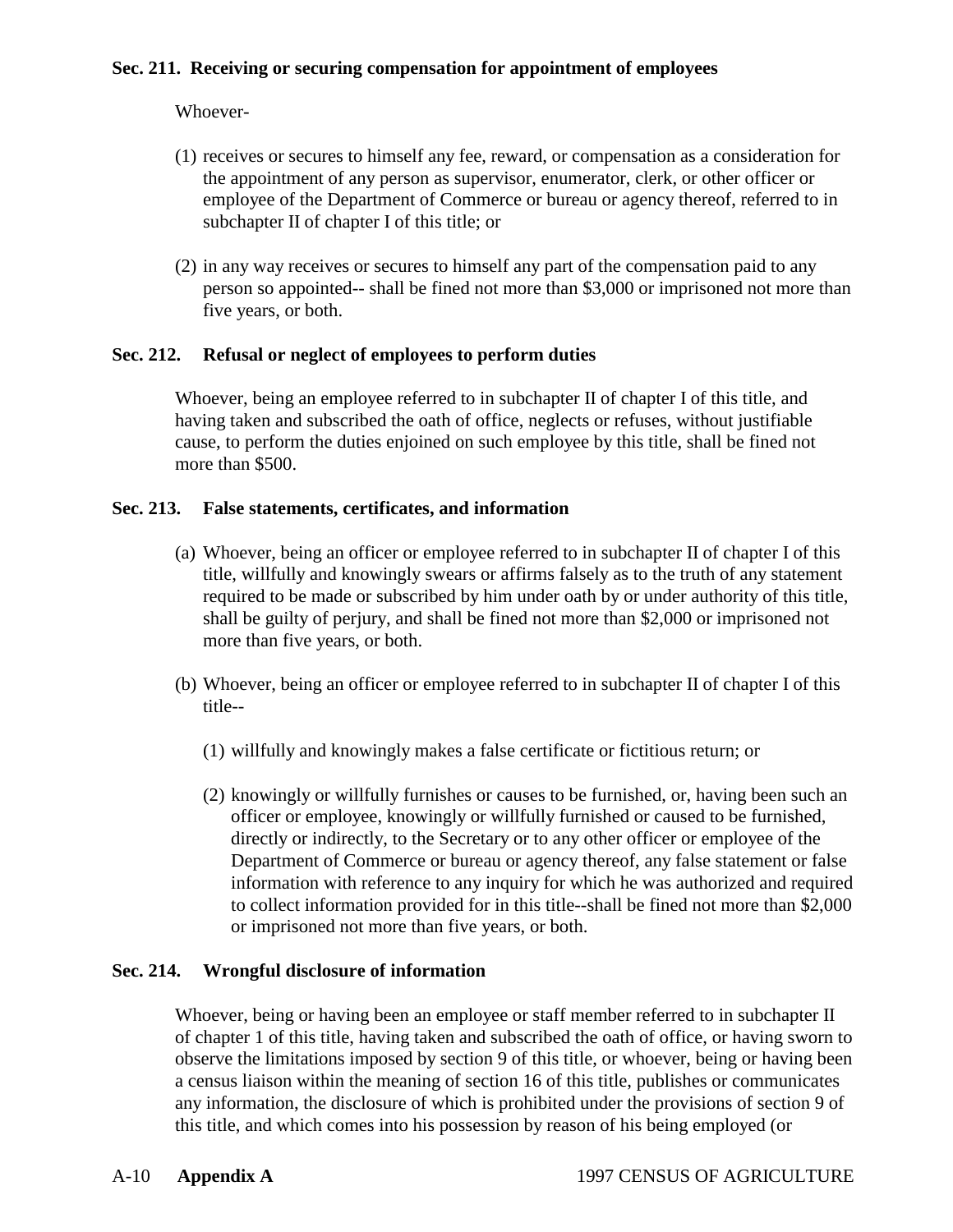**Sec. 211. Receiving or securing compensation for appointment of employees**

Whoever-

(1) receives or secures to himself any fee, reward, or compensation as a consideration for the appointment of any person as supervisor, enumerator, clerk, or other officer or employee of the Department of Commerce or bureau or agency thereof, referred to in subchapter II of chapter I of this title; or

(2) in any way receives or secures to himself any part of the compensation paid to any person so appointed-- shall be fined not more than $3,000 or imprisoned not more than five years, or both.

**Sec. 212. Refusal or neglect of employees to perform duties**

Whoever, being an employee referred to in subchapter II of chapter I of this title, and having taken and subscribed the oath of office, neglects or refuses, without justifiable cause, to perform the duties enjoined on such employee by this title, shall be fined not more than $500.

**Sec. 213. False statements, certificates, and information**

(a) Whoever, being an officer or employee referred to in subchapter II of chapter I of this title, willfully and knowingly swears or affirms falsely as to the truth of any statement required to be made or subscribed by him under oath by or under authority of this title, shall be guilty of perjury, and shall be fined not more than $2,000 or imprisoned not more than five years, or both.

(b) Whoever, being an officer or employee referred to in subchapter II of chapter I of this title--

(1) willfully and knowingly makes a false certificate or fictitious return; or

(2) knowingly or willfully furnishes or causes to be furnished, or, having been such an officer or employee, knowingly or willfully furnished or caused to be furnished, directly or indirectly, to the Secretary or to any other officer or employee of the Department of Commerce or bureau or agency thereof, any false statement or false information with reference to any inquiry for which he was authorized and required to collect information provided for in this title--shall be fined not more than $2,000 or imprisoned not more than five years, or both.

**Sec. 214. Wrongful disclosure of information**

Whoever, being or having been an employee or staff member referred to in subchapter II of chapter 1 of this title, having taken and subscribed the oath of office, or having sworn to observe the limitations imposed by section 9 of this title, or whoever, being or having been a census liaison within the meaning of section 16 of this title, publishes or communicates any information, the disclosure of which is prohibited under the provisions of section 9 of this title, and which comes into his possession by reason of his being employed (or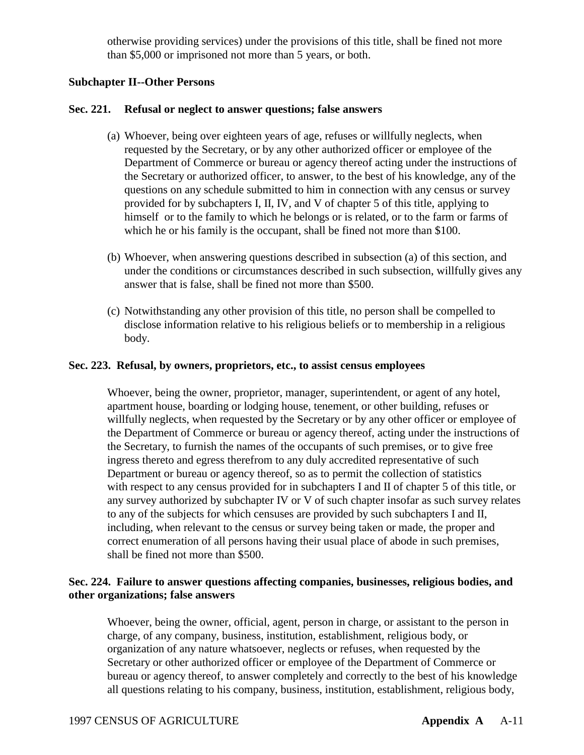otherwise providing services) under the provisions of this title, shall be fined not more than $5,000 or imprisoned not more than 5 years, or both.

**Subchapter II--Other Persons**

**Sec. 221. Refusal or neglect to answer questions; false answers**

(a) Whoever, being over eighteen years of age, refuses or willfully neglects, when requested by the Secretary, or by any other authorized officer or employee of the Department of Commerce or bureau or agency thereof acting under the instructions of the Secretary or authorized officer, to answer, to the best of his knowledge, any of the questions on any schedule submitted to him in connection with any census or survey provided for by subchapters I, II, IV, and V of chapter 5 of this title, applying to himself or to the family to which he belongs or is related, or to the farm or farms of which he or his family is the occupant, shall be fined not more than $100.

(b) Whoever, when answering questions described in subsection (a) of this section, and under the conditions or circumstances described in such subsection, willfully gives any answer that is false, shall be fined not more than $500.

(c) Notwithstanding any other provision of this title, no person shall be compelled to disclose information relative to his religious beliefs or to membership in a religious body.

**Sec. 223. Refusal, by owners, proprietors, etc., to assist census employees**

Whoever, being the owner, proprietor, manager, superintendent, or agent of any hotel, apartment house, boarding or lodging house, tenement, or other building, refuses or willfully neglects, when requested by the Secretary or by any other officer or employee of the Department of Commerce or bureau or agency thereof, acting under the instructions of the Secretary, to furnish the names of the occupants of such premises, or to give free ingress thereto and egress therefrom to any duly accredited representative of such Department or bureau or agency thereof, so as to permit the collection of statistics with respect to any census provided for in subchapters I and II of chapter 5 of this title, or any survey authorized by subchapter IV or V of such chapter insofar as such survey relates to any of the subjects for which censuses are provided by such subchapters I and II, including, when relevant to the census or survey being taken or made, the proper and correct enumeration of all persons having their usual place of abode in such premises, shall be fined not more than $500.

**Sec. 224. Failure to answer questions affecting companies, businesses, religious bodies, and other organizations; false answers**

Whoever, being the owner, official, agent, person in charge, or assistant to the person in charge, of any company, business, institution, establishment, religious body, or organization of any nature whatsoever, neglects or refuses, when requested by the Secretary or other authorized officer or employee of the Department of Commerce or bureau or agency thereof, to answer completely and correctly to the best of his knowledge all questions relating to his company, business, institution, establishment, religious body,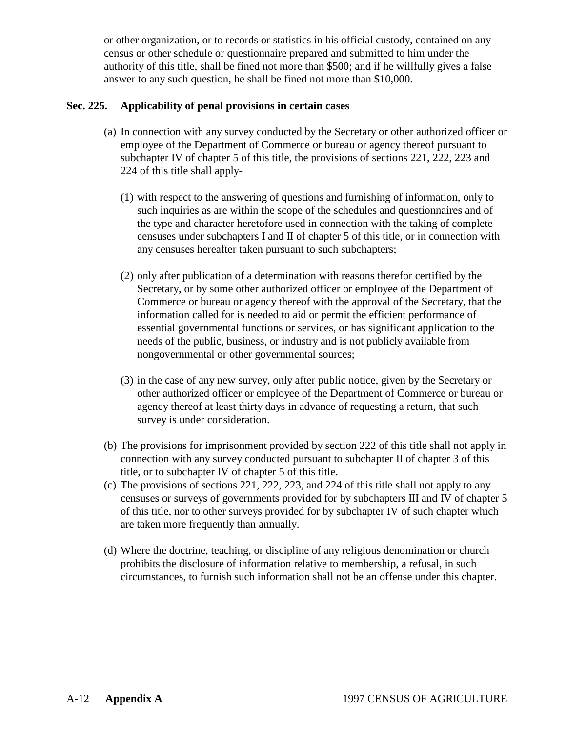or other organization, or to records or statistics in his official custody, contained on any census or other schedule or questionnaire prepared and submitted to him under the authority of this title, shall be fined not more than $500; and if he willfully gives a false answer to any such question, he shall be fined not more than $10,000.

**Sec. 225. Applicability of penal provisions in certain cases**

(a) In connection with any survey conducted by the Secretary or other authorized officer or employee of the Department of Commerce or bureau or agency thereof pursuant to subchapter IV of chapter 5 of this title, the provisions of sections 221, 222, 223 and 224 of this title shall apply-

(1) with respect to the answering of questions and furnishing of information, only to such inquiries as are within the scope of the schedules and questionnaires and of the type and character heretofore used in connection with the taking of complete censuses under subchapters I and II of chapter 5 of this title, or in connection with any censuses hereafter taken pursuant to such subchapters;

(2) only after publication of a determination with reasons therefor certified by the Secretary, or by some other authorized officer or employee of the Department of Commerce or bureau or agency thereof with the approval of the Secretary, that the information called for is needed to aid or permit the efficient performance of essential governmental functions or services, or has significant application to the needs of the public, business, or industry and is not publicly available from nongovernmental or other governmental sources;

(3) in the case of any new survey, only after public notice, given by the Secretary or other authorized officer or employee of the Department of Commerce or bureau or agency thereof at least thirty days in advance of requesting a return, that such survey is under consideration.

(b) The provisions for imprisonment provided by section 222 of this title shall not apply in connection with any survey conducted pursuant to subchapter II of chapter 3 of this title, or to subchapter IV of chapter 5 of this title.

(c) The provisions of sections 221, 222, 223, and 224 of this title shall not apply to any censuses or surveys of governments provided for by subchapters III and IV of chapter 5 of this title, nor to other surveys provided for by subchapter IV of such chapter which are taken more frequently than annually.

(d) Where the doctrine, teaching, or discipline of any religious denomination or church prohibits the disclosure of information relative to membership, a refusal, in such circumstances, to furnish such information shall not be an offense under this chapter.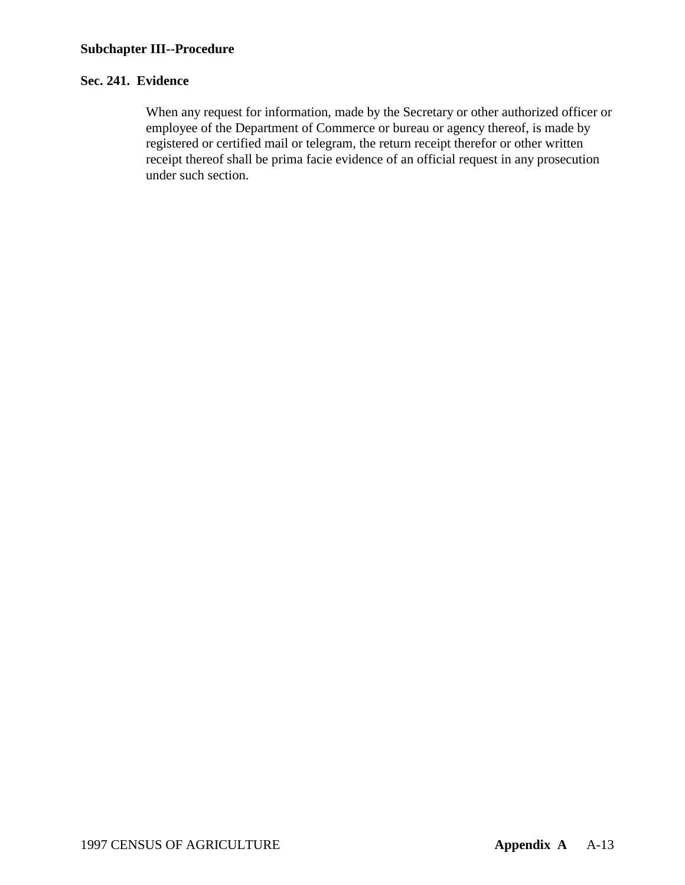**Subchapter III--Procedure**

**Sec. 241. Evidence**

When any request for information, made by the Secretary or other authorized officer or employee of the Department of Commerce or bureau or agency thereof, is made by registered or certified mail or telegram, the return receipt therefor or other written receipt thereof shall be prima facie evidence of an official request in any prosecution under such section.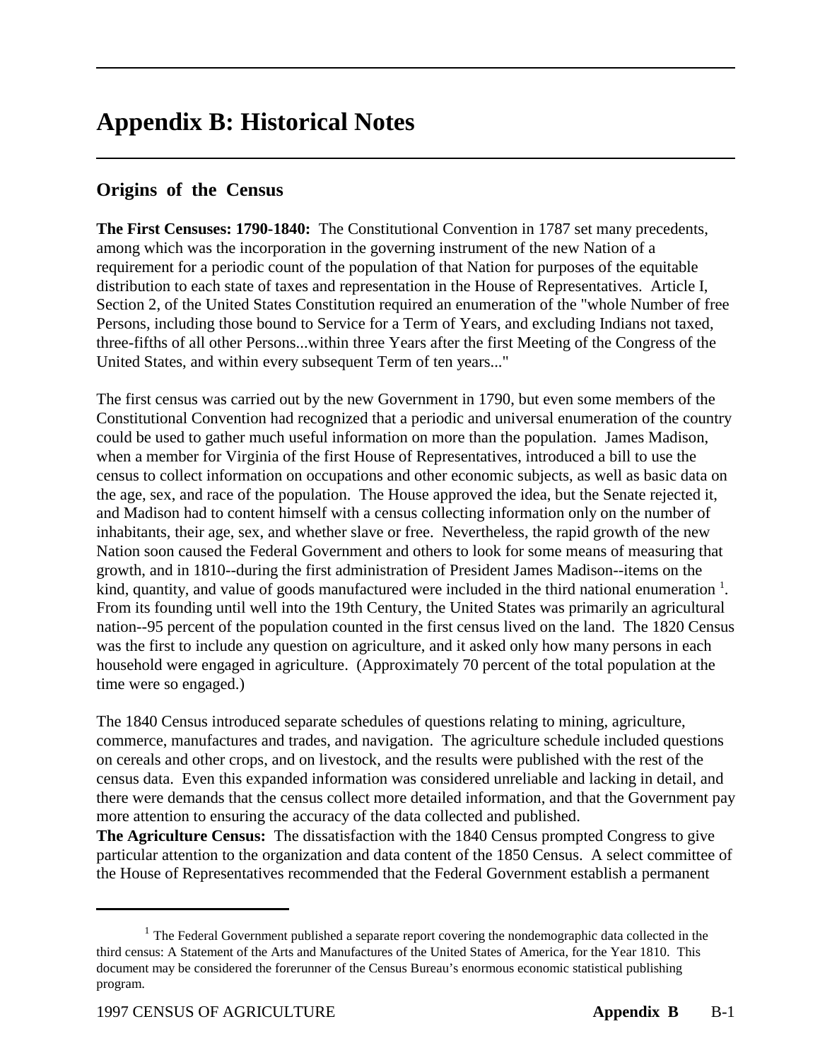# Appendix B: Historical Notes

## Origins of the Census

**The First Censuses: 1790-1840:** The Constitutional Convention in 1787 set many precedents, among which was the incorporation in the governing instrument of the new Nation of a requirement for a periodic count of the population of that Nation for purposes of the equitable distribution to each state of taxes and representation in the House of Representatives. Article I, Section 2, of the United States Constitution required an enumeration of the "whole Number of free Persons, including those bound to Service for a Term of Years, and excluding Indians not taxed, three-fifths of all other Persons...within three Years after the first Meeting of the Congress of the United States, and within every subsequent Term of ten years..."

The first census was carried out by the new Government in 1790, but even some members of the Constitutional Convention had recognized that a periodic and universal enumeration of the country could be used to gather much useful information on more than the population. James Madison, when a member for Virginia of the first House of Representatives, introduced a bill to use the census to collect information on occupations and other economic subjects, as well as basic data on the age, sex, and race of the population. The House approved the idea, but the Senate rejected it, and Madison had to content himself with a census collecting information only on the number of inhabitants, their age, sex, and whether slave or free. Nevertheless, the rapid growth of the new Nation soon caused the Federal Government and others to look for some means of measuring that growth, and in 1810--during the first administration of President James Madison--items on the kind, quantity, and value of goods manufactured were included in the third national enumeration [1]. From its founding until well into the 19th Century, the United States was primarily an agricultural nation--95 percent of the population counted in the first census lived on the land. The 1820 Census was the first to include any question on agriculture, and it asked only how many persons in each household were engaged in agriculture. (Approximately 70 percent of the total population at the time were so engaged.)

The 1840 Census introduced separate schedules of questions relating to mining, agriculture, commerce, manufactures and trades, and navigation. The agriculture schedule included questions on cereals and other crops, and on livestock, and the results were published with the rest of the census data. Even this expanded information was considered unreliable and lacking in detail, and there were demands that the census collect more detailed information, and that the Government pay more attention to ensuring the accuracy of the data collected and published.

**The Agriculture Census:** The dissatisfaction with the 1840 Census prompted Congress to give particular attention to the organization and data content of the 1850 Census. A select committee of the House of Representatives recommended that the Federal Government establish a permanent

[1] The Federal Government published a separate report covering the nondemographic data collected in the third census: A Statement of the Arts and Manufactures of the United States of America, for the Year 1810. This document may be considered the forerunner of the Census Bureau's enormous economic statistical publishing program.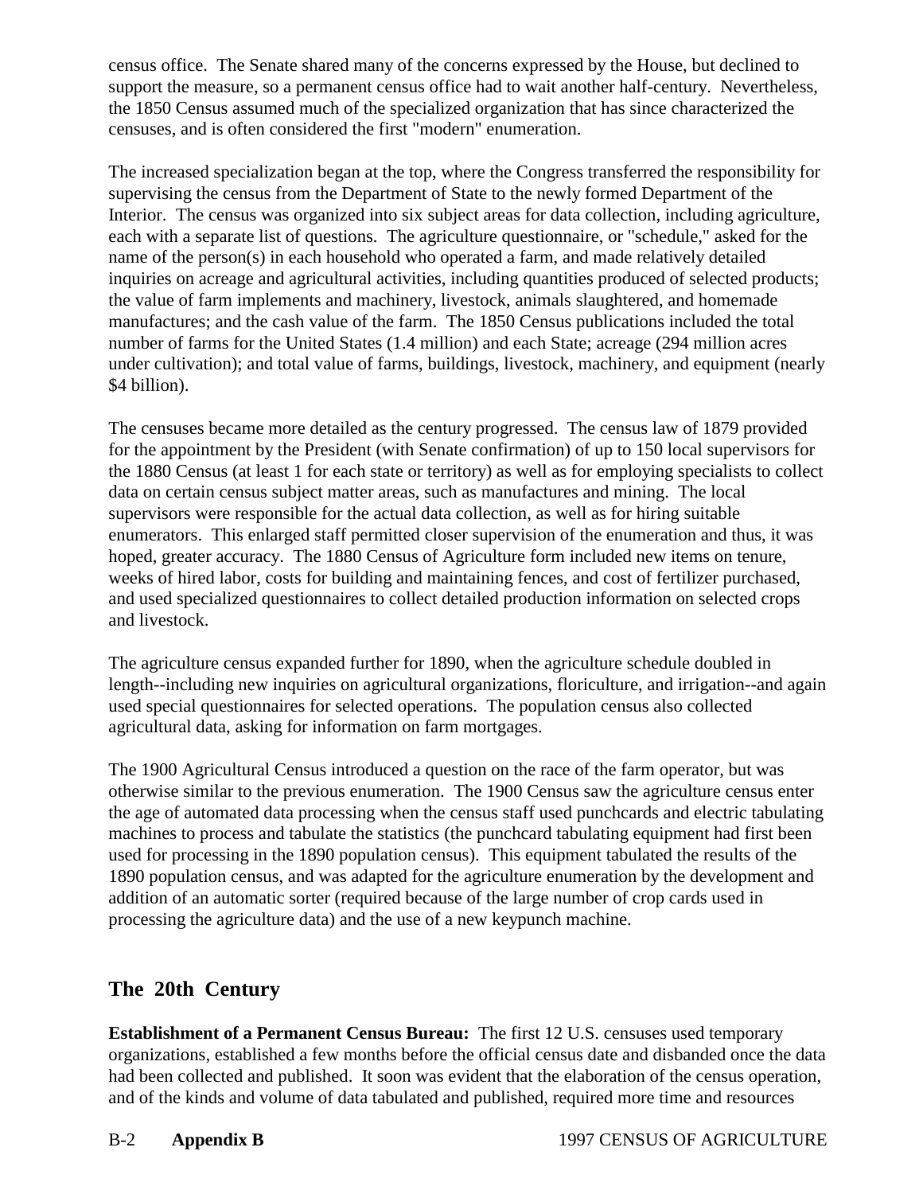census office. The Senate shared many of the concerns expressed by the House, but declined to support the measure, so a permanent census office had to wait another half-century. Nevertheless, the 1850 Census assumed much of the specialized organization that has since characterized the censuses, and is often considered the first "modern" enumeration.

The increased specialization began at the top, where the Congress transferred the responsibility for supervising the census from the Department of State to the newly formed Department of the Interior. The census was organized into six subject areas for data collection, including agriculture, each with a separate list of questions. The agriculture questionnaire, or "schedule," asked for the name of the person(s) in each household who operated a farm, and made relatively detailed inquiries on acreage and agricultural activities, including quantities produced of selected products; the value of farm implements and machinery, livestock, animals slaughtered, and homemade manufactures; and the cash value of the farm. The 1850 Census publications included the total number of farms for the United States (1.4 million) and each State; acreage (294 million acres under cultivation); and total value of farms, buildings, livestock, machinery, and equipment (nearly $4 billion).

The censuses became more detailed as the century progressed. The census law of 1879 provided for the appointment by the President (with Senate confirmation) of up to 150 local supervisors for the 1880 Census (at least 1 for each state or territory) as well as for employing specialists to collect data on certain census subject matter areas, such as manufactures and mining. The local supervisors were responsible for the actual data collection, as well as for hiring suitable enumerators. This enlarged staff permitted closer supervision of the enumeration and thus, it was hoped, greater accuracy. The 1880 Census of Agriculture form included new items on tenure, weeks of hired labor, costs for building and maintaining fences, and cost of fertilizer purchased, and used specialized questionnaires to collect detailed production information on selected crops and livestock.

The agriculture census expanded further for 1890, when the agriculture schedule doubled in length--including new inquiries on agricultural organizations, floriculture, and irrigation--and again used special questionnaires for selected operations. The population census also collected agricultural data, asking for information on farm mortgages.

The 1900 Agricultural Census introduced a question on the race of the farm operator, but was otherwise similar to the previous enumeration. The 1900 Census saw the agriculture census enter the age of automated data processing when the census staff used punchcards and electric tabulating machines to process and tabulate the statistics (the punchcard tabulating equipment had first been used for processing in the 1890 population census). This equipment tabulated the results of the 1890 population census, and was adapted for the agriculture enumeration by the development and addition of an automatic sorter (required because of the large number of crop cards used in processing the agriculture data) and the use of a new keypunch machine.

## The 20th Century

**Establishment of a Permanent Census Bureau:** The first 12 U.S. censuses used temporary organizations, established a few months before the official census date and disbanded once the data had been collected and published. It soon was evident that the elaboration of the census operation, and of the kinds and volume of data tabulated and published, required more time and resources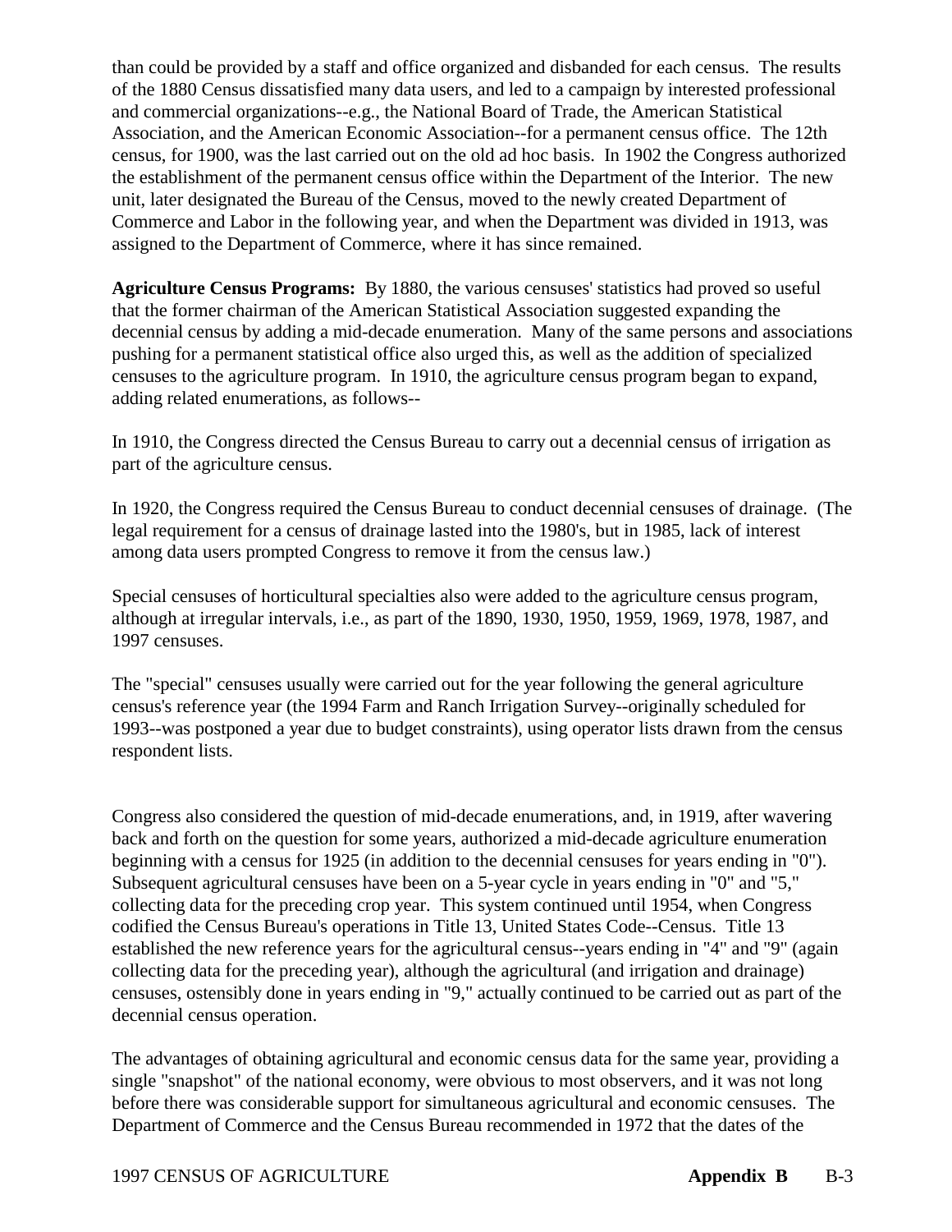than could be provided by a staff and office organized and disbanded for each census. The results of the 1880 Census dissatisfied many data users, and led to a campaign by interested professional and commercial organizations--e.g., the National Board of Trade, the American Statistical Association, and the American Economic Association--for a permanent census office. The 12th census, for 1900, was the last carried out on the old ad hoc basis. In 1902 the Congress authorized the establishment of the permanent census office within the Department of the Interior. The new unit, later designated the Bureau of the Census, moved to the newly created Department of Commerce and Labor in the following year, and when the Department was divided in 1913, was assigned to the Department of Commerce, where it has since remained.

**Agriculture Census Programs:** By 1880, the various censuses' statistics had proved so useful that the former chairman of the American Statistical Association suggested expanding the decennial census by adding a mid-decade enumeration. Many of the same persons and associations pushing for a permanent statistical office also urged this, as well as the addition of specialized censuses to the agriculture program. In 1910, the agriculture census program began to expand, adding related enumerations, as follows--

In 1910, the Congress directed the Census Bureau to carry out a decennial census of irrigation as part of the agriculture census.

In 1920, the Congress required the Census Bureau to conduct decennial censuses of drainage. (The legal requirement for a census of drainage lasted into the 1980's, but in 1985, lack of interest among data users prompted Congress to remove it from the census law.)

Special censuses of horticultural specialties also were added to the agriculture census program, although at irregular intervals, i.e., as part of the 1890, 1930, 1950, 1959, 1969, 1978, 1987, and 1997 censuses.

The "special" censuses usually were carried out for the year following the general agriculture census's reference year (the 1994 Farm and Ranch Irrigation Survey--originally scheduled for 1993--was postponed a year due to budget constraints), using operator lists drawn from the census respondent lists.

Congress also considered the question of mid-decade enumerations, and, in 1919, after wavering back and forth on the question for some years, authorized a mid-decade agriculture enumeration beginning with a census for 1925 (in addition to the decennial censuses for years ending in "0"). Subsequent agricultural censuses have been on a 5-year cycle in years ending in "0" and "5," collecting data for the preceding crop year. This system continued until 1954, when Congress codified the Census Bureau's operations in Title 13, United States Code--Census. Title 13 established the new reference years for the agricultural census--years ending in "4" and "9" (again collecting data for the preceding year), although the agricultural (and irrigation and drainage) censuses, ostensibly done in years ending in "9," actually continued to be carried out as part of the decennial census operation.

The advantages of obtaining agricultural and economic census data for the same year, providing a single "snapshot" of the national economy, were obvious to most observers, and it was not long before there was considerable support for simultaneous agricultural and economic censuses. The Department of Commerce and the Census Bureau recommended in 1972 that the dates of the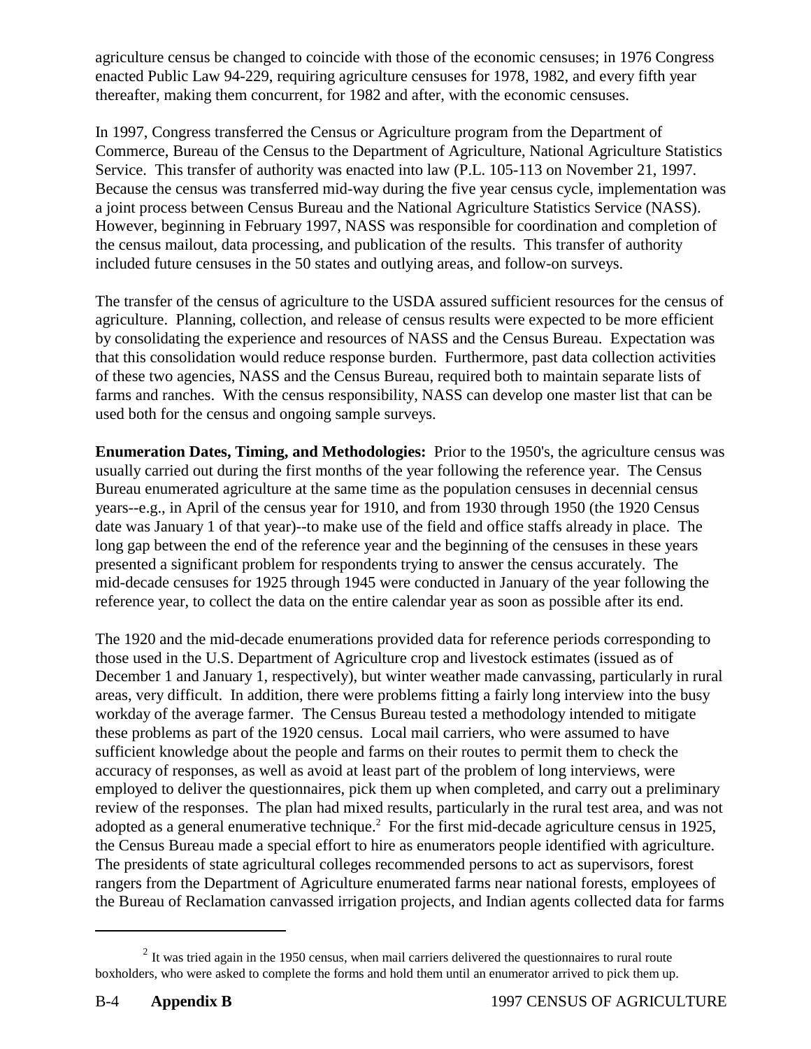agriculture census be changed to coincide with those of the economic censuses; in 1976 Congress enacted Public Law 94-229, requiring agriculture censuses for 1978, 1982, and every fifth year thereafter, making them concurrent, for 1982 and after, with the economic censuses.

In 1997, Congress transferred the Census or Agriculture program from the Department of Commerce, Bureau of the Census to the Department of Agriculture, National Agriculture Statistics Service. This transfer of authority was enacted into law (P.L. 105-113 on November 21, 1997. Because the census was transferred mid-way during the five year census cycle, implementation was a joint process between Census Bureau and the National Agriculture Statistics Service (NASS). However, beginning in February 1997, NASS was responsible for coordination and completion of the census mailout, data processing, and publication of the results. This transfer of authority included future censuses in the 50 states and outlying areas, and follow-on surveys.

The transfer of the census of agriculture to the USDA assured sufficient resources for the census of agriculture. Planning, collection, and release of census results were expected to be more efficient by consolidating the experience and resources of NASS and the Census Bureau. Expectation was that this consolidation would reduce response burden. Furthermore, past data collection activities of these two agencies, NASS and the Census Bureau, required both to maintain separate lists of farms and ranches. With the census responsibility, NASS can develop one master list that can be used both for the census and ongoing sample surveys.

**Enumeration Dates, Timing, and Methodologies:** Prior to the 1950's, the agriculture census was usually carried out during the first months of the year following the reference year. The Census Bureau enumerated agriculture at the same time as the population censuses in decennial census years--e.g., in April of the census year for 1910, and from 1930 through 1950 (the 1920 Census date was January 1 of that year)--to make use of the field and office staffs already in place. The long gap between the end of the reference year and the beginning of the censuses in these years presented a significant problem for respondents trying to answer the census accurately. The mid-decade censuses for 1925 through 1945 were conducted in January of the year following the reference year, to collect the data on the entire calendar year as soon as possible after its end.

The 1920 and the mid-decade enumerations provided data for reference periods corresponding to those used in the U.S. Department of Agriculture crop and livestock estimates (issued as of December 1 and January 1, respectively), but winter weather made canvassing, particularly in rural areas, very difficult. In addition, there were problems fitting a fairly long interview into the busy workday of the average farmer. The Census Bureau tested a methodology intended to mitigate these problems as part of the 1920 census. Local mail carriers, who were assumed to have sufficient knowledge about the people and farms on their routes to permit them to check the accuracy of responses, as well as avoid at least part of the problem of long interviews, were employed to deliver the questionnaires, pick them up when completed, and carry out a preliminary review of the responses. The plan had mixed results, particularly in the rural test area, and was not adopted as a general enumerative technique.[2] For the first mid-decade agriculture census in 1925, the Census Bureau made a special effort to hire as enumerators people identified with agriculture. The presidents of state agricultural colleges recommended persons to act as supervisors, forest rangers from the Department of Agriculture enumerated farms near national forests, employees of the Bureau of Reclamation canvassed irrigation projects, and Indian agents collected data for farms

[2] It was tried again in the 1950 census, when mail carriers delivered the questionnaires to rural route boxholders, who were asked to complete the forms and hold them until an enumerator arrived to pick them up.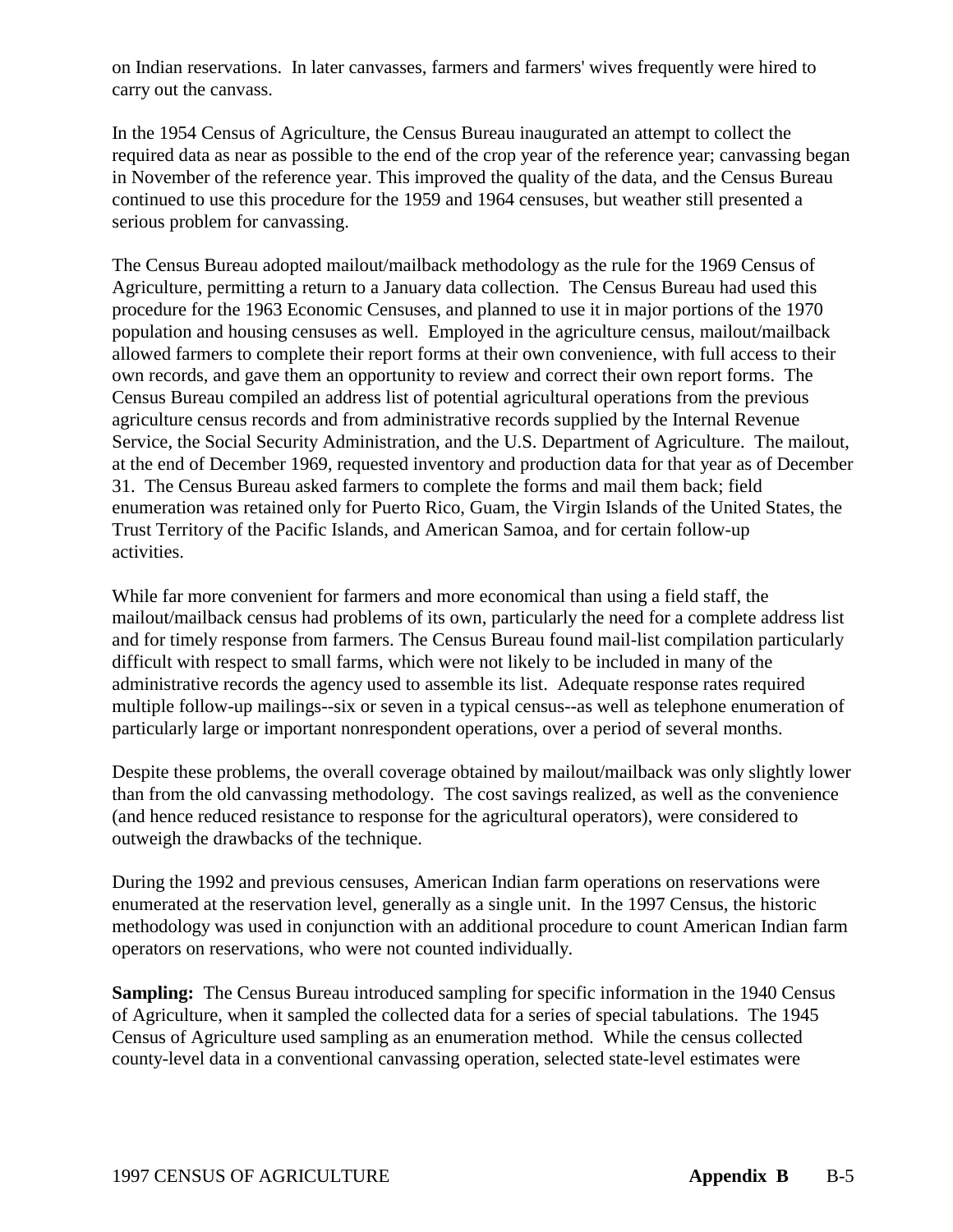on Indian reservations. In later canvasses, farmers and farmers' wives frequently were hired to carry out the canvass.

In the 1954 Census of Agriculture, the Census Bureau inaugurated an attempt to collect the required data as near as possible to the end of the crop year of the reference year; canvassing began in November of the reference year. This improved the quality of the data, and the Census Bureau continued to use this procedure for the 1959 and 1964 censuses, but weather still presented a serious problem for canvassing.

The Census Bureau adopted mailout/mailback methodology as the rule for the 1969 Census of Agriculture, permitting a return to a January data collection. The Census Bureau had used this procedure for the 1963 Economic Censuses, and planned to use it in major portions of the 1970 population and housing censuses as well. Employed in the agriculture census, mailout/mailback allowed farmers to complete their report forms at their own convenience, with full access to their own records, and gave them an opportunity to review and correct their own report forms. The Census Bureau compiled an address list of potential agricultural operations from the previous agriculture census records and from administrative records supplied by the Internal Revenue Service, the Social Security Administration, and the U.S. Department of Agriculture. The mailout, at the end of December 1969, requested inventory and production data for that year as of December 31. The Census Bureau asked farmers to complete the forms and mail them back; field enumeration was retained only for Puerto Rico, Guam, the Virgin Islands of the United States, the Trust Territory of the Pacific Islands, and American Samoa, and for certain follow-up activities.

While far more convenient for farmers and more economical than using a field staff, the mailout/mailback census had problems of its own, particularly the need for a complete address list and for timely response from farmers. The Census Bureau found mail-list compilation particularly difficult with respect to small farms, which were not likely to be included in many of the administrative records the agency used to assemble its list. Adequate response rates required multiple follow-up mailings--six or seven in a typical census--as well as telephone enumeration of particularly large or important nonrespondent operations, over a period of several months.

Despite these problems, the overall coverage obtained by mailout/mailback was only slightly lower than from the old canvassing methodology. The cost savings realized, as well as the convenience (and hence reduced resistance to response for the agricultural operators), were considered to outweigh the drawbacks of the technique.

During the 1992 and previous censuses, American Indian farm operations on reservations were enumerated at the reservation level, generally as a single unit. In the 1997 Census, the historic methodology was used in conjunction with an additional procedure to count American Indian farm operators on reservations, who were not counted individually.

**Sampling:** The Census Bureau introduced sampling for specific information in the 1940 Census of Agriculture, when it sampled the collected data for a series of special tabulations. The 1945 Census of Agriculture used sampling as an enumeration method. While the census collected county-level data in a conventional canvassing operation, selected state-level estimates were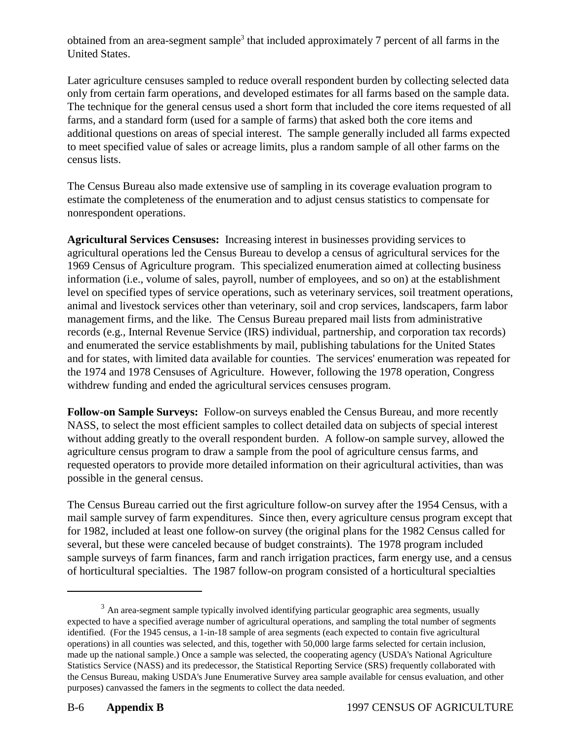obtained from an area-segment sample[3] that included approximately 7 percent of all farms in the United States.

Later agriculture censuses sampled to reduce overall respondent burden by collecting selected data only from certain farm operations, and developed estimates for all farms based on the sample data. The technique for the general census used a short form that included the core items requested of all farms, and a standard form (used for a sample of farms) that asked both the core items and additional questions on areas of special interest. The sample generally included all farms expected to meet specified value of sales or acreage limits, plus a random sample of all other farms on the census lists.

The Census Bureau also made extensive use of sampling in its coverage evaluation program to estimate the completeness of the enumeration and to adjust census statistics to compensate for nonrespondent operations.

**Agricultural Services Censuses:** Increasing interest in businesses providing services to agricultural operations led the Census Bureau to develop a census of agricultural services for the 1969 Census of Agriculture program. This specialized enumeration aimed at collecting business information (i.e., volume of sales, payroll, number of employees, and so on) at the establishment level on specified types of service operations, such as veterinary services, soil treatment operations, animal and livestock services other than veterinary, soil and crop services, landscapers, farm labor management firms, and the like. The Census Bureau prepared mail lists from administrative records (e.g., Internal Revenue Service (IRS) individual, partnership, and corporation tax records) and enumerated the service establishments by mail, publishing tabulations for the United States and for states, with limited data available for counties. The services' enumeration was repeated for the 1974 and 1978 Censuses of Agriculture. However, following the 1978 operation, Congress withdrew funding and ended the agricultural services censuses program.

**Follow-on Sample Surveys:** Follow-on surveys enabled the Census Bureau, and more recently NASS, to select the most efficient samples to collect detailed data on subjects of special interest without adding greatly to the overall respondent burden. A follow-on sample survey, allowed the agriculture census program to draw a sample from the pool of agriculture census farms, and requested operators to provide more detailed information on their agricultural activities, than was possible in the general census.

The Census Bureau carried out the first agriculture follow-on survey after the 1954 Census, with a mail sample survey of farm expenditures. Since then, every agriculture census program except that for 1982, included at least one follow-on survey (the original plans for the 1982 Census called for several, but these were canceled because of budget constraints). The 1978 program included sample surveys of farm finances, farm and ranch irrigation practices, farm energy use, and a census of horticultural specialties. The 1987 follow-on program consisted of a horticultural specialties

---

[3] An area-segment sample typically involved identifying particular geographic area segments, usually expected to have a specified average number of agricultural operations, and sampling the total number of segments identified. (For the 1945 census, a 1-in-18 sample of area segments (each expected to contain five agricultural operations) in all counties was selected, and this, together with 50,000 large farms selected for certain inclusion, made up the national sample.) Once a sample was selected, the cooperating agency (USDA's National Agriculture Statistics Service (NASS) and its predecessor, the Statistical Reporting Service (SRS) frequently collaborated with the Census Bureau, making USDA's June Enumerative Survey area sample available for census evaluation, and other purposes) canvassed the famers in the segments to collect the data needed.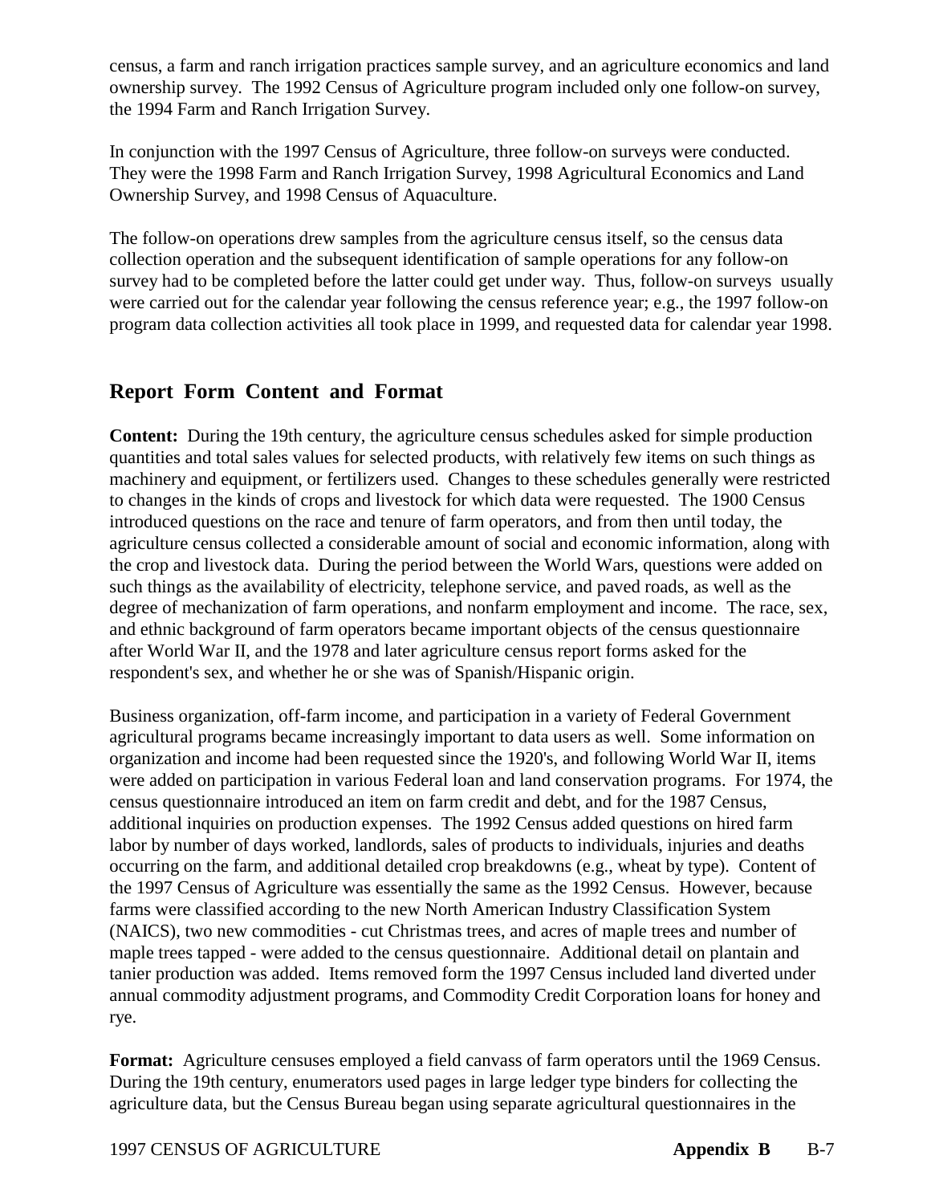census, a farm and ranch irrigation practices sample survey, and an agriculture economics and land ownership survey. The 1992 Census of Agriculture program included only one follow-on survey, the 1994 Farm and Ranch Irrigation Survey.

In conjunction with the 1997 Census of Agriculture, three follow-on surveys were conducted. They were the 1998 Farm and Ranch Irrigation Survey, 1998 Agricultural Economics and Land Ownership Survey, and 1998 Census of Aquaculture.

The follow-on operations drew samples from the agriculture census itself, so the census data collection operation and the subsequent identification of sample operations for any follow-on survey had to be completed before the latter could get under way. Thus, follow-on surveys usually were carried out for the calendar year following the census reference year; e.g., the 1997 follow-on program data collection activities all took place in 1999, and requested data for calendar year 1998.

## Report Form Content and Format

**Content:** During the 19th century, the agriculture census schedules asked for simple production quantities and total sales values for selected products, with relatively few items on such things as machinery and equipment, or fertilizers used. Changes to these schedules generally were restricted to changes in the kinds of crops and livestock for which data were requested. The 1900 Census introduced questions on the race and tenure of farm operators, and from then until today, the agriculture census collected a considerable amount of social and economic information, along with the crop and livestock data. During the period between the World Wars, questions were added on such things as the availability of electricity, telephone service, and paved roads, as well as the degree of mechanization of farm operations, and nonfarm employment and income. The race, sex, and ethnic background of farm operators became important objects of the census questionnaire after World War II, and the 1978 and later agriculture census report forms asked for the respondent's sex, and whether he or she was of Spanish/Hispanic origin.

Business organization, off-farm income, and participation in a variety of Federal Government agricultural programs became increasingly important to data users as well. Some information on organization and income had been requested since the 1920's, and following World War II, items were added on participation in various Federal loan and land conservation programs. For 1974, the census questionnaire introduced an item on farm credit and debt, and for the 1987 Census, additional inquiries on production expenses. The 1992 Census added questions on hired farm labor by number of days worked, landlords, sales of products to individuals, injuries and deaths occurring on the farm, and additional detailed crop breakdowns (e.g., wheat by type). Content of the 1997 Census of Agriculture was essentially the same as the 1992 Census. However, because farms were classified according to the new North American Industry Classification System (NAICS), two new commodities - cut Christmas trees, and acres of maple trees and number of maple trees tapped - were added to the census questionnaire. Additional detail on plantain and tanier production was added. Items removed form the 1997 Census included land diverted under annual commodity adjustment programs, and Commodity Credit Corporation loans for honey and rye.

**Format:** Agriculture censuses employed a field canvass of farm operators until the 1969 Census. During the 19th century, enumerators used pages in large ledger type binders for collecting the agriculture data, but the Census Bureau began using separate agricultural questionnaires in the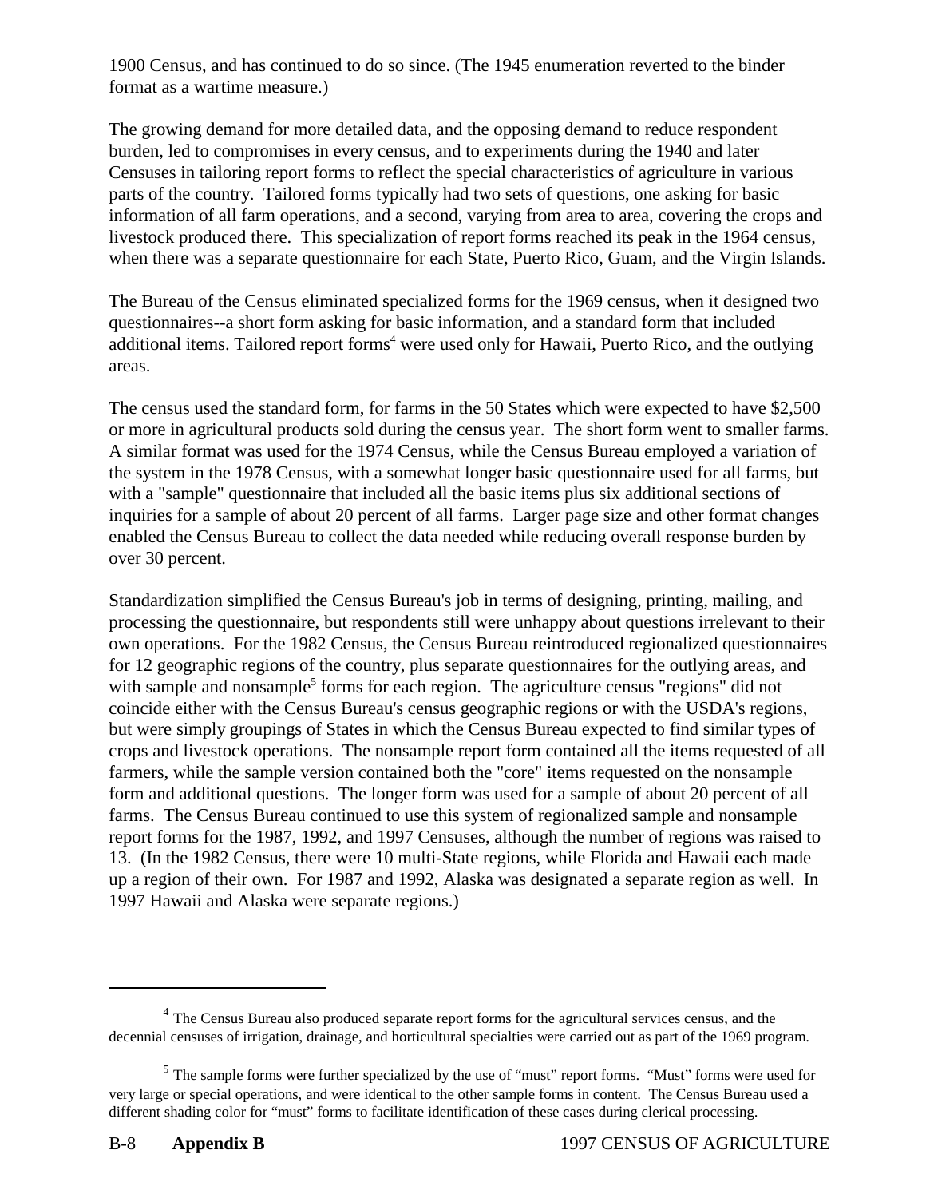1900 Census, and has continued to do so since. (The 1945 enumeration reverted to the binder format as a wartime measure.)

The growing demand for more detailed data, and the opposing demand to reduce respondent burden, led to compromises in every census, and to experiments during the 1940 and later Censuses in tailoring report forms to reflect the special characteristics of agriculture in various parts of the country. Tailored forms typically had two sets of questions, one asking for basic information of all farm operations, and a second, varying from area to area, covering the crops and livestock produced there. This specialization of report forms reached its peak in the 1964 census, when there was a separate questionnaire for each State, Puerto Rico, Guam, and the Virgin Islands.

The Bureau of the Census eliminated specialized forms for the 1969 census, when it designed two questionnaires--a short form asking for basic information, and a standard form that included additional items. Tailored report forms[4] were used only for Hawaii, Puerto Rico, and the outlying areas.

The census used the standard form, for farms in the 50 States which were expected to have $2,500 or more in agricultural products sold during the census year. The short form went to smaller farms. A similar format was used for the 1974 Census, while the Census Bureau employed a variation of the system in the 1978 Census, with a somewhat longer basic questionnaire used for all farms, but with a "sample" questionnaire that included all the basic items plus six additional sections of inquiries for a sample of about 20 percent of all farms. Larger page size and other format changes enabled the Census Bureau to collect the data needed while reducing overall response burden by over 30 percent.

Standardization simplified the Census Bureau's job in terms of designing, printing, mailing, and processing the questionnaire, but respondents still were unhappy about questions irrelevant to their own operations. For the 1982 Census, the Census Bureau reintroduced regionalized questionnaires for 12 geographic regions of the country, plus separate questionnaires for the outlying areas, and with sample and nonsample[5] forms for each region. The agriculture census "regions" did not coincide either with the Census Bureau's census geographic regions or with the USDA's regions, but were simply groupings of States in which the Census Bureau expected to find similar types of crops and livestock operations. The nonsample report form contained all the items requested of all farmers, while the sample version contained both the "core" items requested on the nonsample form and additional questions. The longer form was used for a sample of about 20 percent of all farms. The Census Bureau continued to use this system of regionalized sample and nonsample report forms for the 1987, 1992, and 1997 Censuses, although the number of regions was raised to 13. (In the 1982 Census, there were 10 multi-State regions, while Florida and Hawaii each made up a region of their own. For 1987 and 1992, Alaska was designated a separate region as well. In 1997 Hawaii and Alaska were separate regions.)

---

[4] The Census Bureau also produced separate report forms for the agricultural services census, and the decennial censuses of irrigation, drainage, and horticultural specialties were carried out as part of the 1969 program.

[5] The sample forms were further specialized by the use of "must" report forms. "Must" forms were used for very large or special operations, and were identical to the other sample forms in content. The Census Bureau used a different shading color for "must" forms to facilitate identification of these cases during clerical processing.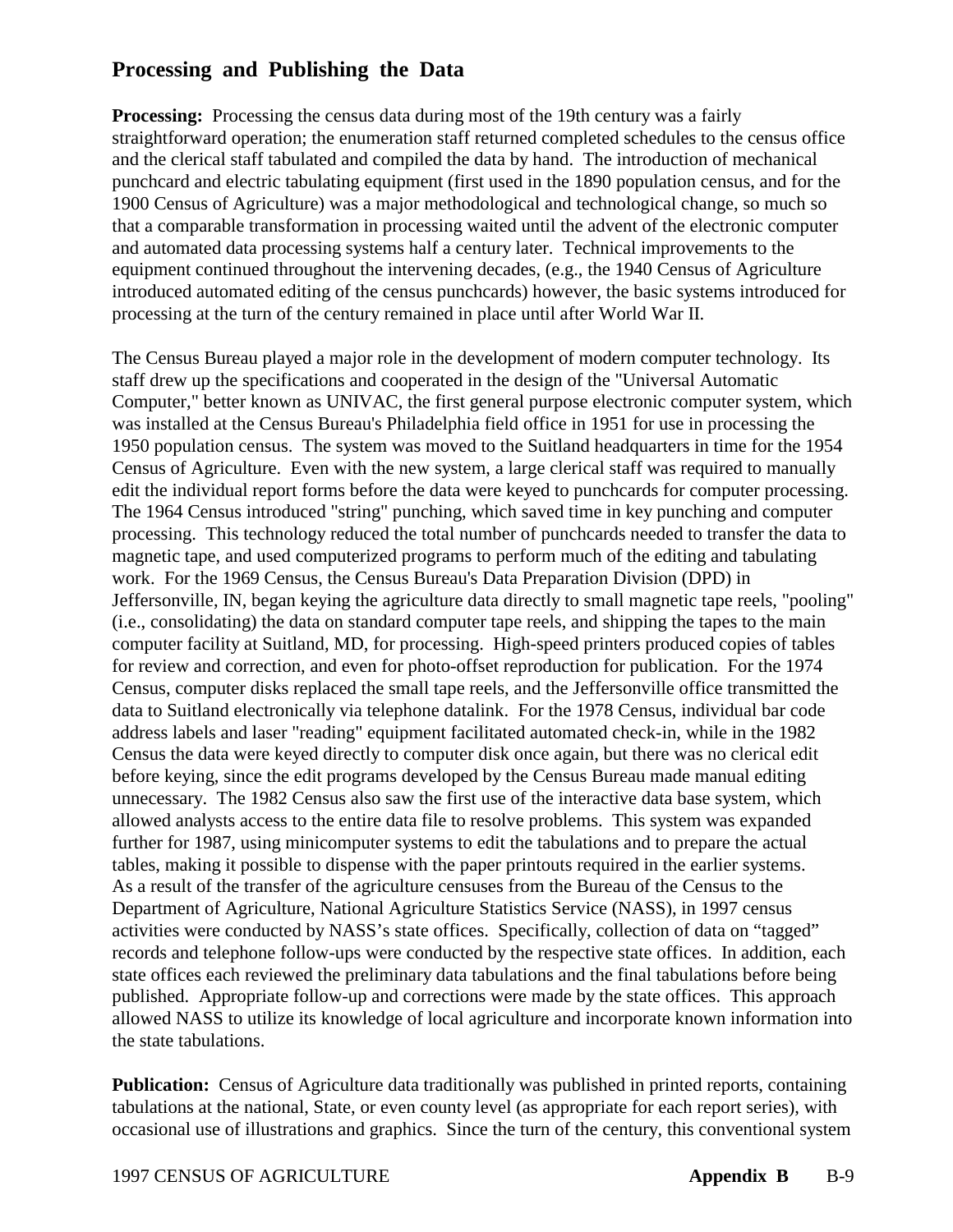## Processing and Publishing the Data

**Processing:** Processing the census data during most of the 19th century was a fairly straightforward operation; the enumeration staff returned completed schedules to the census office and the clerical staff tabulated and compiled the data by hand. The introduction of mechanical punchcard and electric tabulating equipment (first used in the 1890 population census, and for the 1900 Census of Agriculture) was a major methodological and technological change, so much so that a comparable transformation in processing waited until the advent of the electronic computer and automated data processing systems half a century later. Technical improvements to the equipment continued throughout the intervening decades, (e.g., the 1940 Census of Agriculture introduced automated editing of the census punchcards) however, the basic systems introduced for processing at the turn of the century remained in place until after World War II.

The Census Bureau played a major role in the development of modern computer technology. Its staff drew up the specifications and cooperated in the design of the "Universal Automatic Computer," better known as UNIVAC, the first general purpose electronic computer system, which was installed at the Census Bureau's Philadelphia field office in 1951 for use in processing the 1950 population census. The system was moved to the Suitland headquarters in time for the 1954 Census of Agriculture. Even with the new system, a large clerical staff was required to manually edit the individual report forms before the data were keyed to punchcards for computer processing. The 1964 Census introduced "string" punching, which saved time in key punching and computer processing. This technology reduced the total number of punchcards needed to transfer the data to magnetic tape, and used computerized programs to perform much of the editing and tabulating work. For the 1969 Census, the Census Bureau's Data Preparation Division (DPD) in Jeffersonville, IN, began keying the agriculture data directly to small magnetic tape reels, "pooling" (i.e., consolidating) the data on standard computer tape reels, and shipping the tapes to the main computer facility at Suitland, MD, for processing. High-speed printers produced copies of tables for review and correction, and even for photo-offset reproduction for publication. For the 1974 Census, computer disks replaced the small tape reels, and the Jeffersonville office transmitted the data to Suitland electronically via telephone datalink. For the 1978 Census, individual bar code address labels and laser "reading" equipment facilitated automated check-in, while in the 1982 Census the data were keyed directly to computer disk once again, but there was no clerical edit before keying, since the edit programs developed by the Census Bureau made manual editing unnecessary. The 1982 Census also saw the first use of the interactive data base system, which allowed analysts access to the entire data file to resolve problems. This system was expanded further for 1987, using minicomputer systems to edit the tabulations and to prepare the actual tables, making it possible to dispense with the paper printouts required in the earlier systems. As a result of the transfer of the agriculture censuses from the Bureau of the Census to the Department of Agriculture, National Agriculture Statistics Service (NASS), in 1997 census activities were conducted by NASS's state offices. Specifically, collection of data on "tagged" records and telephone follow-ups were conducted by the respective state offices. In addition, each state offices each reviewed the preliminary data tabulations and the final tabulations before being published. Appropriate follow-up and corrections were made by the state offices. This approach allowed NASS to utilize its knowledge of local agriculture and incorporate known information into the state tabulations.

**Publication:** Census of Agriculture data traditionally was published in printed reports, containing tabulations at the national, State, or even county level (as appropriate for each report series), with occasional use of illustrations and graphics. Since the turn of the century, this conventional system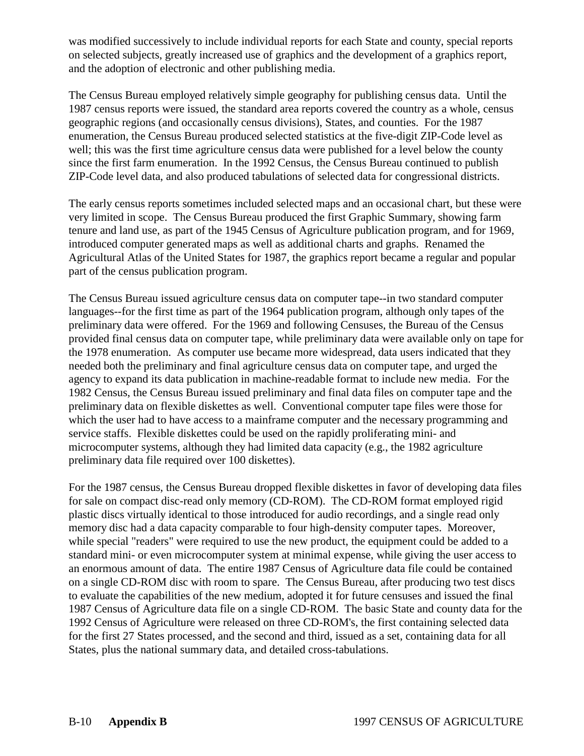was modified successively to include individual reports for each State and county, special reports on selected subjects, greatly increased use of graphics and the development of a graphics report, and the adoption of electronic and other publishing media.

The Census Bureau employed relatively simple geography for publishing census data. Until the 1987 census reports were issued, the standard area reports covered the country as a whole, census geographic regions (and occasionally census divisions), States, and counties. For the 1987 enumeration, the Census Bureau produced selected statistics at the five-digit ZIP-Code level as well; this was the first time agriculture census data were published for a level below the county since the first farm enumeration. In the 1992 Census, the Census Bureau continued to publish ZIP-Code level data, and also produced tabulations of selected data for congressional districts.

The early census reports sometimes included selected maps and an occasional chart, but these were very limited in scope. The Census Bureau produced the first Graphic Summary, showing farm tenure and land use, as part of the 1945 Census of Agriculture publication program, and for 1969, introduced computer generated maps as well as additional charts and graphs. Renamed the Agricultural Atlas of the United States for 1987, the graphics report became a regular and popular part of the census publication program.

The Census Bureau issued agriculture census data on computer tape--in two standard computer languages--for the first time as part of the 1964 publication program, although only tapes of the preliminary data were offered. For the 1969 and following Censuses, the Bureau of the Census provided final census data on computer tape, while preliminary data were available only on tape for the 1978 enumeration. As computer use became more widespread, data users indicated that they needed both the preliminary and final agriculture census data on computer tape, and urged the agency to expand its data publication in machine-readable format to include new media. For the 1982 Census, the Census Bureau issued preliminary and final data files on computer tape and the preliminary data on flexible diskettes as well. Conventional computer tape files were those for which the user had to have access to a mainframe computer and the necessary programming and service staffs. Flexible diskettes could be used on the rapidly proliferating mini- and microcomputer systems, although they had limited data capacity (e.g., the 1982 agriculture preliminary data file required over 100 diskettes).

For the 1987 census, the Census Bureau dropped flexible diskettes in favor of developing data files for sale on compact disc-read only memory (CD-ROM). The CD-ROM format employed rigid plastic discs virtually identical to those introduced for audio recordings, and a single read only memory disc had a data capacity comparable to four high-density computer tapes. Moreover, while special "readers" were required to use the new product, the equipment could be added to a standard mini- or even microcomputer system at minimal expense, while giving the user access to an enormous amount of data. The entire 1987 Census of Agriculture data file could be contained on a single CD-ROM disc with room to spare. The Census Bureau, after producing two test discs to evaluate the capabilities of the new medium, adopted it for future censuses and issued the final 1987 Census of Agriculture data file on a single CD-ROM. The basic State and county data for the 1992 Census of Agriculture were released on three CD-ROM's, the first containing selected data for the first 27 States processed, and the second and third, issued as a set, containing data for all States, plus the national summary data, and detailed cross-tabulations.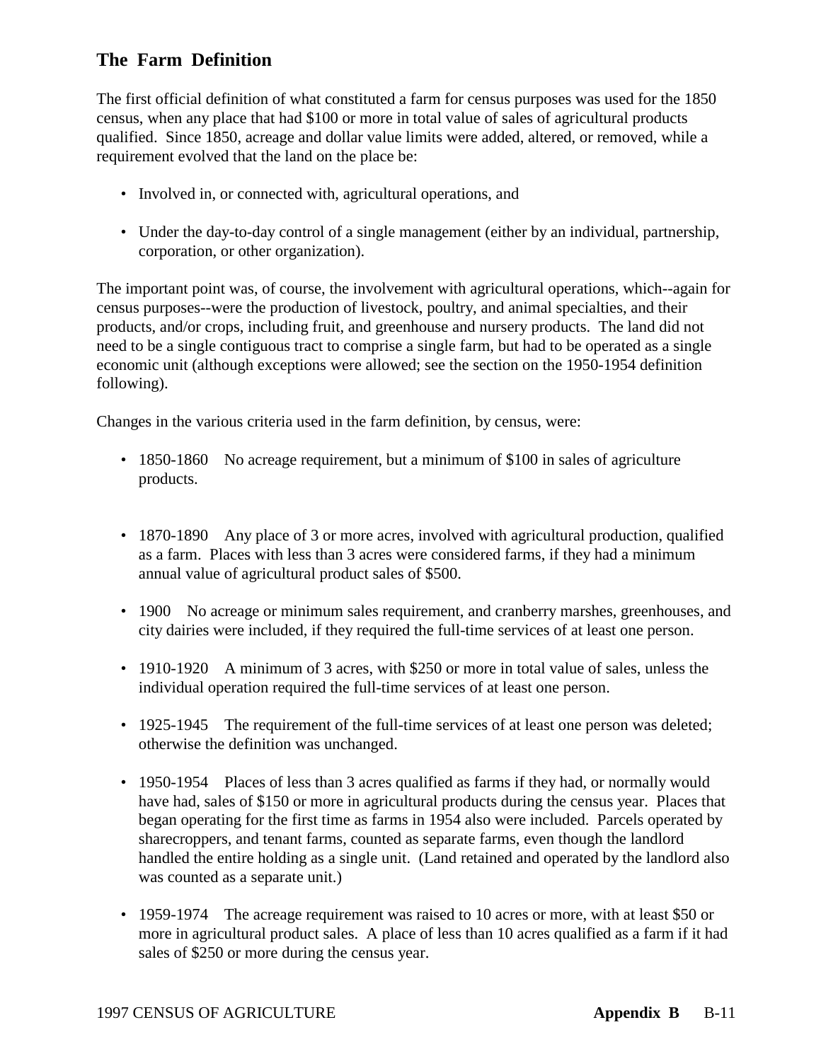## The Farm Definition

The first official definition of what constituted a farm for census purposes was used for the 1850 census, when any place that had $100 or more in total value of sales of agricultural products qualified. Since 1850, acreage and dollar value limits were added, altered, or removed, while a requirement evolved that the land on the place be:

- Involved in, or connected with, agricultural operations, and
- Under the day-to-day control of a single management (either by an individual, partnership, corporation, or other organization).

The important point was, of course, the involvement with agricultural operations, which--again for census purposes--were the production of livestock, poultry, and animal specialties, and their products, and/or crops, including fruit, and greenhouse and nursery products. The land did not need to be a single contiguous tract to comprise a single farm, but had to be operated as a single economic unit (although exceptions were allowed; see the section on the 1950-1954 definition following).

Changes in the various criteria used in the farm definition, by census, were:

- 1850-1860 No acreage requirement, but a minimum of $100 in sales of agriculture products.
- 1870-1890 Any place of 3 or more acres, involved with agricultural production, qualified as a farm. Places with less than 3 acres were considered farms, if they had a minimum annual value of agricultural product sales of $500.
- 1900 No acreage or minimum sales requirement, and cranberry marshes, greenhouses, and city dairies were included, if they required the full-time services of at least one person.
- 1910-1920 A minimum of 3 acres, with $250 or more in total value of sales, unless the individual operation required the full-time services of at least one person.
- 1925-1945 The requirement of the full-time services of at least one person was deleted; otherwise the definition was unchanged.
- 1950-1954 Places of less than 3 acres qualified as farms if they had, or normally would have had, sales of $150 or more in agricultural products during the census year. Places that began operating for the first time as farms in 1954 also were included. Parcels operated by sharecroppers, and tenant farms, counted as separate farms, even though the landlord handled the entire holding as a single unit. (Land retained and operated by the landlord also was counted as a separate unit.)
- 1959-1974 The acreage requirement was raised to 10 acres or more, with at least $50 or more in agricultural product sales. A place of less than 10 acres qualified as a farm if it had sales of $250 or more during the census year.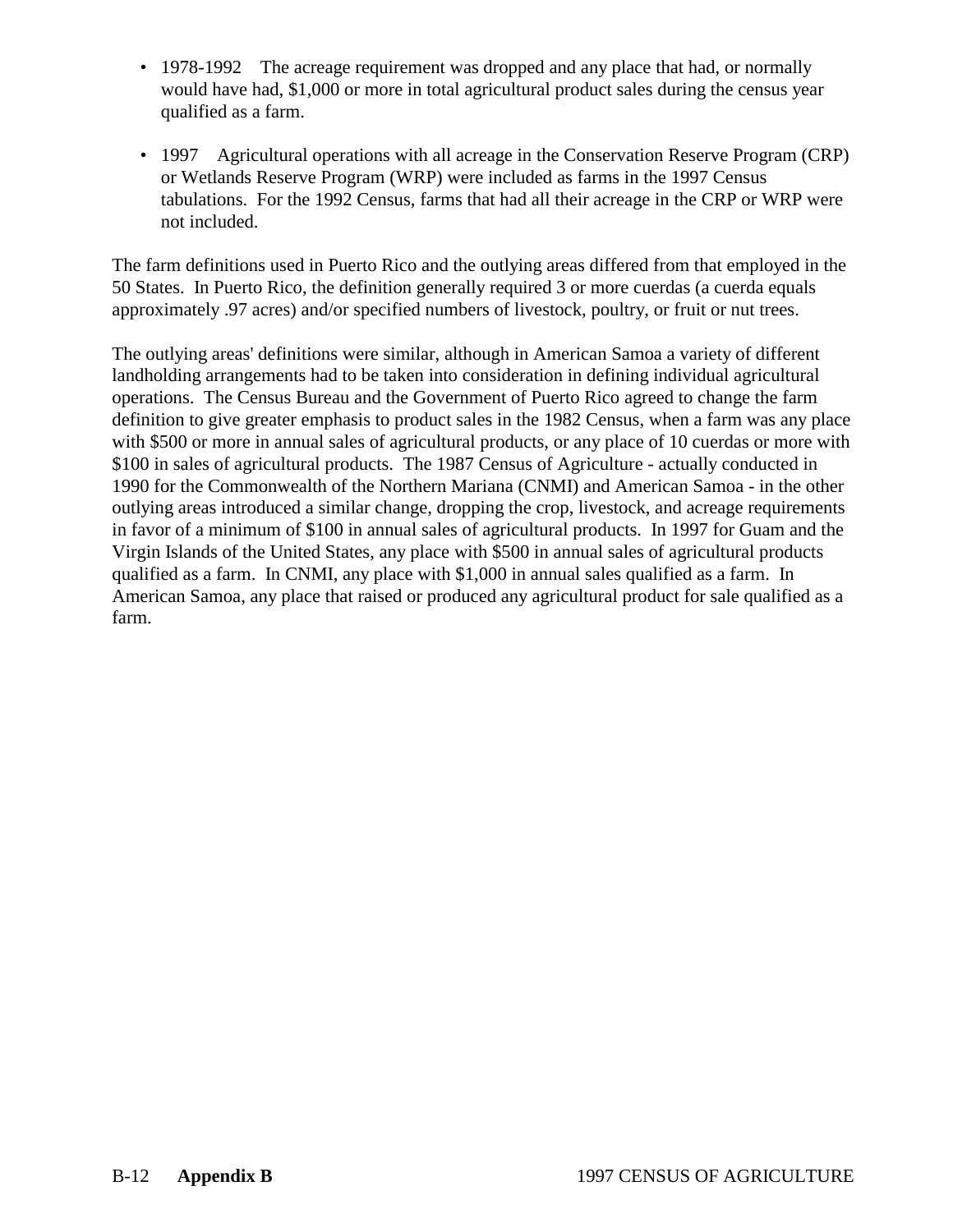- 1978-1992 The acreage requirement was dropped and any place that had, or normally would have had, $1,000 or more in total agricultural product sales during the census year qualified as a farm.

- 1997 Agricultural operations with all acreage in the Conservation Reserve Program (CRP) or Wetlands Reserve Program (WRP) were included as farms in the 1997 Census tabulations. For the 1992 Census, farms that had all their acreage in the CRP or WRP were not included.

The farm definitions used in Puerto Rico and the outlying areas differed from that employed in the 50 States. In Puerto Rico, the definition generally required 3 or more cuerdas (a cuerda equals approximately .97 acres) and/or specified numbers of livestock, poultry, or fruit or nut trees.

The outlying areas' definitions were similar, although in American Samoa a variety of different landholding arrangements had to be taken into consideration in defining individual agricultural operations. The Census Bureau and the Government of Puerto Rico agreed to change the farm definition to give greater emphasis to product sales in the 1982 Census, when a farm was any place with $500 or more in annual sales of agricultural products, or any place of 10 cuerdas or more with $100 in sales of agricultural products. The 1987 Census of Agriculture - actually conducted in 1990 for the Commonwealth of the Northern Mariana (CNMI) and American Samoa - in the other outlying areas introduced a similar change, dropping the crop, livestock, and acreage requirements in favor of a minimum of $100 in annual sales of agricultural products. In 1997 for Guam and the Virgin Islands of the United States, any place with $500 in annual sales of agricultural products qualified as a farm. In CNMI, any place with $1,000 in annual sales qualified as a farm. In American Samoa, any place that raised or produced any agricultural product for sale qualified as a farm.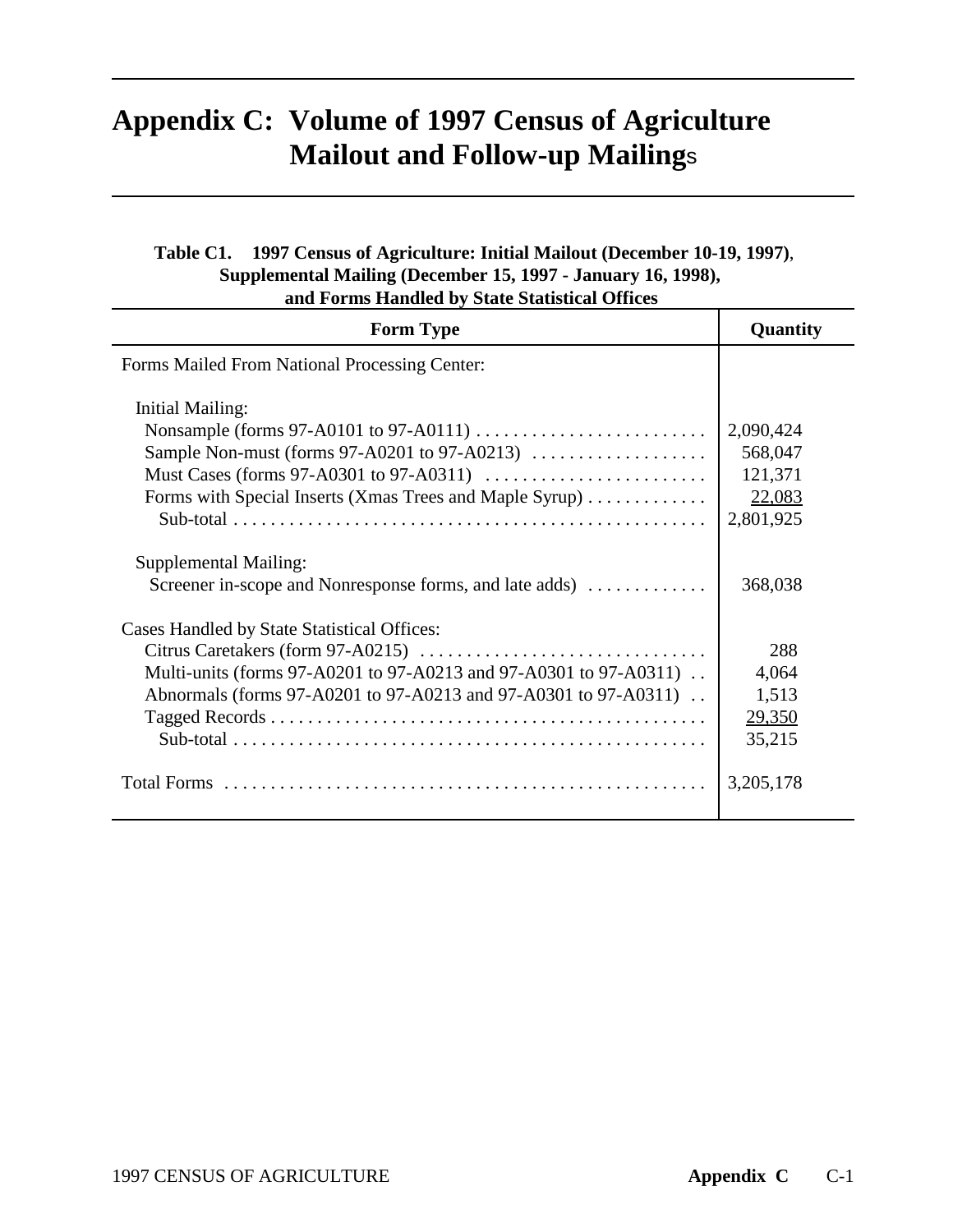# Appendix C: Volume of 1997 Census of Agriculture Mailout and Follow-up Mailings

**Table C1. 1997 Census of Agriculture: Initial Mailout (December 10-19, 1997), Supplemental Mailing (December 15, 1997 - January 16, 1998), and Forms Handled by State Statistical Offices**

| Form Type | Quantity |
|---|---|
| Forms Mailed From National Processing Center: | |
| Initial Mailing: | |
| Nonsample (forms 97-A0101 to 97-A0111) | 2,090,424 |
| Sample Non-must (forms 97-A0201 to 97-A0213) | 568,047 |
| Must Cases (forms 97-A0301 to 97-A0311) | 121,371 |
| Forms with Special Inserts (Xmas Trees and Maple Syrup) | 22,083 |
| Sub-total | 2,801,925 |
| Supplemental Mailing: | |
| Screener in-scope and Nonresponse forms, and late adds) | 368,038 |
| Cases Handled by State Statistical Offices: | |
| Citrus Caretakers (form 97-A0215) | 288 |
| Multi-units (forms 97-A0201 to 97-A0213 and 97-A0301 to 97-A0311) | 4,064 |
| Abnormals (forms 97-A0201 to 97-A0213 and 97-A0301 to 97-A0311) | 1,513 |
| Tagged Records | 29,350 |
| Sub-total | 35,215 |
| Total Forms | 3,205,178 |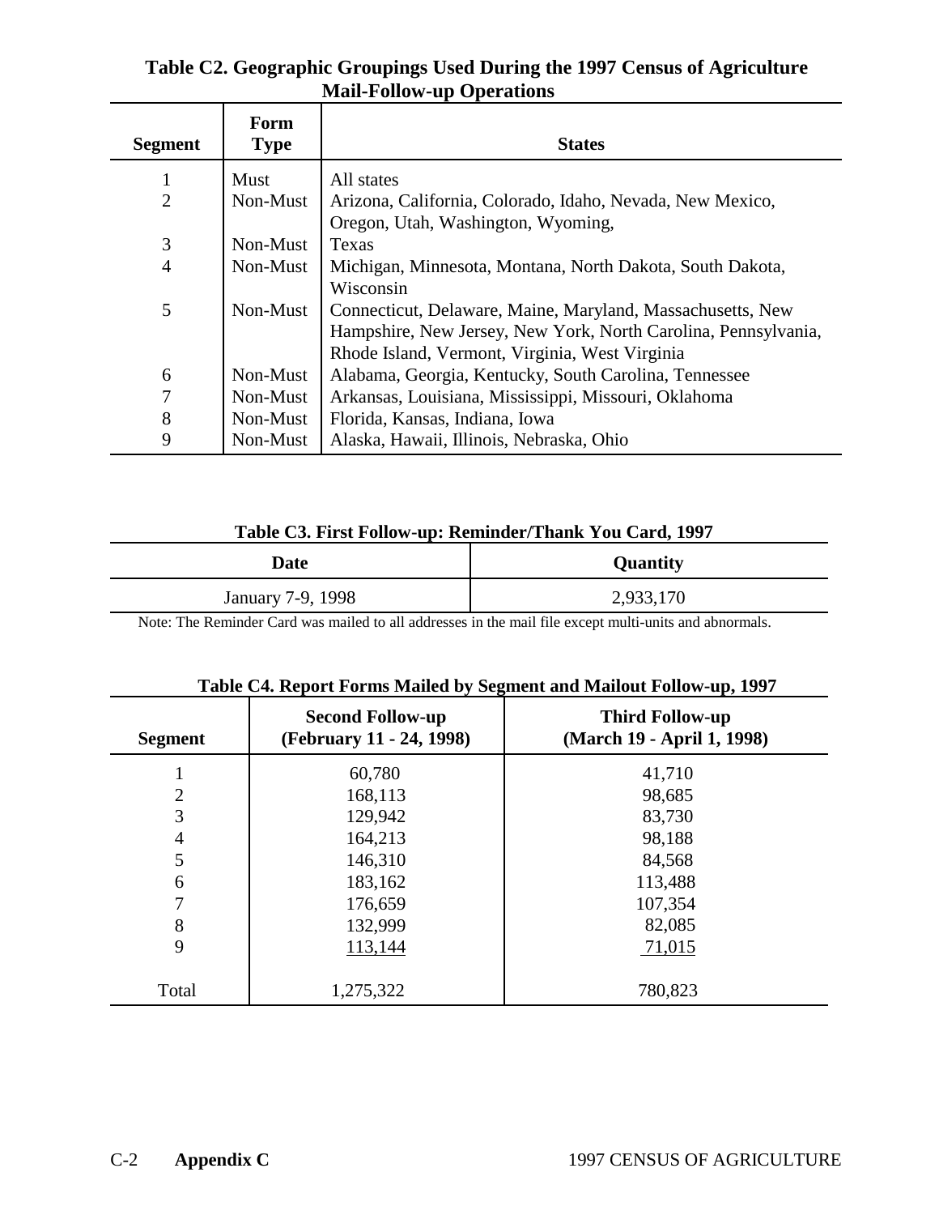**Table C2. Geographic Groupings Used During the 1997 Census of Agriculture Mail-Follow-up Operations**

| Segment | Form Type | States |
|---|---|---|
| 1 | Must | All states |
| 2 | Non-Must | Arizona, California, Colorado, Idaho, Nevada, New Mexico, Oregon, Utah, Washington, Wyoming, |
| 3 | Non-Must | Texas |
| 4 | Non-Must | Michigan, Minnesota, Montana, North Dakota, South Dakota, Wisconsin |
| 5 | Non-Must | Connecticut, Delaware, Maine, Maryland, Massachusetts, New Hampshire, New Jersey, New York, North Carolina, Pennsylvania, Rhode Island, Vermont, Virginia, West Virginia |
| 6 | Non-Must | Alabama, Georgia, Kentucky, South Carolina, Tennessee |
| 7 | Non-Must | Arkansas, Louisiana, Mississippi, Missouri, Oklahoma |
| 8 | Non-Must | Florida, Kansas, Indiana, Iowa |
| 9 | Non-Must | Alaska, Hawaii, Illinois, Nebraska, Ohio |

**Table C3. First Follow-up: Reminder/Thank You Card, 1997**

| Date | Quantity |
|---|---|
| January 7-9, 1998 | 2,933,170 |

Note: The Reminder Card was mailed to all addresses in the mail file except multi-units and abnormals.

**Table C4. Report Forms Mailed by Segment and Mailout Follow-up, 1997**

| Segment | Second Follow-up (February 11 - 24, 1998) | Third Follow-up (March 19 - April 1, 1998) |
|---|---|---|
| 1 | 60,780 | 41,710 |
| 2 | 168,113 | 98,685 |
| 3 | 129,942 | 83,730 |
| 4 | 164,213 | 98,188 |
| 5 | 146,310 | 84,568 |
| 6 | 183,162 | 113,488 |
| 7 | 176,659 | 107,354 |
| 8 | 132,999 | 82,085 |
| 9 | 113,144 | 71,015 |
| Total | 1,275,322 | 780,823 |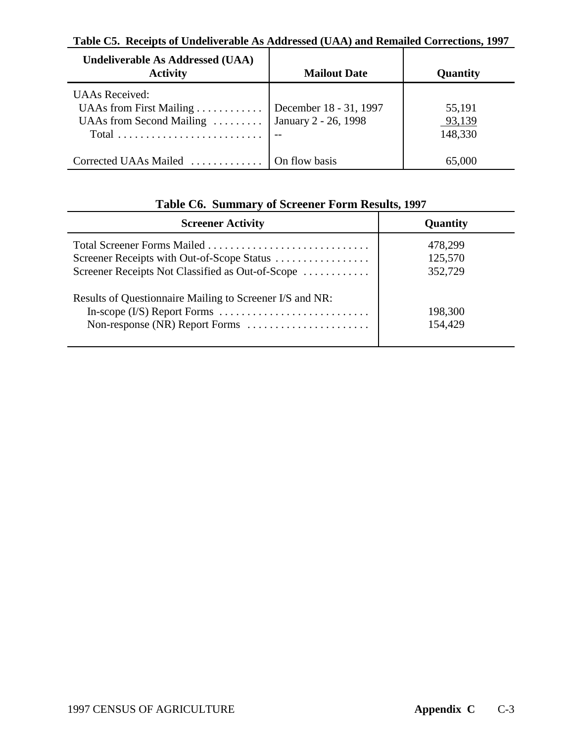**Table C5. Receipts of Undeliverable As Addressed (UAA) and Remailed Corrections, 1997**

| Undeliverable As Addressed (UAA) Activity | Mailout Date | Quantity |
|---|---|---|
| UAAs Received: | | |
| UAAs from First Mailing | December 18 - 31, 1997 | 55,191 |
| UAAs from Second Mailing | January 2 - 26, 1998 | 93,139 |
| Total | -- | 148,330 |
| Corrected UAAs Mailed | On flow basis | 65,000 |

**Table C6. Summary of Screener Form Results, 1997**

| Screener Activity | Quantity |
|---|---|
| Total Screener Forms Mailed | 478,299 |
| Screener Receipts with Out-of-Scope Status | 125,570 |
| Screener Receipts Not Classified as Out-of-Scope | 352,729 |
| Results of Questionnaire Mailing to Screener I/S and NR: | |
| In-scope (I/S) Report Forms | 198,300 |
| Non-response (NR) Report Forms | 154,429 |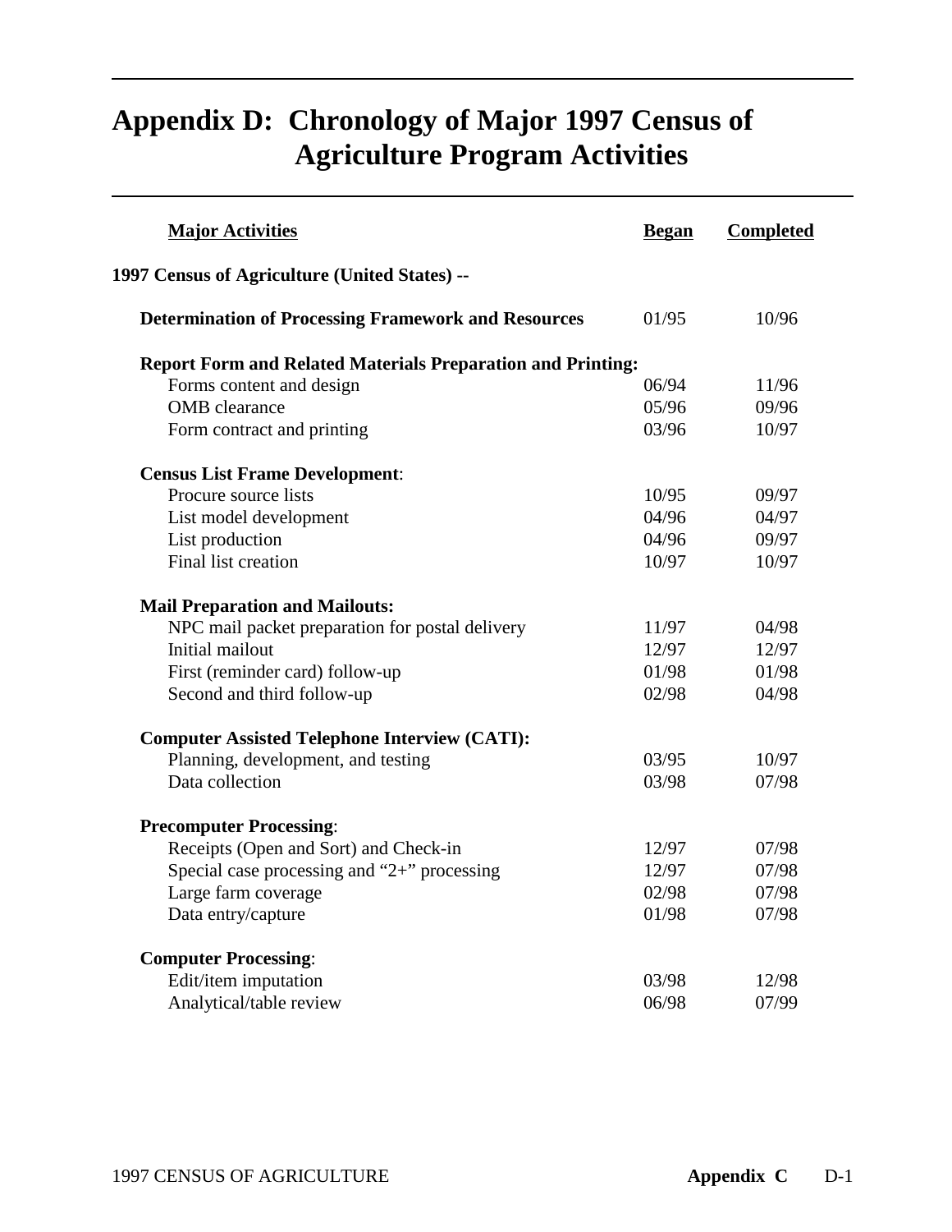# Appendix D: Chronology of Major 1997 Census of Agriculture Program Activities

| Major Activities | Began | Completed |
|---|---|---|
| **1997 Census of Agriculture (United States) --** | | |
| **Determination of Processing Framework and Resources** | 01/95 | 10/96 |
| **Report Form and Related Materials Preparation and Printing:** | | |
| Forms content and design | 06/94 | 11/96 |
| OMB clearance | 05/96 | 09/96 |
| Form contract and printing | 03/96 | 10/97 |
| **Census List Frame Development**: | | |
| Procure source lists | 10/95 | 09/97 |
| List model development | 04/96 | 04/97 |
| List production | 04/96 | 09/97 |
| Final list creation | 10/97 | 10/97 |
| **Mail Preparation and Mailouts:** | | |
| NPC mail packet preparation for postal delivery | 11/97 | 04/98 |
| Initial mailout | 12/97 | 12/97 |
| First (reminder card) follow-up | 01/98 | 01/98 |
| Second and third follow-up | 02/98 | 04/98 |
| **Computer Assisted Telephone Interview (CATI):** | | |
| Planning, development, and testing | 03/95 | 10/97 |
| Data collection | 03/98 | 07/98 |
| **Precomputer Processing**: | | |
| Receipts (Open and Sort) and Check-in | 12/97 | 07/98 |
| Special case processing and "2+" processing | 12/97 | 07/98 |
| Large farm coverage | 02/98 | 07/98 |
| Data entry/capture | 01/98 | 07/98 |
| **Computer Processing**: | | |
| Edit/item imputation | 03/98 | 12/98 |
| Analytical/table review | 06/98 | 07/99 |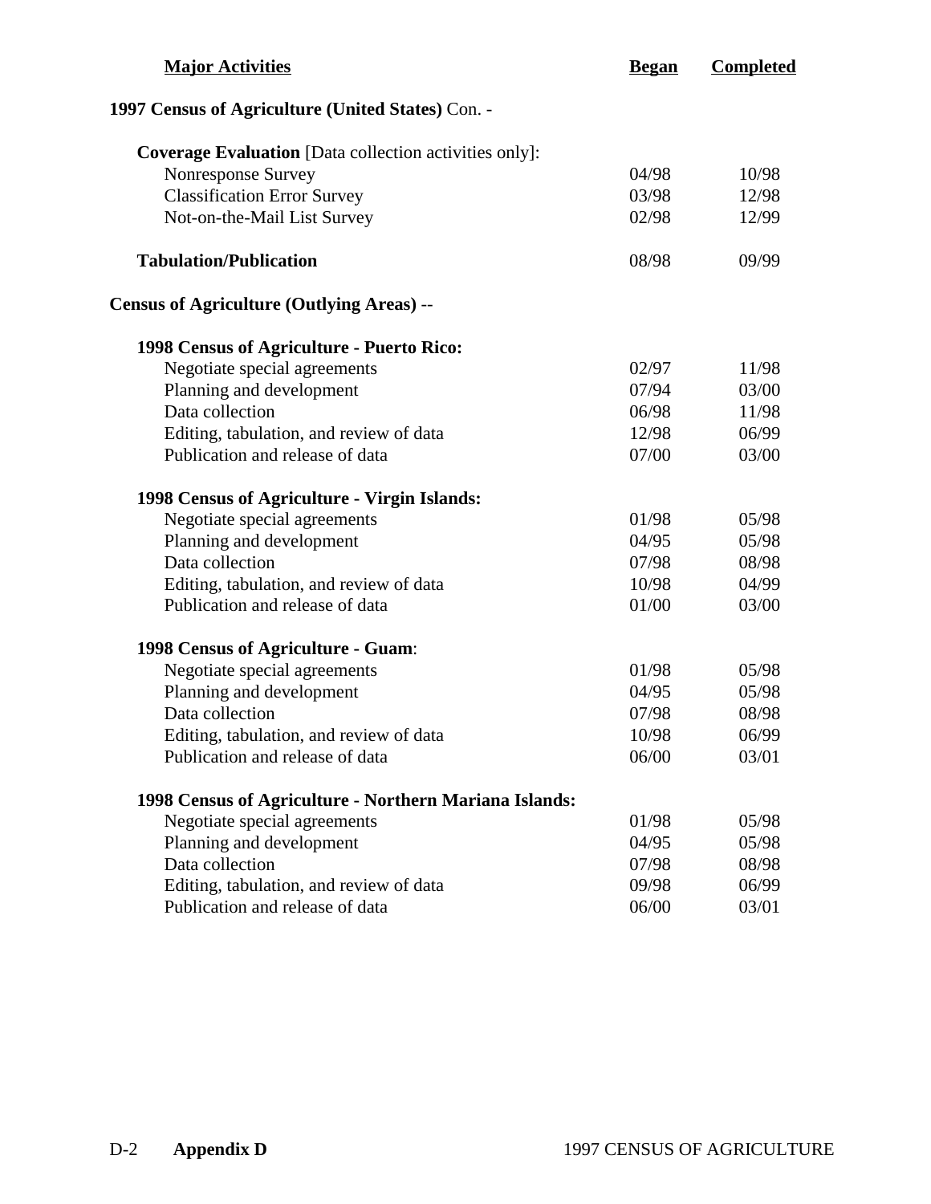| Major Activities | Began | Completed |
|---|---|---|
| **1997 Census of Agriculture (United States)** Con. - | | |
| **Coverage Evaluation** [Data collection activities only]: | | |
| Nonresponse Survey | 04/98 | 10/98 |
| Classification Error Survey | 03/98 | 12/98 |
| Not-on-the-Mail List Survey | 02/98 | 12/99 |
| **Tabulation/Publication** | 08/98 | 09/99 |
| **Census of Agriculture (Outlying Areas)** -- | | |
| **1998 Census of Agriculture - Puerto Rico:** | | |
| Negotiate special agreements | 02/97 | 11/98 |
| Planning and development | 07/94 | 03/00 |
| Data collection | 06/98 | 11/98 |
| Editing, tabulation, and review of data | 12/98 | 06/99 |
| Publication and release of data | 07/00 | 03/00 |
| **1998 Census of Agriculture - Virgin Islands:** | | |
| Negotiate special agreements | 01/98 | 05/98 |
| Planning and development | 04/95 | 05/98 |
| Data collection | 07/98 | 08/98 |
| Editing, tabulation, and review of data | 10/98 | 04/99 |
| Publication and release of data | 01/00 | 03/00 |
| **1998 Census of Agriculture - Guam**: | | |
| Negotiate special agreements | 01/98 | 05/98 |
| Planning and development | 04/95 | 05/98 |
| Data collection | 07/98 | 08/98 |
| Editing, tabulation, and review of data | 10/98 | 06/99 |
| Publication and release of data | 06/00 | 03/01 |
| **1998 Census of Agriculture - Northern Mariana Islands:** | | |
| Negotiate special agreements | 01/98 | 05/98 |
| Planning and development | 04/95 | 05/98 |
| Data collection | 07/98 | 08/98 |
| Editing, tabulation, and review of data | 09/98 | 06/99 |
| Publication and release of data | 06/00 | 03/01 |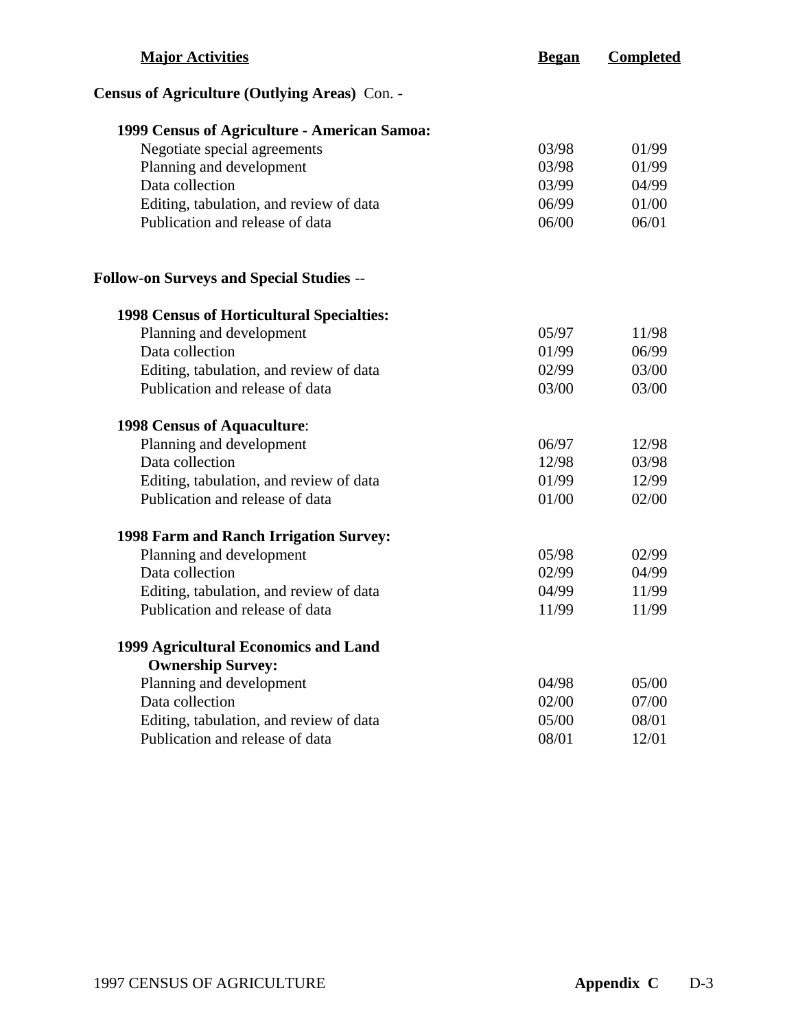| Major Activities | Began | Completed |
|---|---|---|
| **Census of Agriculture (Outlying Areas)** Con. - | | |
| **1999 Census of Agriculture - American Samoa:** | | |
| Negotiate special agreements | 03/98 | 01/99 |
| Planning and development | 03/98 | 01/99 |
| Data collection | 03/99 | 04/99 |
| Editing, tabulation, and review of data | 06/99 | 01/00 |
| Publication and release of data | 06/00 | 06/01 |
| **Follow-on Surveys and Special Studies** -- | | |
| **1998 Census of Horticultural Specialties:** | | |
| Planning and development | 05/97 | 11/98 |
| Data collection | 01/99 | 06/99 |
| Editing, tabulation, and review of data | 02/99 | 03/00 |
| Publication and release of data | 03/00 | 03/00 |
| **1998 Census of Aquaculture**: | | |
| Planning and development | 06/97 | 12/98 |
| Data collection | 12/98 | 03/98 |
| Editing, tabulation, and review of data | 01/99 | 12/99 |
| Publication and release of data | 01/00 | 02/00 |
| **1998 Farm and Ranch Irrigation Survey:** | | |
| Planning and development | 05/98 | 02/99 |
| Data collection | 02/99 | 04/99 |
| Editing, tabulation, and review of data | 04/99 | 11/99 |
| Publication and release of data | 11/99 | 11/99 |
| **1999 Agricultural Economics and Land Ownership Survey:** | | |
| Planning and development | 04/98 | 05/00 |
| Data collection | 02/00 | 07/00 |
| Editing, tabulation, and review of data | 05/00 | 08/01 |
| Publication and release of data | 08/01 | 12/01 |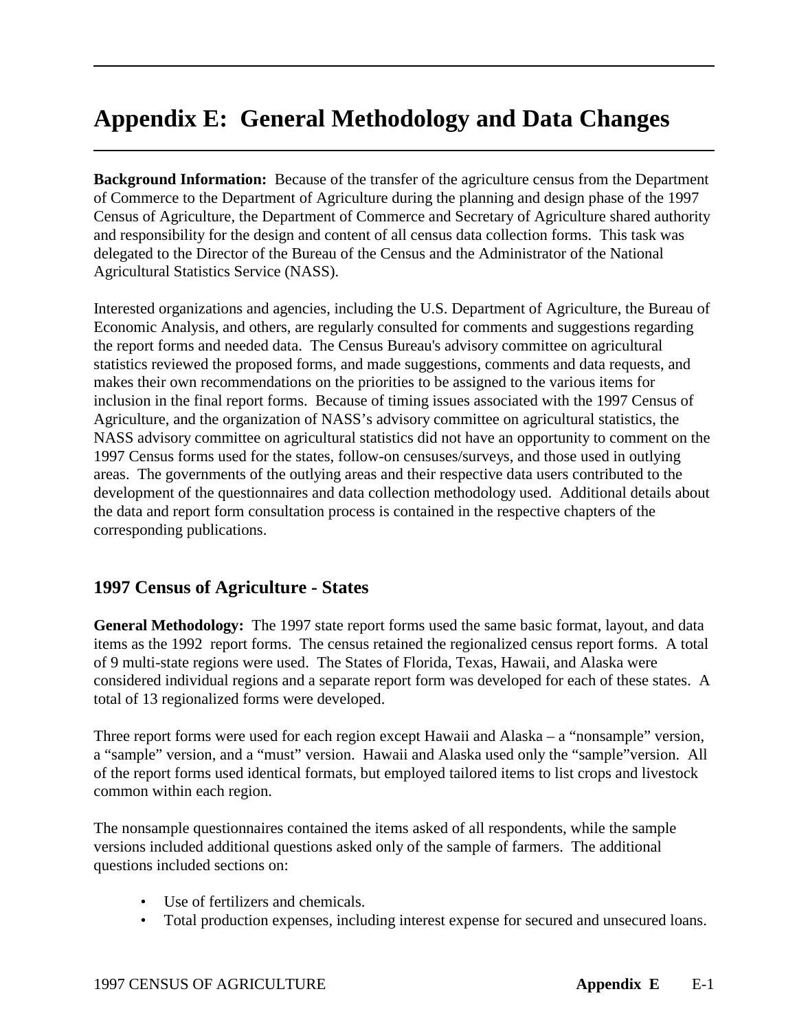# Appendix E: General Methodology and Data Changes

**Background Information:** Because of the transfer of the agriculture census from the Department of Commerce to the Department of Agriculture during the planning and design phase of the 1997 Census of Agriculture, the Department of Commerce and Secretary of Agriculture shared authority and responsibility for the design and content of all census data collection forms. This task was delegated to the Director of the Bureau of the Census and the Administrator of the National Agricultural Statistics Service (NASS).

Interested organizations and agencies, including the U.S. Department of Agriculture, the Bureau of Economic Analysis, and others, are regularly consulted for comments and suggestions regarding the report forms and needed data. The Census Bureau's advisory committee on agricultural statistics reviewed the proposed forms, and made suggestions, comments and data requests, and makes their own recommendations on the priorities to be assigned to the various items for inclusion in the final report forms. Because of timing issues associated with the 1997 Census of Agriculture, and the organization of NASS's advisory committee on agricultural statistics, the NASS advisory committee on agricultural statistics did not have an opportunity to comment on the 1997 Census forms used for the states, follow-on censuses/surveys, and those used in outlying areas. The governments of the outlying areas and their respective data users contributed to the development of the questionnaires and data collection methodology used. Additional details about the data and report form consultation process is contained in the respective chapters of the corresponding publications.

## 1997 Census of Agriculture - States

**General Methodology:** The 1997 state report forms used the same basic format, layout, and data items as the 1992 report forms. The census retained the regionalized census report forms. A total of 9 multi-state regions were used. The States of Florida, Texas, Hawaii, and Alaska were considered individual regions and a separate report form was developed for each of these states. A total of 13 regionalized forms were developed.

Three report forms were used for each region except Hawaii and Alaska – a "nonsample" version, a "sample" version, and a "must" version. Hawaii and Alaska used only the "sample"version. All of the report forms used identical formats, but employed tailored items to list crops and livestock common within each region.

The nonsample questionnaires contained the items asked of all respondents, while the sample versions included additional questions asked only of the sample of farmers. The additional questions included sections on:

- Use of fertilizers and chemicals.
- Total production expenses, including interest expense for secured and unsecured loans.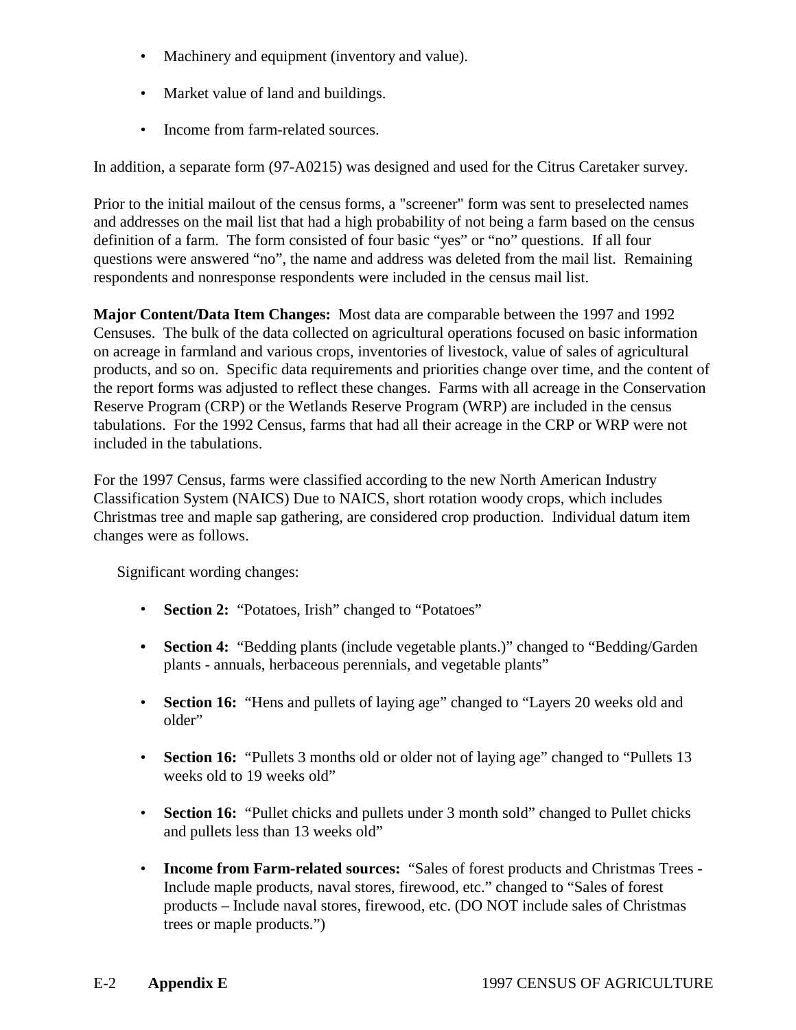- Machinery and equipment (inventory and value).
- Market value of land and buildings.
- Income from farm-related sources.

In addition, a separate form (97-A0215) was designed and used for the Citrus Caretaker survey.

Prior to the initial mailout of the census forms, a "screener" form was sent to preselected names and addresses on the mail list that had a high probability of not being a farm based on the census definition of a farm. The form consisted of four basic "yes" or "no" questions. If all four questions were answered "no", the name and address was deleted from the mail list. Remaining respondents and nonresponse respondents were included in the census mail list.

**Major Content/Data Item Changes:** Most data are comparable between the 1997 and 1992 Censuses. The bulk of the data collected on agricultural operations focused on basic information on acreage in farmland and various crops, inventories of livestock, value of sales of agricultural products, and so on. Specific data requirements and priorities change over time, and the content of the report forms was adjusted to reflect these changes. Farms with all acreage in the Conservation Reserve Program (CRP) or the Wetlands Reserve Program (WRP) are included in the census tabulations. For the 1992 Census, farms that had all their acreage in the CRP or WRP were not included in the tabulations.

For the 1997 Census, farms were classified according to the new North American Industry Classification System (NAICS) Due to NAICS, short rotation woody crops, which includes Christmas tree and maple sap gathering, are considered crop production. Individual datum item changes were as follows.

Significant wording changes:

- **Section 2:** "Potatoes, Irish" changed to "Potatoes"
- **Section 4:** "Bedding plants (include vegetable plants.)" changed to "Bedding/Garden plants - annuals, herbaceous perennials, and vegetable plants"
- **Section 16:** "Hens and pullets of laying age" changed to "Layers 20 weeks old and older"
- **Section 16:** "Pullets 3 months old or older not of laying age" changed to "Pullets 13 weeks old to 19 weeks old"
- **Section 16:** "Pullet chicks and pullets under 3 month sold" changed to Pullet chicks and pullets less than 13 weeks old"
- **Income from Farm-related sources:** "Sales of forest products and Christmas Trees - Include maple products, naval stores, firewood, etc." changed to "Sales of forest products – Include naval stores, firewood, etc. (DO NOT include sales of Christmas trees or maple products.")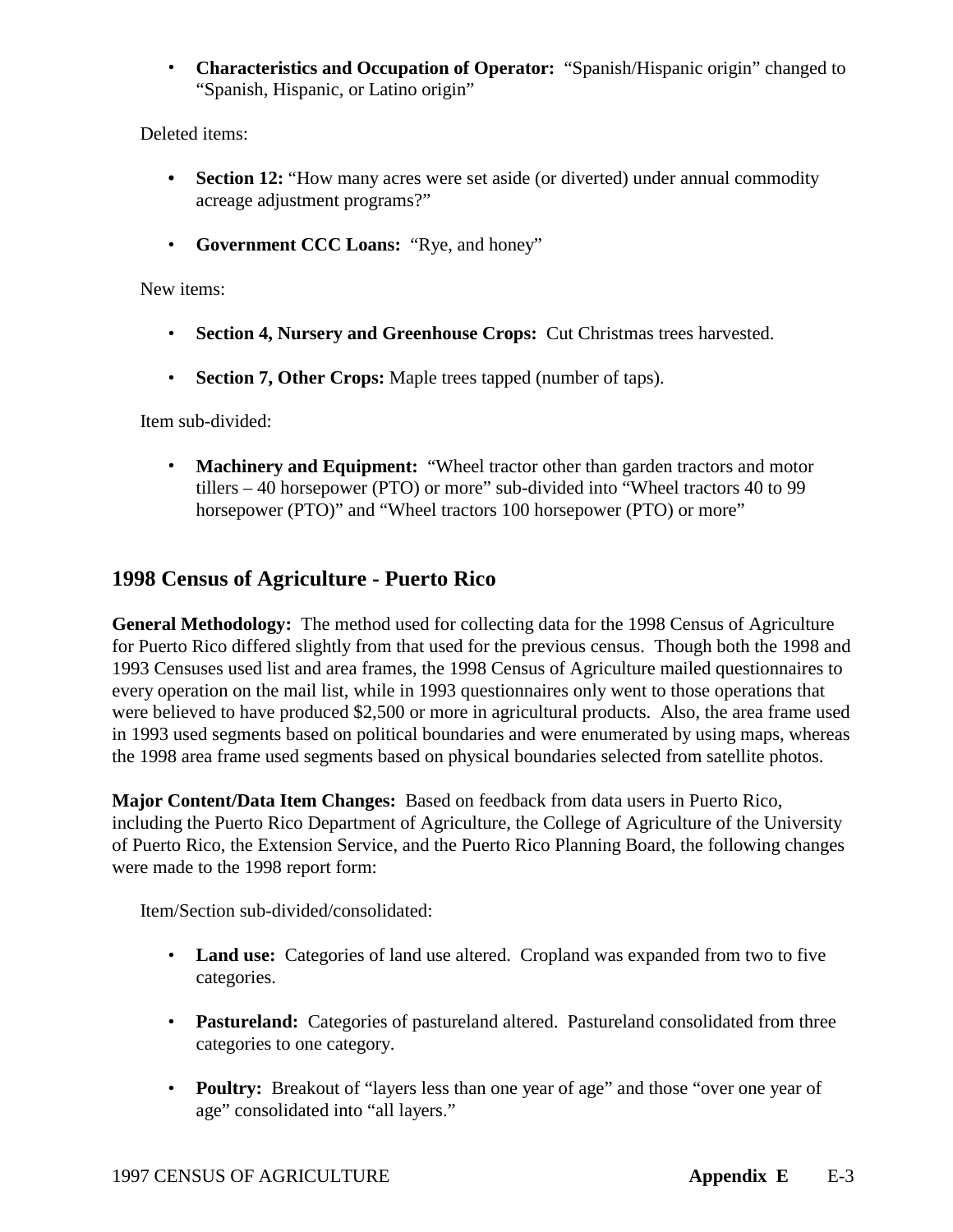- **Characteristics and Occupation of Operator:** "Spanish/Hispanic origin" changed to "Spanish, Hispanic, or Latino origin"

Deleted items:

- **Section 12:** "How many acres were set aside (or diverted) under annual commodity acreage adjustment programs?"

- **Government CCC Loans:** "Rye, and honey"

New items:

- **Section 4, Nursery and Greenhouse Crops:** Cut Christmas trees harvested.

- **Section 7, Other Crops:** Maple trees tapped (number of taps).

Item sub-divided:

- **Machinery and Equipment:** "Wheel tractor other than garden tractors and motor tillers – 40 horsepower (PTO) or more" sub-divided into "Wheel tractors 40 to 99 horsepower (PTO)" and "Wheel tractors 100 horsepower (PTO) or more"

## 1998 Census of Agriculture - Puerto Rico

**General Methodology:** The method used for collecting data for the 1998 Census of Agriculture for Puerto Rico differed slightly from that used for the previous census. Though both the 1998 and 1993 Censuses used list and area frames, the 1998 Census of Agriculture mailed questionnaires to every operation on the mail list, while in 1993 questionnaires only went to those operations that were believed to have produced $2,500 or more in agricultural products. Also, the area frame used in 1993 used segments based on political boundaries and were enumerated by using maps, whereas the 1998 area frame used segments based on physical boundaries selected from satellite photos.

**Major Content/Data Item Changes:** Based on feedback from data users in Puerto Rico, including the Puerto Rico Department of Agriculture, the College of Agriculture of the University of Puerto Rico, the Extension Service, and the Puerto Rico Planning Board, the following changes were made to the 1998 report form:

Item/Section sub-divided/consolidated:

- **Land use:** Categories of land use altered. Cropland was expanded from two to five categories.

- **Pastureland:** Categories of pastureland altered. Pastureland consolidated from three categories to one category.

- **Poultry:** Breakout of "layers less than one year of age" and those "over one year of age" consolidated into "all layers."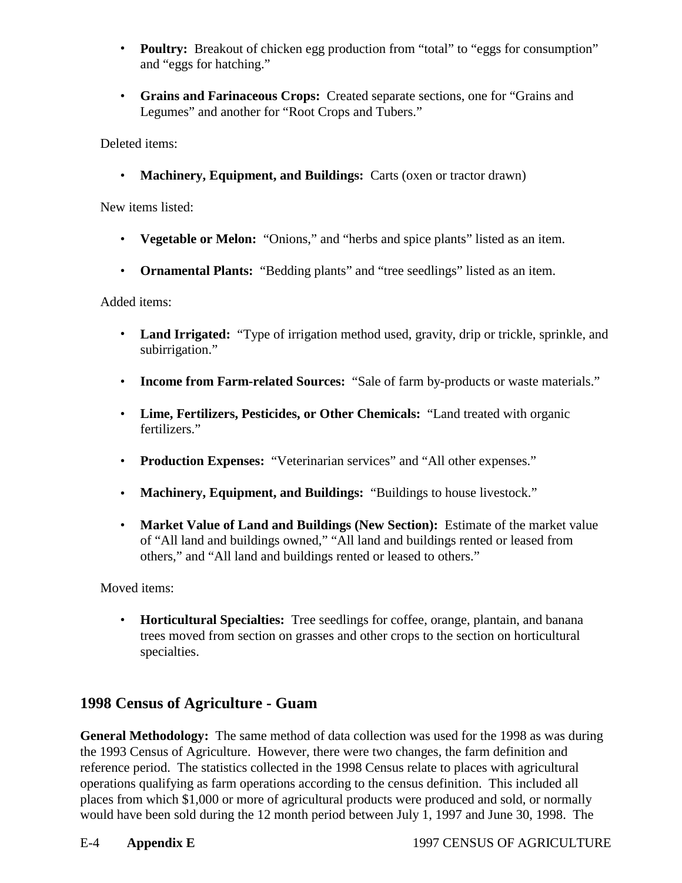- **Poultry:** Breakout of chicken egg production from "total" to "eggs for consumption" and "eggs for hatching."

- **Grains and Farinaceous Crops:** Created separate sections, one for "Grains and Legumes" and another for "Root Crops and Tubers."

Deleted items:

- **Machinery, Equipment, and Buildings:** Carts (oxen or tractor drawn)

New items listed:

- **Vegetable or Melon:** "Onions," and "herbs and spice plants" listed as an item.

- **Ornamental Plants:** "Bedding plants" and "tree seedlings" listed as an item.

Added items:

- **Land Irrigated:** "Type of irrigation method used, gravity, drip or trickle, sprinkle, and subirrigation."

- **Income from Farm-related Sources:** "Sale of farm by-products or waste materials."

- **Lime, Fertilizers, Pesticides, or Other Chemicals:** "Land treated with organic fertilizers."

- **Production Expenses:** "Veterinarian services" and "All other expenses."

- **Machinery, Equipment, and Buildings:** "Buildings to house livestock."

- **Market Value of Land and Buildings (New Section):** Estimate of the market value of "All land and buildings owned," "All land and buildings rented or leased from others," and "All land and buildings rented or leased to others."

Moved items:

- **Horticultural Specialties:** Tree seedlings for coffee, orange, plantain, and banana trees moved from section on grasses and other crops to the section on horticultural specialties.

## 1998 Census of Agriculture - Guam

**General Methodology:** The same method of data collection was used for the 1998 as was during the 1993 Census of Agriculture. However, there were two changes, the farm definition and reference period. The statistics collected in the 1998 Census relate to places with agricultural operations qualifying as farm operations according to the census definition. This included all places from which $1,000 or more of agricultural products were produced and sold, or normally would have been sold during the 12 month period between July 1, 1997 and June 30, 1998. The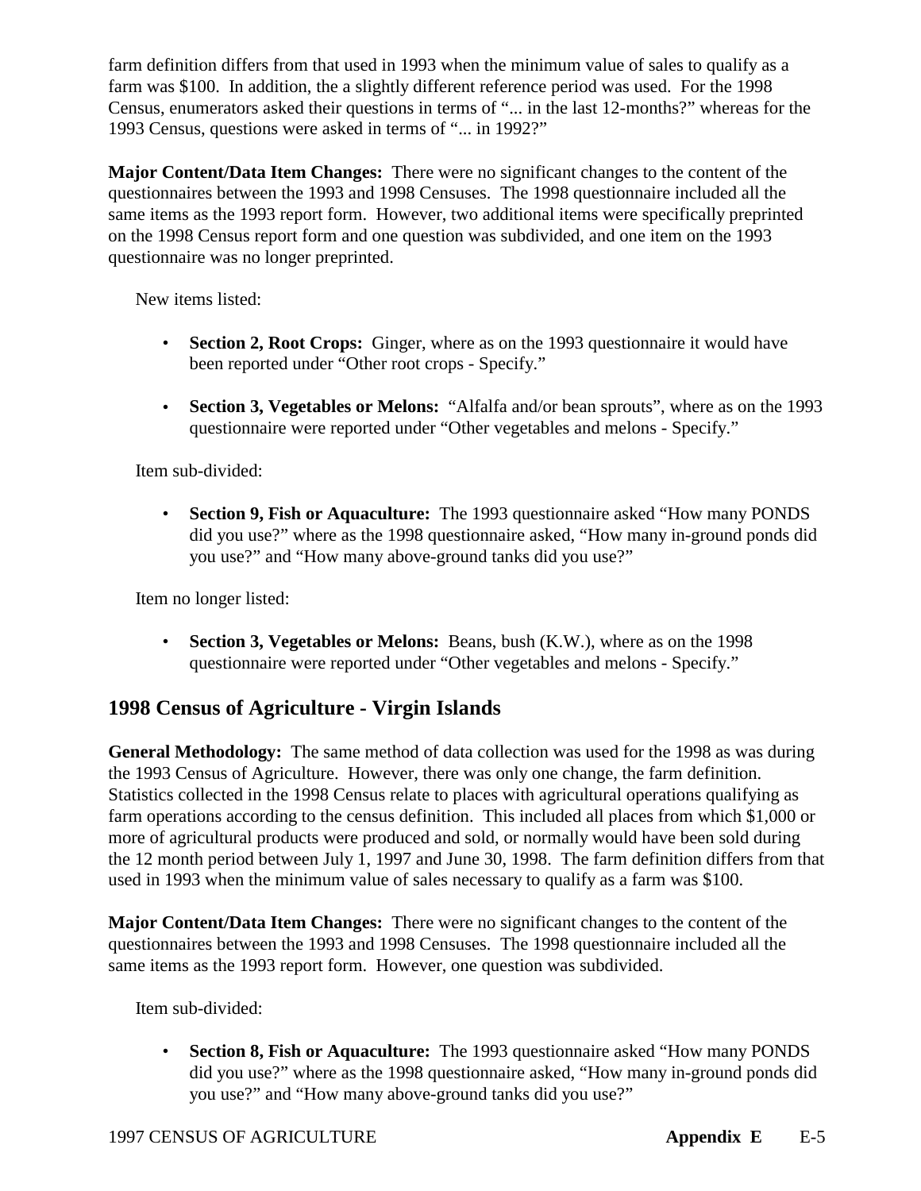farm definition differs from that used in 1993 when the minimum value of sales to qualify as a farm was $100. In addition, the a slightly different reference period was used. For the 1998 Census, enumerators asked their questions in terms of "... in the last 12-months?" whereas for the 1993 Census, questions were asked in terms of "... in 1992?"

**Major Content/Data Item Changes:** There were no significant changes to the content of the questionnaires between the 1993 and 1998 Censuses. The 1998 questionnaire included all the same items as the 1993 report form. However, two additional items were specifically preprinted on the 1998 Census report form and one question was subdivided, and one item on the 1993 questionnaire was no longer preprinted.

New items listed:

- **Section 2, Root Crops:** Ginger, where as on the 1993 questionnaire it would have been reported under "Other root crops - Specify."
- **Section 3, Vegetables or Melons:** "Alfalfa and/or bean sprouts", where as on the 1993 questionnaire were reported under "Other vegetables and melons - Specify."

Item sub-divided:

- **Section 9, Fish or Aquaculture:** The 1993 questionnaire asked "How many PONDS did you use?" where as the 1998 questionnaire asked, "How many in-ground ponds did you use?" and "How many above-ground tanks did you use?"

Item no longer listed:

- **Section 3, Vegetables or Melons:** Beans, bush (K.W.), where as on the 1998 questionnaire were reported under "Other vegetables and melons - Specify."

## 1998 Census of Agriculture - Virgin Islands

**General Methodology:** The same method of data collection was used for the 1998 as was during the 1993 Census of Agriculture. However, there was only one change, the farm definition. Statistics collected in the 1998 Census relate to places with agricultural operations qualifying as farm operations according to the census definition. This included all places from which $1,000 or more of agricultural products were produced and sold, or normally would have been sold during the 12 month period between July 1, 1997 and June 30, 1998. The farm definition differs from that used in 1993 when the minimum value of sales necessary to qualify as a farm was $100.

**Major Content/Data Item Changes:** There were no significant changes to the content of the questionnaires between the 1993 and 1998 Censuses. The 1998 questionnaire included all the same items as the 1993 report form. However, one question was subdivided.

Item sub-divided:

- **Section 8, Fish or Aquaculture:** The 1993 questionnaire asked "How many PONDS did you use?" where as the 1998 questionnaire asked, "How many in-ground ponds did you use?" and "How many above-ground tanks did you use?"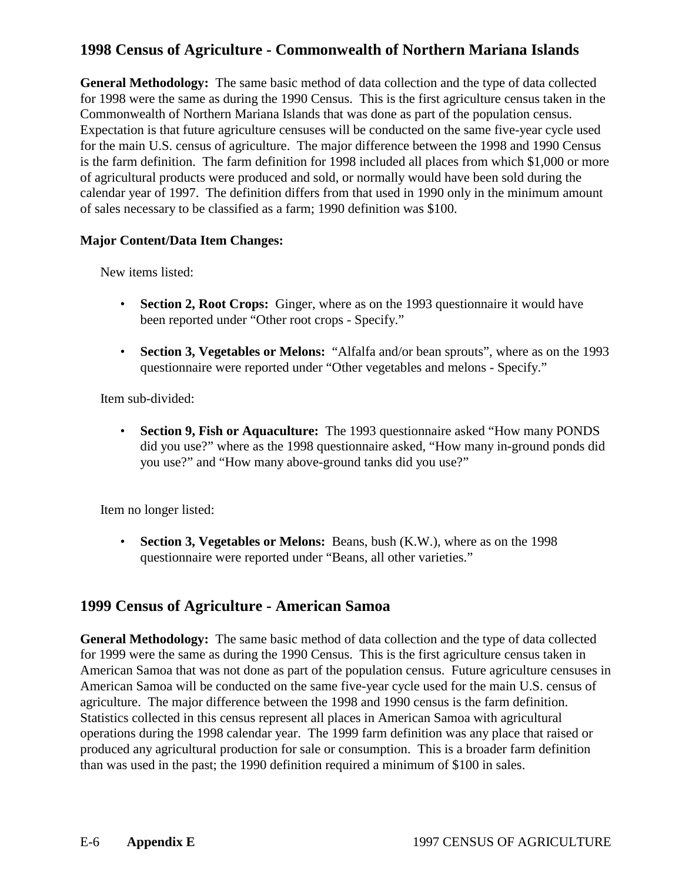## 1998 Census of Agriculture - Commonwealth of Northern Mariana Islands

**General Methodology:** The same basic method of data collection and the type of data collected for 1998 were the same as during the 1990 Census. This is the first agriculture census taken in the Commonwealth of Northern Mariana Islands that was done as part of the population census. Expectation is that future agriculture censuses will be conducted on the same five-year cycle used for the main U.S. census of agriculture. The major difference between the 1998 and 1990 Census is the farm definition. The farm definition for 1998 included all places from which $1,000 or more of agricultural products were produced and sold, or normally would have been sold during the calendar year of 1997. The definition differs from that used in 1990 only in the minimum amount of sales necessary to be classified as a farm; 1990 definition was $100.

**Major Content/Data Item Changes:**

New items listed:

- **Section 2, Root Crops:** Ginger, where as on the 1993 questionnaire it would have been reported under "Other root crops - Specify."
- **Section 3, Vegetables or Melons:** "Alfalfa and/or bean sprouts", where as on the 1993 questionnaire were reported under "Other vegetables and melons - Specify."

Item sub-divided:

- **Section 9, Fish or Aquaculture:** The 1993 questionnaire asked "How many PONDS did you use?" where as the 1998 questionnaire asked, "How many in-ground ponds did you use?" and "How many above-ground tanks did you use?"

Item no longer listed:

- **Section 3, Vegetables or Melons:** Beans, bush (K.W.), where as on the 1998 questionnaire were reported under "Beans, all other varieties."

## 1999 Census of Agriculture - American Samoa

**General Methodology:** The same basic method of data collection and the type of data collected for 1999 were the same as during the 1990 Census. This is the first agriculture census taken in American Samoa that was not done as part of the population census. Future agriculture censuses in American Samoa will be conducted on the same five-year cycle used for the main U.S. census of agriculture. The major difference between the 1998 and 1990 census is the farm definition. Statistics collected in this census represent all places in American Samoa with agricultural operations during the 1998 calendar year. The 1999 farm definition was any place that raised or produced any agricultural production for sale or consumption. This is a broader farm definition than was used in the past; the 1990 definition required a minimum of $100 in sales.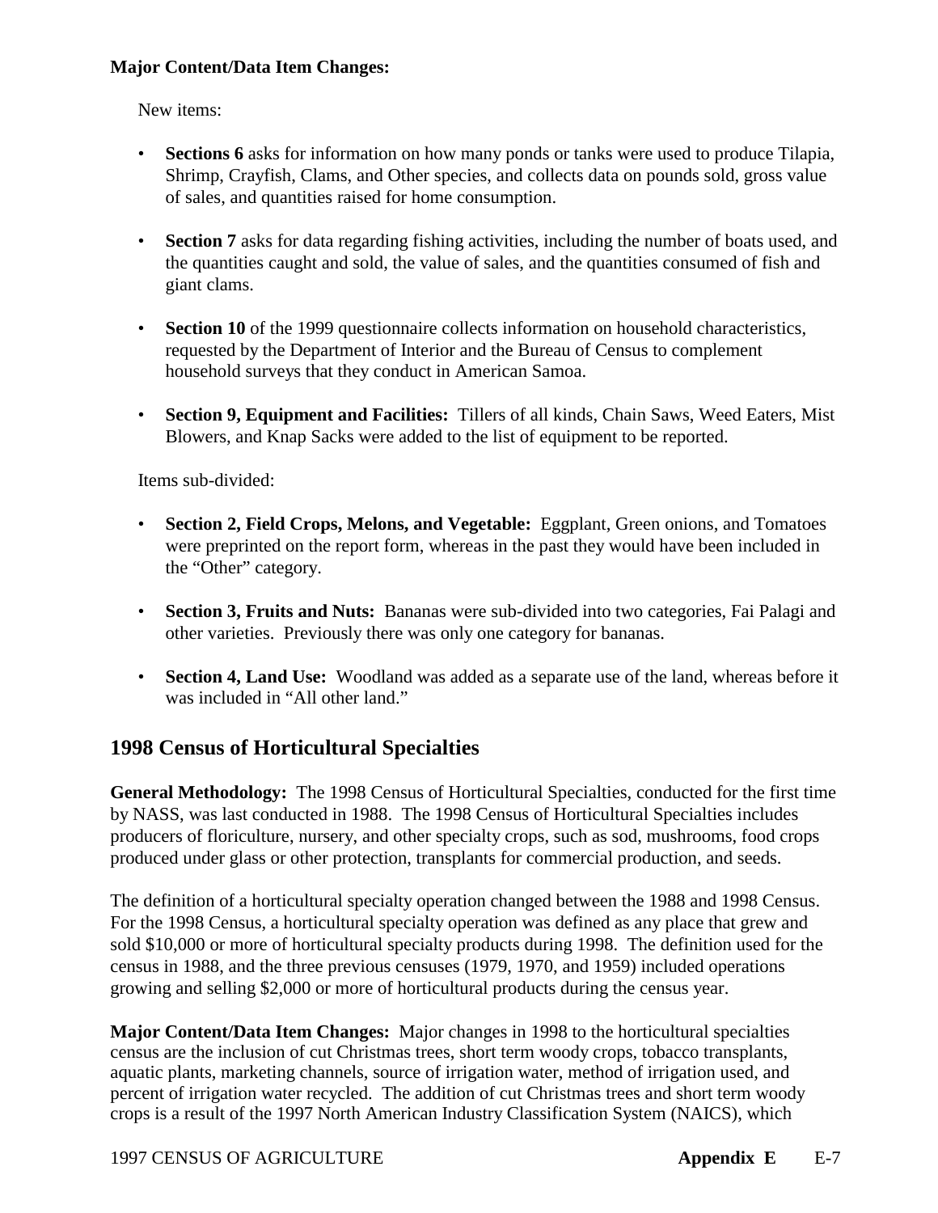**Major Content/Data Item Changes:**

New items:

- **Sections 6** asks for information on how many ponds or tanks were used to produce Tilapia, Shrimp, Crayfish, Clams, and Other species, and collects data on pounds sold, gross value of sales, and quantities raised for home consumption.

- **Section 7** asks for data regarding fishing activities, including the number of boats used, and the quantities caught and sold, the value of sales, and the quantities consumed of fish and giant clams.

- **Section 10** of the 1999 questionnaire collects information on household characteristics, requested by the Department of Interior and the Bureau of Census to complement household surveys that they conduct in American Samoa.

- **Section 9, Equipment and Facilities:** Tillers of all kinds, Chain Saws, Weed Eaters, Mist Blowers, and Knap Sacks were added to the list of equipment to be reported.

Items sub-divided:

- **Section 2, Field Crops, Melons, and Vegetable:** Eggplant, Green onions, and Tomatoes were preprinted on the report form, whereas in the past they would have been included in the "Other" category.

- **Section 3, Fruits and Nuts:** Bananas were sub-divided into two categories, Fai Palagi and other varieties. Previously there was only one category for bananas.

- **Section 4, Land Use:** Woodland was added as a separate use of the land, whereas before it was included in "All other land."

## 1998 Census of Horticultural Specialties

**General Methodology:** The 1998 Census of Horticultural Specialties, conducted for the first time by NASS, was last conducted in 1988. The 1998 Census of Horticultural Specialties includes producers of floriculture, nursery, and other specialty crops, such as sod, mushrooms, food crops produced under glass or other protection, transplants for commercial production, and seeds.

The definition of a horticultural specialty operation changed between the 1988 and 1998 Census. For the 1998 Census, a horticultural specialty operation was defined as any place that grew and sold $10,000 or more of horticultural specialty products during 1998. The definition used for the census in 1988, and the three previous censuses (1979, 1970, and 1959) included operations growing and selling $2,000 or more of horticultural products during the census year.

**Major Content/Data Item Changes:** Major changes in 1998 to the horticultural specialties census are the inclusion of cut Christmas trees, short term woody crops, tobacco transplants, aquatic plants, marketing channels, source of irrigation water, method of irrigation used, and percent of irrigation water recycled. The addition of cut Christmas trees and short term woody crops is a result of the 1997 North American Industry Classification System (NAICS), which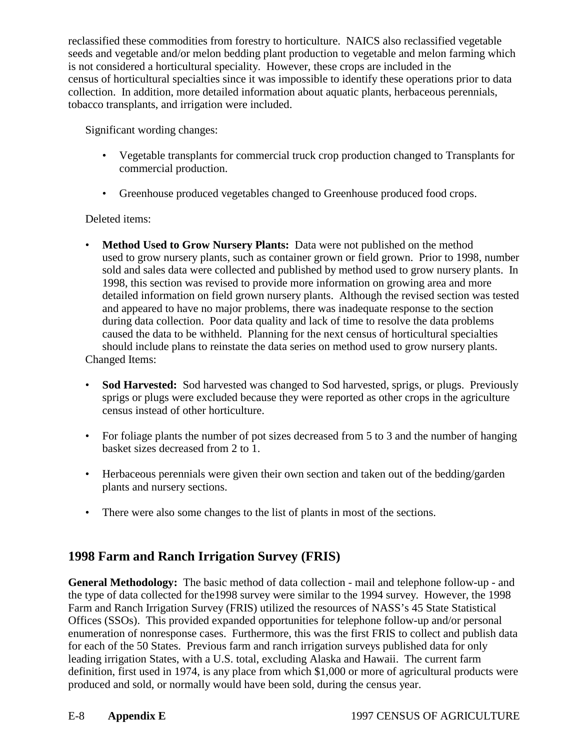reclassified these commodities from forestry to horticulture. NAICS also reclassified vegetable seeds and vegetable and/or melon bedding plant production to vegetable and melon farming which is not considered a horticultural speciality. However, these crops are included in the census of horticultural specialties since it was impossible to identify these operations prior to data collection. In addition, more detailed information about aquatic plants, herbaceous perennials, tobacco transplants, and irrigation were included.

Significant wording changes:

- Vegetable transplants for commercial truck crop production changed to Transplants for commercial production.
- Greenhouse produced vegetables changed to Greenhouse produced food crops.

Deleted items:

- **Method Used to Grow Nursery Plants:** Data were not published on the method used to grow nursery plants, such as container grown or field grown. Prior to 1998, number sold and sales data were collected and published by method used to grow nursery plants. In 1998, this section was revised to provide more information on growing area and more detailed information on field grown nursery plants. Although the revised section was tested and appeared to have no major problems, there was inadequate response to the section during data collection. Poor data quality and lack of time to resolve the data problems caused the data to be withheld. Planning for the next census of horticultural specialties should include plans to reinstate the data series on method used to grow nursery plants.

Changed Items:

- **Sod Harvested:** Sod harvested was changed to Sod harvested, sprigs, or plugs. Previously sprigs or plugs were excluded because they were reported as other crops in the agriculture census instead of other horticulture.
- For foliage plants the number of pot sizes decreased from 5 to 3 and the number of hanging basket sizes decreased from 2 to 1.
- Herbaceous perennials were given their own section and taken out of the bedding/garden plants and nursery sections.
- There were also some changes to the list of plants in most of the sections.

## 1998 Farm and Ranch Irrigation Survey (FRIS)

**General Methodology:** The basic method of data collection - mail and telephone follow-up - and the type of data collected for the1998 survey were similar to the 1994 survey. However, the 1998 Farm and Ranch Irrigation Survey (FRIS) utilized the resources of NASS's 45 State Statistical Offices (SSOs). This provided expanded opportunities for telephone follow-up and/or personal enumeration of nonresponse cases. Furthermore, this was the first FRIS to collect and publish data for each of the 50 States. Previous farm and ranch irrigation surveys published data for only leading irrigation States, with a U.S. total, excluding Alaska and Hawaii. The current farm definition, first used in 1974, is any place from which $1,000 or more of agricultural products were produced and sold, or normally would have been sold, during the census year.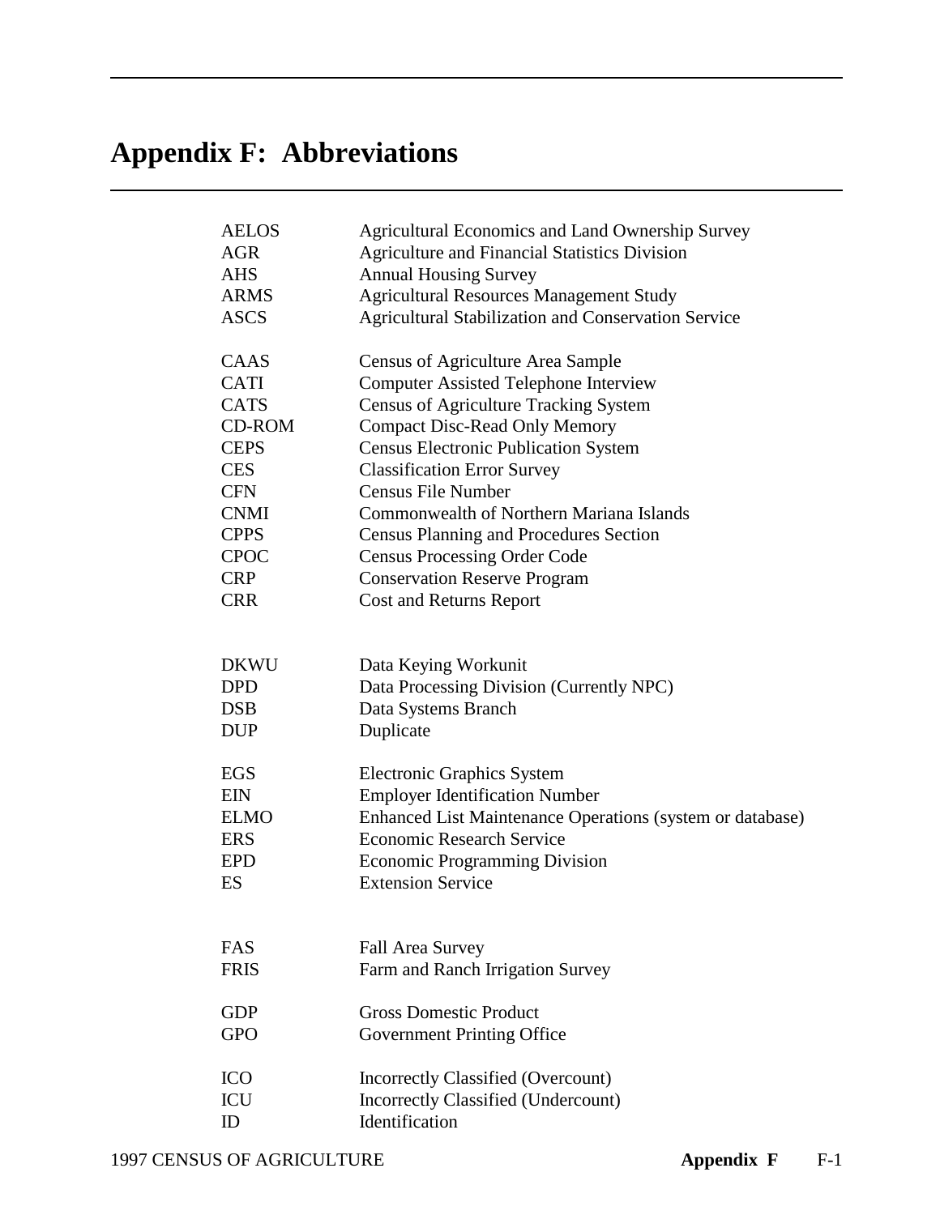# Appendix F: Abbreviations

| | |
|---|---|
| AELOS | Agricultural Economics and Land Ownership Survey |
| AGR | Agriculture and Financial Statistics Division |
| AHS | Annual Housing Survey |
| ARMS | Agricultural Resources Management Study |
| ASCS | Agricultural Stabilization and Conservation Service |
| | |
| CAAS | Census of Agriculture Area Sample |
| CATI | Computer Assisted Telephone Interview |
| CATS | Census of Agriculture Tracking System |
| CD-ROM | Compact Disc-Read Only Memory |
| CEPS | Census Electronic Publication System |
| CES | Classification Error Survey |
| CFN | Census File Number |
| CNMI | Commonwealth of Northern Mariana Islands |
| CPPS | Census Planning and Procedures Section |
| CPOC | Census Processing Order Code |
| CRP | Conservation Reserve Program |
| CRR | Cost and Returns Report |
| | |
| DKWU | Data Keying Workunit |
| DPD | Data Processing Division (Currently NPC) |
| DSB | Data Systems Branch |
| DUP | Duplicate |
| | |
| EGS | Electronic Graphics System |
| EIN | Employer Identification Number |
| ELMO | Enhanced List Maintenance Operations (system or database) |
| ERS | Economic Research Service |
| EPD | Economic Programming Division |
| ES | Extension Service |
| | |
| FAS | Fall Area Survey |
| FRIS | Farm and Ranch Irrigation Survey |
| | |
| GDP | Gross Domestic Product |
| GPO | Government Printing Office |
| | |
| ICO | Incorrectly Classified (Overcount) |
| ICU | Incorrectly Classified (Undercount) |
| ID | Identification |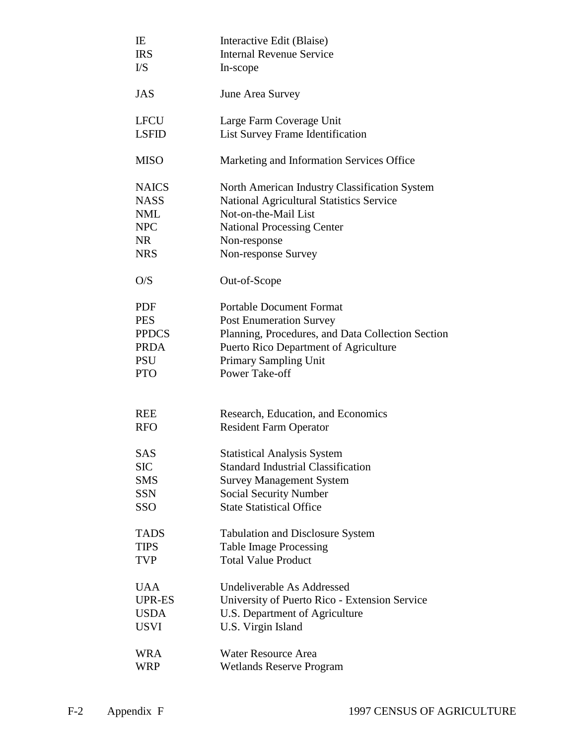| | |
|---|---|
| IE | Interactive Edit (Blaise) |
| IRS | Internal Revenue Service |
| I/S | In-scope |
| JAS | June Area Survey |
| LFCU | Large Farm Coverage Unit |
| LSFID | List Survey Frame Identification |
| MISO | Marketing and Information Services Office |
| NAICS | North American Industry Classification System |
| NASS | National Agricultural Statistics Service |
| NML | Not-on-the-Mail List |
| NPC | National Processing Center |
| NR | Non-response |
| NRS | Non-response Survey |
| O/S | Out-of-Scope |
| PDF | Portable Document Format |
| PES | Post Enumeration Survey |
| PPDCS | Planning, Procedures, and Data Collection Section |
| PRDA | Puerto Rico Department of Agriculture |
| PSU | Primary Sampling Unit |
| PTO | Power Take-off |
| REE | Research, Education, and Economics |
| RFO | Resident Farm Operator |
| SAS | Statistical Analysis System |
| SIC | Standard Industrial Classification |
| SMS | Survey Management System |
| SSN | Social Security Number |
| SSO | State Statistical Office |
| TADS | Tabulation and Disclosure System |
| TIPS | Table Image Processing |
| TVP | Total Value Product |
| UAA | Undeliverable As Addressed |
| UPR-ES | University of Puerto Rico - Extension Service |
| USDA | U.S. Department of Agriculture |
| USVI | U.S. Virgin Island |
| WRA | Water Resource Area |
| WRP | Wetlands Reserve Program |